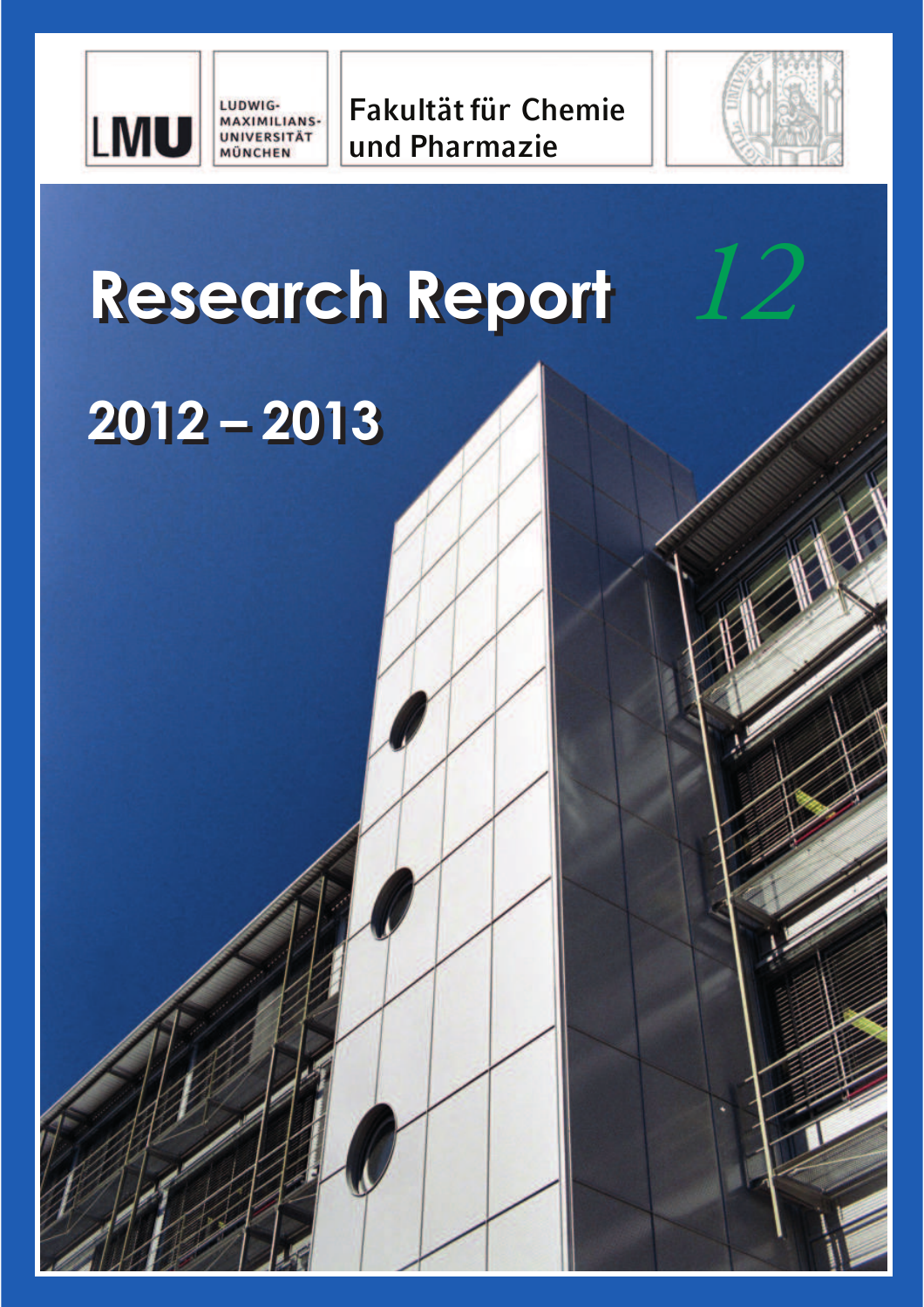LMU

LUDWIG-MAXIMILIANS-UNIVERSITÄT MÜNCHEN

Fakultät für Chemie und Pharmazie

# Research Report

*12*

## 2012 – 2013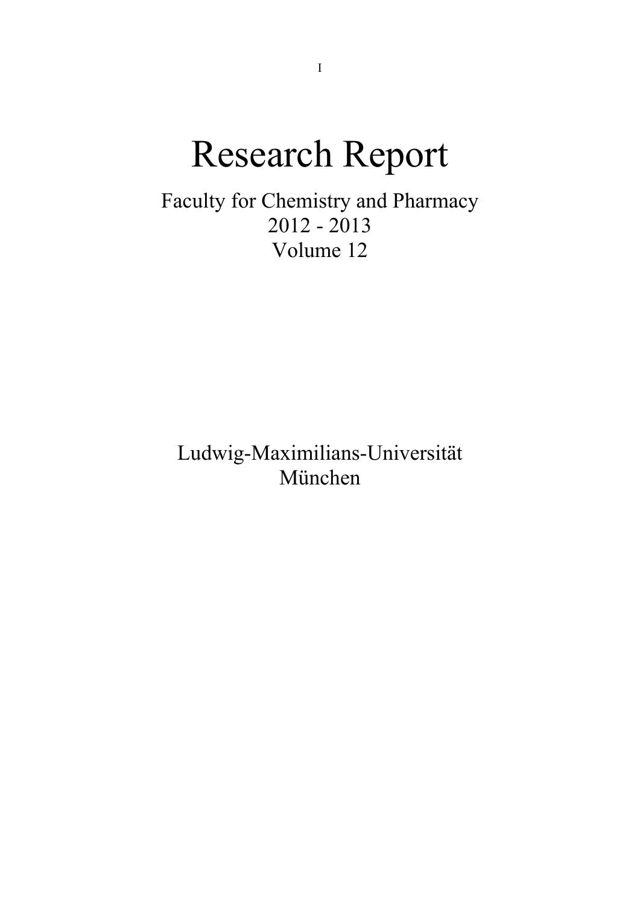# Research Report

Faculty for Chemistry and Pharmacy
2012 - 2013
Volume 12

Ludwig-Maximilians-Universität
München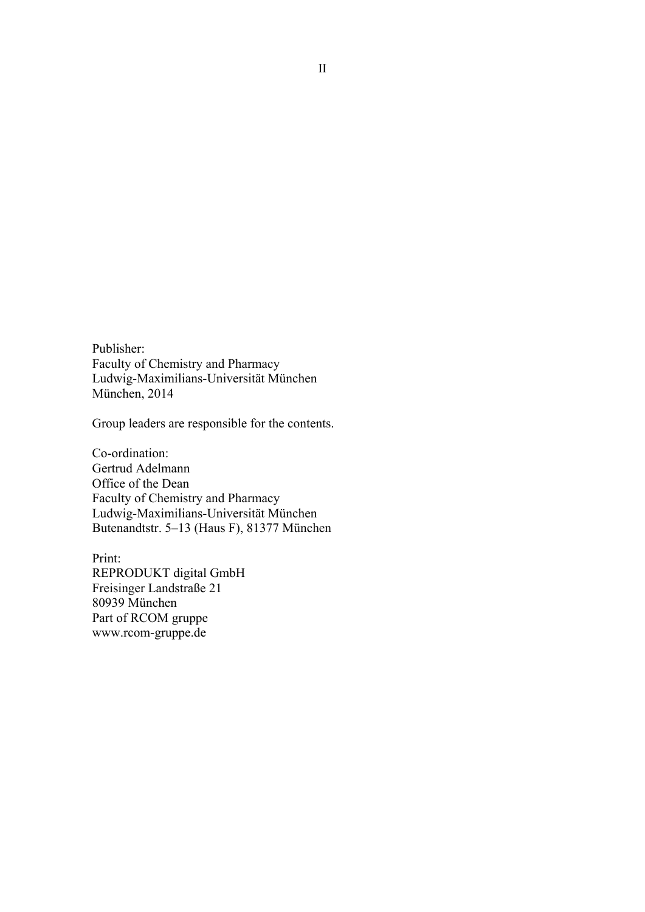Publisher:
Faculty of Chemistry and Pharmacy
Ludwig-Maximilians-Universität München
München, 2014

Group leaders are responsible for the contents.

Co-ordination:
Gertrud Adelmann
Office of the Dean
Faculty of Chemistry and Pharmacy
Ludwig-Maximilians-Universität München
Butenandtstr. 5–13 (Haus F), 81377 München

Print:
REPRODUKT digital GmbH
Freisinger Landstraße 21
80939 München
Part of RCOM gruppe
www.rcom-gruppe.de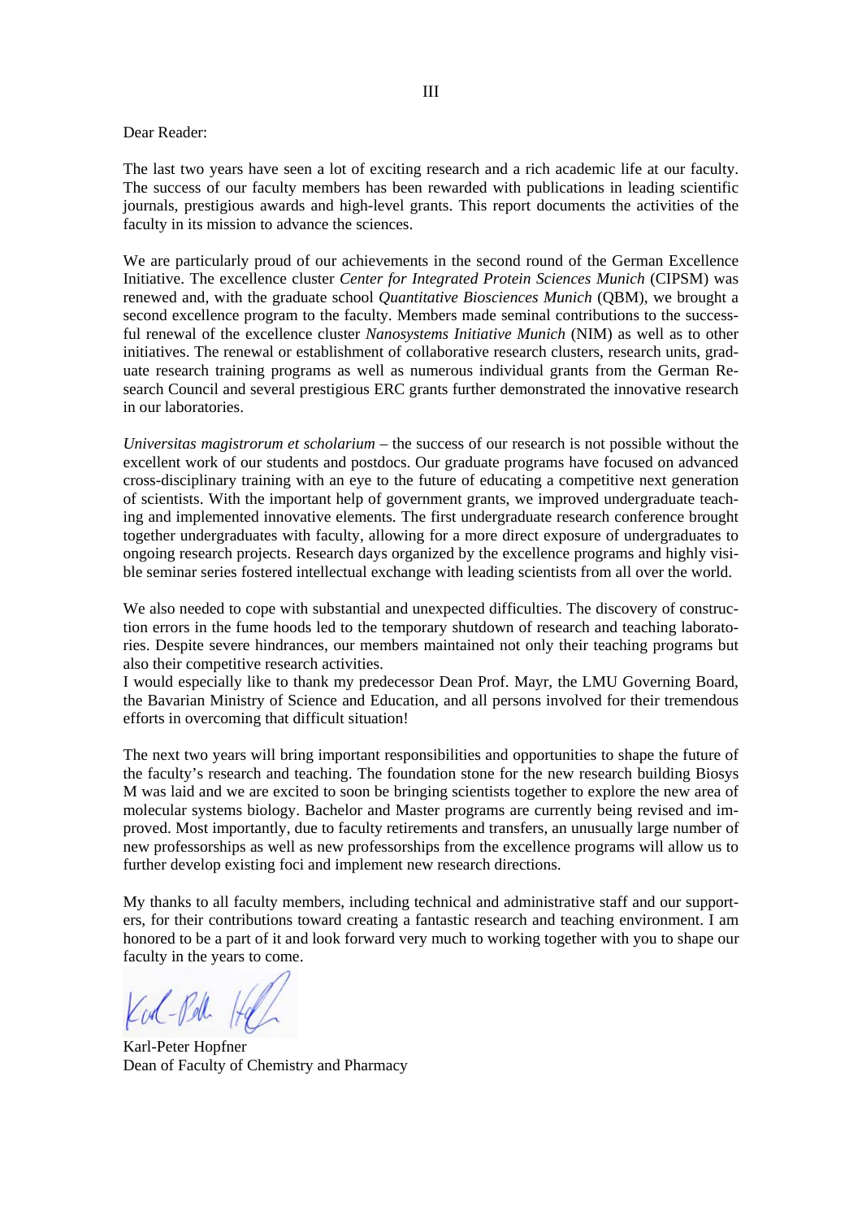Dear Reader:

The last two years have seen a lot of exciting research and a rich academic life at our faculty. The success of our faculty members has been rewarded with publications in leading scientific journals, prestigious awards and high-level grants. This report documents the activities of the faculty in its mission to advance the sciences.

We are particularly proud of our achievements in the second round of the German Excellence Initiative. The excellence cluster *Center for Integrated Protein Sciences Munich* (CIPSM) was renewed and, with the graduate school *Quantitative Biosciences Munich* (QBM), we brought a second excellence program to the faculty. Members made seminal contributions to the successful renewal of the excellence cluster *Nanosystems Initiative Munich* (NIM) as well as to other initiatives. The renewal or establishment of collaborative research clusters, research units, graduate research training programs as well as numerous individual grants from the German Research Council and several prestigious ERC grants further demonstrated the innovative research in our laboratories.

*Universitas magistrorum et scholarium* – the success of our research is not possible without the excellent work of our students and postdocs. Our graduate programs have focused on advanced cross-disciplinary training with an eye to the future of educating a competitive next generation of scientists. With the important help of government grants, we improved undergraduate teaching and implemented innovative elements. The first undergraduate research conference brought together undergraduates with faculty, allowing for a more direct exposure of undergraduates to ongoing research projects. Research days organized by the excellence programs and highly visible seminar series fostered intellectual exchange with leading scientists from all over the world.

We also needed to cope with substantial and unexpected difficulties. The discovery of construction errors in the fume hoods led to the temporary shutdown of research and teaching laboratories. Despite severe hindrances, our members maintained not only their teaching programs but also their competitive research activities.
I would especially like to thank my predecessor Dean Prof. Mayr, the LMU Governing Board, the Bavarian Ministry of Science and Education, and all persons involved for their tremendous efforts in overcoming that difficult situation!

The next two years will bring important responsibilities and opportunities to shape the future of the faculty's research and teaching. The foundation stone for the new research building Biosys M was laid and we are excited to soon be bringing scientists together to explore the new area of molecular systems biology. Bachelor and Master programs are currently being revised and improved. Most importantly, due to faculty retirements and transfers, an unusually large number of new professorships as well as new professorships from the excellence programs will allow us to further develop existing foci and implement new research directions.

My thanks to all faculty members, including technical and administrative staff and our supporters, for their contributions toward creating a fantastic research and teaching environment. I am honored to be a part of it and look forward very much to working together with you to shape our faculty in the years to come.

Karl-Peter Hopfner
Dean of Faculty of Chemistry and Pharmacy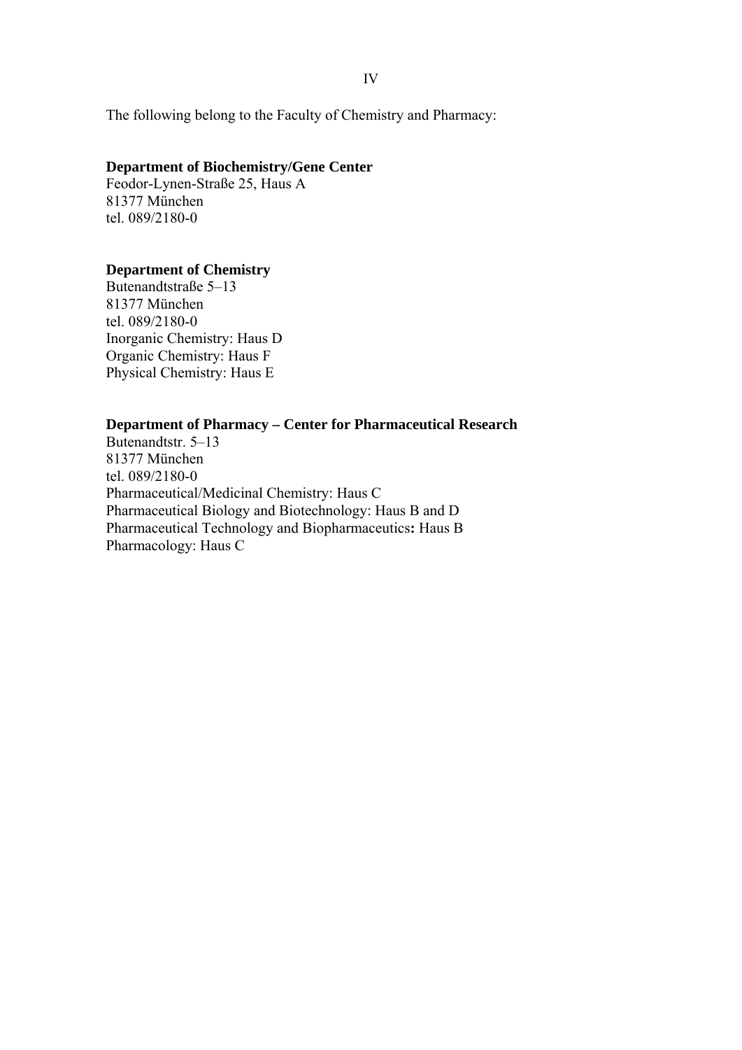The following belong to the Faculty of Chemistry and Pharmacy:

**Department of Biochemistry/Gene Center**
Feodor-Lynen-Straße 25, Haus A
81377 München
tel. 089/2180-0

**Department of Chemistry**
Butenandtstraße 5–13
81377 München
tel. 089/2180-0
Inorganic Chemistry: Haus D
Organic Chemistry: Haus F
Physical Chemistry: Haus E

**Department of Pharmacy – Center for Pharmaceutical Research**
Butenandtstr. 5–13
81377 München
tel. 089/2180-0
Pharmaceutical/Medicinal Chemistry: Haus C
Pharmaceutical Biology and Biotechnology: Haus B and D
Pharmaceutical Technology and Biopharmaceutics**:** Haus B
Pharmacology: Haus C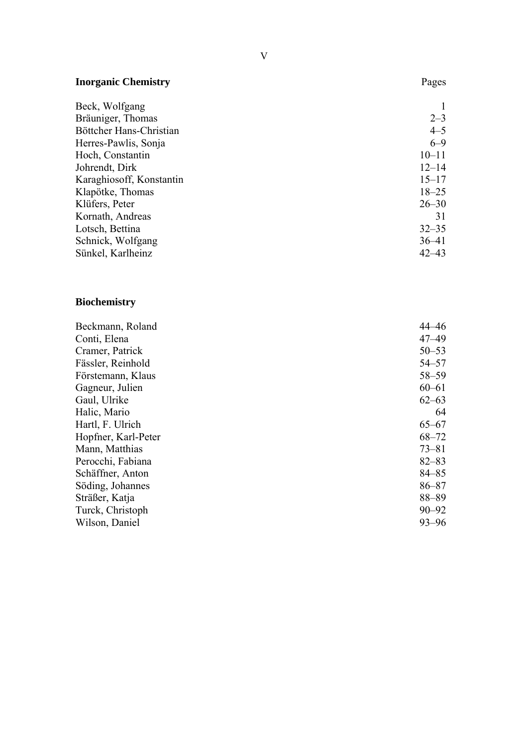| **Inorganic Chemistry** | Pages |
|---|---|
| Beck, Wolfgang | 1 |
| Bräuniger, Thomas | 2–3 |
| Böttcher Hans-Christian | 4–5 |
| Herres-Pawlis, Sonja | 6–9 |
| Hoch, Constantin | 10–11 |
| Johrendt, Dirk | 12–14 |
| Karaghiosoff, Konstantin | 15–17 |
| Klapötke, Thomas | 18–25 |
| Klüfers, Peter | 26–30 |
| Kornath, Andreas | 31 |
| Lotsch, Bettina | 32–35 |
| Schnick, Wolfgang | 36–41 |
| Sünkel, Karlheinz | 42–43 |

| **Biochemistry** | |
|---|---|
| Beckmann, Roland | 44–46 |
| Conti, Elena | 47–49 |
| Cramer, Patrick | 50–53 |
| Fässler, Reinhold | 54–57 |
| Förstemann, Klaus | 58–59 |
| Gagneur, Julien | 60–61 |
| Gaul, Ulrike | 62–63 |
| Halic, Mario | 64 |
| Hartl, F. Ulrich | 65–67 |
| Hopfner, Karl-Peter | 68–72 |
| Mann, Matthias | 73–81 |
| Perocchi, Fabiana | 82–83 |
| Schäffner, Anton | 84–85 |
| Söding, Johannes | 86–87 |
| Sträßer, Katja | 88–89 |
| Turck, Christoph | 90–92 |
| Wilson, Daniel | 93–96 |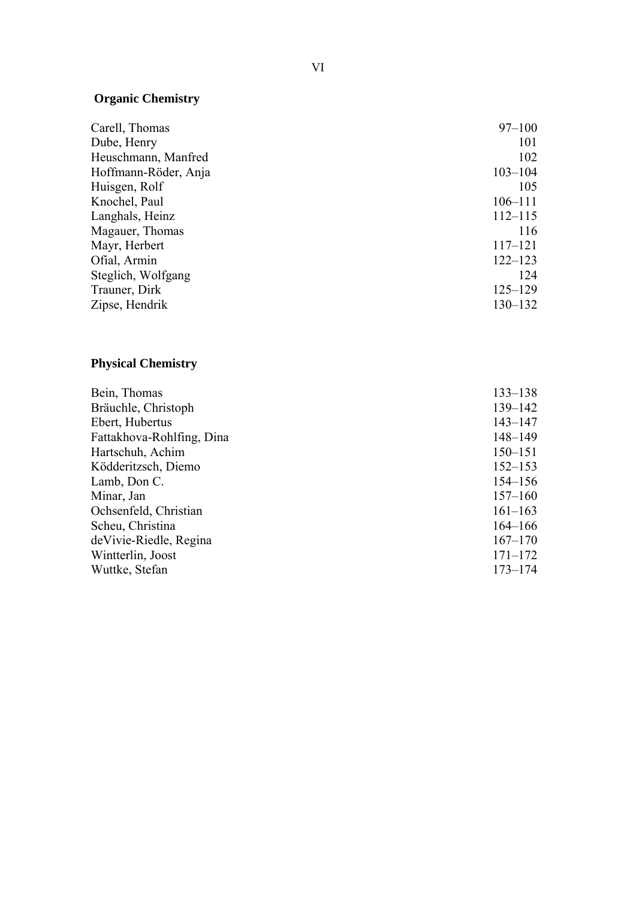## Organic Chemistry

| | |
|---|---|
| Carell, Thomas | 97–100 |
| Dube, Henry | 101 |
| Heuschmann, Manfred | 102 |
| Hoffmann-Röder, Anja | 103–104 |
| Huisgen, Rolf | 105 |
| Knochel, Paul | 106–111 |
| Langhals, Heinz | 112–115 |
| Magauer, Thomas | 116 |
| Mayr, Herbert | 117–121 |
| Ofial, Armin | 122–123 |
| Steglich, Wolfgang | 124 |
| Trauner, Dirk | 125–129 |
| Zipse, Hendrik | 130–132 |

## Physical Chemistry

| | |
|---|---|
| Bein, Thomas | 133–138 |
| Bräuchle, Christoph | 139–142 |
| Ebert, Hubertus | 143–147 |
| Fattakhova-Rohlfing, Dina | 148–149 |
| Hartschuh, Achim | 150–151 |
| Ködderitzsch, Diemo | 152–153 |
| Lamb, Don C. | 154–156 |
| Minar, Jan | 157–160 |
| Ochsenfeld, Christian | 161–163 |
| Scheu, Christina | 164–166 |
| deVivie-Riedle, Regina | 167–170 |
| Wintterlin, Joost | 171–172 |
| Wuttke, Stefan | 173–174 |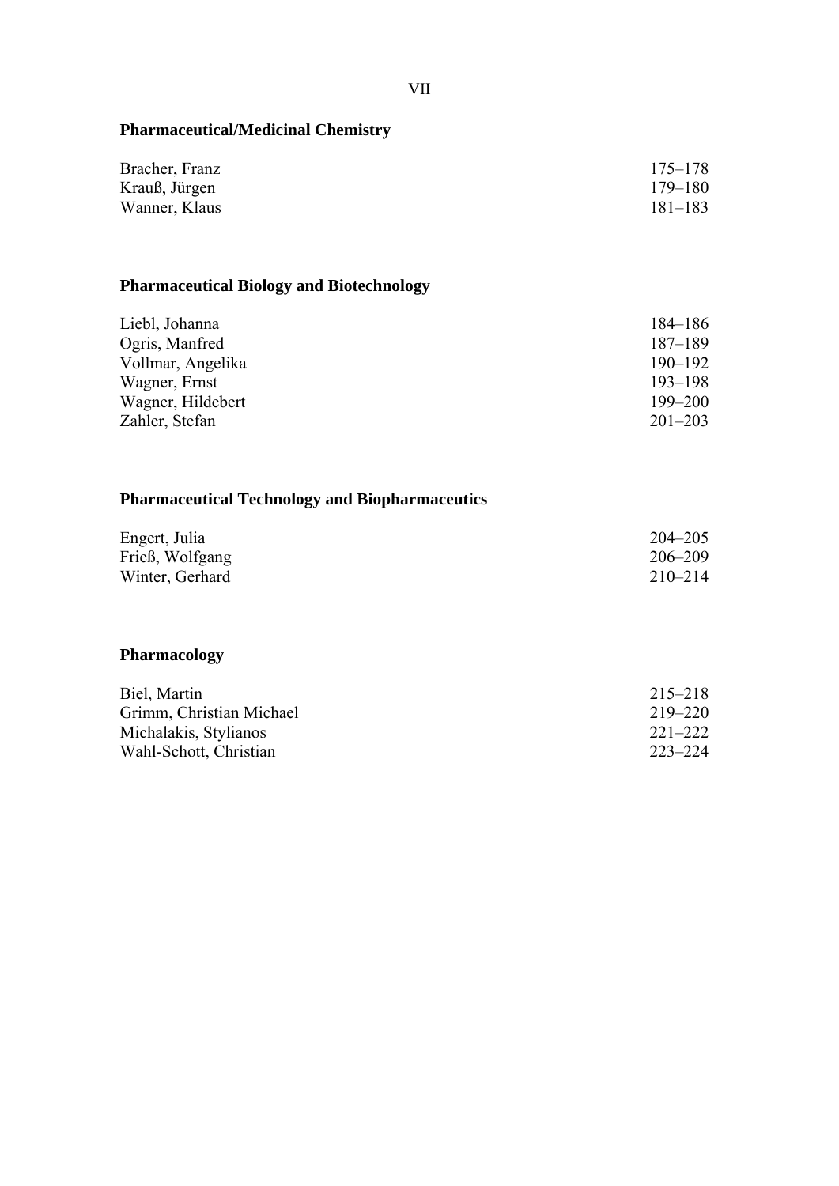## Pharmaceutical/Medicinal Chemistry

| | |
|---|---|
| Bracher, Franz | 175–178 |
| Krauß, Jürgen | 179–180 |
| Wanner, Klaus | 181–183 |

## Pharmaceutical Biology and Biotechnology

| | |
|---|---|
| Liebl, Johanna | 184–186 |
| Ogris, Manfred | 187–189 |
| Vollmar, Angelika | 190–192 |
| Wagner, Ernst | 193–198 |
| Wagner, Hildebert | 199–200 |
| Zahler, Stefan | 201–203 |

## Pharmaceutical Technology and Biopharmaceutics

| | |
|---|---|
| Engert, Julia | 204–205 |
| Frieß, Wolfgang | 206–209 |
| Winter, Gerhard | 210–214 |

## Pharmacology

| | |
|---|---|
| Biel, Martin | 215–218 |
| Grimm, Christian Michael | 219–220 |
| Michalakis, Stylianos | 221–222 |
| Wahl-Schott, Christian | 223–224 |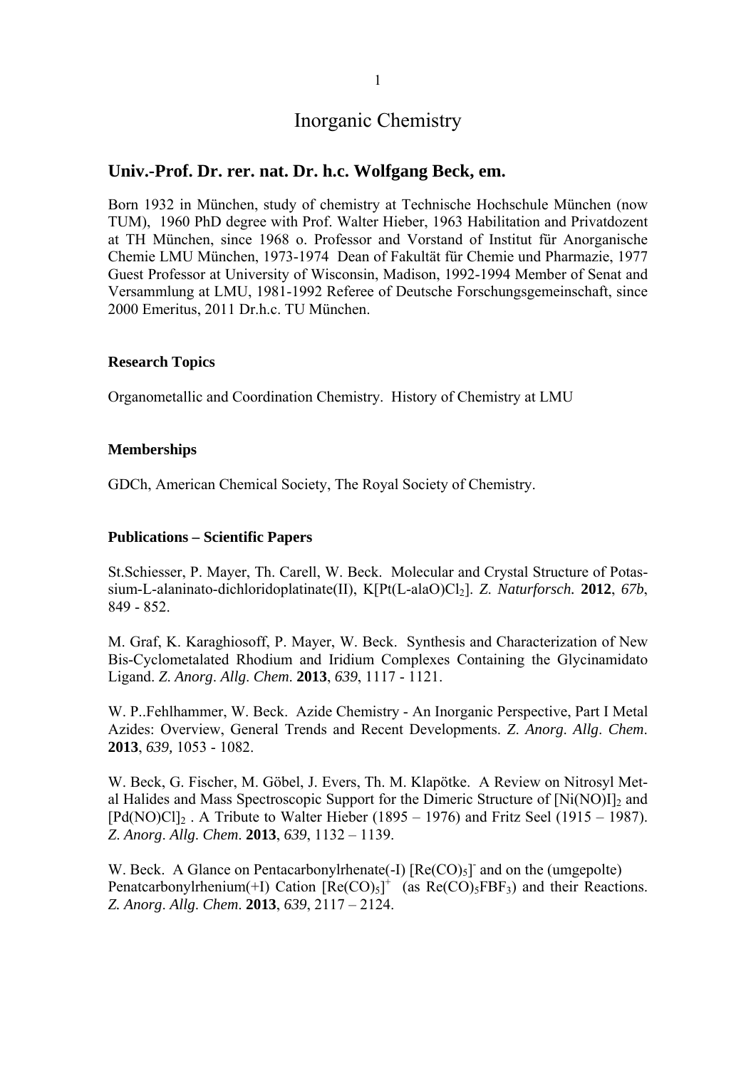# Inorganic Chemistry

## Univ.-Prof. Dr. rer. nat. Dr. h.c. Wolfgang Beck, em.

Born 1932 in München, study of chemistry at Technische Hochschule München (now TUM), 1960 PhD degree with Prof. Walter Hieber, 1963 Habilitation and Privatdozent at TH München, since 1968 o. Professor and Vorstand of Institut für Anorganische Chemie LMU München, 1973-1974 Dean of Fakultät für Chemie und Pharmazie, 1977 Guest Professor at University of Wisconsin, Madison, 1992-1994 Member of Senat and Versammlung at LMU, 1981-1992 Referee of Deutsche Forschungsgemeinschaft, since 2000 Emeritus, 2011 Dr.h.c. TU München.

### Research Topics

Organometallic and Coordination Chemistry. History of Chemistry at LMU

### Memberships

GDCh, American Chemical Society, The Royal Society of Chemistry.

### Publications – Scientific Papers

St.Schiesser, P. Mayer, Th. Carell, W. Beck. Molecular and Crystal Structure of Potassium-L-alaninato-dichloridoplatinate(II), K[Pt(L-alaO)$Cl_2$]. *Z. Naturforsch.* **2012**, *67b*, 849 - 852.

M. Graf, K. Karaghiosoff, P. Mayer, W. Beck. Synthesis and Characterization of New Bis-Cyclometalated Rhodium and Iridium Complexes Containing the Glycinamidato Ligand. *Z. Anorg. Allg. Chem.* **2013**, *639*, 1117 - 1121.

W. P..Fehlhammer, W. Beck. Azide Chemistry - An Inorganic Perspective, Part I Metal Azides: Overview, General Trends and Recent Developments. *Z. Anorg. Allg. Chem.* **2013**, *639,* 1053 - 1082.

W. Beck, G. Fischer, M. Göbel, J. Evers, Th. M. Klapötke. A Review on Nitrosyl Metal Halides and Mass Spectroscopic Support for the Dimeric Structure of $[Ni(NO)I]_2$ and $[Pd(NO)Cl]_2$ . A Tribute to Walter Hieber (1895 – 1976) and Fritz Seel (1915 – 1987). *Z. Anorg. Allg. Chem.* **2013**, *639*, 1132 – 1139.

W. Beck. A Glance on Pentacarbonylrhenate(-I) $[Re(CO)_5]^-$ and on the (umgepolte) Penatcarbonylrhenium(+I) Cation $[Re(CO)_5]^+$ (as $Re(CO)_5FBF_3$) and their Reactions. *Z. Anorg. Allg. Chem.* **2013**, *639*, 2117 – 2124.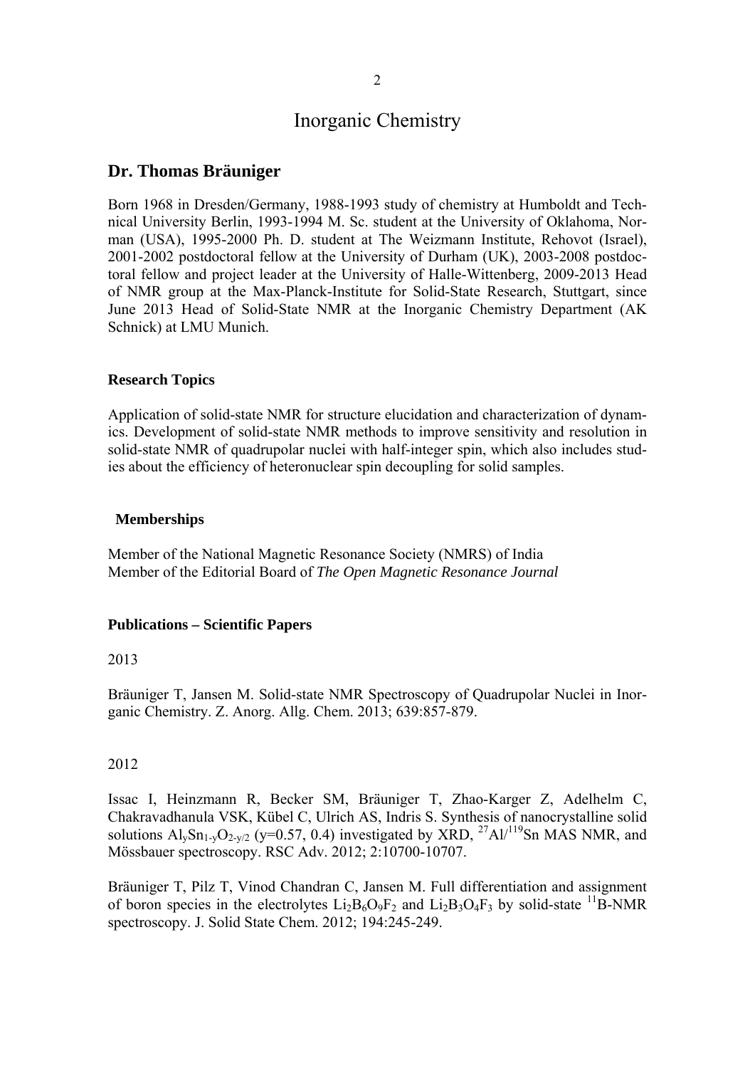# Inorganic Chemistry

## Dr. Thomas Bräuniger

Born 1968 in Dresden/Germany, 1988-1993 study of chemistry at Humboldt and Technical University Berlin, 1993-1994 M. Sc. student at the University of Oklahoma, Norman (USA), 1995-2000 Ph. D. student at The Weizmann Institute, Rehovot (Israel), 2001-2002 postdoctoral fellow at the University of Durham (UK), 2003-2008 postdoctoral fellow and project leader at the University of Halle-Wittenberg, 2009-2013 Head of NMR group at the Max-Planck-Institute for Solid-State Research, Stuttgart, since June 2013 Head of Solid-State NMR at the Inorganic Chemistry Department (AK Schnick) at LMU Munich.

### Research Topics

Application of solid-state NMR for structure elucidation and characterization of dynamics. Development of solid-state NMR methods to improve sensitivity and resolution in solid-state NMR of quadrupolar nuclei with half-integer spin, which also includes studies about the efficiency of heteronuclear spin decoupling for solid samples.

### Memberships

Member of the National Magnetic Resonance Society (NMRS) of India
Member of the Editorial Board of *The Open Magnetic Resonance Journal*

### Publications – Scientific Papers

2013

Bräuniger T, Jansen M. Solid-state NMR Spectroscopy of Quadrupolar Nuclei in Inorganic Chemistry. Z. Anorg. Allg. Chem. 2013; 639:857-879.

2012

Issac I, Heinzmann R, Becker SM, Bräuniger T, Zhao-Karger Z, Adelhelm C, Chakravadhanula VSK, Kübel C, Ulrich AS, Indris S. Synthesis of nanocrystalline solid solutions $Al_ySn_{1-y}O_{2-y/2}$ (y=0.57, 0.4) investigated by XRD, $^{27}Al$/$^{119}Sn$ MAS NMR, and Mössbauer spectroscopy. RSC Adv. 2012; 2:10700-10707.

Bräuniger T, Pilz T, Vinod Chandran C, Jansen M. Full differentiation and assignment of boron species in the electrolytes $Li_2B_6O_9F_2$ and $Li_2B_3O_4F_3$ by solid-state $^{11}B$-NMR spectroscopy. J. Solid State Chem. 2012; 194:245-249.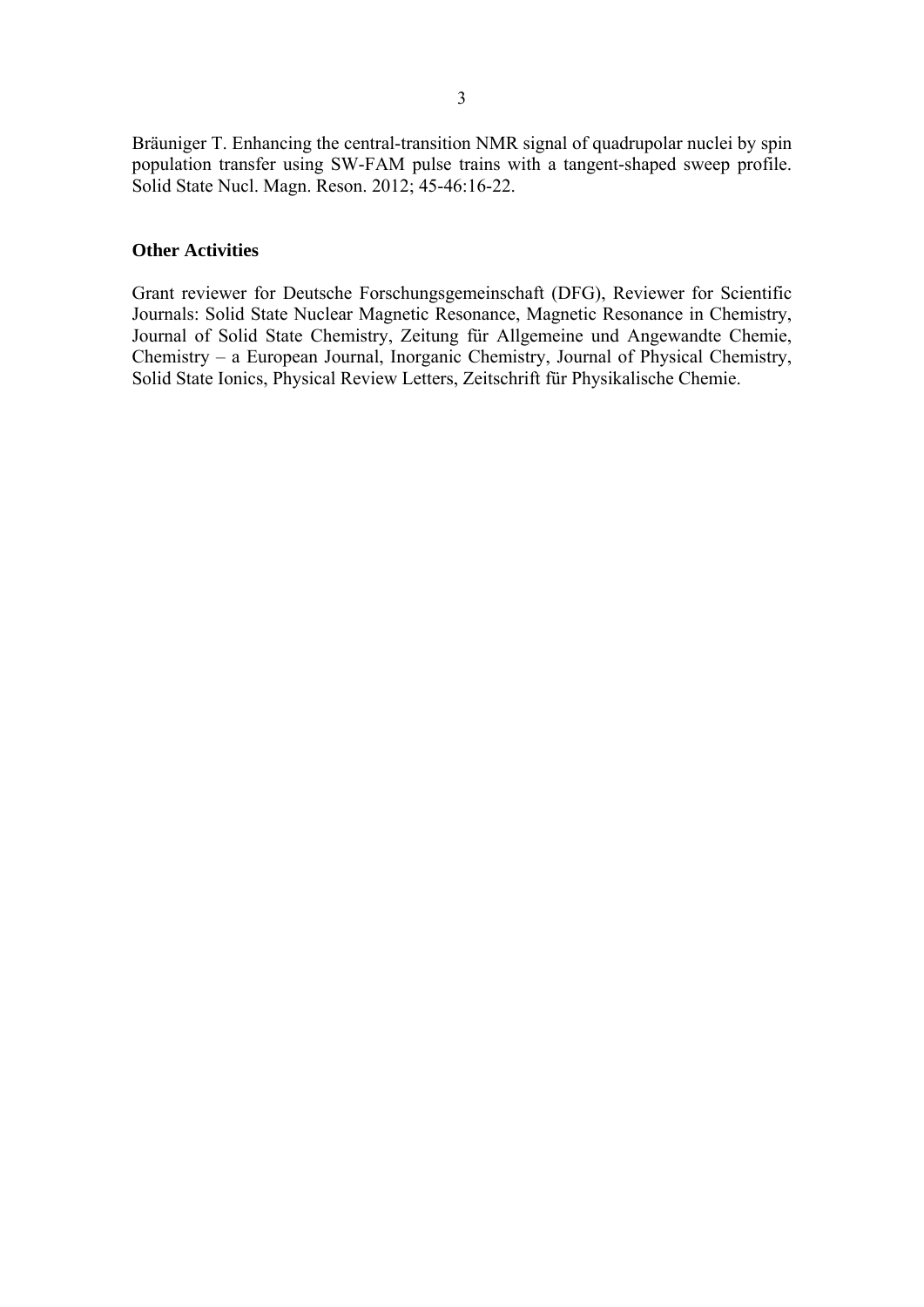Bräuniger T. Enhancing the central-transition NMR signal of quadrupolar nuclei by spin population transfer using SW-FAM pulse trains with a tangent-shaped sweep profile. Solid State Nucl. Magn. Reson. 2012; 45-46:16-22.

### Other Activities

Grant reviewer for Deutsche Forschungsgemeinschaft (DFG), Reviewer for Scientific Journals: Solid State Nuclear Magnetic Resonance, Magnetic Resonance in Chemistry, Journal of Solid State Chemistry, Zeitung für Allgemeine und Angewandte Chemie, Chemistry – a European Journal, Inorganic Chemistry, Journal of Physical Chemistry, Solid State Ionics, Physical Review Letters, Zeitschrift für Physikalische Chemie.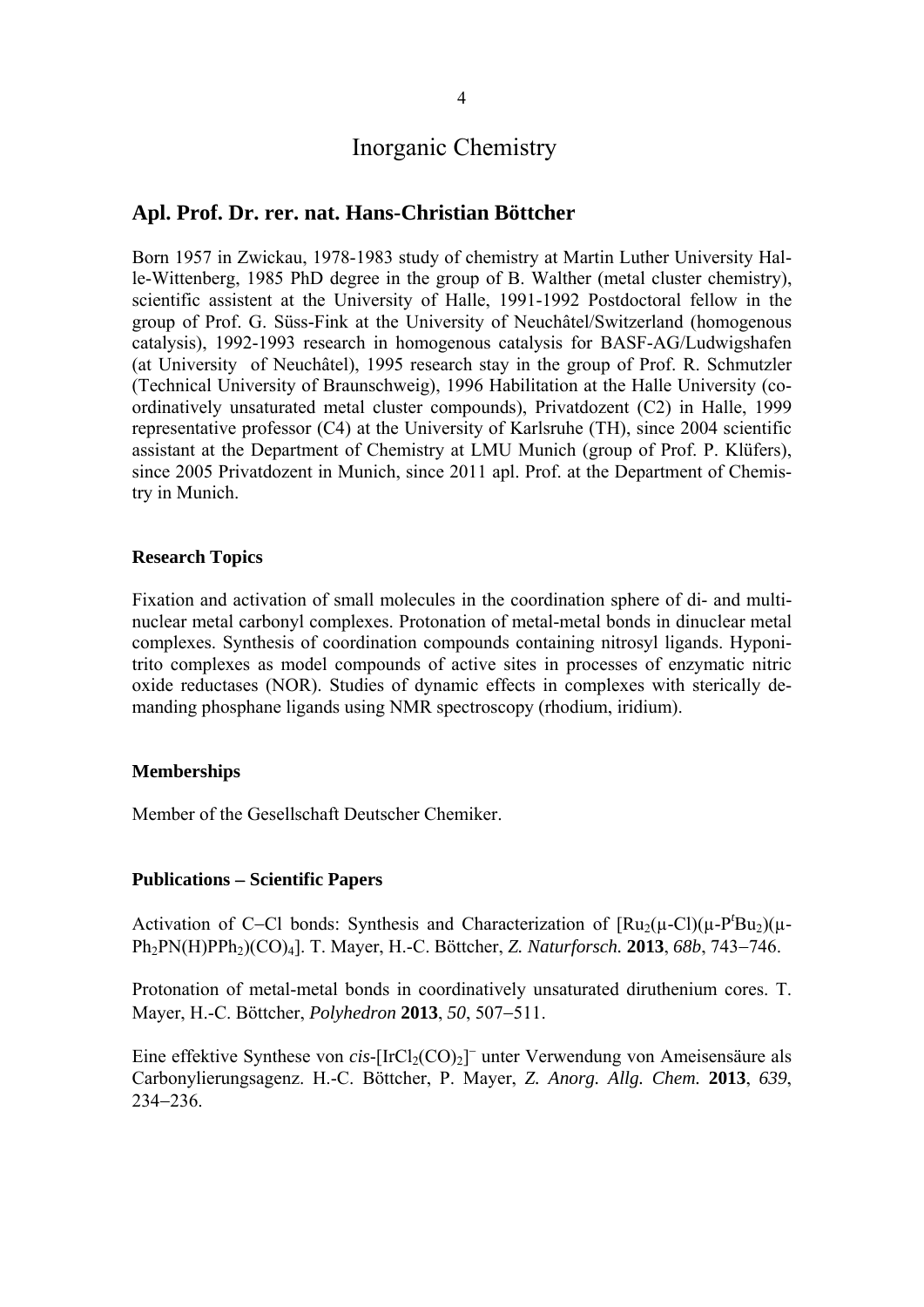# Inorganic Chemistry

## Apl. Prof. Dr. rer. nat. Hans-Christian Böttcher

Born 1957 in Zwickau, 1978-1983 study of chemistry at Martin Luther University Halle-Wittenberg, 1985 PhD degree in the group of B. Walther (metal cluster chemistry), scientific assistent at the University of Halle, 1991-1992 Postdoctoral fellow in the group of Prof. G. Süss-Fink at the University of Neuchâtel/Switzerland (homogenous catalysis), 1992-1993 research in homogenous catalysis for BASF-AG/Ludwigshafen (at University of Neuchâtel), 1995 research stay in the group of Prof. R. Schmutzler (Technical University of Braunschweig), 1996 Habilitation at the Halle University (coordinatively unsaturated metal cluster compounds), Privatdozent (C2) in Halle, 1999 representative professor (C4) at the University of Karlsruhe (TH), since 2004 scientific assistant at the Department of Chemistry at LMU Munich (group of Prof. P. Klüfers), since 2005 Privatdozent in Munich, since 2011 apl. Prof. at the Department of Chemistry in Munich.

### Research Topics

Fixation and activation of small molecules in the coordination sphere of di- and multinuclear metal carbonyl complexes. Protonation of metal-metal bonds in dinuclear metal complexes. Synthesis of coordination compounds containing nitrosyl ligands. Hyponitrito complexes as model compounds of active sites in processes of enzymatic nitric oxide reductases (NOR). Studies of dynamic effects in complexes with sterically demanding phosphane ligands using NMR spectroscopy (rhodium, iridium).

### Memberships

Member of the Gesellschaft Deutscher Chemiker.

### Publications – Scientific Papers

Activation of C–Cl bonds: Synthesis and Characterization of $[Ru_2(\mu\text{-}Cl)(\mu\text{-}P^tBu_2)(\mu\text{-}Ph_2PN(H)PPh_2)(CO)_4]$. T. Mayer, H.-C. Böttcher, *Z. Naturforsch.* **2013**, *68b*, 743–746.

Protonation of metal-metal bonds in coordinatively unsaturated diruthenium cores. T. Mayer, H.-C. Böttcher, *Polyhedron* **2013**, *50*, 507–511.

Eine effektive Synthese von *cis*-$[IrCl_2(CO)_2]^-$ unter Verwendung von Ameisensäure als Carbonylierungsagenz. H.-C. Böttcher, P. Mayer, *Z. Anorg. Allg. Chem.* **2013**, *639*, 234–236.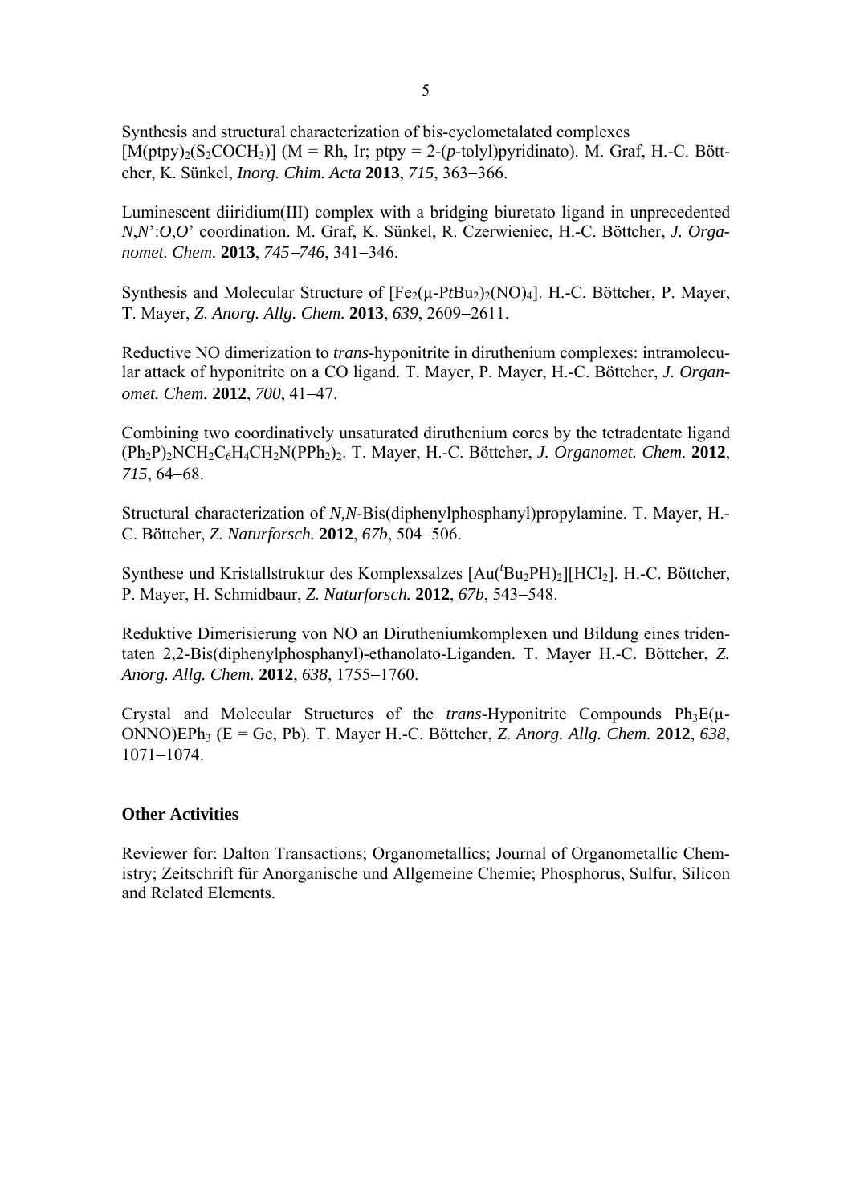Synthesis and structural characterization of bis-cyclometalated complexes $[M(ptpy)_2(S_2COCH_3)]$ (M = Rh, Ir; ptpy = 2-(*p*-tolyl)pyridinato). M. Graf, H.-C. Böttcher, K. Sünkel, *Inorg. Chim. Acta* **2013**, *715*, 363−366.

Luminescent diiridium(III) complex with a bridging biuretato ligand in unprecedented *N*,*N*':*O*,*O*' coordination. M. Graf, K. Sünkel, R. Czerwieniec, H.-C. Böttcher, *J. Organomet. Chem.* **2013**, *745−746*, 341−346.

Synthesis and Molecular Structure of $[Fe_2(\mu\text{-P}t\text{Bu}_2)_2(NO)_4]$. H.-C. Böttcher, P. Mayer, T. Mayer, *Z. Anorg. Allg. Chem.* **2013**, *639*, 2609−2611.

Reductive NO dimerization to *trans*-hyponitrite in diruthenium complexes: intramolecular attack of hyponitrite on a CO ligand. T. Mayer, P. Mayer, H.-C. Böttcher, *J. Organomet. Chem.* **2012**, *700*, 41−47.

Combining two coordinatively unsaturated diruthenium cores by the tetradentate ligand $(Ph_2P)_2NCH_2C_6H_4CH_2N(PPh_2)_2$. T. Mayer, H.-C. Böttcher, *J. Organomet. Chem.* **2012**, *715*, 64−68.

Structural characterization of *N,N*-Bis(diphenylphosphanyl)propylamine. T. Mayer, H.-C. Böttcher, *Z. Naturforsch.* **2012**, *67b*, 504−506.

Synthese und Kristallstruktur des Komplexsalzes $[Au(^t\text{Bu}_2PH)_2][HCl_2]$. H.-C. Böttcher, P. Mayer, H. Schmidbaur, *Z. Naturforsch.* **2012**, *67b*, 543−548.

Reduktive Dimerisierung von NO an Dirutheniumkomplexen und Bildung eines tridentaten 2,2-Bis(diphenylphosphanyl)-ethanolato-Liganden. T. Mayer H.-C. Böttcher, *Z. Anorg. Allg. Chem.* **2012**, *638*, 1755−1760.

Crystal and Molecular Structures of the *trans*-Hyponitrite Compounds $Ph_3E(\mu\text{-ONNO})EPh_3$ (E = Ge, Pb). T. Mayer H.-C. Böttcher, *Z. Anorg. Allg. Chem.* **2012**, *638*, 1071−1074.

**Other Activities**

Reviewer for: Dalton Transactions; Organometallics; Journal of Organometallic Chemistry; Zeitschrift für Anorganische und Allgemeine Chemie; Phosphorus, Sulfur, Silicon and Related Elements.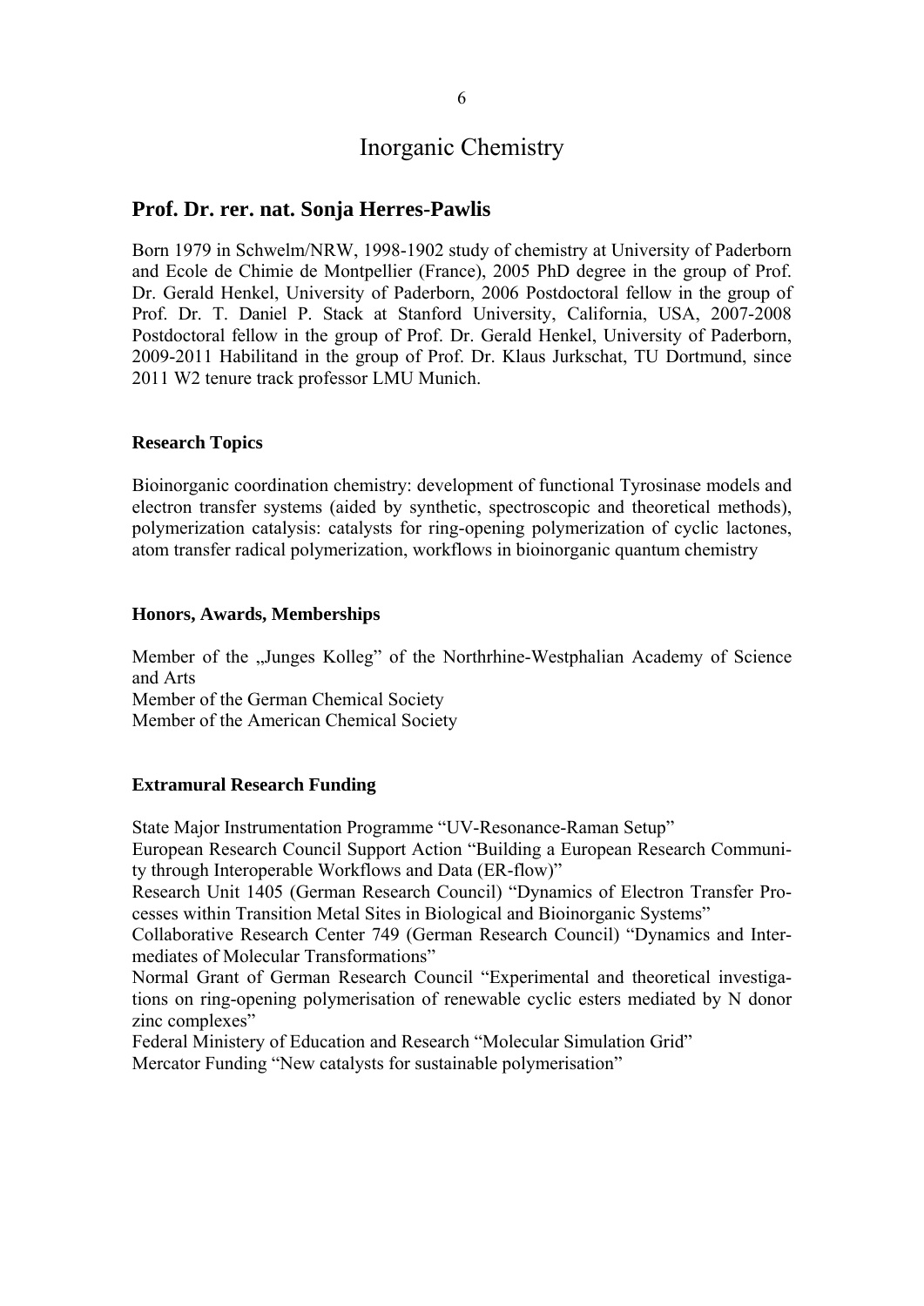# Inorganic Chemistry

## Prof. Dr. rer. nat. Sonja Herres-Pawlis

Born 1979 in Schwelm/NRW, 1998-1902 study of chemistry at University of Paderborn and Ecole de Chimie de Montpellier (France), 2005 PhD degree in the group of Prof. Dr. Gerald Henkel, University of Paderborn, 2006 Postdoctoral fellow in the group of Prof. Dr. T. Daniel P. Stack at Stanford University, California, USA, 2007-2008 Postdoctoral fellow in the group of Prof. Dr. Gerald Henkel, University of Paderborn, 2009-2011 Habilitand in the group of Prof. Dr. Klaus Jurkschat, TU Dortmund, since 2011 W2 tenure track professor LMU Munich.

### Research Topics

Bioinorganic coordination chemistry: development of functional Tyrosinase models and electron transfer systems (aided by synthetic, spectroscopic and theoretical methods), polymerization catalysis: catalysts for ring-opening polymerization of cyclic lactones, atom transfer radical polymerization, workflows in bioinorganic quantum chemistry

### Honors, Awards, Memberships

Member of the „Junges Kolleg" of the Northrhine-Westphalian Academy of Science and Arts
Member of the German Chemical Society
Member of the American Chemical Society

### Extramural Research Funding

State Major Instrumentation Programme "UV-Resonance-Raman Setup"
European Research Council Support Action "Building a European Research Community through Interoperable Workflows and Data (ER-flow)"
Research Unit 1405 (German Research Council) "Dynamics of Electron Transfer Processes within Transition Metal Sites in Biological and Bioinorganic Systems"
Collaborative Research Center 749 (German Research Council) "Dynamics and Intermediates of Molecular Transformations"
Normal Grant of German Research Council "Experimental and theoretical investigations on ring-opening polymerisation of renewable cyclic esters mediated by N donor zinc complexes"
Federal Ministery of Education and Research "Molecular Simulation Grid"
Mercator Funding "New catalysts for sustainable polymerisation"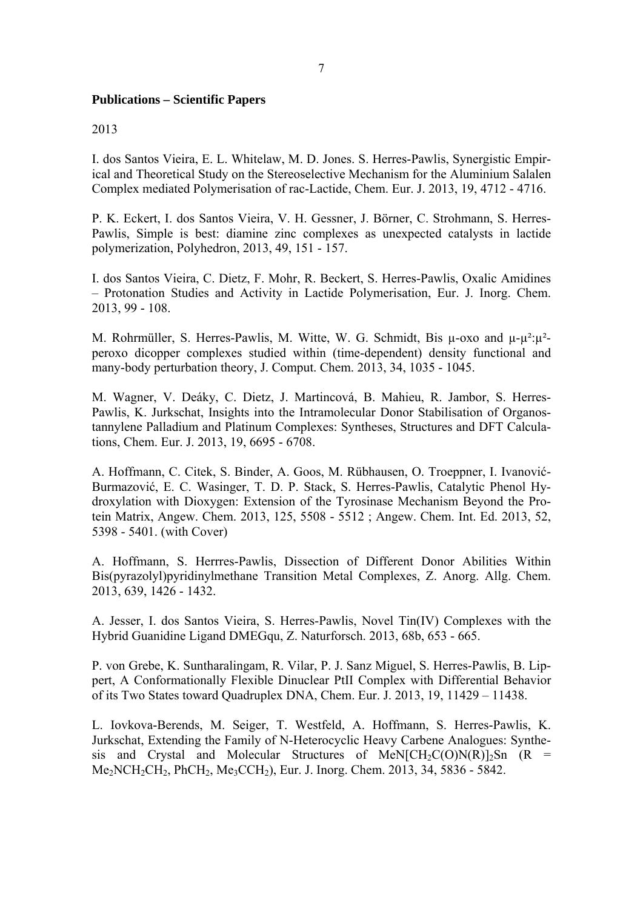**Publications – Scientific Papers**

2013

I. dos Santos Vieira, E. L. Whitelaw, M. D. Jones. S. Herres-Pawlis, Synergistic Empirical and Theoretical Study on the Stereoselective Mechanism for the Aluminium Salalen Complex mediated Polymerisation of rac-Lactide, Chem. Eur. J. 2013, 19, 4712 - 4716.

P. K. Eckert, I. dos Santos Vieira, V. H. Gessner, J. Börner, C. Strohmann, S. Herres-Pawlis, Simple is best: diamine zinc complexes as unexpected catalysts in lactide polymerization, Polyhedron, 2013, 49, 151 - 157.

I. dos Santos Vieira, C. Dietz, F. Mohr, R. Beckert, S. Herres-Pawlis, Oxalic Amidines – Protonation Studies and Activity in Lactide Polymerisation, Eur. J. Inorg. Chem. 2013, 99 - 108.

M. Rohrmüller, S. Herres-Pawlis, M. Witte, W. G. Schmidt, Bis μ-oxo and μ-μ²:μ²-peroxo dicopper complexes studied within (time-dependent) density functional and many-body perturbation theory, J. Comput. Chem. 2013, 34, 1035 - 1045.

M. Wagner, V. Deáky, C. Dietz, J. Martincová, B. Mahieu, R. Jambor, S. Herres-Pawlis, K. Jurkschat, Insights into the Intramolecular Donor Stabilisation of Organostannylene Palladium and Platinum Complexes: Syntheses, Structures and DFT Calculations, Chem. Eur. J. 2013, 19, 6695 - 6708.

A. Hoffmann, C. Citek, S. Binder, A. Goos, M. Rübhausen, O. Troeppner, I. Ivanović-Burmazović, E. C. Wasinger, T. D. P. Stack, S. Herres-Pawlis, Catalytic Phenol Hydroxylation with Dioxygen: Extension of the Tyrosinase Mechanism Beyond the Protein Matrix, Angew. Chem. 2013, 125, 5508 - 5512 ; Angew. Chem. Int. Ed. 2013, 52, 5398 - 5401. (with Cover)

A. Hoffmann, S. Herrres-Pawlis, Dissection of Different Donor Abilities Within Bis(pyrazolyl)pyridinylmethane Transition Metal Complexes, Z. Anorg. Allg. Chem. 2013, 639, 1426 - 1432.

A. Jesser, I. dos Santos Vieira, S. Herres-Pawlis, Novel Tin(IV) Complexes with the Hybrid Guanidine Ligand DMEGqu, Z. Naturforsch. 2013, 68b, 653 - 665.

P. von Grebe, K. Suntharalingam, R. Vilar, P. J. Sanz Miguel, S. Herres-Pawlis, B. Lippert, A Conformationally Flexible Dinuclear PtII Complex with Differential Behavior of its Two States toward Quadruplex DNA, Chem. Eur. J. 2013, 19, 11429 – 11438.

L. Iovkova-Berends, M. Seiger, T. Westfeld, A. Hoffmann, S. Herres-Pawlis, K. Jurkschat, Extending the Family of N-Heterocyclic Heavy Carbene Analogues: Synthesis and Crystal and Molecular Structures of $MeN[CH_2C(O)N(R)]_2Sn$ (R = $Me_2NCH_2CH_2$, $PhCH_2$, $Me_3CCH_2$), Eur. J. Inorg. Chem. 2013, 34, 5836 - 5842.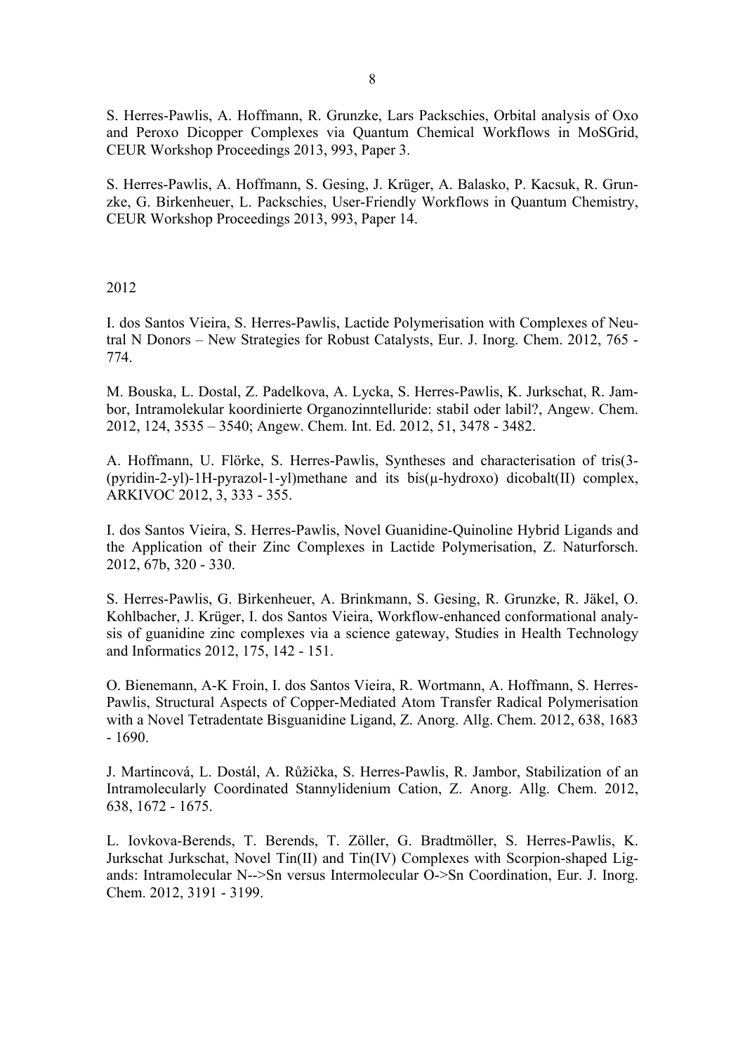S. Herres-Pawlis, A. Hoffmann, R. Grunzke, Lars Packschies, Orbital analysis of Oxo and Peroxo Dicopper Complexes via Quantum Chemical Workflows in MoSGrid, CEUR Workshop Proceedings 2013, 993, Paper 3.

S. Herres-Pawlis, A. Hoffmann, S. Gesing, J. Krüger, A. Balasko, P. Kacsuk, R. Grunzke, G. Birkenheuer, L. Packschies, User-Friendly Workflows in Quantum Chemistry, CEUR Workshop Proceedings 2013, 993, Paper 14.

2012

I. dos Santos Vieira, S. Herres-Pawlis, Lactide Polymerisation with Complexes of Neutral N Donors – New Strategies for Robust Catalysts, Eur. J. Inorg. Chem. 2012, 765 - 774.

M. Bouska, L. Dostal, Z. Padelkova, A. Lycka, S. Herres-Pawlis, K. Jurkschat, R. Jambor, Intramolekular koordinierte Organozinntelluride: stabil oder labil?, Angew. Chem. 2012, 124, 3535 – 3540; Angew. Chem. Int. Ed. 2012, 51, 3478 - 3482.

A. Hoffmann, U. Flörke, S. Herres-Pawlis, Syntheses and characterisation of tris(3-(pyridin-2-yl)-1H-pyrazol-1-yl)methane and its bis(μ-hydroxo) dicobalt(II) complex, ARKIVOC 2012, 3, 333 - 355.

I. dos Santos Vieira, S. Herres-Pawlis, Novel Guanidine-Quinoline Hybrid Ligands and the Application of their Zinc Complexes in Lactide Polymerisation, Z. Naturforsch. 2012, 67b, 320 - 330.

S. Herres-Pawlis, G. Birkenheuer, A. Brinkmann, S. Gesing, R. Grunzke, R. Jäkel, O. Kohlbacher, J. Krüger, I. dos Santos Vieira, Workflow-enhanced conformational analysis of guanidine zinc complexes via a science gateway, Studies in Health Technology and Informatics 2012, 175, 142 - 151.

O. Bienemann, A-K Froin, I. dos Santos Vieira, R. Wortmann, A. Hoffmann, S. Herres-Pawlis, Structural Aspects of Copper-Mediated Atom Transfer Radical Polymerisation with a Novel Tetradentate Bisguanidine Ligand, Z. Anorg. Allg. Chem. 2012, 638, 1683 - 1690.

J. Martincová, L. Dostál, A. Růžička, S. Herres-Pawlis, R. Jambor, Stabilization of an Intramolecularly Coordinated Stannylidenium Cation, Z. Anorg. Allg. Chem. 2012, 638, 1672 - 1675.

L. Iovkova-Berends, T. Berends, T. Zöller, G. Bradtmöller, S. Herres-Pawlis, K. Jurkschat Jurkschat, Novel Tin(II) and Tin(IV) Complexes with Scorpion-shaped Ligands: Intramolecular N-->Sn versus Intermolecular O->Sn Coordination, Eur. J. Inorg. Chem. 2012, 3191 - 3199.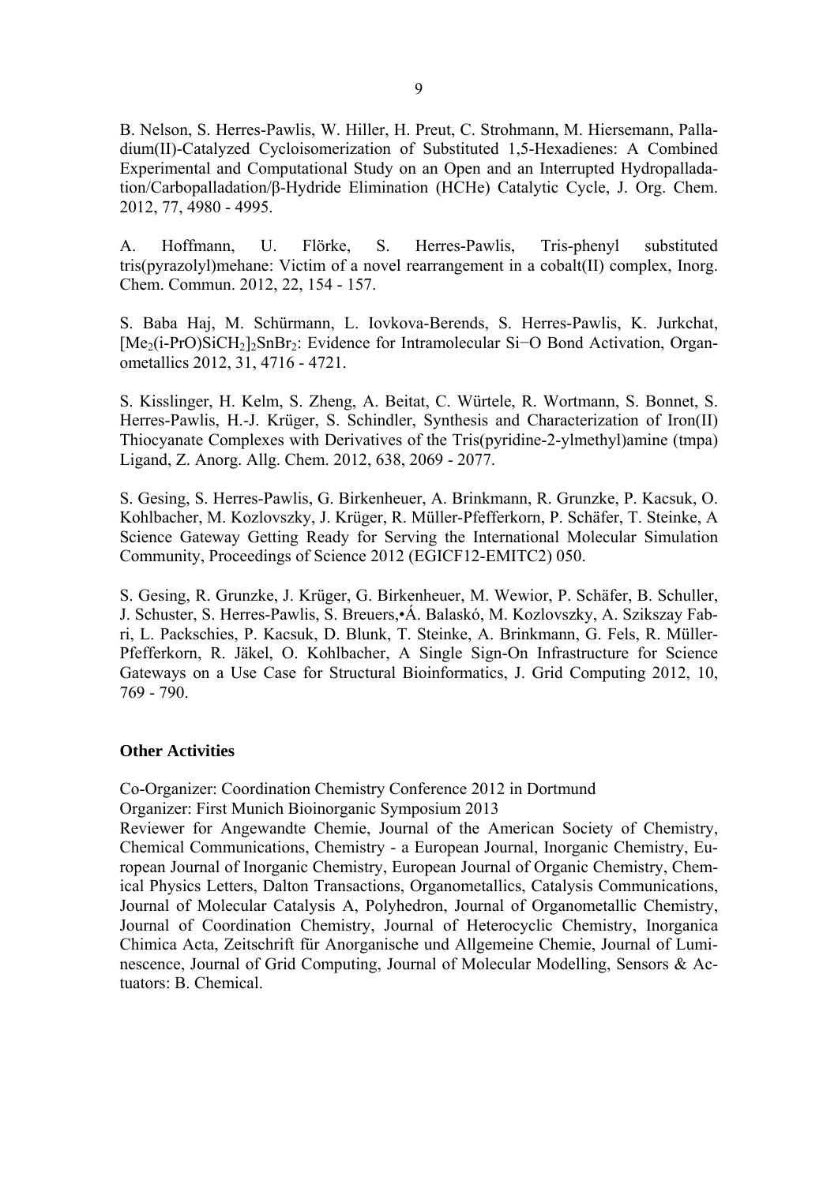B. Nelson, S. Herres-Pawlis, W. Hiller, H. Preut, C. Strohmann, M. Hiersemann, Palladium(II)-Catalyzed Cycloisomerization of Substituted 1,5-Hexadienes: A Combined Experimental and Computational Study on an Open and an Interrupted Hydropalladation/Carbopalladation/β-Hydride Elimination (HCHe) Catalytic Cycle, J. Org. Chem. 2012, 77, 4980 - 4995.

A. Hoffmann, U. Flörke, S. Herres-Pawlis, Tris-phenyl substituted tris(pyrazolyl)mehane: Victim of a novel rearrangement in a cobalt(II) complex, Inorg. Chem. Commun. 2012, 22, 154 - 157.

S. Baba Haj, M. Schürmann, L. Iovkova-Berends, S. Herres-Pawlis, K. Jurkchat, $[Me_2(i\text{-}PrO)SiCH_2]_2SnBr_2$: Evidence for Intramolecular Si−O Bond Activation, Organometallics 2012, 31, 4716 - 4721.

S. Kisslinger, H. Kelm, S. Zheng, A. Beitat, C. Würtele, R. Wortmann, S. Bonnet, S. Herres-Pawlis, H.-J. Krüger, S. Schindler, Synthesis and Characterization of Iron(II) Thiocyanate Complexes with Derivatives of the Tris(pyridine-2-ylmethyl)amine (tmpa) Ligand, Z. Anorg. Allg. Chem. 2012, 638, 2069 - 2077.

S. Gesing, S. Herres-Pawlis, G. Birkenheuer, A. Brinkmann, R. Grunzke, P. Kacsuk, O. Kohlbacher, M. Kozlovszky, J. Krüger, R. Müller-Pfefferkorn, P. Schäfer, T. Steinke, A Science Gateway Getting Ready for Serving the International Molecular Simulation Community, Proceedings of Science 2012 (EGICF12-EMITC2) 050.

S. Gesing, R. Grunzke, J. Krüger, G. Birkenheuer, M. Wewior, P. Schäfer, B. Schuller, J. Schuster, S. Herres-Pawlis, S. Breuers,•Á. Balaskó, M. Kozlovszky, A. Szikszay Fabri, L. Packschies, P. Kacsuk, D. Blunk, T. Steinke, A. Brinkmann, G. Fels, R. Müller-Pfefferkorn, R. Jäkel, O. Kohlbacher, A Single Sign-On Infrastructure for Science Gateways on a Use Case for Structural Bioinformatics, J. Grid Computing 2012, 10, 769 - 790.

**Other Activities**

Co-Organizer: Coordination Chemistry Conference 2012 in Dortmund
Organizer: First Munich Bioinorganic Symposium 2013
Reviewer for Angewandte Chemie, Journal of the American Society of Chemistry, Chemical Communications, Chemistry - a European Journal, Inorganic Chemistry, European Journal of Inorganic Chemistry, European Journal of Organic Chemistry, Chemical Physics Letters, Dalton Transactions, Organometallics, Catalysis Communications, Journal of Molecular Catalysis A, Polyhedron, Journal of Organometallic Chemistry, Journal of Coordination Chemistry, Journal of Heterocyclic Chemistry, Inorganica Chimica Acta, Zeitschrift für Anorganische und Allgemeine Chemie, Journal of Luminescence, Journal of Grid Computing, Journal of Molecular Modelling, Sensors & Actuators: B. Chemical.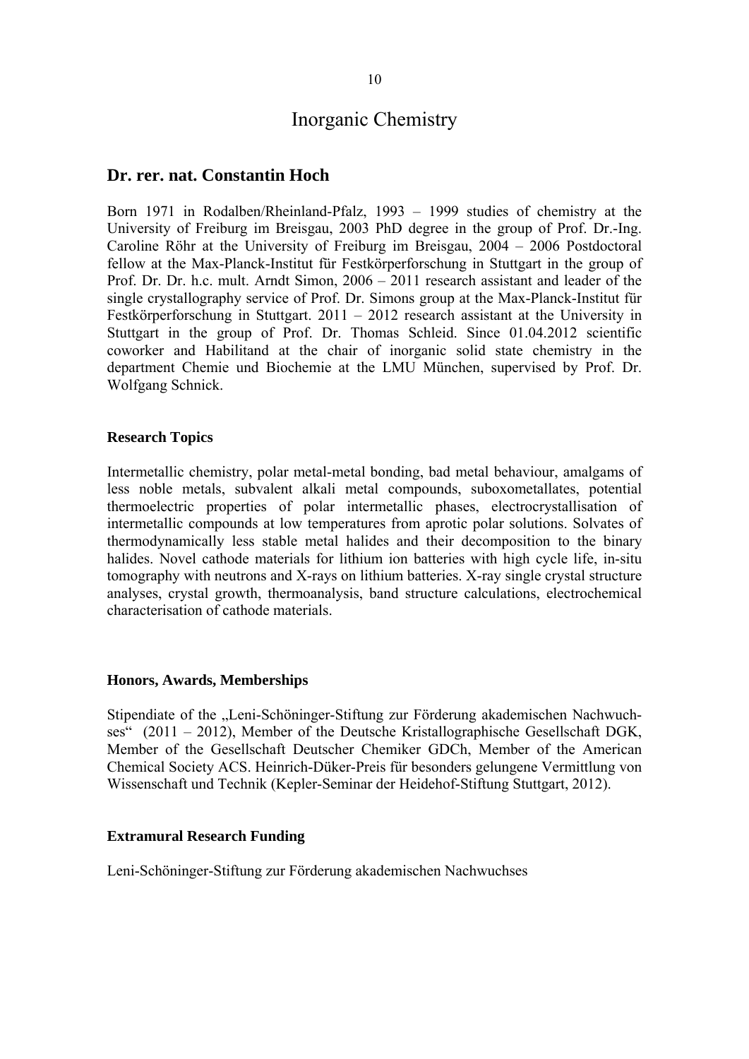# Inorganic Chemistry

## Dr. rer. nat. Constantin Hoch

Born 1971 in Rodalben/Rheinland-Pfalz, 1993 – 1999 studies of chemistry at the University of Freiburg im Breisgau, 2003 PhD degree in the group of Prof. Dr.-Ing. Caroline Röhr at the University of Freiburg im Breisgau, 2004 – 2006 Postdoctoral fellow at the Max-Planck-Institut für Festkörperforschung in Stuttgart in the group of Prof. Dr. Dr. h.c. mult. Arndt Simon, 2006 – 2011 research assistant and leader of the single crystallography service of Prof. Dr. Simons group at the Max-Planck-Institut für Festkörperforschung in Stuttgart. 2011 – 2012 research assistant at the University in Stuttgart in the group of Prof. Dr. Thomas Schleid. Since 01.04.2012 scientific coworker and Habilitand at the chair of inorganic solid state chemistry in the department Chemie und Biochemie at the LMU München, supervised by Prof. Dr. Wolfgang Schnick.

### Research Topics

Intermetallic chemistry, polar metal-metal bonding, bad metal behaviour, amalgams of less noble metals, subvalent alkali metal compounds, suboxometallates, potential thermoelectric properties of polar intermetallic phases, electrocrystallisation of intermetallic compounds at low temperatures from aprotic polar solutions. Solvates of thermodynamically less stable metal halides and their decomposition to the binary halides. Novel cathode materials for lithium ion batteries with high cycle life, in-situ tomography with neutrons and X-rays on lithium batteries. X-ray single crystal structure analyses, crystal growth, thermoanalysis, band structure calculations, electrochemical characterisation of cathode materials.

### Honors, Awards, Memberships

Stipendiate of the „Leni-Schöninger-Stiftung zur Förderung akademischen Nachwuchses" (2011 – 2012), Member of the Deutsche Kristallographische Gesellschaft DGK, Member of the Gesellschaft Deutscher Chemiker GDCh, Member of the American Chemical Society ACS. Heinrich-Düker-Preis für besonders gelungene Vermittlung von Wissenschaft und Technik (Kepler-Seminar der Heidehof-Stiftung Stuttgart, 2012).

### Extramural Research Funding

Leni-Schöninger-Stiftung zur Förderung akademischen Nachwuchses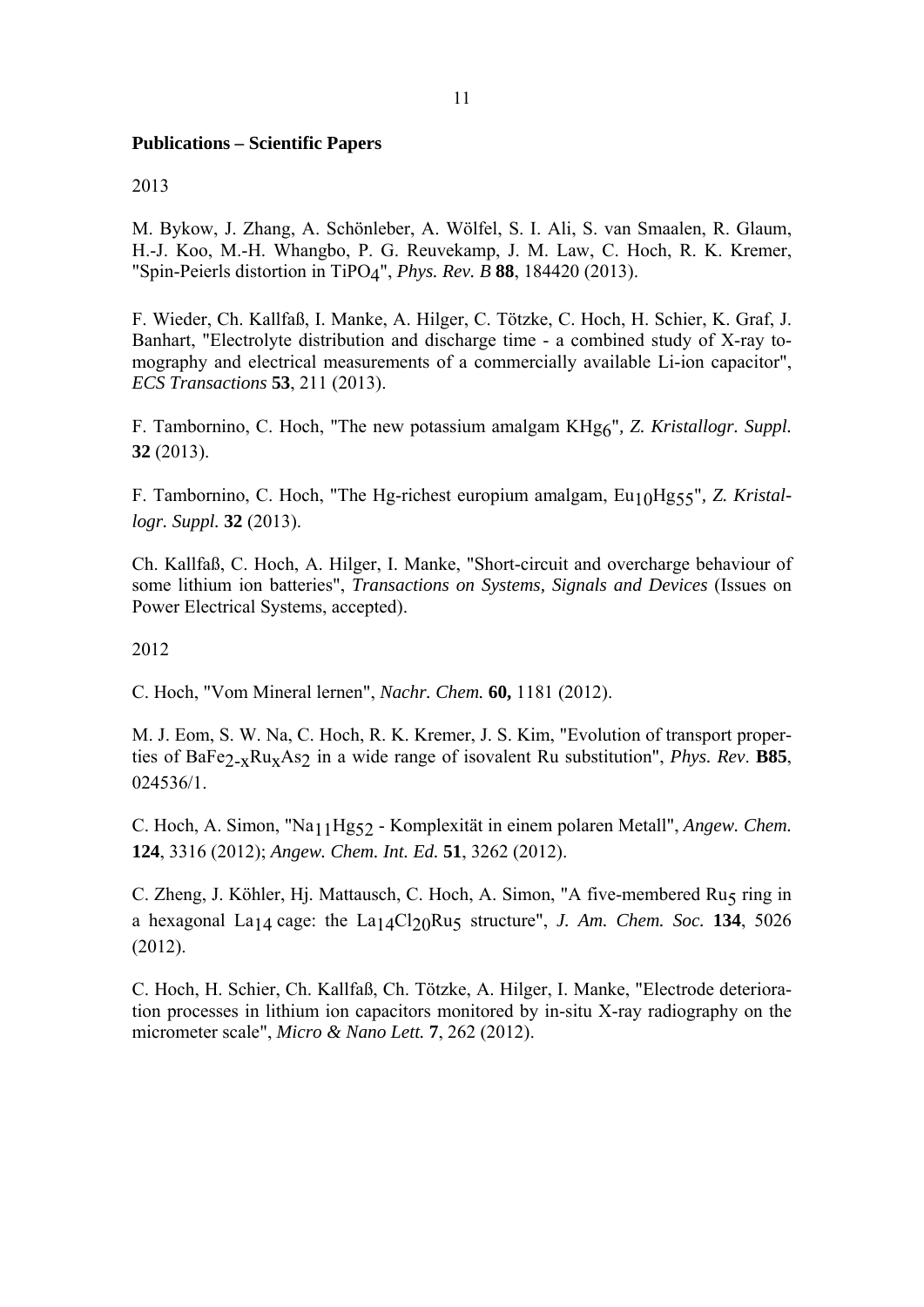**Publications – Scientific Papers**

2013

M. Bykow, J. Zhang, A. Schönleber, A. Wölfel, S. I. Ali, S. van Smaalen, R. Glaum, H.-J. Koo, M.-H. Whangbo, P. G. Reuvekamp, J. M. Law, C. Hoch, R. K. Kremer, "Spin-Peierls distortion in $TiPO_4$", *Phys. Rev. B* **88**, 184420 (2013).

F. Wieder, Ch. Kallfaß, I. Manke, A. Hilger, C. Tötzke, C. Hoch, H. Schier, K. Graf, J. Banhart, "Electrolyte distribution and discharge time - a combined study of X-ray tomography and electrical measurements of a commercially available Li-ion capacitor", *ECS Transactions* **53**, 211 (2013).

F. Tambornino, C. Hoch, "The new potassium amalgam $KHg_6$", *Z. Kristallogr. Suppl.* **32** (2013).

F. Tambornino, C. Hoch, "The Hg-richest europium amalgam, $Eu_{10}Hg_{55}$", *Z. Kristallogr. Suppl.* **32** (2013).

Ch. Kallfaß, C. Hoch, A. Hilger, I. Manke, "Short-circuit and overcharge behaviour of some lithium ion batteries", *Transactions on Systems, Signals and Devices* (Issues on Power Electrical Systems, accepted).

2012

C. Hoch, "Vom Mineral lernen", *Nachr. Chem.* **60,** 1181 (2012).

M. J. Eom, S. W. Na, C. Hoch, R. K. Kremer, J. S. Kim, "Evolution of transport properties of $BaFe_{2-x}Ru_xAs_2$ in a wide range of isovalent Ru substitution", *Phys. Rev*. **B85**, 024536/1.

C. Hoch, A. Simon, "$Na_{11}Hg_{52}$ - Komplexität in einem polaren Metall", *Angew. Chem.* **124**, 3316 (2012); *Angew. Chem. Int. Ed.* **51**, 3262 (2012).

C. Zheng, J. Köhler, Hj. Mattausch, C. Hoch, A. Simon, "A five-membered $Ru_5$ ring in a hexagonal $La_{14}$ cage: the $La_{14}Cl_{20}Ru_5$ structure", *J. Am. Chem. Soc.* **134**, 5026 (2012).

C. Hoch, H. Schier, Ch. Kallfaß, Ch. Tötzke, A. Hilger, I. Manke, "Electrode deterioration processes in lithium ion capacitors monitored by in-situ X-ray radiography on the micrometer scale", *Micro & Nano Lett.* **7**, 262 (2012).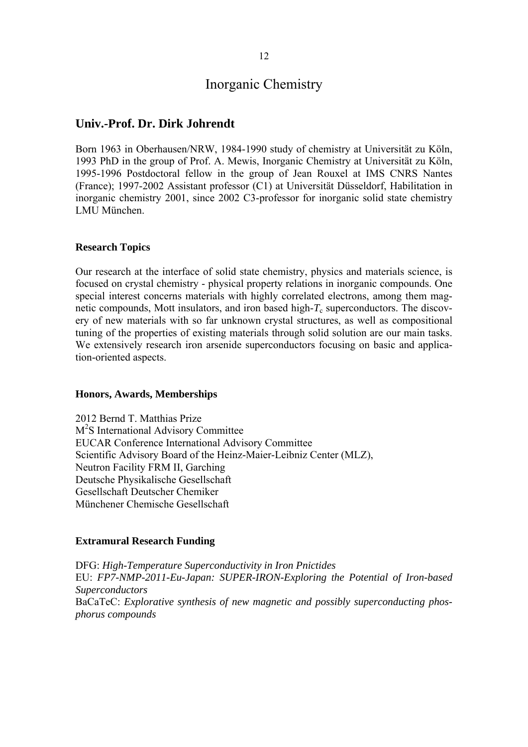# Inorganic Chemistry

## Univ.-Prof. Dr. Dirk Johrendt

Born 1963 in Oberhausen/NRW, 1984-1990 study of chemistry at Universität zu Köln, 1993 PhD in the group of Prof. A. Mewis, Inorganic Chemistry at Universität zu Köln, 1995-1996 Postdoctoral fellow in the group of Jean Rouxel at IMS CNRS Nantes (France); 1997-2002 Assistant professor (C1) at Universität Düsseldorf, Habilitation in inorganic chemistry 2001, since 2002 C3-professor for inorganic solid state chemistry LMU München.

### Research Topics

Our research at the interface of solid state chemistry, physics and materials science, is focused on crystal chemistry - physical property relations in inorganic compounds. One special interest concerns materials with highly correlated electrons, among them magnetic compounds, Mott insulators, and iron based high-$T_c$ superconductors. The discovery of new materials with so far unknown crystal structures, as well as compositional tuning of the properties of existing materials through solid solution are our main tasks. We extensively research iron arsenide superconductors focusing on basic and application-oriented aspects.

### Honors, Awards, Memberships

2012 Bernd T. Matthias Prize
$M^2S$ International Advisory Committee
EUCAR Conference International Advisory Committee
Scientific Advisory Board of the Heinz-Maier-Leibniz Center (MLZ),
Neutron Facility FRM II, Garching
Deutsche Physikalische Gesellschaft
Gesellschaft Deutscher Chemiker
Münchener Chemische Gesellschaft

### Extramural Research Funding

DFG: *High-Temperature Superconductivity in Iron Pnictides*
EU: *FP7-NMP-2011-Eu-Japan: SUPER-IRON-Exploring the Potential of Iron-based Superconductors*
BaCaTeC: *Explorative synthesis of new magnetic and possibly superconducting phosphorus compounds*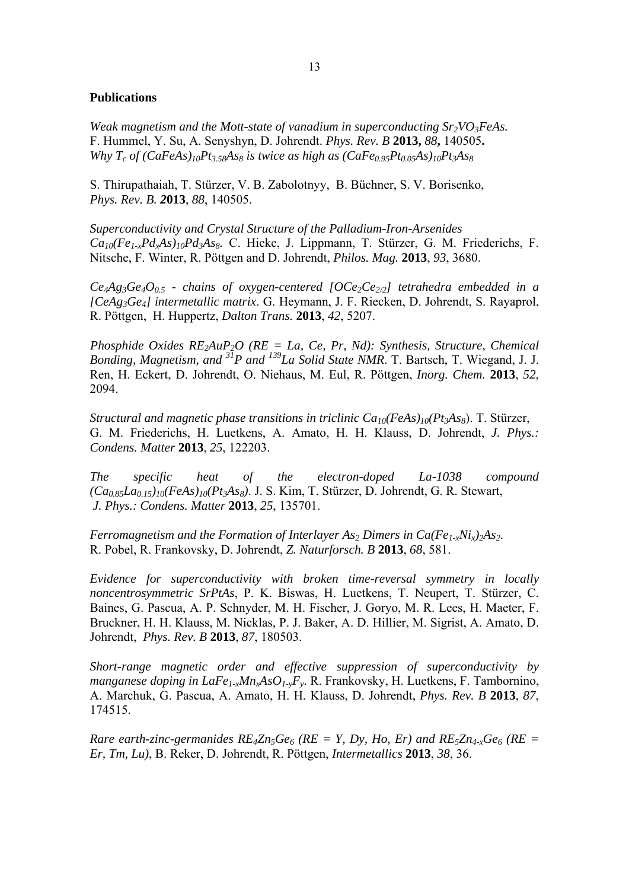**Publications**

*Weak magnetism and the Mott-state of vanadium in superconducting $Sr_2VO_3FeAs$.* F. Hummel, Y. Su, A. Senyshyn, D. Johrendt. *Phys. Rev. B* **2013,** *88***,** 140505**.**
*Why $T_c$ of $(CaFeAs)_{10}Pt_{3.58}As_8$ is twice as high as $(CaFe_{0.95}Pt_{0.05}As)_{10}Pt_3As_8$*

S. Thirupathaiah, T. Stürzer, V. B. Zabolotnyy, B. Büchner, S. V. Borisenko, *Phys. Rev. B.* **2013**, *88*, 140505.

*Superconductivity and Crystal Structure of the Palladium-Iron-Arsenides $Ca_{10}(Fe_{1-x}Pd_xAs)_{10}Pd_3As_8$.* C. Hieke, J. Lippmann, T. Stürzer, G. M. Friederichs, F. Nitsche, F. Winter, R. Pöttgen and D. Johrendt, *Philos. Mag.* **2013**, *93*, 3680.

*$Ce_4Ag_3Ge_4O_{0.5}$ - chains of oxygen-centered $[OCe_2Ce_{2/2}]$ tetrahedra embedded in a $[CeAg_3Ge_4]$ intermetallic matrix*. G. Heymann, J. F. Riecken, D. Johrendt, S. Rayaprol, R. Pöttgen, H. Huppertz, *Dalton Trans.* **2013**, *42*, 5207.

*Phosphide Oxides $RE_2AuP_2O$ (RE = La, Ce, Pr, Nd): Synthesis, Structure, Chemical Bonding, Magnetism, and $^{31}P$ and $^{139}La$ Solid State NMR*. T. Bartsch, T. Wiegand, J. J. Ren, H. Eckert, D. Johrendt, O. Niehaus, M. Eul, R. Pöttgen, *Inorg. Chem.* **2013**, *52*, 2094.

*Structural and magnetic phase transitions in triclinic $Ca_{10}(FeAs)_{10}(Pt_3As_8)$*. T. Stürzer, G. M. Friederichs, H. Luetkens, A. Amato, H. H. Klauss, D. Johrendt, *J. Phys.: Condens. Matter* **2013**, *25*, 122203.

*The specific heat of the electron-doped La-1038 compound $(Ca_{0.85}La_{0.15})_{10}(FeAs)_{10}(Pt_3As_8)$*. J. S. Kim, T. Stürzer, D. Johrendt, G. R. Stewart, *J. Phys.: Condens. Matter* **2013**, *25*, 135701.

*Ferromagnetism and the Formation of Interlayer $As_2$ Dimers in $Ca(Fe_{1-x}Ni_x)_2As_2$.* R. Pobel, R. Frankovsky, D. Johrendt, *Z. Naturforsch. B* **2013**, *68*, 581.

*Evidence for superconductivity with broken time-reversal symmetry in locally noncentrosymmetric SrPtAs*, P. K. Biswas, H. Luetkens, T. Neupert, T. Stürzer, C. Baines, G. Pascua, A. P. Schnyder, M. H. Fischer, J. Goryo, M. R. Lees, H. Maeter, F. Bruckner, H. H. Klauss, M. Nicklas, P. J. Baker, A. D. Hillier, M. Sigrist, A. Amato, D. Johrendt, *Phys. Rev. B* **2013**, *87*, 180503.

*Short-range magnetic order and effective suppression of superconductivity by manganese doping in $LaFe_{1-x}Mn_xAsO_{1-y}F_y$*. R. Frankovsky, H. Luetkens, F. Tambornino, A. Marchuk, G. Pascua, A. Amato, H. H. Klauss, D. Johrendt, *Phys. Rev. B* **2013**, *87*, 174515.

*Rare earth-zinc-germanides $RE_4Zn_5Ge_6$ (RE = Y, Dy, Ho, Er) and $RE_5Zn_{4-x}Ge_6$ (RE = Er, Tm, Lu)*, B. Reker, D. Johrendt, R. Pöttgen, *Intermetallics* **2013**, *38*, 36.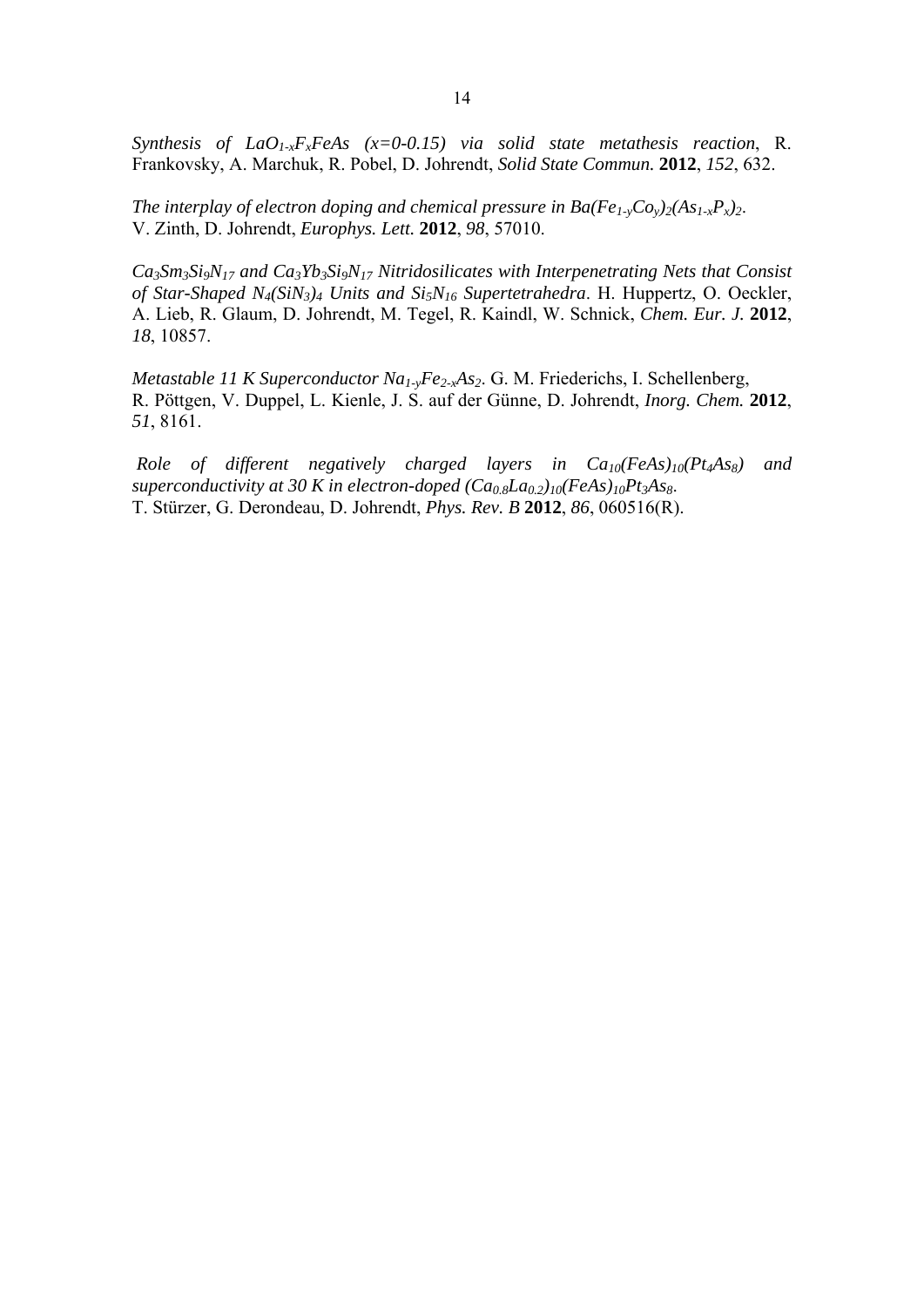*Synthesis of $LaO_{1-x}F_xFeAs$ (x=0-0.15) via solid state metathesis reaction*, R. Frankovsky, A. Marchuk, R. Pobel, D. Johrendt, *Solid State Commun.* **2012**, *152*, 632.

*The interplay of electron doping and chemical pressure in $Ba(Fe_{1-y}Co_y)_2(As_{1-x}P_x)_2$.* V. Zinth, D. Johrendt, *Europhys. Lett.* **2012**, *98*, 57010.

*$Ca_3Sm_3Si_9N_{17}$ and $Ca_3Yb_3Si_9N_{17}$ Nitridosilicates with Interpenetrating Nets that Consist of Star-Shaped $N_4(SiN_3)_4$ Units and $Si_5N_{16}$ Supertetrahedra*. H. Huppertz, O. Oeckler, A. Lieb, R. Glaum, D. Johrendt, M. Tegel, R. Kaindl, W. Schnick, *Chem. Eur. J.* **2012**, *18*, 10857.

*Metastable 11 K Superconductor $Na_{1-y}Fe_{2-x}As_2$*. G. M. Friederichs, I. Schellenberg, R. Pöttgen, V. Duppel, L. Kienle, J. S. auf der Günne, D. Johrendt, *Inorg. Chem.* **2012**, *51*, 8161.

*Role of different negatively charged layers in $Ca_{10}(FeAs)_{10}(Pt_4As_8)$ and superconductivity at 30 K in electron-doped $(Ca_{0.8}La_{0.2})_{10}(FeAs)_{10}Pt_3As_8$.* T. Stürzer, G. Derondeau, D. Johrendt, *Phys. Rev. B* **2012**, *86*, 060516(R).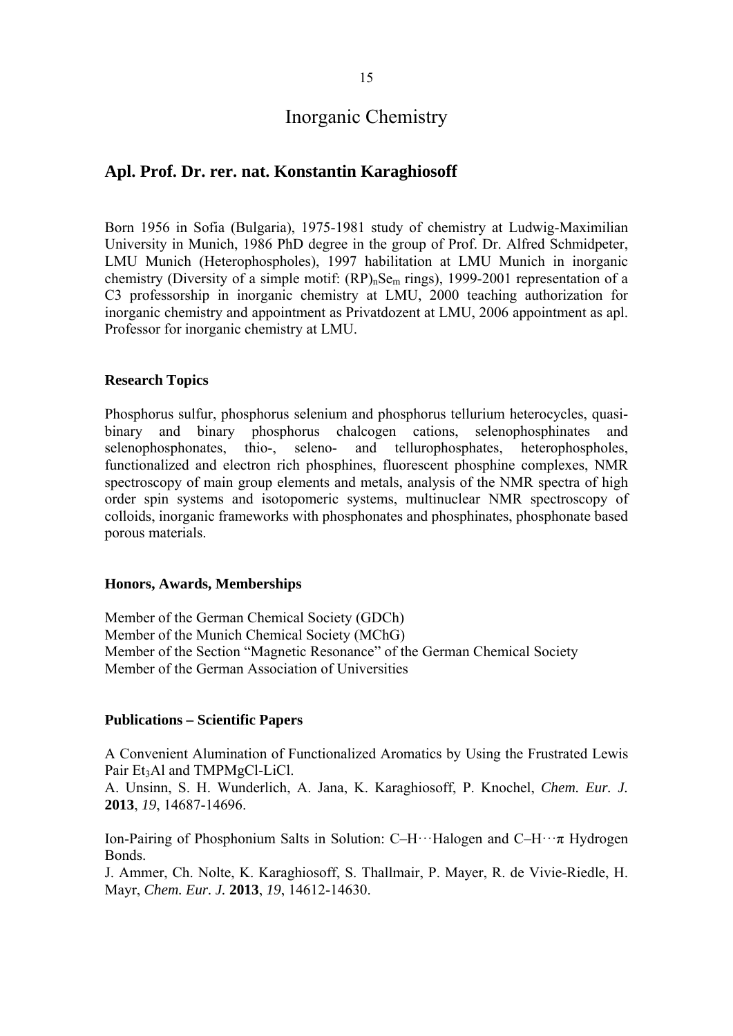# Inorganic Chemistry

## Apl. Prof. Dr. rer. nat. Konstantin Karaghiosoff

Born 1956 in Sofia (Bulgaria), 1975-1981 study of chemistry at Ludwig-Maximilian University in Munich, 1986 PhD degree in the group of Prof. Dr. Alfred Schmidpeter, LMU Munich (Heterophospholes), 1997 habilitation at LMU Munich in inorganic chemistry (Diversity of a simple motif: $(RP)_nSe_m$ rings), 1999-2001 representation of a C3 professorship in inorganic chemistry at LMU, 2000 teaching authorization for inorganic chemistry and appointment as Privatdozent at LMU, 2006 appointment as apl. Professor for inorganic chemistry at LMU.

### Research Topics

Phosphorus sulfur, phosphorus selenium and phosphorus tellurium heterocycles, quasi-binary and binary phosphorus chalcogen cations, selenophosphinates and selenophosphonates, thio-, seleno- and tellurophosphates, heterophospholes, functionalized and electron rich phosphines, fluorescent phosphine complexes, NMR spectroscopy of main group elements and metals, analysis of the NMR spectra of high order spin systems and isotopomeric systems, multinuclear NMR spectroscopy of colloids, inorganic frameworks with phosphonates and phosphinates, phosphonate based porous materials.

### Honors, Awards, Memberships

Member of the German Chemical Society (GDCh)
Member of the Munich Chemical Society (MChG)
Member of the Section "Magnetic Resonance" of the German Chemical Society
Member of the German Association of Universities

### Publications – Scientific Papers

A Convenient Alumination of Functionalized Aromatics by Using the Frustrated Lewis Pair $Et_3Al$ and TMPMgCl-LiCl.
A. Unsinn, S. H. Wunderlich, A. Jana, K. Karaghiosoff, P. Knochel, *Chem. Eur. J.* **2013**, *19*, 14687-14696.

Ion-Pairing of Phosphonium Salts in Solution: C–H···Halogen and C–H···π Hydrogen Bonds.
J. Ammer, Ch. Nolte, K. Karaghiosoff, S. Thallmair, P. Mayer, R. de Vivie-Riedle, H. Mayr, *Chem. Eur. J.* **2013**, *19*, 14612-14630.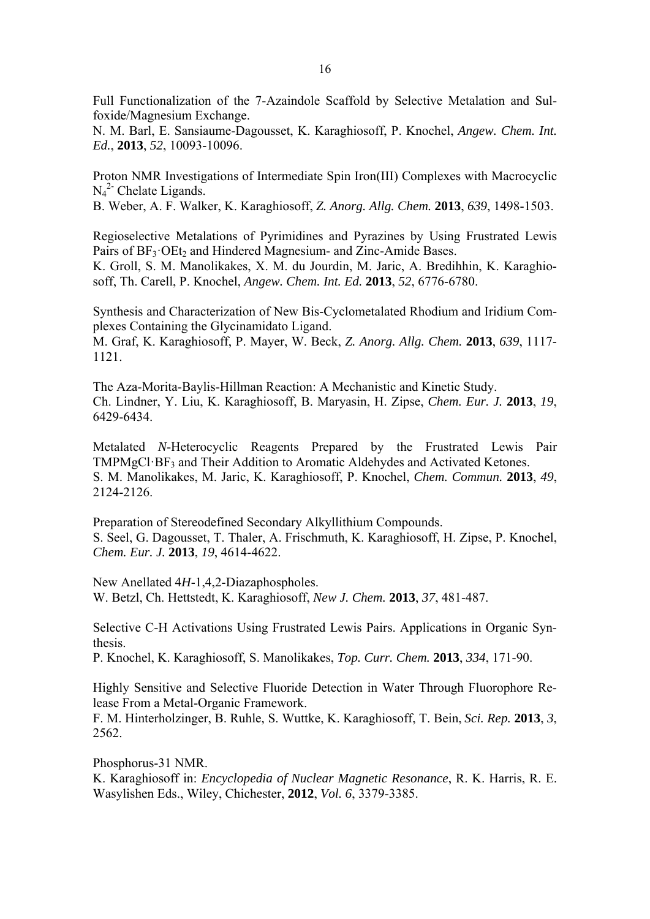Full Functionalization of the 7-Azaindole Scaffold by Selective Metalation and Sulfoxide/Magnesium Exchange.
N. M. Barl, E. Sansiaume-Dagousset, K. Karaghiosoff, P. Knochel, *Angew. Chem. Int. Ed.*, **2013**, *52*, 10093-10096.

Proton NMR Investigations of Intermediate Spin Iron(III) Complexes with Macrocyclic $N_4^{2-}$ Chelate Ligands.
B. Weber, A. F. Walker, K. Karaghiosoff, *Z. Anorg. Allg. Chem.* **2013**, *639*, 1498-1503.

Regioselective Metalations of Pyrimidines and Pyrazines by Using Frustrated Lewis Pairs of $BF_3 \cdot OEt_2$ and Hindered Magnesium- and Zinc-Amide Bases.
K. Groll, S. M. Manolikakes, X. M. du Jourdin, M. Jaric, A. Bredihhin, K. Karaghiosoff, Th. Carell, P. Knochel, *Angew. Chem. Int. Ed.* **2013**, *52*, 6776-6780.

Synthesis and Characterization of New Bis-Cyclometalated Rhodium and Iridium Complexes Containing the Glycinamidato Ligand.
M. Graf, K. Karaghiosoff, P. Mayer, W. Beck, *Z. Anorg. Allg. Chem.* **2013**, *639*, 1117-1121.

The Aza-Morita-Baylis-Hillman Reaction: A Mechanistic and Kinetic Study.
Ch. Lindner, Y. Liu, K. Karaghiosoff, B. Maryasin, H. Zipse, *Chem. Eur. J.* **2013**, *19*, 6429-6434.

Metalated *N*-Heterocyclic Reagents Prepared by the Frustrated Lewis Pair $TMPMgCl \cdot BF_3$ and Their Addition to Aromatic Aldehydes and Activated Ketones.
S. M. Manolikakes, M. Jaric, K. Karaghiosoff, P. Knochel, *Chem. Commun.* **2013**, *49*, 2124-2126.

Preparation of Stereodefined Secondary Alkyllithium Compounds.
S. Seel, G. Dagousset, T. Thaler, A. Frischmuth, K. Karaghiosoff, H. Zipse, P. Knochel, *Chem. Eur. J.* **2013**, *19*, 4614-4622.

New Anellated 4*H*-1,4,2-Diazaphospholes.
W. Betzl, Ch. Hettstedt, K. Karaghiosoff, *New J. Chem.* **2013**, *37*, 481-487.

Selective C-H Activations Using Frustrated Lewis Pairs. Applications in Organic Synthesis.
P. Knochel, K. Karaghiosoff, S. Manolikakes, *Top. Curr. Chem.* **2013**, *334*, 171-90.

Highly Sensitive and Selective Fluoride Detection in Water Through Fluorophore Release From a Metal-Organic Framework.
F. M. Hinterholzinger, B. Ruhle, S. Wuttke, K. Karaghiosoff, T. Bein, *Sci. Rep.* **2013**, *3*, 2562.

Phosphorus-31 NMR.
K. Karaghiosoff in: *Encyclopedia of Nuclear Magnetic Resonance*, R. K. Harris, R. E. Wasylishen Eds., Wiley, Chichester, **2012**, *Vol. 6*, 3379-3385.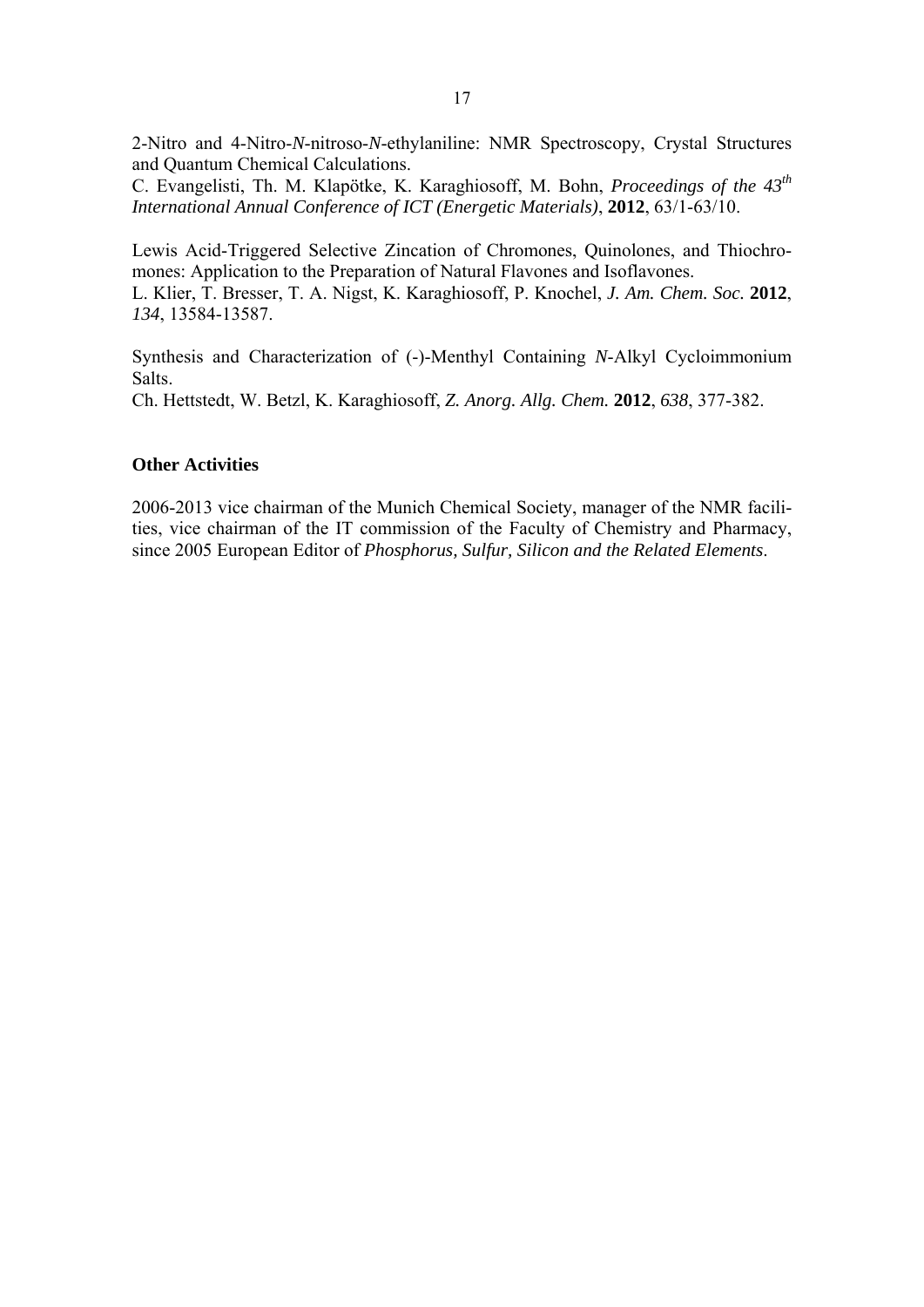2-Nitro and 4-Nitro-*N*-nitroso-*N*-ethylaniline: NMR Spectroscopy, Crystal Structures and Quantum Chemical Calculations.
C. Evangelisti, Th. M. Klapötke, K. Karaghiosoff, M. Bohn, *Proceedings of the 43$^{th}$ International Annual Conference of ICT (Energetic Materials)*, **2012**, 63/1-63/10.

Lewis Acid-Triggered Selective Zincation of Chromones, Quinolones, and Thiochromones: Application to the Preparation of Natural Flavones and Isoflavones.
L. Klier, T. Bresser, T. A. Nigst, K. Karaghiosoff, P. Knochel, *J. Am. Chem. Soc.* **2012**, *134*, 13584-13587.

Synthesis and Characterization of (-)-Menthyl Containing *N*-Alkyl Cycloimmonium Salts.
Ch. Hettstedt, W. Betzl, K. Karaghiosoff, *Z. Anorg. Allg. Chem.* **2012**, *638*, 377-382.

**Other Activities**

2006-2013 vice chairman of the Munich Chemical Society, manager of the NMR facilities, vice chairman of the IT commission of the Faculty of Chemistry and Pharmacy, since 2005 European Editor of *Phosphorus, Sulfur, Silicon and the Related Elements*.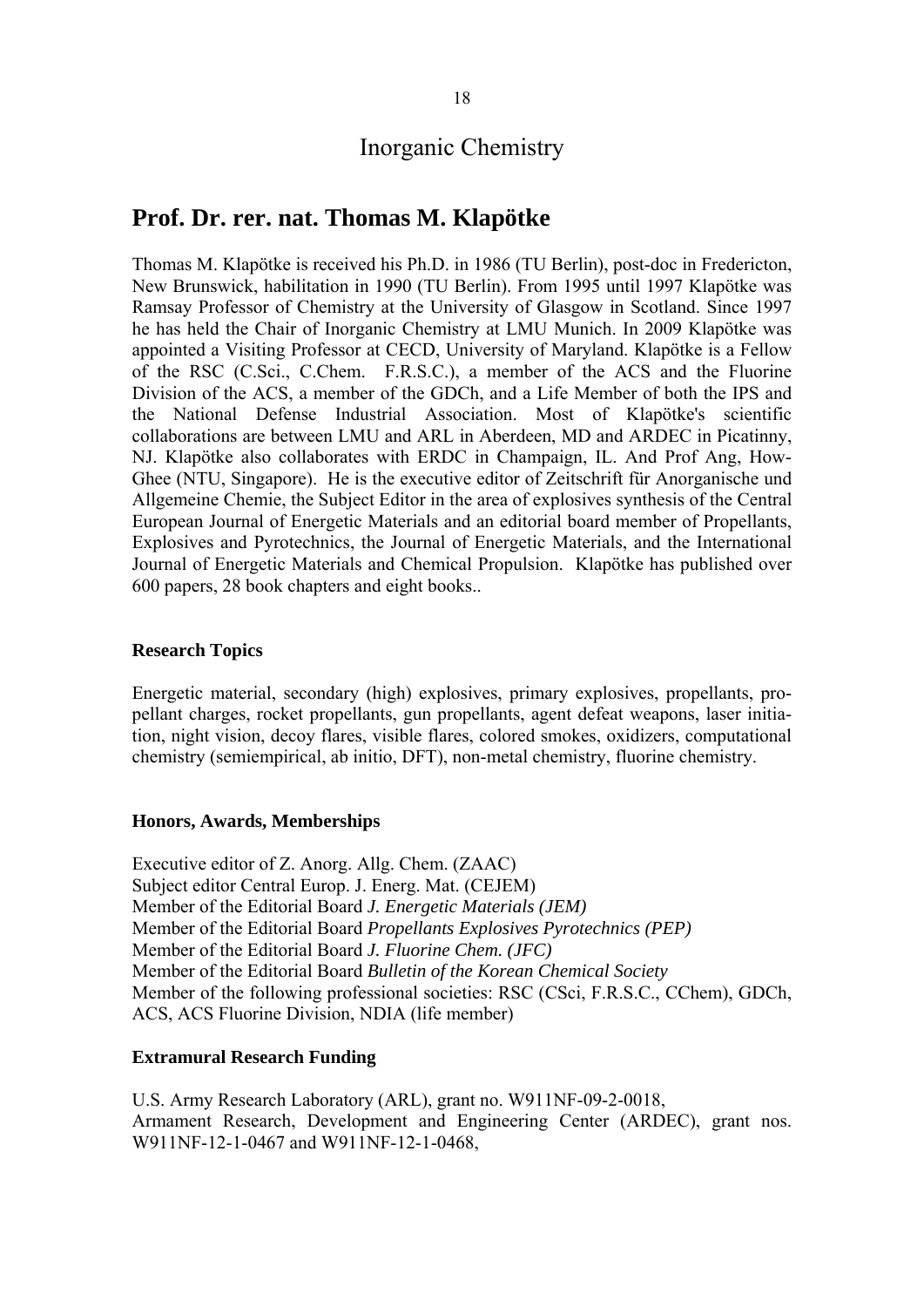# Inorganic Chemistry

## Prof. Dr. rer. nat. Thomas M. Klapötke

Thomas M. Klapötke is received his Ph.D. in 1986 (TU Berlin), post-doc in Fredericton, New Brunswick, habilitation in 1990 (TU Berlin). From 1995 until 1997 Klapötke was Ramsay Professor of Chemistry at the University of Glasgow in Scotland. Since 1997 he has held the Chair of Inorganic Chemistry at LMU Munich. In 2009 Klapötke was appointed a Visiting Professor at CECD, University of Maryland. Klapötke is a Fellow of the RSC (C.Sci., C.Chem. F.R.S.C.), a member of the ACS and the Fluorine Division of the ACS, a member of the GDCh, and a Life Member of both the IPS and the National Defense Industrial Association. Most of Klapötke's scientific collaborations are between LMU and ARL in Aberdeen, MD and ARDEC in Picatinny, NJ. Klapötke also collaborates with ERDC in Champaign, IL. And Prof Ang, How-Ghee (NTU, Singapore). He is the executive editor of Zeitschrift für Anorganische und Allgemeine Chemie, the Subject Editor in the area of explosives synthesis of the Central European Journal of Energetic Materials and an editorial board member of Propellants, Explosives and Pyrotechnics, the Journal of Energetic Materials, and the International Journal of Energetic Materials and Chemical Propulsion. Klapötke has published over 600 papers, 28 book chapters and eight books..

**Research Topics**

Energetic material, secondary (high) explosives, primary explosives, propellants, propellant charges, rocket propellants, gun propellants, agent defeat weapons, laser initiation, night vision, decoy flares, visible flares, colored smokes, oxidizers, computational chemistry (semiempirical, ab initio, DFT), non-metal chemistry, fluorine chemistry.

**Honors, Awards, Memberships**

Executive editor of Z. Anorg. Allg. Chem. (ZAAC)
Subject editor Central Europ. J. Energ. Mat. (CEJEM)
Member of the Editorial Board *J. Energetic Materials (JEM)*
Member of the Editorial Board *Propellants Explosives Pyrotechnics (PEP)*
Member of the Editorial Board *J. Fluorine Chem. (JFC)*
Member of the Editorial Board *Bulletin of the Korean Chemical Society*
Member of the following professional societies: RSC (CSci, F.R.S.C., CChem), GDCh, ACS, ACS Fluorine Division, NDIA (life member)

**Extramural Research Funding**

U.S. Army Research Laboratory (ARL), grant no. W911NF-09-2-0018,
Armament Research, Development and Engineering Center (ARDEC), grant nos. W911NF-12-1-0467 and W911NF-12-1-0468,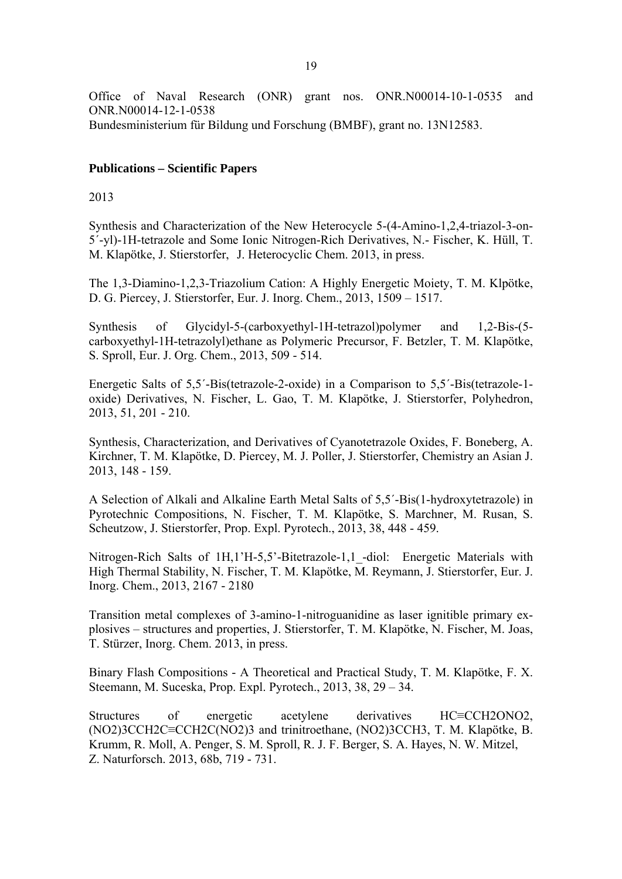Office of Naval Research (ONR) grant nos. ONR.N00014-10-1-0535 and ONR.N00014-12-1-0538
Bundesministerium für Bildung und Forschung (BMBF), grant no. 13N12583.

**Publications – Scientific Papers**

2013

Synthesis and Characterization of the New Heterocycle 5-(4-Amino-1,2,4-triazol-3-on-5´-yl)-1H-tetrazole and Some Ionic Nitrogen-Rich Derivatives, N.- Fischer, K. Hüll, T. M. Klapötke, J. Stierstorfer, J. Heterocyclic Chem. 2013, in press.

The 1,3-Diamino-1,2,3-Triazolium Cation: A Highly Energetic Moiety, T. M. Klpötke, D. G. Piercey, J. Stierstorfer, Eur. J. Inorg. Chem., 2013, 1509 – 1517.

Synthesis of Glycidyl-5-(carboxyethyl-1H-tetrazol)polymer and 1,2-Bis-(5-carboxyethyl-1H-tetrazolyl)ethane as Polymeric Precursor, F. Betzler, T. M. Klapötke, S. Sproll, Eur. J. Org. Chem., 2013, 509 - 514.

Energetic Salts of 5,5´-Bis(tetrazole-2-oxide) in a Comparison to 5,5´-Bis(tetrazole-1-oxide) Derivatives, N. Fischer, L. Gao, T. M. Klapötke, J. Stierstorfer, Polyhedron, 2013, 51, 201 - 210.

Synthesis, Characterization, and Derivatives of Cyanotetrazole Oxides, F. Boneberg, A. Kirchner, T. M. Klapötke, D. Piercey, M. J. Poller, J. Stierstorfer, Chemistry an Asian J. 2013, 148 - 159.

A Selection of Alkali and Alkaline Earth Metal Salts of 5,5´-Bis(1-hydroxytetrazole) in Pyrotechnic Compositions, N. Fischer, T. M. Klapötke, S. Marchner, M. Rusan, S. Scheutzow, J. Stierstorfer, Prop. Expl. Pyrotech., 2013, 38, 448 - 459.

Nitrogen-Rich Salts of 1H,1'H-5,5'-Bitetrazole-1,1_-diol: Energetic Materials with High Thermal Stability, N. Fischer, T. M. Klapötke, M. Reymann, J. Stierstorfer, Eur. J. Inorg. Chem., 2013, 2167 - 2180

Transition metal complexes of 3-amino-1-nitroguanidine as laser ignitible primary explosives – structures and properties, J. Stierstorfer, T. M. Klapötke, N. Fischer, M. Joas, T. Stürzer, Inorg. Chem. 2013, in press.

Binary Flash Compositions - A Theoretical and Practical Study, T. M. Klapötke, F. X. Steemann, M. Suceska, Prop. Expl. Pyrotech., 2013, 38, 29 – 34.

Structures of energetic acetylene derivatives $HC{\equiv}CCH_2ONO_2$, $(NO_2)_3CCH_2C{\equiv}CCH_2C(NO_2)_3$ and trinitroethane, $(NO_2)_3CCH_3$, T. M. Klapötke, B. Krumm, R. Moll, A. Penger, S. M. Sproll, R. J. F. Berger, S. A. Hayes, N. W. Mitzel, Z. Naturforsch. 2013, 68b, 719 - 731.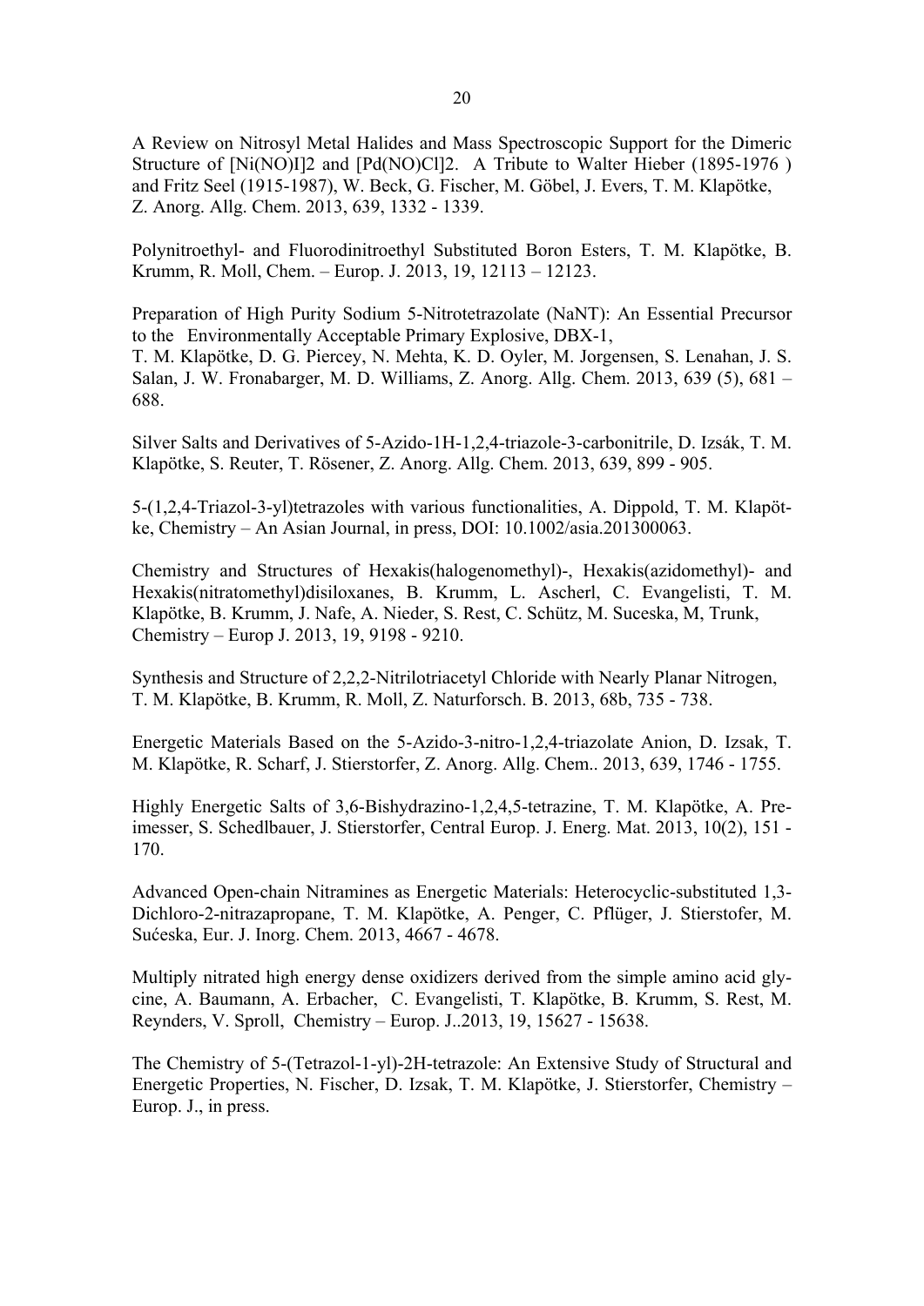A Review on Nitrosyl Metal Halides and Mass Spectroscopic Support for the Dimeric Structure of [Ni(NO)I]2 and [Pd(NO)Cl]2. A Tribute to Walter Hieber (1895-1976 ) and Fritz Seel (1915-1987), W. Beck, G. Fischer, M. Göbel, J. Evers, T. M. Klapötke, Z. Anorg. Allg. Chem. 2013, 639, 1332 - 1339.

Polynitroethyl- and Fluorodinitroethyl Substituted Boron Esters, T. M. Klapötke, B. Krumm, R. Moll, Chem. – Europ. J. 2013, 19, 12113 – 12123.

Preparation of High Purity Sodium 5-Nitrotetrazolate (NaNT): An Essential Precursor to the Environmentally Acceptable Primary Explosive, DBX-1, T. M. Klapötke, D. G. Piercey, N. Mehta, K. D. Oyler, M. Jorgensen, S. Lenahan, J. S. Salan, J. W. Fronabarger, M. D. Williams, Z. Anorg. Allg. Chem. 2013, 639 (5), 681 – 688.

Silver Salts and Derivatives of 5-Azido-1H-1,2,4-triazole-3-carbonitrile, D. Izsák, T. M. Klapötke, S. Reuter, T. Rösener, Z. Anorg. Allg. Chem. 2013, 639, 899 - 905.

5-(1,2,4-Triazol-3-yl)tetrazoles with various functionalities, A. Dippold, T. M. Klapötke, Chemistry – An Asian Journal, in press, DOI: 10.1002/asia.201300063.

Chemistry and Structures of Hexakis(halogenomethyl)-, Hexakis(azidomethyl)- and Hexakis(nitratomethyl)disiloxanes, B. Krumm, L. Ascherl, C. Evangelisti, T. M. Klapötke, B. Krumm, J. Nafe, A. Nieder, S. Rest, C. Schütz, M. Suceska, M, Trunk, Chemistry – Europ J. 2013, 19, 9198 - 9210.

Synthesis and Structure of 2,2,2-Nitrilotriacetyl Chloride with Nearly Planar Nitrogen, T. M. Klapötke, B. Krumm, R. Moll, Z. Naturforsch. B. 2013, 68b, 735 - 738.

Energetic Materials Based on the 5-Azido-3-nitro-1,2,4-triazolate Anion, D. Izsak, T. M. Klapötke, R. Scharf, J. Stierstorfer, Z. Anorg. Allg. Chem.. 2013, 639, 1746 - 1755.

Highly Energetic Salts of 3,6-Bishydrazino-1,2,4,5-tetrazine, T. M. Klapötke, A. Preimesser, S. Schedlbauer, J. Stierstorfer, Central Europ. J. Energ. Mat. 2013, 10(2), 151 - 170.

Advanced Open-chain Nitramines as Energetic Materials: Heterocyclic-substituted 1,3-Dichloro-2-nitrazapropane, T. M. Klapötke, A. Penger, C. Pflüger, J. Stierstofer, M. Sućeska, Eur. J. Inorg. Chem. 2013, 4667 - 4678.

Multiply nitrated high energy dense oxidizers derived from the simple amino acid glycine, A. Baumann, A. Erbacher, C. Evangelisti, T. Klapötke, B. Krumm, S. Rest, M. Reynders, V. Sproll, Chemistry – Europ. J..2013, 19, 15627 - 15638.

The Chemistry of 5-(Tetrazol-1-yl)-2H-tetrazole: An Extensive Study of Structural and Energetic Properties, N. Fischer, D. Izsak, T. M. Klapötke, J. Stierstorfer, Chemistry – Europ. J., in press.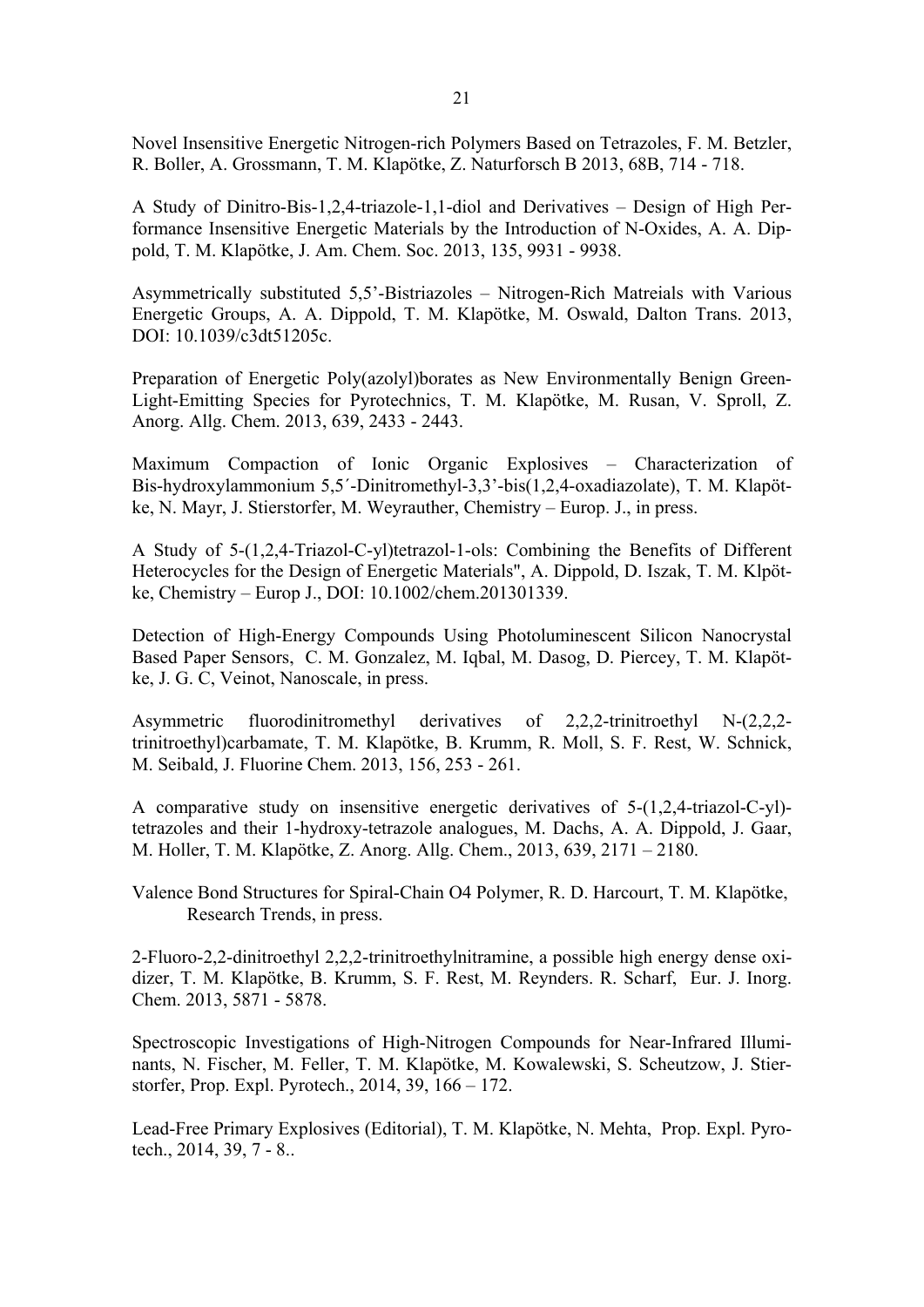Novel Insensitive Energetic Nitrogen-rich Polymers Based on Tetrazoles, F. M. Betzler, R. Boller, A. Grossmann, T. M. Klapötke, Z. Naturforsch B 2013, 68B, 714 - 718.

A Study of Dinitro-Bis-1,2,4-triazole-1,1-diol and Derivatives – Design of High Performance Insensitive Energetic Materials by the Introduction of N-Oxides, A. A. Dippold, T. M. Klapötke, J. Am. Chem. Soc. 2013, 135, 9931 - 9938.

Asymmetrically substituted 5,5'-Bistriazoles – Nitrogen-Rich Matreials with Various Energetic Groups, A. A. Dippold, T. M. Klapötke, M. Oswald, Dalton Trans. 2013, DOI: 10.1039/c3dt51205c.

Preparation of Energetic Poly(azolyl)borates as New Environmentally Benign Green-Light-Emitting Species for Pyrotechnics, T. M. Klapötke, M. Rusan, V. Sproll, Z. Anorg. Allg. Chem. 2013, 639, 2433 - 2443.

Maximum Compaction of Ionic Organic Explosives – Characterization of Bis-hydroxylammonium 5,5´-Dinitromethyl-3,3'-bis(1,2,4-oxadiazolate), T. M. Klapötke, N. Mayr, J. Stierstorfer, M. Weyrauther, Chemistry – Europ. J., in press.

A Study of 5-(1,2,4-Triazol-C-yl)tetrazol-1-ols: Combining the Benefits of Different Heterocycles for the Design of Energetic Materials", A. Dippold, D. Iszak, T. M. Klpötke, Chemistry – Europ J., DOI: 10.1002/chem.201301339.

Detection of High-Energy Compounds Using Photoluminescent Silicon Nanocrystal Based Paper Sensors, C. M. Gonzalez, M. Iqbal, M. Dasog, D. Piercey, T. M. Klapötke, J. G. C, Veinot, Nanoscale, in press.

Asymmetric fluorodinitromethyl derivatives of 2,2,2-trinitroethyl N-(2,2,2-trinitroethyl)carbamate, T. M. Klapötke, B. Krumm, R. Moll, S. F. Rest, W. Schnick, M. Seibald, J. Fluorine Chem. 2013, 156, 253 - 261.

A comparative study on insensitive energetic derivatives of 5-(1,2,4-triazol-C-yl)-tetrazoles and their 1-hydroxy-tetrazole analogues, M. Dachs, A. A. Dippold, J. Gaar, M. Holler, T. M. Klapötke, Z. Anorg. Allg. Chem., 2013, 639, 2171 – 2180.

Valence Bond Structures for Spiral-Chain O4 Polymer, R. D. Harcourt, T. M. Klapötke, Research Trends, in press.

2-Fluoro-2,2-dinitroethyl 2,2,2-trinitroethylnitramine, a possible high energy dense oxidizer, T. M. Klapötke, B. Krumm, S. F. Rest, M. Reynders. R. Scharf, Eur. J. Inorg. Chem. 2013, 5871 - 5878.

Spectroscopic Investigations of High-Nitrogen Compounds for Near-Infrared Illuminants, N. Fischer, M. Feller, T. M. Klapötke, M. Kowalewski, S. Scheutzow, J. Stierstorfer, Prop. Expl. Pyrotech., 2014, 39, 166 – 172.

Lead-Free Primary Explosives (Editorial), T. M. Klapötke, N. Mehta, Prop. Expl. Pyrotech., 2014, 39, 7 - 8..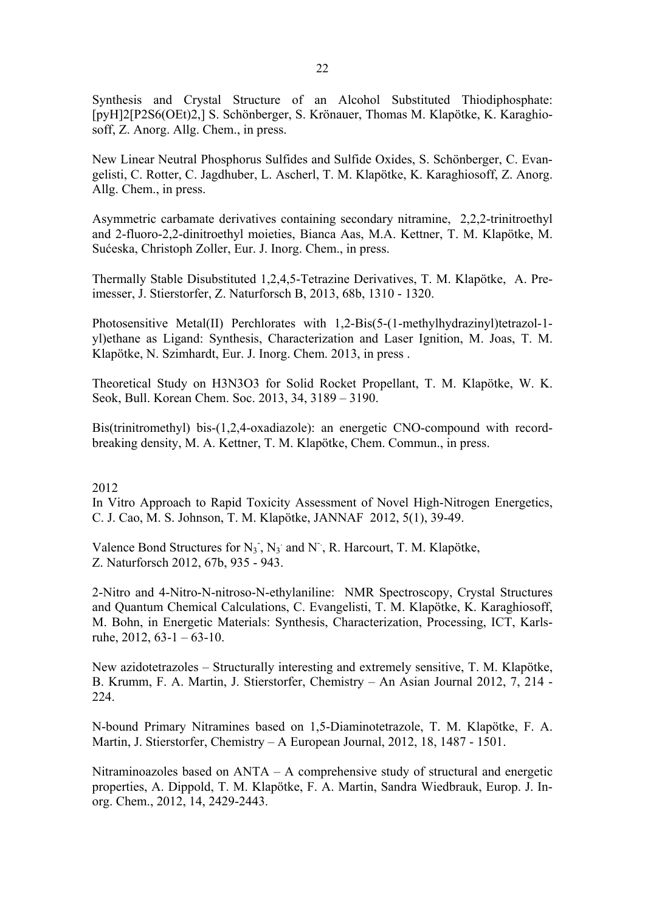Synthesis and Crystal Structure of an Alcohol Substituted Thiodiphosphate: [pyH]2[P2S6(OEt)2,] S. Schönberger, S. Krönauer, Thomas M. Klapötke, K. Karaghiosoff, Z. Anorg. Allg. Chem., in press.

New Linear Neutral Phosphorus Sulfides and Sulfide Oxides, S. Schönberger, C. Evangelisti, C. Rotter, C. Jagdhuber, L. Ascherl, T. M. Klapötke, K. Karaghiosoff, Z. Anorg. Allg. Chem., in press.

Asymmetric carbamate derivatives containing secondary nitramine, 2,2,2-trinitroethyl and 2-fluoro-2,2-dinitroethyl moieties, Bianca Aas, M.A. Kettner, T. M. Klapötke, M. Sućeska, Christoph Zoller, Eur. J. Inorg. Chem., in press.

Thermally Stable Disubstituted 1,2,4,5-Tetrazine Derivatives, T. M. Klapötke, A. Preimesser, J. Stierstorfer, Z. Naturforsch B, 2013, 68b, 1310 - 1320.

Photosensitive Metal(II) Perchlorates with 1,2-Bis(5-(1-methylhydrazinyl)tetrazol-1-yl)ethane as Ligand: Synthesis, Characterization and Laser Ignition, M. Joas, T. M. Klapötke, N. Szimhardt, Eur. J. Inorg. Chem. 2013, in press .

Theoretical Study on H3N3O3 for Solid Rocket Propellant, T. M. Klapötke, W. K. Seok, Bull. Korean Chem. Soc. 2013, 34, 3189 – 3190.

Bis(trinitromethyl) bis-(1,2,4-oxadiazole): an energetic CNO-compound with record-breaking density, M. A. Kettner, T. M. Klapötke, Chem. Commun., in press.

2012

In Vitro Approach to Rapid Toxicity Assessment of Novel High-Nitrogen Energetics, C. J. Cao, M. S. Johnson, T. M. Klapötke, JANNAF 2012, 5(1), 39-49.

Valence Bond Structures for $N_3^-$, $N_3^-$ and $N^-$, R. Harcourt, T. M. Klapötke, Z. Naturforsch 2012, 67b, 935 - 943.

2-Nitro and 4-Nitro-N-nitroso-N-ethylaniline: NMR Spectroscopy, Crystal Structures and Quantum Chemical Calculations, C. Evangelisti, T. M. Klapötke, K. Karaghiosoff, M. Bohn, in Energetic Materials: Synthesis, Characterization, Processing, ICT, Karlsruhe, 2012, 63-1 – 63-10.

New azidotetrazoles – Structurally interesting and extremely sensitive, T. M. Klapötke, B. Krumm, F. A. Martin, J. Stierstorfer, Chemistry – An Asian Journal 2012, 7, 214 - 224.

N-bound Primary Nitramines based on 1,5-Diaminotetrazole, T. M. Klapötke, F. A. Martin, J. Stierstorfer, Chemistry – A European Journal, 2012, 18, 1487 - 1501.

Nitraminoazoles based on ANTA – A comprehensive study of structural and energetic properties, A. Dippold, T. M. Klapötke, F. A. Martin, Sandra Wiedbrauk, Europ. J. Inorg. Chem., 2012, 14, 2429-2443.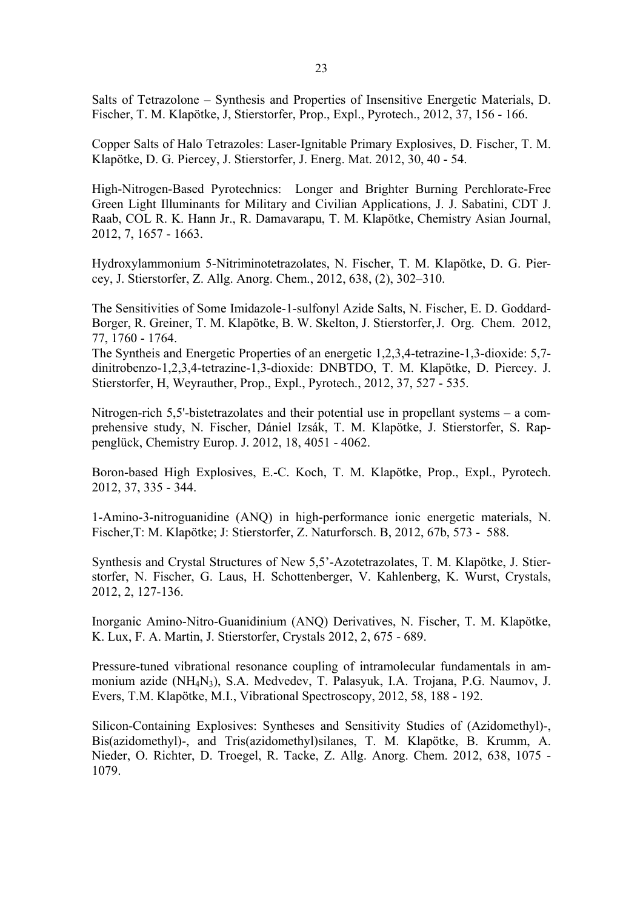Salts of Tetrazolone – Synthesis and Properties of Insensitive Energetic Materials, D. Fischer, T. M. Klapötke, J, Stierstorfer, Prop., Expl., Pyrotech., 2012, 37, 156 - 166.

Copper Salts of Halo Tetrazoles: Laser-Ignitable Primary Explosives, D. Fischer, T. M. Klapötke, D. G. Piercey, J. Stierstorfer, J. Energ. Mat. 2012, 30, 40 - 54.

High-Nitrogen-Based Pyrotechnics: Longer and Brighter Burning Perchlorate-Free Green Light Illuminants for Military and Civilian Applications, J. J. Sabatini, CDT J. Raab, COL R. K. Hann Jr., R. Damavarapu, T. M. Klapötke, Chemistry Asian Journal, 2012, 7, 1657 - 1663.

Hydroxylammonium 5-Nitriminotetrazolates, N. Fischer, T. M. Klapötke, D. G. Piercey, J. Stierstorfer, Z. Allg. Anorg. Chem., 2012, 638, (2), 302–310.

The Sensitivities of Some Imidazole-1-sulfonyl Azide Salts, N. Fischer, E. D. Goddard-Borger, R. Greiner, T. M. Klapötke, B. W. Skelton, J. Stierstorfer, J. Org. Chem. 2012, 77, 1760 - 1764.
The Syntheis and Energetic Properties of an energetic 1,2,3,4-tetrazine-1,3-dioxide: 5,7-dinitrobenzo-1,2,3,4-tetrazine-1,3-dioxide: DNBTDO, T. M. Klapötke, D. Piercey. J. Stierstorfer, H, Weyrauther, Prop., Expl., Pyrotech., 2012, 37, 527 - 535.

Nitrogen-rich 5,5'-bistetrazolates and their potential use in propellant systems – a comprehensive study, N. Fischer, Dániel Izsák, T. M. Klapötke, J. Stierstorfer, S. Rappenglück, Chemistry Europ. J. 2012, 18, 4051 - 4062.

Boron-based High Explosives, E.-C. Koch, T. M. Klapötke, Prop., Expl., Pyrotech. 2012, 37, 335 - 344.

1-Amino-3-nitroguanidine (ANQ) in high-performance ionic energetic materials, N. Fischer,T: M. Klapötke; J: Stierstorfer, Z. Naturforsch. B, 2012, 67b, 573 - 588.

Synthesis and Crystal Structures of New 5,5'-Azotetrazolates, T. M. Klapötke, J. Stierstorfer, N. Fischer, G. Laus, H. Schottenberger, V. Kahlenberg, K. Wurst, Crystals, 2012, 2, 127-136.

Inorganic Amino-Nitro-Guanidinium (ANQ) Derivatives, N. Fischer, T. M. Klapötke, K. Lux, F. A. Martin, J. Stierstorfer, Crystals 2012, 2, 675 - 689.

Pressure-tuned vibrational resonance coupling of intramolecular fundamentals in ammonium azide ($NH_4N_3$), S.A. Medvedev, T. Palasyuk, I.A. Trojana, P.G. Naumov, J. Evers, T.M. Klapötke, M.I., Vibrational Spectroscopy, 2012, 58, 188 - 192.

Silicon-Containing Explosives: Syntheses and Sensitivity Studies of (Azidomethyl)-, Bis(azidomethyl)-, and Tris(azidomethyl)silanes, T. M. Klapötke, B. Krumm, A. Nieder, O. Richter, D. Troegel, R. Tacke, Z. Allg. Anorg. Chem. 2012, 638, 1075 - 1079.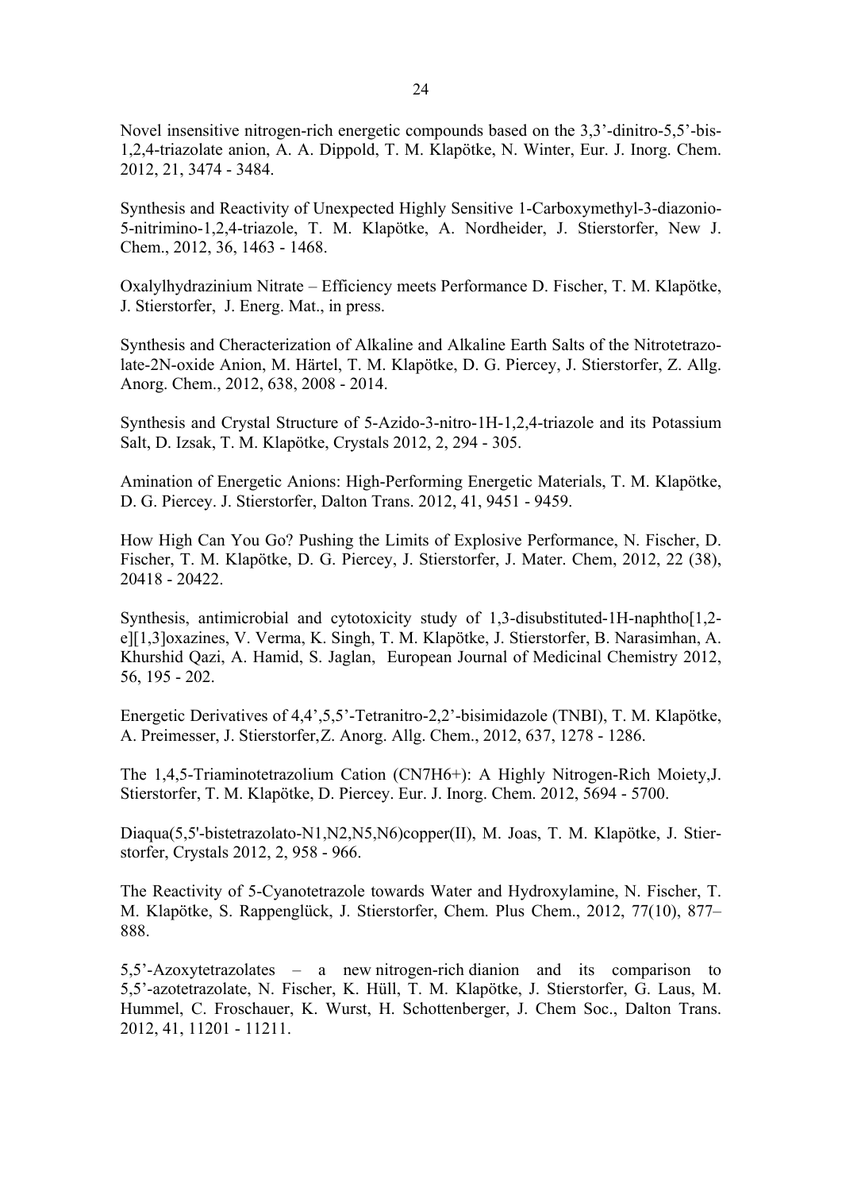Novel insensitive nitrogen-rich energetic compounds based on the 3,3'-dinitro-5,5'-bis-1,2,4-triazolate anion, A. A. Dippold, T. M. Klapötke, N. Winter, Eur. J. Inorg. Chem. 2012, 21, 3474 - 3484.

Synthesis and Reactivity of Unexpected Highly Sensitive 1-Carboxymethyl-3-diazonio-5-nitrimino-1,2,4-triazole, T. M. Klapötke, A. Nordheider, J. Stierstorfer, New J. Chem., 2012, 36, 1463 - 1468.

Oxalylhydrazinium Nitrate – Efficiency meets Performance D. Fischer, T. M. Klapötke, J. Stierstorfer, J. Energ. Mat., in press.

Synthesis and Cheracterization of Alkaline and Alkaline Earth Salts of the Nitrotetrazolate-2N-oxide Anion, M. Härtel, T. M. Klapötke, D. G. Piercey, J. Stierstorfer, Z. Allg. Anorg. Chem., 2012, 638, 2008 - 2014.

Synthesis and Crystal Structure of 5-Azido-3-nitro-1H-1,2,4-triazole and its Potassium Salt, D. Izsak, T. M. Klapötke, Crystals 2012, 2, 294 - 305.

Amination of Energetic Anions: High-Performing Energetic Materials, T. M. Klapötke, D. G. Piercey. J. Stierstorfer, Dalton Trans. 2012, 41, 9451 - 9459.

How High Can You Go? Pushing the Limits of Explosive Performance, N. Fischer, D. Fischer, T. M. Klapötke, D. G. Piercey, J. Stierstorfer, J. Mater. Chem, 2012, 22 (38), 20418 - 20422.

Synthesis, antimicrobial and cytotoxicity study of 1,3-disubstituted-1H-naphtho[1,2-e][1,3]oxazines, V. Verma, K. Singh, T. M. Klapötke, J. Stierstorfer, B. Narasimhan, A. Khurshid Qazi, A. Hamid, S. Jaglan, European Journal of Medicinal Chemistry 2012, 56, 195 - 202.

Energetic Derivatives of 4,4',5,5'-Tetranitro-2,2'-bisimidazole (TNBI), T. M. Klapötke, A. Preimesser, J. Stierstorfer, Z. Anorg. Allg. Chem., 2012, 637, 1278 - 1286.

The 1,4,5-Triaminotetrazolium Cation ($CN_7H_6^+$): A Highly Nitrogen-Rich Moiety, J. Stierstorfer, T. M. Klapötke, D. Piercey. Eur. J. Inorg. Chem. 2012, 5694 - 5700.

Diaqua(5,5'-bistetrazolato-N1,N2,N5,N6)copper(II), M. Joas, T. M. Klapötke, J. Stierstorfer, Crystals 2012, 2, 958 - 966.

The Reactivity of 5-Cyanotetrazole towards Water and Hydroxylamine, N. Fischer, T. M. Klapötke, S. Rappenglück, J. Stierstorfer, Chem. Plus Chem., 2012, 77(10), 877–888.

5,5'-Azoxytetrazolates – a new nitrogen-rich dianion and its comparison to 5,5'-azotetrazolate, N. Fischer, K. Hüll, T. M. Klapötke, J. Stierstorfer, G. Laus, M. Hummel, C. Froschauer, K. Wurst, H. Schottenberger, J. Chem Soc., Dalton Trans. 2012, 41, 11201 - 11211.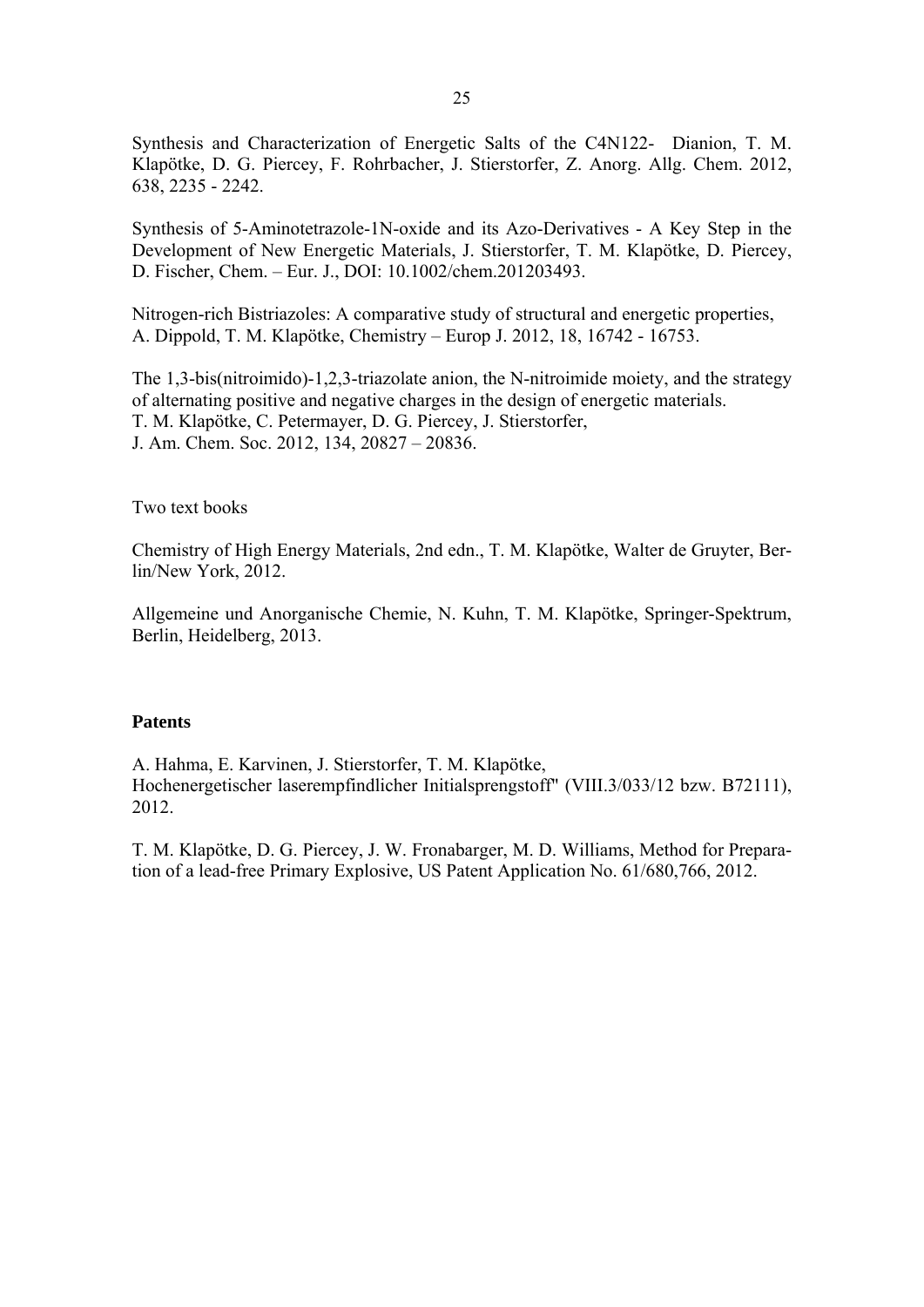Synthesis and Characterization of Energetic Salts of the C4N122- Dianion, T. M. Klapötke, D. G. Piercey, F. Rohrbacher, J. Stierstorfer, Z. Anorg. Allg. Chem. 2012, 638, 2235 - 2242.

Synthesis of 5-Aminotetrazole-1N-oxide and its Azo-Derivatives - A Key Step in the Development of New Energetic Materials, J. Stierstorfer, T. M. Klapötke, D. Piercey, D. Fischer, Chem. – Eur. J., DOI: 10.1002/chem.201203493.

Nitrogen-rich Bistriazoles: A comparative study of structural and energetic properties, A. Dippold, T. M. Klapötke, Chemistry – Europ J. 2012, 18, 16742 - 16753.

The 1,3-bis(nitroimido)-1,2,3-triazolate anion, the N-nitroimide moiety, and the strategy of alternating positive and negative charges in the design of energetic materials.
T. M. Klapötke, C. Petermayer, D. G. Piercey, J. Stierstorfer,
J. Am. Chem. Soc. 2012, 134, 20827 – 20836.

Two text books

Chemistry of High Energy Materials, 2nd edn., T. M. Klapötke, Walter de Gruyter, Berlin/New York, 2012.

Allgemeine und Anorganische Chemie, N. Kuhn, T. M. Klapötke, Springer-Spektrum, Berlin, Heidelberg, 2013.

**Patents**

A. Hahma, E. Karvinen, J. Stierstorfer, T. M. Klapötke,
Hochenergetischer laserempfindlicher Initialsprengstoff" (VIII.3/033/12 bzw. B72111), 2012.

T. M. Klapötke, D. G. Piercey, J. W. Fronabarger, M. D. Williams, Method for Preparation of a lead-free Primary Explosive, US Patent Application No. 61/680,766, 2012.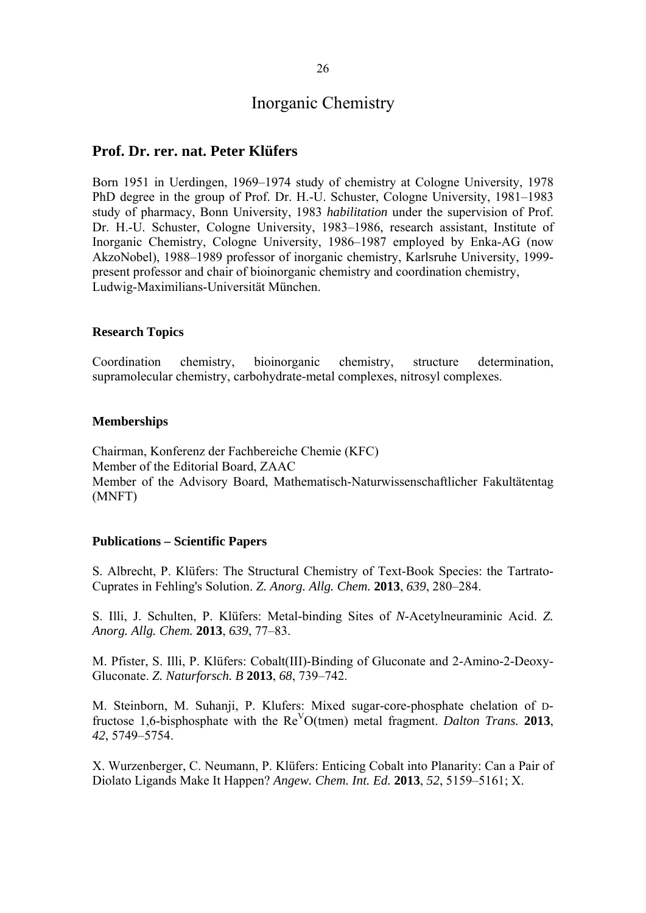# Inorganic Chemistry

## Prof. Dr. rer. nat. Peter Klüfers

Born 1951 in Uerdingen, 1969–1974 study of chemistry at Cologne University, 1978 PhD degree in the group of Prof. Dr. H.-U. Schuster, Cologne University, 1981–1983 study of pharmacy, Bonn University, 1983 *habilitation* under the supervision of Prof. Dr. H.-U. Schuster, Cologne University, 1983–1986, research assistant, Institute of Inorganic Chemistry, Cologne University, 1986–1987 employed by Enka-AG (now AkzoNobel), 1988–1989 professor of inorganic chemistry, Karlsruhe University, 1999-present professor and chair of bioinorganic chemistry and coordination chemistry, Ludwig-Maximilians-Universität München.

### Research Topics

Coordination chemistry, bioinorganic chemistry, structure determination, supramolecular chemistry, carbohydrate-metal complexes, nitrosyl complexes.

### Memberships

Chairman, Konferenz der Fachbereiche Chemie (KFC)
Member of the Editorial Board, ZAAC
Member of the Advisory Board, Mathematisch-Naturwissenschaftlicher Fakultätentag (MNFT)

### Publications – Scientific Papers

S. Albrecht, P. Klüfers: The Structural Chemistry of Text-Book Species: the Tartrato-Cuprates in Fehling's Solution. *Z. Anorg. Allg. Chem.* **2013**, *639*, 280–284.

S. Illi, J. Schulten, P. Klüfers: Metal-binding Sites of *N*-Acetylneuraminic Acid. *Z. Anorg. Allg. Chem.* **2013**, *639*, 77–83.

M. Pfister, S. Illi, P. Klüfers: Cobalt(III)-Binding of Gluconate and 2-Amino-2-Deoxy-Gluconate. *Z. Naturforsch. B* **2013**, *68*, 739–742.

M. Steinborn, M. Suhanji, P. Klufers: Mixed sugar-core-phosphate chelation of D-fructose 1,6-bisphosphate with the $Re^{V}O$(tmen) metal fragment. *Dalton Trans.* **2013**, *42*, 5749–5754.

X. Wurzenberger, C. Neumann, P. Klüfers: Enticing Cobalt into Planarity: Can a Pair of Diolato Ligands Make It Happen? *Angew. Chem. Int. Ed.* **2013**, *52*, 5159–5161; X.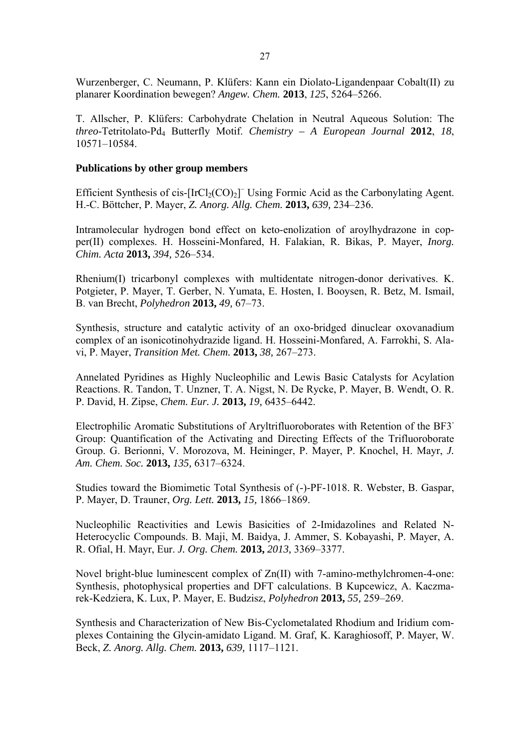Wurzenberger, C. Neumann, P. Klüfers: Kann ein Diolato-Ligandenpaar Cobalt(II) zu planarer Koordination bewegen? *Angew. Chem.* **2013**, *125*, 5264–5266.

T. Allscher, P. Klüfers: Carbohydrate Chelation in Neutral Aqueous Solution: The *threo*-Tetritolato-$Pd_4$ Butterfly Motif. *Chemistry – A European Journal* **2012**, *18*, 10571–10584.

**Publications by other group members**

Efficient Synthesis of cis-$[IrCl_2(CO)_2]^-$ Using Formic Acid as the Carbonylating Agent. H.-C. Böttcher, P. Mayer, *Z. Anorg. Allg. Chem.* **2013,** *639,* 234–236.

Intramolecular hydrogen bond effect on keto-enolization of aroylhydrazone in copper(II) complexes. H. Hosseini-Monfared, H. Falakian, R. Bikas, P. Mayer, *Inorg. Chim. Acta* **2013,** *394,* 526–534.

Rhenium(I) tricarbonyl complexes with multidentate nitrogen-donor derivatives. K. Potgieter, P. Mayer, T. Gerber, N. Yumata, E. Hosten, I. Booysen, R. Betz, M. Ismail, B. van Brecht, *Polyhedron* **2013,** *49,* 67–73.

Synthesis, structure and catalytic activity of an oxo-bridged dinuclear oxovanadium complex of an isonicotinohydrazide ligand. H. Hosseini-Monfared, A. Farrokhi, S. Alavi, P. Mayer, *Transition Met. Chem.* **2013,** *38,* 267–273.

Annelated Pyridines as Highly Nucleophilic and Lewis Basic Catalysts for Acylation Reactions. R. Tandon, T. Unzner, T. A. Nigst, N. De Rycke, P. Mayer, B. Wendt, O. R. P. David, H. Zipse, *Chem. Eur. J.* **2013,** *19,* 6435–6442.

Electrophilic Aromatic Substitutions of Aryltrifluoroborates with Retention of the $BF3^-$ Group: Quantification of the Activating and Directing Effects of the Trifluoroborate Group. G. Berionni, V. Morozova, M. Heininger, P. Mayer, P. Knochel, H. Mayr, *J. Am. Chem. Soc.* **2013,** *135,* 6317–6324.

Studies toward the Biomimetic Total Synthesis of (-)-PF-1018. R. Webster, B. Gaspar, P. Mayer, D. Trauner, *Org. Lett.* **2013,** *15,* 1866–1869.

Nucleophilic Reactivities and Lewis Basicities of 2-Imidazolines and Related N-Heterocyclic Compounds. B. Maji, M. Baidya, J. Ammer, S. Kobayashi, P. Mayer, A. R. Ofial, H. Mayr, Eur. *J. Org. Chem.* **2013,** *2013,* 3369–3377.

Novel bright-blue luminescent complex of Zn(II) with 7-amino-methylchromen-4-one: Synthesis, photophysical properties and DFT calculations. B Kupcewicz, A. Kaczmarek-Kedziera, K. Lux, P. Mayer, E. Budzisz, *Polyhedron* **2013,** *55,* 259–269.

Synthesis and Characterization of New Bis-Cyclometalated Rhodium and Iridium complexes Containing the Glycin-amidato Ligand. M. Graf, K. Karaghiosoff, P. Mayer, W. Beck, *Z. Anorg. Allg. Chem.* **2013,** *639,* 1117–1121.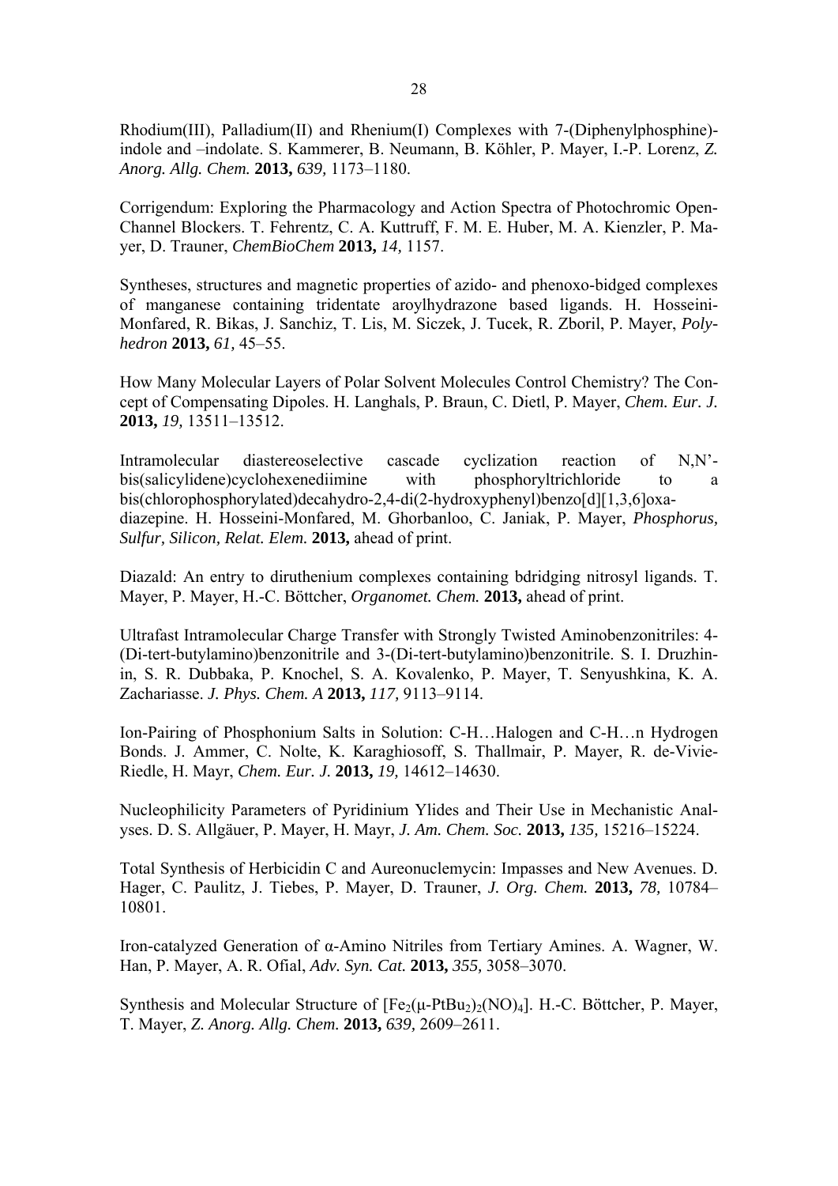Rhodium(III), Palladium(II) and Rhenium(I) Complexes with 7-(Diphenylphosphine)-indole and –indolate. S. Kammerer, B. Neumann, B. Köhler, P. Mayer, I.-P. Lorenz, *Z. Anorg. Allg. Chem.* **2013,** *639,* 1173–1180.

Corrigendum: Exploring the Pharmacology and Action Spectra of Photochromic Open-Channel Blockers. T. Fehrentz, C. A. Kuttruff, F. M. E. Huber, M. A. Kienzler, P. Mayer, D. Trauner, *ChemBioChem* **2013,** *14,* 1157.

Syntheses, structures and magnetic properties of azido- and phenoxo-bidged complexes of manganese containing tridentate aroylhydrazone based ligands. H. Hosseini-Monfared, R. Bikas, J. Sanchiz, T. Lis, M. Siczek, J. Tucek, R. Zboril, P. Mayer, *Polyhedron* **2013,** *61,* 45–55.

How Many Molecular Layers of Polar Solvent Molecules Control Chemistry? The Concept of Compensating Dipoles. H. Langhals, P. Braun, C. Dietl, P. Mayer, *Chem. Eur. J.* **2013,** *19,* 13511–13512.

Intramolecular diastereoselective cascade cyclization reaction of N,N'-bis(salicylidene)cyclohexenediimine with phosphoryltrichloride to a bis(chlorophosphorylated)decahydro-2,4-di(2-hydroxyphenyl)benzo[d][1,3,6]oxa-diazepine. H. Hosseini-Monfared, M. Ghorbanloo, C. Janiak, P. Mayer, *Phosphorus, Sulfur, Silicon, Relat. Elem.* **2013,** ahead of print.

Diazald: An entry to diruthenium complexes containing bdridging nitrosyl ligands. T. Mayer, P. Mayer, H.-C. Böttcher, *Organomet. Chem.* **2013,** ahead of print.

Ultrafast Intramolecular Charge Transfer with Strongly Twisted Aminobenzonitriles: 4-(Di-tert-butylamino)benzonitrile and 3-(Di-tert-butylamino)benzonitrile. S. I. Druzhinin, S. R. Dubbaka, P. Knochel, S. A. Kovalenko, P. Mayer, T. Senyushkina, K. A. Zachariasse. *J. Phys. Chem. A* **2013,** *117,* 9113–9114.

Ion-Pairing of Phosphonium Salts in Solution: C-H…Halogen and C-H…n Hydrogen Bonds. J. Ammer, C. Nolte, K. Karaghiosoff, S. Thallmair, P. Mayer, R. de-Vivie-Riedle, H. Mayr, *Chem. Eur. J.* **2013,** *19,* 14612–14630.

Nucleophilicity Parameters of Pyridinium Ylides and Their Use in Mechanistic Analyses. D. S. Allgäuer, P. Mayer, H. Mayr, *J. Am. Chem. Soc.* **2013,** *135,* 15216–15224.

Total Synthesis of Herbicidin C and Aureonuclemycin: Impasses and New Avenues. D. Hager, C. Paulitz, J. Tiebes, P. Mayer, D. Trauner, *J. Org. Chem.* **2013,** *78,* 10784–10801.

Iron-catalyzed Generation of α-Amino Nitriles from Tertiary Amines. A. Wagner, W. Han, P. Mayer, A. R. Ofial, *Adv. Syn. Cat.* **2013,** *355,* 3058–3070.

Synthesis and Molecular Structure of $[Fe_2(\mu\text{-}PtBu_2)_2(NO)_4]$. H.-C. Böttcher, P. Mayer, T. Mayer, *Z. Anorg. Allg. Chem.* **2013,** *639,* 2609–2611.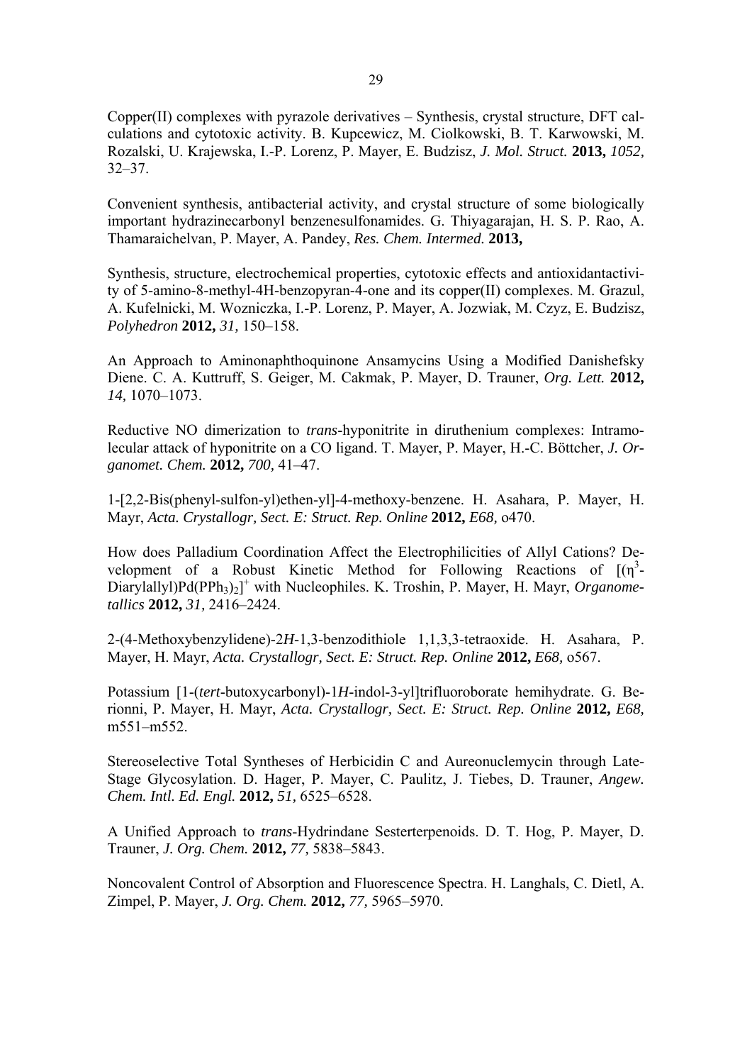Copper(II) complexes with pyrazole derivatives – Synthesis, crystal structure, DFT calculations and cytotoxic activity. B. Kupcewicz, M. Ciolkowski, B. T. Karwowski, M. Rozalski, U. Krajewska, I.-P. Lorenz, P. Mayer, E. Budzisz, *J. Mol. Struct.* **2013,** *1052,* 32–37.

Convenient synthesis, antibacterial activity, and crystal structure of some biologically important hydrazinecarbonyl benzenesulfonamides. G. Thiyagarajan, H. S. P. Rao, A. Thamaraichelvan, P. Mayer, A. Pandey, *Res. Chem. Intermed.* **2013,**

Synthesis, structure, electrochemical properties, cytotoxic effects and antioxidantactivity of 5-amino-8-methyl-4H-benzopyran-4-one and its copper(II) complexes. M. Grazul, A. Kufelnicki, M. Wozniczka, I.-P. Lorenz, P. Mayer, A. Jozwiak, M. Czyz, E. Budzisz, *Polyhedron* **2012,** *31,* 150–158.

An Approach to Aminonaphthoquinone Ansamycins Using a Modified Danishefsky Diene. C. A. Kuttruff, S. Geiger, M. Cakmak, P. Mayer, D. Trauner, *Org. Lett.* **2012,** *14,* 1070–1073.

Reductive NO dimerization to *trans*-hyponitrite in diruthenium complexes: Intramolecular attack of hyponitrite on a CO ligand. T. Mayer, P. Mayer, H.-C. Böttcher, *J. Organomet. Chem.* **2012,** *700,* 41–47.

1-[2,2-Bis(phenyl-sulfon-yl)ethen-yl]-4-methoxy-benzene. H. Asahara, P. Mayer, H. Mayr, *Acta. Crystallogr, Sect. E: Struct. Rep. Online* **2012,** *E68,* o470.

How does Palladium Coordination Affect the Electrophilicities of Allyl Cations? Development of a Robust Kinetic Method for Following Reactions of $[(\eta^3\text{-Diarylallyl})Pd(PPh_3)_2]^+$ with Nucleophiles. K. Troshin, P. Mayer, H. Mayr, *Organometallics* **2012,** *31,* 2416–2424.

2-(4-Methoxybenzylidene)-2*H*-1,3-benzodithiole 1,1,3,3-tetraoxide. H. Asahara, P. Mayer, H. Mayr, *Acta. Crystallogr, Sect. E: Struct. Rep. Online* **2012,** *E68,* o567.

Potassium [1-(*tert*-butoxycarbonyl)-1*H*-indol-3-yl]trifluoroborate hemihydrate. G. Berionni, P. Mayer, H. Mayr, *Acta. Crystallogr, Sect. E: Struct. Rep. Online* **2012,** *E68,* m551–m552.

Stereoselective Total Syntheses of Herbicidin C and Aureonuclemycin through Late-Stage Glycosylation. D. Hager, P. Mayer, C. Paulitz, J. Tiebes, D. Trauner, *Angew. Chem. Intl. Ed. Engl.* **2012,** *51,* 6525–6528.

A Unified Approach to *trans*-Hydrindane Sesterterpenoids. D. T. Hog, P. Mayer, D. Trauner, *J. Org. Chem.* **2012,** *77,* 5838–5843.

Noncovalent Control of Absorption and Fluorescence Spectra. H. Langhals, C. Dietl, A. Zimpel, P. Mayer, *J. Org. Chem.* **2012,** *77,* 5965–5970.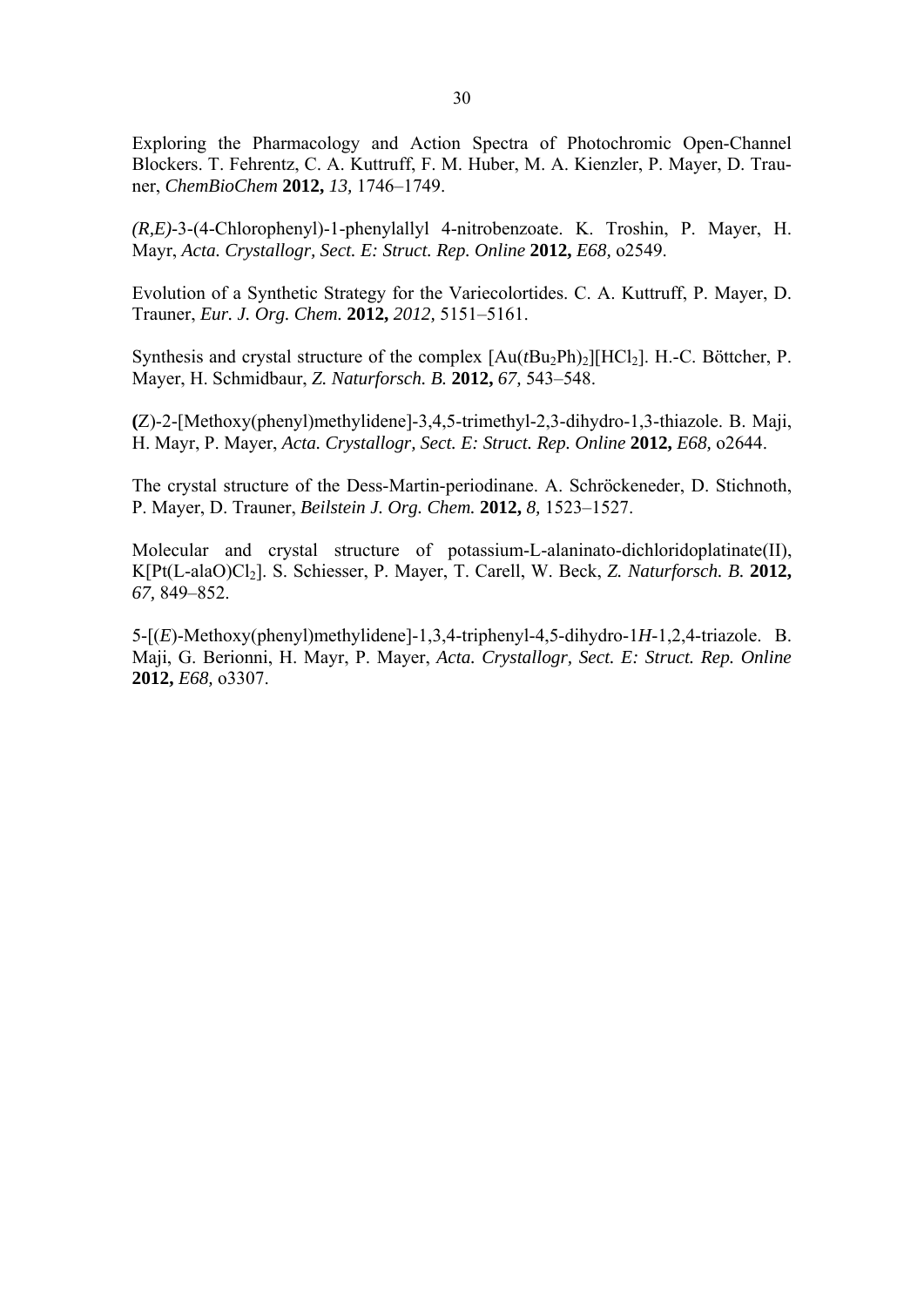Exploring the Pharmacology and Action Spectra of Photochromic Open-Channel Blockers. T. Fehrentz, C. A. Kuttruff, F. M. Huber, M. A. Kienzler, P. Mayer, D. Trauner, *ChemBioChem* **2012,** *13,* 1746–1749.

*(R,E)*-3-(4-Chlorophenyl)-1-phenylallyl 4-nitrobenzoate. K. Troshin, P. Mayer, H. Mayr, *Acta. Crystallogr, Sect. E: Struct. Rep. Online* **2012,** *E68,* o2549.

Evolution of a Synthetic Strategy for the Variecolortides. C. A. Kuttruff, P. Mayer, D. Trauner, *Eur. J. Org. Chem.* **2012,** *2012,* 5151–5161.

Synthesis and crystal structure of the complex $[Au(t\text{Bu}_2\text{Ph})_2][HCl_2]$. H.-C. Böttcher, P. Mayer, H. Schmidbaur, *Z. Naturforsch. B.* **2012,** *67,* 543–548.

**(**Z)-2-[Methoxy(phenyl)methylidene]-3,4,5-trimethyl-2,3-dihydro-1,3-thiazole. B. Maji, H. Mayr, P. Mayer, *Acta. Crystallogr, Sect. E: Struct. Rep. Online* **2012,** *E68,* o2644.

The crystal structure of the Dess-Martin-periodinane. A. Schröckeneder, D. Stichnoth, P. Mayer, D. Trauner, *Beilstein J. Org. Chem.* **2012,** *8,* 1523–1527.

Molecular and crystal structure of potassium-L-alaninato-dichloridoplatinate(II), $K[Pt(L\text{-alaO})Cl_2]$. S. Schiesser, P. Mayer, T. Carell, W. Beck, *Z. Naturforsch. B.* **2012,** *67,* 849–852.

5-[(*E*)-Methoxy(phenyl)methylidene]-1,3,4-triphenyl-4,5-dihydro-1*H*-1,2,4-triazole. B. Maji, G. Berionni, H. Mayr, P. Mayer, *Acta. Crystallogr, Sect. E: Struct. Rep. Online* **2012,** *E68,* o3307.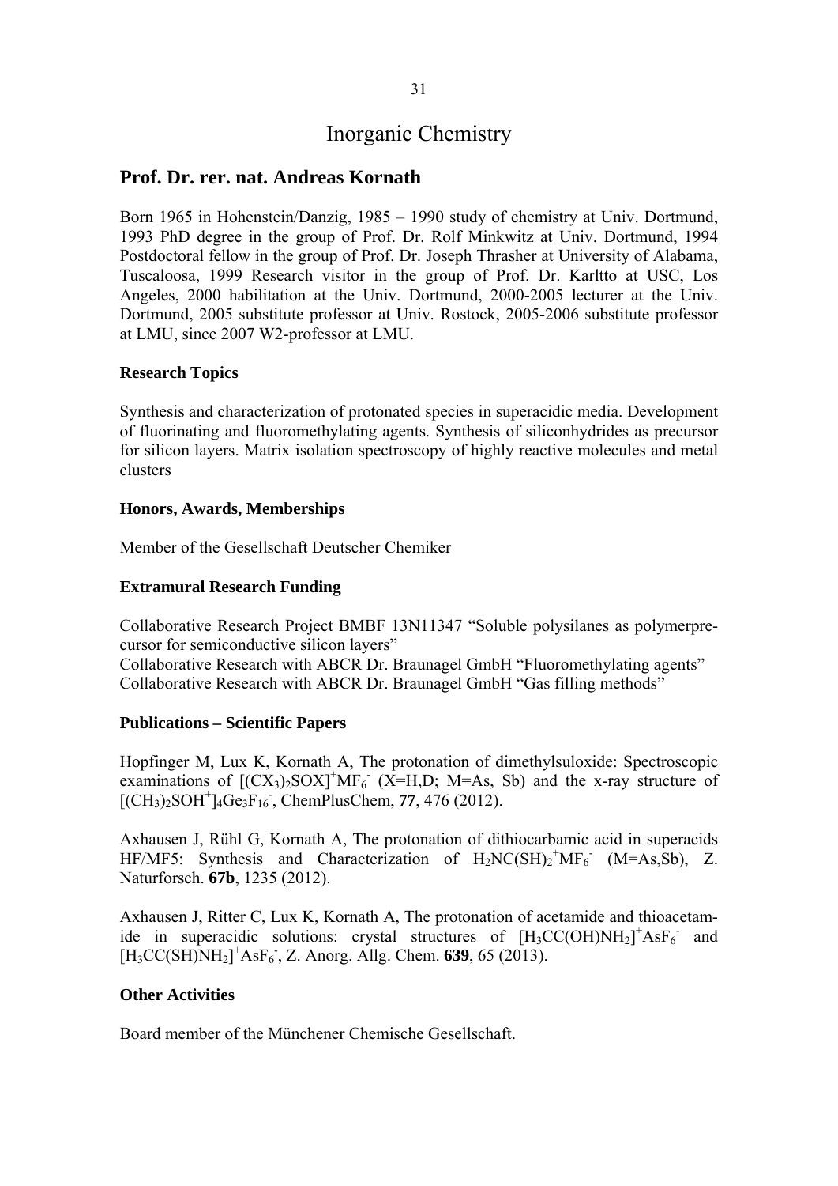# Inorganic Chemistry

## Prof. Dr. rer. nat. Andreas Kornath

Born 1965 in Hohenstein/Danzig, 1985 – 1990 study of chemistry at Univ. Dortmund, 1993 PhD degree in the group of Prof. Dr. Rolf Minkwitz at Univ. Dortmund, 1994 Postdoctoral fellow in the group of Prof. Dr. Joseph Thrasher at University of Alabama, Tuscaloosa, 1999 Research visitor in the group of Prof. Dr. Karltto at USC, Los Angeles, 2000 habilitation at the Univ. Dortmund, 2000-2005 lecturer at the Univ. Dortmund, 2005 substitute professor at Univ. Rostock, 2005-2006 substitute professor at LMU, since 2007 W2-professor at LMU.

### Research Topics

Synthesis and characterization of protonated species in superacidic media. Development of fluorinating and fluoromethylating agents. Synthesis of siliconhydrides as precursor for silicon layers. Matrix isolation spectroscopy of highly reactive molecules and metal clusters

### Honors, Awards, Memberships

Member of the Gesellschaft Deutscher Chemiker

### Extramural Research Funding

Collaborative Research Project BMBF 13N11347 "Soluble polysilanes as polymerprecursor for semiconductive silicon layers"
Collaborative Research with ABCR Dr. Braunagel GmbH "Fluoromethylating agents"
Collaborative Research with ABCR Dr. Braunagel GmbH "Gas filling methods"

### Publications – Scientific Papers

Hopfinger M, Lux K, Kornath A, The protonation of dimethylsuloxide: Spectroscopic examinations of $[(CX_3)_2SOX]^+MF_6^-$ (X=H,D; M=As, Sb) and the x-ray structure of $[(CH_3)_2SOH^+]_4Ge_3F_{16}^-$, ChemPlusChem, **77**, 476 (2012).

Axhausen J, Rühl G, Kornath A, The protonation of dithiocarbamic acid in superacids HF/MF5: Synthesis and Characterization of $H_2NC(SH)_2{}^+MF_6^-$ (M=As,Sb), Z. Naturforsch. **67b**, 1235 (2012).

Axhausen J, Ritter C, Lux K, Kornath A, The protonation of acetamide and thioacetamide in superacidic solutions: crystal structures of $[H_3CC(OH)NH_2]^+AsF_6^-$ and $[H_3CC(SH)NH_2]^+AsF_6^-$, Z. Anorg. Allg. Chem. **639**, 65 (2013).

### Other Activities

Board member of the Münchener Chemische Gesellschaft.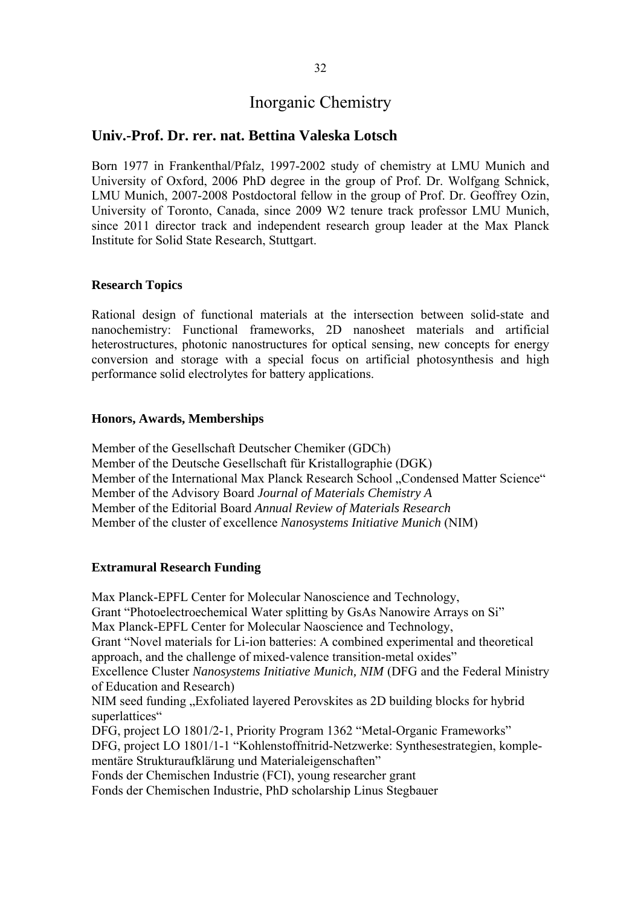# Inorganic Chemistry

## Univ.-Prof. Dr. rer. nat. Bettina Valeska Lotsch

Born 1977 in Frankenthal/Pfalz, 1997-2002 study of chemistry at LMU Munich and University of Oxford, 2006 PhD degree in the group of Prof. Dr. Wolfgang Schnick, LMU Munich, 2007-2008 Postdoctoral fellow in the group of Prof. Dr. Geoffrey Ozin, University of Toronto, Canada, since 2009 W2 tenure track professor LMU Munich, since 2011 director track and independent research group leader at the Max Planck Institute for Solid State Research, Stuttgart.

### Research Topics

Rational design of functional materials at the intersection between solid-state and nanochemistry: Functional frameworks, 2D nanosheet materials and artificial heterostructures, photonic nanostructures for optical sensing, new concepts for energy conversion and storage with a special focus on artificial photosynthesis and high performance solid electrolytes for battery applications.

### Honors, Awards, Memberships

Member of the Gesellschaft Deutscher Chemiker (GDCh)
Member of the Deutsche Gesellschaft für Kristallographie (DGK)
Member of the International Max Planck Research School „Condensed Matter Science"
Member of the Advisory Board *Journal of Materials Chemistry A*
Member of the Editorial Board *Annual Review of Materials Research*
Member of the cluster of excellence *Nanosystems Initiative Munich* (NIM)

### Extramural Research Funding

Max Planck-EPFL Center for Molecular Nanoscience and Technology,
Grant "Photoelectroechemical Water splitting by GsAs Nanowire Arrays on Si"
Max Planck-EPFL Center for Molecular Naoscience and Technology,
Grant "Novel materials for Li-ion batteries: A combined experimental and theoretical approach, and the challenge of mixed-valence transition-metal oxides"
Excellence Cluster *Nanosystems Initiative Munich, NIM* (DFG and the Federal Ministry of Education and Research)
NIM seed funding „Exfoliated layered Perovskites as 2D building blocks for hybrid superlattices"
DFG, project LO 1801/2-1, Priority Program 1362 "Metal-Organic Frameworks"
DFG, project LO 1801/1-1 "Kohlenstoffnitrid-Netzwerke: Synthesestrategien, komplementäre Strukturaufklärung und Materialeigenschaften"
Fonds der Chemischen Industrie (FCI), young researcher grant
Fonds der Chemischen Industrie, PhD scholarship Linus Stegbauer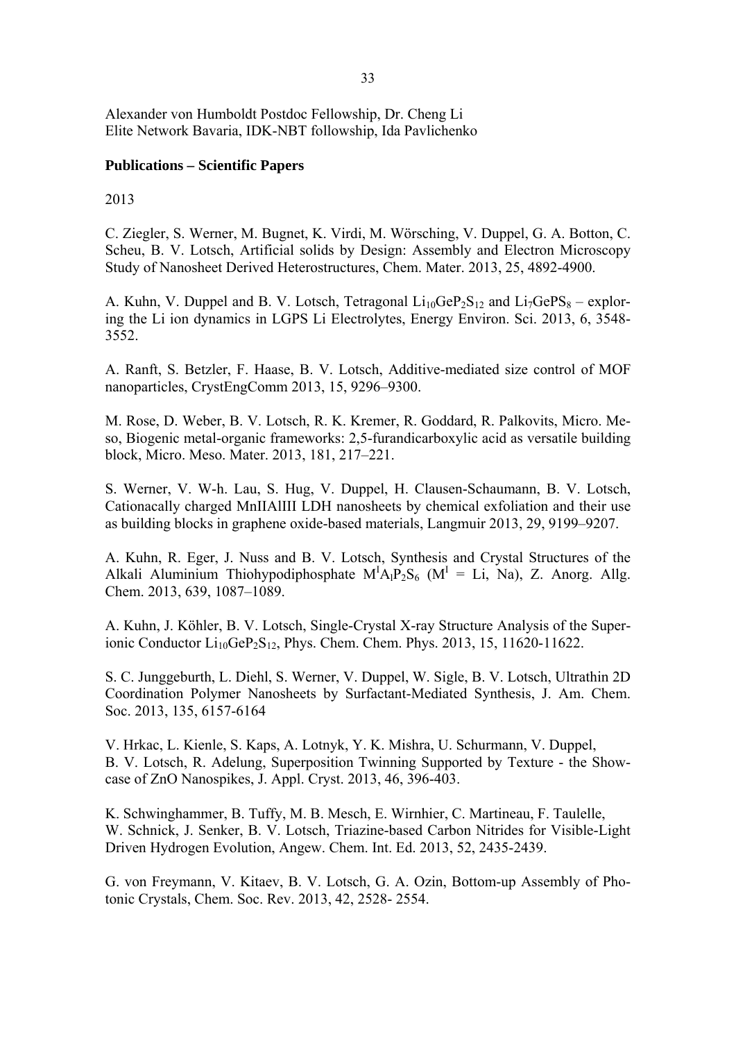Alexander von Humboldt Postdoc Fellowship, Dr. Cheng Li
Elite Network Bavaria, IDK-NBT followship, Ida Pavlichenko

**Publications – Scientific Papers**

2013

C. Ziegler, S. Werner, M. Bugnet, K. Virdi, M. Wörsching, V. Duppel, G. A. Botton, C. Scheu, B. V. Lotsch, Artificial solids by Design: Assembly and Electron Microscopy Study of Nanosheet Derived Heterostructures, Chem. Mater. 2013, 25, 4892-4900.

A. Kuhn, V. Duppel and B. V. Lotsch, Tetragonal $Li_{10}GeP_2S_{12}$ and $Li_7GePS_8$ – exploring the Li ion dynamics in LGPS Li Electrolytes, Energy Environ. Sci. 2013, 6, 3548-3552.

A. Ranft, S. Betzler, F. Haase, B. V. Lotsch, Additive-mediated size control of MOF nanoparticles, CrystEngComm 2013, 15, 9296–9300.

M. Rose, D. Weber, B. V. Lotsch, R. K. Kremer, R. Goddard, R. Palkovits, Micro. Meso, Biogenic metal-organic frameworks: 2,5-furandicarboxylic acid as versatile building block, Micro. Meso. Mater. 2013, 181, 217–221.

S. Werner, V. W-h. Lau, S. Hug, V. Duppel, H. Clausen-Schaumann, B. V. Lotsch, Cationacally charged MnIIAlIII LDH nanosheets by chemical exfoliation and their use as building blocks in graphene oxide-based materials, Langmuir 2013, 29, 9199–9207.

A. Kuhn, R. Eger, J. Nuss and B. V. Lotsch, Synthesis and Crystal Structures of the Alkali Aluminium Thiohypodiphosphate $M^IA_lP_2S_6$ ($M^I$ = Li, Na), Z. Anorg. Allg. Chem. 2013, 639, 1087–1089.

A. Kuhn, J. Köhler, B. V. Lotsch, Single-Crystal X-ray Structure Analysis of the Superionic Conductor $Li_{10}GeP_2S_{12}$, Phys. Chem. Chem. Phys. 2013, 15, 11620-11622.

S. C. Junggeburth, L. Diehl, S. Werner, V. Duppel, W. Sigle, B. V. Lotsch, Ultrathin 2D Coordination Polymer Nanosheets by Surfactant-Mediated Synthesis, J. Am. Chem. Soc. 2013, 135, 6157-6164

V. Hrkac, L. Kienle, S. Kaps, A. Lotnyk, Y. K. Mishra, U. Schurmann, V. Duppel, B. V. Lotsch, R. Adelung, Superposition Twinning Supported by Texture - the Showcase of ZnO Nanospikes, J. Appl. Cryst. 2013, 46, 396-403.

K. Schwinghammer, B. Tuffy, M. B. Mesch, E. Wirnhier, C. Martineau, F. Taulelle, W. Schnick, J. Senker, B. V. Lotsch, Triazine-based Carbon Nitrides for Visible-Light Driven Hydrogen Evolution, Angew. Chem. Int. Ed. 2013, 52, 2435-2439.

G. von Freymann, V. Kitaev, B. V. Lotsch, G. A. Ozin, Bottom-up Assembly of Photonic Crystals, Chem. Soc. Rev. 2013, 42, 2528- 2554.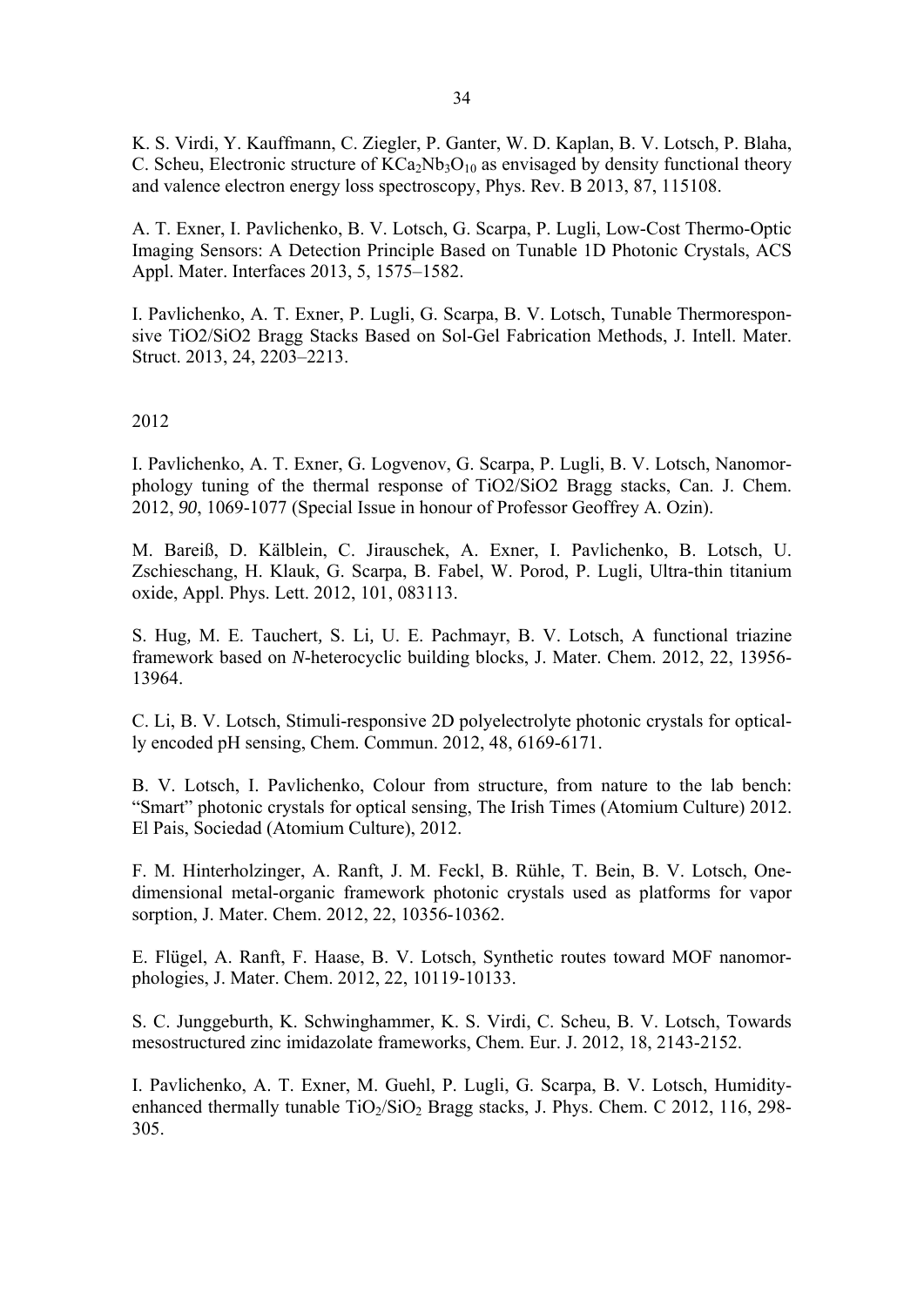K. S. Virdi, Y. Kauffmann, C. Ziegler, P. Ganter, W. D. Kaplan, B. V. Lotsch, P. Blaha, C. Scheu, Electronic structure of $KCa_2Nb_3O_{10}$ as envisaged by density functional theory and valence electron energy loss spectroscopy, Phys. Rev. B 2013, 87, 115108.

A. T. Exner, I. Pavlichenko, B. V. Lotsch, G. Scarpa, P. Lugli, Low-Cost Thermo-Optic Imaging Sensors: A Detection Principle Based on Tunable 1D Photonic Crystals, ACS Appl. Mater. Interfaces 2013, 5, 1575–1582.

I. Pavlichenko, A. T. Exner, P. Lugli, G. Scarpa, B. V. Lotsch, Tunable Thermoresponsive TiO2/SiO2 Bragg Stacks Based on Sol-Gel Fabrication Methods, J. Intell. Mater. Struct. 2013, 24, 2203–2213.

2012

I. Pavlichenko, A. T. Exner, G. Logvenov, G. Scarpa, P. Lugli, B. V. Lotsch, Nanomorphology tuning of the thermal response of TiO2/SiO2 Bragg stacks, Can. J. Chem. 2012, *90*, 1069-1077 (Special Issue in honour of Professor Geoffrey A. Ozin).

M. Bareiß, D. Kälblein, C. Jirauschek, A. Exner, I. Pavlichenko, B. Lotsch, U. Zschieschang, H. Klauk, G. Scarpa, B. Fabel, W. Porod, P. Lugli, Ultra-thin titanium oxide, Appl. Phys. Lett. 2012, 101, 083113.

S. Hug, M. E. Tauchert, S. Li, U. E. Pachmayr, B. V. Lotsch, A functional triazine framework based on *N*-heterocyclic building blocks, J. Mater. Chem. 2012, 22, 13956-13964.

C. Li, B. V. Lotsch, Stimuli-responsive 2D polyelectrolyte photonic crystals for optically encoded pH sensing, Chem. Commun. 2012, 48, 6169-6171.

B. V. Lotsch, I. Pavlichenko, Colour from structure, from nature to the lab bench: "Smart" photonic crystals for optical sensing, The Irish Times (Atomium Culture) 2012. El Pais, Sociedad (Atomium Culture), 2012.

F. M. Hinterholzinger, A. Ranft, J. M. Feckl, B. Rühle, T. Bein, B. V. Lotsch, One-dimensional metal-organic framework photonic crystals used as platforms for vapor sorption, J. Mater. Chem. 2012, 22, 10356-10362.

E. Flügel, A. Ranft, F. Haase, B. V. Lotsch, Synthetic routes toward MOF nanomorphologies, J. Mater. Chem. 2012, 22, 10119-10133.

S. C. Junggeburth, K. Schwinghammer, K. S. Virdi, C. Scheu, B. V. Lotsch, Towards mesostructured zinc imidazolate frameworks, Chem. Eur. J. 2012, 18, 2143-2152.

I. Pavlichenko, A. T. Exner, M. Guehl, P. Lugli, G. Scarpa, B. V. Lotsch, Humidity-enhanced thermally tunable $TiO_2/SiO_2$ Bragg stacks, J. Phys. Chem. C 2012, 116, 298-305.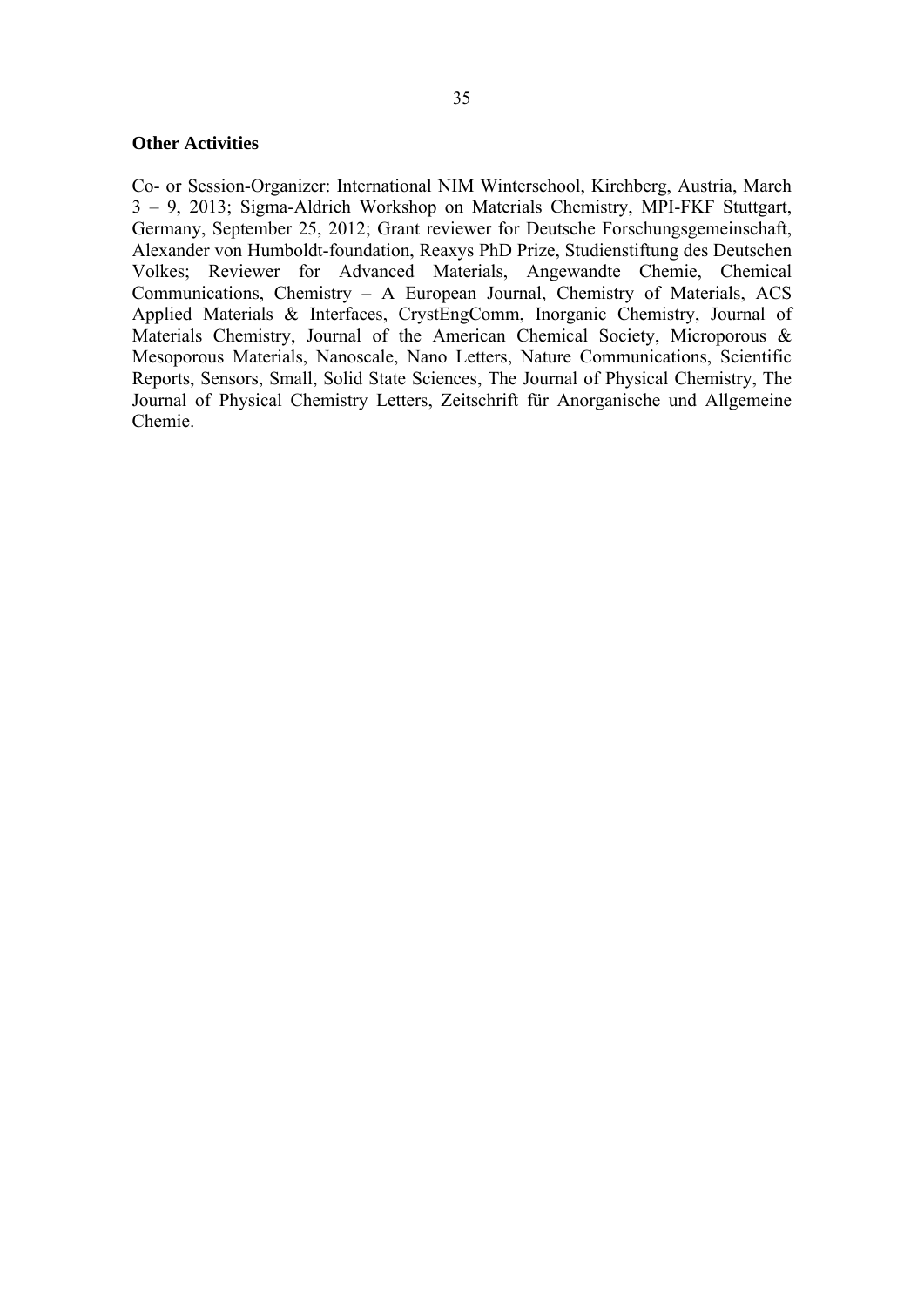**Other Activities**

Co- or Session-Organizer: International NIM Winterschool, Kirchberg, Austria, March 3 – 9, 2013; Sigma-Aldrich Workshop on Materials Chemistry, MPI-FKF Stuttgart, Germany, September 25, 2012; Grant reviewer for Deutsche Forschungsgemeinschaft, Alexander von Humboldt-foundation, Reaxys PhD Prize, Studienstiftung des Deutschen Volkes; Reviewer for Advanced Materials, Angewandte Chemie, Chemical Communications, Chemistry – A European Journal, Chemistry of Materials, ACS Applied Materials & Interfaces, CrystEngComm, Inorganic Chemistry, Journal of Materials Chemistry, Journal of the American Chemical Society, Microporous & Mesoporous Materials, Nanoscale, Nano Letters, Nature Communications, Scientific Reports, Sensors, Small, Solid State Sciences, The Journal of Physical Chemistry, The Journal of Physical Chemistry Letters, Zeitschrift für Anorganische und Allgemeine Chemie.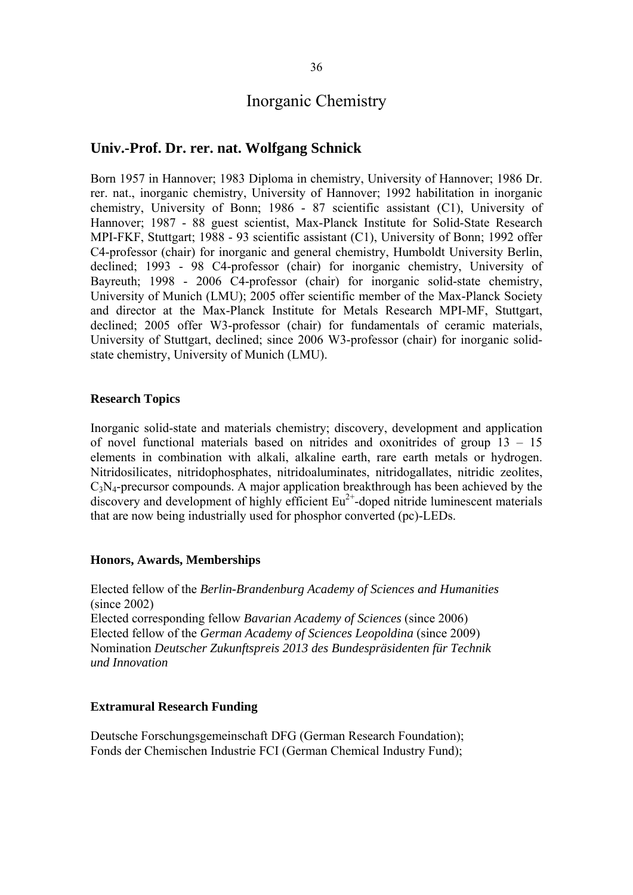# Inorganic Chemistry

## Univ.-Prof. Dr. rer. nat. Wolfgang Schnick

Born 1957 in Hannover; 1983 Diploma in chemistry, University of Hannover; 1986 Dr. rer. nat., inorganic chemistry, University of Hannover; 1992 habilitation in inorganic chemistry, University of Bonn; 1986 - 87 scientific assistant (C1), University of Hannover; 1987 - 88 guest scientist, Max-Planck Institute for Solid-State Research MPI-FKF, Stuttgart; 1988 - 93 scientific assistant (C1), University of Bonn; 1992 offer C4-professor (chair) for inorganic and general chemistry, Humboldt University Berlin, declined; 1993 - 98 C4-professor (chair) for inorganic chemistry, University of Bayreuth; 1998 - 2006 C4-professor (chair) for inorganic solid-state chemistry, University of Munich (LMU); 2005 offer scientific member of the Max-Planck Society and director at the Max-Planck Institute for Metals Research MPI-MF, Stuttgart, declined; 2005 offer W3-professor (chair) for fundamentals of ceramic materials, University of Stuttgart, declined; since 2006 W3-professor (chair) for inorganic solid-state chemistry, University of Munich (LMU).

### Research Topics

Inorganic solid-state and materials chemistry; discovery, development and application of novel functional materials based on nitrides and oxonitrides of group 13 – 15 elements in combination with alkali, alkaline earth, rare earth metals or hydrogen. Nitridosilicates, nitridophosphates, nitridoaluminates, nitridogallates, nitridic zeolites, $C_3N_4$-precursor compounds. A major application breakthrough has been achieved by the discovery and development of highly efficient $Eu^{2+}$-doped nitride luminescent materials that are now being industrially used for phosphor converted (pc)-LEDs.

### Honors, Awards, Memberships

Elected fellow of the *Berlin-Brandenburg Academy of Sciences and Humanities* (since 2002)
Elected corresponding fellow *Bavarian Academy of Sciences* (since 2006)
Elected fellow of the *German Academy of Sciences Leopoldina* (since 2009)
Nomination *Deutscher Zukunftspreis 2013 des Bundespräsidenten für Technik und Innovation*

### Extramural Research Funding

Deutsche Forschungsgemeinschaft DFG (German Research Foundation);
Fonds der Chemischen Industrie FCI (German Chemical Industry Fund);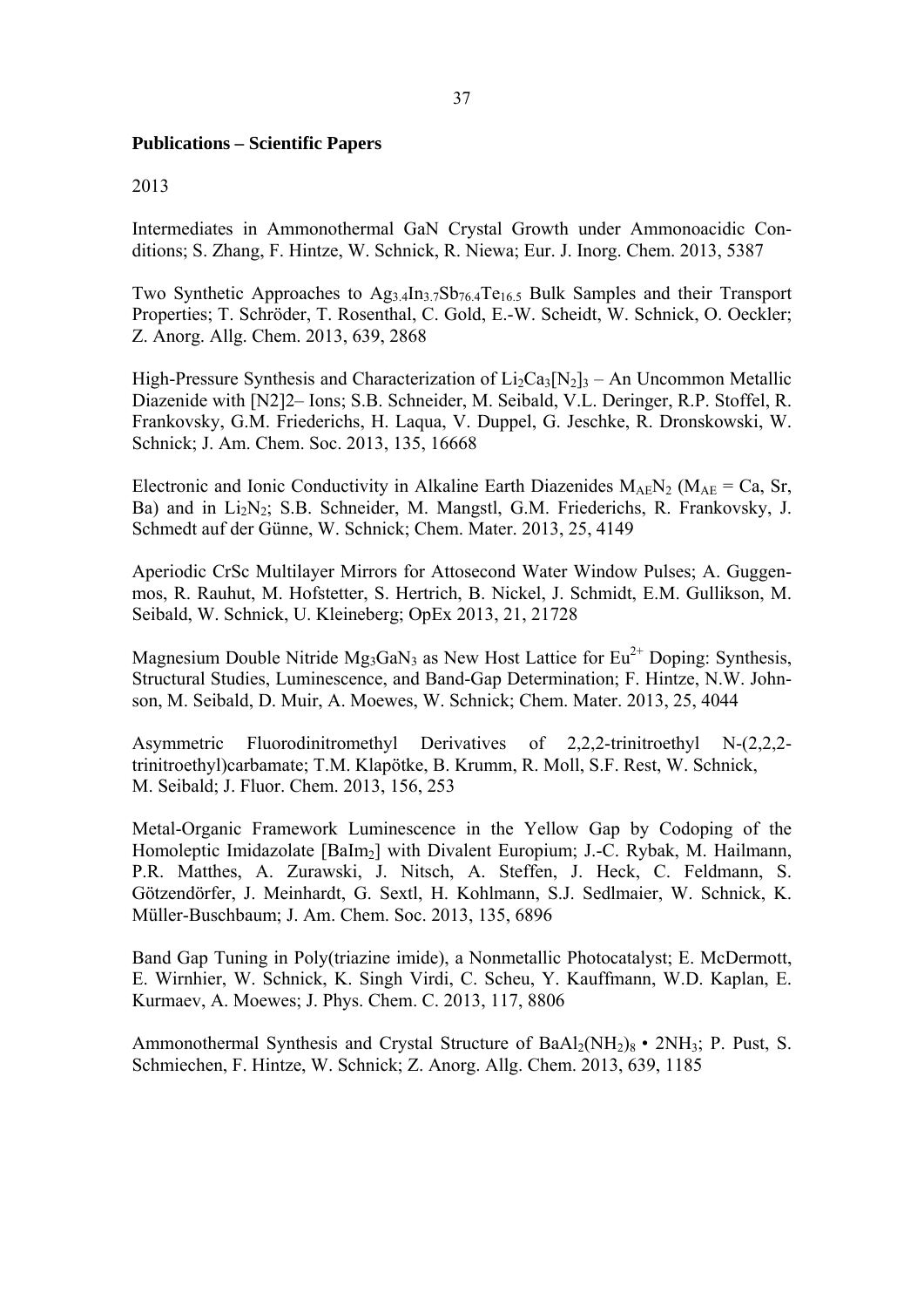**Publications – Scientific Papers**

2013

Intermediates in Ammonothermal GaN Crystal Growth under Ammonoacidic Conditions; S. Zhang, F. Hintze, W. Schnick, R. Niewa; Eur. J. Inorg. Chem. 2013, 5387

Two Synthetic Approaches to $Ag_{3.4}In_{3.7}Sb_{76.4}Te_{16.5}$ Bulk Samples and their Transport Properties; T. Schröder, T. Rosenthal, C. Gold, E.-W. Scheidt, W. Schnick, O. Oeckler; Z. Anorg. Allg. Chem. 2013, 639, 2868

High-Pressure Synthesis and Characterization of $Li_2Ca_3[N_2]_3$ – An Uncommon Metallic Diazenide with [N2]2– Ions; S.B. Schneider, M. Seibald, V.L. Deringer, R.P. Stoffel, R. Frankovsky, G.M. Friederichs, H. Laqua, V. Duppel, G. Jeschke, R. Dronskowski, W. Schnick; J. Am. Chem. Soc. 2013, 135, 16668

Electronic and Ionic Conductivity in Alkaline Earth Diazenides $M_{AE}N_2$ ($M_{AE}$ = Ca, Sr, Ba) and in $Li_2N_2$; S.B. Schneider, M. Mangstl, G.M. Friederichs, R. Frankovsky, J. Schmedt auf der Günne, W. Schnick; Chem. Mater. 2013, 25, 4149

Aperiodic CrSc Multilayer Mirrors for Attosecond Water Window Pulses; A. Guggenmos, R. Rauhut, M. Hofstetter, S. Hertrich, B. Nickel, J. Schmidt, E.M. Gullikson, M. Seibald, W. Schnick, U. Kleineberg; OpEx 2013, 21, 21728

Magnesium Double Nitride $Mg_3GaN_3$ as New Host Lattice for $Eu^{2+}$ Doping: Synthesis, Structural Studies, Luminescence, and Band-Gap Determination; F. Hintze, N.W. Johnson, M. Seibald, D. Muir, A. Moewes, W. Schnick; Chem. Mater. 2013, 25, 4044

Asymmetric Fluorodinitromethyl Derivatives of 2,2,2-trinitroethyl N-(2,2,2-trinitroethyl)carbamate; T.M. Klapötke, B. Krumm, R. Moll, S.F. Rest, W. Schnick, M. Seibald; J. Fluor. Chem. 2013, 156, 253

Metal-Organic Framework Luminescence in the Yellow Gap by Codoping of the Homoleptic Imidazolate $[BaIm_2]$ with Divalent Europium; J.-C. Rybak, M. Hailmann, P.R. Matthes, A. Zurawski, J. Nitsch, A. Steffen, J. Heck, C. Feldmann, S. Götzendörfer, J. Meinhardt, G. Sextl, H. Kohlmann, S.J. Sedlmaier, W. Schnick, K. Müller-Buschbaum; J. Am. Chem. Soc. 2013, 135, 6896

Band Gap Tuning in Poly(triazine imide), a Nonmetallic Photocatalyst; E. McDermott, E. Wirnhier, W. Schnick, K. Singh Virdi, C. Scheu, Y. Kauffmann, W.D. Kaplan, E. Kurmaev, A. Moewes; J. Phys. Chem. C. 2013, 117, 8806

Ammonothermal Synthesis and Crystal Structure of $BaAl_2(NH_2)_8 \cdot 2NH_3$; P. Pust, S. Schmiechen, F. Hintze, W. Schnick; Z. Anorg. Allg. Chem. 2013, 639, 1185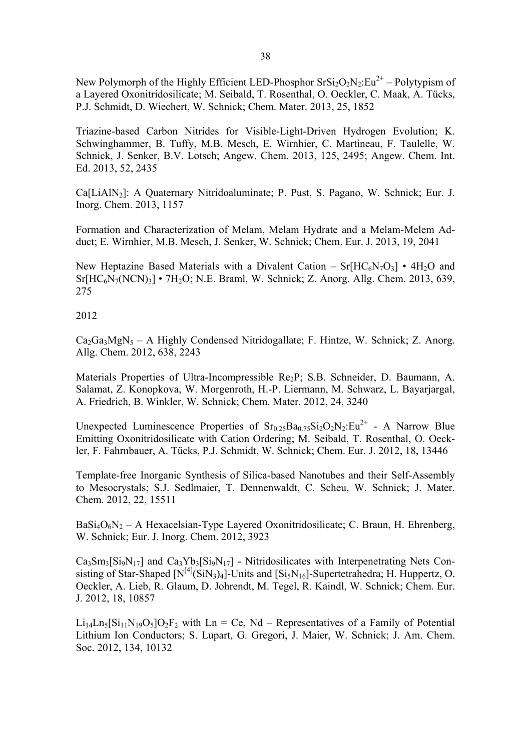New Polymorph of the Highly Efficient LED-Phosphor $SrSi_2O_2N_2:Eu^{2+}$ – Polytypism of a Layered Oxonitridosilicate; M. Seibald, T. Rosenthal, O. Oeckler, C. Maak, A. Tücks, P.J. Schmidt, D. Wiechert, W. Schnick; Chem. Mater. 2013, 25, 1852

Triazine-based Carbon Nitrides for Visible-Light-Driven Hydrogen Evolution; K. Schwinghammer, B. Tuffy, M.B. Mesch, E. Wirnhier, C. Martineau, F. Taulelle, W. Schnick, J. Senker, B.V. Lotsch; Angew. Chem. 2013, 125, 2495; Angew. Chem. Int. Ed. 2013, 52, 2435

$Ca[LiAlN_2]$: A Quaternary Nitridoaluminate; P. Pust, S. Pagano, W. Schnick; Eur. J. Inorg. Chem. 2013, 1157

Formation and Characterization of Melam, Melam Hydrate and a Melam-Melem Adduct; E. Wirnhier, M.B. Mesch, J. Senker, W. Schnick; Chem. Eur. J. 2013, 19, 2041

New Heptazine Based Materials with a Divalent Cation – $Sr[HC_6N_7O_3] \cdot 4H_2O$ and $Sr[HC_6N_7(NCN)_3] \cdot 7H_2O$; N.E. Braml, W. Schnick; Z. Anorg. Allg. Chem. 2013, 639, 275

2012

$Ca_2Ga_3MgN_5$ – A Highly Condensed Nitridogallate; F. Hintze, W. Schnick; Z. Anorg. Allg. Chem. 2012, 638, 2243

Materials Properties of Ultra-Incompressible $Re_2P$; S.B. Schneider, D. Baumann, A. Salamat, Z. Konopkova, W. Morgenroth, H.-P. Liermann, M. Schwarz, L. Bayarjargal, A. Friedrich, B. Winkler, W. Schnick; Chem. Mater. 2012, 24, 3240

Unexpected Luminescence Properties of $Sr_{0.25}Ba_{0.75}Si_2O_2N_2:Eu^{2+}$ - A Narrow Blue Emitting Oxonitridosilicate with Cation Ordering; M. Seibald, T. Rosenthal, O. Oeckler, F. Fahrnbauer, A. Tücks, P.J. Schmidt, W. Schnick; Chem. Eur. J. 2012, 18, 13446

Template-free Inorganic Synthesis of Silica-based Nanotubes and their Self-Assembly to Mesocrystals; S.J. Sedlmaier, T. Dennenwaldt, C. Scheu, W. Schnick; J. Mater. Chem. 2012, 22, 15511

$BaSi_4O_6N_2$ – A Hexacelsian-Type Layered Oxonitridosilicate; C. Braun, H. Ehrenberg, W. Schnick; Eur. J. Inorg. Chem. 2012, 3923

$Ca_3Sm_3[Si_9N_{17}]$ and $Ca_3Yb_3[Si_9N_{17}]$ - Nitridosilicates with Interpenetrating Nets Consisting of Star-Shaped $[N^{[4]}(SiN_3)_4]$-Units and $[Si_5N_{16}]$-Supertetrahedra; H. Huppertz, O. Oeckler, A. Lieb, R. Glaum, D. Johrendt, M. Tegel, R. Kaindl, W. Schnick; Chem. Eur. J. 2012, 18, 10857

$Li_{14}Ln_5[Si_{11}N_{19}O_5]O_2F_2$ with Ln = Ce, Nd – Representatives of a Family of Potential Lithium Ion Conductors; S. Lupart, G. Gregori, J. Maier, W. Schnick; J. Am. Chem. Soc. 2012, 134, 10132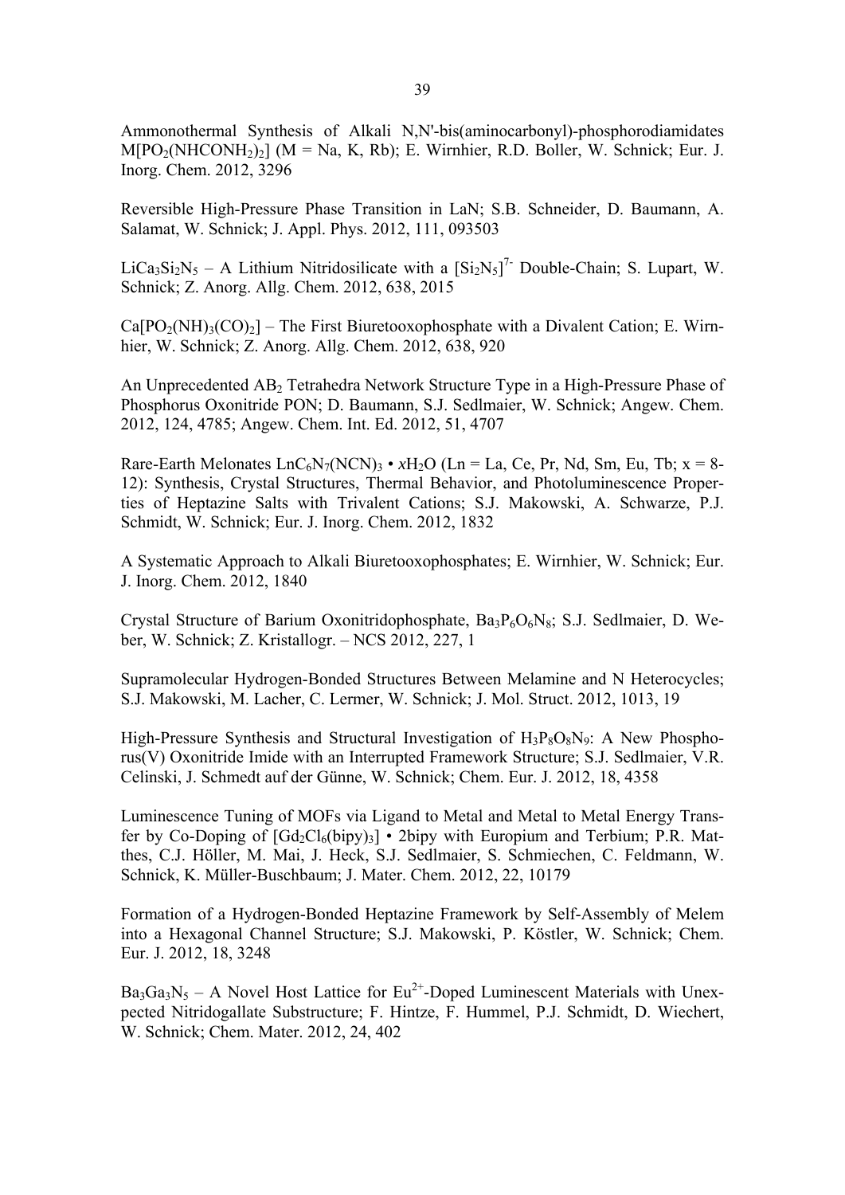Ammonothermal Synthesis of Alkali N,N'-bis(aminocarbonyl)-phosphorodiamidates $M[PO_2(NHCONH_2)_2]$ (M = Na, K, Rb); E. Wirnhier, R.D. Boller, W. Schnick; Eur. J. Inorg. Chem. 2012, 3296

Reversible High-Pressure Phase Transition in LaN; S.B. Schneider, D. Baumann, A. Salamat, W. Schnick; J. Appl. Phys. 2012, 111, 093503

$LiCa_3Si_2N_5$ – A Lithium Nitridosilicate with a $[Si_2N_5]^{7-}$ Double-Chain; S. Lupart, W. Schnick; Z. Anorg. Allg. Chem. 2012, 638, 2015

$Ca[PO_2(NH)_3(CO)_2]$ – The First Biuretooxophosphate with a Divalent Cation; E. Wirnhier, W. Schnick; Z. Anorg. Allg. Chem. 2012, 638, 920

An Unprecedented $AB_2$ Tetrahedra Network Structure Type in a High-Pressure Phase of Phosphorus Oxonitride PON; D. Baumann, S.J. Sedlmaier, W. Schnick; Angew. Chem. 2012, 124, 4785; Angew. Chem. Int. Ed. 2012, 51, 4707

Rare-Earth Melonates $LnC_6N_7(NCN)_3 \cdot xH_2O$ (Ln = La, Ce, Pr, Nd, Sm, Eu, Tb; x = 8-12): Synthesis, Crystal Structures, Thermal Behavior, and Photoluminescence Properties of Heptazine Salts with Trivalent Cations; S.J. Makowski, A. Schwarze, P.J. Schmidt, W. Schnick; Eur. J. Inorg. Chem. 2012, 1832

A Systematic Approach to Alkali Biuretooxophosphates; E. Wirnhier, W. Schnick; Eur. J. Inorg. Chem. 2012, 1840

Crystal Structure of Barium Oxonitridophosphate, $Ba_3P_6O_6N_8$; S.J. Sedlmaier, D. Weber, W. Schnick; Z. Kristallogr. – NCS 2012, 227, 1

Supramolecular Hydrogen-Bonded Structures Between Melamine and N Heterocycles; S.J. Makowski, M. Lacher, C. Lermer, W. Schnick; J. Mol. Struct. 2012, 1013, 19

High-Pressure Synthesis and Structural Investigation of $H_3P_8O_8N_9$: A New Phosphorus(V) Oxonitride Imide with an Interrupted Framework Structure; S.J. Sedlmaier, V.R. Celinski, J. Schmedt auf der Günne, W. Schnick; Chem. Eur. J. 2012, 18, 4358

Luminescence Tuning of MOFs via Ligand to Metal and Metal to Metal Energy Transfer by Co-Doping of $[Gd_2Cl_6(bipy)_3] \cdot 2bipy$ with Europium and Terbium; P.R. Matthes, C.J. Höller, M. Mai, J. Heck, S.J. Sedlmaier, S. Schmiechen, C. Feldmann, W. Schnick, K. Müller-Buschbaum; J. Mater. Chem. 2012, 22, 10179

Formation of a Hydrogen-Bonded Heptazine Framework by Self-Assembly of Melem into a Hexagonal Channel Structure; S.J. Makowski, P. Köstler, W. Schnick; Chem. Eur. J. 2012, 18, 3248

$Ba_3Ga_3N_5$ – A Novel Host Lattice for $Eu^{2+}$-Doped Luminescent Materials with Unexpected Nitridogallate Substructure; F. Hintze, F. Hummel, P.J. Schmidt, D. Wiechert, W. Schnick; Chem. Mater. 2012, 24, 402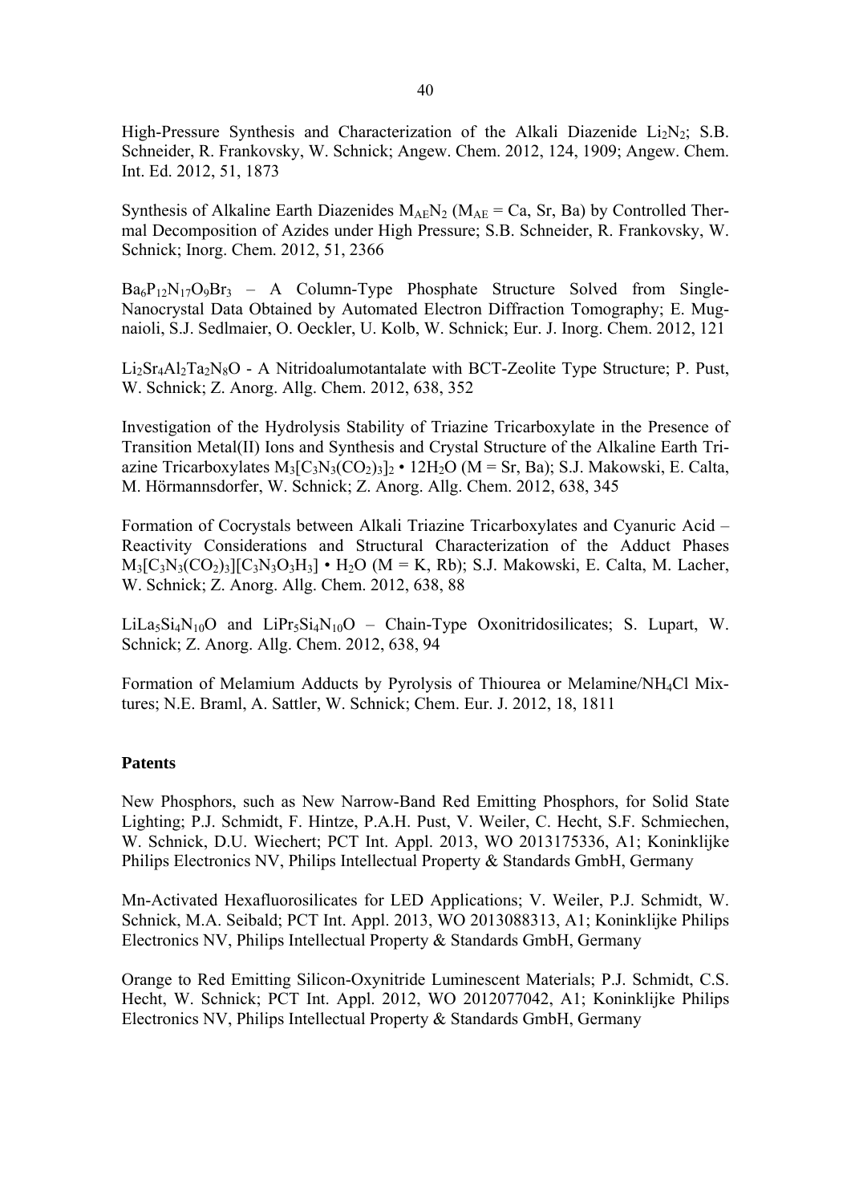High-Pressure Synthesis and Characterization of the Alkali Diazenide $Li_2N_2$; S.B. Schneider, R. Frankovsky, W. Schnick; Angew. Chem. 2012, 124, 1909; Angew. Chem. Int. Ed. 2012, 51, 1873

Synthesis of Alkaline Earth Diazenides $M_{AE}N_2$ ($M_{AE}$ = Ca, Sr, Ba) by Controlled Thermal Decomposition of Azides under High Pressure; S.B. Schneider, R. Frankovsky, W. Schnick; Inorg. Chem. 2012, 51, 2366

$Ba_6P_{12}N_{17}O_9Br_3$ – A Column-Type Phosphate Structure Solved from Single-Nanocrystal Data Obtained by Automated Electron Diffraction Tomography; E. Mugnaioli, S.J. Sedlmaier, O. Oeckler, U. Kolb, W. Schnick; Eur. J. Inorg. Chem. 2012, 121

$Li_2Sr_4Al_2Ta_2N_8O$ - A Nitridoalumotantalate with BCT-Zeolite Type Structure; P. Pust, W. Schnick; Z. Anorg. Allg. Chem. 2012, 638, 352

Investigation of the Hydrolysis Stability of Triazine Tricarboxylate in the Presence of Transition Metal(II) Ions and Synthesis and Crystal Structure of the Alkaline Earth Triazine Tricarboxylates $M_3[C_3N_3(CO_2)_3]_2 \cdot 12H_2O$ (M = Sr, Ba); S.J. Makowski, E. Calta, M. Hörmannsdorfer, W. Schnick; Z. Anorg. Allg. Chem. 2012, 638, 345

Formation of Cocrystals between Alkali Triazine Tricarboxylates and Cyanuric Acid – Reactivity Considerations and Structural Characterization of the Adduct Phases $M_3[C_3N_3(CO_2)_3][C_3N_3O_3H_3] \cdot H_2O$ (M = K, Rb); S.J. Makowski, E. Calta, M. Lacher, W. Schnick; Z. Anorg. Allg. Chem. 2012, 638, 88

$LiLa_5Si_4N_{10}O$ and $LiPr_5Si_4N_{10}O$ – Chain-Type Oxonitridosilicates; S. Lupart, W. Schnick; Z. Anorg. Allg. Chem. 2012, 638, 94

Formation of Melamium Adducts by Pyrolysis of Thiourea or Melamine/$NH_4Cl$ Mixtures; N.E. Braml, A. Sattler, W. Schnick; Chem. Eur. J. 2012, 18, 1811

**Patents**

New Phosphors, such as New Narrow-Band Red Emitting Phosphors, for Solid State Lighting; P.J. Schmidt, F. Hintze, P.A.H. Pust, V. Weiler, C. Hecht, S.F. Schmiechen, W. Schnick, D.U. Wiechert; PCT Int. Appl. 2013, WO 2013175336, A1; Koninklijke Philips Electronics NV, Philips Intellectual Property & Standards GmbH, Germany

Mn-Activated Hexafluorosilicates for LED Applications; V. Weiler, P.J. Schmidt, W. Schnick, M.A. Seibald; PCT Int. Appl. 2013, WO 2013088313, A1; Koninklijke Philips Electronics NV, Philips Intellectual Property & Standards GmbH, Germany

Orange to Red Emitting Silicon-Oxynitride Luminescent Materials; P.J. Schmidt, C.S. Hecht, W. Schnick; PCT Int. Appl. 2012, WO 2012077042, A1; Koninklijke Philips Electronics NV, Philips Intellectual Property & Standards GmbH, Germany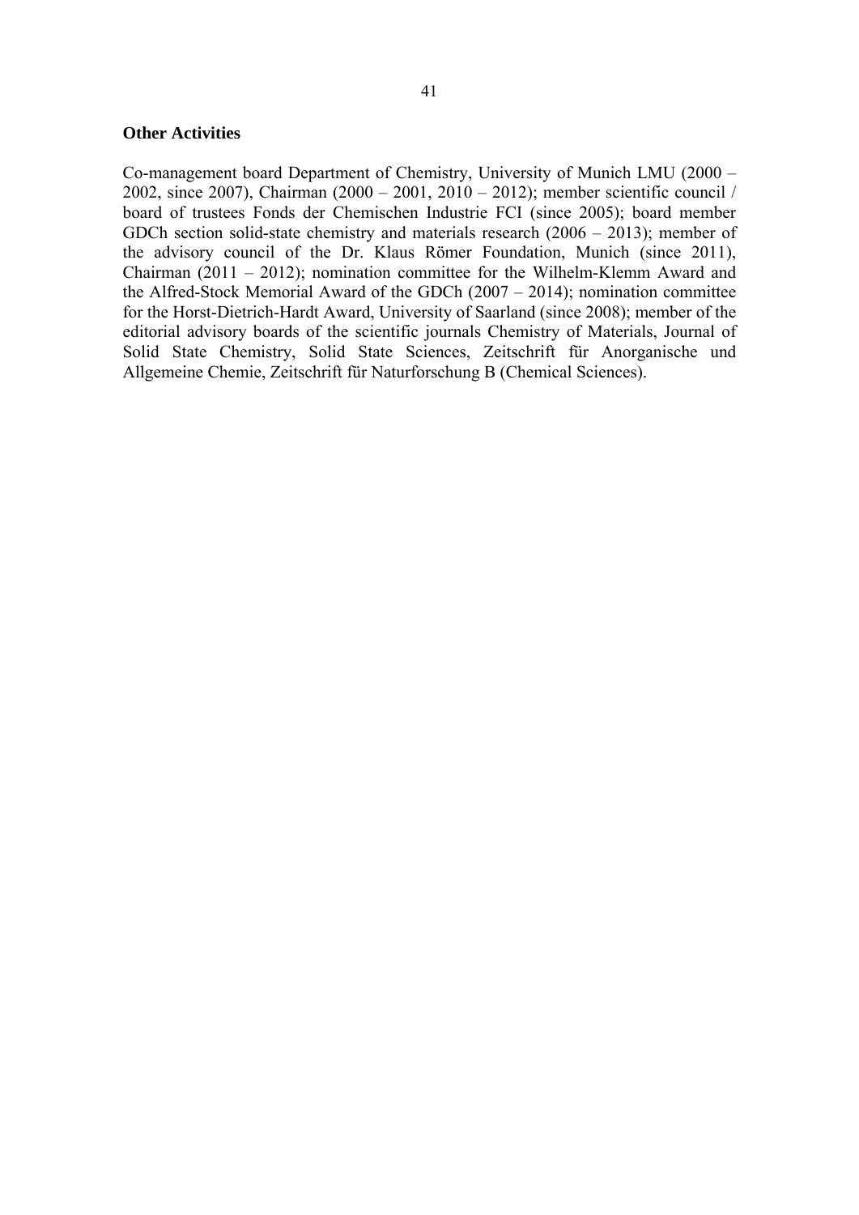**Other Activities**

Co-management board Department of Chemistry, University of Munich LMU (2000 – 2002, since 2007), Chairman (2000 – 2001, 2010 – 2012); member scientific council / board of trustees Fonds der Chemischen Industrie FCI (since 2005); board member GDCh section solid-state chemistry and materials research (2006 – 2013); member of the advisory council of the Dr. Klaus Römer Foundation, Munich (since 2011), Chairman (2011 – 2012); nomination committee for the Wilhelm-Klemm Award and the Alfred-Stock Memorial Award of the GDCh (2007 – 2014); nomination committee for the Horst-Dietrich-Hardt Award, University of Saarland (since 2008); member of the editorial advisory boards of the scientific journals Chemistry of Materials, Journal of Solid State Chemistry, Solid State Sciences, Zeitschrift für Anorganische und Allgemeine Chemie, Zeitschrift für Naturforschung B (Chemical Sciences).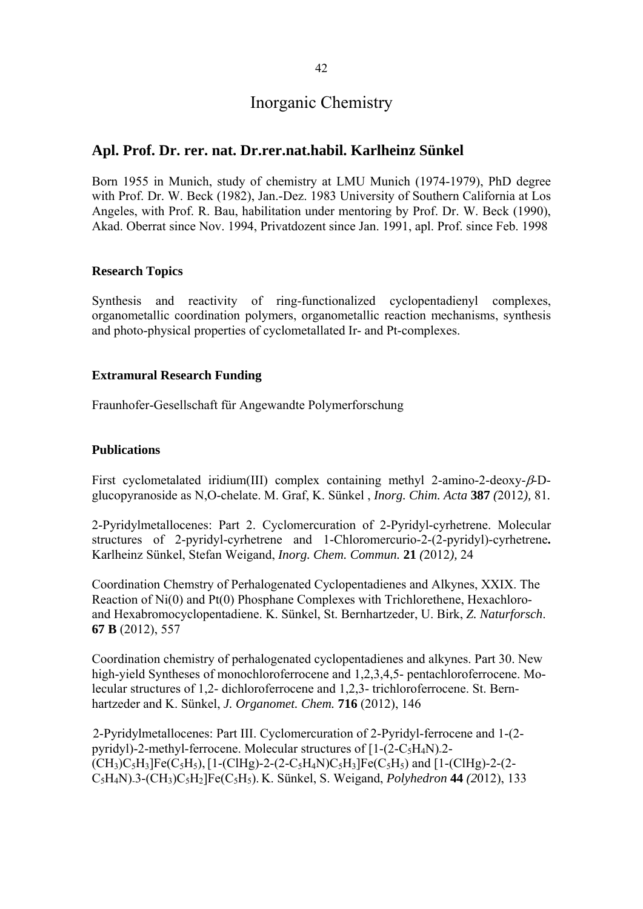# Inorganic Chemistry

## Apl. Prof. Dr. rer. nat. Dr.rer.nat.habil. Karlheinz Sünkel

Born 1955 in Munich, study of chemistry at LMU Munich (1974-1979), PhD degree with Prof. Dr. W. Beck (1982), Jan.-Dez. 1983 University of Southern California at Los Angeles, with Prof. R. Bau, habilitation under mentoring by Prof. Dr. W. Beck (1990), Akad. Oberrat since Nov. 1994, Privatdozent since Jan. 1991, apl. Prof. since Feb. 1998

### Research Topics

Synthesis and reactivity of ring-functionalized cyclopentadienyl complexes, organometallic coordination polymers, organometallic reaction mechanisms, synthesis and photo-physical properties of cyclometallated Ir- and Pt-complexes.

### Extramural Research Funding

Fraunhofer-Gesellschaft für Angewandte Polymerforschung

### Publications

First cyclometalated iridium(III) complex containing methyl 2-amino-2-deoxy-$\beta$-D-glucopyranoside as N,O-chelate. M. Graf, K. Sünkel , *Inorg. Chim. Acta* **387** *(*2012*),* 81.

2-Pyridylmetallocenes: Part 2. Cyclomercuration of 2-Pyridyl-cyrhetrene. Molecular structures of 2-pyridyl-cyrhetrene and 1-Chloromercurio-2-(2-pyridyl)-cyrhetrene**.** Karlheinz Sünkel, Stefan Weigand, *Inorg. Chem. Commun.* **21** *(*2012*),* 24

Coordination Chemstry of Perhalogenated Cyclopentadienes and Alkynes, XXIX. The Reaction of Ni(0) and Pt(0) Phosphane Complexes with Trichlorethene, Hexachloro- and Hexabromocyclopentadiene. K. Sünkel, St. Bernhartzeder, U. Birk, *Z. Naturforsch*. **67 B** (2012), 557

Coordination chemistry of perhalogenated cyclopentadienes and alkynes. Part 30. New high-yield Syntheses of monochloroferrocene and 1,2,3,4,5- pentachloroferrocene. Molecular structures of 1,2- dichloroferrocene and 1,2,3- trichloroferrocene. St. Bernhartzeder and K. Sünkel, *J. Organomet. Chem.* **716** (2012), 146

2-Pyridylmetallocenes: Part III. Cyclomercuration of 2-Pyridyl-ferrocene and 1-(2-pyridyl)-2-methyl-ferrocene. Molecular structures of [1-(2-$C_5H_4N$)-2-$(CH_3)C_5H_3$]Fe($C_5H_5$), [1-(ClHg)-2-(2-$C_5H_4N$)$C_5H_3$]Fe($C_5H_5$) and [1-(ClHg)-2-(2-$C_5H_4N$)-3-$(CH_3)C_5H_2$]Fe($C_5H_5$). K. Sünkel, S. Weigand, *Polyhedron* **44** *(*2012), 133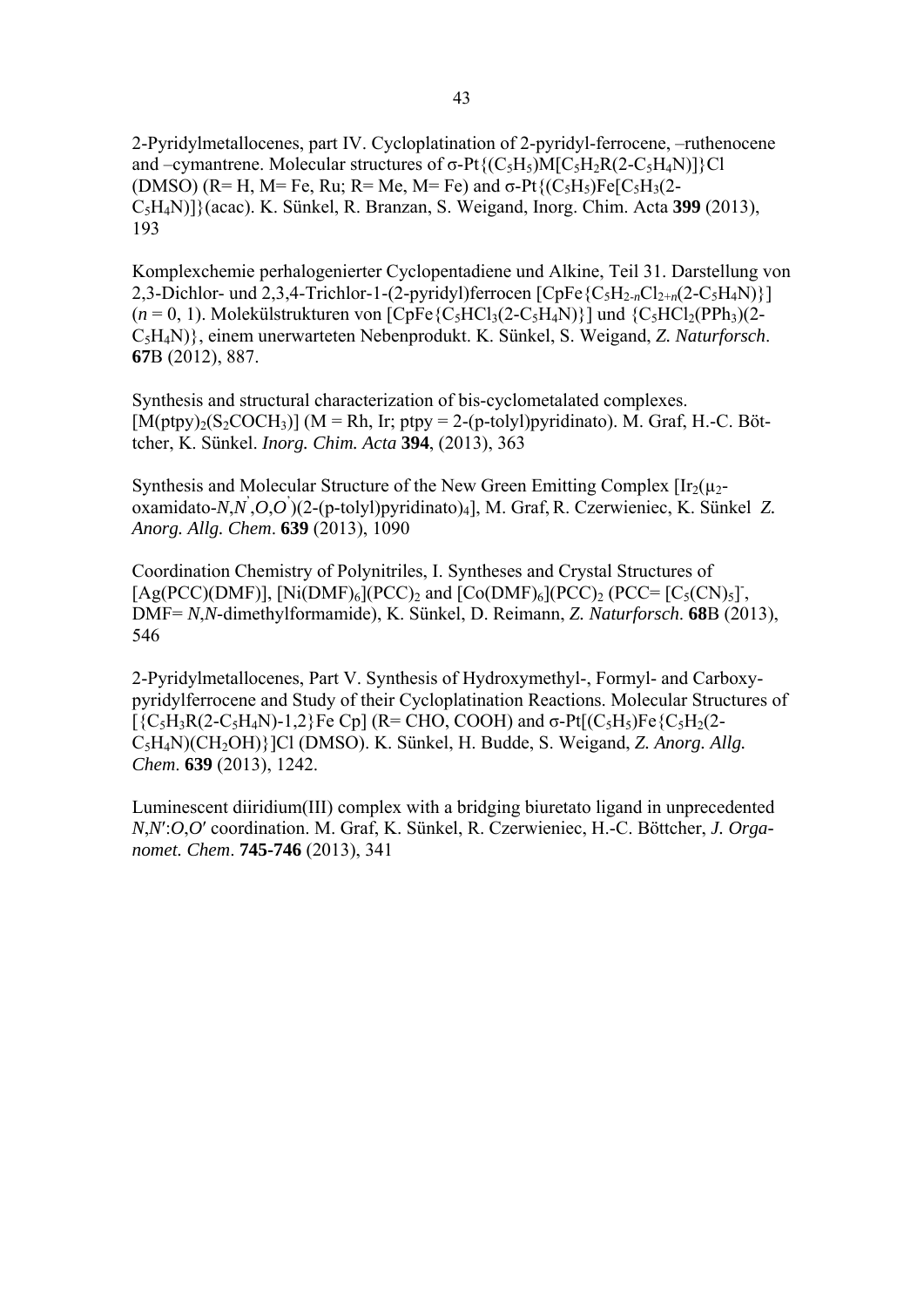2-Pyridylmetallocenes, part IV. Cycloplatination of 2-pyridyl-ferrocene, –ruthenocene and –cymantrene. Molecular structures of σ-Pt{$(C_5H_5)M[C_5H_2R(2\text{-}C_5H_4N)]$}Cl (DMSO) (R= H, M= Fe, Ru; R= Me, M= Fe) and σ-Pt{$(C_5H_5)Fe[C_5H_3(2\text{-}C_5H_4N)]$}(acac). K. Sünkel, R. Branzan, S. Weigand, Inorg. Chim. Acta **399** (2013), 193

Komplexchemie perhalogenierter Cyclopentadiene und Alkine, Teil 31. Darstellung von 2,3-Dichlor- und 2,3,4-Trichlor-1-(2-pyridyl)ferrocen [CpFe{$C_5H_{2\text{-}n}Cl_{2+n}(2\text{-}C_5H_4N)$}] ($n = 0, 1$). Molekülstrukturen von [CpFe{$C_5HCl_3(2\text{-}C_5H_4N)$}] und {$C_5HCl_2(PPh_3)(2\text{-}C_5H_4N)$}, einem unerwarteten Nebenprodukt. K. Sünkel, S. Weigand, *Z. Naturforsch*. **67**B (2012), 887.

Synthesis and structural characterization of bis-cyclometalated complexes. [$M(ptpy)_2(S_2COCH_3)$] (M = Rh, Ir; ptpy = 2-(p-tolyl)pyridinato). M. Graf, H.-C. Böttcher, K. Sünkel. *Inorg. Chim. Acta* **394**, (2013), 363

Synthesis and Molecular Structure of the New Green Emitting Complex [$Ir_2(\mu_2$-oxamidato-*N*,*N*',*O*,*O*')(2-(p-tolyl)pyridinato)$_4$], M. Graf, R. Czerwieniec, K. Sünkel *Z. Anorg. Allg. Chem*. **639** (2013), 1090

Coordination Chemistry of Polynitriles, I. Syntheses and Crystal Structures of [Ag(PCC)(DMF)], [$Ni(DMF)_6$]$(PCC)_2$ and [$Co(DMF)_6$]$(PCC)_2$ (PCC= [$C_5(CN)_5$]$^-$, DMF= *N*,*N*-dimethylformamide), K. Sünkel, D. Reimann, *Z. Naturforsch*. **68**B (2013), 546

2-Pyridylmetallocenes, Part V. Synthesis of Hydroxymethyl-, Formyl- and Carboxy-pyridylferrocene and Study of their Cycloplatination Reactions. Molecular Structures of [{$C_5H_3R(2\text{-}C_5H_4N)$-1,2}Fe Cp] (R= CHO, COOH) and σ-Pt[$(C_5H_5)Fe${$C_5H_2(2\text{-}C_5H_4N)(CH_2OH)$}]Cl (DMSO). K. Sünkel, H. Budde, S. Weigand, *Z. Anorg. Allg. Chem*. **639** (2013), 1242.

Luminescent diiridium(III) complex with a bridging biuretato ligand in unprecedented *N*,*N*′:*O*,*O*′ coordination. M. Graf, K. Sünkel, R. Czerwieniec, H.-C. Böttcher, *J. Organomet. Chem*. **745-746** (2013), 341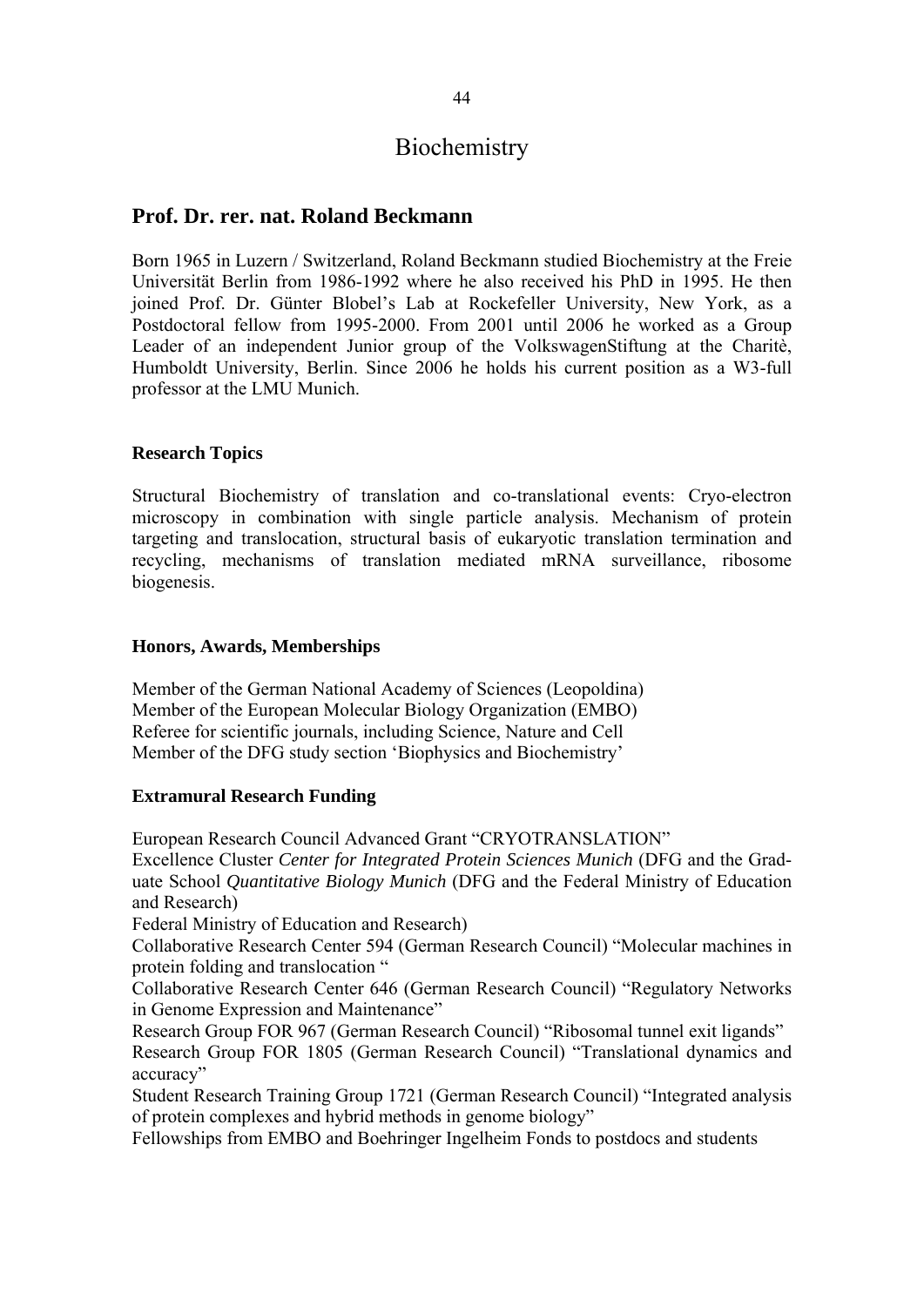# Biochemistry

## Prof. Dr. rer. nat. Roland Beckmann

Born 1965 in Luzern / Switzerland, Roland Beckmann studied Biochemistry at the Freie Universität Berlin from 1986-1992 where he also received his PhD in 1995. He then joined Prof. Dr. Günter Blobel's Lab at Rockefeller University, New York, as a Postdoctoral fellow from 1995-2000. From 2001 until 2006 he worked as a Group Leader of an independent Junior group of the VolkswagenStiftung at the Charitè, Humboldt University, Berlin. Since 2006 he holds his current position as a W3-full professor at the LMU Munich.

### Research Topics

Structural Biochemistry of translation and co-translational events: Cryo-electron microscopy in combination with single particle analysis. Mechanism of protein targeting and translocation, structural basis of eukaryotic translation termination and recycling, mechanisms of translation mediated mRNA surveillance, ribosome biogenesis.

### Honors, Awards, Memberships

Member of the German National Academy of Sciences (Leopoldina)
Member of the European Molecular Biology Organization (EMBO)
Referee for scientific journals, including Science, Nature and Cell
Member of the DFG study section 'Biophysics and Biochemistry'

### Extramural Research Funding

European Research Council Advanced Grant "CRYOTRANSLATION"
Excellence Cluster *Center for Integrated Protein Sciences Munich* (DFG and the Graduate School *Quantitative Biology Munich* (DFG and the Federal Ministry of Education and Research)
Federal Ministry of Education and Research)
Collaborative Research Center 594 (German Research Council) "Molecular machines in protein folding and translocation "
Collaborative Research Center 646 (German Research Council) "Regulatory Networks in Genome Expression and Maintenance"
Research Group FOR 967 (German Research Council) "Ribosomal tunnel exit ligands"
Research Group FOR 1805 (German Research Council) "Translational dynamics and accuracy"
Student Research Training Group 1721 (German Research Council) "Integrated analysis of protein complexes and hybrid methods in genome biology"
Fellowships from EMBO and Boehringer Ingelheim Fonds to postdocs and students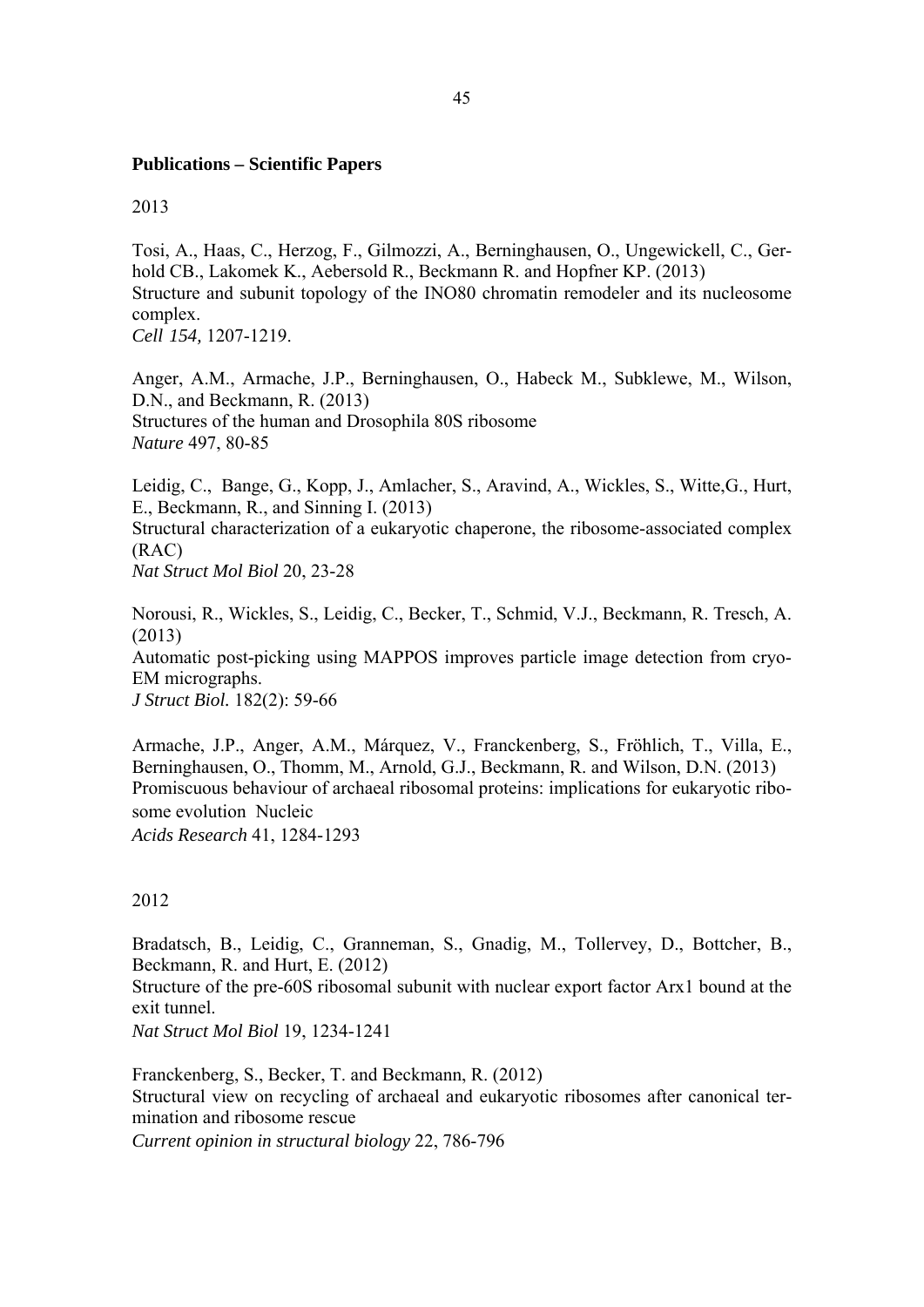**Publications – Scientific Papers**

2013

Tosi, A., Haas, C., Herzog, F., Gilmozzi, A., Berninghausen, O., Ungewickell, C., Gerhold CB., Lakomek K., Aebersold R., Beckmann R. and Hopfner KP. (2013)
Structure and subunit topology of the INO80 chromatin remodeler and its nucleosome complex.
*Cell 154,* 1207-1219.

Anger, A.M., Armache, J.P., Berninghausen, O., Habeck M., Subklewe, M., Wilson, D.N., and Beckmann, R. (2013)
Structures of the human and Drosophila 80S ribosome
*Nature* 497, 80-85

Leidig, C., Bange, G., Kopp, J., Amlacher, S., Aravind, A., Wickles, S., Witte,G., Hurt, E., Beckmann, R., and Sinning I. (2013)
Structural characterization of a eukaryotic chaperone, the ribosome-associated complex (RAC)
*Nat Struct Mol Biol* 20, 23-28

Norousi, R., Wickles, S., Leidig, C., Becker, T., Schmid, V.J., Beckmann, R. Tresch, A. (2013)
Automatic post-picking using MAPPOS improves particle image detection from cryo-EM micrographs.
*J Struct Biol.* 182(2): 59-66

Armache, J.P., Anger, A.M., Márquez, V., Franckenberg, S., Fröhlich, T., Villa, E., Berninghausen, O., Thomm, M., Arnold, G.J., Beckmann, R. and Wilson, D.N. (2013)
Promiscuous behaviour of archaeal ribosomal proteins: implications for eukaryotic ribosome evolution Nucleic
*Acids Research* 41, 1284-1293

2012

Bradatsch, B., Leidig, C., Granneman, S., Gnadig, M., Tollervey, D., Bottcher, B., Beckmann, R. and Hurt, E. (2012)
Structure of the pre-60S ribosomal subunit with nuclear export factor Arx1 bound at the exit tunnel.
*Nat Struct Mol Biol* 19, 1234-1241

Franckenberg, S., Becker, T. and Beckmann, R. (2012)
Structural view on recycling of archaeal and eukaryotic ribosomes after canonical termination and ribosome rescue
*Current opinion in structural biology* 22, 786-796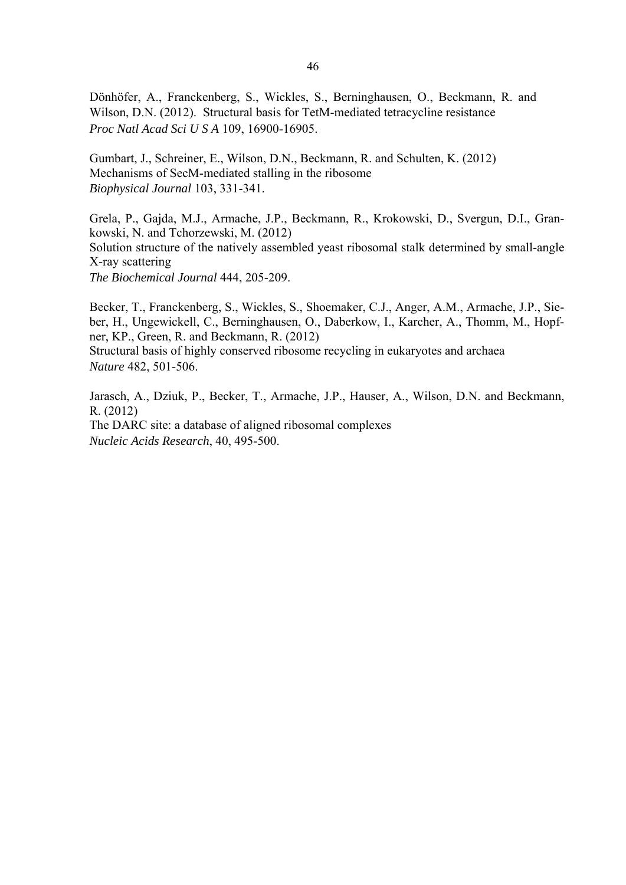Dönhöfer, A., Franckenberg, S., Wickles, S., Berninghausen, O., Beckmann, R. and Wilson, D.N. (2012). Structural basis for TetM-mediated tetracycline resistance
*Proc Natl Acad Sci U S A* 109, 16900-16905.

Gumbart, J., Schreiner, E., Wilson, D.N., Beckmann, R. and Schulten, K. (2012)
Mechanisms of SecM-mediated stalling in the ribosome
*Biophysical Journal* 103, 331-341.

Grela, P., Gajda, M.J., Armache, J.P., Beckmann, R., Krokowski, D., Svergun, D.I., Grankowski, N. and Tchorzewski, M. (2012)
Solution structure of the natively assembled yeast ribosomal stalk determined by small-angle X-ray scattering
*The Biochemical Journal* 444, 205-209.

Becker, T., Franckenberg, S., Wickles, S., Shoemaker, C.J., Anger, A.M., Armache, J.P., Sieber, H., Ungewickell, C., Berninghausen, O., Daberkow, I., Karcher, A., Thomm, M., Hopfner, KP., Green, R. and Beckmann, R. (2012)
Structural basis of highly conserved ribosome recycling in eukaryotes and archaea
*Nature* 482, 501-506.

Jarasch, A., Dziuk, P., Becker, T., Armache, J.P., Hauser, A., Wilson, D.N. and Beckmann, R. (2012)
The DARC site: a database of aligned ribosomal complexes
*Nucleic Acids Research*, 40, 495-500.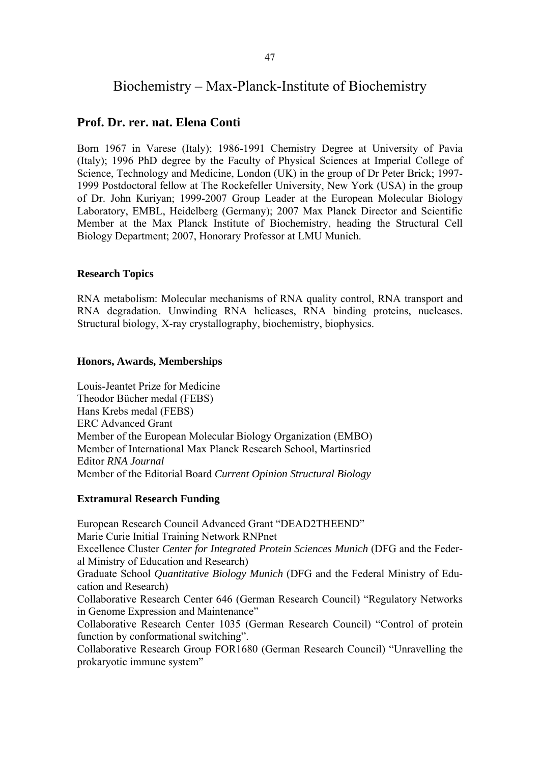# Biochemistry – Max-Planck-Institute of Biochemistry

## Prof. Dr. rer. nat. Elena Conti

Born 1967 in Varese (Italy); 1986-1991 Chemistry Degree at University of Pavia (Italy); 1996 PhD degree by the Faculty of Physical Sciences at Imperial College of Science, Technology and Medicine, London (UK) in the group of Dr Peter Brick; 1997-1999 Postdoctoral fellow at The Rockefeller University, New York (USA) in the group of Dr. John Kuriyan; 1999-2007 Group Leader at the European Molecular Biology Laboratory, EMBL, Heidelberg (Germany); 2007 Max Planck Director and Scientific Member at the Max Planck Institute of Biochemistry, heading the Structural Cell Biology Department; 2007, Honorary Professor at LMU Munich.

### Research Topics

RNA metabolism: Molecular mechanisms of RNA quality control, RNA transport and RNA degradation. Unwinding RNA helicases, RNA binding proteins, nucleases. Structural biology, X-ray crystallography, biochemistry, biophysics.

### Honors, Awards, Memberships

Louis-Jeantet Prize for Medicine
Theodor Bücher medal (FEBS)
Hans Krebs medal (FEBS)
ERC Advanced Grant
Member of the European Molecular Biology Organization (EMBO)
Member of International Max Planck Research School, Martinsried
Editor *RNA Journal*
Member of the Editorial Board *Current Opinion Structural Biology*

### Extramural Research Funding

European Research Council Advanced Grant "DEAD2THEEND"
Marie Curie Initial Training Network RNPnet
Excellence Cluster *Center for Integrated Protein Sciences Munich* (DFG and the Federal Ministry of Education and Research)
Graduate School *Quantitative Biology Munich* (DFG and the Federal Ministry of Education and Research)
Collaborative Research Center 646 (German Research Council) "Regulatory Networks in Genome Expression and Maintenance"
Collaborative Research Center 1035 (German Research Council) "Control of protein function by conformational switching".
Collaborative Research Group FOR1680 (German Research Council) "Unravelling the prokaryotic immune system"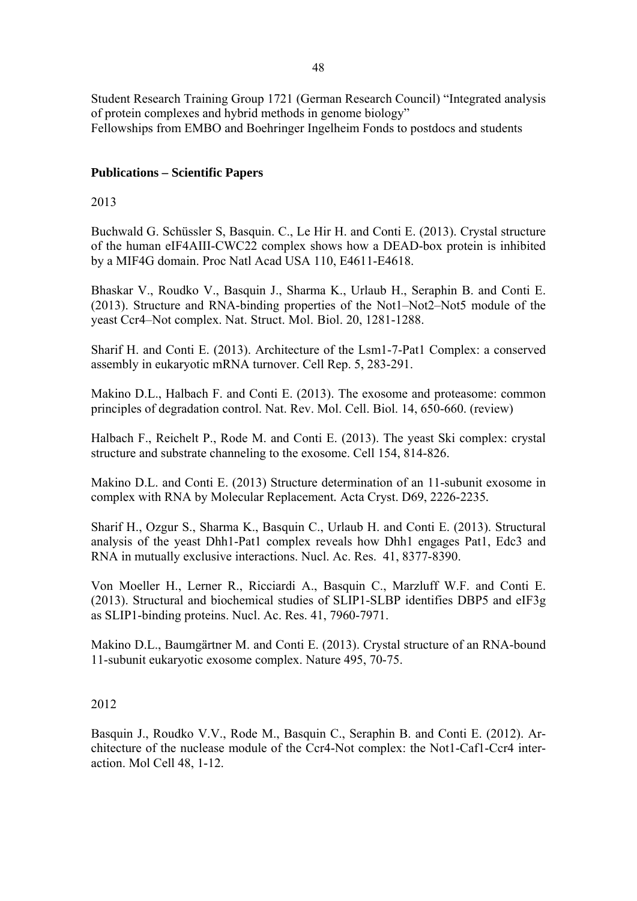Student Research Training Group 1721 (German Research Council) "Integrated analysis of protein complexes and hybrid methods in genome biology"
Fellowships from EMBO and Boehringer Ingelheim Fonds to postdocs and students

**Publications – Scientific Papers**

2013

Buchwald G. Schüssler S, Basquin. C., Le Hir H. and Conti E. (2013). Crystal structure of the human eIF4AIII-CWC22 complex shows how a DEAD-box protein is inhibited by a MIF4G domain. Proc Natl Acad USA 110, E4611-E4618.

Bhaskar V., Roudko V., Basquin J., Sharma K., Urlaub H., Seraphin B. and Conti E. (2013). Structure and RNA-binding properties of the Not1–Not2–Not5 module of the yeast Ccr4–Not complex. Nat. Struct. Mol. Biol. 20, 1281-1288.

Sharif H. and Conti E. (2013). Architecture of the Lsm1-7-Pat1 Complex: a conserved assembly in eukaryotic mRNA turnover. Cell Rep. 5, 283-291.

Makino D.L., Halbach F. and Conti E. (2013). The exosome and proteasome: common principles of degradation control. Nat. Rev. Mol. Cell. Biol. 14, 650-660. (review)

Halbach F., Reichelt P., Rode M. and Conti E. (2013). The yeast Ski complex: crystal structure and substrate channeling to the exosome. Cell 154, 814-826.

Makino D.L. and Conti E. (2013) Structure determination of an 11-subunit exosome in complex with RNA by Molecular Replacement. Acta Cryst. D69, 2226-2235.

Sharif H., Ozgur S., Sharma K., Basquin C., Urlaub H. and Conti E. (2013). Structural analysis of the yeast Dhh1-Pat1 complex reveals how Dhh1 engages Pat1, Edc3 and RNA in mutually exclusive interactions. Nucl. Ac. Res. 41, 8377-8390.

Von Moeller H., Lerner R., Ricciardi A., Basquin C., Marzluff W.F. and Conti E. (2013). Structural and biochemical studies of SLIP1-SLBP identifies DBP5 and eIF3g as SLIP1-binding proteins. Nucl. Ac. Res. 41, 7960-7971.

Makino D.L., Baumgärtner M. and Conti E. (2013). Crystal structure of an RNA-bound 11-subunit eukaryotic exosome complex. Nature 495, 70-75.

2012

Basquin J., Roudko V.V., Rode M., Basquin C., Seraphin B. and Conti E. (2012). Architecture of the nuclease module of the Ccr4-Not complex: the Not1-Caf1-Ccr4 interaction. Mol Cell 48, 1-12.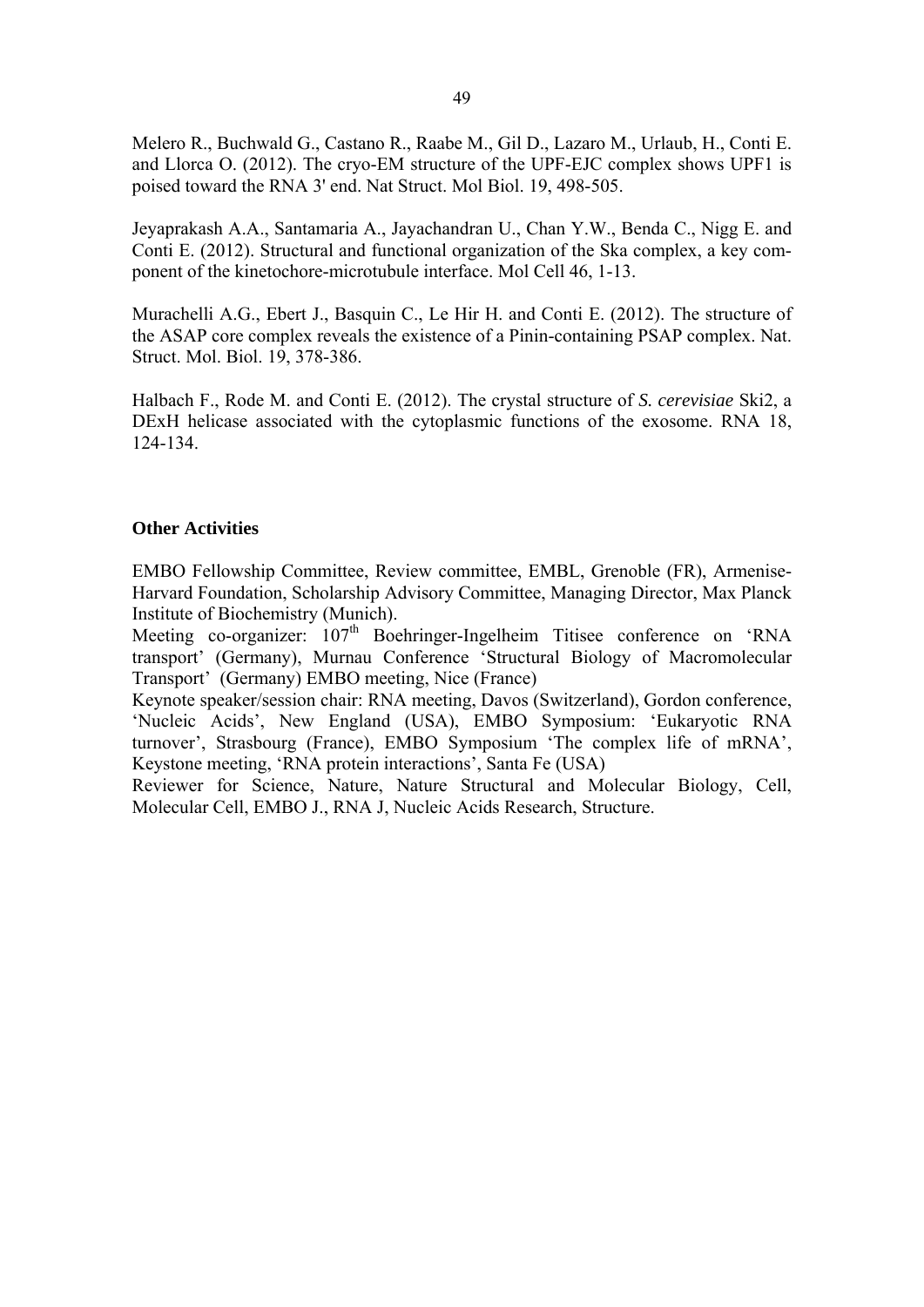Melero R., Buchwald G., Castano R., Raabe M., Gil D., Lazaro M., Urlaub, H., Conti E. and Llorca O. (2012). The cryo-EM structure of the UPF-EJC complex shows UPF1 is poised toward the RNA 3' end. Nat Struct. Mol Biol. 19, 498-505.

Jeyaprakash A.A., Santamaria A., Jayachandran U., Chan Y.W., Benda C., Nigg E. and Conti E. (2012). Structural and functional organization of the Ska complex, a key component of the kinetochore-microtubule interface. Mol Cell 46, 1-13.

Murachelli A.G., Ebert J., Basquin C., Le Hir H. and Conti E. (2012). The structure of the ASAP core complex reveals the existence of a Pinin-containing PSAP complex. Nat. Struct. Mol. Biol. 19, 378-386.

Halbach F., Rode M. and Conti E. (2012). The crystal structure of *S. cerevisiae* Ski2, a DExH helicase associated with the cytoplasmic functions of the exosome. RNA 18, 124-134.

**Other Activities**

EMBO Fellowship Committee, Review committee, EMBL, Grenoble (FR), Armenise-Harvard Foundation, Scholarship Advisory Committee, Managing Director, Max Planck Institute of Biochemistry (Munich).
Meeting co-organizer: 107th Boehringer-Ingelheim Titisee conference on 'RNA transport' (Germany), Murnau Conference 'Structural Biology of Macromolecular Transport' (Germany) EMBO meeting, Nice (France)
Keynote speaker/session chair: RNA meeting, Davos (Switzerland), Gordon conference, 'Nucleic Acids', New England (USA), EMBO Symposium: 'Eukaryotic RNA turnover', Strasbourg (France), EMBO Symposium 'The complex life of mRNA', Keystone meeting, 'RNA protein interactions', Santa Fe (USA)
Reviewer for Science, Nature, Nature Structural and Molecular Biology, Cell, Molecular Cell, EMBO J., RNA J, Nucleic Acids Research, Structure.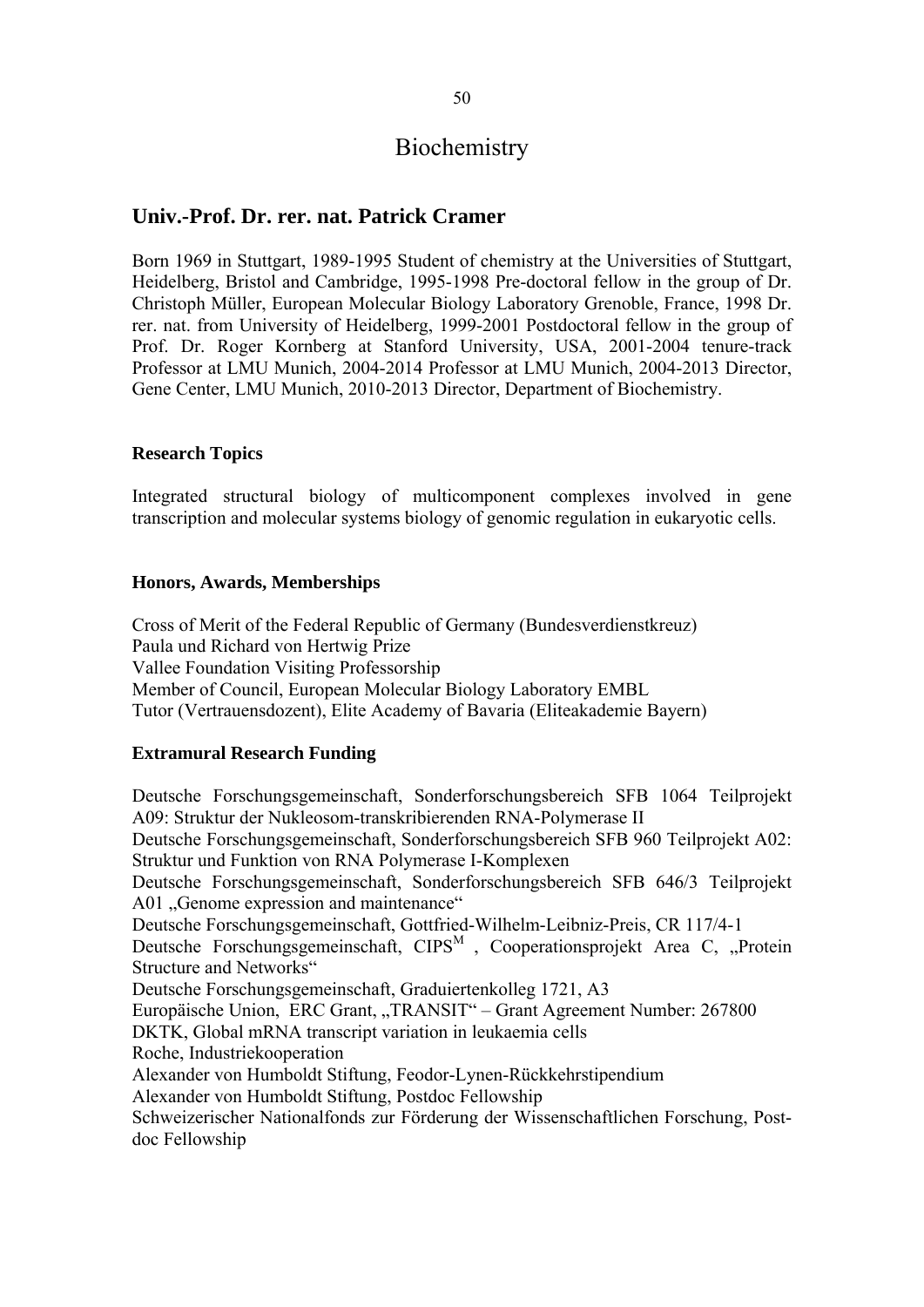# Biochemistry

## Univ.-Prof. Dr. rer. nat. Patrick Cramer

Born 1969 in Stuttgart, 1989-1995 Student of chemistry at the Universities of Stuttgart, Heidelberg, Bristol and Cambridge, 1995-1998 Pre-doctoral fellow in the group of Dr. Christoph Müller, European Molecular Biology Laboratory Grenoble, France, 1998 Dr. rer. nat. from University of Heidelberg, 1999-2001 Postdoctoral fellow in the group of Prof. Dr. Roger Kornberg at Stanford University, USA, 2001-2004 tenure-track Professor at LMU Munich, 2004-2014 Professor at LMU Munich, 2004-2013 Director, Gene Center, LMU Munich, 2010-2013 Director, Department of Biochemistry.

### Research Topics

Integrated structural biology of multicomponent complexes involved in gene transcription and molecular systems biology of genomic regulation in eukaryotic cells.

### Honors, Awards, Memberships

Cross of Merit of the Federal Republic of Germany (Bundesverdienstkreuz)
Paula und Richard von Hertwig Prize
Vallee Foundation Visiting Professorship
Member of Council, European Molecular Biology Laboratory EMBL
Tutor (Vertrauensdozent), Elite Academy of Bavaria (Eliteakademie Bayern)

### Extramural Research Funding

Deutsche Forschungsgemeinschaft, Sonderforschungsbereich SFB 1064 Teilprojekt A09: Struktur der Nukleosom-transkribierenden RNA-Polymerase II
Deutsche Forschungsgemeinschaft, Sonderforschungsbereich SFB 960 Teilprojekt A02: Struktur und Funktion von RNA Polymerase I-Komplexen
Deutsche Forschungsgemeinschaft, Sonderforschungsbereich SFB 646/3 Teilprojekt A01 „Genome expression and maintenance"
Deutsche Forschungsgemeinschaft, Gottfried-Wilhelm-Leibniz-Preis, CR 117/4-1
Deutsche Forschungsgemeinschaft, CIPS$^{M}$ , Cooperationsprojekt Area C, „Protein Structure and Networks"
Deutsche Forschungsgemeinschaft, Graduiertenkolleg 1721, A3
Europäische Union, ERC Grant, „TRANSIT" – Grant Agreement Number: 267800
DKTK, Global mRNA transcript variation in leukaemia cells
Roche, Industriekooperation
Alexander von Humboldt Stiftung, Feodor-Lynen-Rückkehrstipendium
Alexander von Humboldt Stiftung, Postdoc Fellowship
Schweizerischer Nationalfonds zur Förderung der Wissenschaftlichen Forschung, Post-doc Fellowship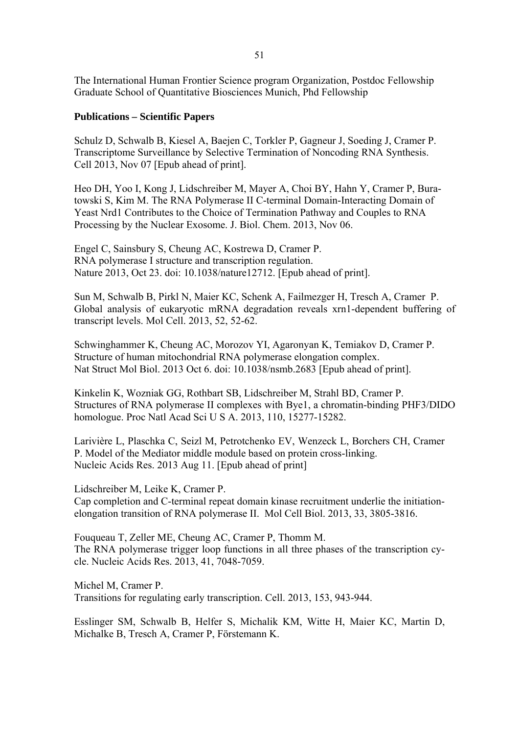The International Human Frontier Science program Organization, Postdoc Fellowship
Graduate School of Quantitative Biosciences Munich, Phd Fellowship

**Publications – Scientific Papers**

Schulz D, Schwalb B, Kiesel A, Baejen C, Torkler P, Gagneur J, Soeding J, Cramer P. Transcriptome Surveillance by Selective Termination of Noncoding RNA Synthesis. Cell 2013, Nov 07 [Epub ahead of print].

Heo DH, Yoo I, Kong J, Lidschreiber M, Mayer A, Choi BY, Hahn Y, Cramer P, Buratowski S, Kim M. The RNA Polymerase II C-terminal Domain-Interacting Domain of Yeast Nrd1 Contributes to the Choice of Termination Pathway and Couples to RNA Processing by the Nuclear Exosome. J. Biol. Chem. 2013, Nov 06.

Engel C, Sainsbury S, Cheung AC, Kostrewa D, Cramer P. RNA polymerase I structure and transcription regulation. Nature 2013, Oct 23. doi: 10.1038/nature12712. [Epub ahead of print].

Sun M, Schwalb B, Pirkl N, Maier KC, Schenk A, Failmezger H, Tresch A, Cramer P. Global analysis of eukaryotic mRNA degradation reveals xrn1-dependent buffering of transcript levels. Mol Cell. 2013, 52, 52-62.

Schwinghammer K, Cheung AC, Morozov YI, Agaronyan K, Temiakov D, Cramer P. Structure of human mitochondrial RNA polymerase elongation complex. Nat Struct Mol Biol. 2013 Oct 6. doi: 10.1038/nsmb.2683 [Epub ahead of print].

Kinkelin K, Wozniak GG, Rothbart SB, Lidschreiber M, Strahl BD, Cramer P. Structures of RNA polymerase II complexes with Bye1, a chromatin-binding PHF3/DIDO homologue. Proc Natl Acad Sci U S A. 2013, 110, 15277-15282.

Larivière L, Plaschka C, Seizl M, Petrotchenko EV, Wenzeck L, Borchers CH, Cramer P. Model of the Mediator middle module based on protein cross-linking. Nucleic Acids Res. 2013 Aug 11. [Epub ahead of print]

Lidschreiber M, Leike K, Cramer P. Cap completion and C-terminal repeat domain kinase recruitment underlie the initiation-elongation transition of RNA polymerase II. Mol Cell Biol. 2013, 33, 3805-3816.

Fouqueau T, Zeller ME, Cheung AC, Cramer P, Thomm M. The RNA polymerase trigger loop functions in all three phases of the transcription cycle. Nucleic Acids Res. 2013, 41, 7048-7059.

Michel M, Cramer P. Transitions for regulating early transcription. Cell. 2013, 153, 943-944.

Esslinger SM, Schwalb B, Helfer S, Michalik KM, Witte H, Maier KC, Martin D, Michalke B, Tresch A, Cramer P, Förstemann K.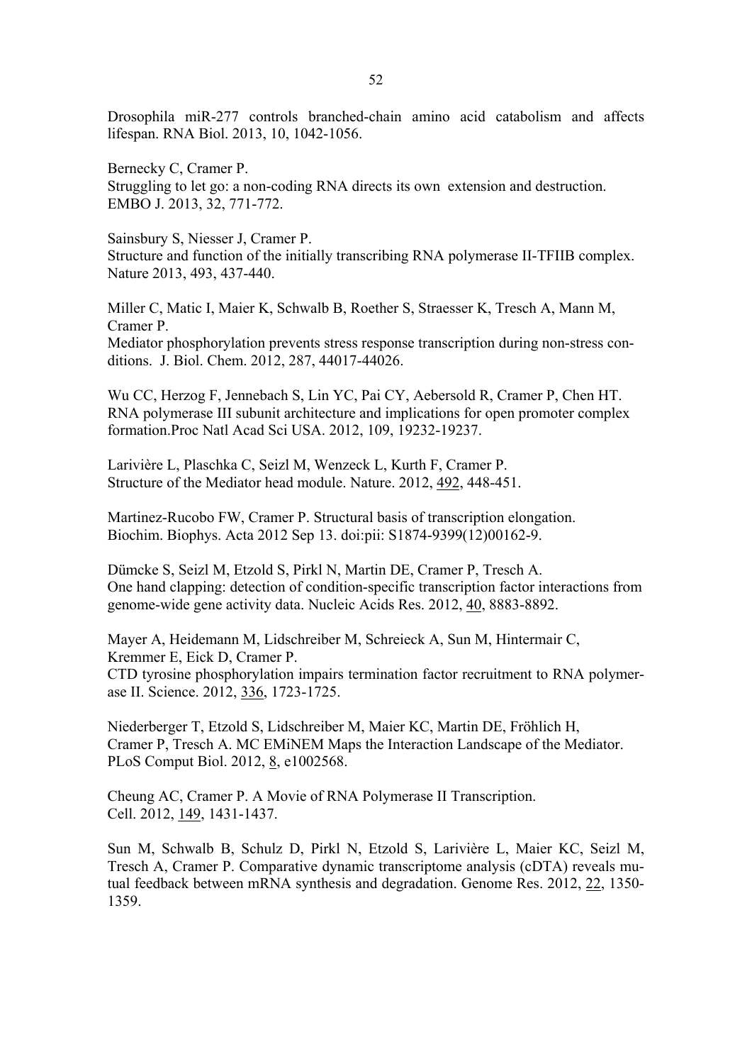Drosophila miR-277 controls branched-chain amino acid catabolism and affects lifespan. RNA Biol. 2013, 10, 1042-1056.

Bernecky C, Cramer P.
Struggling to let go: a non-coding RNA directs its own extension and destruction. EMBO J. 2013, 32, 771-772.

Sainsbury S, Niesser J, Cramer P.
Structure and function of the initially transcribing RNA polymerase II-TFIIB complex. Nature 2013, 493, 437-440.

Miller C, Matic I, Maier K, Schwalb B, Roether S, Straesser K, Tresch A, Mann M, Cramer P.
Mediator phosphorylation prevents stress response transcription during non-stress conditions. J. Biol. Chem. 2012, 287, 44017-44026.

Wu CC, Herzog F, Jennebach S, Lin YC, Pai CY, Aebersold R, Cramer P, Chen HT.
RNA polymerase III subunit architecture and implications for open promoter complex formation.Proc Natl Acad Sci USA. 2012, 109, 19232-19237.

Larivière L, Plaschka C, Seizl M, Wenzeck L, Kurth F, Cramer P.
Structure of the Mediator head module. Nature. 2012, 492, 448-451.

Martinez-Rucobo FW, Cramer P. Structural basis of transcription elongation.
Biochim. Biophys. Acta 2012 Sep 13. doi:pii: S1874-9399(12)00162-9.

Dümcke S, Seizl M, Etzold S, Pirkl N, Martin DE, Cramer P, Tresch A.
One hand clapping: detection of condition-specific transcription factor interactions from genome-wide gene activity data. Nucleic Acids Res. 2012, 40, 8883-8892.

Mayer A, Heidemann M, Lidschreiber M, Schreieck A, Sun M, Hintermair C, Kremmer E, Eick D, Cramer P.
CTD tyrosine phosphorylation impairs termination factor recruitment to RNA polymerase II. Science. 2012, 336, 1723-1725.

Niederberger T, Etzold S, Lidschreiber M, Maier KC, Martin DE, Fröhlich H, Cramer P, Tresch A. MC EMiNEM Maps the Interaction Landscape of the Mediator. PLoS Comput Biol. 2012, 8, e1002568.

Cheung AC, Cramer P. A Movie of RNA Polymerase II Transcription.
Cell. 2012, 149, 1431-1437.

Sun M, Schwalb B, Schulz D, Pirkl N, Etzold S, Larivière L, Maier KC, Seizl M, Tresch A, Cramer P. Comparative dynamic transcriptome analysis (cDTA) reveals mutual feedback between mRNA synthesis and degradation. Genome Res. 2012, 22, 1350-1359.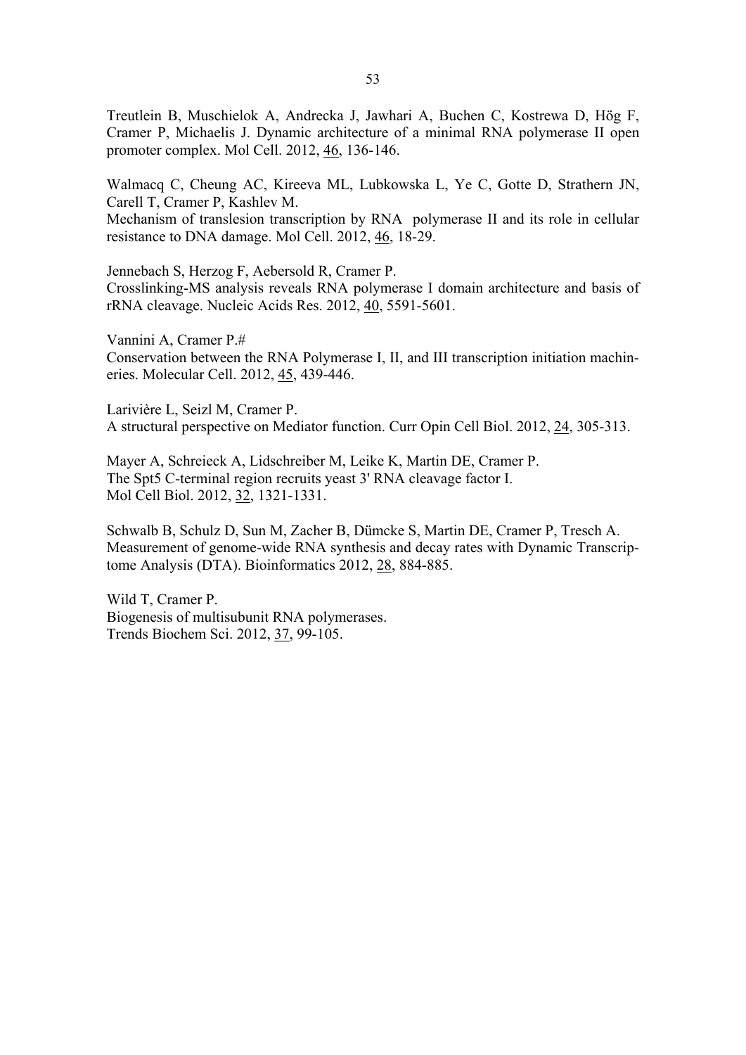Treutlein B, Muschielok A, Andrecka J, Jawhari A, Buchen C, Kostrewa D, Hög F, Cramer P, Michaelis J. Dynamic architecture of a minimal RNA polymerase II open promoter complex. Mol Cell. 2012, <u>46</u>, 136-146.

Walmacq C, Cheung AC, Kireeva ML, Lubkowska L, Ye C, Gotte D, Strathern JN, Carell T, Cramer P, Kashlev M.
Mechanism of translesion transcription by RNA polymerase II and its role in cellular resistance to DNA damage. Mol Cell. 2012, <u>46</u>, 18-29.

Jennebach S, Herzog F, Aebersold R, Cramer P.
Crosslinking-MS analysis reveals RNA polymerase I domain architecture and basis of rRNA cleavage. Nucleic Acids Res. 2012, <u>40</u>, 5591-5601.

Vannini A, Cramer P.#
Conservation between the RNA Polymerase I, II, and III transcription initiation machineries. Molecular Cell. 2012, <u>45</u>, 439-446.

Larivière L, Seizl M, Cramer P.
A structural perspective on Mediator function. Curr Opin Cell Biol. 2012, <u>24</u>, 305-313.

Mayer A, Schreieck A, Lidschreiber M, Leike K, Martin DE, Cramer P.
The Spt5 C-terminal region recruits yeast 3' RNA cleavage factor I.
Mol Cell Biol. 2012, <u>32</u>, 1321-1331.

Schwalb B, Schulz D, Sun M, Zacher B, Dümcke S, Martin DE, Cramer P, Tresch A.
Measurement of genome-wide RNA synthesis and decay rates with Dynamic Transcriptome Analysis (DTA). Bioinformatics 2012, <u>28</u>, 884-885.

Wild T, Cramer P.
Biogenesis of multisubunit RNA polymerases.
Trends Biochem Sci. 2012, <u>37</u>, 99-105.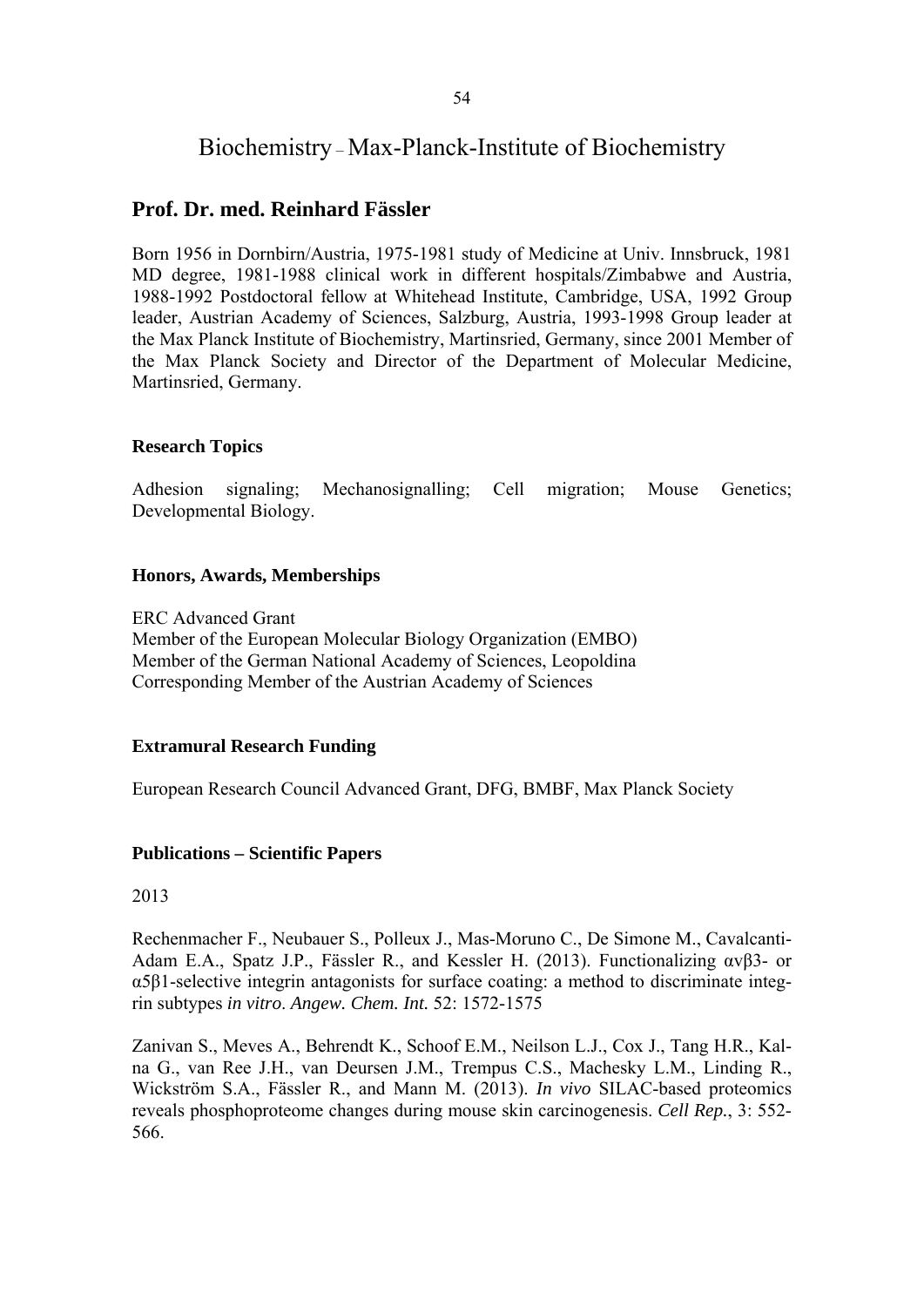# Biochemistry – Max-Planck-Institute of Biochemistry

## Prof. Dr. med. Reinhard Fässler

Born 1956 in Dornbirn/Austria, 1975-1981 study of Medicine at Univ. Innsbruck, 1981 MD degree, 1981-1988 clinical work in different hospitals/Zimbabwe and Austria, 1988-1992 Postdoctoral fellow at Whitehead Institute, Cambridge, USA, 1992 Group leader, Austrian Academy of Sciences, Salzburg, Austria, 1993-1998 Group leader at the Max Planck Institute of Biochemistry, Martinsried, Germany, since 2001 Member of the Max Planck Society and Director of the Department of Molecular Medicine, Martinsried, Germany.

### Research Topics

Adhesion signaling; Mechanosignalling; Cell migration; Mouse Genetics; Developmental Biology.

### Honors, Awards, Memberships

ERC Advanced Grant
Member of the European Molecular Biology Organization (EMBO)
Member of the German National Academy of Sciences, Leopoldina
Corresponding Member of the Austrian Academy of Sciences

### Extramural Research Funding

European Research Council Advanced Grant, DFG, BMBF, Max Planck Society

### Publications – Scientific Papers

2013

Rechenmacher F., Neubauer S., Polleux J., Mas-Moruno C., De Simone M., Cavalcanti-Adam E.A., Spatz J.P., Fässler R., and Kessler H. (2013). Functionalizing αvβ3- or α5β1-selective integrin antagonists for surface coating: a method to discriminate integrin subtypes *in vitro*. *Angew. Chem. Int.* 52: 1572-1575

Zanivan S., Meves A., Behrendt K., Schoof E.M., Neilson L.J., Cox J., Tang H.R., Kalna G., van Ree J.H., van Deursen J.M., Trempus C.S., Machesky L.M., Linding R., Wickström S.A., Fässler R., and Mann M. (2013). *In vivo* SILAC-based proteomics reveals phosphoproteome changes during mouse skin carcinogenesis. *Cell Rep.*, 3: 552-566.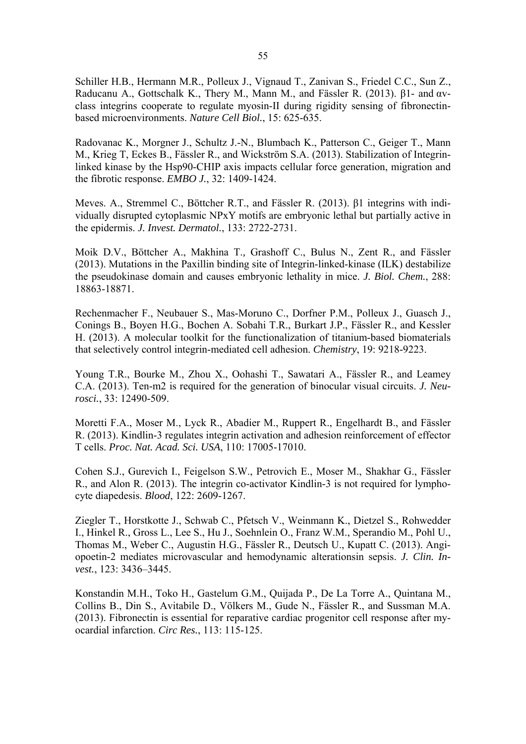Schiller H.B., Hermann M.R., Polleux J., Vignaud T., Zanivan S., Friedel C.C., Sun Z., Raducanu A., Gottschalk K., Thery M., Mann M., and Fässler R. (2013). β1- and αv-class integrins cooperate to regulate myosin-II during rigidity sensing of fibronectin-based microenvironments. *Nature Cell Biol.*, 15: 625-635.

Radovanac K., Morgner J., Schultz J.-N., Blumbach K., Patterson C., Geiger T., Mann M., Krieg T, Eckes B., Fässler R., and Wickström S.A. (2013). Stabilization of Integrin-linked kinase by the Hsp90-CHIP axis impacts cellular force generation, migration and the fibrotic response. *EMBO J.*, 32: 1409-1424.

Meves. A., Stremmel C., Böttcher R.T., and Fässler R. (2013). β1 integrins with individually disrupted cytoplasmic NPxY motifs are embryonic lethal but partially active in the epidermis. *J. Invest. Dermatol.*, 133: 2722-2731.

Moik D.V., Böttcher A., Makhina T., Grashoff C., Bulus N., Zent R., and Fässler (2013). Mutations in the Paxillin binding site of Integrin-linked-kinase (ILK) destabilize the pseudokinase domain and causes embryonic lethality in mice. *J. Biol. Chem.*, 288: 18863-18871.

Rechenmacher F., Neubauer S., Mas-Moruno C., Dorfner P.M., Polleux J., Guasch J., Conings B., Boyen H.G., Bochen A. Sobahi T.R., Burkart J.P., Fässler R., and Kessler H. (2013). A molecular toolkit for the functionalization of titanium-based biomaterials that selectively control integrin-mediated cell adhesion. *Chemistry*, 19: 9218-9223.

Young T.R., Bourke M., Zhou X., Oohashi T., Sawatari A., Fässler R., and Leamey C.A. (2013). Ten-m2 is required for the generation of binocular visual circuits. *J. Neurosci.*, 33: 12490-509.

Moretti F.A., Moser M., Lyck R., Abadier M., Ruppert R., Engelhardt B., and Fässler R. (2013). Kindlin-3 regulates integrin activation and adhesion reinforcement of effector T cells. *Proc. Nat. Acad. Sci. USA*, 110: 17005-17010.

Cohen S.J., Gurevich I., Feigelson S.W., Petrovich E., Moser M., Shakhar G., Fässler R., and Alon R. (2013). The integrin co-activator Kindlin-3 is not required for lymphocyte diapedesis. *Blood*, 122: 2609-1267.

Ziegler T., Horstkotte J., Schwab C., Pfetsch V., Weinmann K., Dietzel S., Rohwedder I., Hinkel R., Gross L., Lee S., Hu J., Soehnlein O., Franz W.M., Sperandio M., Pohl U., Thomas M., Weber C., Augustin H.G., Fässler R., Deutsch U., Kupatt C. (2013). Angiopoetin-2 mediates microvascular and hemodynamic alterationsin sepsis. *J. Clin. Invest.*, 123: 3436–3445.

Konstandin M.H., Toko H., Gastelum G.M., Quijada P., De La Torre A., Quintana M., Collins B., Din S., Avitabile D., Völkers M., Gude N., Fässler R., and Sussman M.A. (2013). Fibronectin is essential for reparative cardiac progenitor cell response after myocardial infarction. *Circ Res.*, 113: 115-125.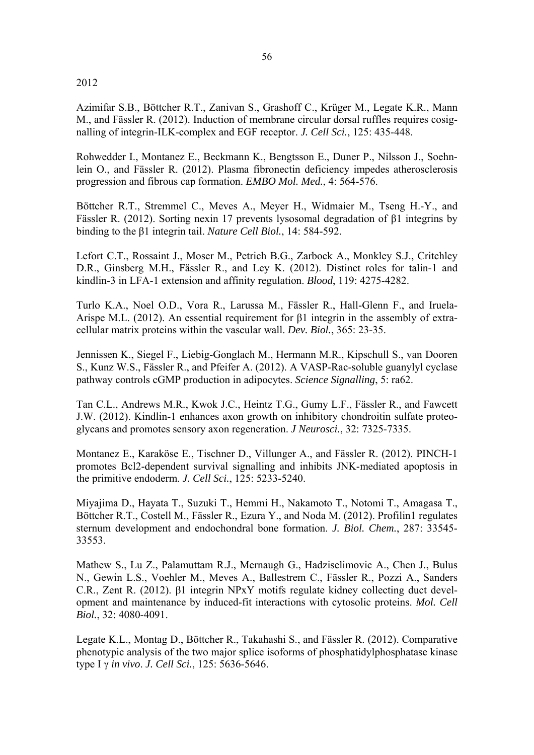2012

Azimifar S.B., Böttcher R.T., Zanivan S., Grashoff C., Krüger M., Legate K.R., Mann M., and Fässler R. (2012). Induction of membrane circular dorsal ruffles requires cosignalling of integrin-ILK-complex and EGF receptor. *J. Cell Sci.*, 125: 435-448.

Rohwedder I., Montanez E., Beckmann K., Bengtsson E., Duner P., Nilsson J., Soehnlein O., and Fässler R. (2012). Plasma fibronectin deficiency impedes atherosclerosis progression and fibrous cap formation. *EMBO Mol. Med.*, 4: 564-576.

Böttcher R.T., Stremmel C., Meves A., Meyer H., Widmaier M., Tseng H.-Y., and Fässler R. (2012). Sorting nexin 17 prevents lysosomal degradation of β1 integrins by binding to the β1 integrin tail. *Nature Cell Biol.*, 14: 584-592.

Lefort C.T., Rossaint J., Moser M., Petrich B.G., Zarbock A., Monkley S.J., Critchley D.R., Ginsberg M.H., Fässler R., and Ley K. (2012). Distinct roles for talin-1 and kindlin-3 in LFA-1 extension and affinity regulation. *Blood*, 119: 4275-4282.

Turlo K.A., Noel O.D., Vora R., Larussa M., Fässler R., Hall-Glenn F., and Iruela-Arispe M.L. (2012). An essential requirement for β1 integrin in the assembly of extracellular matrix proteins within the vascular wall. *Dev. Biol.*, 365: 23-35.

Jennissen K., Siegel F., Liebig-Gonglach M., Hermann M.R., Kipschull S., van Dooren S., Kunz W.S., Fässler R., and Pfeifer A. (2012). A VASP-Rac-soluble guanylyl cyclase pathway controls cGMP production in adipocytes. *Science Signalling*, 5: ra62.

Tan C.L., Andrews M.R., Kwok J.C., Heintz T.G., Gumy L.F., Fässler R., and Fawcett J.W. (2012). Kindlin-1 enhances axon growth on inhibitory chondroitin sulfate proteoglycans and promotes sensory axon regeneration. *J Neurosci.*, 32: 7325-7335.

Montanez E., Karaköse E., Tischner D., Villunger A., and Fässler R. (2012). PINCH-1 promotes Bcl2-dependent survival signalling and inhibits JNK-mediated apoptosis in the primitive endoderm. *J. Cell Sci.*, 125: 5233-5240.

Miyajima D., Hayata T., Suzuki T., Hemmi H., Nakamoto T., Notomi T., Amagasa T., Böttcher R.T., Costell M., Fässler R., Ezura Y., and Noda M. (2012). Profilin1 regulates sternum development and endochondral bone formation. *J. Biol. Chem.*, 287: 33545-33553.

Mathew S., Lu Z., Palamuttam R.J., Mernaugh G., Hadziselimovic A., Chen J., Bulus N., Gewin L.S., Voehler M., Meves A., Ballestrem C., Fässler R., Pozzi A., Sanders C.R., Zent R. (2012). β1 integrin NPxY motifs regulate kidney collecting duct development and maintenance by induced-fit interactions with cytosolic proteins. *Mol. Cell Biol.*, 32: 4080-4091.

Legate K.L., Montag D., Böttcher R., Takahashi S., and Fässler R. (2012). Comparative phenotypic analysis of the two major splice isoforms of phosphatidylphosphatase kinase type I γ *in vivo*. *J. Cell Sci.*, 125: 5636-5646.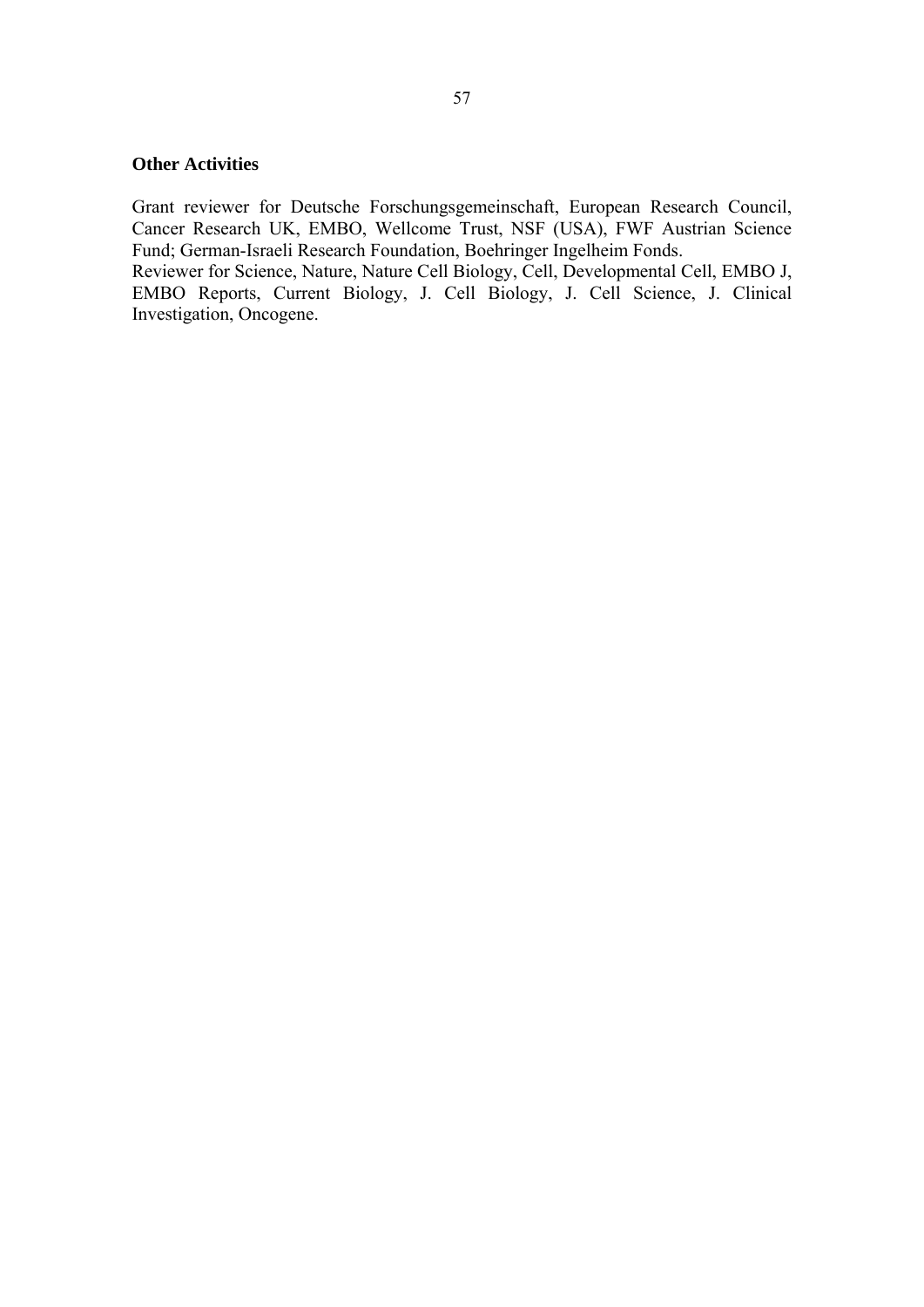**Other Activities**

Grant reviewer for Deutsche Forschungsgemeinschaft, European Research Council, Cancer Research UK, EMBO, Wellcome Trust, NSF (USA), FWF Austrian Science Fund; German-Israeli Research Foundation, Boehringer Ingelheim Fonds.
Reviewer for Science, Nature, Nature Cell Biology, Cell, Developmental Cell, EMBO J, EMBO Reports, Current Biology, J. Cell Biology, J. Cell Science, J. Clinical Investigation, Oncogene.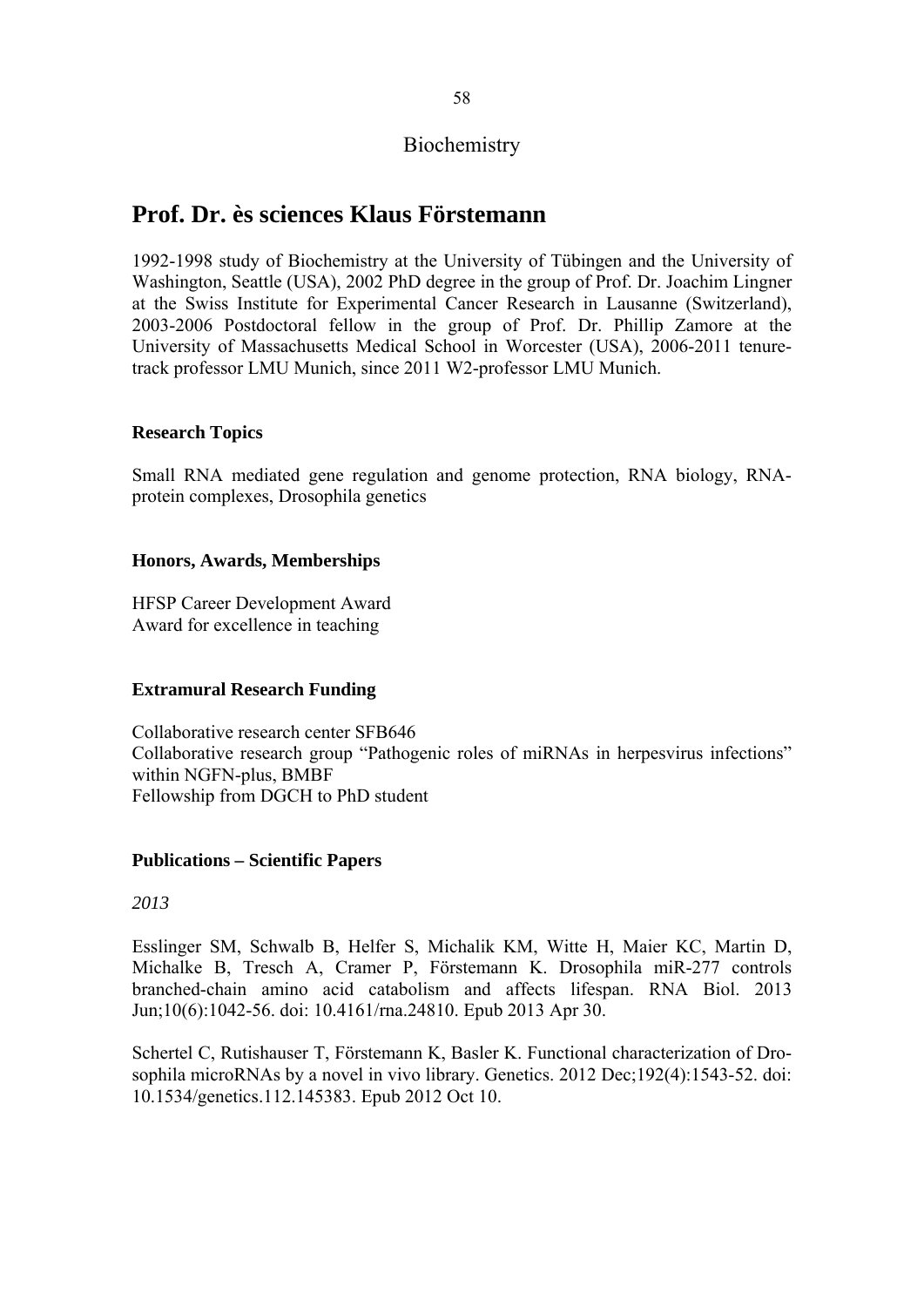Biochemistry

# Prof. Dr. ès sciences Klaus Förstemann

1992-1998 study of Biochemistry at the University of Tübingen and the University of Washington, Seattle (USA), 2002 PhD degree in the group of Prof. Dr. Joachim Lingner at the Swiss Institute for Experimental Cancer Research in Lausanne (Switzerland), 2003-2006 Postdoctoral fellow in the group of Prof. Dr. Phillip Zamore at the University of Massachusetts Medical School in Worcester (USA), 2006-2011 tenure-track professor LMU Munich, since 2011 W2-professor LMU Munich.

### Research Topics

Small RNA mediated gene regulation and genome protection, RNA biology, RNA-protein complexes, Drosophila genetics

### Honors, Awards, Memberships

HFSP Career Development Award
Award for excellence in teaching

### Extramural Research Funding

Collaborative research center SFB646
Collaborative research group "Pathogenic roles of miRNAs in herpesvirus infections" within NGFN-plus, BMBF
Fellowship from DGCH to PhD student

### Publications – Scientific Papers

*2013*

Esslinger SM, Schwalb B, Helfer S, Michalik KM, Witte H, Maier KC, Martin D, Michalke B, Tresch A, Cramer P, Förstemann K. Drosophila miR-277 controls branched-chain amino acid catabolism and affects lifespan. RNA Biol. 2013 Jun;10(6):1042-56. doi: 10.4161/rna.24810. Epub 2013 Apr 30.

Schertel C, Rutishauser T, Förstemann K, Basler K. Functional characterization of Drosophila microRNAs by a novel in vivo library. Genetics. 2012 Dec;192(4):1543-52. doi: 10.1534/genetics.112.145383. Epub 2012 Oct 10.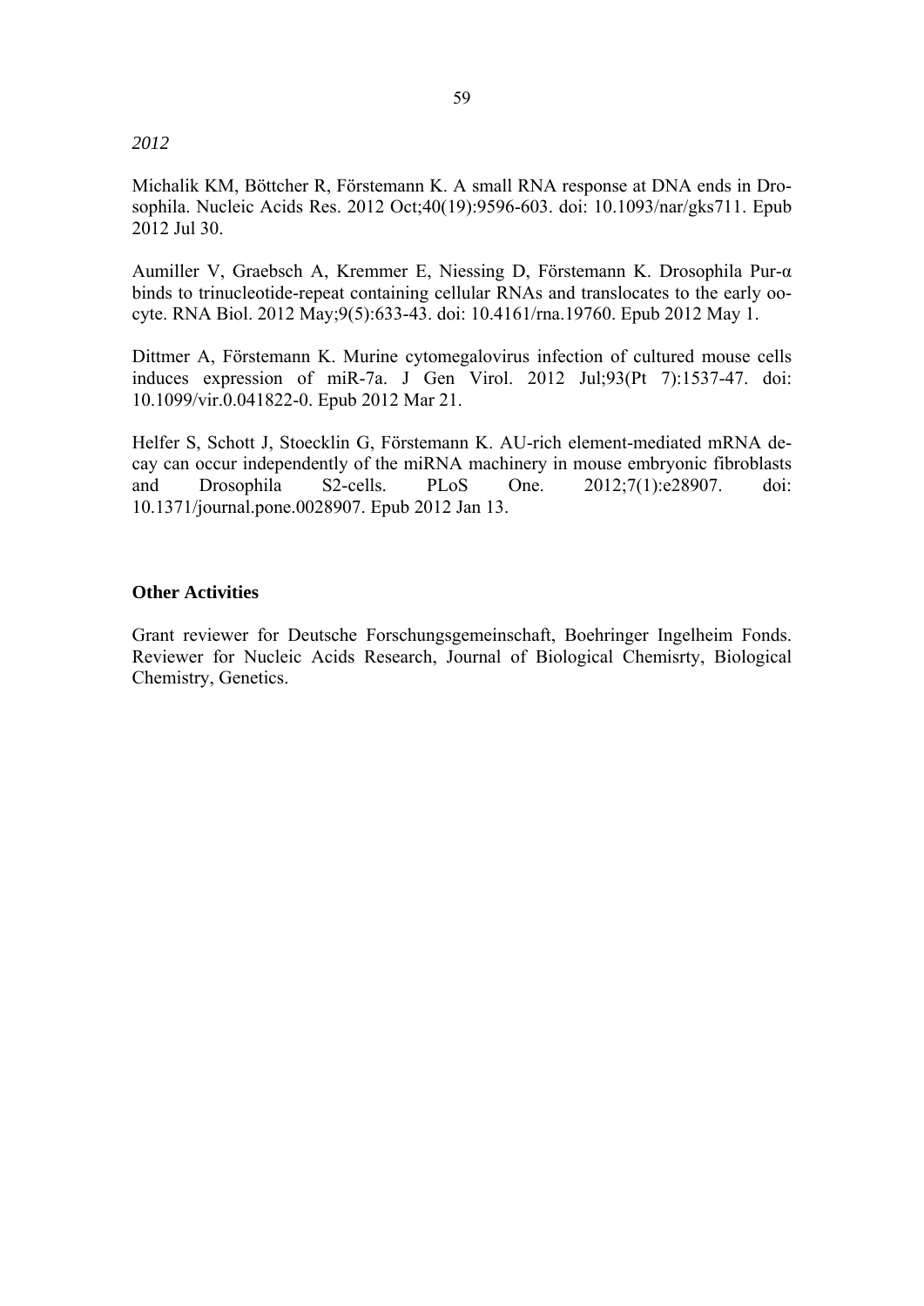*2012*

Michalik KM, Böttcher R, Förstemann K. A small RNA response at DNA ends in Drosophila. Nucleic Acids Res. 2012 Oct;40(19):9596-603. doi: 10.1093/nar/gks711. Epub 2012 Jul 30.

Aumiller V, Graebsch A, Kremmer E, Niessing D, Förstemann K. Drosophila Pur-α binds to trinucleotide-repeat containing cellular RNAs and translocates to the early oocyte. RNA Biol. 2012 May;9(5):633-43. doi: 10.4161/rna.19760. Epub 2012 May 1.

Dittmer A, Förstemann K. Murine cytomegalovirus infection of cultured mouse cells induces expression of miR-7a. J Gen Virol. 2012 Jul;93(Pt 7):1537-47. doi: 10.1099/vir.0.041822-0. Epub 2012 Mar 21.

Helfer S, Schott J, Stoecklin G, Förstemann K. AU-rich element-mediated mRNA decay can occur independently of the miRNA machinery in mouse embryonic fibroblasts and Drosophila S2-cells. PLoS One. 2012;7(1):e28907. doi: 10.1371/journal.pone.0028907. Epub 2012 Jan 13.

**Other Activities**

Grant reviewer for Deutsche Forschungsgemeinschaft, Boehringer Ingelheim Fonds. Reviewer for Nucleic Acids Research, Journal of Biological Chemisrty, Biological Chemistry, Genetics.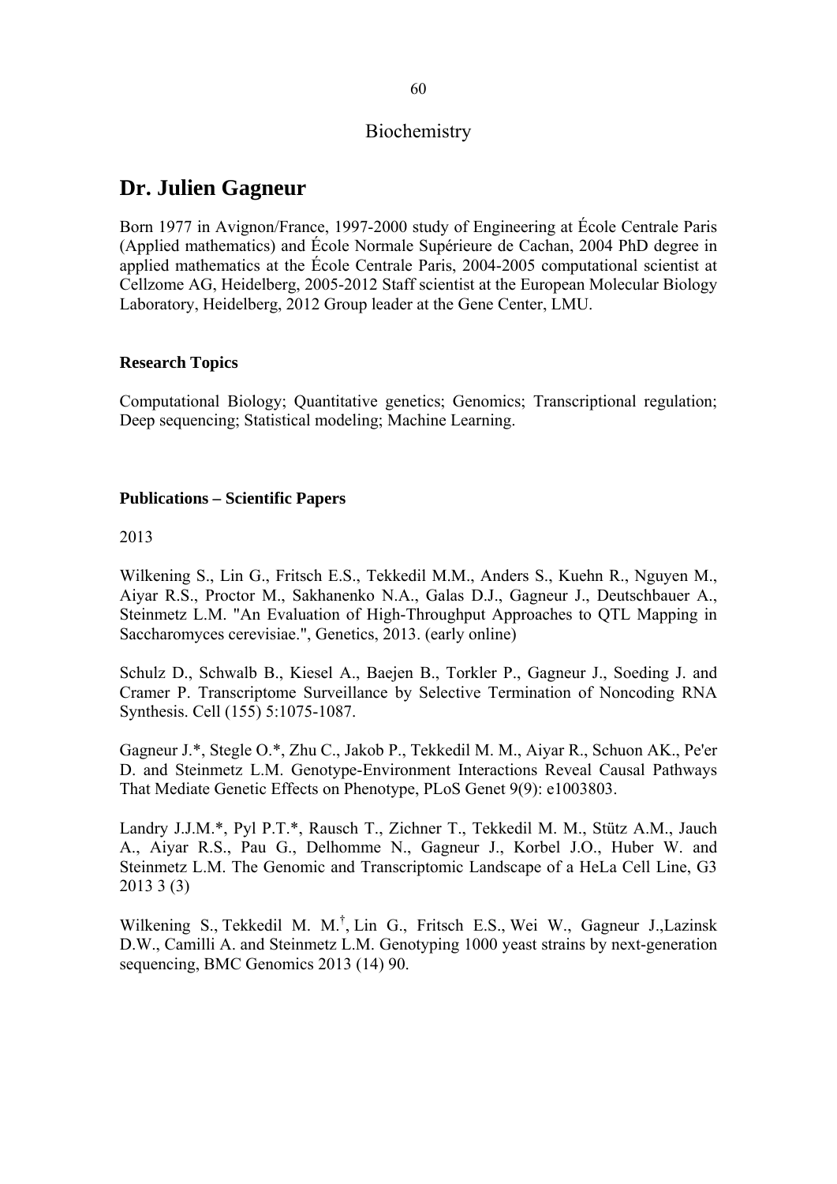Biochemistry

# Dr. Julien Gagneur

Born 1977 in Avignon/France, 1997-2000 study of Engineering at École Centrale Paris (Applied mathematics) and École Normale Supérieure de Cachan, 2004 PhD degree in applied mathematics at the École Centrale Paris, 2004-2005 computational scientist at Cellzome AG, Heidelberg, 2005-2012 Staff scientist at the European Molecular Biology Laboratory, Heidelberg, 2012 Group leader at the Gene Center, LMU.

**Research Topics**

Computational Biology; Quantitative genetics; Genomics; Transcriptional regulation; Deep sequencing; Statistical modeling; Machine Learning.

**Publications – Scientific Papers**

2013

Wilkening S., Lin G., Fritsch E.S., Tekkedil M.M., Anders S., Kuehn R., Nguyen M., Aiyar R.S., Proctor M., Sakhanenko N.A., Galas D.J., Gagneur J., Deutschbauer A., Steinmetz L.M. "An Evaluation of High-Throughput Approaches to QTL Mapping in Saccharomyces cerevisiae.", Genetics, 2013. (early online)

Schulz D., Schwalb B., Kiesel A., Baejen B., Torkler P., Gagneur J., Soeding J. and Cramer P. Transcriptome Surveillance by Selective Termination of Noncoding RNA Synthesis. Cell (155) 5:1075-1087.

Gagneur J.*, Stegle O.*, Zhu C., Jakob P., Tekkedil M. M., Aiyar R., Schuon AK., Pe'er D. and Steinmetz L.M. Genotype-Environment Interactions Reveal Causal Pathways That Mediate Genetic Effects on Phenotype, PLoS Genet 9(9): e1003803.

Landry J.J.M.*, Pyl P.T.*, Rausch T., Zichner T., Tekkedil M. M., Stütz A.M., Jauch A., Aiyar R.S., Pau G., Delhomme N., Gagneur J., Korbel J.O., Huber W. and Steinmetz L.M. The Genomic and Transcriptomic Landscape of a HeLa Cell Line, G3 2013 3 (3)

Wilkening S., Tekkedil M. M.[†], Lin G., Fritsch E.S., Wei W., Gagneur J.,Lazinsk D.W., Camilli A. and Steinmetz L.M. Genotyping 1000 yeast strains by next-generation sequencing, BMC Genomics 2013 (14) 90.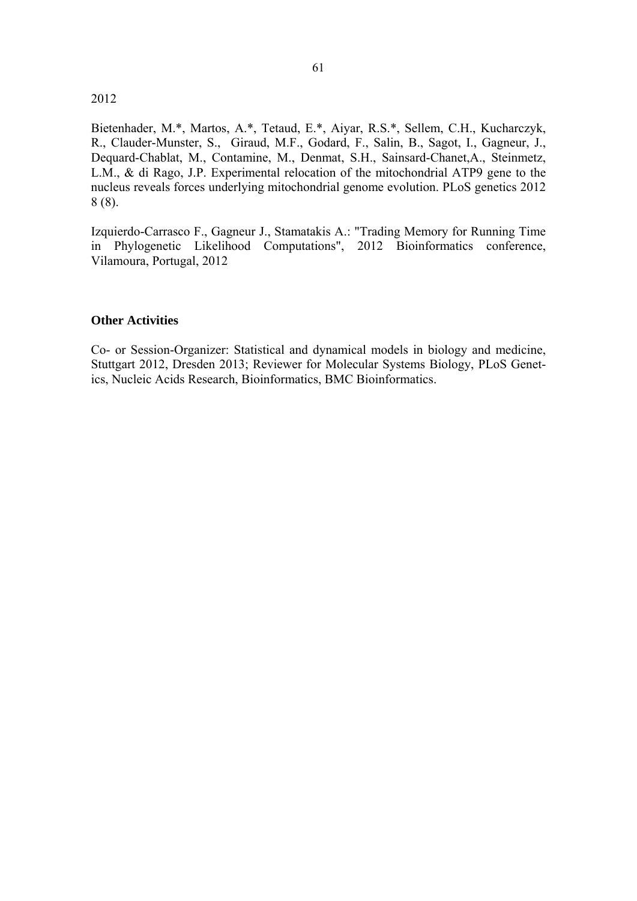2012

Bietenhader, M.*, Martos, A.*, Tetaud, E.*, Aiyar, R.S.*, Sellem, C.H., Kucharczyk, R., Clauder-Munster, S., Giraud, M.F., Godard, F., Salin, B., Sagot, I., Gagneur, J., Dequard-Chablat, M., Contamine, M., Denmat, S.H., Sainsard-Chanet,A., Steinmetz, L.M., & di Rago, J.P. Experimental relocation of the mitochondrial ATP9 gene to the nucleus reveals forces underlying mitochondrial genome evolution. PLoS genetics 2012 8 (8).

Izquierdo-Carrasco F., Gagneur J., Stamatakis A.: "Trading Memory for Running Time in Phylogenetic Likelihood Computations", 2012 Bioinformatics conference, Vilamoura, Portugal, 2012

**Other Activities**

Co- or Session-Organizer: Statistical and dynamical models in biology and medicine, Stuttgart 2012, Dresden 2013; Reviewer for Molecular Systems Biology, PLoS Genetics, Nucleic Acids Research, Bioinformatics, BMC Bioinformatics.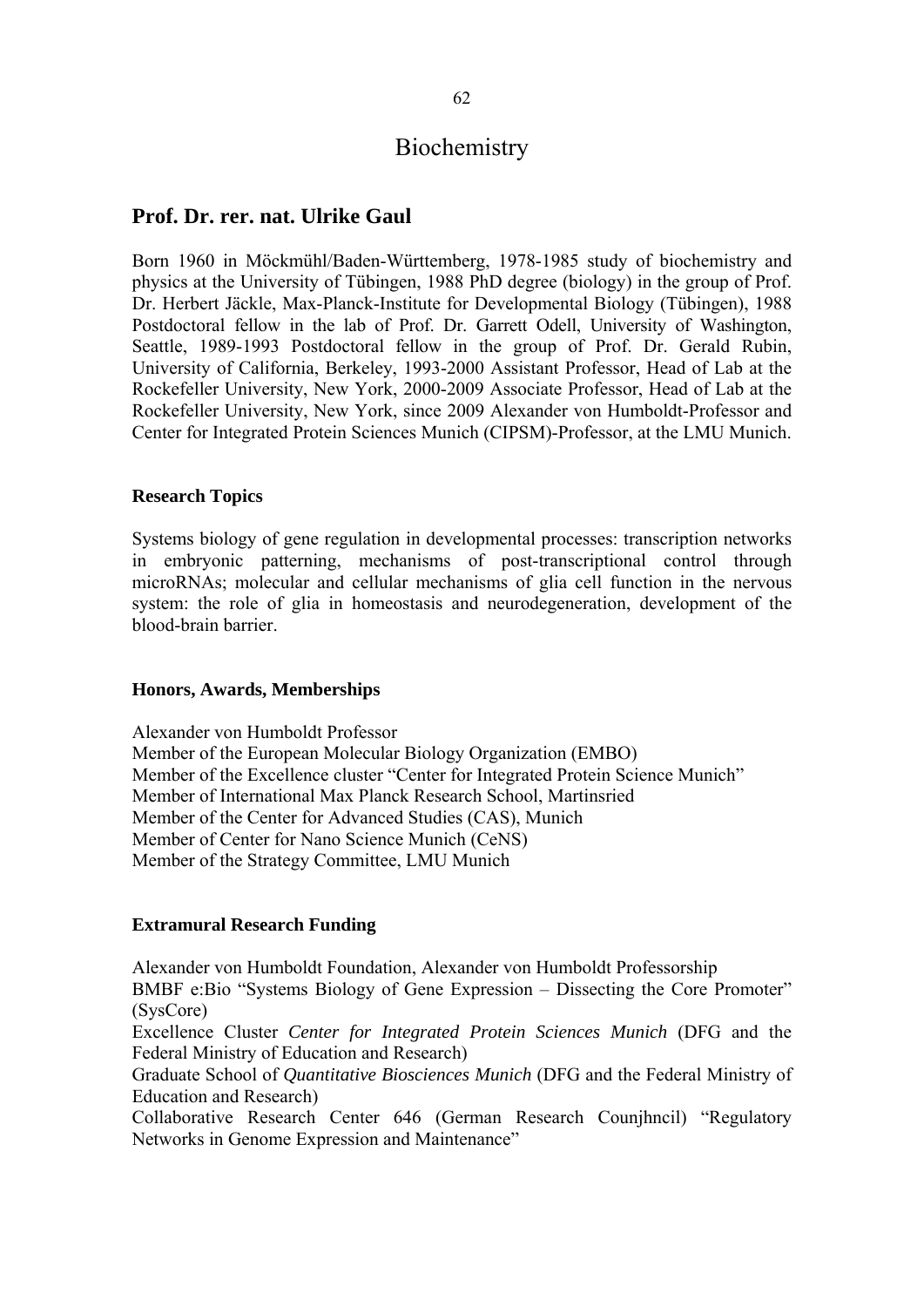# Biochemistry

## Prof. Dr. rer. nat. Ulrike Gaul

Born 1960 in Möckmühl/Baden-Württemberg, 1978-1985 study of biochemistry and physics at the University of Tübingen, 1988 PhD degree (biology) in the group of Prof. Dr. Herbert Jäckle, Max-Planck-Institute for Developmental Biology (Tübingen), 1988 Postdoctoral fellow in the lab of Prof. Dr. Garrett Odell, University of Washington, Seattle, 1989-1993 Postdoctoral fellow in the group of Prof. Dr. Gerald Rubin, University of California, Berkeley, 1993-2000 Assistant Professor, Head of Lab at the Rockefeller University, New York, 2000-2009 Associate Professor, Head of Lab at the Rockefeller University, New York, since 2009 Alexander von Humboldt-Professor and Center for Integrated Protein Sciences Munich (CIPSM)-Professor, at the LMU Munich.

### Research Topics

Systems biology of gene regulation in developmental processes: transcription networks in embryonic patterning, mechanisms of post-transcriptional control through microRNAs; molecular and cellular mechanisms of glia cell function in the nervous system: the role of glia in homeostasis and neurodegeneration, development of the blood-brain barrier.

### Honors, Awards, Memberships

Alexander von Humboldt Professor
Member of the European Molecular Biology Organization (EMBO)
Member of the Excellence cluster "Center for Integrated Protein Science Munich"
Member of International Max Planck Research School, Martinsried
Member of the Center for Advanced Studies (CAS), Munich
Member of Center for Nano Science Munich (CeNS)
Member of the Strategy Committee, LMU Munich

### Extramural Research Funding

Alexander von Humboldt Foundation, Alexander von Humboldt Professorship
BMBF e:Bio "Systems Biology of Gene Expression – Dissecting the Core Promoter" (SysCore)
Excellence Cluster *Center for Integrated Protein Sciences Munich* (DFG and the Federal Ministry of Education and Research)
Graduate School of *Quantitative Biosciences Munich* (DFG and the Federal Ministry of Education and Research)
Collaborative Research Center 646 (German Research Counjhncil) "Regulatory Networks in Genome Expression and Maintenance"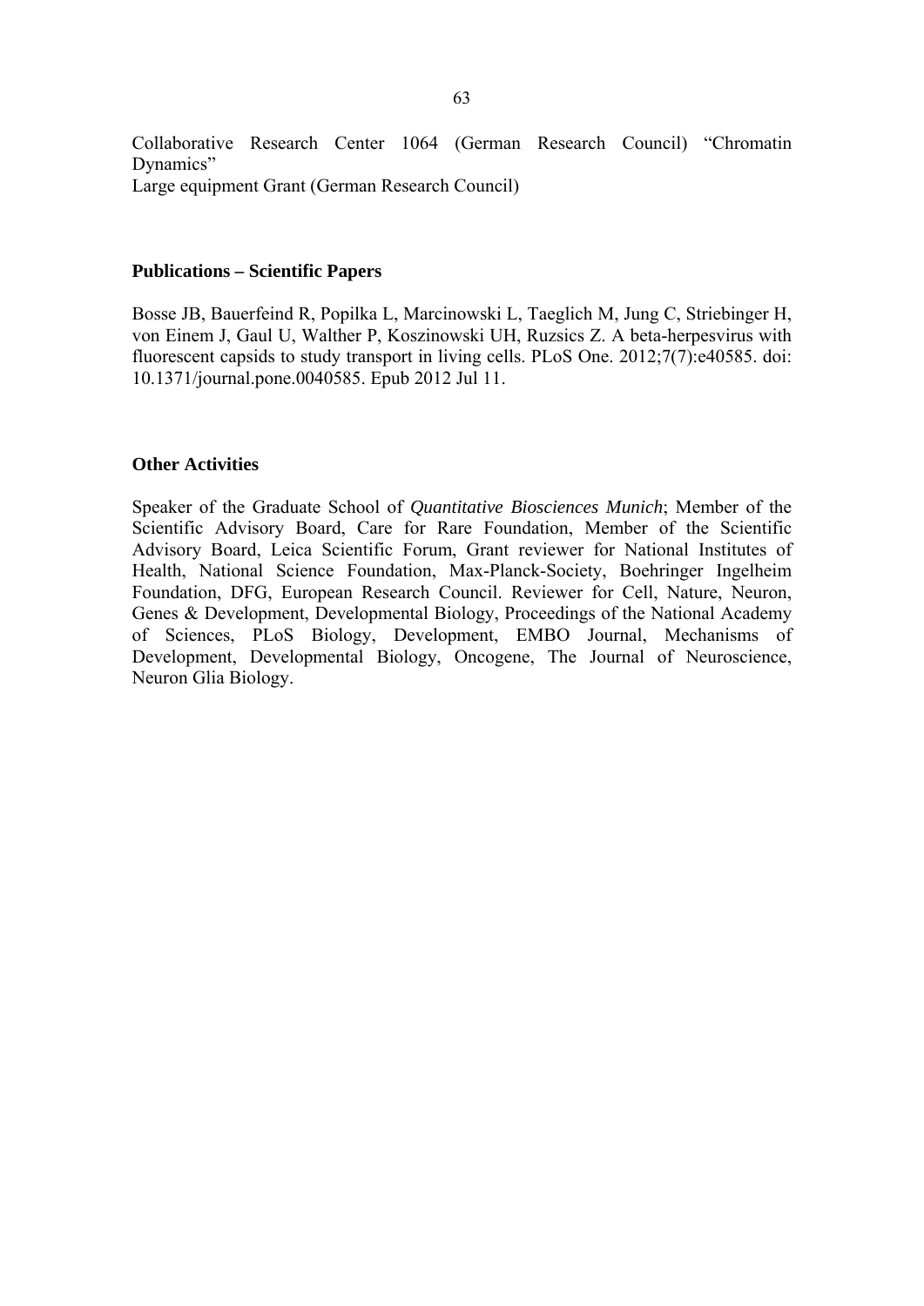Collaborative Research Center 1064 (German Research Council) “Chromatin Dynamics”
Large equipment Grant (German Research Council)

**Publications – Scientific Papers**

Bosse JB, Bauerfeind R, Popilka L, Marcinowski L, Taeglich M, Jung C, Striebinger H, von Einem J, Gaul U, Walther P, Koszinowski UH, Ruzsics Z. A beta-herpesvirus with fluorescent capsids to study transport in living cells. PLoS One. 2012;7(7):e40585. doi: 10.1371/journal.pone.0040585. Epub 2012 Jul 11.

**Other Activities**

Speaker of the Graduate School of *Quantitative Biosciences Munich*; Member of the Scientific Advisory Board, Care for Rare Foundation, Member of the Scientific Advisory Board, Leica Scientific Forum, Grant reviewer for National Institutes of Health, National Science Foundation, Max-Planck-Society, Boehringer Ingelheim Foundation, DFG, European Research Council. Reviewer for Cell, Nature, Neuron, Genes & Development, Developmental Biology, Proceedings of the National Academy of Sciences, PLoS Biology, Development, EMBO Journal, Mechanisms of Development, Developmental Biology, Oncogene, The Journal of Neuroscience, Neuron Glia Biology.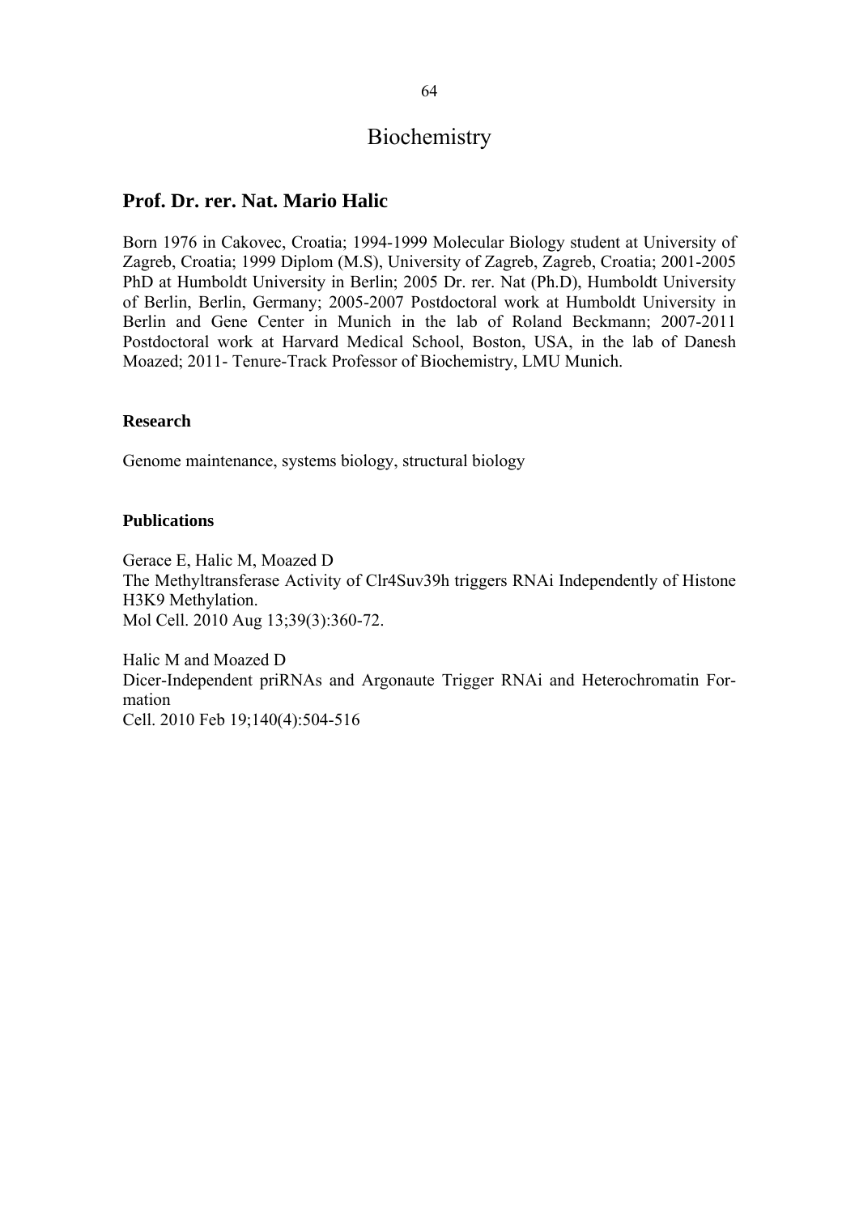# Biochemistry

## Prof. Dr. rer. Nat. Mario Halic

Born 1976 in Cakovec, Croatia; 1994-1999 Molecular Biology student at University of Zagreb, Croatia; 1999 Diplom (M.S), University of Zagreb, Zagreb, Croatia; 2001-2005 PhD at Humboldt University in Berlin; 2005 Dr. rer. Nat (Ph.D), Humboldt University of Berlin, Berlin, Germany; 2005-2007 Postdoctoral work at Humboldt University in Berlin and Gene Center in Munich in the lab of Roland Beckmann; 2007-2011 Postdoctoral work at Harvard Medical School, Boston, USA, in the lab of Danesh Moazed; 2011- Tenure-Track Professor of Biochemistry, LMU Munich.

### Research

Genome maintenance, systems biology, structural biology

### Publications

Gerace E, Halic M, Moazed D
The Methyltransferase Activity of Clr4Suv39h triggers RNAi Independently of Histone H3K9 Methylation.
Mol Cell. 2010 Aug 13;39(3):360-72.

Halic M and Moazed D
Dicer-Independent priRNAs and Argonaute Trigger RNAi and Heterochromatin Formation
Cell. 2010 Feb 19;140(4):504-516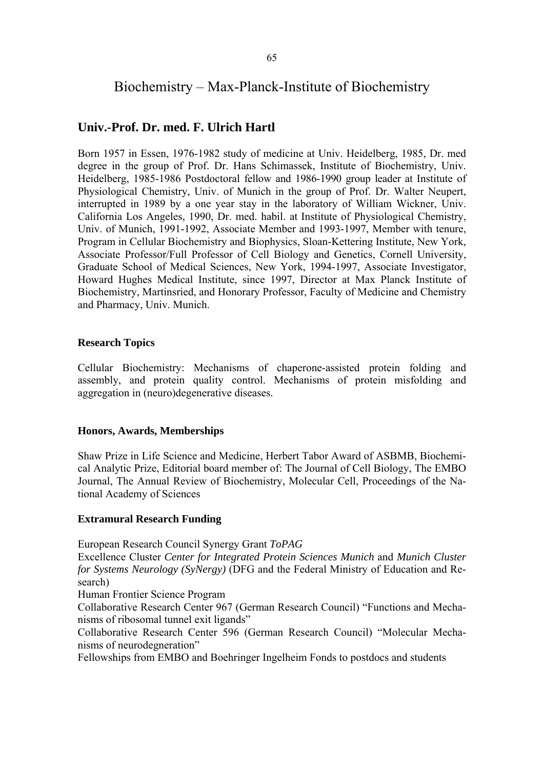# Biochemistry – Max-Planck-Institute of Biochemistry

## Univ.-Prof. Dr. med. F. Ulrich Hartl

Born 1957 in Essen, 1976-1982 study of medicine at Univ. Heidelberg, 1985, Dr. med degree in the group of Prof. Dr. Hans Schimassek, Institute of Biochemistry, Univ. Heidelberg, 1985-1986 Postdoctoral fellow and 1986-1990 group leader at Institute of Physiological Chemistry, Univ. of Munich in the group of Prof. Dr. Walter Neupert, interrupted in 1989 by a one year stay in the laboratory of William Wickner, Univ. California Los Angeles, 1990, Dr. med. habil. at Institute of Physiological Chemistry, Univ. of Munich, 1991-1992, Associate Member and 1993-1997, Member with tenure, Program in Cellular Biochemistry and Biophysics, Sloan-Kettering Institute, New York, Associate Professor/Full Professor of Cell Biology and Genetics, Cornell University, Graduate School of Medical Sciences, New York, 1994-1997, Associate Investigator, Howard Hughes Medical Institute, since 1997, Director at Max Planck Institute of Biochemistry, Martinsried, and Honorary Professor, Faculty of Medicine and Chemistry and Pharmacy, Univ. Munich.

### Research Topics

Cellular Biochemistry: Mechanisms of chaperone-assisted protein folding and assembly, and protein quality control. Mechanisms of protein misfolding and aggregation in (neuro)degenerative diseases.

### Honors, Awards, Memberships

Shaw Prize in Life Science and Medicine, Herbert Tabor Award of ASBMB, Biochemical Analytic Prize, Editorial board member of: The Journal of Cell Biology, The EMBO Journal, The Annual Review of Biochemistry, Molecular Cell, Proceedings of the National Academy of Sciences

### Extramural Research Funding

European Research Council Synergy Grant *ToPAG*

Excellence Cluster *Center for Integrated Protein Sciences Munich* and *Munich Cluster for Systems Neurology (SyNergy)* (DFG and the Federal Ministry of Education and Research)

Human Frontier Science Program

Collaborative Research Center 967 (German Research Council) "Functions and Mechanisms of ribosomal tunnel exit ligands"

Collaborative Research Center 596 (German Research Council) "Molecular Mechanisms of neurodegeneration"

Fellowships from EMBO and Boehringer Ingelheim Fonds to postdocs and students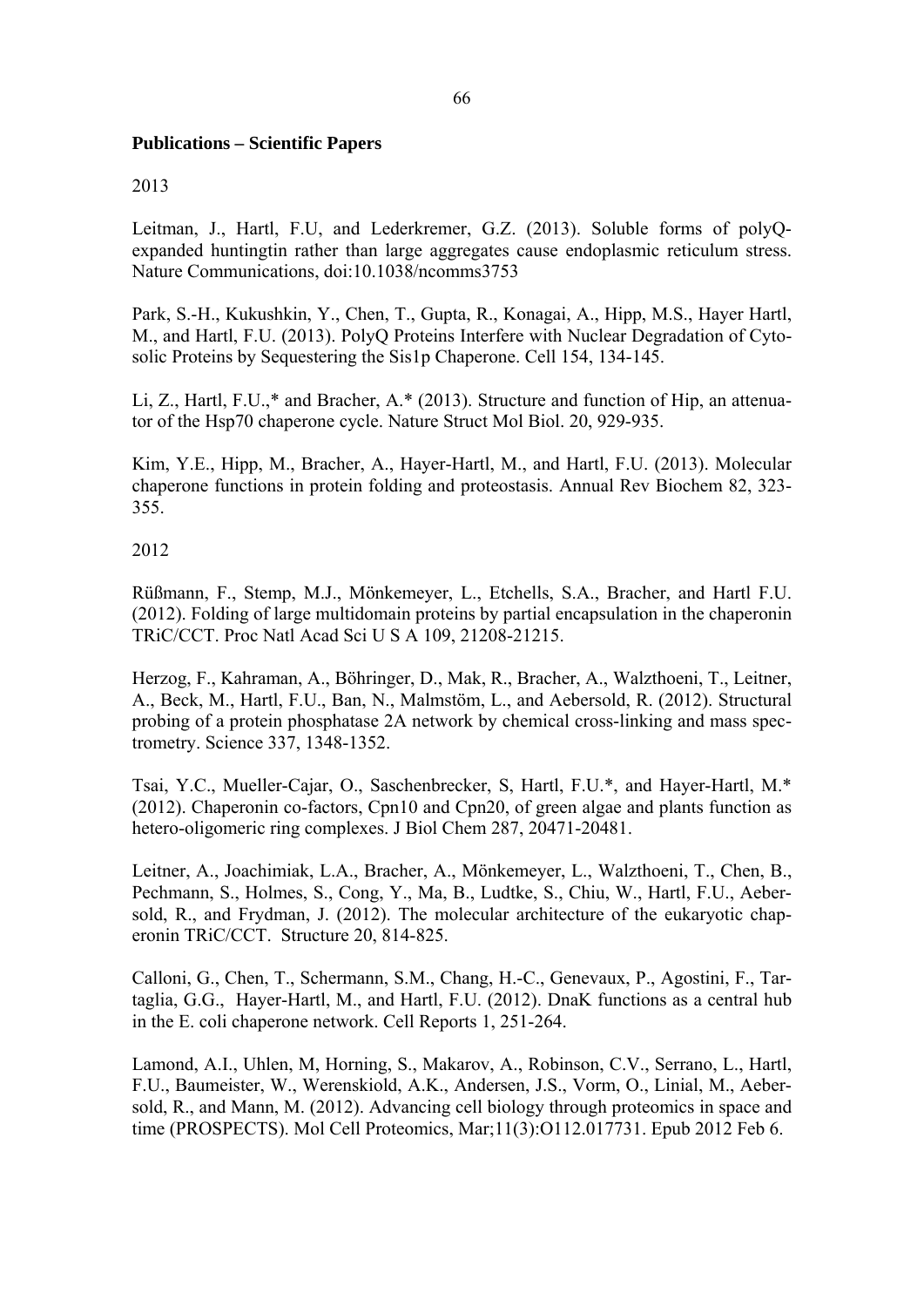**Publications – Scientific Papers**

2013

Leitman, J., Hartl, F.U, and Lederkremer, G.Z. (2013). Soluble forms of polyQ-expanded huntingtin rather than large aggregates cause endoplasmic reticulum stress. Nature Communications, doi:10.1038/ncomms3753

Park, S.-H., Kukushkin, Y., Chen, T., Gupta, R., Konagai, A., Hipp, M.S., Hayer Hartl, M., and Hartl, F.U. (2013). PolyQ Proteins Interfere with Nuclear Degradation of Cytosolic Proteins by Sequestering the Sis1p Chaperone. Cell 154, 134-145.

Li, Z., Hartl, F.U.,* and Bracher, A.* (2013). Structure and function of Hip, an attenuator of the Hsp70 chaperone cycle. Nature Struct Mol Biol. 20, 929-935.

Kim, Y.E., Hipp, M., Bracher, A., Hayer-Hartl, M., and Hartl, F.U. (2013). Molecular chaperone functions in protein folding and proteostasis. Annual Rev Biochem 82, 323-355.

2012

Rüßmann, F., Stemp, M.J., Mönkemeyer, L., Etchells, S.A., Bracher, and Hartl F.U. (2012). Folding of large multidomain proteins by partial encapsulation in the chaperonin TRiC/CCT. Proc Natl Acad Sci U S A 109, 21208-21215.

Herzog, F., Kahraman, A., Böhringer, D., Mak, R., Bracher, A., Walzthoeni, T., Leitner, A., Beck, M., Hartl, F.U., Ban, N., Malmstöm, L., and Aebersold, R. (2012). Structural probing of a protein phosphatase 2A network by chemical cross-linking and mass spectrometry. Science 337, 1348-1352.

Tsai, Y.C., Mueller-Cajar, O., Saschenbrecker, S, Hartl, F.U.*, and Hayer-Hartl, M.* (2012). Chaperonin co-factors, Cpn10 and Cpn20, of green algae and plants function as hetero-oligomeric ring complexes. J Biol Chem 287, 20471-20481.

Leitner, A., Joachimiak, L.A., Bracher, A., Mönkemeyer, L., Walzthoeni, T., Chen, B., Pechmann, S., Holmes, S., Cong, Y., Ma, B., Ludtke, S., Chiu, W., Hartl, F.U., Aebersold, R., and Frydman, J. (2012). The molecular architecture of the eukaryotic chaperonin TRiC/CCT. Structure 20, 814-825.

Calloni, G., Chen, T., Schermann, S.M., Chang, H.-C., Genevaux, P., Agostini, F., Tartaglia, G.G., Hayer-Hartl, M., and Hartl, F.U. (2012). DnaK functions as a central hub in the E. coli chaperone network. Cell Reports 1, 251-264.

Lamond, A.I., Uhlen, M, Horning, S., Makarov, A., Robinson, C.V., Serrano, L., Hartl, F.U., Baumeister, W., Werenskiold, A.K., Andersen, J.S., Vorm, O., Linial, M., Aebersold, R., and Mann, M. (2012). Advancing cell biology through proteomics in space and time (PROSPECTS). Mol Cell Proteomics, Mar;11(3):O112.017731. Epub 2012 Feb 6.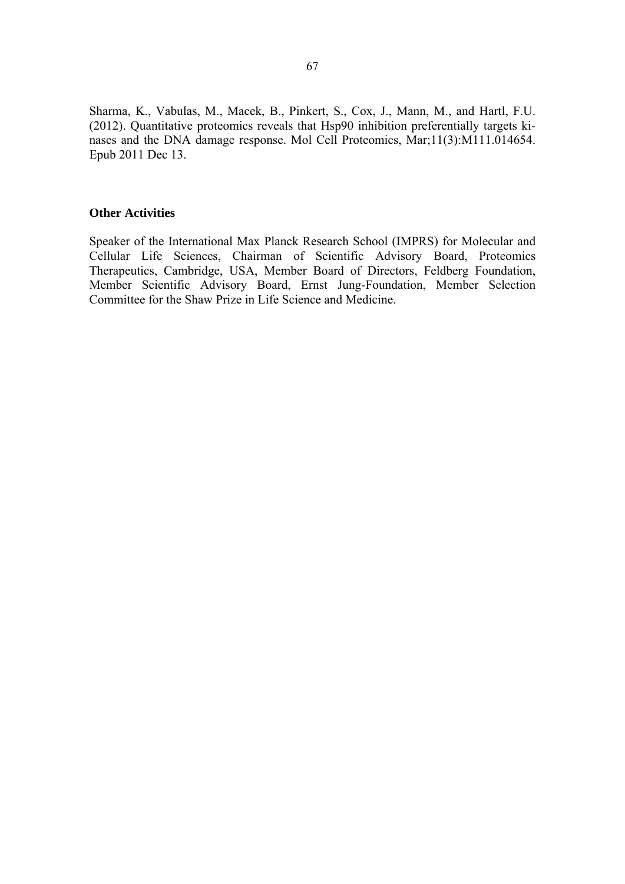Sharma, K., Vabulas, M., Macek, B., Pinkert, S., Cox, J., Mann, M., and Hartl, F.U. (2012). Quantitative proteomics reveals that Hsp90 inhibition preferentially targets kinases and the DNA damage response. Mol Cell Proteomics, Mar;11(3):M111.014654. Epub 2011 Dec 13.

**Other Activities**

Speaker of the International Max Planck Research School (IMPRS) for Molecular and Cellular Life Sciences, Chairman of Scientific Advisory Board, Proteomics Therapeutics, Cambridge, USA, Member Board of Directors, Feldberg Foundation, Member Scientific Advisory Board, Ernst Jung-Foundation, Member Selection Committee for the Shaw Prize in Life Science and Medicine.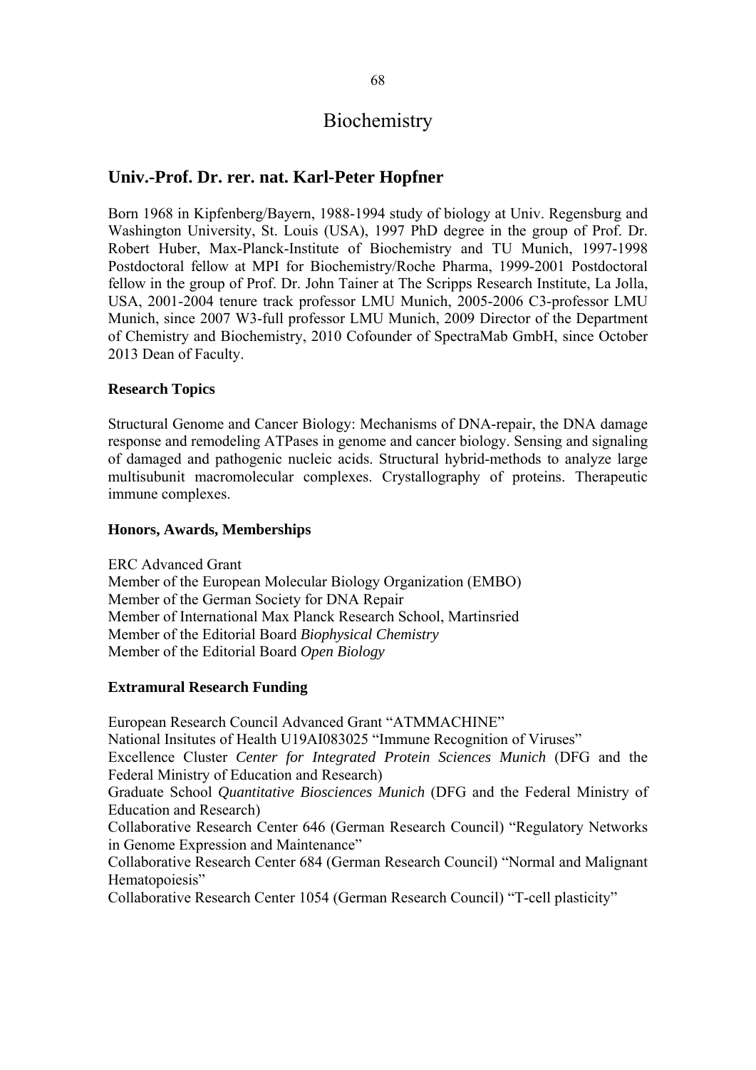# Biochemistry

## Univ.-Prof. Dr. rer. nat. Karl-Peter Hopfner

Born 1968 in Kipfenberg/Bayern, 1988-1994 study of biology at Univ. Regensburg and Washington University, St. Louis (USA), 1997 PhD degree in the group of Prof. Dr. Robert Huber, Max-Planck-Institute of Biochemistry and TU Munich, 1997-1998 Postdoctoral fellow at MPI for Biochemistry/Roche Pharma, 1999-2001 Postdoctoral fellow in the group of Prof. Dr. John Tainer at The Scripps Research Institute, La Jolla, USA, 2001-2004 tenure track professor LMU Munich, 2005-2006 C3-professor LMU Munich, since 2007 W3-full professor LMU Munich, 2009 Director of the Department of Chemistry and Biochemistry, 2010 Cofounder of SpectraMab GmbH, since October 2013 Dean of Faculty.

### Research Topics

Structural Genome and Cancer Biology: Mechanisms of DNA-repair, the DNA damage response and remodeling ATPases in genome and cancer biology. Sensing and signaling of damaged and pathogenic nucleic acids. Structural hybrid-methods to analyze large multisubunit macromolecular complexes. Crystallography of proteins. Therapeutic immune complexes.

### Honors, Awards, Memberships

ERC Advanced Grant
Member of the European Molecular Biology Organization (EMBO)
Member of the German Society for DNA Repair
Member of International Max Planck Research School, Martinsried
Member of the Editorial Board *Biophysical Chemistry*
Member of the Editorial Board *Open Biology*

### Extramural Research Funding

European Research Council Advanced Grant "ATMMACHINE"
National Insitutes of Health U19AI083025 "Immune Recognition of Viruses"
Excellence Cluster *Center for Integrated Protein Sciences Munich* (DFG and the Federal Ministry of Education and Research)
Graduate School *Quantitative Biosciences Munich* (DFG and the Federal Ministry of Education and Research)
Collaborative Research Center 646 (German Research Council) "Regulatory Networks in Genome Expression and Maintenance"
Collaborative Research Center 684 (German Research Council) "Normal and Malignant Hematopoiesis"
Collaborative Research Center 1054 (German Research Council) "T-cell plasticity"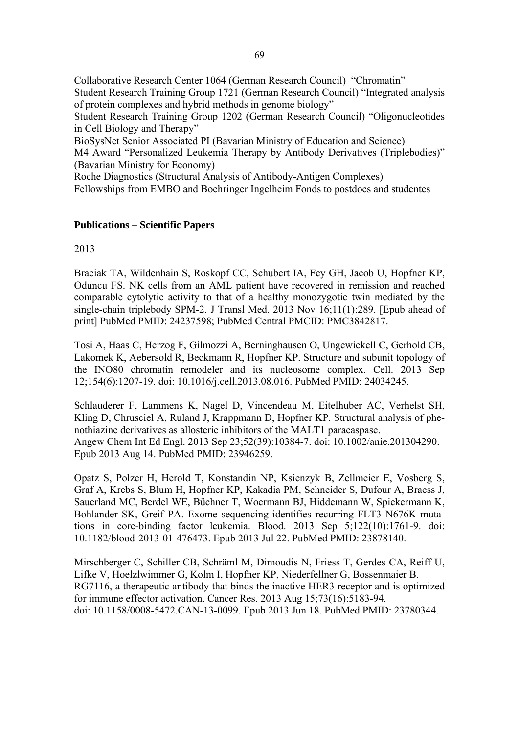Collaborative Research Center 1064 (German Research Council) "Chromatin"
Student Research Training Group 1721 (German Research Council) "Integrated analysis of protein complexes and hybrid methods in genome biology"
Student Research Training Group 1202 (German Research Council) "Oligonucleotides in Cell Biology and Therapy"
BioSysNet Senior Associated PI (Bavarian Ministry of Education and Science)
M4 Award "Personalized Leukemia Therapy by Antibody Derivatives (Triplebodies)" (Bavarian Ministry for Economy)
Roche Diagnostics (Structural Analysis of Antibody-Antigen Complexes)
Fellowships from EMBO and Boehringer Ingelheim Fonds to postdocs and studentes

**Publications – Scientific Papers**

2013

Braciak TA, Wildenhain S, Roskopf CC, Schubert IA, Fey GH, Jacob U, Hopfner KP, Oduncu FS. NK cells from an AML patient have recovered in remission and reached comparable cytolytic activity to that of a healthy monozygotic twin mediated by the single-chain triplebody SPM-2. J Transl Med. 2013 Nov 16;11(1):289. [Epub ahead of print] PubMed PMID: 24237598; PubMed Central PMCID: PMC3842817.

Tosi A, Haas C, Herzog F, Gilmozzi A, Berninghausen O, Ungewickell C, Gerhold CB, Lakomek K, Aebersold R, Beckmann R, Hopfner KP. Structure and subunit topology of the INO80 chromatin remodeler and its nucleosome complex. Cell. 2013 Sep 12;154(6):1207-19. doi: 10.1016/j.cell.2013.08.016. PubMed PMID: 24034245.

Schlauderer F, Lammens K, Nagel D, Vincendeau M, Eitelhuber AC, Verhelst SH, Kling D, Chrusciel A, Ruland J, Krappmann D, Hopfner KP. Structural analysis of phenothiazine derivatives as allosteric inhibitors of the MALT1 paracaspase. Angew Chem Int Ed Engl. 2013 Sep 23;52(39):10384-7. doi: 10.1002/anie.201304290. Epub 2013 Aug 14. PubMed PMID: 23946259.

Opatz S, Polzer H, Herold T, Konstandin NP, Ksienzyk B, Zellmeier E, Vosberg S, Graf A, Krebs S, Blum H, Hopfner KP, Kakadia PM, Schneider S, Dufour A, Braess J, Sauerland MC, Berdel WE, Büchner T, Woermann BJ, Hiddemann W, Spiekermann K, Bohlander SK, Greif PA. Exome sequencing identifies recurring FLT3 N676K mutations in core-binding factor leukemia. Blood. 2013 Sep 5;122(10):1761-9. doi: 10.1182/blood-2013-01-476473. Epub 2013 Jul 22. PubMed PMID: 23878140.

Mirschberger C, Schiller CB, Schräml M, Dimoudis N, Friess T, Gerdes CA, Reiff U, Lifke V, Hoelzlwimmer G, Kolm I, Hopfner KP, Niederfellner G, Bossenmaier B. RG7116, a therapeutic antibody that binds the inactive HER3 receptor and is optimized for immune effector activation. Cancer Res. 2013 Aug 15;73(16):5183-94. doi: 10.1158/0008-5472.CAN-13-0099. Epub 2013 Jun 18. PubMed PMID: 23780344.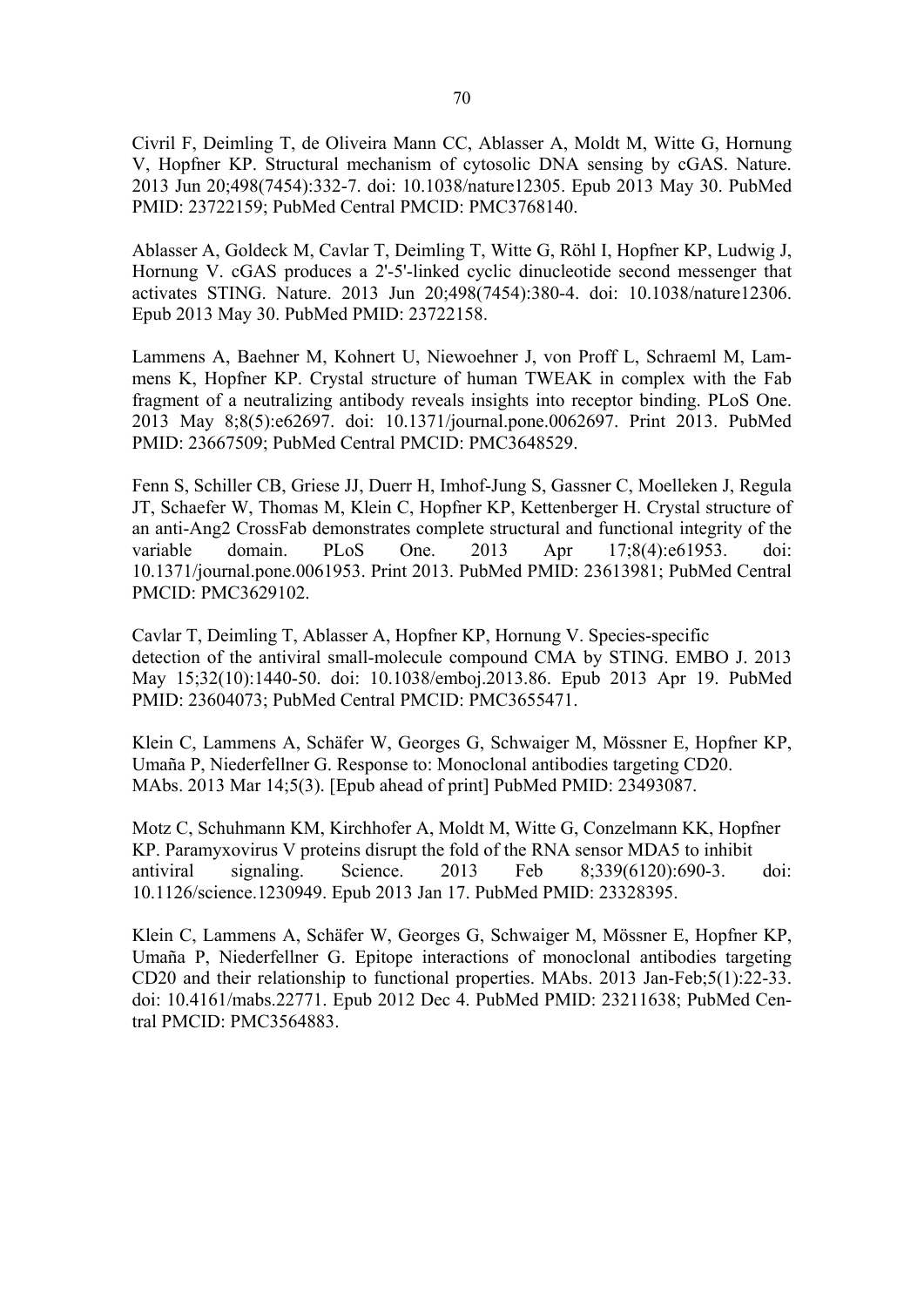Civril F, Deimling T, de Oliveira Mann CC, Ablasser A, Moldt M, Witte G, Hornung V, Hopfner KP. Structural mechanism of cytosolic DNA sensing by cGAS. Nature. 2013 Jun 20;498(7454):332-7. doi: 10.1038/nature12305. Epub 2013 May 30. PubMed PMID: 23722159; PubMed Central PMCID: PMC3768140.

Ablasser A, Goldeck M, Cavlar T, Deimling T, Witte G, Röhl I, Hopfner KP, Ludwig J, Hornung V. cGAS produces a 2'-5'-linked cyclic dinucleotide second messenger that activates STING. Nature. 2013 Jun 20;498(7454):380-4. doi: 10.1038/nature12306. Epub 2013 May 30. PubMed PMID: 23722158.

Lammens A, Baehner M, Kohnert U, Niewoehner J, von Proff L, Schraeml M, Lammens K, Hopfner KP. Crystal structure of human TWEAK in complex with the Fab fragment of a neutralizing antibody reveals insights into receptor binding. PLoS One. 2013 May 8;8(5):e62697. doi: 10.1371/journal.pone.0062697. Print 2013. PubMed PMID: 23667509; PubMed Central PMCID: PMC3648529.

Fenn S, Schiller CB, Griese JJ, Duerr H, Imhof-Jung S, Gassner C, Moelleken J, Regula JT, Schaefer W, Thomas M, Klein C, Hopfner KP, Kettenberger H. Crystal structure of an anti-Ang2 CrossFab demonstrates complete structural and functional integrity of the variable domain. PLoS One. 2013 Apr 17;8(4):e61953. doi: 10.1371/journal.pone.0061953. Print 2013. PubMed PMID: 23613981; PubMed Central PMCID: PMC3629102.

Cavlar T, Deimling T, Ablasser A, Hopfner KP, Hornung V. Species-specific detection of the antiviral small-molecule compound CMA by STING. EMBO J. 2013 May 15;32(10):1440-50. doi: 10.1038/emboj.2013.86. Epub 2013 Apr 19. PubMed PMID: 23604073; PubMed Central PMCID: PMC3655471.

Klein C, Lammens A, Schäfer W, Georges G, Schwaiger M, Mössner E, Hopfner KP, Umaña P, Niederfellner G. Response to: Monoclonal antibodies targeting CD20. MAbs. 2013 Mar 14;5(3). [Epub ahead of print] PubMed PMID: 23493087.

Motz C, Schuhmann KM, Kirchhofer A, Moldt M, Witte G, Conzelmann KK, Hopfner KP. Paramyxovirus V proteins disrupt the fold of the RNA sensor MDA5 to inhibit antiviral signaling. Science. 2013 Feb 8;339(6120):690-3. doi: 10.1126/science.1230949. Epub 2013 Jan 17. PubMed PMID: 23328395.

Klein C, Lammens A, Schäfer W, Georges G, Schwaiger M, Mössner E, Hopfner KP, Umaña P, Niederfellner G. Epitope interactions of monoclonal antibodies targeting CD20 and their relationship to functional properties. MAbs. 2013 Jan-Feb;5(1):22-33. doi: 10.4161/mabs.22771. Epub 2012 Dec 4. PubMed PMID: 23211638; PubMed Central PMCID: PMC3564883.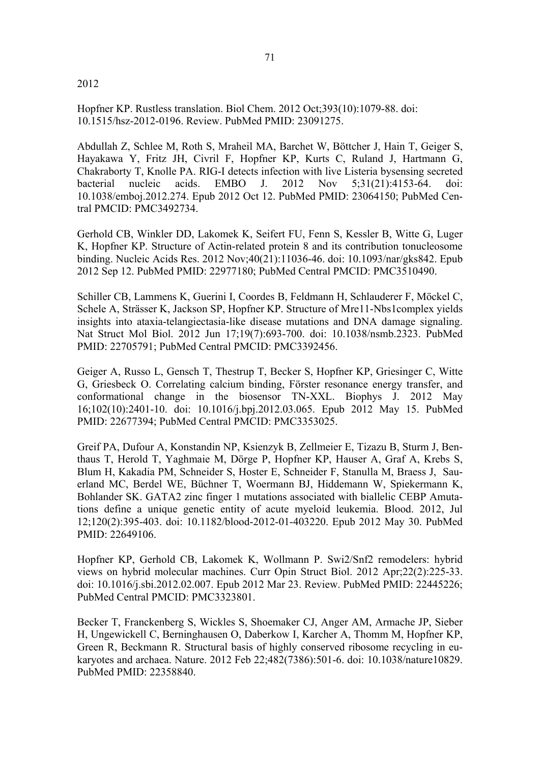2012

Hopfner KP. Rustless translation. Biol Chem. 2012 Oct;393(10):1079-88. doi: 10.1515/hsz-2012-0196. Review. PubMed PMID: 23091275.

Abdullah Z, Schlee M, Roth S, Mraheil MA, Barchet W, Böttcher J, Hain T, Geiger S, Hayakawa Y, Fritz JH, Civril F, Hopfner KP, Kurts C, Ruland J, Hartmann G, Chakraborty T, Knolle PA. RIG-I detects infection with live Listeria bysensing secreted bacterial nucleic acids. EMBO J. 2012 Nov 5;31(21):4153-64. doi: 10.1038/emboj.2012.274. Epub 2012 Oct 12. PubMed PMID: 23064150; PubMed Central PMCID: PMC3492734.

Gerhold CB, Winkler DD, Lakomek K, Seifert FU, Fenn S, Kessler B, Witte G, Luger K, Hopfner KP. Structure of Actin-related protein 8 and its contribution tonucleosome binding. Nucleic Acids Res. 2012 Nov;40(21):11036-46. doi: 10.1093/nar/gks842. Epub 2012 Sep 12. PubMed PMID: 22977180; PubMed Central PMCID: PMC3510490.

Schiller CB, Lammens K, Guerini I, Coordes B, Feldmann H, Schlauderer F, Möckel C, Schele A, Strässer K, Jackson SP, Hopfner KP. Structure of Mre11-Nbs1complex yields insights into ataxia-telangiectasia-like disease mutations and DNA damage signaling. Nat Struct Mol Biol. 2012 Jun 17;19(7):693-700. doi: 10.1038/nsmb.2323. PubMed PMID: 22705791; PubMed Central PMCID: PMC3392456.

Geiger A, Russo L, Gensch T, Thestrup T, Becker S, Hopfner KP, Griesinger C, Witte G, Griesbeck O. Correlating calcium binding, Förster resonance energy transfer, and conformational change in the biosensor TN-XXL. Biophys J. 2012 May 16;102(10):2401-10. doi: 10.1016/j.bpj.2012.03.065. Epub 2012 May 15. PubMed PMID: 22677394; PubMed Central PMCID: PMC3353025.

Greif PA, Dufour A, Konstandin NP, Ksienzyk B, Zellmeier E, Tizazu B, Sturm J, Benthaus T, Herold T, Yaghmaie M, Dörge P, Hopfner KP, Hauser A, Graf A, Krebs S, Blum H, Kakadia PM, Schneider S, Hoster E, Schneider F, Stanulla M, Braess J, Sauerland MC, Berdel WE, Büchner T, Woermann BJ, Hiddemann W, Spiekermann K, Bohlander SK. GATA2 zinc finger 1 mutations associated with biallelic CEBP Amutations define a unique genetic entity of acute myeloid leukemia. Blood. 2012, Jul 12;120(2):395-403. doi: 10.1182/blood-2012-01-403220. Epub 2012 May 30. PubMed PMID: 22649106.

Hopfner KP, Gerhold CB, Lakomek K, Wollmann P. Swi2/Snf2 remodelers: hybrid views on hybrid molecular machines. Curr Opin Struct Biol. 2012 Apr;22(2):225-33. doi: 10.1016/j.sbi.2012.02.007. Epub 2012 Mar 23. Review. PubMed PMID: 22445226; PubMed Central PMCID: PMC3323801.

Becker T, Franckenberg S, Wickles S, Shoemaker CJ, Anger AM, Armache JP, Sieber H, Ungewickell C, Berninghausen O, Daberkow I, Karcher A, Thomm M, Hopfner KP, Green R, Beckmann R. Structural basis of highly conserved ribosome recycling in eukaryotes and archaea. Nature. 2012 Feb 22;482(7386):501-6. doi: 10.1038/nature10829. PubMed PMID: 22358840.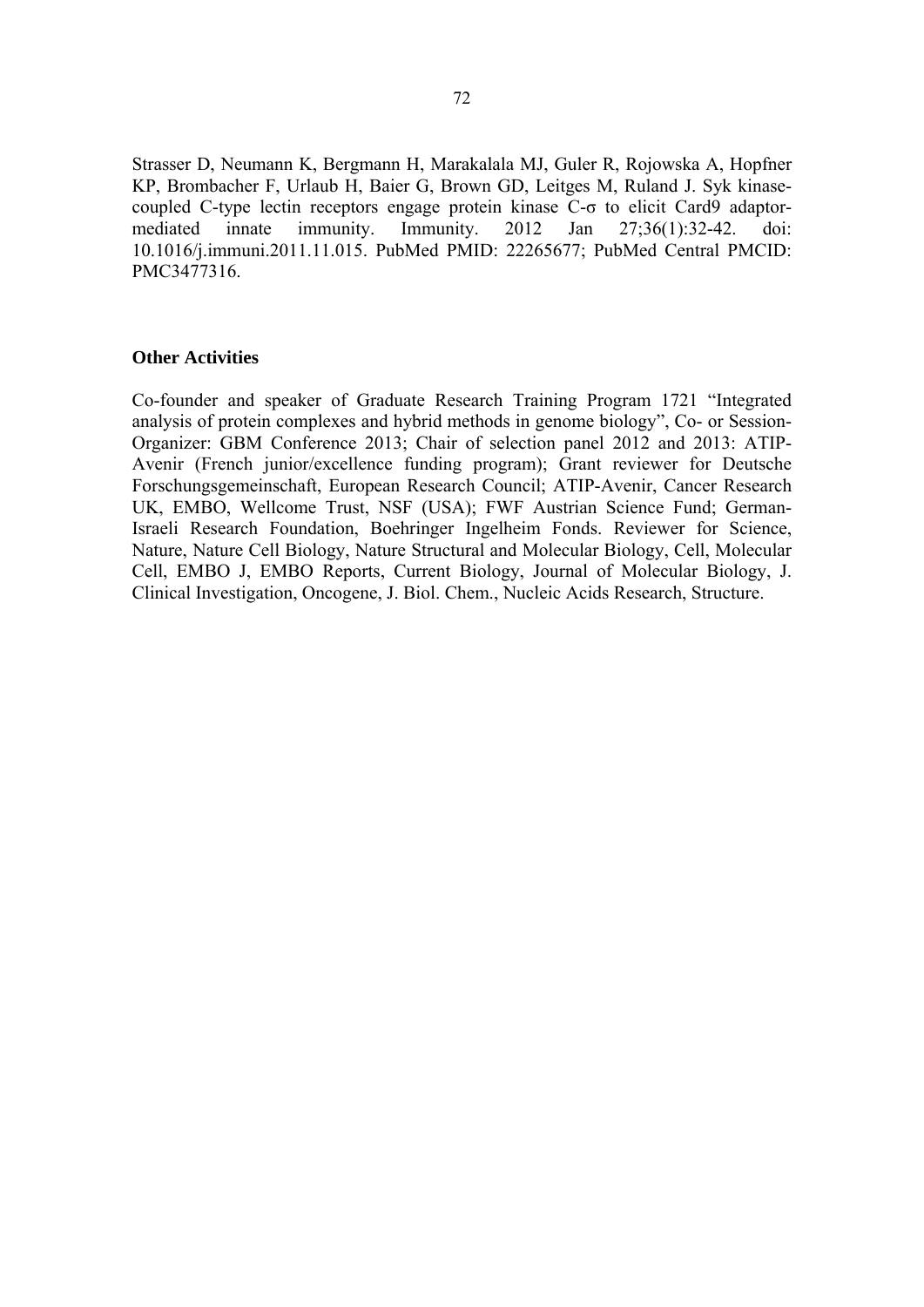Strasser D, Neumann K, Bergmann H, Marakalala MJ, Guler R, Rojowska A, Hopfner KP, Brombacher F, Urlaub H, Baier G, Brown GD, Leitges M, Ruland J. Syk kinase-coupled C-type lectin receptors engage protein kinase C-σ to elicit Card9 adaptor-mediated innate immunity. Immunity. 2012 Jan 27;36(1):32-42. doi: 10.1016/j.immuni.2011.11.015. PubMed PMID: 22265677; PubMed Central PMCID: PMC3477316.

**Other Activities**

Co-founder and speaker of Graduate Research Training Program 1721 "Integrated analysis of protein complexes and hybrid methods in genome biology", Co- or Session-Organizer: GBM Conference 2013; Chair of selection panel 2012 and 2013: ATIP-Avenir (French junior/excellence funding program); Grant reviewer for Deutsche Forschungsgemeinschaft, European Research Council; ATIP-Avenir, Cancer Research UK, EMBO, Wellcome Trust, NSF (USA); FWF Austrian Science Fund; German-Israeli Research Foundation, Boehringer Ingelheim Fonds. Reviewer for Science, Nature, Nature Cell Biology, Nature Structural and Molecular Biology, Cell, Molecular Cell, EMBO J, EMBO Reports, Current Biology, Journal of Molecular Biology, J. Clinical Investigation, Oncogene, J. Biol. Chem., Nucleic Acids Research, Structure.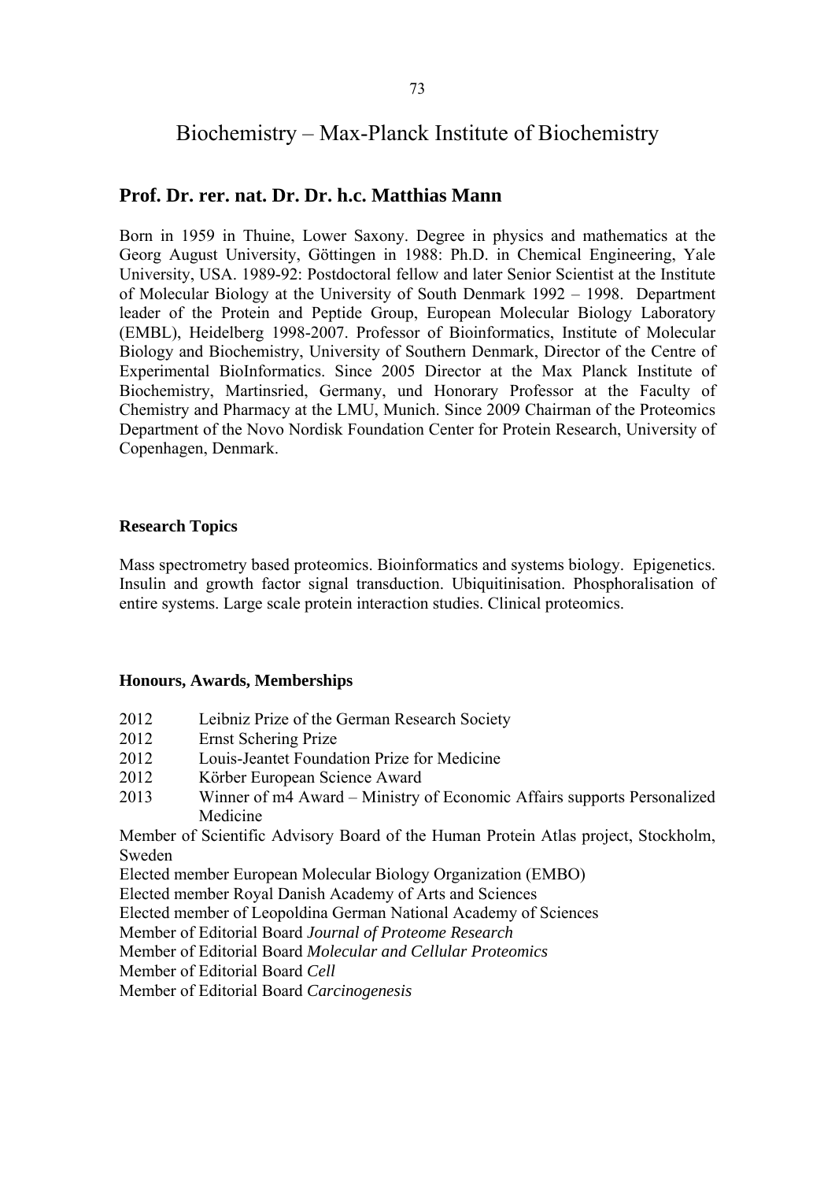# Biochemistry – Max-Planck Institute of Biochemistry

## Prof. Dr. rer. nat. Dr. Dr. h.c. Matthias Mann

Born in 1959 in Thuine, Lower Saxony. Degree in physics and mathematics at the Georg August University, Göttingen in 1988: Ph.D. in Chemical Engineering, Yale University, USA. 1989-92: Postdoctoral fellow and later Senior Scientist at the Institute of Molecular Biology at the University of South Denmark 1992 – 1998. Department leader of the Protein and Peptide Group, European Molecular Biology Laboratory (EMBL), Heidelberg 1998-2007. Professor of Bioinformatics, Institute of Molecular Biology and Biochemistry, University of Southern Denmark, Director of the Centre of Experimental BioInformatics. Since 2005 Director at the Max Planck Institute of Biochemistry, Martinsried, Germany, und Honorary Professor at the Faculty of Chemistry and Pharmacy at the LMU, Munich. Since 2009 Chairman of the Proteomics Department of the Novo Nordisk Foundation Center for Protein Research, University of Copenhagen, Denmark.

**Research Topics**

Mass spectrometry based proteomics. Bioinformatics and systems biology. Epigenetics. Insulin and growth factor signal transduction. Ubiquitinisation. Phosphoralisation of entire systems. Large scale protein interaction studies. Clinical proteomics.

**Honours, Awards, Memberships**

2012 Leibniz Prize of the German Research Society
2012 Ernst Schering Prize
2012 Louis-Jeantet Foundation Prize for Medicine
2012 Körber European Science Award
2013 Winner of m4 Award – Ministry of Economic Affairs supports Personalized Medicine

Member of Scientific Advisory Board of the Human Protein Atlas project, Stockholm, Sweden
Elected member European Molecular Biology Organization (EMBO)
Elected member Royal Danish Academy of Arts and Sciences
Elected member of Leopoldina German National Academy of Sciences
Member of Editorial Board *Journal of Proteome Research*
Member of Editorial Board *Molecular and Cellular Proteomics*
Member of Editorial Board *Cell*
Member of Editorial Board *Carcinogenesis*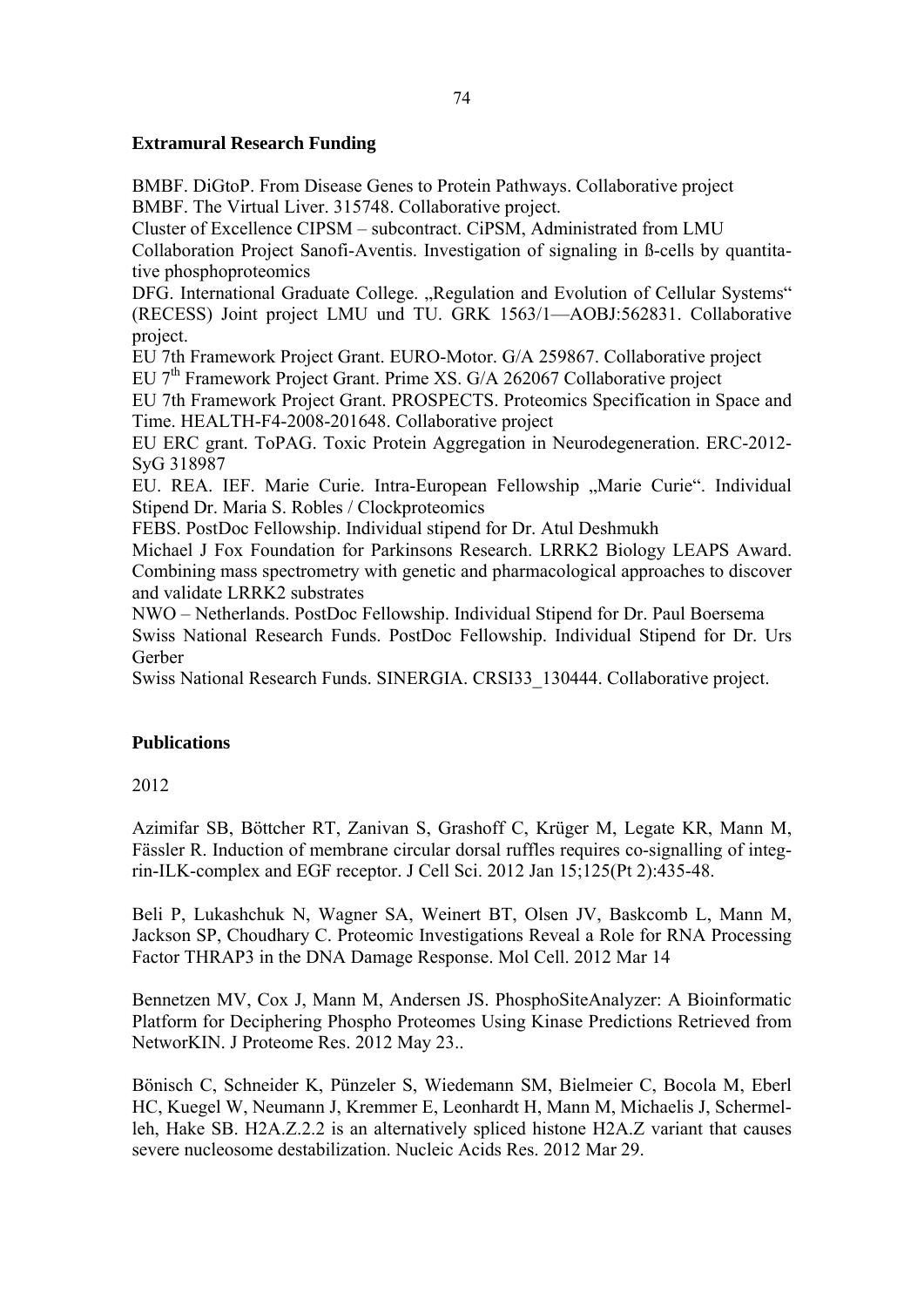**Extramural Research Funding**

BMBF. DiGtoP. From Disease Genes to Protein Pathways. Collaborative project
BMBF. The Virtual Liver. 315748. Collaborative project.
Cluster of Excellence CIPSM – subcontract. CiPSM, Administrated from LMU
Collaboration Project Sanofi-Aventis. Investigation of signaling in ß-cells by quantitative phosphoproteomics
DFG. International Graduate College. „Regulation and Evolution of Cellular Systems“ (RECESS) Joint project LMU und TU. GRK 1563/1—AOBJ:562831. Collaborative project.
EU 7th Framework Project Grant. EURO-Motor. G/A 259867. Collaborative project
EU 7th Framework Project Grant. Prime XS. G/A 262067 Collaborative project
EU 7th Framework Project Grant. PROSPECTS. Proteomics Specification in Space and Time. HEALTH-F4-2008-201648. Collaborative project
EU ERC grant. ToPAG. Toxic Protein Aggregation in Neurodegeneration. ERC-2012-SyG 318987
EU. REA. IEF. Marie Curie. Intra-European Fellowship „Marie Curie“. Individual Stipend Dr. Maria S. Robles / Clockproteomics
FEBS. PostDoc Fellowship. Individual stipend for Dr. Atul Deshmukh
Michael J Fox Foundation for Parkinsons Research. LRRK2 Biology LEAPS Award. Combining mass spectrometry with genetic and pharmacological approaches to discover and validate LRRK2 substrates
NWO – Netherlands. PostDoc Fellowship. Individual Stipend for Dr. Paul Boersema
Swiss National Research Funds. PostDoc Fellowship. Individual Stipend for Dr. Urs Gerber
Swiss National Research Funds. SINERGIA. CRSI33_130444. Collaborative project.

**Publications**

2012

Azimifar SB, Böttcher RT, Zanivan S, Grashoff C, Krüger M, Legate KR, Mann M, Fässler R. Induction of membrane circular dorsal ruffles requires co-signalling of integrin-ILK-complex and EGF receptor. J Cell Sci. 2012 Jan 15;125(Pt 2):435-48.

Beli P, Lukashchuk N, Wagner SA, Weinert BT, Olsen JV, Baskcomb L, Mann M, Jackson SP, Choudhary C. Proteomic Investigations Reveal a Role for RNA Processing Factor THRAP3 in the DNA Damage Response. Mol Cell. 2012 Mar 14

Bennetzen MV, Cox J, Mann M, Andersen JS. PhosphoSiteAnalyzer: A Bioinformatic Platform for Deciphering Phospho Proteomes Using Kinase Predictions Retrieved from NetworKIN. J Proteome Res. 2012 May 23..

Bönisch C, Schneider K, Pünzeler S, Wiedemann SM, Bielmeier C, Bocola M, Eberl HC, Kuegel W, Neumann J, Kremmer E, Leonhardt H, Mann M, Michaelis J, Schermelleh, Hake SB. H2A.Z.2.2 is an alternatively spliced histone H2A.Z variant that causes severe nucleosome destabilization. Nucleic Acids Res. 2012 Mar 29.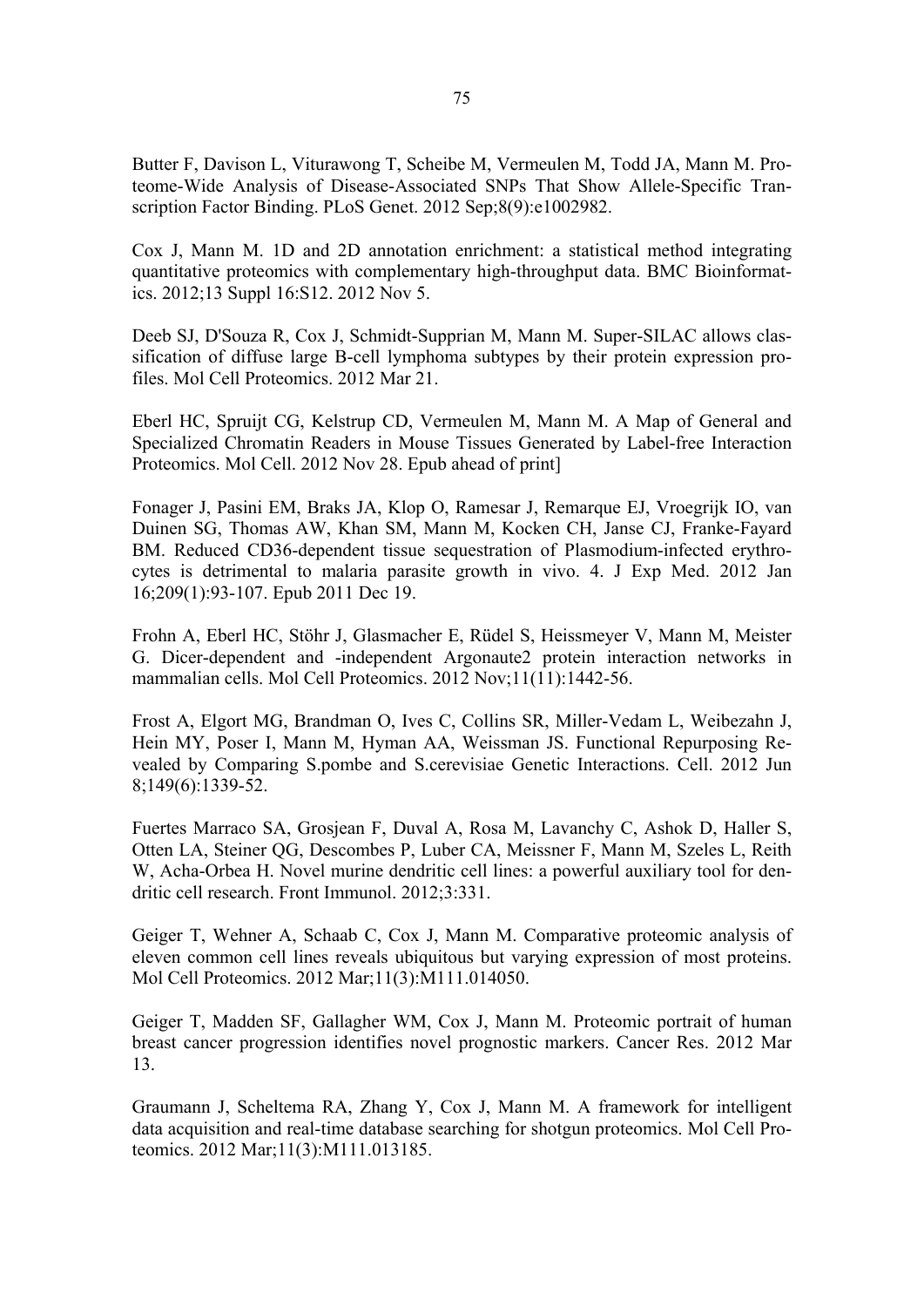Butter F, Davison L, Viturawong T, Scheibe M, Vermeulen M, Todd JA, Mann M. Proteome-Wide Analysis of Disease-Associated SNPs That Show Allele-Specific Transcription Factor Binding. PLoS Genet. 2012 Sep;8(9):e1002982.

Cox J, Mann M. 1D and 2D annotation enrichment: a statistical method integrating quantitative proteomics with complementary high-throughput data. BMC Bioinformatics. 2012;13 Suppl 16:S12. 2012 Nov 5.

Deeb SJ, D'Souza R, Cox J, Schmidt-Supprian M, Mann M. Super-SILAC allows classification of diffuse large B-cell lymphoma subtypes by their protein expression profiles. Mol Cell Proteomics. 2012 Mar 21.

Eberl HC, Spruijt CG, Kelstrup CD, Vermeulen M, Mann M. A Map of General and Specialized Chromatin Readers in Mouse Tissues Generated by Label-free Interaction Proteomics. Mol Cell. 2012 Nov 28. Epub ahead of print]

Fonager J, Pasini EM, Braks JA, Klop O, Ramesar J, Remarque EJ, Vroegrijk IO, van Duinen SG, Thomas AW, Khan SM, Mann M, Kocken CH, Janse CJ, Franke-Fayard BM. Reduced CD36-dependent tissue sequestration of Plasmodium-infected erythrocytes is detrimental to malaria parasite growth in vivo. 4. J Exp Med. 2012 Jan 16;209(1):93-107. Epub 2011 Dec 19.

Frohn A, Eberl HC, Stöhr J, Glasmacher E, Rüdel S, Heissmeyer V, Mann M, Meister G. Dicer-dependent and -independent Argonaute2 protein interaction networks in mammalian cells. Mol Cell Proteomics. 2012 Nov;11(11):1442-56.

Frost A, Elgort MG, Brandman O, Ives C, Collins SR, Miller-Vedam L, Weibezahn J, Hein MY, Poser I, Mann M, Hyman AA, Weissman JS. Functional Repurposing Revealed by Comparing S.pombe and S.cerevisiae Genetic Interactions. Cell. 2012 Jun 8;149(6):1339-52.

Fuertes Marraco SA, Grosjean F, Duval A, Rosa M, Lavanchy C, Ashok D, Haller S, Otten LA, Steiner QG, Descombes P, Luber CA, Meissner F, Mann M, Szeles L, Reith W, Acha-Orbea H. Novel murine dendritic cell lines: a powerful auxiliary tool for dendritic cell research. Front Immunol. 2012;3:331.

Geiger T, Wehner A, Schaab C, Cox J, Mann M. Comparative proteomic analysis of eleven common cell lines reveals ubiquitous but varying expression of most proteins. Mol Cell Proteomics. 2012 Mar;11(3):M111.014050.

Geiger T, Madden SF, Gallagher WM, Cox J, Mann M. Proteomic portrait of human breast cancer progression identifies novel prognostic markers. Cancer Res. 2012 Mar 13.

Graumann J, Scheltema RA, Zhang Y, Cox J, Mann M. A framework for intelligent data acquisition and real-time database searching for shotgun proteomics. Mol Cell Proteomics. 2012 Mar;11(3):M111.013185.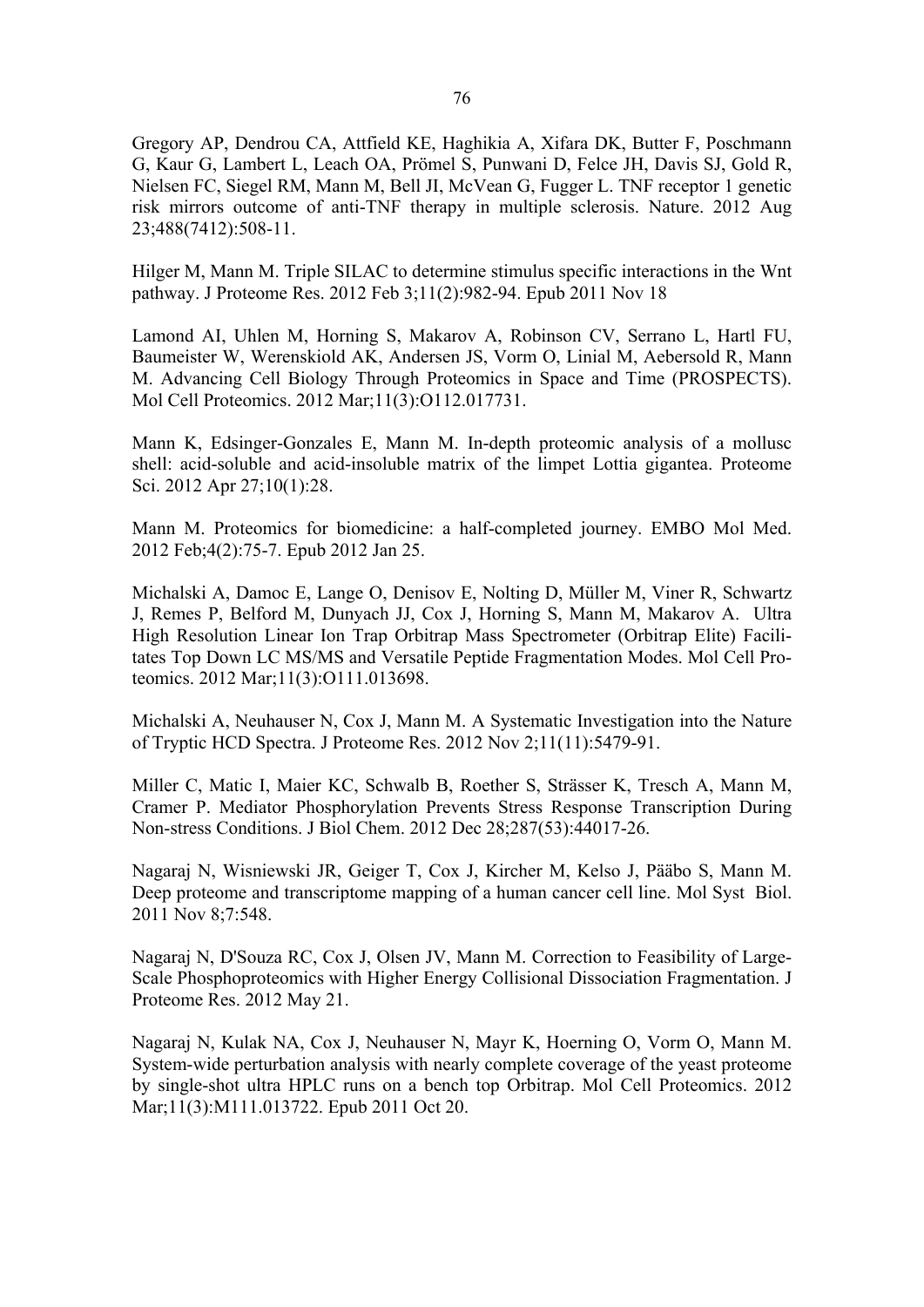Gregory AP, Dendrou CA, Attfield KE, Haghikia A, Xifara DK, Butter F, Poschmann G, Kaur G, Lambert L, Leach OA, Prömel S, Punwani D, Felce JH, Davis SJ, Gold R, Nielsen FC, Siegel RM, Mann M, Bell JI, McVean G, Fugger L. TNF receptor 1 genetic risk mirrors outcome of anti-TNF therapy in multiple sclerosis. Nature. 2012 Aug 23;488(7412):508-11.

Hilger M, Mann M. Triple SILAC to determine stimulus specific interactions in the Wnt pathway. J Proteome Res. 2012 Feb 3;11(2):982-94. Epub 2011 Nov 18

Lamond AI, Uhlen M, Horning S, Makarov A, Robinson CV, Serrano L, Hartl FU, Baumeister W, Werenskiold AK, Andersen JS, Vorm O, Linial M, Aebersold R, Mann M. Advancing Cell Biology Through Proteomics in Space and Time (PROSPECTS). Mol Cell Proteomics. 2012 Mar;11(3):O112.017731.

Mann K, Edsinger-Gonzales E, Mann M. In-depth proteomic analysis of a mollusc shell: acid-soluble and acid-insoluble matrix of the limpet Lottia gigantea. Proteome Sci. 2012 Apr 27;10(1):28.

Mann M. Proteomics for biomedicine: a half-completed journey. EMBO Mol Med. 2012 Feb;4(2):75-7. Epub 2012 Jan 25.

Michalski A, Damoc E, Lange O, Denisov E, Nolting D, Müller M, Viner R, Schwartz J, Remes P, Belford M, Dunyach JJ, Cox J, Horning S, Mann M, Makarov A. Ultra High Resolution Linear Ion Trap Orbitrap Mass Spectrometer (Orbitrap Elite) Facilitates Top Down LC MS/MS and Versatile Peptide Fragmentation Modes. Mol Cell Proteomics. 2012 Mar;11(3):O111.013698.

Michalski A, Neuhauser N, Cox J, Mann M. A Systematic Investigation into the Nature of Tryptic HCD Spectra. J Proteome Res. 2012 Nov 2;11(11):5479-91.

Miller C, Matic I, Maier KC, Schwalb B, Roether S, Strässer K, Tresch A, Mann M, Cramer P. Mediator Phosphorylation Prevents Stress Response Transcription During Non-stress Conditions. J Biol Chem. 2012 Dec 28;287(53):44017-26.

Nagaraj N, Wisniewski JR, Geiger T, Cox J, Kircher M, Kelso J, Pääbo S, Mann M. Deep proteome and transcriptome mapping of a human cancer cell line. Mol Syst Biol. 2011 Nov 8;7:548.

Nagaraj N, D'Souza RC, Cox J, Olsen JV, Mann M. Correction to Feasibility of Large-Scale Phosphoproteomics with Higher Energy Collisional Dissociation Fragmentation. J Proteome Res. 2012 May 21.

Nagaraj N, Kulak NA, Cox J, Neuhauser N, Mayr K, Hoerning O, Vorm O, Mann M. System-wide perturbation analysis with nearly complete coverage of the yeast proteome by single-shot ultra HPLC runs on a bench top Orbitrap. Mol Cell Proteomics. 2012 Mar;11(3):M111.013722. Epub 2011 Oct 20.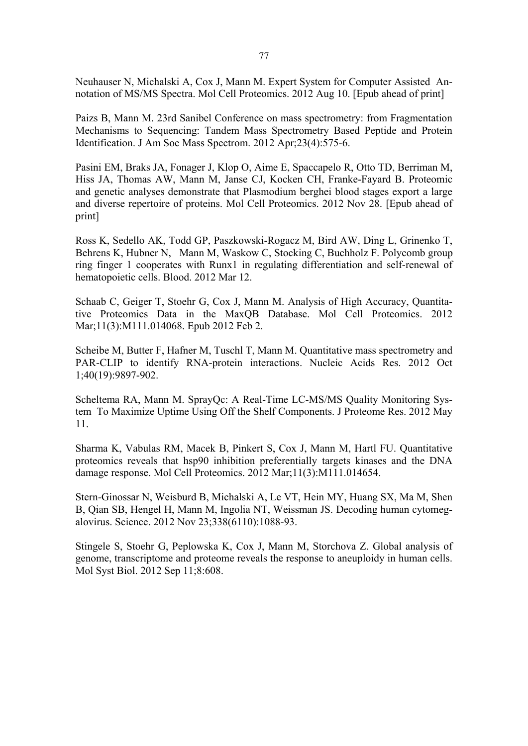Neuhauser N, Michalski A, Cox J, Mann M. Expert System for Computer Assisted Annotation of MS/MS Spectra. Mol Cell Proteomics. 2012 Aug 10. [Epub ahead of print]

Paizs B, Mann M. 23rd Sanibel Conference on mass spectrometry: from Fragmentation Mechanisms to Sequencing: Tandem Mass Spectrometry Based Peptide and Protein Identification. J Am Soc Mass Spectrom. 2012 Apr;23(4):575-6.

Pasini EM, Braks JA, Fonager J, Klop O, Aime E, Spaccapelo R, Otto TD, Berriman M, Hiss JA, Thomas AW, Mann M, Janse CJ, Kocken CH, Franke-Fayard B. Proteomic and genetic analyses demonstrate that Plasmodium berghei blood stages export a large and diverse repertoire of proteins. Mol Cell Proteomics. 2012 Nov 28. [Epub ahead of print]

Ross K, Sedello AK, Todd GP, Paszkowski-Rogacz M, Bird AW, Ding L, Grinenko T, Behrens K, Hubner N, Mann M, Waskow C, Stocking C, Buchholz F. Polycomb group ring finger 1 cooperates with Runx1 in regulating differentiation and self-renewal of hematopoietic cells. Blood. 2012 Mar 12.

Schaab C, Geiger T, Stoehr G, Cox J, Mann M. Analysis of High Accuracy, Quantitative Proteomics Data in the MaxQB Database. Mol Cell Proteomics. 2012 Mar;11(3):M111.014068. Epub 2012 Feb 2.

Scheibe M, Butter F, Hafner M, Tuschl T, Mann M. Quantitative mass spectrometry and PAR-CLIP to identify RNA-protein interactions. Nucleic Acids Res. 2012 Oct 1;40(19):9897-902.

Scheltema RA, Mann M. SprayQc: A Real-Time LC-MS/MS Quality Monitoring System To Maximize Uptime Using Off the Shelf Components. J Proteome Res. 2012 May 11.

Sharma K, Vabulas RM, Macek B, Pinkert S, Cox J, Mann M, Hartl FU. Quantitative proteomics reveals that hsp90 inhibition preferentially targets kinases and the DNA damage response. Mol Cell Proteomics. 2012 Mar;11(3):M111.014654.

Stern-Ginossar N, Weisburd B, Michalski A, Le VT, Hein MY, Huang SX, Ma M, Shen B, Qian SB, Hengel H, Mann M, Ingolia NT, Weissman JS. Decoding human cytomegalovirus. Science. 2012 Nov 23;338(6110):1088-93.

Stingele S, Stoehr G, Peplowska K, Cox J, Mann M, Storchova Z. Global analysis of genome, transcriptome and proteome reveals the response to aneuploidy in human cells. Mol Syst Biol. 2012 Sep 11;8:608.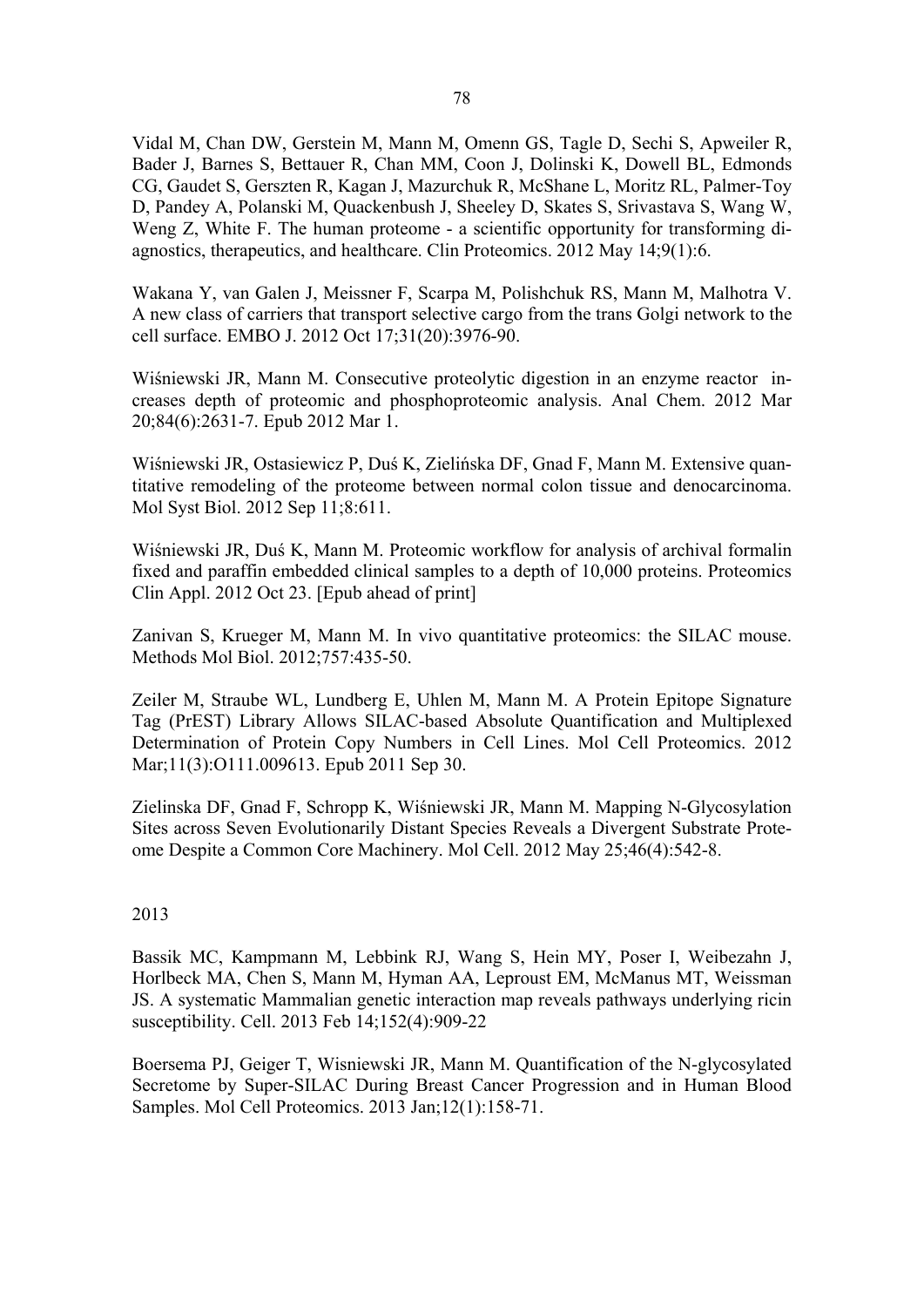Vidal M, Chan DW, Gerstein M, Mann M, Omenn GS, Tagle D, Sechi S, Apweiler R, Bader J, Barnes S, Bettauer R, Chan MM, Coon J, Dolinski K, Dowell BL, Edmonds CG, Gaudet S, Gerszten R, Kagan J, Mazurchuk R, McShane L, Moritz RL, Palmer-Toy D, Pandey A, Polanski M, Quackenbush J, Sheeley D, Skates S, Srivastava S, Wang W, Weng Z, White F. The human proteome - a scientific opportunity for transforming diagnostics, therapeutics, and healthcare. Clin Proteomics. 2012 May 14;9(1):6.

Wakana Y, van Galen J, Meissner F, Scarpa M, Polishchuk RS, Mann M, Malhotra V. A new class of carriers that transport selective cargo from the trans Golgi network to the cell surface. EMBO J. 2012 Oct 17;31(20):3976-90.

Wiśniewski JR, Mann M. Consecutive proteolytic digestion in an enzyme reactor increases depth of proteomic and phosphoproteomic analysis. Anal Chem. 2012 Mar 20;84(6):2631-7. Epub 2012 Mar 1.

Wiśniewski JR, Ostasiewicz P, Duś K, Zielińska DF, Gnad F, Mann M. Extensive quantitative remodeling of the proteome between normal colon tissue and denocarcinoma. Mol Syst Biol. 2012 Sep 11;8:611.

Wiśniewski JR, Duś K, Mann M. Proteomic workflow for analysis of archival formalin fixed and paraffin embedded clinical samples to a depth of 10,000 proteins. Proteomics Clin Appl. 2012 Oct 23. [Epub ahead of print]

Zanivan S, Krueger M, Mann M. In vivo quantitative proteomics: the SILAC mouse. Methods Mol Biol. 2012;757:435-50.

Zeiler M, Straube WL, Lundberg E, Uhlen M, Mann M. A Protein Epitope Signature Tag (PrEST) Library Allows SILAC-based Absolute Quantification and Multiplexed Determination of Protein Copy Numbers in Cell Lines. Mol Cell Proteomics. 2012 Mar;11(3):O111.009613. Epub 2011 Sep 30.

Zielinska DF, Gnad F, Schropp K, Wiśniewski JR, Mann M. Mapping N-Glycosylation Sites across Seven Evolutionarily Distant Species Reveals a Divergent Substrate Proteome Despite a Common Core Machinery. Mol Cell. 2012 May 25;46(4):542-8.

2013

Bassik MC, Kampmann M, Lebbink RJ, Wang S, Hein MY, Poser I, Weibezahn J, Horlbeck MA, Chen S, Mann M, Hyman AA, Leproust EM, McManus MT, Weissman JS. A systematic Mammalian genetic interaction map reveals pathways underlying ricin susceptibility. Cell. 2013 Feb 14;152(4):909-22

Boersema PJ, Geiger T, Wisniewski JR, Mann M. Quantification of the N-glycosylated Secretome by Super-SILAC During Breast Cancer Progression and in Human Blood Samples. Mol Cell Proteomics. 2013 Jan;12(1):158-71.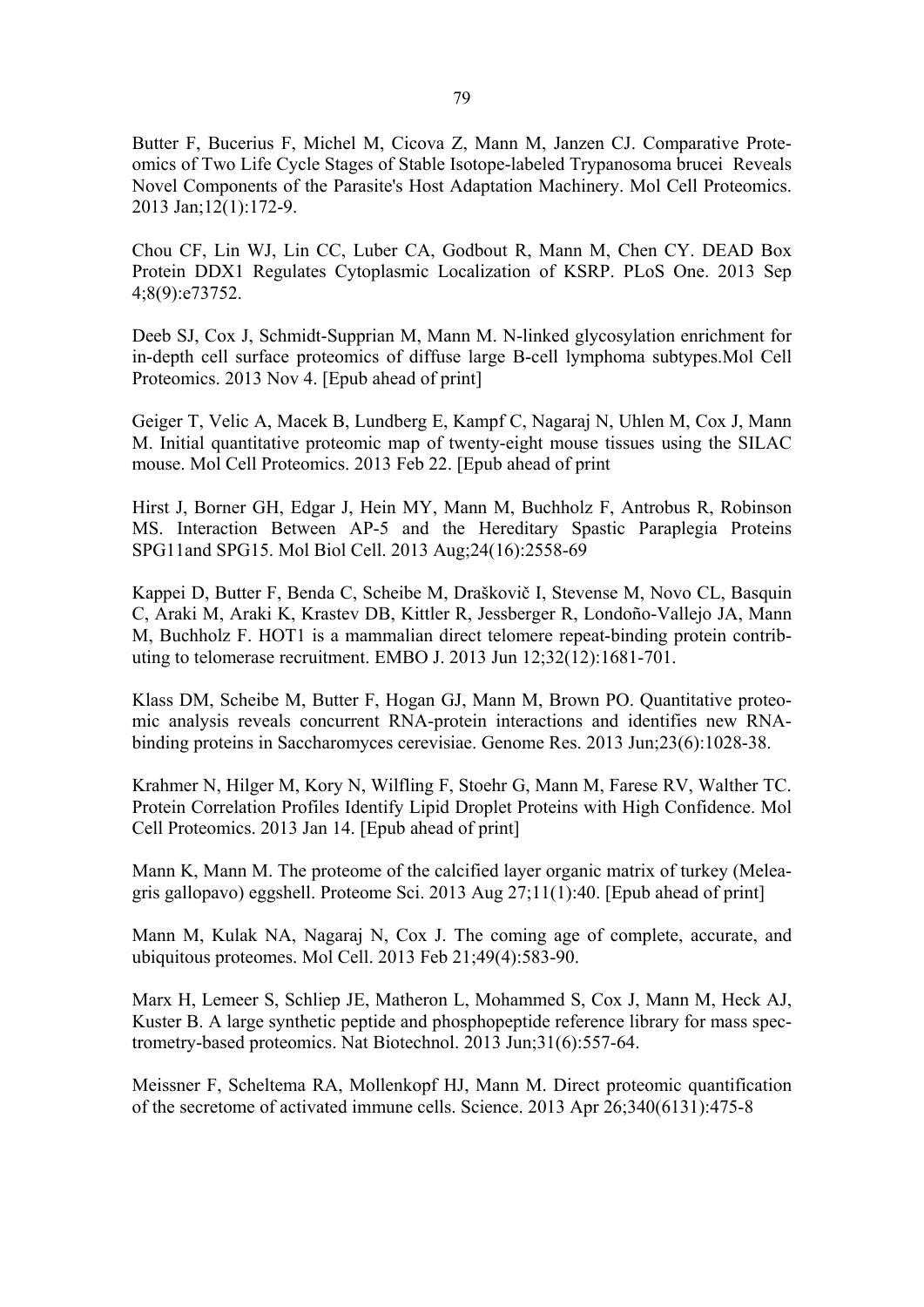Butter F, Bucerius F, Michel M, Cicova Z, Mann M, Janzen CJ. Comparative Proteomics of Two Life Cycle Stages of Stable Isotope-labeled Trypanosoma brucei Reveals Novel Components of the Parasite's Host Adaptation Machinery. Mol Cell Proteomics. 2013 Jan;12(1):172-9.

Chou CF, Lin WJ, Lin CC, Luber CA, Godbout R, Mann M, Chen CY. DEAD Box Protein DDX1 Regulates Cytoplasmic Localization of KSRP. PLoS One. 2013 Sep 4;8(9):e73752.

Deeb SJ, Cox J, Schmidt-Supprian M, Mann M. N-linked glycosylation enrichment for in-depth cell surface proteomics of diffuse large B-cell lymphoma subtypes.Mol Cell Proteomics. 2013 Nov 4. [Epub ahead of print]

Geiger T, Velic A, Macek B, Lundberg E, Kampf C, Nagaraj N, Uhlen M, Cox J, Mann M. Initial quantitative proteomic map of twenty-eight mouse tissues using the SILAC mouse. Mol Cell Proteomics. 2013 Feb 22. [Epub ahead of print

Hirst J, Borner GH, Edgar J, Hein MY, Mann M, Buchholz F, Antrobus R, Robinson MS. Interaction Between AP-5 and the Hereditary Spastic Paraplegia Proteins SPG11and SPG15. Mol Biol Cell. 2013 Aug;24(16):2558-69

Kappei D, Butter F, Benda C, Scheibe M, Draškovič I, Stevense M, Novo CL, Basquin C, Araki M, Araki K, Krastev DB, Kittler R, Jessberger R, Londoño-Vallejo JA, Mann M, Buchholz F. HOT1 is a mammalian direct telomere repeat-binding protein contributing to telomerase recruitment. EMBO J. 2013 Jun 12;32(12):1681-701.

Klass DM, Scheibe M, Butter F, Hogan GJ, Mann M, Brown PO. Quantitative proteomic analysis reveals concurrent RNA-protein interactions and identifies new RNA-binding proteins in Saccharomyces cerevisiae. Genome Res. 2013 Jun;23(6):1028-38.

Krahmer N, Hilger M, Kory N, Wilfling F, Stoehr G, Mann M, Farese RV, Walther TC. Protein Correlation Profiles Identify Lipid Droplet Proteins with High Confidence. Mol Cell Proteomics. 2013 Jan 14. [Epub ahead of print]

Mann K, Mann M. The proteome of the calcified layer organic matrix of turkey (Meleagris gallopavo) eggshell. Proteome Sci. 2013 Aug 27;11(1):40. [Epub ahead of print]

Mann M, Kulak NA, Nagaraj N, Cox J. The coming age of complete, accurate, and ubiquitous proteomes. Mol Cell. 2013 Feb 21;49(4):583-90.

Marx H, Lemeer S, Schliep JE, Matheron L, Mohammed S, Cox J, Mann M, Heck AJ, Kuster B. A large synthetic peptide and phosphopeptide reference library for mass spectrometry-based proteomics. Nat Biotechnol. 2013 Jun;31(6):557-64.

Meissner F, Scheltema RA, Mollenkopf HJ, Mann M. Direct proteomic quantification of the secretome of activated immune cells. Science. 2013 Apr 26;340(6131):475-8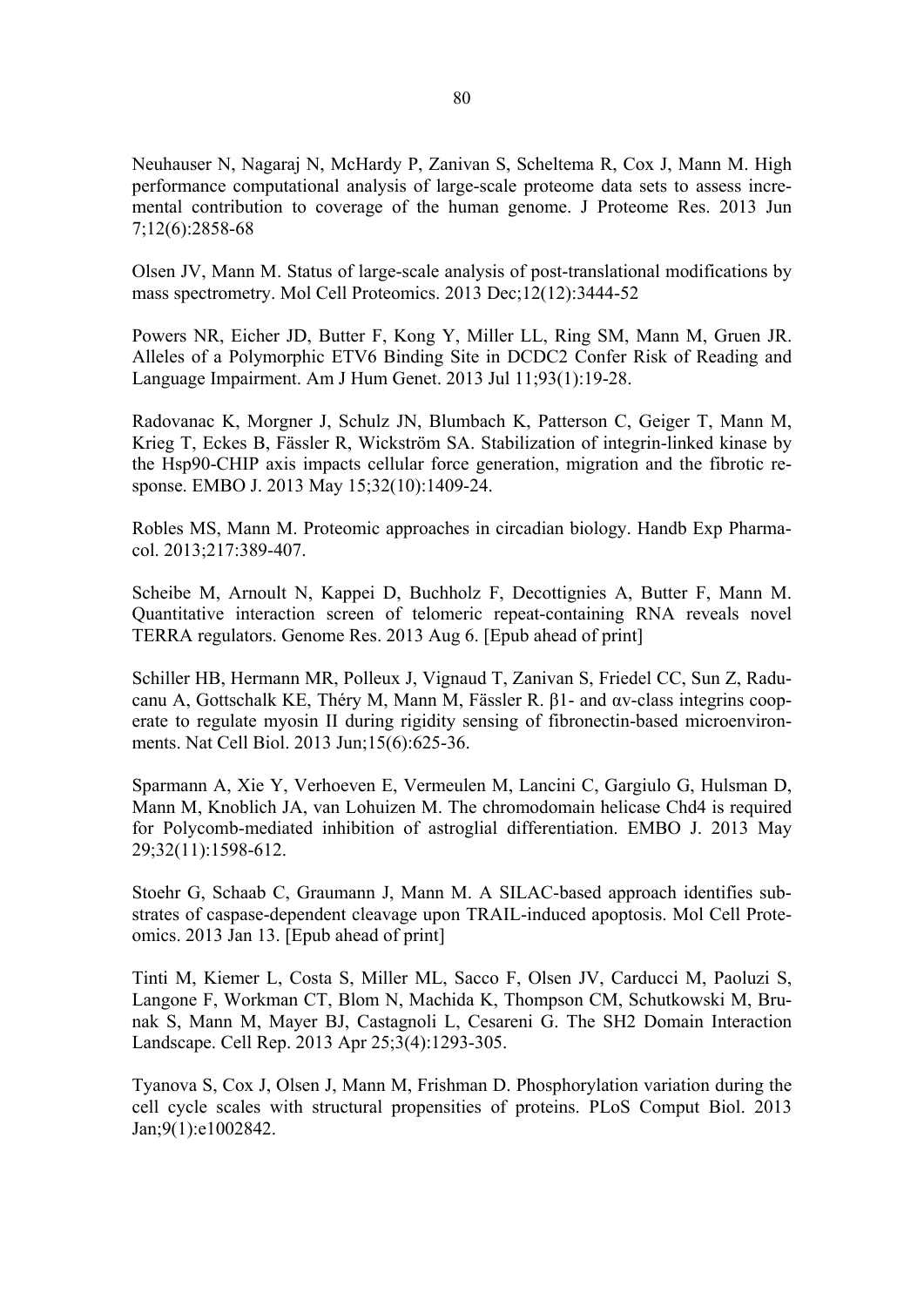Neuhauser N, Nagaraj N, McHardy P, Zanivan S, Scheltema R, Cox J, Mann M. High performance computational analysis of large-scale proteome data sets to assess incremental contribution to coverage of the human genome. J Proteome Res. 2013 Jun 7;12(6):2858-68

Olsen JV, Mann M. Status of large-scale analysis of post-translational modifications by mass spectrometry. Mol Cell Proteomics. 2013 Dec;12(12):3444-52

Powers NR, Eicher JD, Butter F, Kong Y, Miller LL, Ring SM, Mann M, Gruen JR. Alleles of a Polymorphic ETV6 Binding Site in DCDC2 Confer Risk of Reading and Language Impairment. Am J Hum Genet. 2013 Jul 11;93(1):19-28.

Radovanac K, Morgner J, Schulz JN, Blumbach K, Patterson C, Geiger T, Mann M, Krieg T, Eckes B, Fässler R, Wickström SA. Stabilization of integrin-linked kinase by the Hsp90-CHIP axis impacts cellular force generation, migration and the fibrotic response. EMBO J. 2013 May 15;32(10):1409-24.

Robles MS, Mann M. Proteomic approaches in circadian biology. Handb Exp Pharmacol. 2013;217:389-407.

Scheibe M, Arnoult N, Kappei D, Buchholz F, Decottignies A, Butter F, Mann M. Quantitative interaction screen of telomeric repeat-containing RNA reveals novel TERRA regulators. Genome Res. 2013 Aug 6. [Epub ahead of print]

Schiller HB, Hermann MR, Polleux J, Vignaud T, Zanivan S, Friedel CC, Sun Z, Raducanu A, Gottschalk KE, Théry M, Mann M, Fässler R. β1- and αv-class integrins cooperate to regulate myosin II during rigidity sensing of fibronectin-based microenvironments. Nat Cell Biol. 2013 Jun;15(6):625-36.

Sparmann A, Xie Y, Verhoeven E, Vermeulen M, Lancini C, Gargiulo G, Hulsman D, Mann M, Knoblich JA, van Lohuizen M. The chromodomain helicase Chd4 is required for Polycomb-mediated inhibition of astroglial differentiation. EMBO J. 2013 May 29;32(11):1598-612.

Stoehr G, Schaab C, Graumann J, Mann M. A SILAC-based approach identifies substrates of caspase-dependent cleavage upon TRAIL-induced apoptosis. Mol Cell Proteomics. 2013 Jan 13. [Epub ahead of print]

Tinti M, Kiemer L, Costa S, Miller ML, Sacco F, Olsen JV, Carducci M, Paoluzi S, Langone F, Workman CT, Blom N, Machida K, Thompson CM, Schutkowski M, Brunak S, Mann M, Mayer BJ, Castagnoli L, Cesareni G. The SH2 Domain Interaction Landscape. Cell Rep. 2013 Apr 25;3(4):1293-305.

Tyanova S, Cox J, Olsen J, Mann M, Frishman D. Phosphorylation variation during the cell cycle scales with structural propensities of proteins. PLoS Comput Biol. 2013 Jan;9(1):e1002842.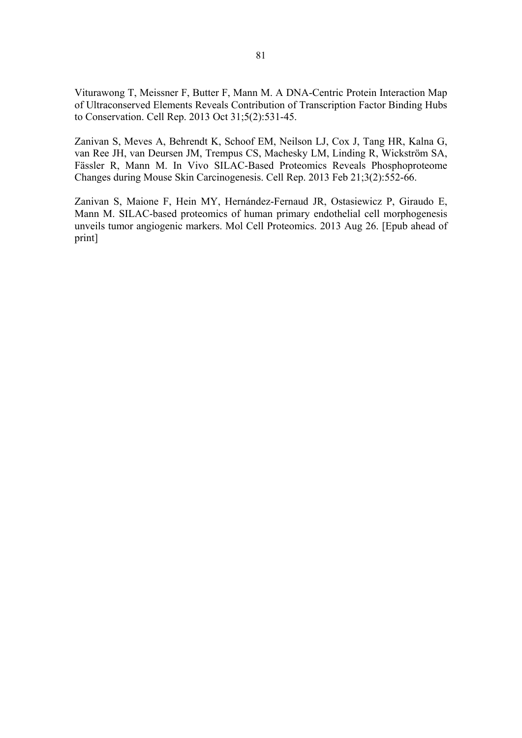Viturawong T, Meissner F, Butter F, Mann M. A DNA-Centric Protein Interaction Map of Ultraconserved Elements Reveals Contribution of Transcription Factor Binding Hubs to Conservation. Cell Rep. 2013 Oct 31;5(2):531-45.

Zanivan S, Meves A, Behrendt K, Schoof EM, Neilson LJ, Cox J, Tang HR, Kalna G, van Ree JH, van Deursen JM, Trempus CS, Machesky LM, Linding R, Wickström SA, Fässler R, Mann M. In Vivo SILAC-Based Proteomics Reveals Phosphoproteome Changes during Mouse Skin Carcinogenesis. Cell Rep. 2013 Feb 21;3(2):552-66.

Zanivan S, Maione F, Hein MY, Hernández-Fernaud JR, Ostasiewicz P, Giraudo E, Mann M. SILAC-based proteomics of human primary endothelial cell morphogenesis unveils tumor angiogenic markers. Mol Cell Proteomics. 2013 Aug 26. [Epub ahead of print]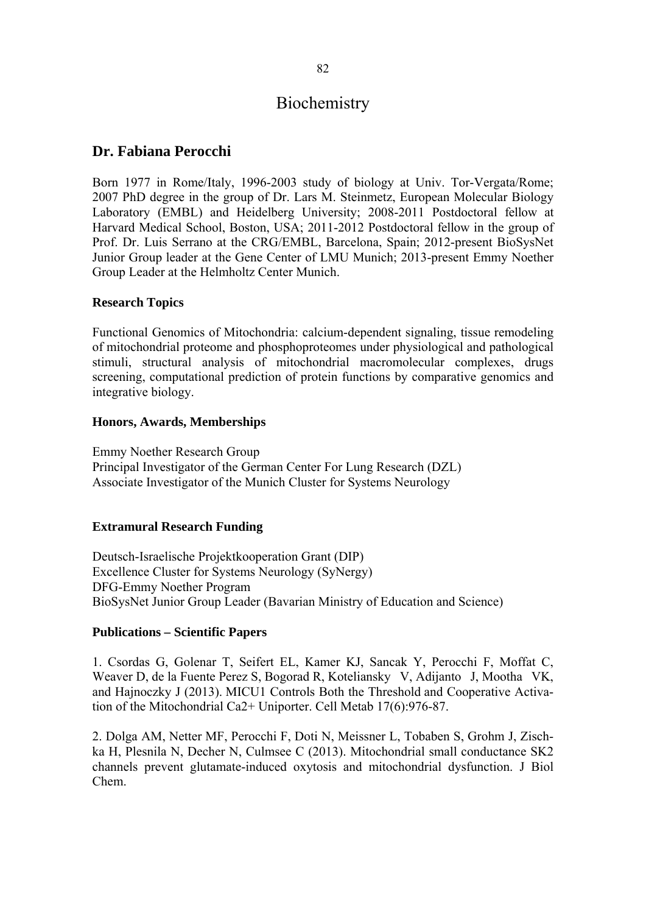# Biochemistry

## Dr. Fabiana Perocchi

Born 1977 in Rome/Italy, 1996-2003 study of biology at Univ. Tor-Vergata/Rome; 2007 PhD degree in the group of Dr. Lars M. Steinmetz, European Molecular Biology Laboratory (EMBL) and Heidelberg University; 2008-2011 Postdoctoral fellow at Harvard Medical School, Boston, USA; 2011-2012 Postdoctoral fellow in the group of Prof. Dr. Luis Serrano at the CRG/EMBL, Barcelona, Spain; 2012-present BioSysNet Junior Group leader at the Gene Center of LMU Munich; 2013-present Emmy Noether Group Leader at the Helmholtz Center Munich.

### Research Topics

Functional Genomics of Mitochondria: calcium-dependent signaling, tissue remodeling of mitochondrial proteome and phosphoproteomes under physiological and pathological stimuli, structural analysis of mitochondrial macromolecular complexes, drugs screening, computational prediction of protein functions by comparative genomics and integrative biology.

### Honors, Awards, Memberships

Emmy Noether Research Group
Principal Investigator of the German Center For Lung Research (DZL)
Associate Investigator of the Munich Cluster for Systems Neurology

### Extramural Research Funding

Deutsch-Israelische Projektkooperation Grant (DIP)
Excellence Cluster for Systems Neurology (SyNergy)
DFG-Emmy Noether Program
BioSysNet Junior Group Leader (Bavarian Ministry of Education and Science)

### Publications – Scientific Papers

1. Csordas G, Golenar T, Seifert EL, Kamer KJ, Sancak Y, Perocchi F, Moffat C, Weaver D, de la Fuente Perez S, Bogorad R, Koteliansky V, Adijanto J, Mootha VK, and Hajnoczky J (2013). MICU1 Controls Both the Threshold and Cooperative Activation of the Mitochondrial Ca2+ Uniporter. Cell Metab 17(6):976-87.

2. Dolga AM, Netter MF, Perocchi F, Doti N, Meissner L, Tobaben S, Grohm J, Zischka H, Plesnila N, Decher N, Culmsee C (2013). Mitochondrial small conductance SK2 channels prevent glutamate-induced oxytosis and mitochondrial dysfunction. J Biol Chem.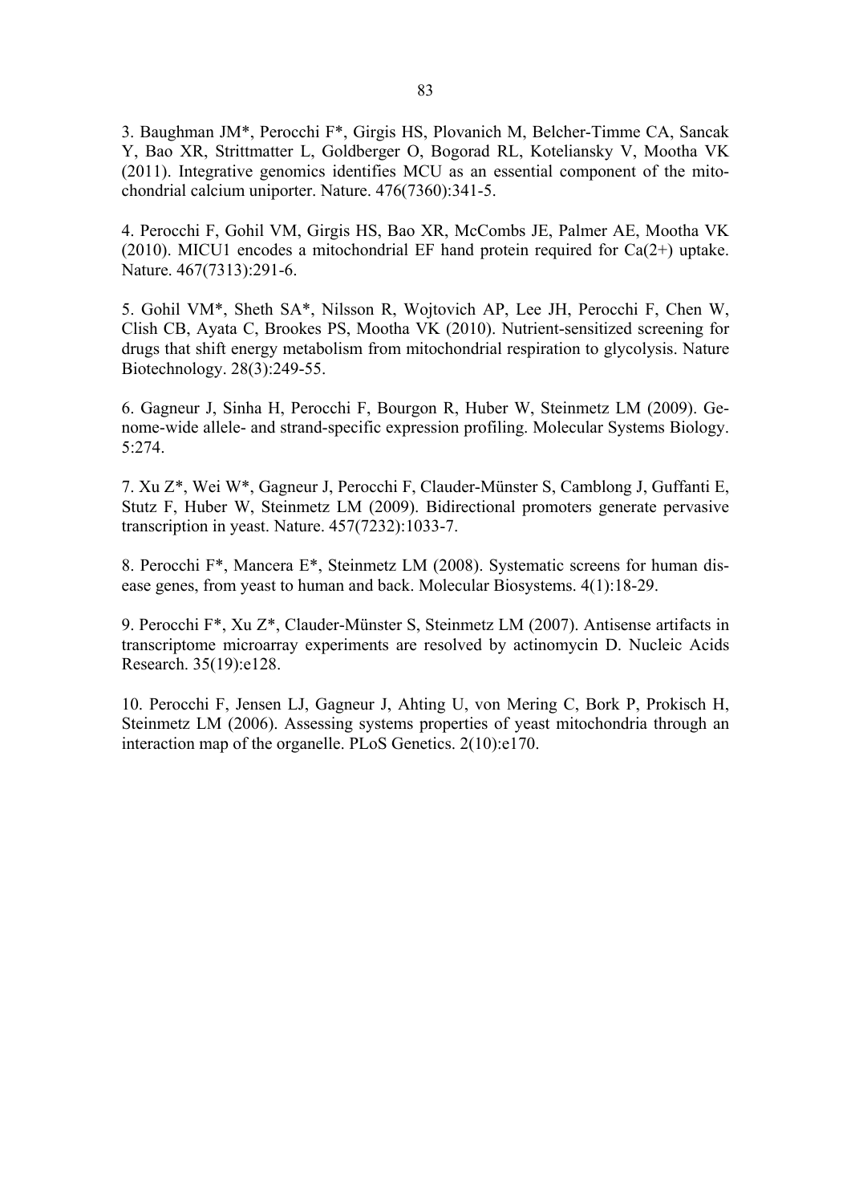3. Baughman JM*, Perocchi F*, Girgis HS, Plovanich M, Belcher-Timme CA, Sancak Y, Bao XR, Strittmatter L, Goldberger O, Bogorad RL, Koteliansky V, Mootha VK (2011). Integrative genomics identifies MCU as an essential component of the mitochondrial calcium uniporter. Nature. 476(7360):341-5.

4. Perocchi F, Gohil VM, Girgis HS, Bao XR, McCombs JE, Palmer AE, Mootha VK (2010). MICU1 encodes a mitochondrial EF hand protein required for Ca(2+) uptake. Nature. 467(7313):291-6.

5. Gohil VM*, Sheth SA*, Nilsson R, Wojtovich AP, Lee JH, Perocchi F, Chen W, Clish CB, Ayata C, Brookes PS, Mootha VK (2010). Nutrient-sensitized screening for drugs that shift energy metabolism from mitochondrial respiration to glycolysis. Nature Biotechnology. 28(3):249-55.

6. Gagneur J, Sinha H, Perocchi F, Bourgon R, Huber W, Steinmetz LM (2009). Genome-wide allele- and strand-specific expression profiling. Molecular Systems Biology. 5:274.

7. Xu Z*, Wei W*, Gagneur J, Perocchi F, Clauder-Münster S, Camblong J, Guffanti E, Stutz F, Huber W, Steinmetz LM (2009). Bidirectional promoters generate pervasive transcription in yeast. Nature. 457(7232):1033-7.

8. Perocchi F*, Mancera E*, Steinmetz LM (2008). Systematic screens for human disease genes, from yeast to human and back. Molecular Biosystems. 4(1):18-29.

9. Perocchi F*, Xu Z*, Clauder-Münster S, Steinmetz LM (2007). Antisense artifacts in transcriptome microarray experiments are resolved by actinomycin D. Nucleic Acids Research. 35(19):e128.

10. Perocchi F, Jensen LJ, Gagneur J, Ahting U, von Mering C, Bork P, Prokisch H, Steinmetz LM (2006). Assessing systems properties of yeast mitochondria through an interaction map of the organelle. PLoS Genetics. 2(10):e170.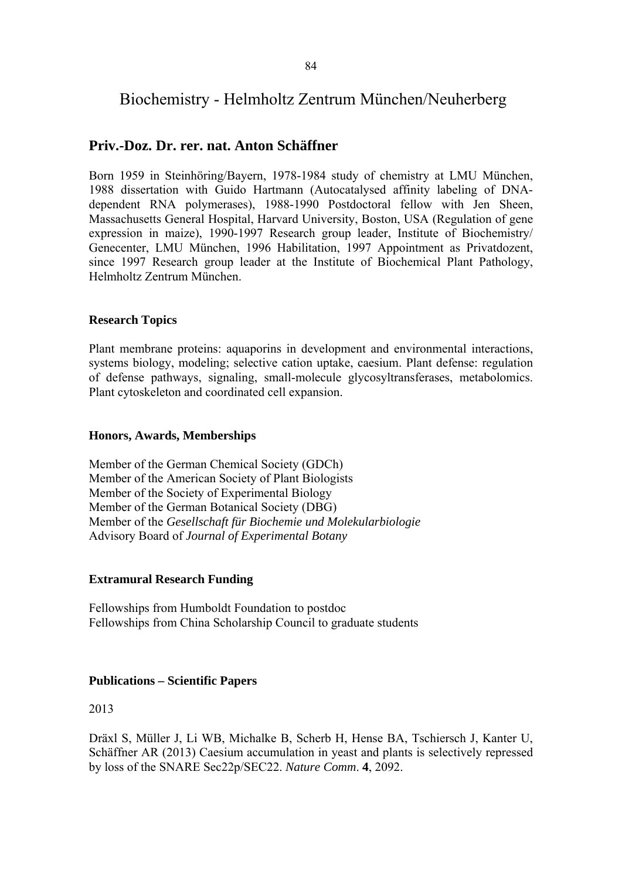# Biochemistry - Helmholtz Zentrum München/Neuherberg

## Priv.-Doz. Dr. rer. nat. Anton Schäffner

Born 1959 in Steinhöring/Bayern, 1978-1984 study of chemistry at LMU München, 1988 dissertation with Guido Hartmann (Autocatalysed affinity labeling of DNA-dependent RNA polymerases), 1988-1990 Postdoctoral fellow with Jen Sheen, Massachusetts General Hospital, Harvard University, Boston, USA (Regulation of gene expression in maize), 1990-1997 Research group leader, Institute of Biochemistry/ Genecenter, LMU München, 1996 Habilitation, 1997 Appointment as Privatdozent, since 1997 Research group leader at the Institute of Biochemical Plant Pathology, Helmholtz Zentrum München.

### Research Topics

Plant membrane proteins: aquaporins in development and environmental interactions, systems biology, modeling; selective cation uptake, caesium. Plant defense: regulation of defense pathways, signaling, small-molecule glycosyltransferases, metabolomics. Plant cytoskeleton and coordinated cell expansion.

### Honors, Awards, Memberships

Member of the German Chemical Society (GDCh)
Member of the American Society of Plant Biologists
Member of the Society of Experimental Biology
Member of the German Botanical Society (DBG)
Member of the *Gesellschaft für Biochemie und Molekularbiologie*
Advisory Board of *Journal of Experimental Botany*

### Extramural Research Funding

Fellowships from Humboldt Foundation to postdoc
Fellowships from China Scholarship Council to graduate students

### Publications – Scientific Papers

2013

Dräxl S, Müller J, Li WB, Michalke B, Scherb H, Hense BA, Tschiersch J, Kanter U, Schäffner AR (2013) Caesium accumulation in yeast and plants is selectively repressed by loss of the SNARE Sec22p/SEC22. *Nature Comm*. **4**, 2092.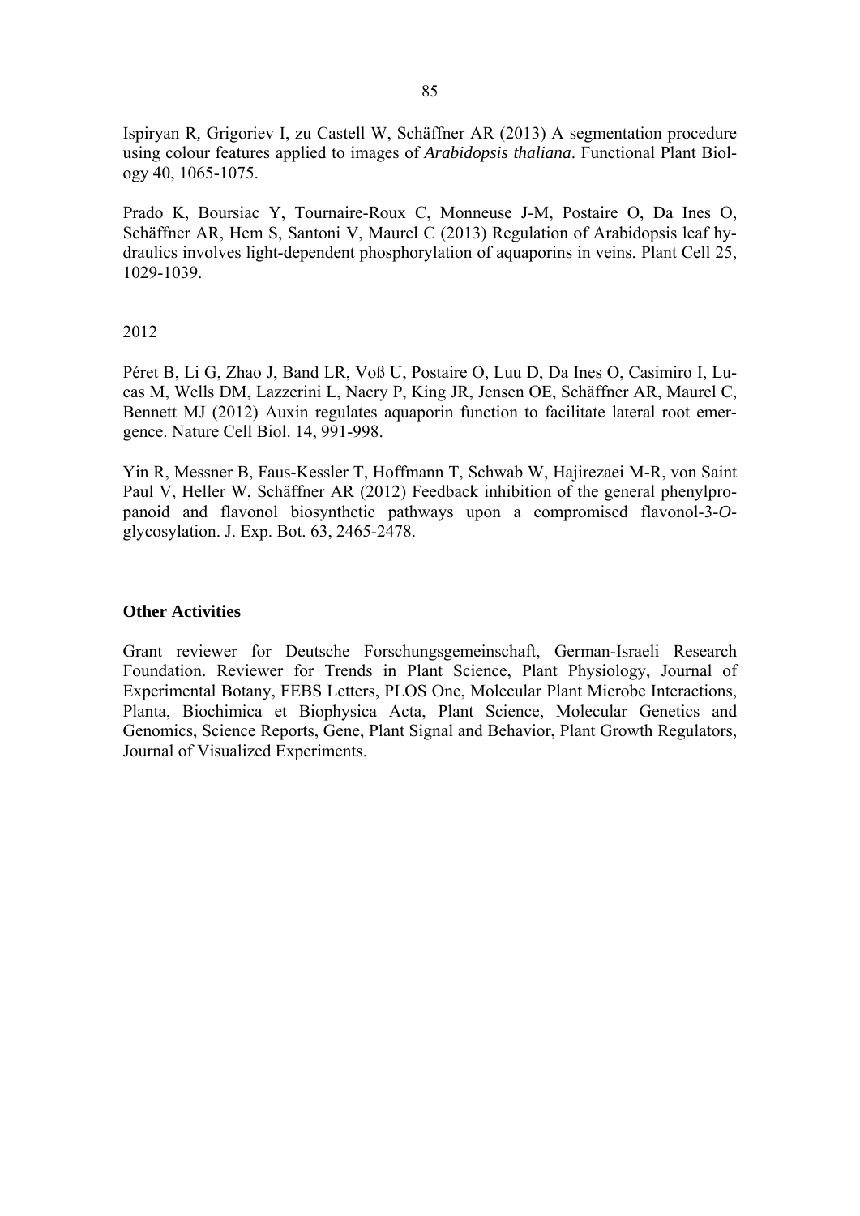Ispiryan R, Grigoriev I, zu Castell W, Schäffner AR (2013) A segmentation procedure using colour features applied to images of *Arabidopsis thaliana*. Functional Plant Biology 40, 1065-1075.

Prado K, Boursiac Y, Tournaire-Roux C, Monneuse J-M, Postaire O, Da Ines O, Schäffner AR, Hem S, Santoni V, Maurel C (2013) Regulation of Arabidopsis leaf hydraulics involves light-dependent phosphorylation of aquaporins in veins. Plant Cell 25, 1029-1039.

2012

Péret B, Li G, Zhao J, Band LR, Voß U, Postaire O, Luu D, Da Ines O, Casimiro I, Lucas M, Wells DM, Lazzerini L, Nacry P, King JR, Jensen OE, Schäffner AR, Maurel C, Bennett MJ (2012) Auxin regulates aquaporin function to facilitate lateral root emergence. Nature Cell Biol. 14, 991-998.

Yin R, Messner B, Faus-Kessler T, Hoffmann T, Schwab W, Hajirezaei M-R, von Saint Paul V, Heller W, Schäffner AR (2012) Feedback inhibition of the general phenylpropanoid and flavonol biosynthetic pathways upon a compromised flavonol-3-*O*-glycosylation. J. Exp. Bot. 63, 2465-2478.

**Other Activities**

Grant reviewer for Deutsche Forschungsgemeinschaft, German-Israeli Research Foundation. Reviewer for Trends in Plant Science, Plant Physiology, Journal of Experimental Botany, FEBS Letters, PLOS One, Molecular Plant Microbe Interactions, Planta, Biochimica et Biophysica Acta, Plant Science, Molecular Genetics and Genomics, Science Reports, Gene, Plant Signal and Behavior, Plant Growth Regulators, Journal of Visualized Experiments.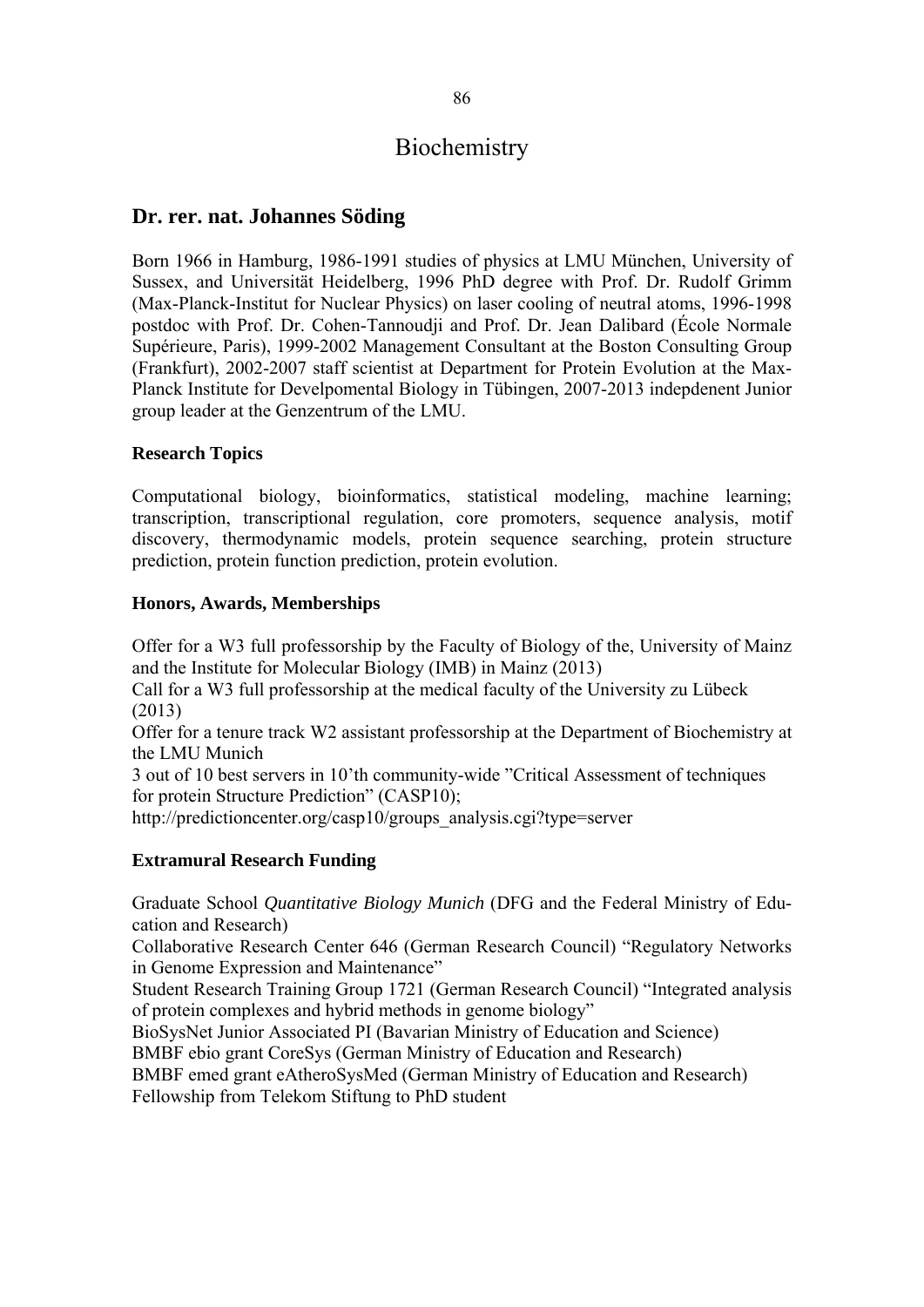# Biochemistry

## Dr. rer. nat. Johannes Söding

Born 1966 in Hamburg, 1986-1991 studies of physics at LMU München, University of Sussex, and Universität Heidelberg, 1996 PhD degree with Prof. Dr. Rudolf Grimm (Max-Planck-Institut for Nuclear Physics) on laser cooling of neutral atoms, 1996-1998 postdoc with Prof. Dr. Cohen-Tannoudji and Prof. Dr. Jean Dalibard (École Normale Supérieure, Paris), 1999-2002 Management Consultant at the Boston Consulting Group (Frankfurt), 2002-2007 staff scientist at Department for Protein Evolution at the Max-Planck Institute for Develpomental Biology in Tübingen, 2007-2013 indepdenent Junior group leader at the Genzentrum of the LMU.

### Research Topics

Computational biology, bioinformatics, statistical modeling, machine learning; transcription, transcriptional regulation, core promoters, sequence analysis, motif discovery, thermodynamic models, protein sequence searching, protein structure prediction, protein function prediction, protein evolution.

### Honors, Awards, Memberships

Offer for a W3 full professorship by the Faculty of Biology of the, University of Mainz and the Institute for Molecular Biology (IMB) in Mainz (2013)
Call for a W3 full professorship at the medical faculty of the University zu Lübeck (2013)
Offer for a tenure track W2 assistant professorship at the Department of Biochemistry at the LMU Munich
3 out of 10 best servers in 10'th community-wide "Critical Assessment of techniques for protein Structure Prediction" (CASP10);
http://predictioncenter.org/casp10/groups_analysis.cgi?type=server

### Extramural Research Funding

Graduate School *Quantitative Biology Munich* (DFG and the Federal Ministry of Education and Research)
Collaborative Research Center 646 (German Research Council) "Regulatory Networks in Genome Expression and Maintenance"
Student Research Training Group 1721 (German Research Council) "Integrated analysis of protein complexes and hybrid methods in genome biology"
BioSysNet Junior Associated PI (Bavarian Ministry of Education and Science)
BMBF ebio grant CoreSys (German Ministry of Education and Research)
BMBF emed grant eAtheroSysMed (German Ministry of Education and Research)
Fellowship from Telekom Stiftung to PhD student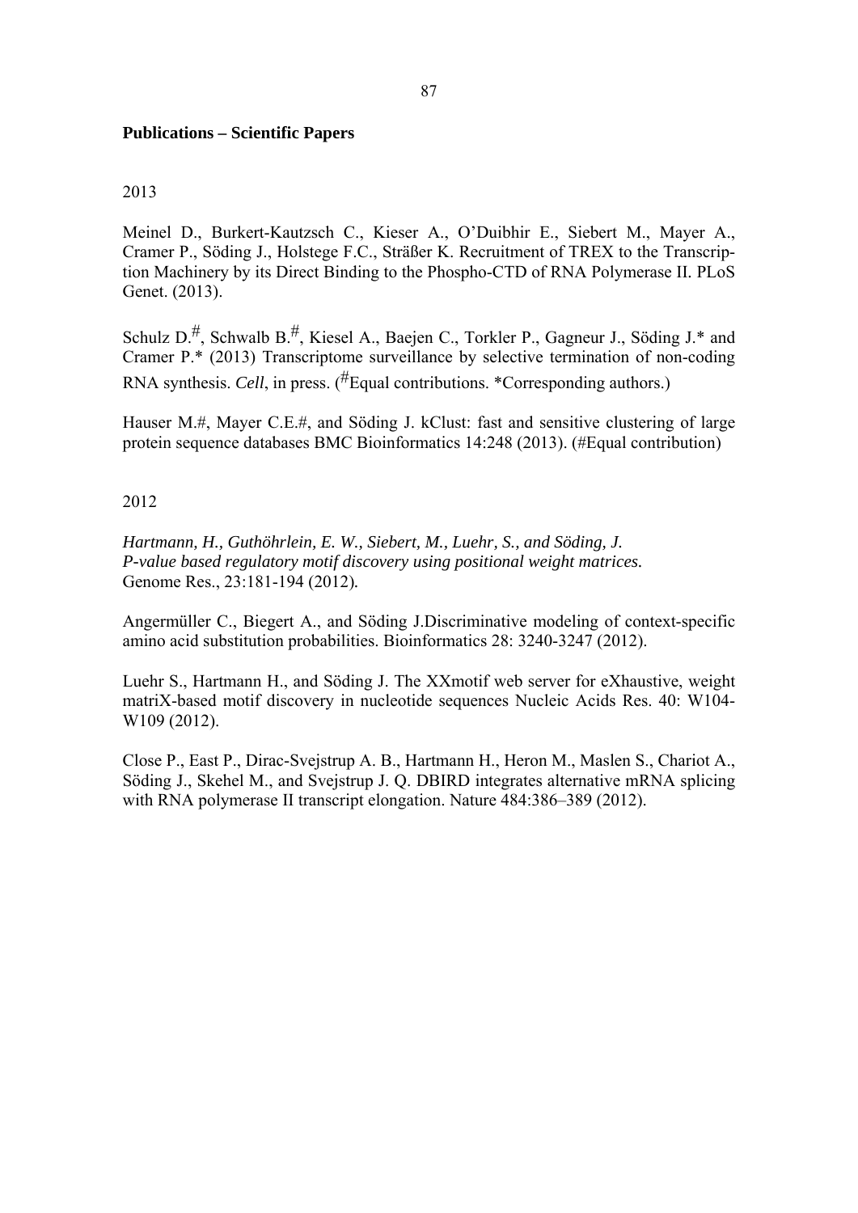**Publications – Scientific Papers**

2013

Meinel D., Burkert-Kautzsch C., Kieser A., O'Duibhir E., Siebert M., Mayer A., Cramer P., Söding J., Holstege F.C., Sträßer K. Recruitment of TREX to the Transcription Machinery by its Direct Binding to the Phospho-CTD of RNA Polymerase II. PLoS Genet. (2013).

Schulz D.#, Schwalb B.#, Kiesel A., Baejen C., Torkler P., Gagneur J., Söding J.* and Cramer P.* (2013) Transcriptome surveillance by selective termination of non-coding RNA synthesis. *Cell*, in press. (#Equal contributions. *Corresponding authors.)

Hauser M.#, Mayer C.E.#, and Söding J. kClust: fast and sensitive clustering of large protein sequence databases BMC Bioinformatics 14:248 (2013). (#Equal contribution)

2012

*Hartmann, H., Guthöhrlein, E. W., Siebert, M., Luehr, S., and Söding, J.*
*P-value based regulatory motif discovery using positional weight matrices.*
Genome Res., 23:181-194 (2012).

Angermüller C., Biegert A., and Söding J.Discriminative modeling of context-specific amino acid substitution probabilities. Bioinformatics 28: 3240-3247 (2012).

Luehr S., Hartmann H., and Söding J. The XXmotif web server for eXhaustive, weight matriX-based motif discovery in nucleotide sequences Nucleic Acids Res. 40: W104-W109 (2012).

Close P., East P., Dirac-Svejstrup A. B., Hartmann H., Heron M., Maslen S., Chariot A., Söding J., Skehel M., and Svejstrup J. Q. DBIRD integrates alternative mRNA splicing with RNA polymerase II transcript elongation. Nature 484:386–389 (2012).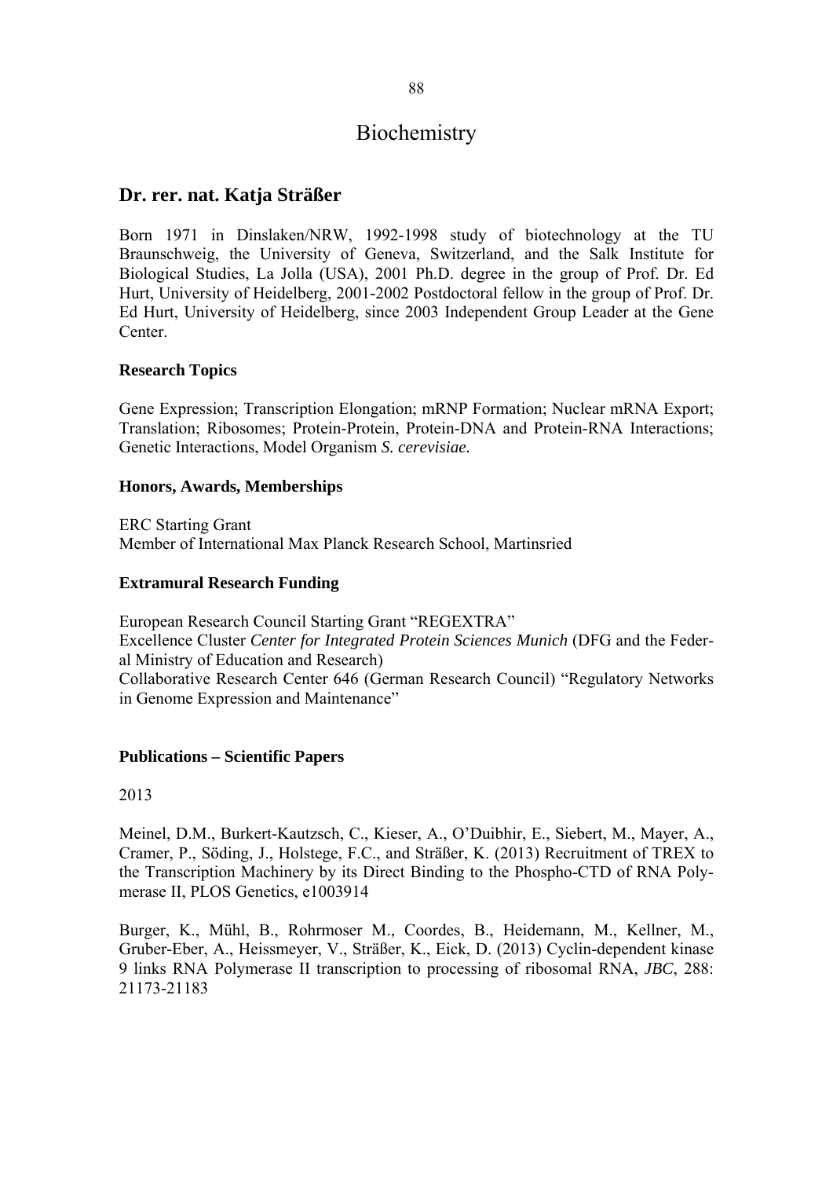# Biochemistry

## Dr. rer. nat. Katja Sträßer

Born 1971 in Dinslaken/NRW, 1992-1998 study of biotechnology at the TU Braunschweig, the University of Geneva, Switzerland, and the Salk Institute for Biological Studies, La Jolla (USA), 2001 Ph.D. degree in the group of Prof. Dr. Ed Hurt, University of Heidelberg, 2001-2002 Postdoctoral fellow in the group of Prof. Dr. Ed Hurt, University of Heidelberg, since 2003 Independent Group Leader at the Gene Center.

### Research Topics

Gene Expression; Transcription Elongation; mRNP Formation; Nuclear mRNA Export; Translation; Ribosomes; Protein-Protein, Protein-DNA and Protein-RNA Interactions; Genetic Interactions, Model Organism *S. cerevisiae.*

### Honors, Awards, Memberships

ERC Starting Grant
Member of International Max Planck Research School, Martinsried

### Extramural Research Funding

European Research Council Starting Grant "REGEXTRA"
Excellence Cluster *Center for Integrated Protein Sciences Munich* (DFG and the Federal Ministry of Education and Research)
Collaborative Research Center 646 (German Research Council) "Regulatory Networks in Genome Expression and Maintenance"

### Publications – Scientific Papers

2013

Meinel, D.M., Burkert-Kautzsch, C., Kieser, A., O'Duibhir, E., Siebert, M., Mayer, A., Cramer, P., Söding, J., Holstege, F.C., and Sträßer, K. (2013) Recruitment of TREX to the Transcription Machinery by its Direct Binding to the Phospho-CTD of RNA Polymerase II, PLOS Genetics, e1003914

Burger, K., Mühl, B., Rohrmoser M., Coordes, B., Heidemann, M., Kellner, M., Gruber-Eber, A., Heissmeyer, V., Sträßer, K., Eick, D. (2013) Cyclin-dependent kinase 9 links RNA Polymerase II transcription to processing of ribosomal RNA, *JBC*, 288: 21173-21183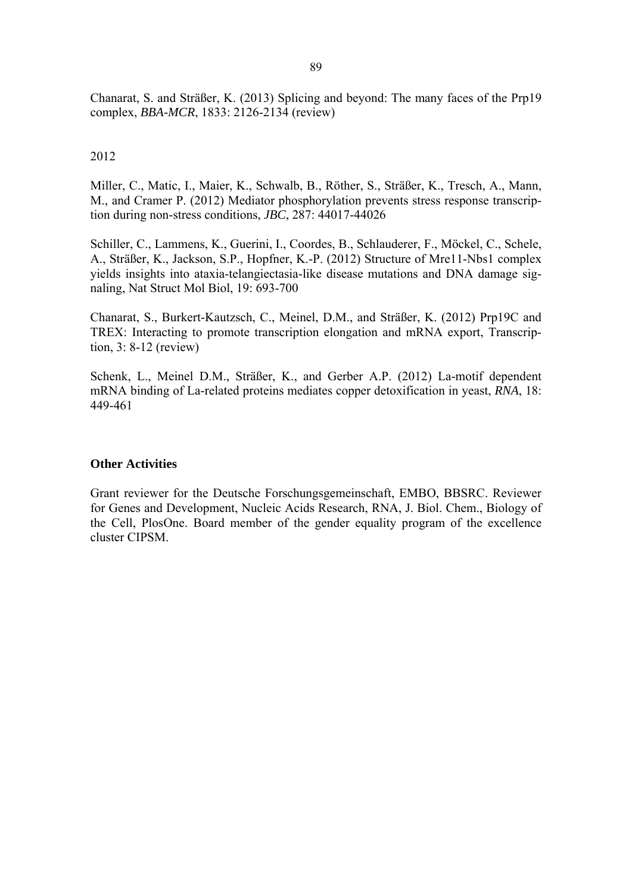Chanarat, S. and Sträßer, K. (2013) Splicing and beyond: The many faces of the Prp19 complex, *BBA-MCR*, 1833: 2126-2134 (review)

2012

Miller, C., Matic, I., Maier, K., Schwalb, B., Röther, S., Sträßer, K., Tresch, A., Mann, M., and Cramer P. (2012) Mediator phosphorylation prevents stress response transcription during non-stress conditions, *JBC*, 287: 44017-44026

Schiller, C., Lammens, K., Guerini, I., Coordes, B., Schlauderer, F., Möckel, C., Schele, A., Sträßer, K., Jackson, S.P., Hopfner, K.-P. (2012) Structure of Mre11-Nbs1 complex yields insights into ataxia-telangiectasia-like disease mutations and DNA damage signaling, Nat Struct Mol Biol, 19: 693-700

Chanarat, S., Burkert-Kautzsch, C., Meinel, D.M., and Sträßer, K. (2012) Prp19C and TREX: Interacting to promote transcription elongation and mRNA export, Transcription, 3: 8-12 (review)

Schenk, L., Meinel D.M., Sträßer, K., and Gerber A.P. (2012) La-motif dependent mRNA binding of La-related proteins mediates copper detoxification in yeast, *RNA*, 18: 449-461

**Other Activities**

Grant reviewer for the Deutsche Forschungsgemeinschaft, EMBO, BBSRC. Reviewer for Genes and Development, Nucleic Acids Research, RNA, J. Biol. Chem., Biology of the Cell, PlosOne. Board member of the gender equality program of the excellence cluster CIPSM.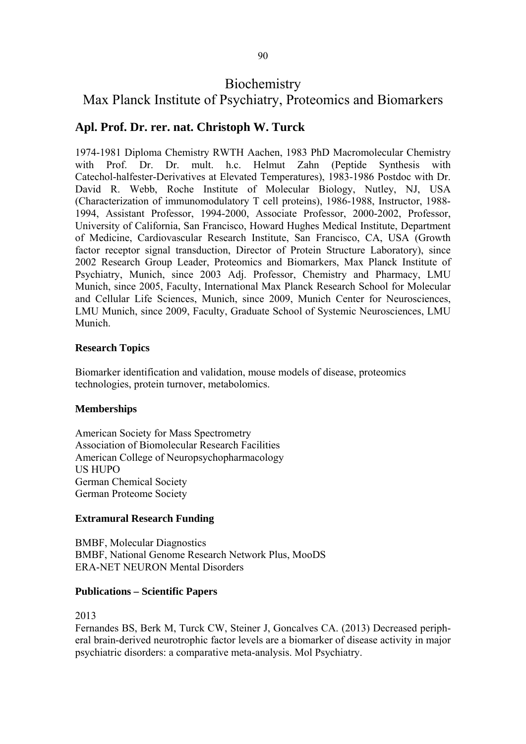# Biochemistry
# Max Planck Institute of Psychiatry, Proteomics and Biomarkers

## Apl. Prof. Dr. rer. nat. Christoph W. Turck

1974-1981 Diploma Chemistry RWTH Aachen, 1983 PhD Macromolecular Chemistry with Prof. Dr. Dr. mult. h.c. Helmut Zahn (Peptide Synthesis with Catechol-halfester-Derivatives at Elevated Temperatures), 1983-1986 Postdoc with Dr. David R. Webb, Roche Institute of Molecular Biology, Nutley, NJ, USA (Characterization of immunomodulatory T cell proteins), 1986-1988, Instructor, 1988-1994, Assistant Professor, 1994-2000, Associate Professor, 2000-2002, Professor, University of California, San Francisco, Howard Hughes Medical Institute, Department of Medicine, Cardiovascular Research Institute, San Francisco, CA, USA (Growth factor receptor signal transduction, Director of Protein Structure Laboratory), since 2002 Research Group Leader, Proteomics and Biomarkers, Max Planck Institute of Psychiatry, Munich, since 2003 Adj. Professor, Chemistry and Pharmacy, LMU Munich, since 2005, Faculty, International Max Planck Research School for Molecular and Cellular Life Sciences, Munich, since 2009, Munich Center for Neurosciences, LMU Munich, since 2009, Faculty, Graduate School of Systemic Neurosciences, LMU Munich.

### Research Topics

Biomarker identification and validation, mouse models of disease, proteomics technologies, protein turnover, metabolomics.

### Memberships

American Society for Mass Spectrometry
Association of Biomolecular Research Facilities
American College of Neuropsychopharmacology
US HUPO
German Chemical Society
German Proteome Society

### Extramural Research Funding

BMBF, Molecular Diagnostics
BMBF, National Genome Research Network Plus, MooDS
ERA-NET NEURON Mental Disorders

### Publications – Scientific Papers

2013

Fernandes BS, Berk M, Turck CW, Steiner J, Goncalves CA. (2013) Decreased peripheral brain-derived neurotrophic factor levels are a biomarker of disease activity in major psychiatric disorders: a comparative meta-analysis. Mol Psychiatry.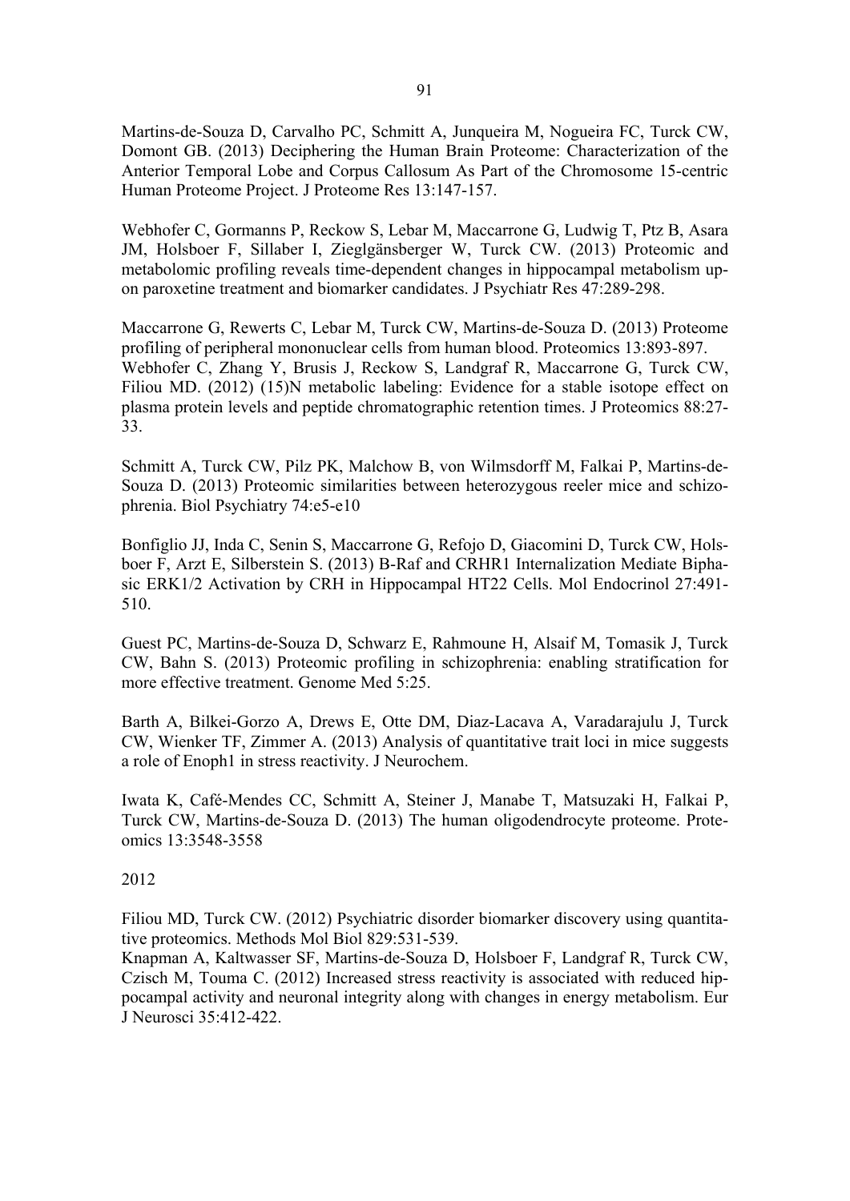Martins-de-Souza D, Carvalho PC, Schmitt A, Junqueira M, Nogueira FC, Turck CW, Domont GB. (2013) Deciphering the Human Brain Proteome: Characterization of the Anterior Temporal Lobe and Corpus Callosum As Part of the Chromosome 15-centric Human Proteome Project. J Proteome Res 13:147-157.

Webhofer C, Gormanns P, Reckow S, Lebar M, Maccarrone G, Ludwig T, Ptz B, Asara JM, Holsboer F, Sillaber I, Zieglgänsberger W, Turck CW. (2013) Proteomic and metabolomic profiling reveals time-dependent changes in hippocampal metabolism upon paroxetine treatment and biomarker candidates. J Psychiatr Res 47:289-298.

Maccarrone G, Rewerts C, Lebar M, Turck CW, Martins-de-Souza D. (2013) Proteome profiling of peripheral mononuclear cells from human blood. Proteomics 13:893-897.
Webhofer C, Zhang Y, Brusis J, Reckow S, Landgraf R, Maccarrone G, Turck CW, Filiou MD. (2012) (15)N metabolic labeling: Evidence for a stable isotope effect on plasma protein levels and peptide chromatographic retention times. J Proteomics 88:27-33.

Schmitt A, Turck CW, Pilz PK, Malchow B, von Wilmsdorff M, Falkai P, Martins-de-Souza D. (2013) Proteomic similarities between heterozygous reeler mice and schizophrenia. Biol Psychiatry 74:e5-e10

Bonfiglio JJ, Inda C, Senin S, Maccarrone G, Refojo D, Giacomini D, Turck CW, Holsboer F, Arzt E, Silberstein S. (2013) B-Raf and CRHR1 Internalization Mediate Biphasic ERK1/2 Activation by CRH in Hippocampal HT22 Cells. Mol Endocrinol 27:491-510.

Guest PC, Martins-de-Souza D, Schwarz E, Rahmoune H, Alsaif M, Tomasik J, Turck CW, Bahn S. (2013) Proteomic profiling in schizophrenia: enabling stratification for more effective treatment. Genome Med 5:25.

Barth A, Bilkei-Gorzo A, Drews E, Otte DM, Diaz-Lacava A, Varadarajulu J, Turck CW, Wienker TF, Zimmer A. (2013) Analysis of quantitative trait loci in mice suggests a role of Enoph1 in stress reactivity. J Neurochem.

Iwata K, Café-Mendes CC, Schmitt A, Steiner J, Manabe T, Matsuzaki H, Falkai P, Turck CW, Martins-de-Souza D. (2013) The human oligodendrocyte proteome. Proteomics 13:3548-3558

2012

Filiou MD, Turck CW. (2012) Psychiatric disorder biomarker discovery using quantitative proteomics. Methods Mol Biol 829:531-539.
Knapman A, Kaltwasser SF, Martins-de-Souza D, Holsboer F, Landgraf R, Turck CW, Czisch M, Touma C. (2012) Increased stress reactivity is associated with reduced hippocampal activity and neuronal integrity along with changes in energy metabolism. Eur J Neurosci 35:412-422.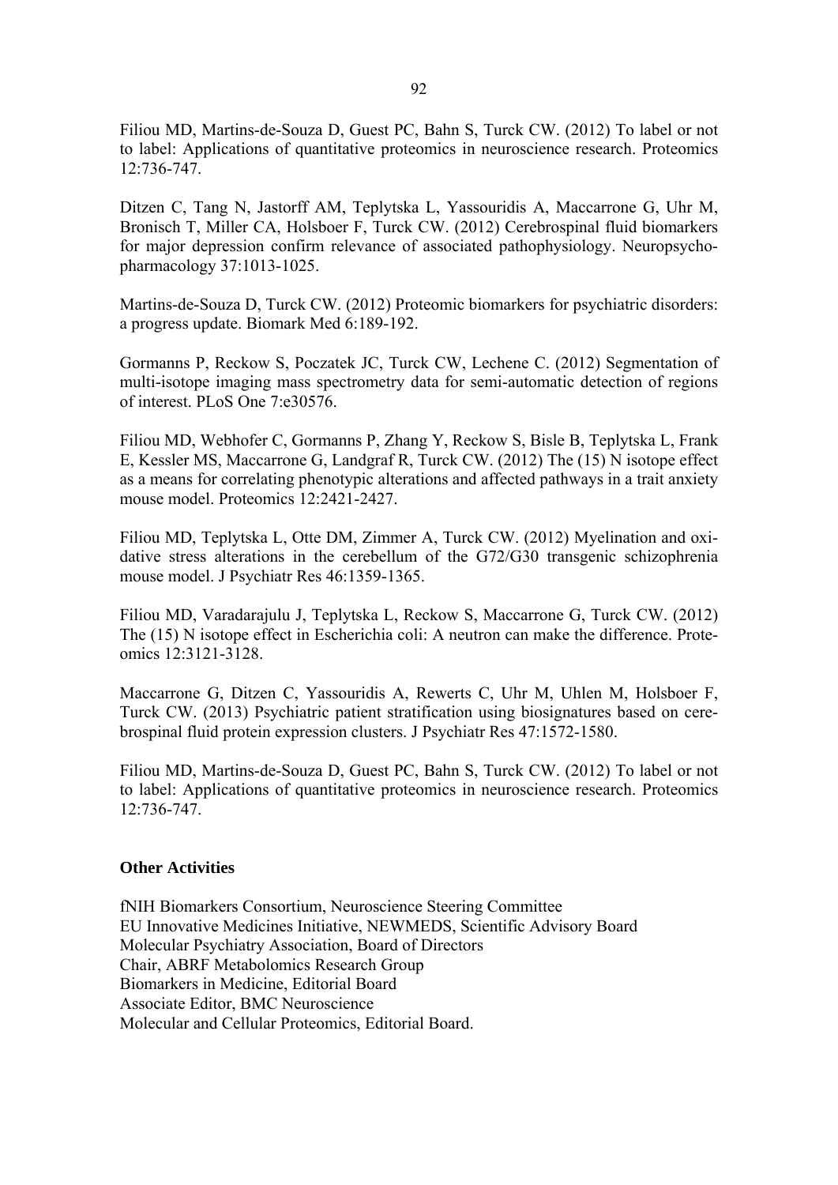Filiou MD, Martins-de-Souza D, Guest PC, Bahn S, Turck CW. (2012) To label or not to label: Applications of quantitative proteomics in neuroscience research. Proteomics 12:736-747.

Ditzen C, Tang N, Jastorff AM, Teplytska L, Yassouridis A, Maccarrone G, Uhr M, Bronisch T, Miller CA, Holsboer F, Turck CW. (2012) Cerebrospinal fluid biomarkers for major depression confirm relevance of associated pathophysiology. Neuropsychopharmacology 37:1013-1025.

Martins-de-Souza D, Turck CW. (2012) Proteomic biomarkers for psychiatric disorders: a progress update. Biomark Med 6:189-192.

Gormanns P, Reckow S, Poczatek JC, Turck CW, Lechene C. (2012) Segmentation of multi-isotope imaging mass spectrometry data for semi-automatic detection of regions of interest. PLoS One 7:e30576.

Filiou MD, Webhofer C, Gormanns P, Zhang Y, Reckow S, Bisle B, Teplytska L, Frank E, Kessler MS, Maccarrone G, Landgraf R, Turck CW. (2012) The (15) N isotope effect as a means for correlating phenotypic alterations and affected pathways in a trait anxiety mouse model. Proteomics 12:2421-2427.

Filiou MD, Teplytska L, Otte DM, Zimmer A, Turck CW. (2012) Myelination and oxidative stress alterations in the cerebellum of the G72/G30 transgenic schizophrenia mouse model. J Psychiatr Res 46:1359-1365.

Filiou MD, Varadarajulu J, Teplytska L, Reckow S, Maccarrone G, Turck CW. (2012) The (15) N isotope effect in Escherichia coli: A neutron can make the difference. Proteomics 12:3121-3128.

Maccarrone G, Ditzen C, Yassouridis A, Rewerts C, Uhr M, Uhlen M, Holsboer F, Turck CW. (2013) Psychiatric patient stratification using biosignatures based on cerebrospinal fluid protein expression clusters. J Psychiatr Res 47:1572-1580.

Filiou MD, Martins-de-Souza D, Guest PC, Bahn S, Turck CW. (2012) To label or not to label: Applications of quantitative proteomics in neuroscience research. Proteomics 12:736-747.

**Other Activities**

fNIH Biomarkers Consortium, Neuroscience Steering Committee
EU Innovative Medicines Initiative, NEWMEDS, Scientific Advisory Board
Molecular Psychiatry Association, Board of Directors
Chair, ABRF Metabolomics Research Group
Biomarkers in Medicine, Editorial Board
Associate Editor, BMC Neuroscience
Molecular and Cellular Proteomics, Editorial Board.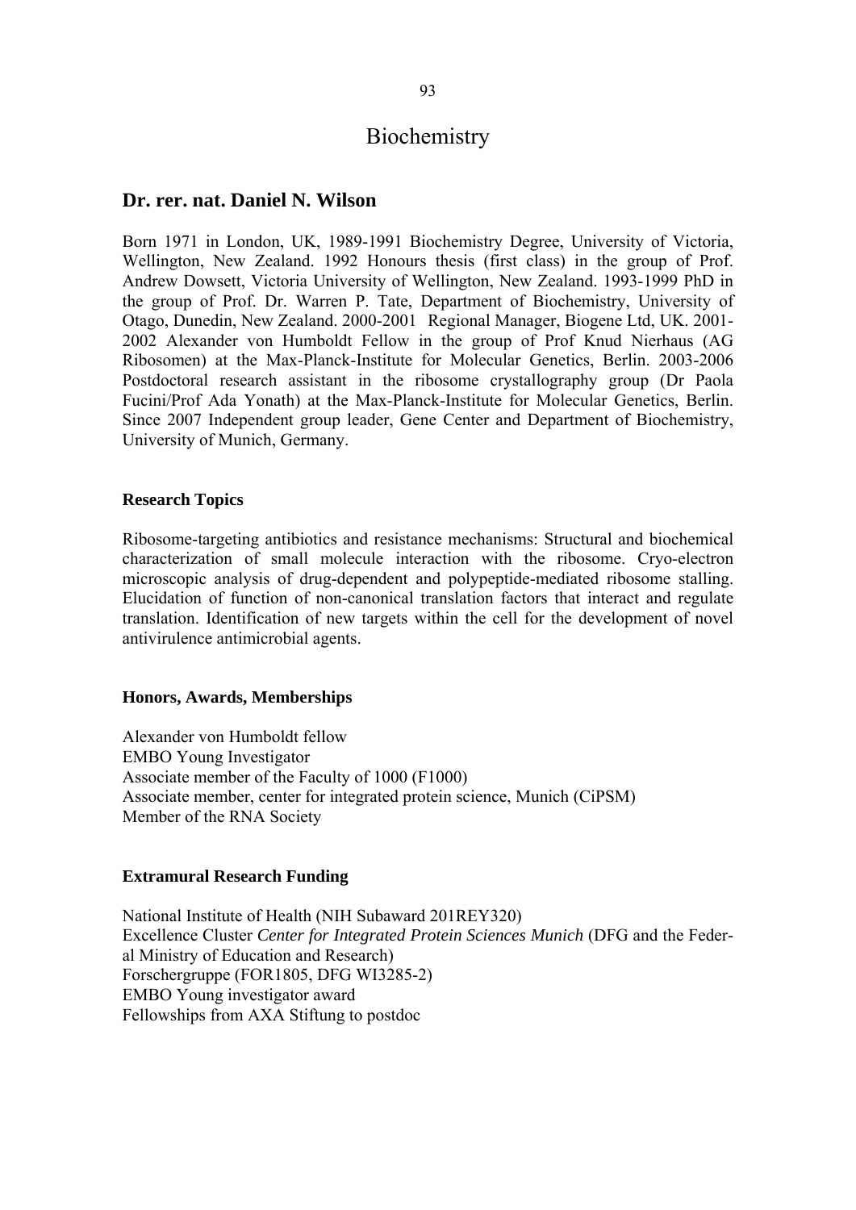# Biochemistry

## Dr. rer. nat. Daniel N. Wilson

Born 1971 in London, UK, 1989-1991 Biochemistry Degree, University of Victoria, Wellington, New Zealand. 1992 Honours thesis (first class) in the group of Prof. Andrew Dowsett, Victoria University of Wellington, New Zealand. 1993-1999 PhD in the group of Prof. Dr. Warren P. Tate, Department of Biochemistry, University of Otago, Dunedin, New Zealand. 2000-2001 Regional Manager, Biogene Ltd, UK. 2001-2002 Alexander von Humboldt Fellow in the group of Prof Knud Nierhaus (AG Ribosomen) at the Max-Planck-Institute for Molecular Genetics, Berlin. 2003-2006 Postdoctoral research assistant in the ribosome crystallography group (Dr Paola Fucini/Prof Ada Yonath) at the Max-Planck-Institute for Molecular Genetics, Berlin. Since 2007 Independent group leader, Gene Center and Department of Biochemistry, University of Munich, Germany.

### Research Topics

Ribosome-targeting antibiotics and resistance mechanisms: Structural and biochemical characterization of small molecule interaction with the ribosome. Cryo-electron microscopic analysis of drug-dependent and polypeptide-mediated ribosome stalling. Elucidation of function of non-canonical translation factors that interact and regulate translation. Identification of new targets within the cell for the development of novel antivirulence antimicrobial agents.

### Honors, Awards, Memberships

Alexander von Humboldt fellow
EMBO Young Investigator
Associate member of the Faculty of 1000 (F1000)
Associate member, center for integrated protein science, Munich (CiPSM)
Member of the RNA Society

### Extramural Research Funding

National Institute of Health (NIH Subaward 201REY320)
Excellence Cluster *Center for Integrated Protein Sciences Munich* (DFG and the Federal Ministry of Education and Research)
Forschergruppe (FOR1805, DFG WI3285-2)
EMBO Young investigator award
Fellowships from AXA Stiftung to postdoc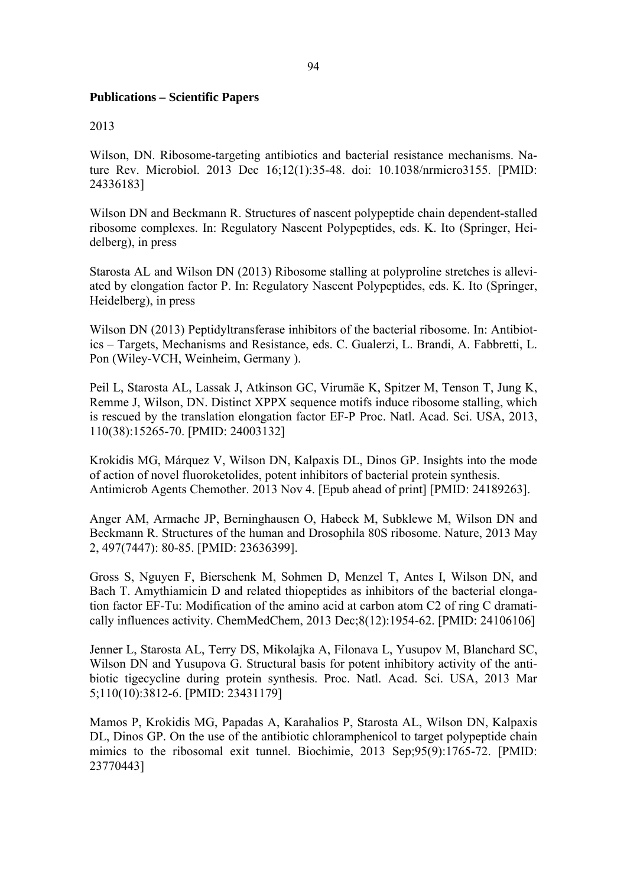**Publications – Scientific Papers**

2013

Wilson, DN. Ribosome-targeting antibiotics and bacterial resistance mechanisms. Nature Rev. Microbiol. 2013 Dec 16;12(1):35-48. doi: 10.1038/nrmicro3155. [PMID: 24336183]

Wilson DN and Beckmann R. Structures of nascent polypeptide chain dependent-stalled ribosome complexes. In: Regulatory Nascent Polypeptides, eds. K. Ito (Springer, Heidelberg), in press

Starosta AL and Wilson DN (2013) Ribosome stalling at polyproline stretches is alleviated by elongation factor P. In: Regulatory Nascent Polypeptides, eds. K. Ito (Springer, Heidelberg), in press

Wilson DN (2013) Peptidyltransferase inhibitors of the bacterial ribosome. In: Antibiotics – Targets, Mechanisms and Resistance, eds. C. Gualerzi, L. Brandi, A. Fabbretti, L. Pon (Wiley-VCH, Weinheim, Germany ).

Peil L, Starosta AL, Lassak J, Atkinson GC, Virumäe K, Spitzer M, Tenson T, Jung K, Remme J, Wilson, DN. Distinct XPPX sequence motifs induce ribosome stalling, which is rescued by the translation elongation factor EF-P Proc. Natl. Acad. Sci. USA, 2013, 110(38):15265-70. [PMID: 24003132]

Krokidis MG, Márquez V, Wilson DN, Kalpaxis DL, Dinos GP. Insights into the mode of action of novel fluoroketolides, potent inhibitors of bacterial protein synthesis. Antimicrob Agents Chemother. 2013 Nov 4. [Epub ahead of print] [PMID: 24189263].

Anger AM, Armache JP, Berninghausen O, Habeck M, Subklewe M, Wilson DN and Beckmann R. Structures of the human and Drosophila 80S ribosome. Nature, 2013 May 2, 497(7447): 80-85. [PMID: 23636399].

Gross S, Nguyen F, Bierschenk M, Sohmen D, Menzel T, Antes I, Wilson DN, and Bach T. Amythiamicin D and related thiopeptides as inhibitors of the bacterial elongation factor EF-Tu: Modification of the amino acid at carbon atom C2 of ring C dramatically influences activity. ChemMedChem, 2013 Dec;8(12):1954-62. [PMID: 24106106]

Jenner L, Starosta AL, Terry DS, Mikolajka A, Filonava L, Yusupov M, Blanchard SC, Wilson DN and Yusupova G. Structural basis for potent inhibitory activity of the antibiotic tigecycline during protein synthesis. Proc. Natl. Acad. Sci. USA, 2013 Mar 5;110(10):3812-6. [PMID: 23431179]

Mamos P, Krokidis MG, Papadas A, Karahalios P, Starosta AL, Wilson DN, Kalpaxis DL, Dinos GP. On the use of the antibiotic chloramphenicol to target polypeptide chain mimics to the ribosomal exit tunnel. Biochimie, 2013 Sep;95(9):1765-72. [PMID: 23770443]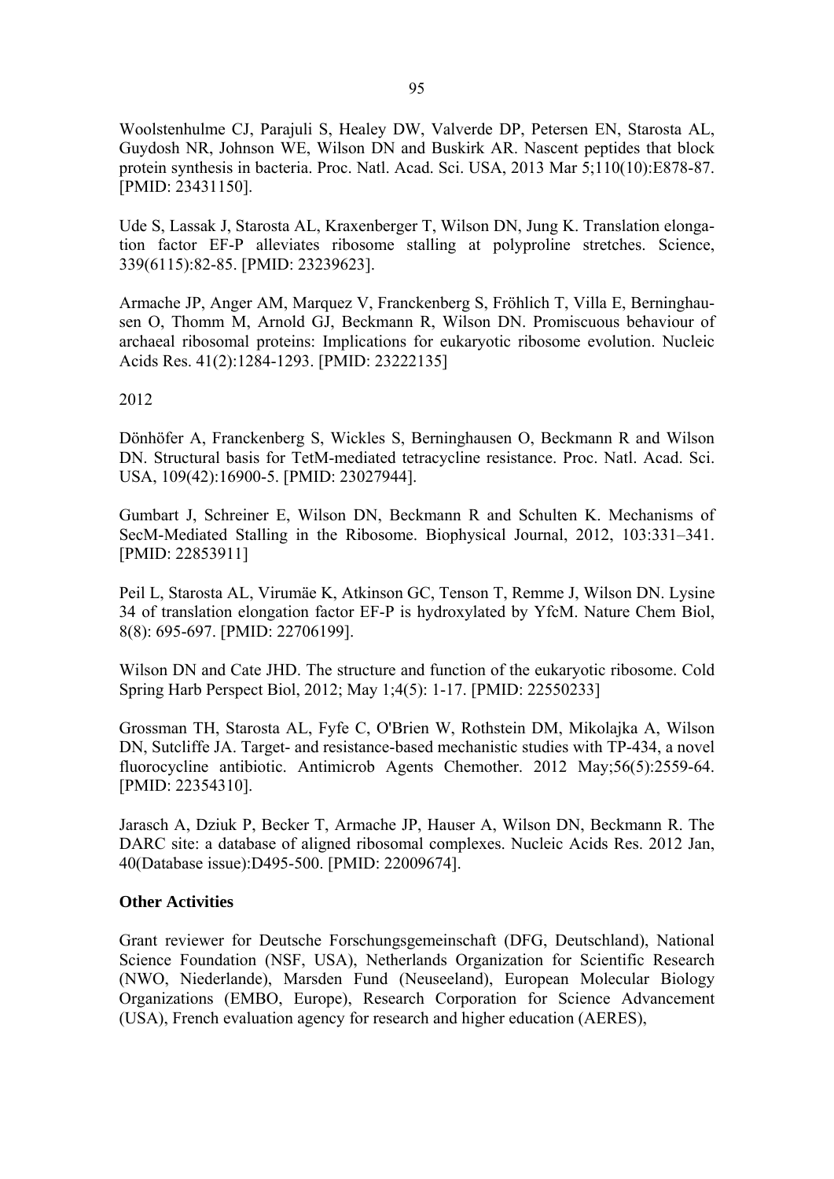Woolstenhulme CJ, Parajuli S, Healey DW, Valverde DP, Petersen EN, Starosta AL, Guydosh NR, Johnson WE, Wilson DN and Buskirk AR. Nascent peptides that block protein synthesis in bacteria. Proc. Natl. Acad. Sci. USA, 2013 Mar 5;110(10):E878-87. [PMID: 23431150].

Ude S, Lassak J, Starosta AL, Kraxenberger T, Wilson DN, Jung K. Translation elongation factor EF-P alleviates ribosome stalling at polyproline stretches. Science, 339(6115):82-85. [PMID: 23239623].

Armache JP, Anger AM, Marquez V, Franckenberg S, Fröhlich T, Villa E, Berninghausen O, Thomm M, Arnold GJ, Beckmann R, Wilson DN. Promiscuous behaviour of archaeal ribosomal proteins: Implications for eukaryotic ribosome evolution. Nucleic Acids Res. 41(2):1284-1293. [PMID: 23222135]

2012

Dönhöfer A, Franckenberg S, Wickles S, Berninghausen O, Beckmann R and Wilson DN. Structural basis for TetM-mediated tetracycline resistance. Proc. Natl. Acad. Sci. USA, 109(42):16900-5. [PMID: 23027944].

Gumbart J, Schreiner E, Wilson DN, Beckmann R and Schulten K. Mechanisms of SecM-Mediated Stalling in the Ribosome. Biophysical Journal, 2012, 103:331–341. [PMID: 22853911]

Peil L, Starosta AL, Virumäe K, Atkinson GC, Tenson T, Remme J, Wilson DN. Lysine 34 of translation elongation factor EF-P is hydroxylated by YfcM. Nature Chem Biol, 8(8): 695-697. [PMID: 22706199].

Wilson DN and Cate JHD. The structure and function of the eukaryotic ribosome. Cold Spring Harb Perspect Biol, 2012; May 1;4(5): 1-17. [PMID: 22550233]

Grossman TH, Starosta AL, Fyfe C, O'Brien W, Rothstein DM, Mikolajka A, Wilson DN, Sutcliffe JA. Target- and resistance-based mechanistic studies with TP-434, a novel fluorocycline antibiotic. Antimicrob Agents Chemother. 2012 May;56(5):2559-64. [PMID: 22354310].

Jarasch A, Dziuk P, Becker T, Armache JP, Hauser A, Wilson DN, Beckmann R. The DARC site: a database of aligned ribosomal complexes. Nucleic Acids Res. 2012 Jan, 40(Database issue):D495-500. [PMID: 22009674].

**Other Activities**

Grant reviewer for Deutsche Forschungsgemeinschaft (DFG, Deutschland), National Science Foundation (NSF, USA), Netherlands Organization for Scientific Research (NWO, Niederlande), Marsden Fund (Neuseeland), European Molecular Biology Organizations (EMBO, Europe), Research Corporation for Science Advancement (USA), French evaluation agency for research and higher education (AERES),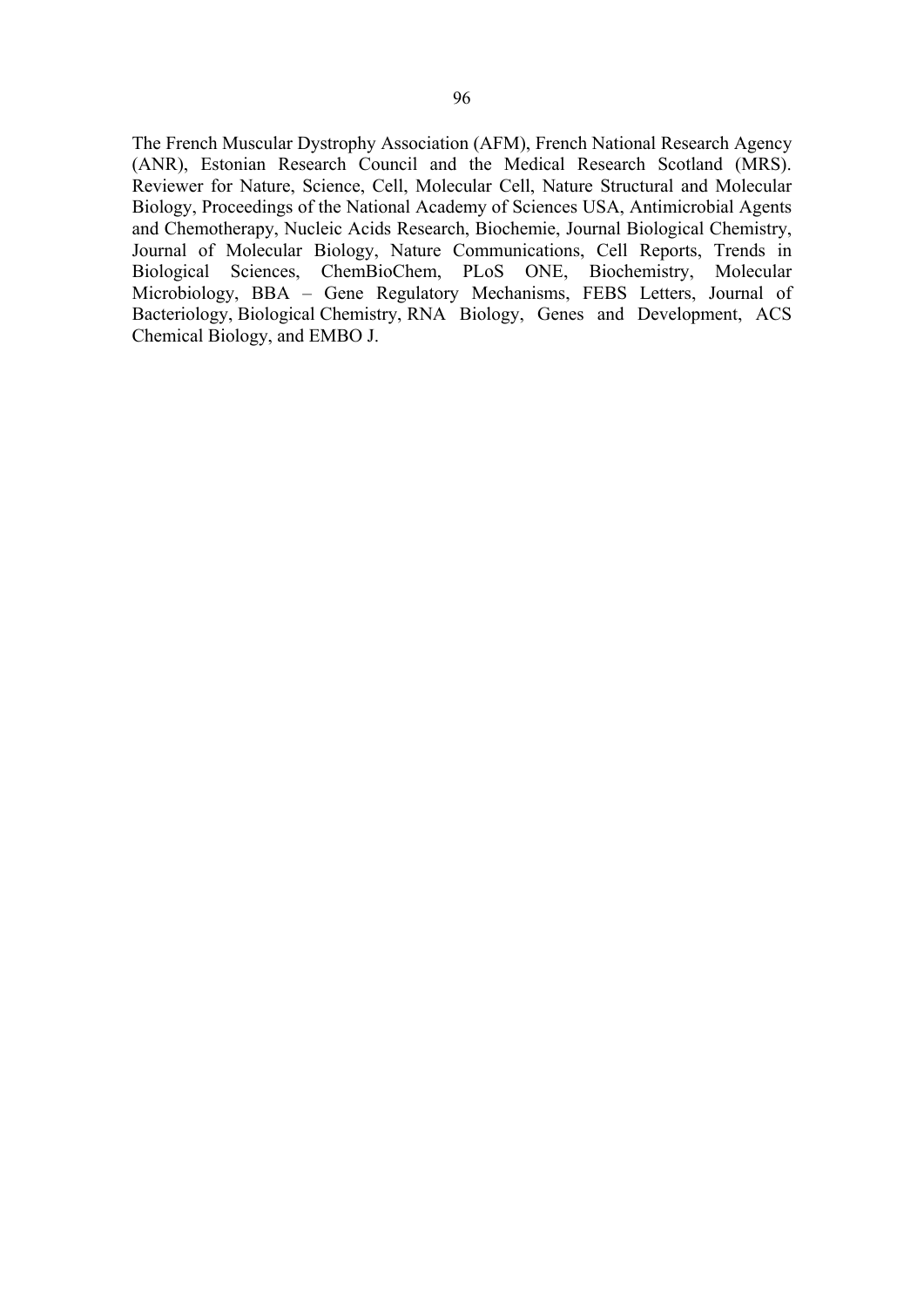The French Muscular Dystrophy Association (AFM), French National Research Agency (ANR), Estonian Research Council and the Medical Research Scotland (MRS). Reviewer for Nature, Science, Cell, Molecular Cell, Nature Structural and Molecular Biology, Proceedings of the National Academy of Sciences USA, Antimicrobial Agents and Chemotherapy, Nucleic Acids Research, Biochemie, Journal Biological Chemistry, Journal of Molecular Biology, Nature Communications, Cell Reports, Trends in Biological Sciences, ChemBioChem, PLoS ONE, Biochemistry, Molecular Microbiology, BBA – Gene Regulatory Mechanisms, FEBS Letters, Journal of Bacteriology, Biological Chemistry, RNA Biology, Genes and Development, ACS Chemical Biology, and EMBO J.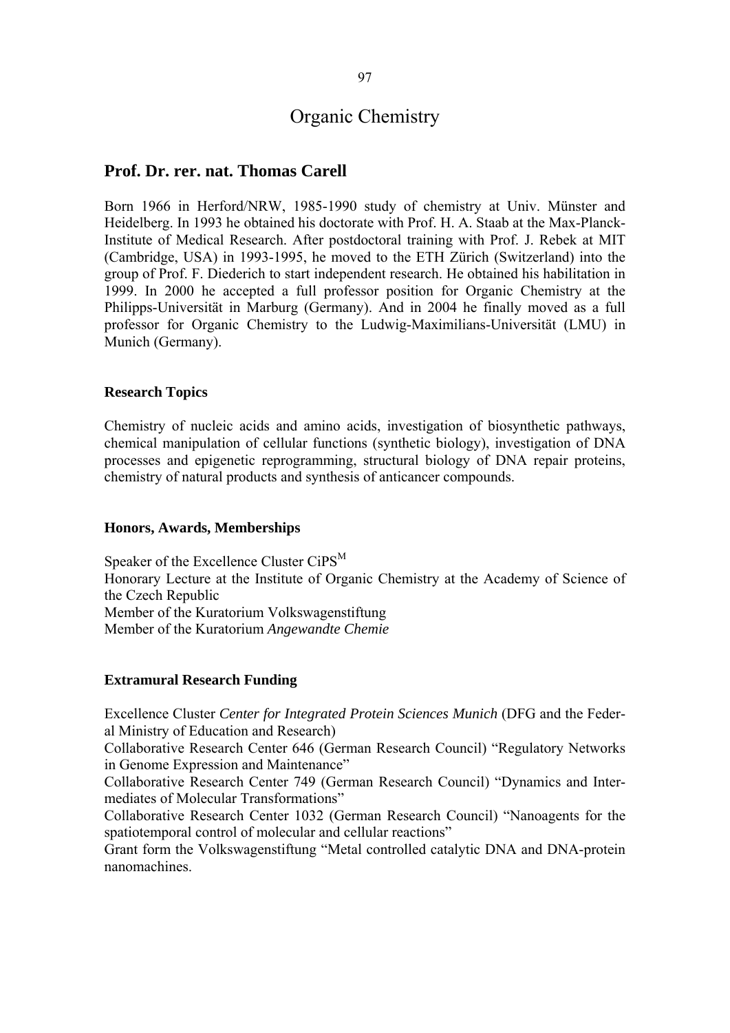# Organic Chemistry

## Prof. Dr. rer. nat. Thomas Carell

Born 1966 in Herford/NRW, 1985-1990 study of chemistry at Univ. Münster and Heidelberg. In 1993 he obtained his doctorate with Prof. H. A. Staab at the Max-Planck-Institute of Medical Research. After postdoctoral training with Prof. J. Rebek at MIT (Cambridge, USA) in 1993-1995, he moved to the ETH Zürich (Switzerland) into the group of Prof. F. Diederich to start independent research. He obtained his habilitation in 1999. In 2000 he accepted a full professor position for Organic Chemistry at the Philipps-Universität in Marburg (Germany). And in 2004 he finally moved as a full professor for Organic Chemistry to the Ludwig-Maximilians-Universität (LMU) in Munich (Germany).

### Research Topics

Chemistry of nucleic acids and amino acids, investigation of biosynthetic pathways, chemical manipulation of cellular functions (synthetic biology), investigation of DNA processes and epigenetic reprogramming, structural biology of DNA repair proteins, chemistry of natural products and synthesis of anticancer compounds.

### Honors, Awards, Memberships

Speaker of the Excellence Cluster CiPS$^M$
Honorary Lecture at the Institute of Organic Chemistry at the Academy of Science of the Czech Republic
Member of the Kuratorium Volkswagenstiftung
Member of the Kuratorium *Angewandte Chemie*

### Extramural Research Funding

Excellence Cluster *Center for Integrated Protein Sciences Munich* (DFG and the Federal Ministry of Education and Research)
Collaborative Research Center 646 (German Research Council) "Regulatory Networks in Genome Expression and Maintenance"
Collaborative Research Center 749 (German Research Council) "Dynamics and Intermediates of Molecular Transformations"
Collaborative Research Center 1032 (German Research Council) "Nanoagents for the spatiotemporal control of molecular and cellular reactions"
Grant form the Volkswagenstiftung "Metal controlled catalytic DNA and DNA-protein nanomachines.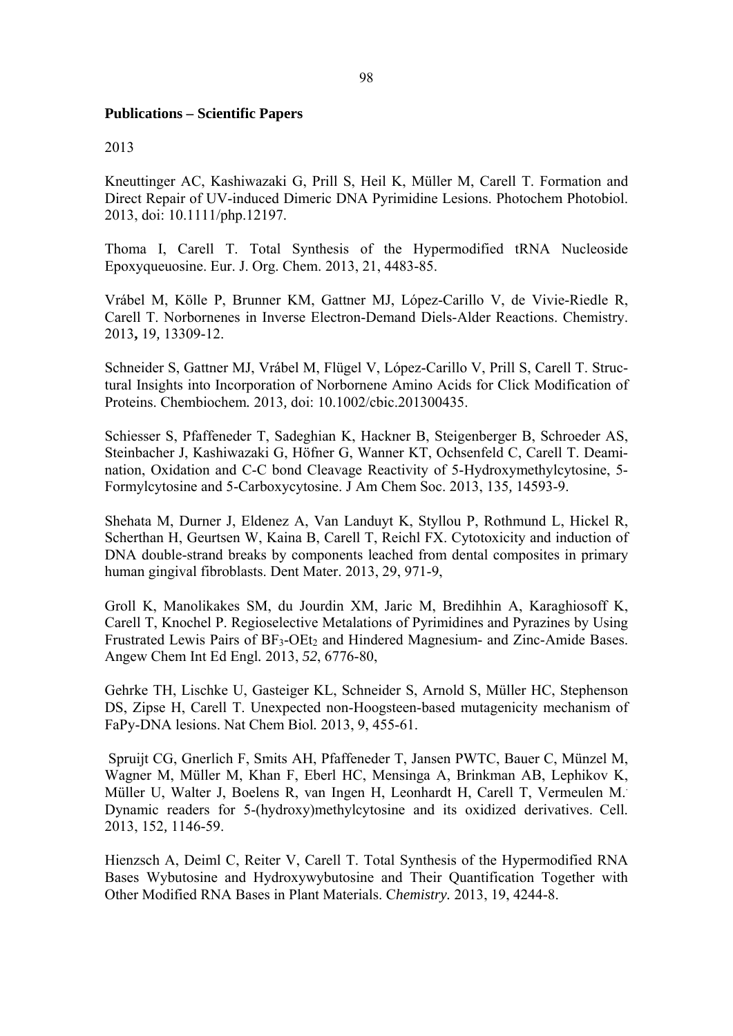**Publications – Scientific Papers**

2013

Kneuttinger AC, Kashiwazaki G, Prill S, Heil K, Müller M, Carell T. Formation and Direct Repair of UV-induced Dimeric DNA Pyrimidine Lesions. Photochem Photobiol. 2013, doi: 10.1111/php.12197.

Thoma I, Carell T. Total Synthesis of the Hypermodified tRNA Nucleoside Epoxyqueuosine. Eur. J. Org. Chem. 2013, 21, 4483-85.

Vrábel M, Kölle P, Brunner KM, Gattner MJ, López-Carillo V, de Vivie-Riedle R, Carell T. Norbornenes in Inverse Electron-Demand Diels-Alder Reactions. Chemistry. 2013**,** 19*,* 13309-12.

Schneider S, Gattner MJ, Vrábel M, Flügel V, López-Carillo V, Prill S, Carell T. Structural Insights into Incorporation of Norbornene Amino Acids for Click Modification of Proteins. Chembiochem*.* 2013*,* doi: 10.1002/cbic.201300435.

Schiesser S, Pfaffeneder T, Sadeghian K, Hackner B, Steigenberger B, Schroeder AS, Steinbacher J, Kashiwazaki G, Höfner G, Wanner KT, Ochsenfeld C, Carell T. Deamination, Oxidation and C-C bond Cleavage Reactivity of 5-Hydroxymethylcytosine, 5-Formylcytosine and 5-Carboxycytosine. J Am Chem Soc. 2013, 135*,* 14593-9.

Shehata M, Durner J, Eldenez A, Van Landuyt K, Styllou P, Rothmund L, Hickel R, Scherthan H, Geurtsen W, Kaina B, Carell T, Reichl FX. Cytotoxicity and induction of DNA double-strand breaks by components leached from dental composites in primary human gingival fibroblasts. Dent Mater. 2013, 29, 971-9,

Groll K, Manolikakes SM, du Jourdin XM, Jaric M, Bredihhin A, Karaghiosoff K, Carell T, Knochel P. Regioselective Metalations of Pyrimidines and Pyrazines by Using Frustrated Lewis Pairs of $BF_3$-$OEt_2$ and Hindered Magnesium- and Zinc-Amide Bases. Angew Chem Int Ed Engl*.* 2013, *52*, 6776-80,

Gehrke TH, Lischke U, Gasteiger KL, Schneider S, Arnold S, Müller HC, Stephenson DS, Zipse H, Carell T. Unexpected non-Hoogsteen-based mutagenicity mechanism of FaPy-DNA lesions. Nat Chem Biol*.* 2013, 9, 455-61.

Spruijt CG, Gnerlich F, Smits AH, Pfaffeneder T, Jansen PWTC, Bauer C, Münzel M, Wagner M, Müller M, Khan F, Eberl HC, Mensinga A, Brinkman AB, Lephikov K, Müller U, Walter J, Boelens R, van Ingen H, Leonhardt H, Carell T, Vermeulen M. Dynamic readers for 5-(hydroxy)methylcytosine and its oxidized derivatives. Cell. 2013, 152*,* 1146-59.

Hienzsch A, Deiml C, Reiter V, Carell T. Total Synthesis of the Hypermodified RNA Bases Wybutosine and Hydroxywybutosine and Their Quantification Together with Other Modified RNA Bases in Plant Materials. C*hemistry.* 2013, 19, 4244-8.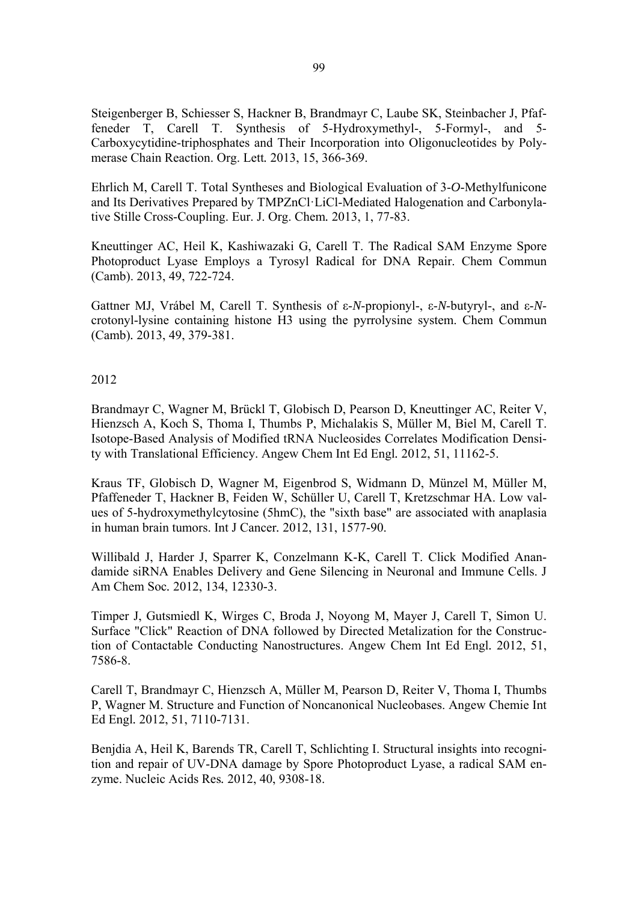Steigenberger B, Schiesser S, Hackner B, Brandmayr C, Laube SK, Steinbacher J, Pfaffeneder T, Carell T. Synthesis of 5-Hydroxymethyl-, 5-Formyl-, and 5-Carboxycytidine-triphosphates and Their Incorporation into Oligonucleotides by Polymerase Chain Reaction. Org. Lett. 2013, 15, 366-369.

Ehrlich M, Carell T. Total Syntheses and Biological Evaluation of 3-*O*-Methylfunicone and Its Derivatives Prepared by TMPZnCl·LiCl-Mediated Halogenation and Carbonylative Stille Cross-Coupling. Eur. J. Org. Chem. 2013, 1, 77-83.

Kneuttinger AC, Heil K, Kashiwazaki G, Carell T. The Radical SAM Enzyme Spore Photoproduct Lyase Employs a Tyrosyl Radical for DNA Repair. Chem Commun (Camb). 2013, 49, 722-724.

Gattner MJ, Vrábel M, Carell T. Synthesis of ε-*N*-propionyl-, ε-*N*-butyryl-, and ε-*N*-crotonyl-lysine containing histone H3 using the pyrrolysine system. Chem Commun (Camb). 2013, 49, 379-381.

2012

Brandmayr C, Wagner M, Brückl T, Globisch D, Pearson D, Kneuttinger AC, Reiter V, Hienzsch A, Koch S, Thoma I, Thumbs P, Michalakis S, Müller M, Biel M, Carell T. Isotope-Based Analysis of Modified tRNA Nucleosides Correlates Modification Density with Translational Efficiency. Angew Chem Int Ed Engl. 2012, 51, 11162-5.

Kraus TF, Globisch D, Wagner M, Eigenbrod S, Widmann D, Münzel M, Müller M, Pfaffeneder T, Hackner B, Feiden W, Schüller U, Carell T, Kretzschmar HA. Low values of 5-hydroxymethylcytosine (5hmC), the "sixth base" are associated with anaplasia in human brain tumors. Int J Cancer. 2012, 131, 1577-90.

Willibald J, Harder J, Sparrer K, Conzelmann K-K, Carell T. Click Modified Anandamide siRNA Enables Delivery and Gene Silencing in Neuronal and Immune Cells. J Am Chem Soc. 2012, 134, 12330-3.

Timper J, Gutsmiedl K, Wirges C, Broda J, Noyong M, Mayer J, Carell T, Simon U. Surface "Click" Reaction of DNA followed by Directed Metalization for the Construction of Contactable Conducting Nanostructures. Angew Chem Int Ed Engl. 2012, 51, 7586-8.

Carell T, Brandmayr C, Hienzsch A, Müller M, Pearson D, Reiter V, Thoma I, Thumbs P, Wagner M. Structure and Function of Noncanonical Nucleobases. Angew Chemie Int Ed Engl. 2012, 51, 7110-7131.

Benjdia A, Heil K, Barends TR, Carell T, Schlichting I. Structural insights into recognition and repair of UV-DNA damage by Spore Photoproduct Lyase, a radical SAM enzyme. Nucleic Acids Res. 2012, 40, 9308-18.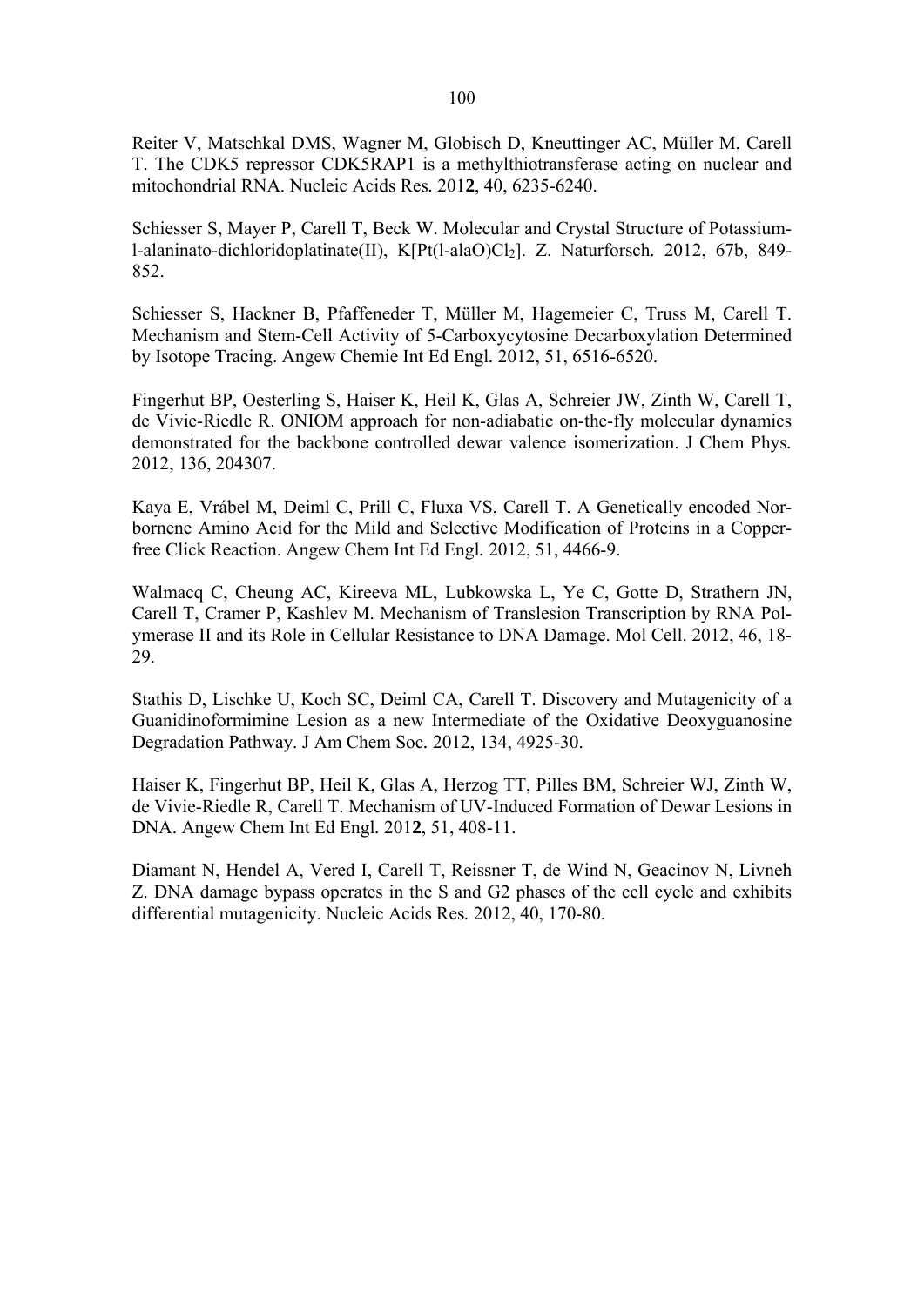Reiter V, Matschkal DMS, Wagner M, Globisch D, Kneuttinger AC, Müller M, Carell T. The CDK5 repressor CDK5RAP1 is a methylthiotransferase acting on nuclear and mitochondrial RNA. Nucleic Acids Res. 201**2**, 40, 6235-6240.

Schiesser S, Mayer P, Carell T, Beck W. Molecular and Crystal Structure of Potassium-l-alaninato-dichloridoplatinate(II), K[Pt(l-alaO)$Cl_2$]. Z. Naturforsch. 2012, 67b, 849-852.

Schiesser S, Hackner B, Pfaffeneder T, Müller M, Hagemeier C, Truss M, Carell T. Mechanism and Stem-Cell Activity of 5-Carboxycytosine Decarboxylation Determined by Isotope Tracing. Angew Chemie Int Ed Engl. 2012, 51, 6516-6520.

Fingerhut BP, Oesterling S, Haiser K, Heil K, Glas A, Schreier JW, Zinth W, Carell T, de Vivie-Riedle R. ONIOM approach for non-adiabatic on-the-fly molecular dynamics demonstrated for the backbone controlled dewar valence isomerization. J Chem Phys. 2012, 136, 204307.

Kaya E, Vrábel M, Deiml C, Prill C, Fluxa VS, Carell T. A Genetically encoded Norbornene Amino Acid for the Mild and Selective Modification of Proteins in a Copper-free Click Reaction. Angew Chem Int Ed Engl. 2012, 51, 4466-9.

Walmacq C, Cheung AC, Kireeva ML, Lubkowska L, Ye C, Gotte D, Strathern JN, Carell T, Cramer P, Kashlev M. Mechanism of Translesion Transcription by RNA Polymerase II and its Role in Cellular Resistance to DNA Damage. Mol Cell. 2012, 46, 18-29.

Stathis D, Lischke U, Koch SC, Deiml CA, Carell T. Discovery and Mutagenicity of a Guanidinoformimine Lesion as a new Intermediate of the Oxidative Deoxyguanosine Degradation Pathway. J Am Chem Soc. 2012, 134, 4925-30.

Haiser K, Fingerhut BP, Heil K, Glas A, Herzog TT, Pilles BM, Schreier WJ, Zinth W, de Vivie-Riedle R, Carell T. Mechanism of UV-Induced Formation of Dewar Lesions in DNA. Angew Chem Int Ed Engl. 201**2**, 51, 408-11.

Diamant N, Hendel A, Vered I, Carell T, Reissner T, de Wind N, Geacinov N, Livneh Z. DNA damage bypass operates in the S and G2 phases of the cell cycle and exhibits differential mutagenicity. Nucleic Acids Res. 2012, 40, 170-80.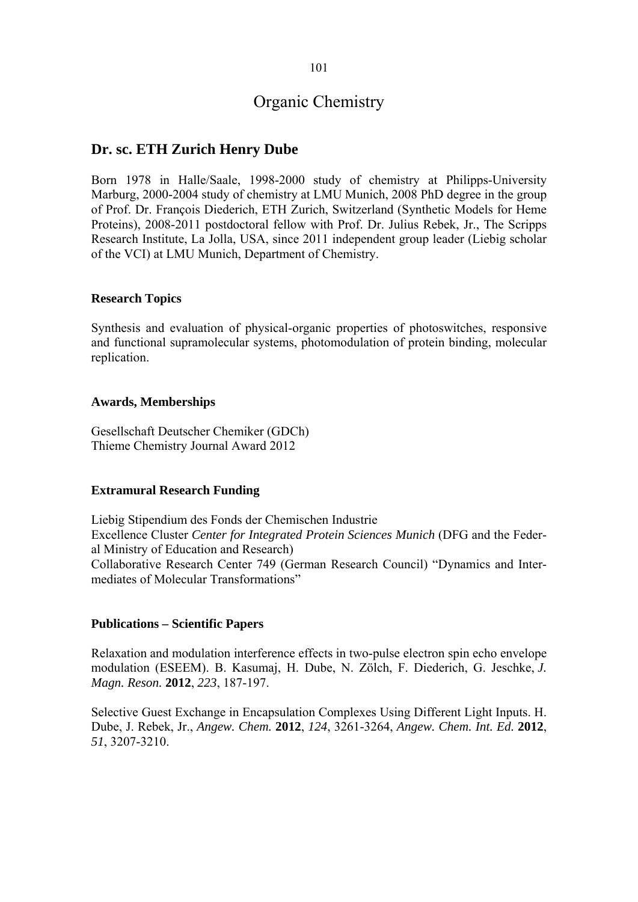# Organic Chemistry

## Dr. sc. ETH Zurich Henry Dube

Born 1978 in Halle/Saale, 1998-2000 study of chemistry at Philipps-University Marburg, 2000-2004 study of chemistry at LMU Munich, 2008 PhD degree in the group of Prof. Dr. François Diederich, ETH Zurich, Switzerland (Synthetic Models for Heme Proteins), 2008-2011 postdoctoral fellow with Prof. Dr. Julius Rebek, Jr., The Scripps Research Institute, La Jolla, USA, since 2011 independent group leader (Liebig scholar of the VCI) at LMU Munich, Department of Chemistry.

### Research Topics

Synthesis and evaluation of physical-organic properties of photoswitches, responsive and functional supramolecular systems, photomodulation of protein binding, molecular replication.

### Awards, Memberships

Gesellschaft Deutscher Chemiker (GDCh)
Thieme Chemistry Journal Award 2012

### Extramural Research Funding

Liebig Stipendium des Fonds der Chemischen Industrie
Excellence Cluster *Center for Integrated Protein Sciences Munich* (DFG and the Federal Ministry of Education and Research)
Collaborative Research Center 749 (German Research Council) "Dynamics and Intermediates of Molecular Transformations"

### Publications – Scientific Papers

Relaxation and modulation interference effects in two-pulse electron spin echo envelope modulation (ESEEM). B. Kasumaj, H. Dube, N. Zölch, F. Diederich, G. Jeschke, *J. Magn. Reson.* **2012**, *223*, 187-197.

Selective Guest Exchange in Encapsulation Complexes Using Different Light Inputs. H. Dube, J. Rebek, Jr., *Angew. Chem.* **2012**, *124*, 3261-3264, *Angew. Chem. Int. Ed.* **2012**, *51*, 3207-3210.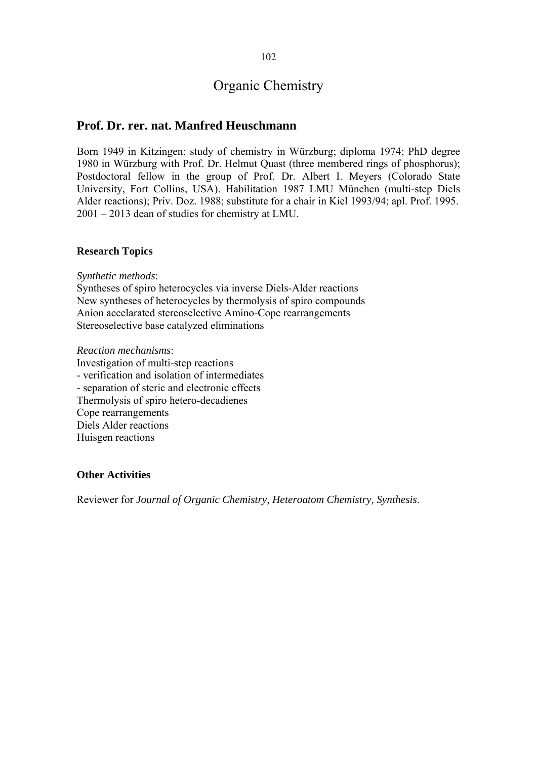# Organic Chemistry

## Prof. Dr. rer. nat. Manfred Heuschmann

Born 1949 in Kitzingen; study of chemistry in Würzburg; diploma 1974; PhD degree 1980 in Würzburg with Prof. Dr. Helmut Quast (three membered rings of phosphorus); Postdoctoral fellow in the group of Prof. Dr. Albert I. Meyers (Colorado State University, Fort Collins, USA). Habilitation 1987 LMU München (multi-step Diels Alder reactions); Priv. Doz. 1988; substitute for a chair in Kiel 1993/94; apl. Prof. 1995. 2001 – 2013 dean of studies for chemistry at LMU.

### Research Topics

*Synthetic methods*:
Syntheses of spiro heterocycles via inverse Diels-Alder reactions
New syntheses of heterocycles by thermolysis of spiro compounds
Anion accelarated stereoselective Amino-Cope rearrangements
Stereoselective base catalyzed eliminations

*Reaction mechanisms*:
Investigation of multi-step reactions
- verification and isolation of intermediates
- separation of steric and electronic effects

Thermolysis of spiro hetero-decadienes
Cope rearrangements
Diels Alder reactions
Huisgen reactions

### Other Activities

Reviewer for *Journal of Organic Chemistry, Heteroatom Chemistry, Synthesis*.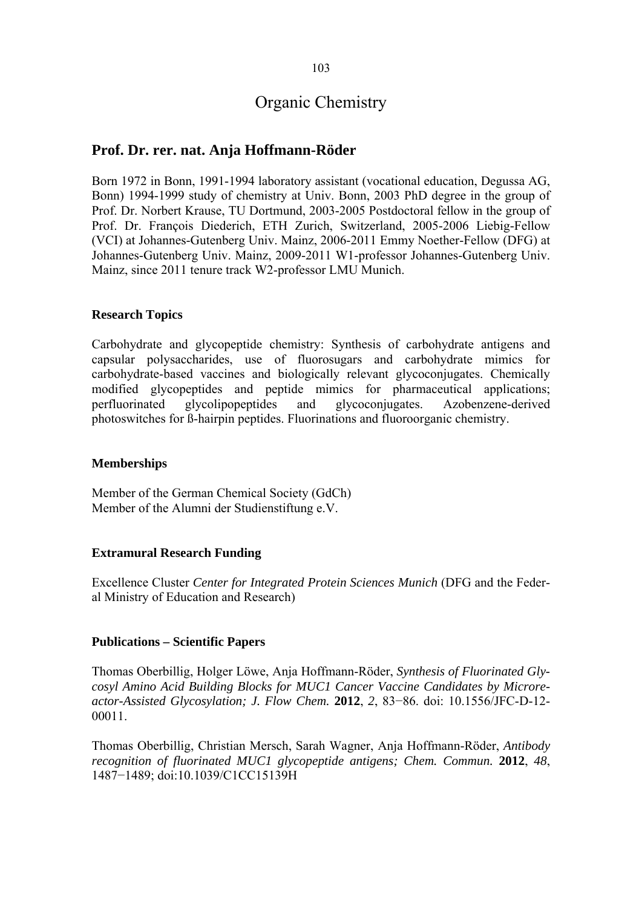# Organic Chemistry

## Prof. Dr. rer. nat. Anja Hoffmann-Röder

Born 1972 in Bonn, 1991-1994 laboratory assistant (vocational education, Degussa AG, Bonn) 1994-1999 study of chemistry at Univ. Bonn, 2003 PhD degree in the group of Prof. Dr. Norbert Krause, TU Dortmund, 2003-2005 Postdoctoral fellow in the group of Prof. Dr. François Diederich, ETH Zurich, Switzerland, 2005-2006 Liebig-Fellow (VCI) at Johannes-Gutenberg Univ. Mainz, 2006-2011 Emmy Noether-Fellow (DFG) at Johannes-Gutenberg Univ. Mainz, 2009-2011 W1-professor Johannes-Gutenberg Univ. Mainz, since 2011 tenure track W2-professor LMU Munich.

### Research Topics

Carbohydrate and glycopeptide chemistry: Synthesis of carbohydrate antigens and capsular polysaccharides, use of fluorosugars and carbohydrate mimics for carbohydrate-based vaccines and biologically relevant glycoconjugates. Chemically modified glycopeptides and peptide mimics for pharmaceutical applications; perfluorinated glycolipopeptides and glycoconjugates. Azobenzene-derived photoswitches for ß-hairpin peptides. Fluorinations and fluoroorganic chemistry.

### Memberships

Member of the German Chemical Society (GdCh)
Member of the Alumni der Studienstiftung e.V.

### Extramural Research Funding

Excellence Cluster *Center for Integrated Protein Sciences Munich* (DFG and the Federal Ministry of Education and Research)

### Publications – Scientific Papers

Thomas Oberbillig, Holger Löwe, Anja Hoffmann-Röder, *Synthesis of Fluorinated Glycosyl Amino Acid Building Blocks for MUC1 Cancer Vaccine Candidates by Microreactor-Assisted Glycosylation; J. Flow Chem.* **2012**, *2*, 83−86. doi: 10.1556/JFC-D-12-00011.

Thomas Oberbillig, Christian Mersch, Sarah Wagner, Anja Hoffmann-Röder, *Antibody recognition of fluorinated MUC1 glycopeptide antigens; Chem. Commun.* **2012**, *48*, 1487−1489; doi:10.1039/C1CC15139H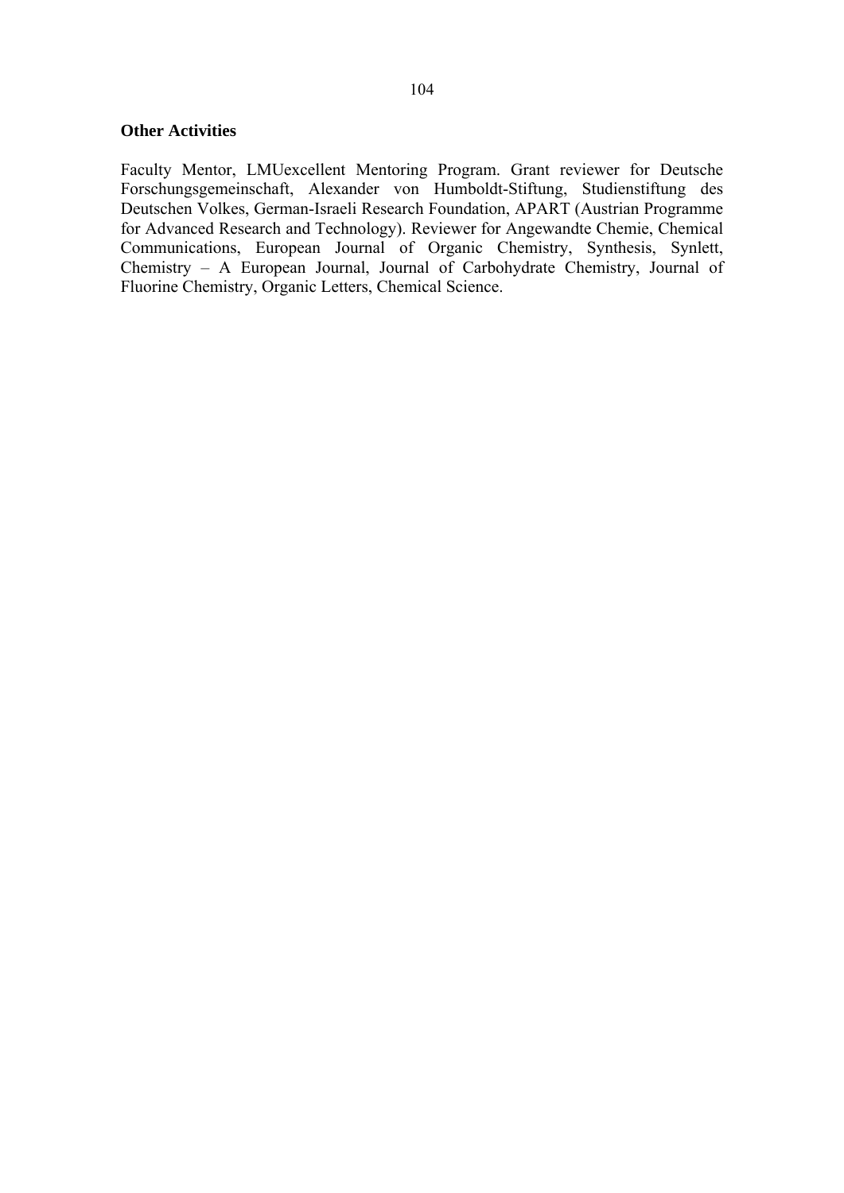**Other Activities**

Faculty Mentor, LMUexcellent Mentoring Program. Grant reviewer for Deutsche Forschungsgemeinschaft, Alexander von Humboldt-Stiftung, Studienstiftung des Deutschen Volkes, German-Israeli Research Foundation, APART (Austrian Programme for Advanced Research and Technology). Reviewer for Angewandte Chemie, Chemical Communications, European Journal of Organic Chemistry, Synthesis, Synlett, Chemistry – A European Journal, Journal of Carbohydrate Chemistry, Journal of Fluorine Chemistry, Organic Letters, Chemical Science.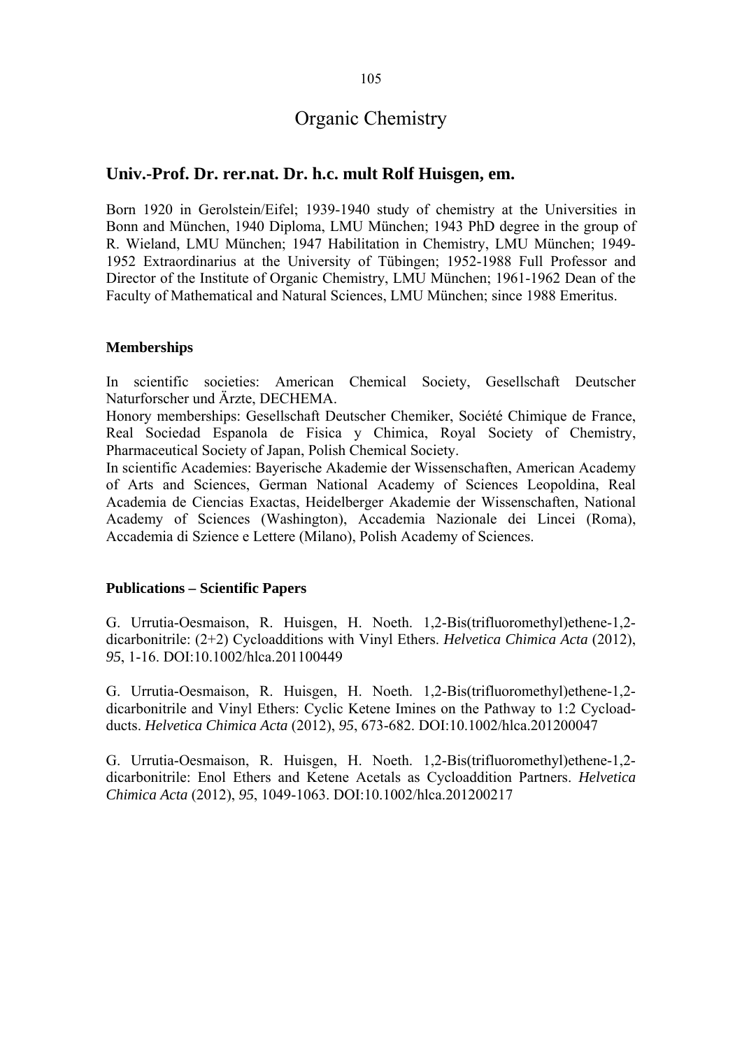# Organic Chemistry

## Univ.-Prof. Dr. rer.nat. Dr. h.c. mult Rolf Huisgen, em.

Born 1920 in Gerolstein/Eifel; 1939-1940 study of chemistry at the Universities in Bonn and München, 1940 Diploma, LMU München; 1943 PhD degree in the group of R. Wieland, LMU München; 1947 Habilitation in Chemistry, LMU München; 1949-1952 Extraordinarius at the University of Tübingen; 1952-1988 Full Professor and Director of the Institute of Organic Chemistry, LMU München; 1961-1962 Dean of the Faculty of Mathematical and Natural Sciences, LMU München; since 1988 Emeritus.

### Memberships

In scientific societies: American Chemical Society, Gesellschaft Deutscher Naturforscher und Ärzte, DECHEMA.
Honory memberships: Gesellschaft Deutscher Chemiker, Société Chimique de France, Real Sociedad Espanola de Fisica y Chimica, Royal Society of Chemistry, Pharmaceutical Society of Japan, Polish Chemical Society.
In scientific Academies: Bayerische Akademie der Wissenschaften, American Academy of Arts and Sciences, German National Academy of Sciences Leopoldina, Real Academia de Ciencias Exactas, Heidelberger Akademie der Wissenschaften, National Academy of Sciences (Washington), Accademia Nazionale dei Lincei (Roma), Accademia di Szience e Lettere (Milano), Polish Academy of Sciences.

### Publications – Scientific Papers

G. Urrutia-Oesmaison, R. Huisgen, H. Noeth. 1,2-Bis(trifluoromethyl)ethene-1,2-dicarbonitrile: (2+2) Cycloadditions with Vinyl Ethers. *Helvetica Chimica Acta* (2012), *95*, 1-16. DOI:10.1002/hlca.201100449

G. Urrutia-Oesmaison, R. Huisgen, H. Noeth. 1,2-Bis(trifluoromethyl)ethene-1,2-dicarbonitrile and Vinyl Ethers: Cyclic Ketene Imines on the Pathway to 1:2 Cycloadducts. *Helvetica Chimica Acta* (2012), *95*, 673-682. DOI:10.1002/hlca.201200047

G. Urrutia-Oesmaison, R. Huisgen, H. Noeth. 1,2-Bis(trifluoromethyl)ethene-1,2-dicarbonitrile: Enol Ethers and Ketene Acetals as Cycloaddition Partners. *Helvetica Chimica Acta* (2012), *95*, 1049-1063. DOI:10.1002/hlca.201200217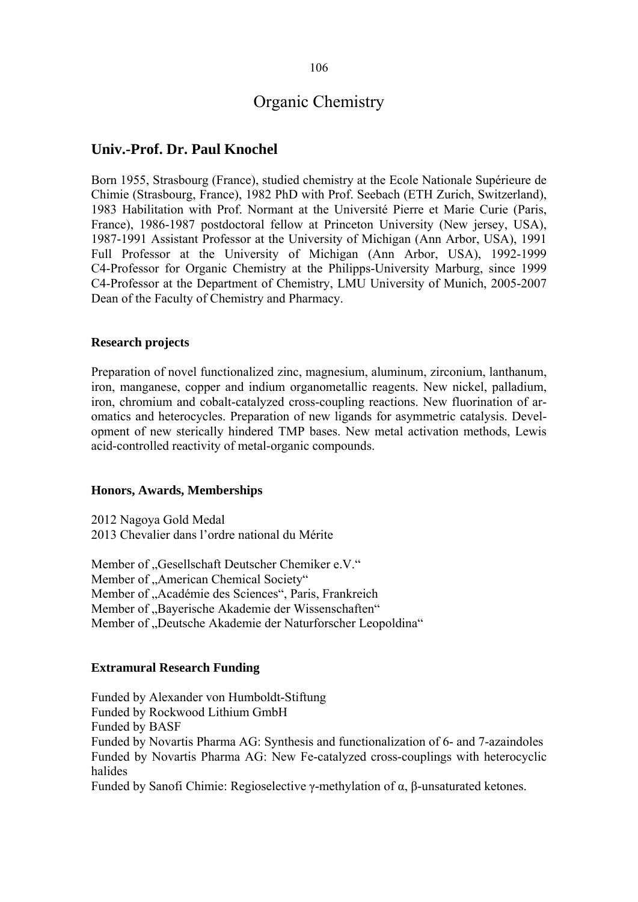# Organic Chemistry

## Univ.-Prof. Dr. Paul Knochel

Born 1955, Strasbourg (France), studied chemistry at the Ecole Nationale Supérieure de Chimie (Strasbourg, France), 1982 PhD with Prof. Seebach (ETH Zurich, Switzerland), 1983 Habilitation with Prof. Normant at the Université Pierre et Marie Curie (Paris, France), 1986-1987 postdoctoral fellow at Princeton University (New jersey, USA), 1987-1991 Assistant Professor at the University of Michigan (Ann Arbor, USA), 1991 Full Professor at the University of Michigan (Ann Arbor, USA), 1992-1999 C4-Professor for Organic Chemistry at the Philipps-University Marburg, since 1999 C4-Professor at the Department of Chemistry, LMU University of Munich, 2005-2007 Dean of the Faculty of Chemistry and Pharmacy.

### Research projects

Preparation of novel functionalized zinc, magnesium, aluminum, zirconium, lanthanum, iron, manganese, copper and indium organometallic reagents. New nickel, palladium, iron, chromium and cobalt-catalyzed cross-coupling reactions. New fluorination of aromatics and heterocycles. Preparation of new ligands for asymmetric catalysis. Development of new sterically hindered TMP bases. New metal activation methods, Lewis acid-controlled reactivity of metal-organic compounds.

### Honors, Awards, Memberships

2012 Nagoya Gold Medal
2013 Chevalier dans l'ordre national du Mérite

Member of „Gesellschaft Deutscher Chemiker e.V."
Member of „American Chemical Society"
Member of „Académie des Sciences", Paris, Frankreich
Member of „Bayerische Akademie der Wissenschaften"
Member of „Deutsche Akademie der Naturforscher Leopoldina"

### Extramural Research Funding

Funded by Alexander von Humboldt-Stiftung
Funded by Rockwood Lithium GmbH
Funded by BASF
Funded by Novartis Pharma AG: Synthesis and functionalization of 6- and 7-azaindoles
Funded by Novartis Pharma AG: New Fe-catalyzed cross-couplings with heterocyclic halides
Funded by Sanofi Chimie: Regioselective $\gamma$-methylation of $\alpha$, $\beta$-unsaturated ketones.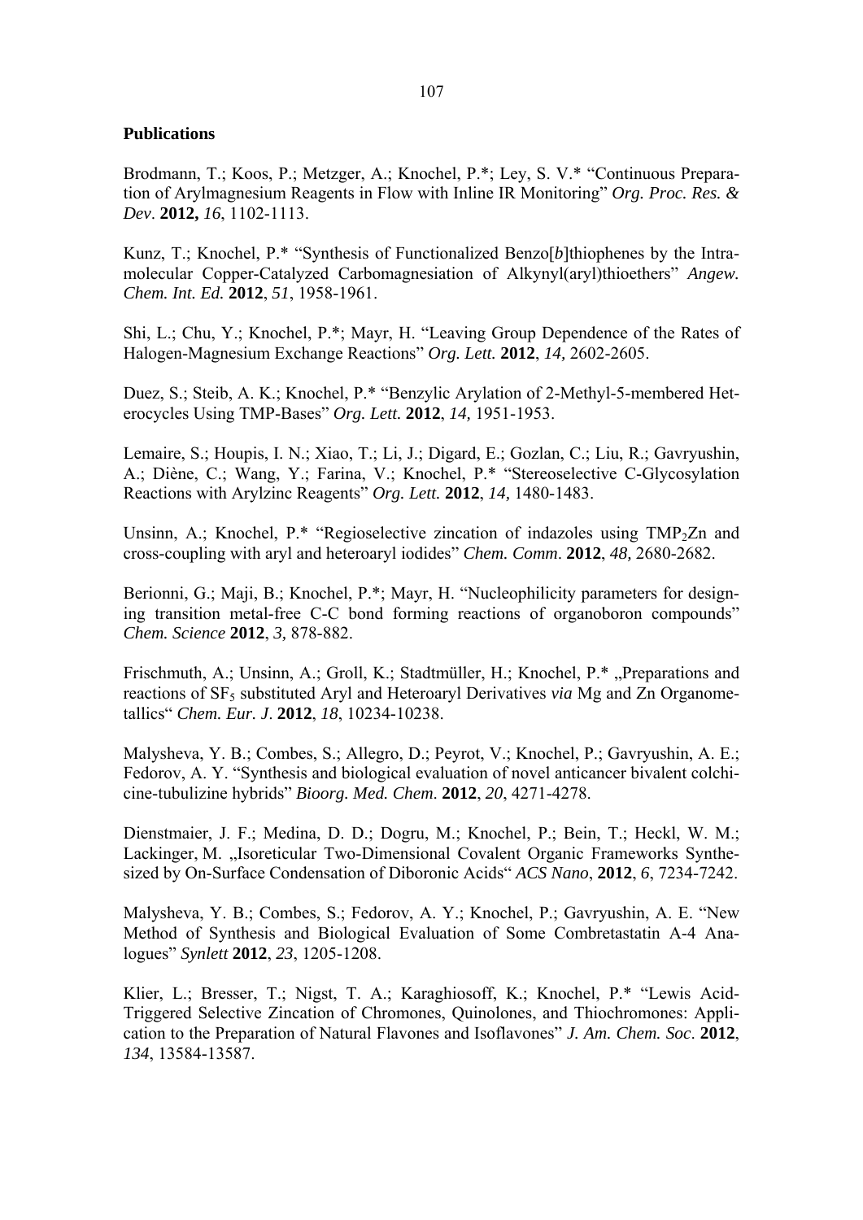**Publications**

Brodmann, T.; Koos, P.; Metzger, A.; Knochel, P.*; Ley, S. V.* "Continuous Preparation of Arylmagnesium Reagents in Flow with Inline IR Monitoring" *Org. Proc. Res. & Dev*. **2012,** *16*, 1102-1113.

Kunz, T.; Knochel, P.* "Synthesis of Functionalized Benzo[*b*]thiophenes by the Intramolecular Copper-Catalyzed Carbomagnesiation of Alkynyl(aryl)thioethers" *Angew. Chem. Int. Ed.* **2012**, *51*, 1958-1961.

Shi, L.; Chu, Y.; Knochel, P.*; Mayr, H. "Leaving Group Dependence of the Rates of Halogen-Magnesium Exchange Reactions" *Org. Lett.* **2012**, *14,* 2602-2605.

Duez, S.; Steib, A. K.; Knochel, P.* "Benzylic Arylation of 2-Methyl-5-membered Heterocycles Using TMP-Bases" *Org. Lett.* **2012**, *14,* 1951-1953.

Lemaire, S.; Houpis, I. N.; Xiao, T.; Li, J.; Digard, E.; Gozlan, C.; Liu, R.; Gavryushin, A.; Diène, C.; Wang, Y.; Farina, V.; Knochel, P.* "Stereoselective C-Glycosylation Reactions with Arylzinc Reagents" *Org. Lett.* **2012**, *14,* 1480-1483.

Unsinn, A.; Knochel, P.* "Regioselective zincation of indazoles using $TMP_2Zn$ and cross-coupling with aryl and heteroaryl iodides" *Chem. Comm*. **2012**, *48,* 2680-2682.

Berionni, G.; Maji, B.; Knochel, P.*; Mayr, H. "Nucleophilicity parameters for designing transition metal-free C-C bond forming reactions of organoboron compounds" *Chem. Science* **2012**, *3,* 878-882.

Frischmuth, A.; Unsinn, A.; Groll, K.; Stadtmüller, H.; Knochel, P.* „Preparations and reactions of $SF_5$ substituted Aryl and Heteroaryl Derivatives *via* Mg and Zn Organometallics" *Chem. Eur. J*. **2012**, *18*, 10234-10238.

Malysheva, Y. B.; Combes, S.; Allegro, D.; Peyrot, V.; Knochel, P.; Gavryushin, A. E.; Fedorov, A. Y. "Synthesis and biological evaluation of novel anticancer bivalent colchicine-tubulizine hybrids" *Bioorg. Med. Chem*. **2012**, *20*, 4271-4278.

Dienstmaier, J. F.; Medina, D. D.; Dogru, M.; Knochel, P.; Bein, T.; Heckl, W. M.; Lackinger, M. „Isoreticular Two-Dimensional Covalent Organic Frameworks Synthesized by On-Surface Condensation of Diboronic Acids" *ACS Nano*, **2012**, *6*, 7234-7242.

Malysheva, Y. B.; Combes, S.; Fedorov, A. Y.; Knochel, P.; Gavryushin, A. E. "New Method of Synthesis and Biological Evaluation of Some Combretastatin A-4 Analogues" *Synlett* **2012**, *23*, 1205-1208.

Klier, L.; Bresser, T.; Nigst, T. A.; Karaghiosoff, K.; Knochel, P.* "Lewis Acid-Triggered Selective Zincation of Chromones, Quinolones, and Thiochromones: Application to the Preparation of Natural Flavones and Isoflavones" *J. Am. Chem. Soc*. **2012**, *134*, 13584-13587.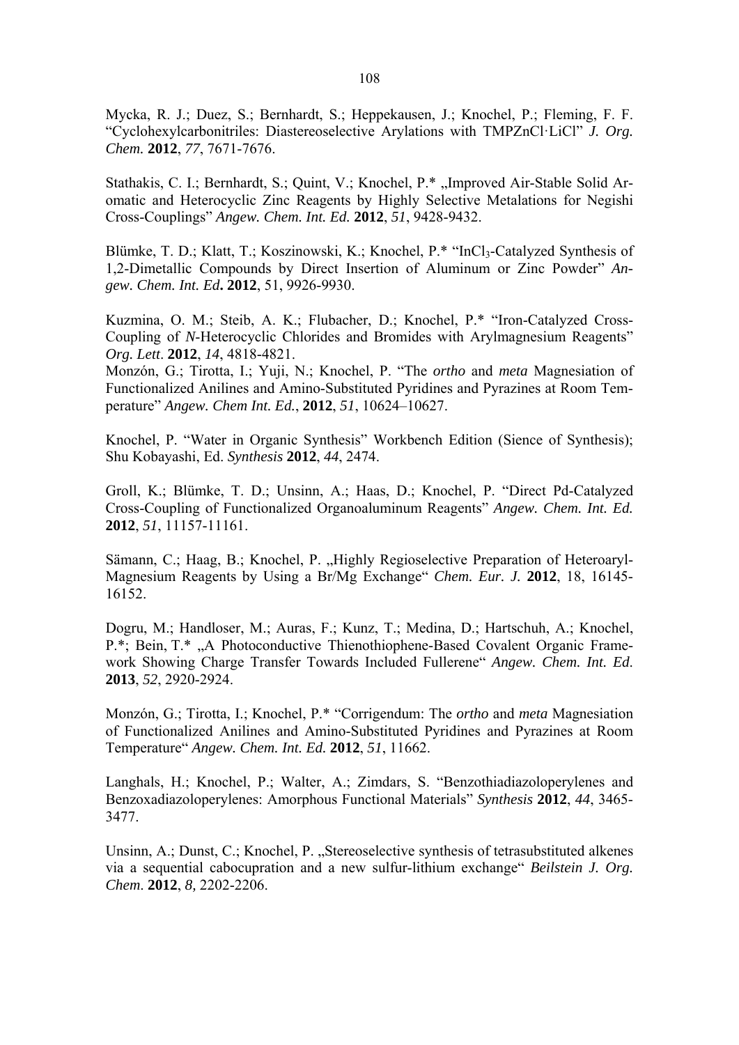Mycka, R. J.; Duez, S.; Bernhardt, S.; Heppekausen, J.; Knochel, P.; Fleming, F. F. "Cyclohexylcarbonitriles: Diastereoselective Arylations with TMPZnCl·LiCl" *J. Org. Chem.* **2012**, *77*, 7671-7676.

Stathakis, C. I.; Bernhardt, S.; Quint, V.; Knochel, P.* „Improved Air-Stable Solid Aromatic and Heterocyclic Zinc Reagents by Highly Selective Metalations for Negishi Cross-Couplings" *Angew. Chem. Int. Ed.* **2012**, *51*, 9428-9432.

Blümke, T. D.; Klatt, T.; Koszinowski, K.; Knochel, P.* "$InCl_3$-Catalyzed Synthesis of 1,2-Dimetallic Compounds by Direct Insertion of Aluminum or Zinc Powder" *Angew. Chem. Int. Ed.* **2012**, 51, 9926-9930.

Kuzmina, O. M.; Steib, A. K.; Flubacher, D.; Knochel, P.* "Iron-Catalyzed Cross-Coupling of *N*-Heterocyclic Chlorides and Bromides with Arylmagnesium Reagents" *Org. Lett*. **2012**, *14*, 4818-4821.
Monzón, G.; Tirotta, I.; Yuji, N.; Knochel, P. "The *ortho* and *meta* Magnesiation of Functionalized Anilines and Amino-Substituted Pyridines and Pyrazines at Room Temperature" *Angew. Chem Int. Ed.*, **2012**, *51*, 10624–10627.

Knochel, P. "Water in Organic Synthesis" Workbench Edition (Sience of Synthesis); Shu Kobayashi, Ed. *Synthesis* **2012**, *44*, 2474.

Groll, K.; Blümke, T. D.; Unsinn, A.; Haas, D.; Knochel, P. "Direct Pd-Catalyzed Cross-Coupling of Functionalized Organoaluminum Reagents" *Angew. Chem. Int. Ed.* **2012**, *51*, 11157-11161.

Sämann, C.; Haag, B.; Knochel, P. „Highly Regioselective Preparation of Heteroaryl-Magnesium Reagents by Using a Br/Mg Exchange" *Chem. Eur. J.* **2012**, 18, 16145-16152.

Dogru, M.; Handloser, M.; Auras, F.; Kunz, T.; Medina, D.; Hartschuh, A.; Knochel, P.*; Bein, T.* „A Photoconductive Thienothiophene-Based Covalent Organic Framework Showing Charge Transfer Towards Included Fullerene" *Angew. Chem. Int. Ed.* **2013**, *52*, 2920-2924.

Monzón, G.; Tirotta, I.; Knochel, P.* "Corrigendum: The *ortho* and *meta* Magnesiation of Functionalized Anilines and Amino-Substituted Pyridines and Pyrazines at Room Temperature" *Angew. Chem. Int. Ed.* **2012**, *51*, 11662.

Langhals, H.; Knochel, P.; Walter, A.; Zimdars, S. "Benzothiadiazoloperylenes and Benzoxadiazoloperylenes: Amorphous Functional Materials" *Synthesis* **2012**, *44*, 3465-3477.

Unsinn, A.; Dunst, C.; Knochel, P. „Stereoselective synthesis of tetrasubstituted alkenes via a sequential cabocupration and a new sulfur-lithium exchange" *Beilstein J. Org. Chem*. **2012**, *8,* 2202-2206.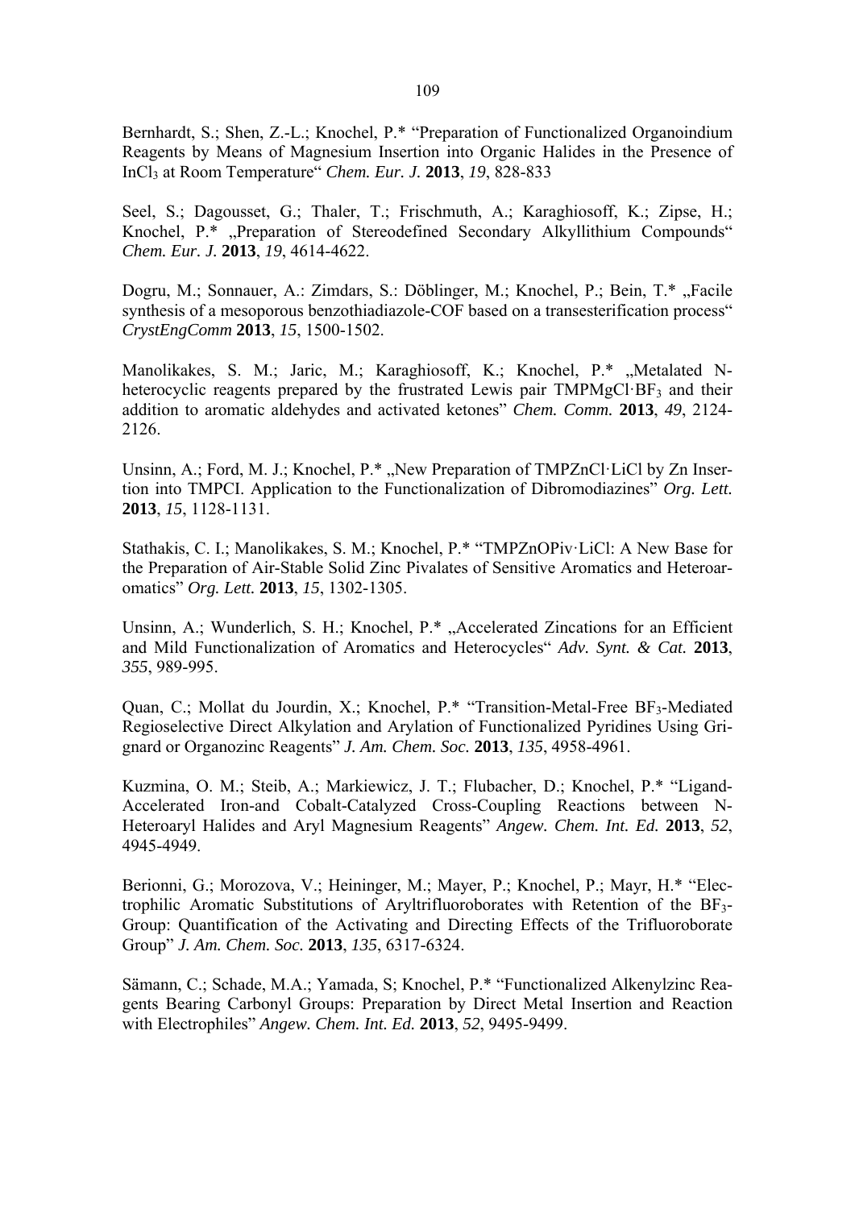Bernhardt, S.; Shen, Z.-L.; Knochel, P.* "Preparation of Functionalized Organoindium Reagents by Means of Magnesium Insertion into Organic Halides in the Presence of $InCl_3$ at Room Temperature" *Chem. Eur. J.* **2013**, *19*, 828-833

Seel, S.; Dagousset, G.; Thaler, T.; Frischmuth, A.; Karaghiosoff, K.; Zipse, H.; Knochel, P.* „Preparation of Stereodefined Secondary Alkyllithium Compounds" *Chem. Eur. J.* **2013**, *19*, 4614-4622.

Dogru, M.; Sonnauer, A.: Zimdars, S.: Döblinger, M.; Knochel, P.; Bein, T.* „Facile synthesis of a mesoporous benzothiadiazole-COF based on a transesterification process" *CrystEngComm* **2013**, *15*, 1500-1502.

Manolikakes, S. M.; Jaric, M.; Karaghiosoff, K.; Knochel, P.* „Metalated N-heterocyclic reagents prepared by the frustrated Lewis pair $TMPMgCl·BF_3$ and their addition to aromatic aldehydes and activated ketones" *Chem. Comm.* **2013**, *49*, 2124-2126.

Unsinn, A.; Ford, M. J.; Knochel, P.* „New Preparation of TMPZnCl·LiCl by Zn Insertion into TMPCl. Application to the Functionalization of Dibromodiazines" *Org. Lett.* **2013**, *15*, 1128-1131.

Stathakis, C. I.; Manolikakes, S. M.; Knochel, P.* "TMPZnOPiv·LiCl: A New Base for the Preparation of Air-Stable Solid Zinc Pivalates of Sensitive Aromatics and Heteroaromatics" *Org. Lett.* **2013**, *15*, 1302-1305.

Unsinn, A.; Wunderlich, S. H.; Knochel, P.* „Accelerated Zincations for an Efficient and Mild Functionalization of Aromatics and Heterocycles" *Adv. Synt. & Cat.* **2013**, *355*, 989-995.

Quan, C.; Mollat du Jourdin, X.; Knochel, P.* "Transition-Metal-Free $BF_3$-Mediated Regioselective Direct Alkylation and Arylation of Functionalized Pyridines Using Grignard or Organozinc Reagents" *J. Am. Chem. Soc.* **2013**, *135*, 4958-4961.

Kuzmina, O. M.; Steib, A.; Markiewicz, J. T.; Flubacher, D.; Knochel, P.* "Ligand-Accelerated Iron-and Cobalt-Catalyzed Cross-Coupling Reactions between N-Heteroaryl Halides and Aryl Magnesium Reagents" *Angew. Chem. Int. Ed.* **2013**, *52*, 4945-4949.

Berionni, G.; Morozova, V.; Heininger, M.; Mayer, P.; Knochel, P.; Mayr, H.* "Electrophilic Aromatic Substitutions of Aryltrifluoroborates with Retention of the $BF_3$-Group: Quantification of the Activating and Directing Effects of the Trifluoroborate Group" *J. Am. Chem. Soc.* **2013**, *135*, 6317-6324.

Sämann, C.; Schade, M.A.; Yamada, S; Knochel, P.* "Functionalized Alkenylzinc Reagents Bearing Carbonyl Groups: Preparation by Direct Metal Insertion and Reaction with Electrophiles" *Angew. Chem. Int. Ed.* **2013**, *52*, 9495-9499.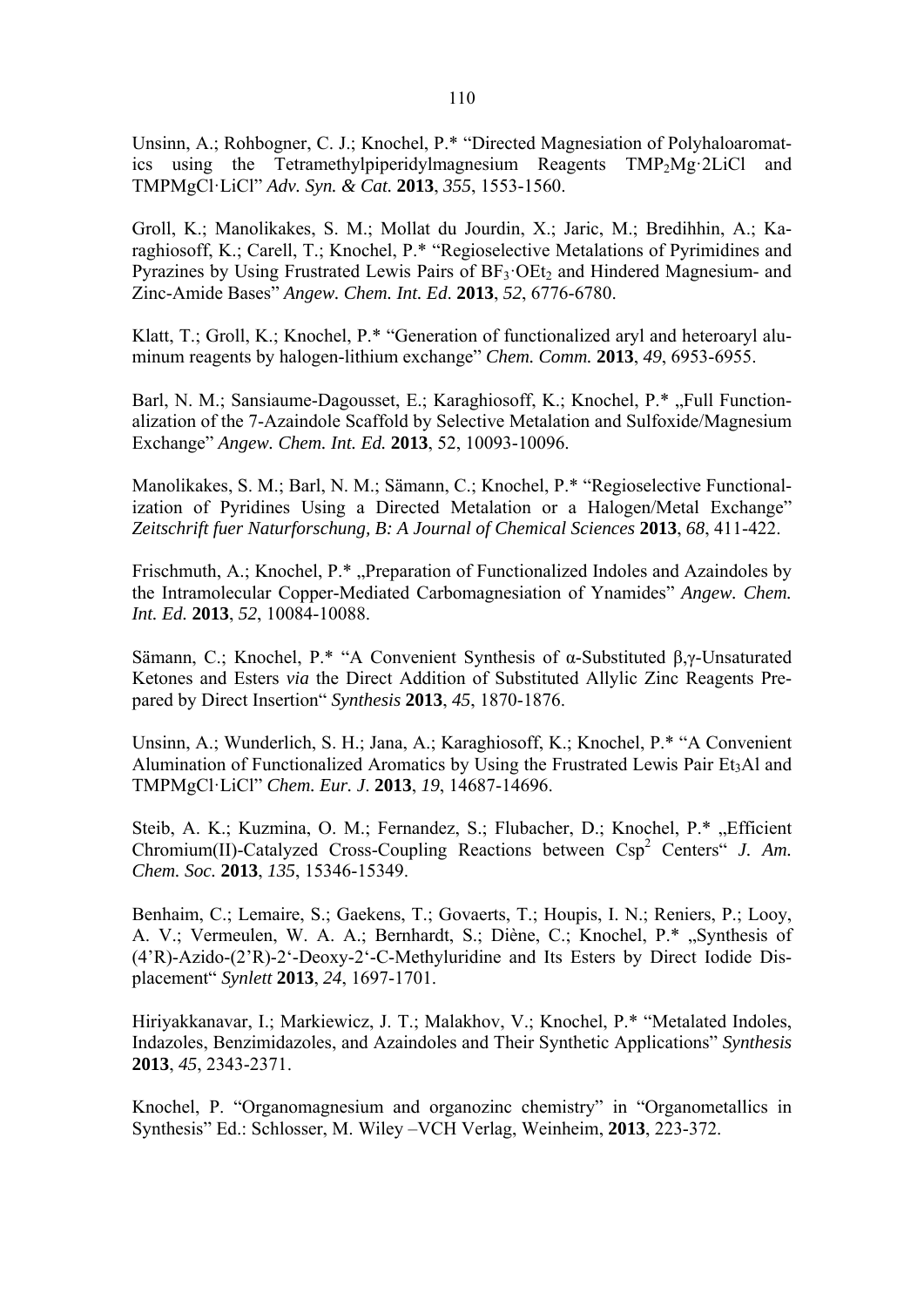Unsinn, A.; Rohbogner, C. J.; Knochel, P.* "Directed Magnesiation of Polyhaloaromatics using the Tetramethylpiperidylmagnesium Reagents $TMP_2Mg·2LiCl$ and TMPMgCl·LiCl" *Adv. Syn. & Cat.* **2013**, *355*, 1553-1560.

Groll, K.; Manolikakes, S. M.; Mollat du Jourdin, X.; Jaric, M.; Bredihhin, A.; Karaghiosoff, K.; Carell, T.; Knochel, P.* "Regioselective Metalations of Pyrimidines and Pyrazines by Using Frustrated Lewis Pairs of $BF_3·OEt_2$ and Hindered Magnesium- and Zinc-Amide Bases" *Angew. Chem. Int. Ed.* **2013**, *52*, 6776-6780.

Klatt, T.; Groll, K.; Knochel, P.* "Generation of functionalized aryl and heteroaryl aluminum reagents by halogen-lithium exchange" *Chem. Comm.* **2013**, *49*, 6953-6955.

Barl, N. M.; Sansiaume-Dagousset, E.; Karaghiosoff, K.; Knochel, P.* „Full Functionalization of the 7-Azaindole Scaffold by Selective Metalation and Sulfoxide/Magnesium Exchange" *Angew. Chem. Int. Ed.* **2013**, 52, 10093-10096.

Manolikakes, S. M.; Barl, N. M.; Sämann, C.; Knochel, P.* "Regioselective Functionalization of Pyridines Using a Directed Metalation or a Halogen/Metal Exchange" *Zeitschrift fuer Naturforschung, B: A Journal of Chemical Sciences* **2013**, *68*, 411-422.

Frischmuth, A.; Knochel, P.* „Preparation of Functionalized Indoles and Azaindoles by the Intramolecular Copper-Mediated Carbomagnesiation of Ynamides" *Angew. Chem. Int. Ed.* **2013**, *52*, 10084-10088.

Sämann, C.; Knochel, P.* "A Convenient Synthesis of α-Substituted β,γ-Unsaturated Ketones and Esters *via* the Direct Addition of Substituted Allylic Zinc Reagents Prepared by Direct Insertion" *Synthesis* **2013**, *45*, 1870-1876.

Unsinn, A.; Wunderlich, S. H.; Jana, A.; Karaghiosoff, K.; Knochel, P.* "A Convenient Alumination of Functionalized Aromatics by Using the Frustrated Lewis Pair $Et_3Al$ and TMPMgCl·LiCl" *Chem. Eur. J.* **2013**, *19*, 14687-14696.

Steib, A. K.; Kuzmina, O. M.; Fernandez, S.; Flubacher, D.; Knochel, P.* „Efficient Chromium(II)-Catalyzed Cross-Coupling Reactions between $Csp^2$ Centers" *J. Am. Chem. Soc.* **2013**, *135*, 15346-15349.

Benhaim, C.; Lemaire, S.; Gaekens, T.; Govaerts, T.; Houpis, I. N.; Reniers, P.; Looy, A. V.; Vermeulen, W. A. A.; Bernhardt, S.; Diène, C.; Knochel, P.* „Synthesis of (4'R)-Azido-(2'R)-2'-Deoxy-2'-C-Methyluridine and Its Esters by Direct Iodide Displacement" *Synlett* **2013**, *24*, 1697-1701.

Hiriyakkanavar, I.; Markiewicz, J. T.; Malakhov, V.; Knochel, P.* "Metalated Indoles, Indazoles, Benzimidazoles, and Azaindoles and Their Synthetic Applications" *Synthesis* **2013**, *45*, 2343-2371.

Knochel, P. "Organomagnesium and organozinc chemistry" in "Organometallics in Synthesis" Ed.: Schlosser, M. Wiley –VCH Verlag, Weinheim, **2013**, 223-372.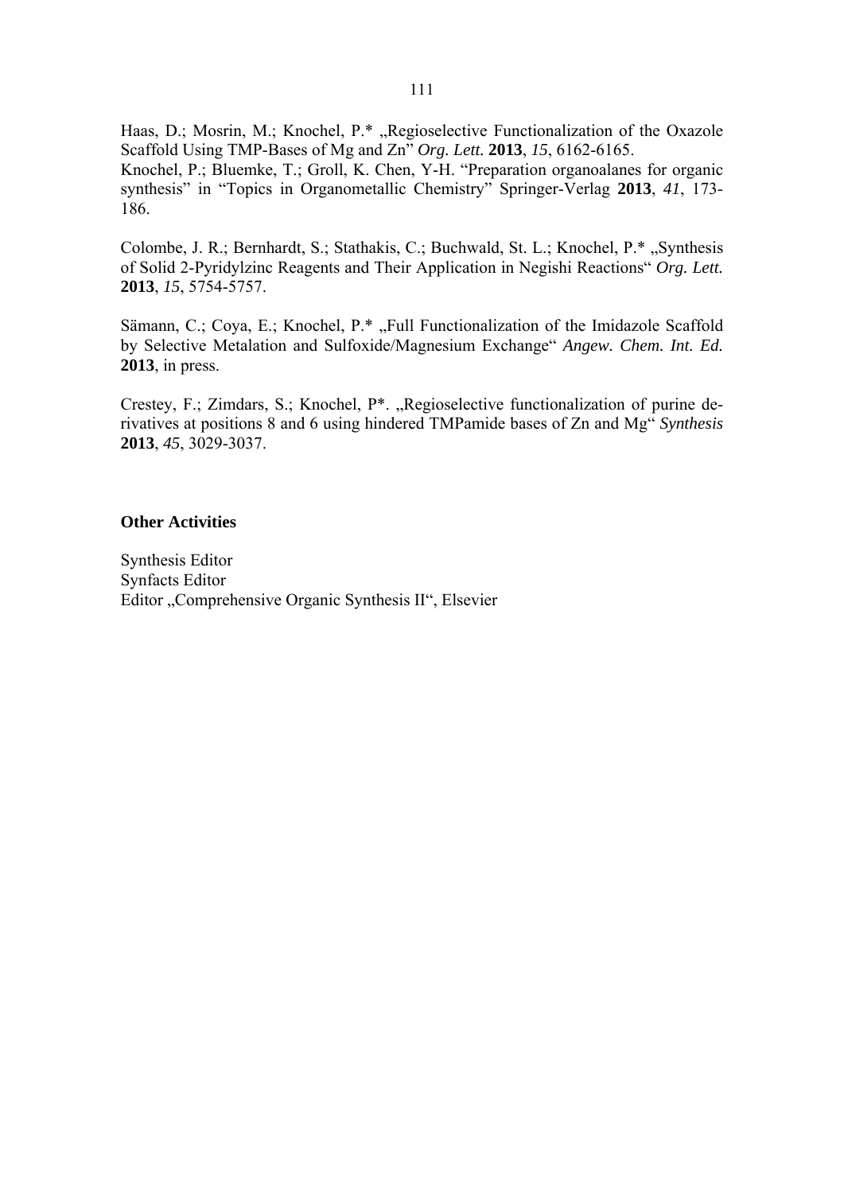Haas, D.; Mosrin, M.; Knochel, P.* „Regioselective Functionalization of the Oxazole Scaffold Using TMP-Bases of Mg and Zn" *Org. Lett.* **2013**, *15*, 6162-6165.
Knochel, P.; Bluemke, T.; Groll, K. Chen, Y-H. "Preparation organoalanes for organic synthesis" in "Topics in Organometallic Chemistry" Springer-Verlag **2013**, *41*, 173-186.

Colombe, J. R.; Bernhardt, S.; Stathakis, C.; Buchwald, St. L.; Knochel, P.* „Synthesis of Solid 2-Pyridylzinc Reagents and Their Application in Negishi Reactions" *Org. Lett.* **2013**, *15*, 5754-5757.

Sämann, C.; Coya, E.; Knochel, P.* „Full Functionalization of the Imidazole Scaffold by Selective Metalation and Sulfoxide/Magnesium Exchange" *Angew. Chem. Int. Ed.* **2013**, in press.

Crestey, F.; Zimdars, S.; Knochel, P*. „Regioselective functionalization of purine derivatives at positions 8 and 6 using hindered TMPamide bases of Zn and Mg" *Synthesis* **2013**, *45*, 3029-3037.

**Other Activities**

Synthesis Editor
Synfacts Editor
Editor „Comprehensive Organic Synthesis II", Elsevier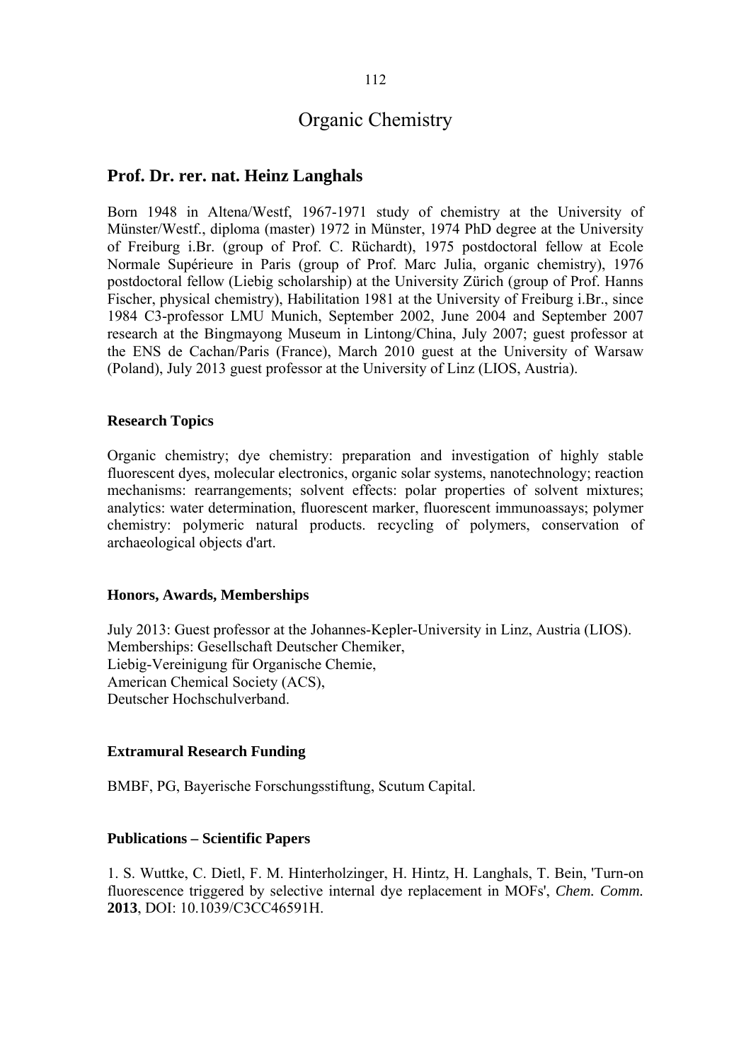# Organic Chemistry

## Prof. Dr. rer. nat. Heinz Langhals

Born 1948 in Altena/Westf, 1967-1971 study of chemistry at the University of Münster/Westf., diploma (master) 1972 in Münster, 1974 PhD degree at the University of Freiburg i.Br. (group of Prof. C. Rüchardt), 1975 postdoctoral fellow at Ecole Normale Supérieure in Paris (group of Prof. Marc Julia, organic chemistry), 1976 postdoctoral fellow (Liebig scholarship) at the University Zürich (group of Prof. Hanns Fischer, physical chemistry), Habilitation 1981 at the University of Freiburg i.Br., since 1984 C3-professor LMU Munich, September 2002, June 2004 and September 2007 research at the Bingmayong Museum in Lintong/China, July 2007; guest professor at the ENS de Cachan/Paris (France), March 2010 guest at the University of Warsaw (Poland), July 2013 guest professor at the University of Linz (LIOS, Austria).

### Research Topics

Organic chemistry; dye chemistry: preparation and investigation of highly stable fluorescent dyes, molecular electronics, organic solar systems, nanotechnology; reaction mechanisms: rearrangements; solvent effects: polar properties of solvent mixtures; analytics: water determination, fluorescent marker, fluorescent immunoassays; polymer chemistry: polymeric natural products. recycling of polymers, conservation of archaeological objects d'art.

### Honors, Awards, Memberships

July 2013: Guest professor at the Johannes-Kepler-University in Linz, Austria (LIOS).
Memberships: Gesellschaft Deutscher Chemiker,
Liebig-Vereinigung für Organische Chemie,
American Chemical Society (ACS),
Deutscher Hochschulverband.

### Extramural Research Funding

BMBF, PG, Bayerische Forschungsstiftung, Scutum Capital.

### Publications – Scientific Papers

1. S. Wuttke, C. Dietl, F. M. Hinterholzinger, H. Hintz, H. Langhals, T. Bein, 'Turn-on fluorescence triggered by selective internal dye replacement in MOFs', *Chem. Comm.* **2013**, DOI: 10.1039/C3CC46591H.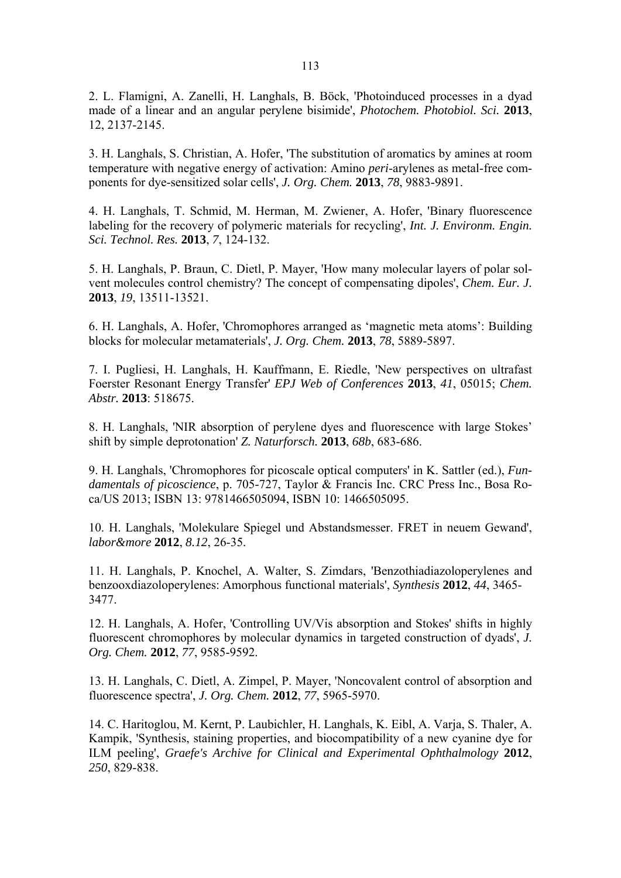2. L. Flamigni, A. Zanelli, H. Langhals, B. Böck, 'Photoinduced processes in a dyad made of a linear and an angular perylene bisimide', *Photochem. Photobiol. Sci.* **2013**, 12, 2137-2145.

3. H. Langhals, S. Christian, A. Hofer, 'The substitution of aromatics by amines at room temperature with negative energy of activation: Amino *peri*-arylenes as metal-free components for dye-sensitized solar cells', *J. Org. Chem.* **2013**, *78*, 9883-9891.

4. H. Langhals, T. Schmid, M. Herman, M. Zwiener, A. Hofer, 'Binary fluorescence labeling for the recovery of polymeric materials for recycling', *Int. J. Environm. Engin. Sci. Technol. Res.* **2013**, *7*, 124-132.

5. H. Langhals, P. Braun, C. Dietl, P. Mayer, 'How many molecular layers of polar solvent molecules control chemistry? The concept of compensating dipoles', *Chem. Eur. J.* **2013**, *19*, 13511-13521.

6. H. Langhals, A. Hofer, 'Chromophores arranged as 'magnetic meta atoms': Building blocks for molecular metamaterials', *J. Org. Chem.* **2013**, *78*, 5889-5897.

7. I. Pugliesi, H. Langhals, H. Kauffmann, E. Riedle, 'New perspectives on ultrafast Foerster Resonant Energy Transfer' *EPJ Web of Conferences* **2013**, *41*, 05015; *Chem. Abstr.* **2013**: 518675.

8. H. Langhals, 'NIR absorption of perylene dyes and fluorescence with large Stokes' shift by simple deprotonation' *Z. Naturforsch.* **2013**, *68b*, 683-686.

9. H. Langhals, 'Chromophores for picoscale optical computers' in K. Sattler (ed.), *Fundamentals of picoscience*, p. 705-727, Taylor & Francis Inc. CRC Press Inc., Bosa Roca/US 2013; ISBN 13: 9781466505094, ISBN 10: 1466505095.

10. H. Langhals, 'Molekulare Spiegel und Abstandsmesser. FRET in neuem Gewand', *labor&more* **2012**, *8.12*, 26-35.

11. H. Langhals, P. Knochel, A. Walter, S. Zimdars, 'Benzothiadiazoloperylenes and benzooxdiazoloperylenes: Amorphous functional materials', *Synthesis* **2012**, *44*, 3465-3477.

12. H. Langhals, A. Hofer, 'Controlling UV/Vis absorption and Stokes' shifts in highly fluorescent chromophores by molecular dynamics in targeted construction of dyads', *J. Org. Chem.* **2012**, *77*, 9585-9592.

13. H. Langhals, C. Dietl, A. Zimpel, P. Mayer, 'Noncovalent control of absorption and fluorescence spectra', *J. Org. Chem.* **2012**, *77*, 5965-5970.

14. C. Haritoglou, M. Kernt, P. Laubichler, H. Langhals, K. Eibl, A. Varja, S. Thaler, A. Kampik, 'Synthesis, staining properties, and biocompatibility of a new cyanine dye for ILM peeling', *Graefe's Archive for Clinical and Experimental Ophthalmology* **2012**, *250*, 829-838.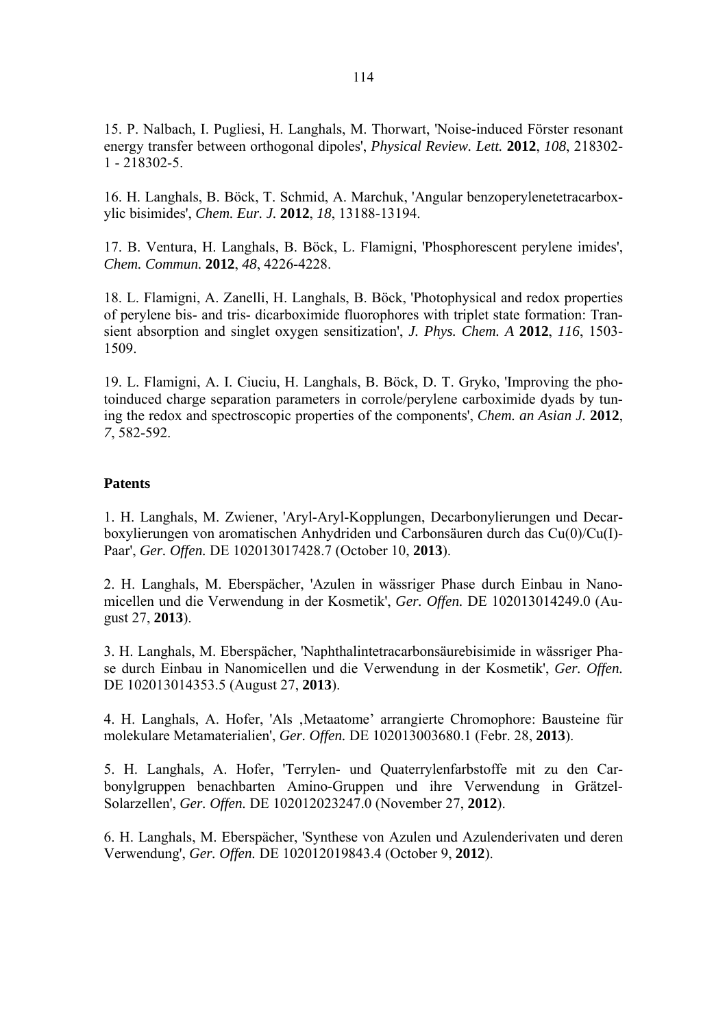15. P. Nalbach, I. Pugliesi, H. Langhals, M. Thorwart, 'Noise-induced Förster resonant energy transfer between orthogonal dipoles', *Physical Review. Lett.* **2012**, *108*, 218302-1 - 218302-5.

16. H. Langhals, B. Böck, T. Schmid, A. Marchuk, 'Angular benzoperylenetetracarboxylic bisimides', *Chem. Eur. J.* **2012**, *18*, 13188-13194.

17. B. Ventura, H. Langhals, B. Böck, L. Flamigni, 'Phosphorescent perylene imides', *Chem. Commun.* **2012**, *48*, 4226-4228.

18. L. Flamigni, A. Zanelli, H. Langhals, B. Böck, 'Photophysical and redox properties of perylene bis- and tris- dicarboximide fluorophores with triplet state formation: Transient absorption and singlet oxygen sensitization', *J. Phys. Chem. A* **2012**, *116*, 1503-1509.

19. L. Flamigni, A. I. Ciuciu, H. Langhals, B. Böck, D. T. Gryko, 'Improving the photoinduced charge separation parameters in corrole/perylene carboximide dyads by tuning the redox and spectroscopic properties of the components', *Chem. an Asian J.* **2012**, *7*, 582-592.

**Patents**

1. H. Langhals, M. Zwiener, 'Aryl-Aryl-Kopplungen, Decarbonylierungen und Decarboxylierungen von aromatischen Anhydriden und Carbonsäuren durch das Cu(0)/Cu(I)-Paar', *Ger. Offen.* DE 102013017428.7 (October 10, **2013**).

2. H. Langhals, M. Eberspächer, 'Azulen in wässriger Phase durch Einbau in Nanomicellen und die Verwendung in der Kosmetik', *Ger. Offen.* DE 102013014249.0 (August 27, **2013**).

3. H. Langhals, M. Eberspächer, 'Naphthalintetracarbonsäurebisimide in wässriger Phase durch Einbau in Nanomicellen und die Verwendung in der Kosmetik', *Ger. Offen.* DE 102013014353.5 (August 27, **2013**).

4. H. Langhals, A. Hofer, 'Als ‚Metaatome' arrangierte Chromophore: Bausteine für molekulare Metamaterialien', *Ger. Offen.* DE 102013003680.1 (Febr. 28, **2013**).

5. H. Langhals, A. Hofer, 'Terrylen- und Quaterrylenfarbstoffe mit zu den Carbonylgruppen benachbarten Amino-Gruppen und ihre Verwendung in Grätzel-Solarzellen', *Ger. Offen.* DE 102012023247.0 (November 27, **2012**).

6. H. Langhals, M. Eberspächer, 'Synthese von Azulen und Azulenderivaten und deren Verwendung', *Ger. Offen.* DE 102012019843.4 (October 9, **2012**).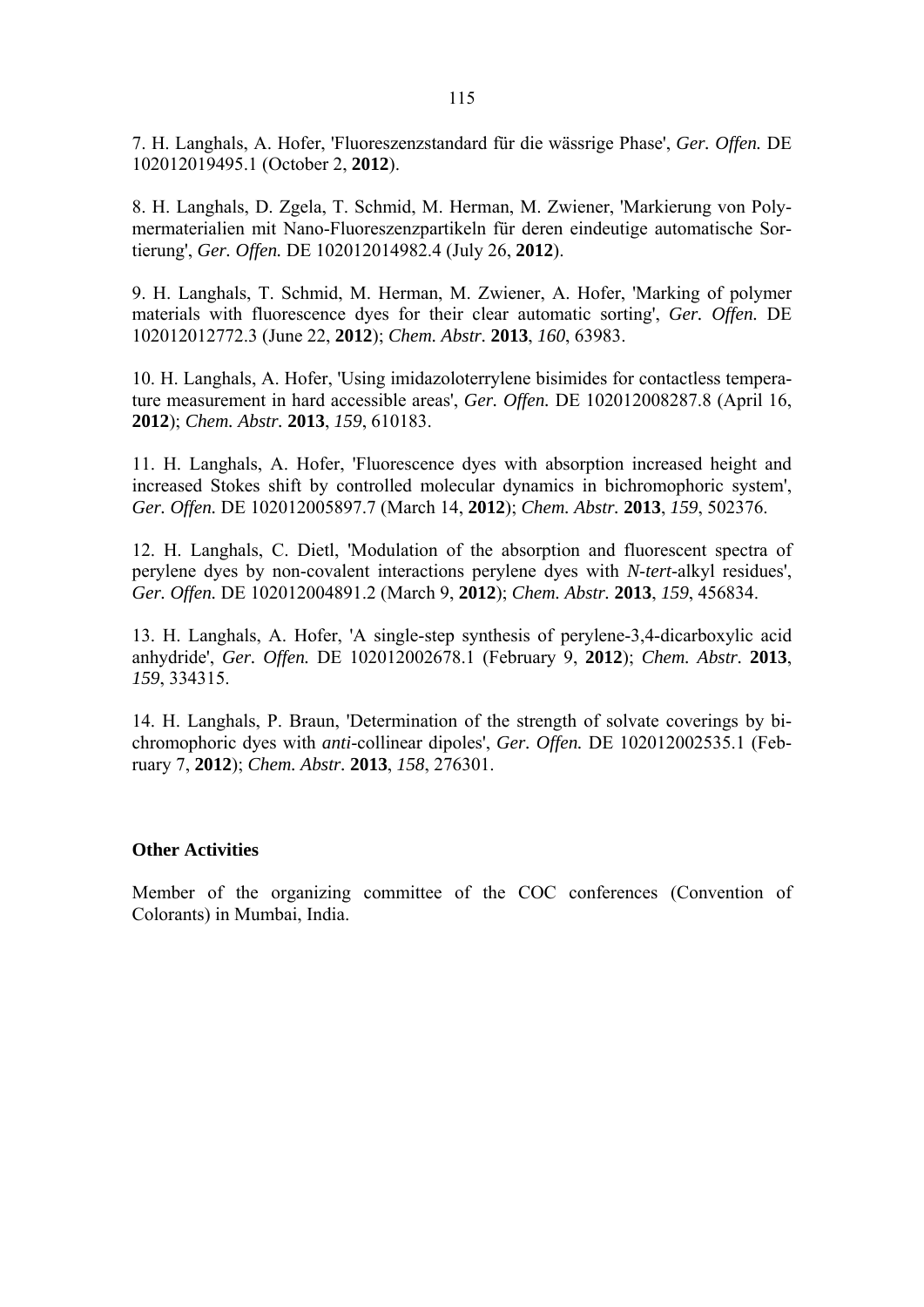7. H. Langhals, A. Hofer, 'Fluoreszenzstandard für die wässrige Phase', *Ger. Offen.* DE 102012019495.1 (October 2, **2012**).

8. H. Langhals, D. Zgela, T. Schmid, M. Herman, M. Zwiener, 'Markierung von Polymermaterialien mit Nano-Fluoreszenzpartikeln für deren eindeutige automatische Sortierung', *Ger. Offen.* DE 102012014982.4 (July 26, **2012**).

9. H. Langhals, T. Schmid, M. Herman, M. Zwiener, A. Hofer, 'Marking of polymer materials with fluorescence dyes for their clear automatic sorting', *Ger. Offen.* DE 102012012772.3 (June 22, **2012**); *Chem. Abstr.* **2013**, *160*, 63983.

10. H. Langhals, A. Hofer, 'Using imidazoloterrylene bisimides for contactless temperature measurement in hard accessible areas', *Ger. Offen.* DE 102012008287.8 (April 16, **2012**); *Chem. Abstr.* **2013**, *159*, 610183.

11. H. Langhals, A. Hofer, 'Fluorescence dyes with absorption increased height and increased Stokes shift by controlled molecular dynamics in bichromophoric system', *Ger. Offen.* DE 102012005897.7 (March 14, **2012**); *Chem. Abstr.* **2013**, *159*, 502376.

12. H. Langhals, C. Dietl, 'Modulation of the absorption and fluorescent spectra of perylene dyes by non-covalent interactions perylene dyes with *N*-*tert*-alkyl residues', *Ger. Offen.* DE 102012004891.2 (March 9, **2012**); *Chem. Abstr.* **2013**, *159*, 456834.

13. H. Langhals, A. Hofer, 'A single-step synthesis of perylene-3,4-dicarboxylic acid anhydride', *Ger. Offen.* DE 102012002678.1 (February 9, **2012**); *Chem. Abstr.* **2013**, *159*, 334315.

14. H. Langhals, P. Braun, 'Determination of the strength of solvate coverings by bichromophoric dyes with *anti*-collinear dipoles', *Ger. Offen.* DE 102012002535.1 (February 7, **2012**); *Chem. Abstr.* **2013**, *158*, 276301.

**Other Activities**

Member of the organizing committee of the COC conferences (Convention of Colorants) in Mumbai, India.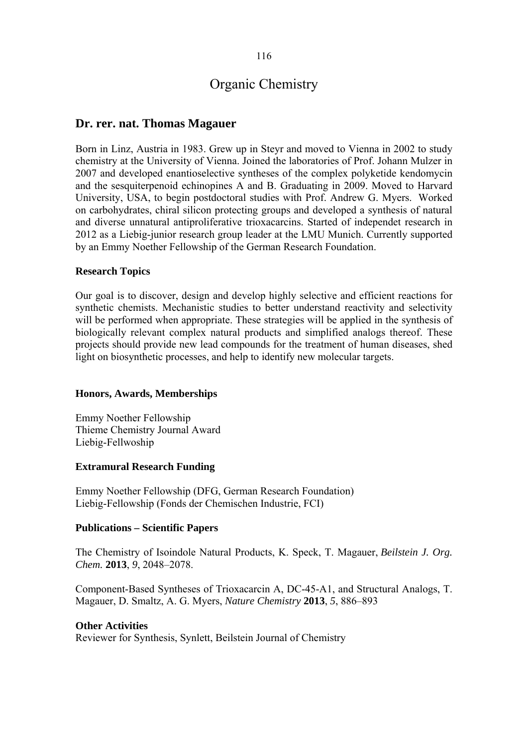# Organic Chemistry

## Dr. rer. nat. Thomas Magauer

Born in Linz, Austria in 1983. Grew up in Steyr and moved to Vienna in 2002 to study chemistry at the University of Vienna. Joined the laboratories of Prof. Johann Mulzer in 2007 and developed enantioselective syntheses of the complex polyketide kendomycin and the sesquiterpenoid echinopines A and B. Graduating in 2009. Moved to Harvard University, USA, to begin postdoctoral studies with Prof. Andrew G. Myers. Worked on carbohydrates, chiral silicon protecting groups and developed a synthesis of natural and diverse unnatural antiproliferative trioxacarcins. Started of independet research in 2012 as a Liebig-junior research group leader at the LMU Munich. Currently supported by an Emmy Noether Fellowship of the German Research Foundation.

### Research Topics

Our goal is to discover, design and develop highly selective and efficient reactions for synthetic chemists. Mechanistic studies to better understand reactivity and selectivity will be performed when appropriate. These strategies will be applied in the synthesis of biologically relevant complex natural products and simplified analogs thereof. These projects should provide new lead compounds for the treatment of human diseases, shed light on biosynthetic processes, and help to identify new molecular targets.

### Honors, Awards, Memberships

Emmy Noether Fellowship
Thieme Chemistry Journal Award
Liebig-Fellwoship

### Extramural Research Funding

Emmy Noether Fellowship (DFG, German Research Foundation)
Liebig-Fellowship (Fonds der Chemischen Industrie, FCI)

### Publications – Scientific Papers

The Chemistry of Isoindole Natural Products, K. Speck, T. Magauer, *Beilstein J. Org. Chem.* **2013**, *9*, 2048–2078.

Component-Based Syntheses of Trioxacarcin A, DC-45-A1, and Structural Analogs, T. Magauer, D. Smaltz, A. G. Myers, *Nature Chemistry* **2013**, *5*, 886–893

### Other Activities

Reviewer for Synthesis, Synlett, Beilstein Journal of Chemistry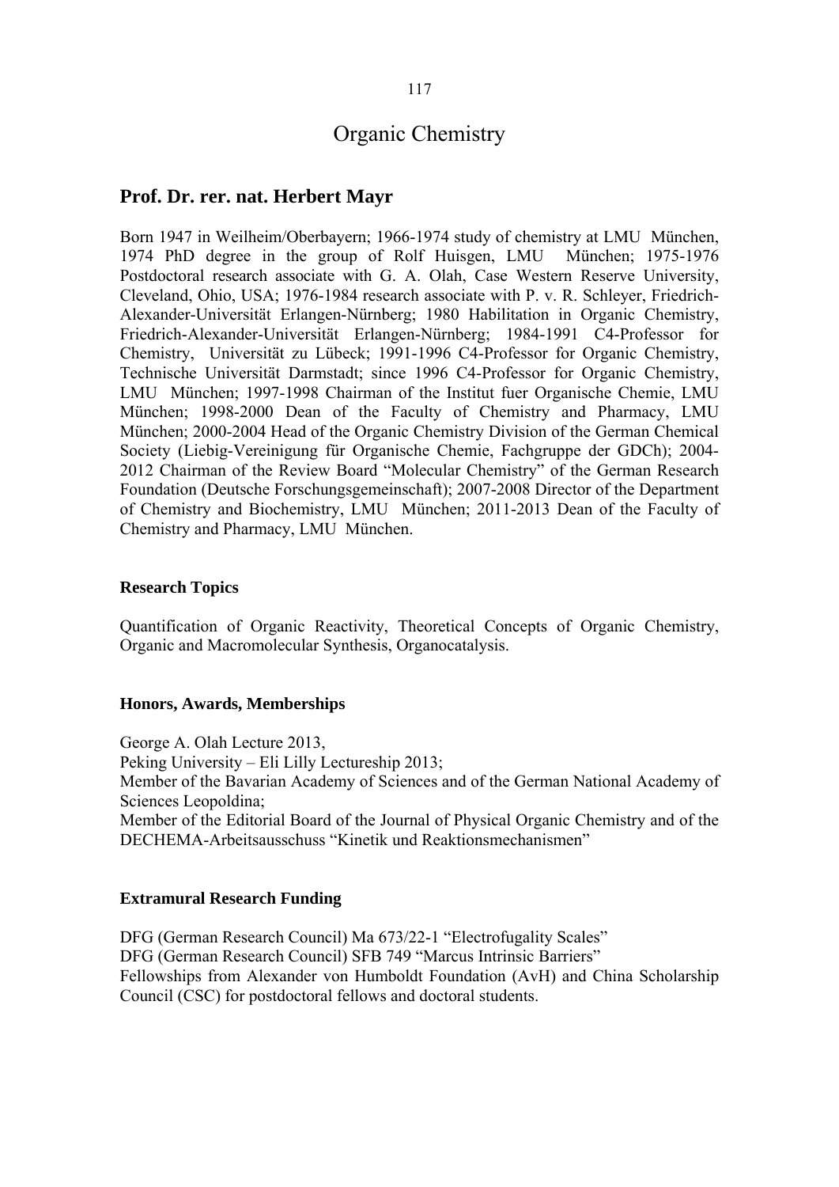# Organic Chemistry

## Prof. Dr. rer. nat. Herbert Mayr

Born 1947 in Weilheim/Oberbayern; 1966-1974 study of chemistry at LMU München, 1974 PhD degree in the group of Rolf Huisgen, LMU München; 1975-1976 Postdoctoral research associate with G. A. Olah, Case Western Reserve University, Cleveland, Ohio, USA; 1976-1984 research associate with P. v. R. Schleyer, Friedrich-Alexander-Universität Erlangen-Nürnberg; 1980 Habilitation in Organic Chemistry, Friedrich-Alexander-Universität Erlangen-Nürnberg; 1984-1991 C4-Professor for Chemistry, Universität zu Lübeck; 1991-1996 C4-Professor for Organic Chemistry, Technische Universität Darmstadt; since 1996 C4-Professor for Organic Chemistry, LMU München; 1997-1998 Chairman of the Institut fuer Organische Chemie, LMU München; 1998-2000 Dean of the Faculty of Chemistry and Pharmacy, LMU München; 2000-2004 Head of the Organic Chemistry Division of the German Chemical Society (Liebig-Vereinigung für Organische Chemie, Fachgruppe der GDCh); 2004-2012 Chairman of the Review Board "Molecular Chemistry" of the German Research Foundation (Deutsche Forschungsgemeinschaft); 2007-2008 Director of the Department of Chemistry and Biochemistry, LMU München; 2011-2013 Dean of the Faculty of Chemistry and Pharmacy, LMU München.

### Research Topics

Quantification of Organic Reactivity, Theoretical Concepts of Organic Chemistry, Organic and Macromolecular Synthesis, Organocatalysis.

### Honors, Awards, Memberships

George A. Olah Lecture 2013,
Peking University – Eli Lilly Lectureship 2013;
Member of the Bavarian Academy of Sciences and of the German National Academy of Sciences Leopoldina;
Member of the Editorial Board of the Journal of Physical Organic Chemistry and of the DECHEMA-Arbeitsausschuss "Kinetik und Reaktionsmechanismen"

### Extramural Research Funding

DFG (German Research Council) Ma 673/22-1 "Electrofugality Scales"
DFG (German Research Council) SFB 749 "Marcus Intrinsic Barriers"
Fellowships from Alexander von Humboldt Foundation (AvH) and China Scholarship Council (CSC) for postdoctoral fellows and doctoral students.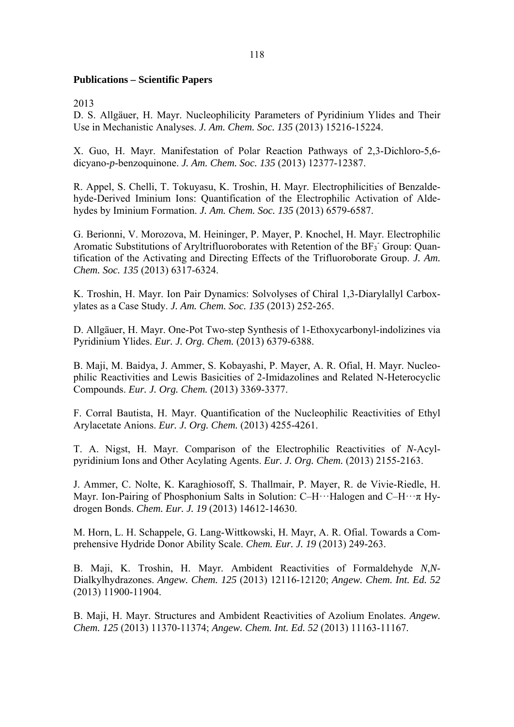**Publications – Scientific Papers**

2013

D. S. Allgäuer, H. Mayr. Nucleophilicity Parameters of Pyridinium Ylides and Their Use in Mechanistic Analyses. *J. Am. Chem. Soc. 135* (2013) 15216-15224.

X. Guo, H. Mayr. Manifestation of Polar Reaction Pathways of 2,3-Dichloro-5,6-dicyano-*p*-benzoquinone. *J. Am. Chem. Soc. 135* (2013) 12377-12387.

R. Appel, S. Chelli, T. Tokuyasu, K. Troshin, H. Mayr. Electrophilicities of Benzaldehyde-Derived Iminium Ions: Quantification of the Electrophilic Activation of Aldehydes by Iminium Formation. *J. Am. Chem. Soc. 135* (2013) 6579-6587.

G. Berionni, V. Morozova, M. Heininger, P. Mayer, P. Knochel, H. Mayr. Electrophilic Aromatic Substitutions of Aryltrifluoroborates with Retention of the $BF_3^-$ Group: Quantification of the Activating and Directing Effects of the Trifluoroborate Group. *J. Am. Chem. Soc. 135* (2013) 6317-6324.

K. Troshin, H. Mayr. Ion Pair Dynamics: Solvolyses of Chiral 1,3-Diarylallyl Carboxylates as a Case Study. *J. Am. Chem. Soc. 135* (2013) 252-265.

D. Allgäuer, H. Mayr. One-Pot Two-step Synthesis of 1-Ethoxycarbonyl-indolizines via Pyridinium Ylides. *Eur. J. Org. Chem.* (2013) 6379-6388.

B. Maji, M. Baidya, J. Ammer, S. Kobayashi, P. Mayer, A. R. Ofial, H. Mayr. Nucleophilic Reactivities and Lewis Basicities of 2-Imidazolines and Related N-Heterocyclic Compounds. *Eur. J. Org. Chem.* (2013) 3369-3377.

F. Corral Bautista, H. Mayr. Quantification of the Nucleophilic Reactivities of Ethyl Arylacetate Anions. *Eur. J. Org. Chem.* (2013) 4255-4261.

T. A. Nigst, H. Mayr. Comparison of the Electrophilic Reactivities of *N*-Acylpyridinium Ions and Other Acylating Agents. *Eur. J. Org. Chem.* (2013) 2155-2163.

J. Ammer, C. Nolte, K. Karaghiosoff, S. Thallmair, P. Mayer, R. de Vivie-Riedle, H. Mayr. Ion-Pairing of Phosphonium Salts in Solution: C–H···Halogen and C–H···π Hydrogen Bonds. *Chem. Eur. J. 19* (2013) 14612-14630.

M. Horn, L. H. Schappele, G. Lang-Wittkowski, H. Mayr, A. R. Ofial. Towards a Comprehensive Hydride Donor Ability Scale. *Chem. Eur. J. 19* (2013) 249-263.

B. Maji, K. Troshin, H. Mayr. Ambident Reactivities of Formaldehyde *N*,*N*-Dialkylhydrazones. *Angew. Chem. 125* (2013) 12116-12120; *Angew. Chem. Int. Ed. 52* (2013) 11900-11904.

B. Maji, H. Mayr. Structures and Ambident Reactivities of Azolium Enolates. *Angew. Chem. 125* (2013) 11370-11374; *Angew. Chem. Int. Ed. 52* (2013) 11163-11167.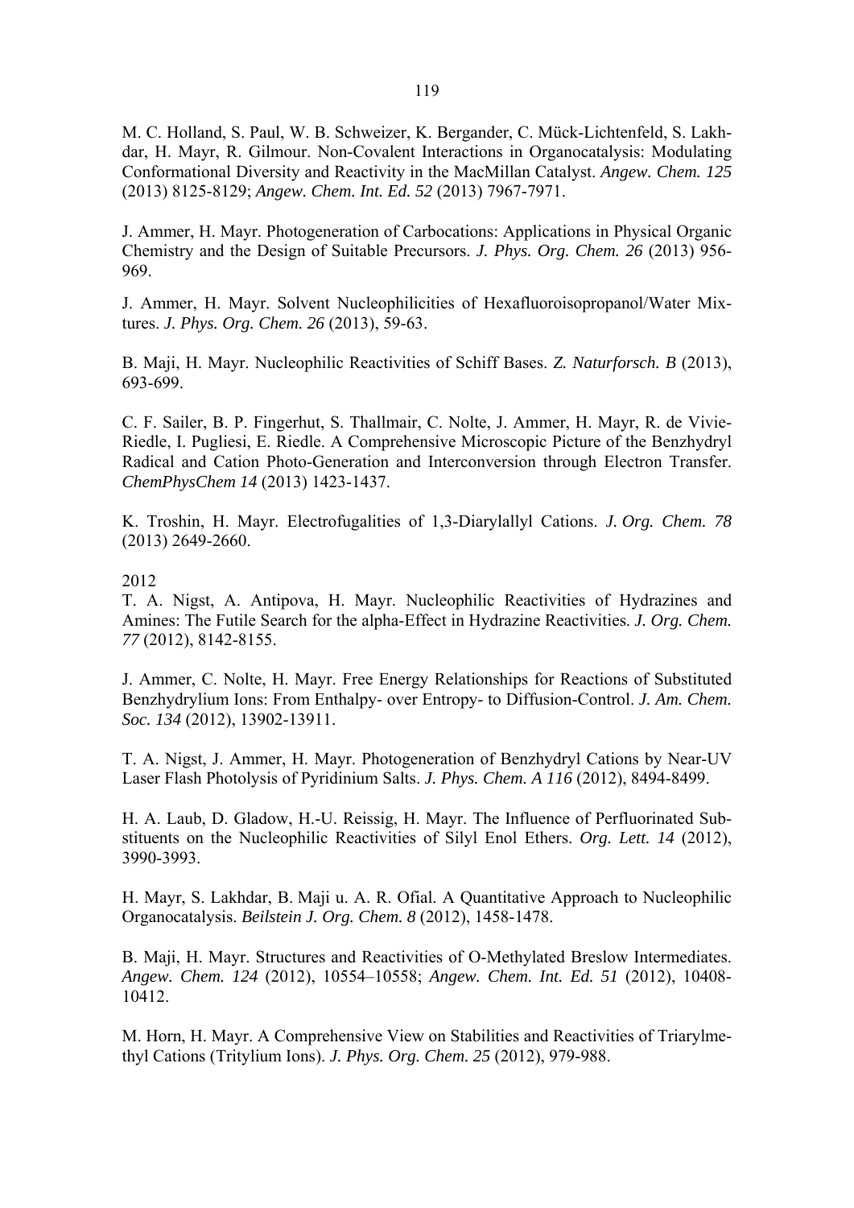M. C. Holland, S. Paul, W. B. Schweizer, K. Bergander, C. Mück-Lichtenfeld, S. Lakhdar, H. Mayr, R. Gilmour. Non-Covalent Interactions in Organocatalysis: Modulating Conformational Diversity and Reactivity in the MacMillan Catalyst. *Angew. Chem. 125* (2013) 8125-8129; *Angew. Chem. Int. Ed. 52* (2013) 7967-7971.

J. Ammer, H. Mayr. Photogeneration of Carbocations: Applications in Physical Organic Chemistry and the Design of Suitable Precursors. *J. Phys. Org. Chem. 26* (2013) 956-969.

J. Ammer, H. Mayr. Solvent Nucleophilicities of Hexafluoroisopropanol/Water Mixtures. *J. Phys. Org. Chem. 26* (2013), 59-63.

B. Maji, H. Mayr. Nucleophilic Reactivities of Schiff Bases. *Z. Naturforsch. B* (2013), 693-699.

C. F. Sailer, B. P. Fingerhut, S. Thallmair, C. Nolte, J. Ammer, H. Mayr, R. de Vivie-Riedle, I. Pugliesi, E. Riedle. A Comprehensive Microscopic Picture of the Benzhydryl Radical and Cation Photo-Generation and Interconversion through Electron Transfer. *ChemPhysChem 14* (2013) 1423-1437.

K. Troshin, H. Mayr. Electrofugalities of 1,3-Diarylallyl Cations. *J. Org. Chem. 78* (2013) 2649-2660.

2012

T. A. Nigst, A. Antipova, H. Mayr. Nucleophilic Reactivities of Hydrazines and Amines: The Futile Search for the alpha-Effect in Hydrazine Reactivities. *J. Org. Chem. 77* (2012), 8142-8155.

J. Ammer, C. Nolte, H. Mayr. Free Energy Relationships for Reactions of Substituted Benzhydrylium Ions: From Enthalpy- over Entropy- to Diffusion-Control. *J. Am. Chem. Soc. 134* (2012), 13902-13911.

T. A. Nigst, J. Ammer, H. Mayr. Photogeneration of Benzhydryl Cations by Near-UV Laser Flash Photolysis of Pyridinium Salts. *J. Phys. Chem. A 116* (2012), 8494-8499.

H. A. Laub, D. Gladow, H.-U. Reissig, H. Mayr. The Influence of Perfluorinated Substituents on the Nucleophilic Reactivities of Silyl Enol Ethers. *Org. Lett. 14* (2012), 3990-3993.

H. Mayr, S. Lakhdar, B. Maji u. A. R. Ofial. A Quantitative Approach to Nucleophilic Organocatalysis. *Beilstein J. Org. Chem. 8* (2012), 1458-1478.

B. Maji, H. Mayr. Structures and Reactivities of O-Methylated Breslow Intermediates. *Angew. Chem. 124* (2012), 10554–10558; *Angew. Chem. Int. Ed. 51* (2012), 10408-10412.

M. Horn, H. Mayr. A Comprehensive View on Stabilities and Reactivities of Triarylmethyl Cations (Tritylium Ions). *J. Phys. Org. Chem. 25* (2012), 979-988.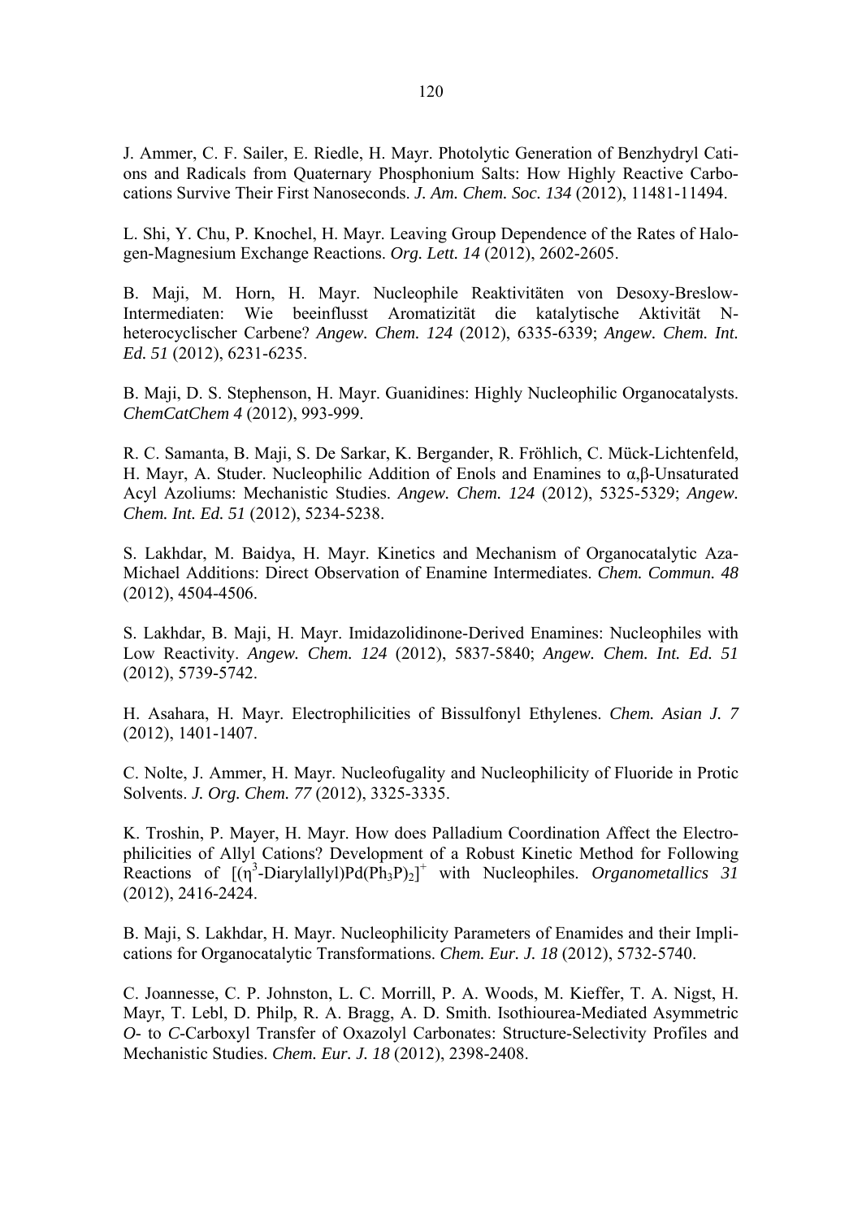J. Ammer, C. F. Sailer, E. Riedle, H. Mayr. Photolytic Generation of Benzhydryl Cations and Radicals from Quaternary Phosphonium Salts: How Highly Reactive Carbocations Survive Their First Nanoseconds. *J. Am. Chem. Soc. 134* (2012), 11481-11494.

L. Shi, Y. Chu, P. Knochel, H. Mayr. Leaving Group Dependence of the Rates of Halogen-Magnesium Exchange Reactions. *Org. Lett. 14* (2012), 2602-2605.

B. Maji, M. Horn, H. Mayr. Nucleophile Reaktivitäten von Desoxy-Breslow-Intermediaten: Wie beeinflusst Aromatizität die katalytische Aktivität N-heterocyclischer Carbene? *Angew. Chem. 124* (2012), 6335-6339; *Angew. Chem. Int. Ed. 51* (2012), 6231-6235.

B. Maji, D. S. Stephenson, H. Mayr. Guanidines: Highly Nucleophilic Organocatalysts. *ChemCatChem 4* (2012), 993-999.

R. C. Samanta, B. Maji, S. De Sarkar, K. Bergander, R. Fröhlich, C. Mück-Lichtenfeld, H. Mayr, A. Studer. Nucleophilic Addition of Enols and Enamines to α,β-Unsaturated Acyl Azoliums: Mechanistic Studies. *Angew. Chem. 124* (2012), 5325-5329; *Angew. Chem. Int. Ed. 51* (2012), 5234-5238.

S. Lakhdar, M. Baidya, H. Mayr. Kinetics and Mechanism of Organocatalytic Aza-Michael Additions: Direct Observation of Enamine Intermediates. *Chem. Commun. 48* (2012), 4504-4506.

S. Lakhdar, B. Maji, H. Mayr. Imidazolidinone-Derived Enamines: Nucleophiles with Low Reactivity. *Angew. Chem. 124* (2012), 5837-5840; *Angew. Chem. Int. Ed. 51* (2012), 5739-5742.

H. Asahara, H. Mayr. Electrophilicities of Bissulfonyl Ethylenes. *Chem. Asian J. 7* (2012), 1401-1407.

C. Nolte, J. Ammer, H. Mayr. Nucleofugality and Nucleophilicity of Fluoride in Protic Solvents. *J. Org. Chem. 77* (2012), 3325-3335.

K. Troshin, P. Mayer, H. Mayr. How does Palladium Coordination Affect the Electrophilicities of Allyl Cations? Development of a Robust Kinetic Method for Following Reactions of $[(\eta^3\text{-Diarylallyl})Pd(Ph_3P)_2]^+$ with Nucleophiles. *Organometallics 31* (2012), 2416-2424.

B. Maji, S. Lakhdar, H. Mayr. Nucleophilicity Parameters of Enamides and their Implications for Organocatalytic Transformations. *Chem. Eur. J. 18* (2012), 5732-5740.

C. Joannesse, C. P. Johnston, L. C. Morrill, P. A. Woods, M. Kieffer, T. A. Nigst, H. Mayr, T. Lebl, D. Philp, R. A. Bragg, A. D. Smith. Isothiourea-Mediated Asymmetric *O*- to *C*-Carboxyl Transfer of Oxazolyl Carbonates: Structure-Selectivity Profiles and Mechanistic Studies. *Chem. Eur. J. 18* (2012), 2398-2408.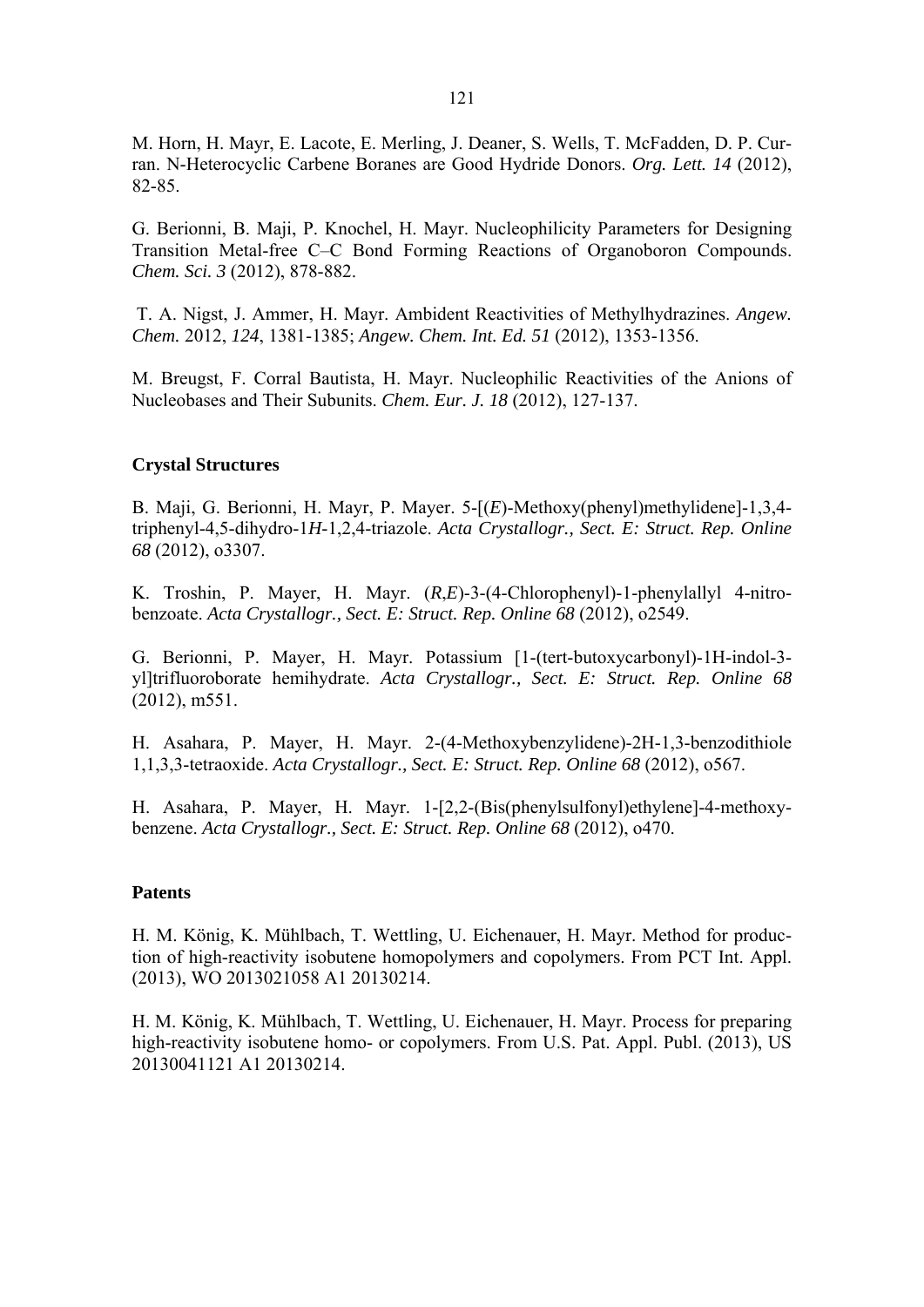M. Horn, H. Mayr, E. Lacote, E. Merling, J. Deaner, S. Wells, T. McFadden, D. P. Curran. N-Heterocyclic Carbene Boranes are Good Hydride Donors. *Org. Lett. 14* (2012), 82-85.

G. Berionni, B. Maji, P. Knochel, H. Mayr. Nucleophilicity Parameters for Designing Transition Metal-free C–C Bond Forming Reactions of Organoboron Compounds. *Chem. Sci. 3* (2012), 878-882.

T. A. Nigst, J. Ammer, H. Mayr. Ambident Reactivities of Methylhydrazines. *Angew. Chem.* 2012, *124*, 1381-1385; *Angew. Chem. Int. Ed. 51* (2012), 1353-1356.

M. Breugst, F. Corral Bautista, H. Mayr. Nucleophilic Reactivities of the Anions of Nucleobases and Their Subunits. *Chem. Eur. J. 18* (2012), 127-137.

**Crystal Structures**

B. Maji, G. Berionni, H. Mayr, P. Mayer. 5-[(*E*)-Methoxy(phenyl)methylidene]-1,3,4-triphenyl-4,5-dihydro-1*H*-1,2,4-triazole. *Acta Crystallogr., Sect. E: Struct. Rep. Online 68* (2012), o3307.

K. Troshin, P. Mayer, H. Mayr. (*R*,*E*)-3-(4-Chlorophenyl)-1-phenylallyl 4-nitrobenzoate. *Acta Crystallogr., Sect. E: Struct. Rep. Online 68* (2012), o2549.

G. Berionni, P. Mayer, H. Mayr. Potassium [1-(tert-butoxycarbonyl)-1H-indol-3-yl]trifluoroborate hemihydrate. *Acta Crystallogr., Sect. E: Struct. Rep. Online 68* (2012), m551.

H. Asahara, P. Mayer, H. Mayr. 2-(4-Methoxybenzylidene)-2H-1,3-benzodithiole 1,1,3,3-tetraoxide. *Acta Crystallogr., Sect. E: Struct. Rep. Online 68* (2012), o567.

H. Asahara, P. Mayer, H. Mayr. 1-[2,2-(Bis(phenylsulfonyl)ethylene]-4-methoxybenzene. *Acta Crystallogr., Sect. E: Struct. Rep. Online 68* (2012), o470.

**Patents**

H. M. König, K. Mühlbach, T. Wettling, U. Eichenauer, H. Mayr. Method for production of high-reactivity isobutene homopolymers and copolymers. From PCT Int. Appl. (2013), WO 2013021058 A1 20130214.

H. M. König, K. Mühlbach, T. Wettling, U. Eichenauer, H. Mayr. Process for preparing high-reactivity isobutene homo- or copolymers. From U.S. Pat. Appl. Publ. (2013), US 20130041121 A1 20130214.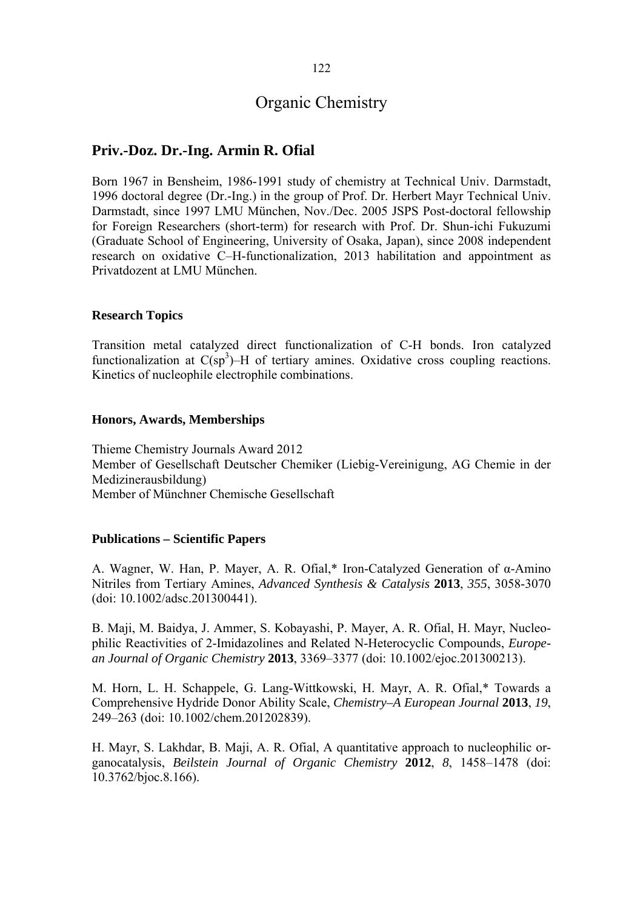# Organic Chemistry

## Priv.-Doz. Dr.-Ing. Armin R. Ofial

Born 1967 in Bensheim, 1986-1991 study of chemistry at Technical Univ. Darmstadt, 1996 doctoral degree (Dr.-Ing.) in the group of Prof. Dr. Herbert Mayr Technical Univ. Darmstadt, since 1997 LMU München, Nov./Dec. 2005 JSPS Post-doctoral fellowship for Foreign Researchers (short-term) for research with Prof. Dr. Shun-ichi Fukuzumi (Graduate School of Engineering, University of Osaka, Japan), since 2008 independent research on oxidative C–H-functionalization, 2013 habilitation and appointment as Privatdozent at LMU München.

### Research Topics

Transition metal catalyzed direct functionalization of C-H bonds. Iron catalyzed functionalization at $C(sp^3)$–H of tertiary amines. Oxidative cross coupling reactions. Kinetics of nucleophile electrophile combinations.

### Honors, Awards, Memberships

Thieme Chemistry Journals Award 2012
Member of Gesellschaft Deutscher Chemiker (Liebig-Vereinigung, AG Chemie in der Medizinerausbildung)
Member of Münchner Chemische Gesellschaft

### Publications – Scientific Papers

A. Wagner, W. Han, P. Mayer, A. R. Ofial,* Iron-Catalyzed Generation of α-Amino Nitriles from Tertiary Amines, *Advanced Synthesis & Catalysis* **2013**, *355*, 3058-3070 (doi: 10.1002/adsc.201300441).

B. Maji, M. Baidya, J. Ammer, S. Kobayashi, P. Mayer, A. R. Ofial, H. Mayr, Nucleophilic Reactivities of 2-Imidazolines and Related N-Heterocyclic Compounds, *European Journal of Organic Chemistry* **2013**, 3369–3377 (doi: 10.1002/ejoc.201300213).

M. Horn, L. H. Schappele, G. Lang-Wittkowski, H. Mayr, A. R. Ofial,* Towards a Comprehensive Hydride Donor Ability Scale, *Chemistry–A European Journal* **2013**, *19*, 249–263 (doi: 10.1002/chem.201202839).

H. Mayr, S. Lakhdar, B. Maji, A. R. Ofial, A quantitative approach to nucleophilic organocatalysis, *Beilstein Journal of Organic Chemistry* **2012**, *8*, 1458–1478 (doi: 10.3762/bjoc.8.166).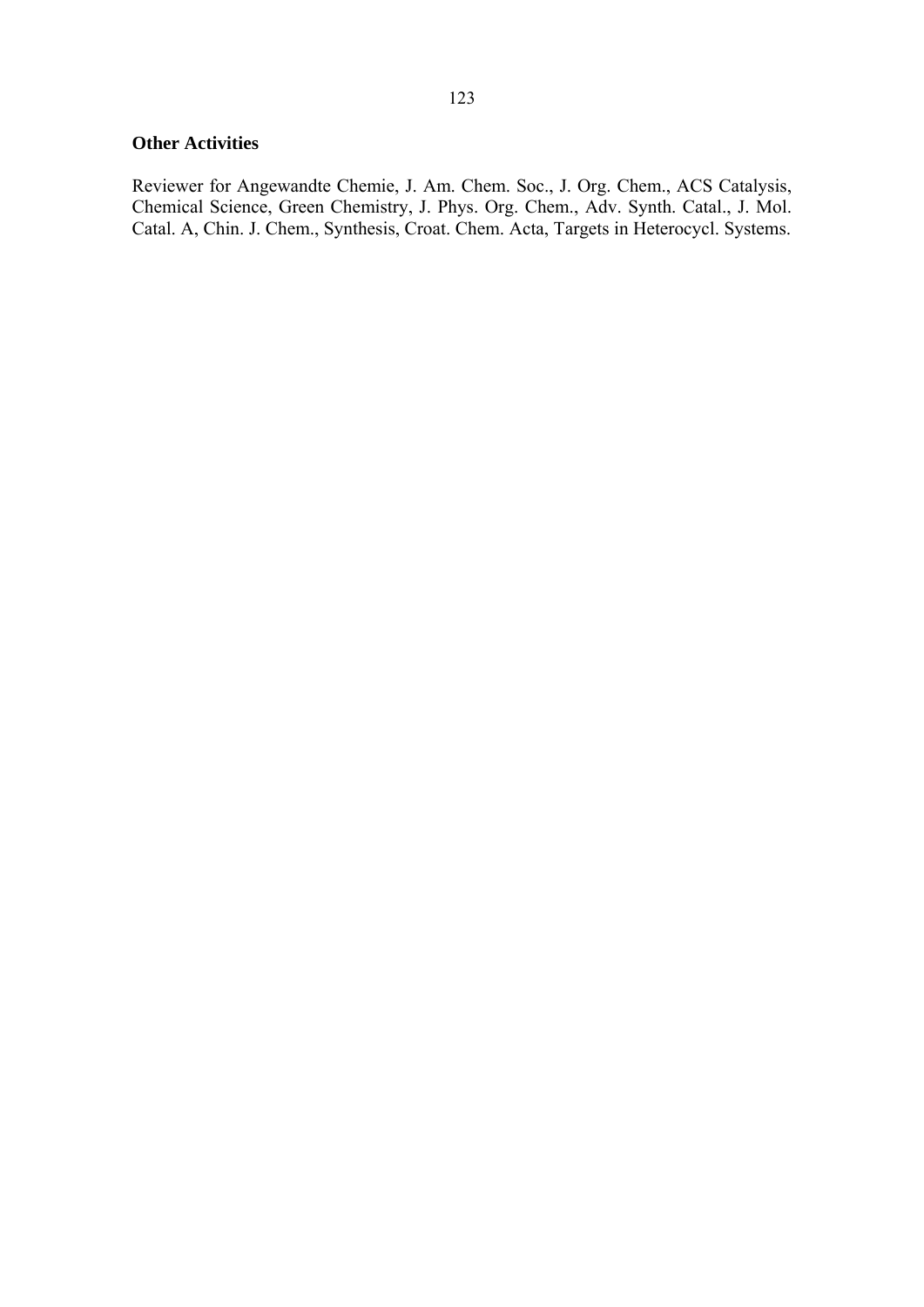**Other Activities**

Reviewer for Angewandte Chemie, J. Am. Chem. Soc., J. Org. Chem., ACS Catalysis, Chemical Science, Green Chemistry, J. Phys. Org. Chem., Adv. Synth. Catal., J. Mol. Catal. A, Chin. J. Chem., Synthesis, Croat. Chem. Acta, Targets in Heterocycl. Systems.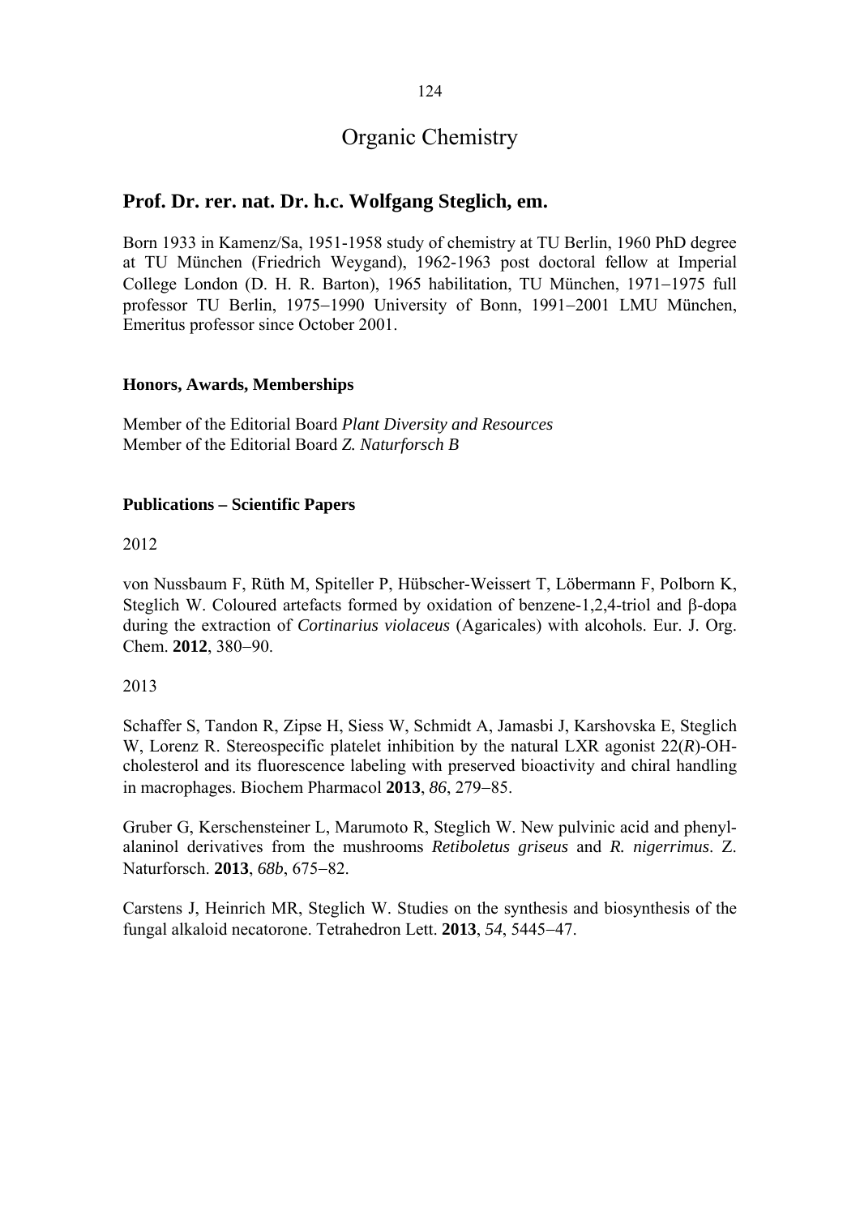# Organic Chemistry

## Prof. Dr. rer. nat. Dr. h.c. Wolfgang Steglich, em.

Born 1933 in Kamenz/Sa, 1951-1958 study of chemistry at TU Berlin, 1960 PhD degree at TU München (Friedrich Weygand), 1962-1963 post doctoral fellow at Imperial College London (D. H. R. Barton), 1965 habilitation, TU München, 1971–1975 full professor TU Berlin, 1975–1990 University of Bonn, 1991–2001 LMU München, Emeritus professor since October 2001.

### Honors, Awards, Memberships

Member of the Editorial Board *Plant Diversity and Resources*
Member of the Editorial Board *Z. Naturforsch B*

### Publications – Scientific Papers

2012

von Nussbaum F, Rüth M, Spiteller P, Hübscher-Weissert T, Löbermann F, Polborn K, Steglich W. Coloured artefacts formed by oxidation of benzene-1,2,4-triol and β-dopa during the extraction of *Cortinarius violaceus* (Agaricales) with alcohols. Eur. J. Org. Chem. **2012**, 380–90.

2013

Schaffer S, Tandon R, Zipse H, Siess W, Schmidt A, Jamasbi J, Karshovska E, Steglich W, Lorenz R. Stereospecific platelet inhibition by the natural LXR agonist 22(*R*)-OH-cholesterol and its fluorescence labeling with preserved bioactivity and chiral handling in macrophages. Biochem Pharmacol **2013**, *86*, 279–85.

Gruber G, Kerschensteiner L, Marumoto R, Steglich W. New pulvinic acid and phenylalaninol derivatives from the mushrooms *Retiboletus griseus* and *R. nigerrimus*. Z. Naturforsch. **2013**, *68b*, 675–82.

Carstens J, Heinrich MR, Steglich W. Studies on the synthesis and biosynthesis of the fungal alkaloid necatorone. Tetrahedron Lett. **2013**, *54*, 5445–47.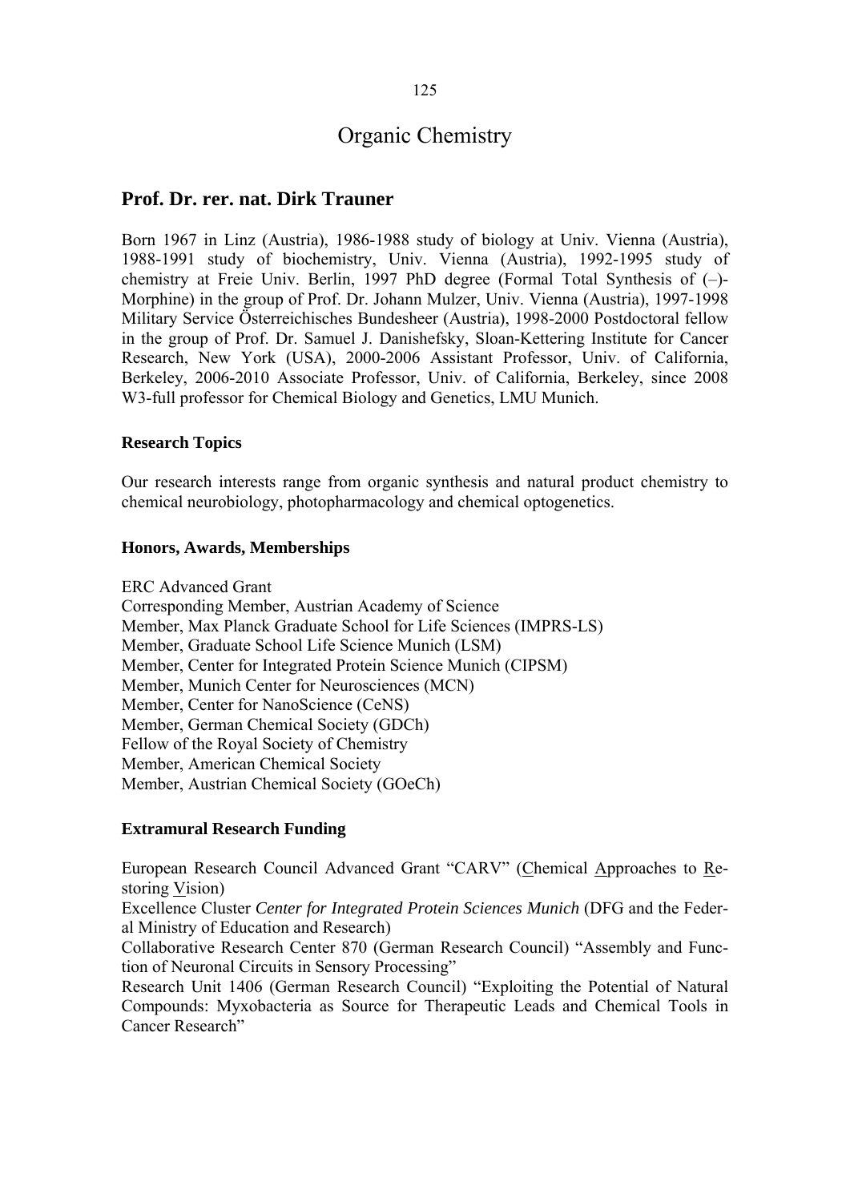# Organic Chemistry

## Prof. Dr. rer. nat. Dirk Trauner

Born 1967 in Linz (Austria), 1986-1988 study of biology at Univ. Vienna (Austria), 1988-1991 study of biochemistry, Univ. Vienna (Austria), 1992-1995 study of chemistry at Freie Univ. Berlin, 1997 PhD degree (Formal Total Synthesis of (–)-Morphine) in the group of Prof. Dr. Johann Mulzer, Univ. Vienna (Austria), 1997-1998 Military Service Österreichisches Bundesheer (Austria), 1998-2000 Postdoctoral fellow in the group of Prof. Dr. Samuel J. Danishefsky, Sloan-Kettering Institute for Cancer Research, New York (USA), 2000-2006 Assistant Professor, Univ. of California, Berkeley, 2006-2010 Associate Professor, Univ. of California, Berkeley, since 2008 W3-full professor for Chemical Biology and Genetics, LMU Munich.

### Research Topics

Our research interests range from organic synthesis and natural product chemistry to chemical neurobiology, photopharmacology and chemical optogenetics.

### Honors, Awards, Memberships

ERC Advanced Grant
Corresponding Member, Austrian Academy of Science
Member, Max Planck Graduate School for Life Sciences (IMPRS-LS)
Member, Graduate School Life Science Munich (LSM)
Member, Center for Integrated Protein Science Munich (CIPSM)
Member, Munich Center for Neurosciences (MCN)
Member, Center for NanoScience (CeNS)
Member, German Chemical Society (GDCh)
Fellow of the Royal Society of Chemistry
Member, American Chemical Society
Member, Austrian Chemical Society (GOeCh)

### Extramural Research Funding

European Research Council Advanced Grant "CARV" (Chemical Approaches to Restoring Vision)
Excellence Cluster *Center for Integrated Protein Sciences Munich* (DFG and the Federal Ministry of Education and Research)
Collaborative Research Center 870 (German Research Council) "Assembly and Function of Neuronal Circuits in Sensory Processing"
Research Unit 1406 (German Research Council) "Exploiting the Potential of Natural Compounds: Myxobacteria as Source for Therapeutic Leads and Chemical Tools in Cancer Research"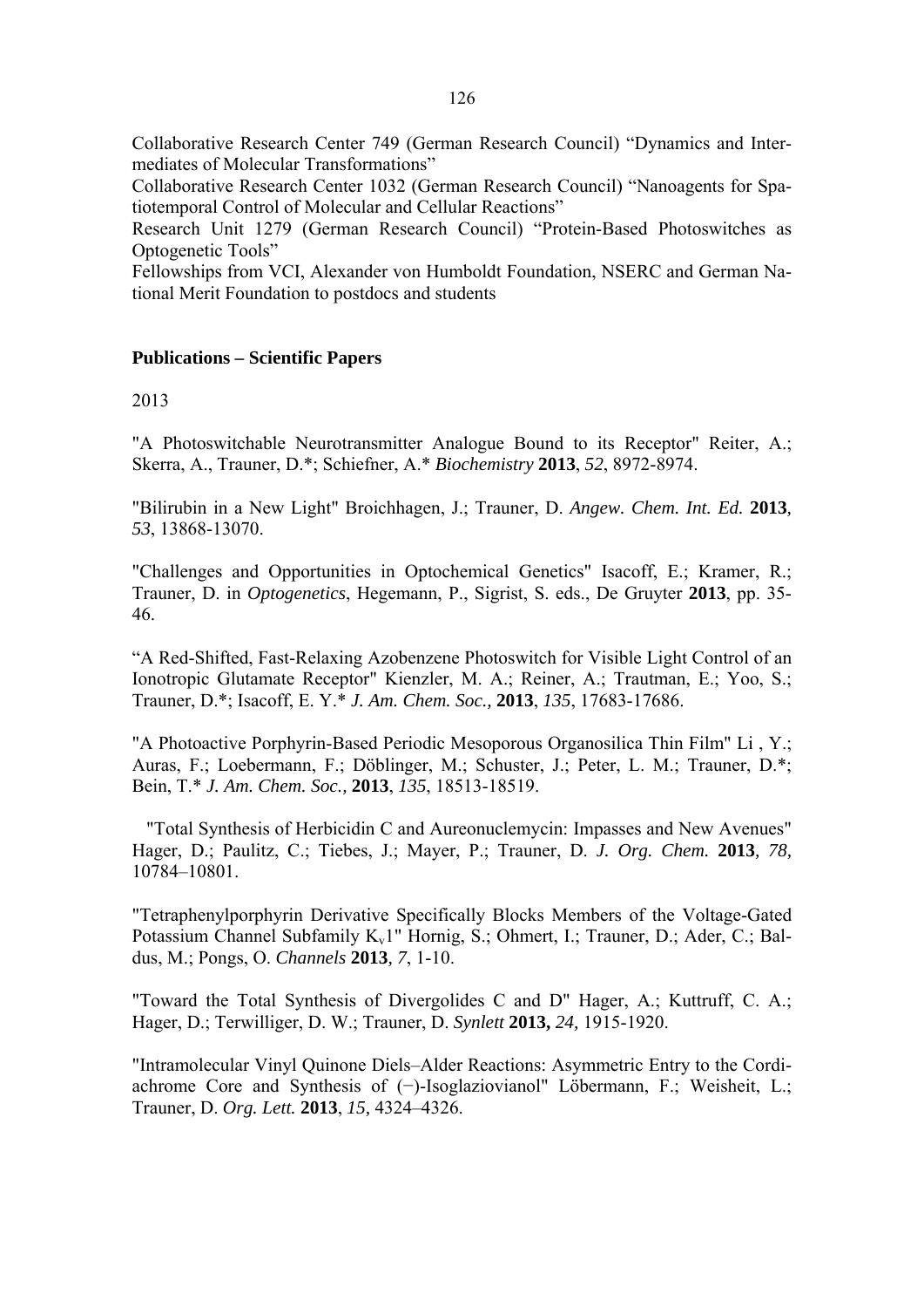Collaborative Research Center 749 (German Research Council) “Dynamics and Intermediates of Molecular Transformations”

Collaborative Research Center 1032 (German Research Council) “Nanoagents for Spatiotemporal Control of Molecular and Cellular Reactions”

Research Unit 1279 (German Research Council) “Protein-Based Photoswitches as Optogenetic Tools”

Fellowships from VCI, Alexander von Humboldt Foundation, NSERC and German National Merit Foundation to postdocs and students

**Publications – Scientific Papers**

2013

"A Photoswitchable Neurotransmitter Analogue Bound to its Receptor" Reiter, A.; Skerra, A., Trauner, D.*; Schiefner, A.* *Biochemistry* **2013**, *52*, 8972-8974.

"Bilirubin in a New Light" Broichhagen, J.; Trauner, D. *Angew. Chem. Int. Ed.* **2013**, *53*, 13868-13070.

"Challenges and Opportunities in Optochemical Genetics" Isacoff, E.; Kramer, R.; Trauner, D. in *Optogenetics*, Hegemann, P., Sigrist, S. eds., De Gruyter **2013**, pp. 35-46.

“A Red-Shifted, Fast-Relaxing Azobenzene Photoswitch for Visible Light Control of an Ionotropic Glutamate Receptor" Kienzler, M. A.; Reiner, A.; Trautman, E.; Yoo, S.; Trauner, D.*; Isacoff, E. Y.* *J. Am. Chem. Soc.,* **2013**, *135*, 17683-17686.

"A Photoactive Porphyrin-Based Periodic Mesoporous Organosilica Thin Film" Li , Y.; Auras, F.; Loebermann, F.; Döblinger, M.; Schuster, J.; Peter, L. M.; Trauner, D.*; Bein, T.* *J. Am. Chem. Soc.,* **2013**, *135*, 18513-18519.

"Total Synthesis of Herbicidin C and Aureonuclemycin: Impasses and New Avenues" Hager, D.; Paulitz, C.; Tiebes, J.; Mayer, P.; Trauner, D. *J. Org. Chem.* **2013**, *78*, 10784–10801.

"Tetraphenylporphyrin Derivative Specifically Blocks Members of the Voltage-Gated Potassium Channel Subfamily $K_v1$" Hornig, S.; Ohmert, I.; Trauner, D.; Ader, C.; Baldus, M.; Pongs, O. *Channels* **2013**, *7*, 1-10.

"Toward the Total Synthesis of Divergolides C and D" Hager, A.; Kuttruff, C. A.; Hager, D.; Terwilliger, D. W.; Trauner, D. *Synlett* **2013,** *24,* 1915-1920.

"Intramolecular Vinyl Quinone Diels–Alder Reactions: Asymmetric Entry to the Cordiachrome Core and Synthesis of (−)-Isoglaziovianol" Löbermann, F.; Weisheit, L.; Trauner, D. *Org. Lett.* **2013**, *15,* 4324–4326.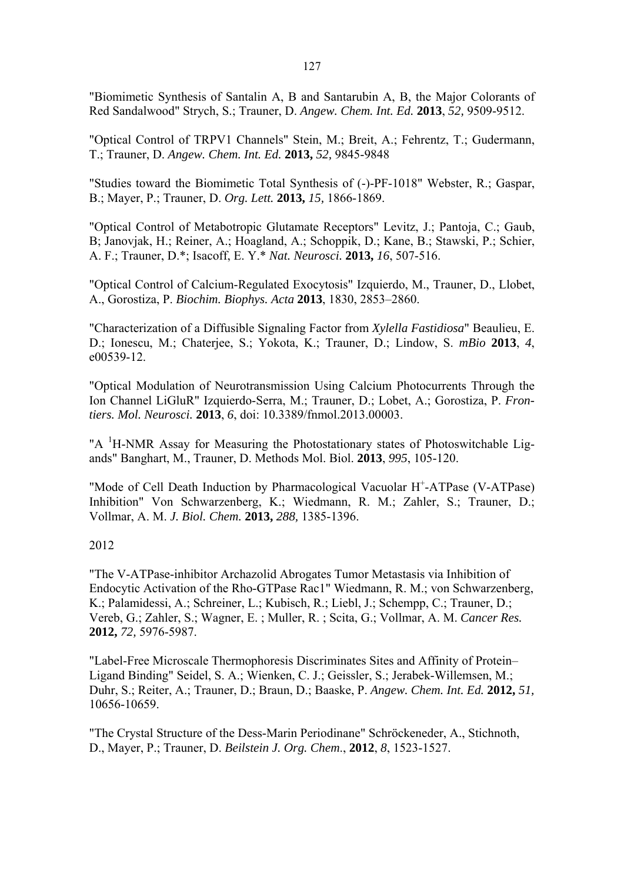"Biomimetic Synthesis of Santalin A, B and Santarubin A, B, the Major Colorants of Red Sandalwood" Strych, S.; Trauner, D. *Angew. Chem. Int. Ed.* **2013**, *52,* 9509-9512.

"Optical Control of TRPV1 Channels" Stein, M.; Breit, A.; Fehrentz, T.; Gudermann, T.; Trauner, D. *Angew. Chem. Int. Ed.* **2013,** *52,* 9845-9848

"Studies toward the Biomimetic Total Synthesis of (-)-PF-1018" Webster, R.; Gaspar, B.; Mayer, P.; Trauner, D. *Org. Lett.* **2013,** *15,* 1866-1869.

"Optical Control of Metabotropic Glutamate Receptors" Levitz, J.; Pantoja, C.; Gaub, B; Janovjak, H.; Reiner, A.; Hoagland, A.; Schoppik, D.; Kane, B.; Stawski, P.; Schier, A. F.; Trauner, D.*; Isacoff, E. Y.* *Nat. Neurosci.* **2013,** *16*, 507-516.

"Optical Control of Calcium-Regulated Exocytosis" Izquierdo, M., Trauner, D., Llobet, A., Gorostiza, P. *Biochim. Biophys. Acta* **2013**, 1830, 2853–2860.

"Characterization of a Diffusible Signaling Factor from *Xylella Fastidiosa*" Beaulieu, E. D.; Ionescu, M.; Chaterjee, S.; Yokota, K.; Trauner, D.; Lindow, S. *mBio* **2013**, *4*, e00539-12.

"Optical Modulation of Neurotransmission Using Calcium Photocurrents Through the Ion Channel LiGluR" Izquierdo-Serra, M.; Trauner, D.; Lobet, A.; Gorostiza, P. *Frontiers. Mol. Neurosci.* **2013**, *6*, doi: 10.3389/fnmol.2013.00003.

"A $^{1}$H-NMR Assay for Measuring the Photostationary states of Photoswitchable Ligands" Banghart, M., Trauner, D. Methods Mol. Biol. **2013**, *995*, 105-120.

"Mode of Cell Death Induction by Pharmacological Vacuolar $H^{+}$-ATPase (V-ATPase) Inhibition" Von Schwarzenberg, K.; Wiedmann, R. M.; Zahler, S.; Trauner, D.; Vollmar, A. M. *J. Biol. Chem.* **2013,** *288,* 1385-1396.

2012

"The V-ATPase-inhibitor Archazolid Abrogates Tumor Metastasis via Inhibition of Endocytic Activation of the Rho-GTPase Rac1" Wiedmann, R. M.; von Schwarzenberg, K.; Palamidessi, A.; Schreiner, L.; Kubisch, R.; Liebl, J.; Schempp, C.; Trauner, D.; Vereb, G.; Zahler, S.; Wagner, E. ; Muller, R. ; Scita, G.; Vollmar, A. M. *Cancer Res.* **2012,** *72,* 5976-5987.

"Label-Free Microscale Thermophoresis Discriminates Sites and Affinity of Protein–Ligand Binding" Seidel, S. A.; Wienken, C. J.; Geissler, S.; Jerabek-Willemsen, M.; Duhr, S.; Reiter, A.; Trauner, D.; Braun, D.; Baaske, P. *Angew. Chem. Int. Ed.* **2012,** *51,* 10656-10659.

"The Crystal Structure of the Dess-Marin Periodinane" Schröckeneder, A., Stichnoth, D., Mayer, P.; Trauner, D. *Beilstein J. Org. Chem.*, **2012**, *8*, 1523-1527.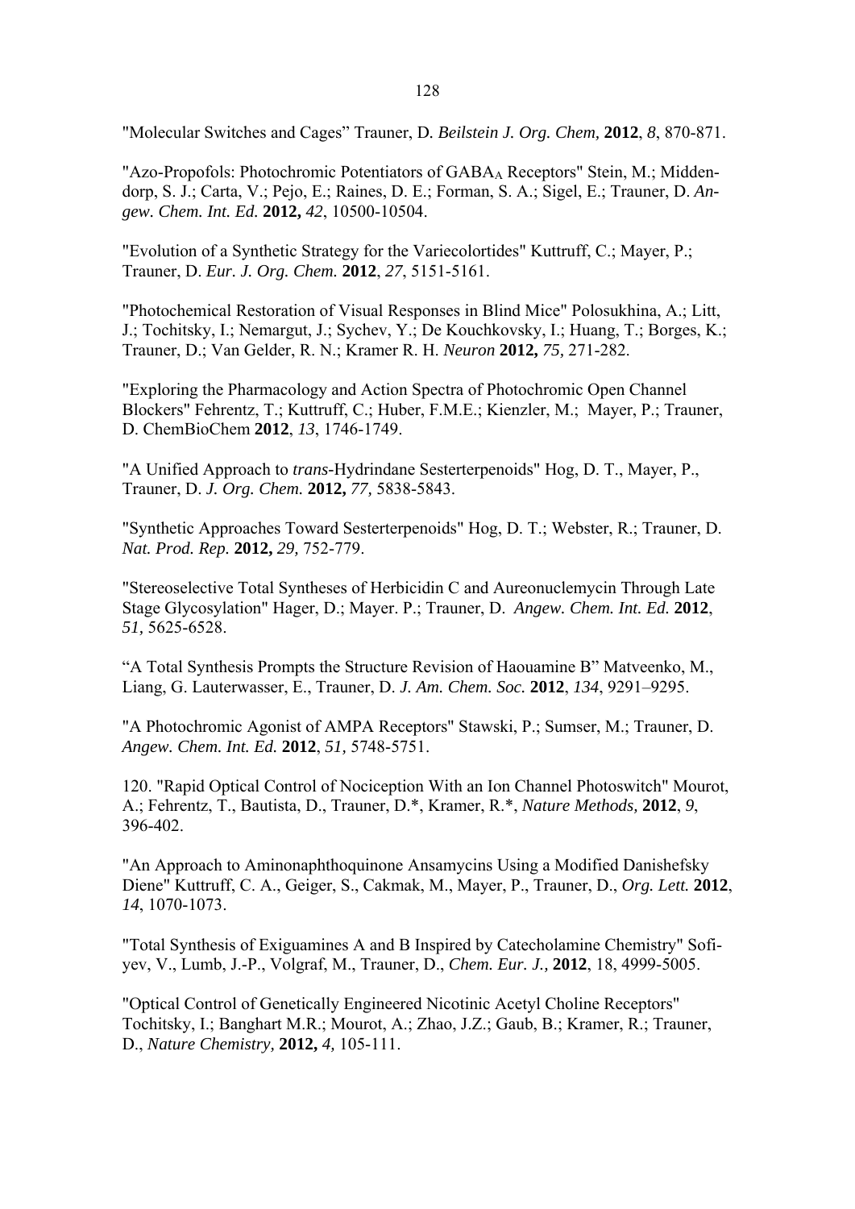"Molecular Switches and Cages" Trauner, D. *Beilstein J. Org. Chem,* **2012**, *8*, 870-871.

"Azo-Propofols: Photochromic Potentiators of $GABA_A$ Receptors" Stein, M.; Middendorp, S. J.; Carta, V.; Pejo, E.; Raines, D. E.; Forman, S. A.; Sigel, E.; Trauner, D. *Angew. Chem. Int. Ed.* **2012,** *42*, 10500-10504.

"Evolution of a Synthetic Strategy for the Variecolortides" Kuttruff, C.; Mayer, P.; Trauner, D. *Eur. J. Org. Chem.* **2012**, *27*, 5151-5161.

"Photochemical Restoration of Visual Responses in Blind Mice" Polosukhina, A.; Litt, J.; Tochitsky, I.; Nemargut, J.; Sychev, Y.; De Kouchkovsky, I.; Huang, T.; Borges, K.; Trauner, D.; Van Gelder, R. N.; Kramer R. H. *Neuron* **2012,** *75,* 271-282.

"Exploring the Pharmacology and Action Spectra of Photochromic Open Channel Blockers" Fehrentz, T.; Kuttruff, C.; Huber, F.M.E.; Kienzler, M.; Mayer, P.; Trauner, D. ChemBioChem **2012**, *13*, 1746-1749.

"A Unified Approach to *trans*-Hydrindane Sesterterpenoids" Hog, D. T., Mayer, P., Trauner, D. *J. Org. Chem.* **2012,** *77,* 5838-5843.

"Synthetic Approaches Toward Sesterterpenoids" Hog, D. T.; Webster, R.; Trauner, D. *Nat. Prod. Rep.* **2012,** *29,* 752-779.

"Stereoselective Total Syntheses of Herbicidin C and Aureonuclemycin Through Late Stage Glycosylation" Hager, D.; Mayer. P.; Trauner, D. *Angew. Chem. Int. Ed.* **2012**, *51,* 5625-6528.

"A Total Synthesis Prompts the Structure Revision of Haouamine B" Matveenko, M., Liang, G. Lauterwasser, E., Trauner, D. *J. Am. Chem. Soc.* **2012**, *134*, 9291–9295.

"A Photochromic Agonist of AMPA Receptors" Stawski, P.; Sumser, M.; Trauner, D. *Angew. Chem. Int. Ed.* **2012**, *51,* 5748-5751.

120. "Rapid Optical Control of Nociception With an Ion Channel Photoswitch" Mourot, A.; Fehrentz, T., Bautista, D., Trauner, D.*, Kramer, R.*, *Nature Methods,* **2012**, *9*, 396-402.

"An Approach to Aminonaphthoquinone Ansamycins Using a Modified Danishefsky Diene" Kuttruff, C. A., Geiger, S., Cakmak, M., Mayer, P., Trauner, D., *Org. Lett.* **2012**, *14*, 1070-1073.

"Total Synthesis of Exiguamines A and B Inspired by Catecholamine Chemistry" Sofiyev, V., Lumb, J.-P., Volgraf, M., Trauner, D., *Chem. Eur. J.,* **2012**, 18, 4999-5005.

"Optical Control of Genetically Engineered Nicotinic Acetyl Choline Receptors" Tochitsky, I.; Banghart M.R.; Mourot, A.; Zhao, J.Z.; Gaub, B.; Kramer, R.; Trauner, D., *Nature Chemistry,* **2012,** *4,* 105-111.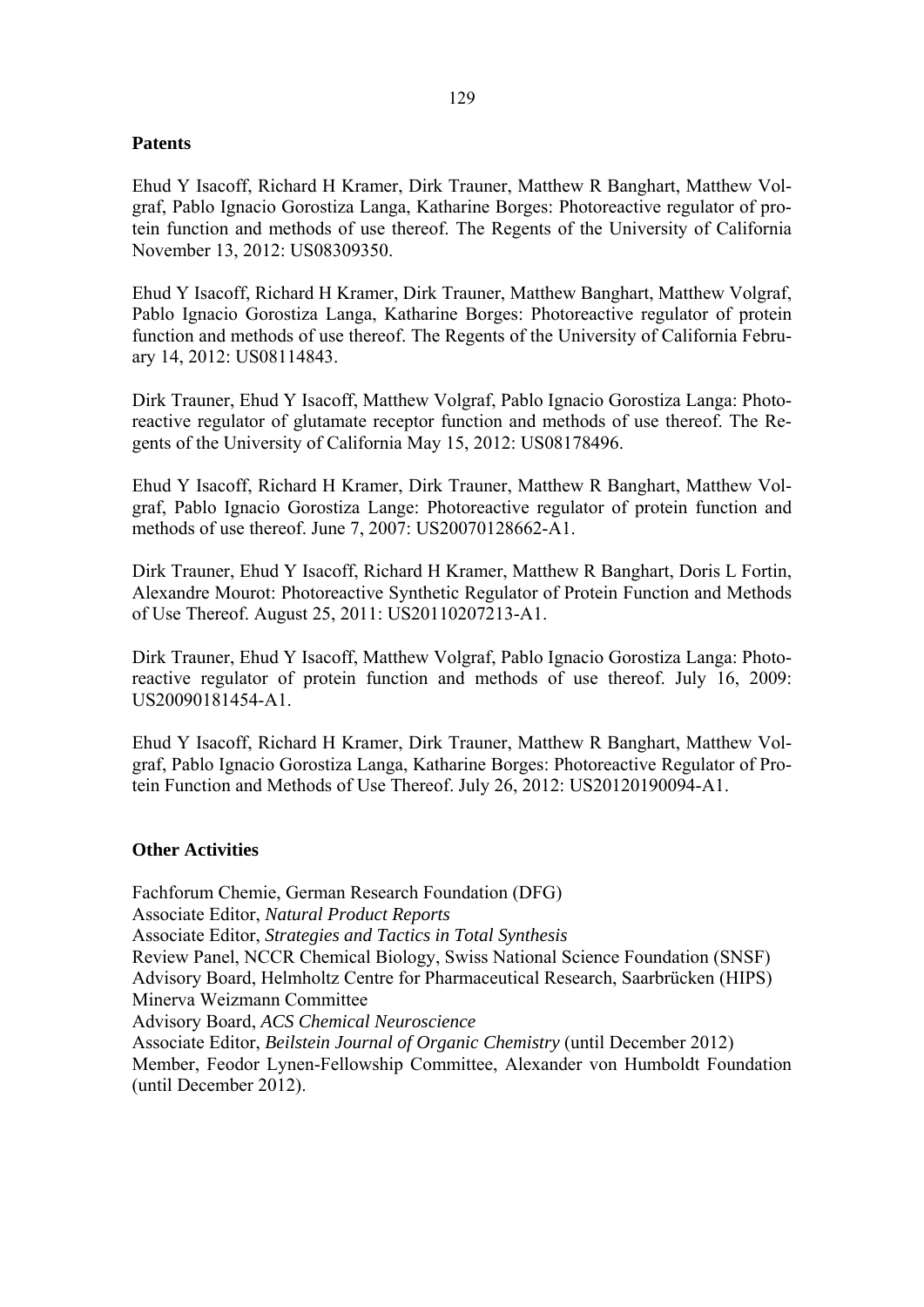## Patents

Ehud Y Isacoff, Richard H Kramer, Dirk Trauner, Matthew R Banghart, Matthew Volgraf, Pablo Ignacio Gorostiza Langa, Katharine Borges: Photoreactive regulator of protein function and methods of use thereof. The Regents of the University of California November 13, 2012: US08309350.

Ehud Y Isacoff, Richard H Kramer, Dirk Trauner, Matthew Banghart, Matthew Volgraf, Pablo Ignacio Gorostiza Langa, Katharine Borges: Photoreactive regulator of protein function and methods of use thereof. The Regents of the University of California February 14, 2012: US08114843.

Dirk Trauner, Ehud Y Isacoff, Matthew Volgraf, Pablo Ignacio Gorostiza Langa: Photoreactive regulator of glutamate receptor function and methods of use thereof. The Regents of the University of California May 15, 2012: US08178496.

Ehud Y Isacoff, Richard H Kramer, Dirk Trauner, Matthew R Banghart, Matthew Volgraf, Pablo Ignacio Gorostiza Lange: Photoreactive regulator of protein function and methods of use thereof. June 7, 2007: US20070128662-A1.

Dirk Trauner, Ehud Y Isacoff, Richard H Kramer, Matthew R Banghart, Doris L Fortin, Alexandre Mourot: Photoreactive Synthetic Regulator of Protein Function and Methods of Use Thereof. August 25, 2011: US20110207213-A1.

Dirk Trauner, Ehud Y Isacoff, Matthew Volgraf, Pablo Ignacio Gorostiza Langa: Photoreactive regulator of protein function and methods of use thereof. July 16, 2009: US20090181454-A1.

Ehud Y Isacoff, Richard H Kramer, Dirk Trauner, Matthew R Banghart, Matthew Volgraf, Pablo Ignacio Gorostiza Langa, Katharine Borges: Photoreactive Regulator of Protein Function and Methods of Use Thereof. July 26, 2012: US20120190094-A1.

## Other Activities

Fachforum Chemie, German Research Foundation (DFG)  
Associate Editor, *Natural Product Reports*  
Associate Editor, *Strategies and Tactics in Total Synthesis*  
Review Panel, NCCR Chemical Biology, Swiss National Science Foundation (SNSF)  
Advisory Board, Helmholtz Centre for Pharmaceutical Research, Saarbrücken (HIPS)  
Minerva Weizmann Committee  
Advisory Board, *ACS Chemical Neuroscience*  
Associate Editor, *Beilstein Journal of Organic Chemistry* (until December 2012)  
Member, Feodor Lynen-Fellowship Committee, Alexander von Humboldt Foundation (until December 2012).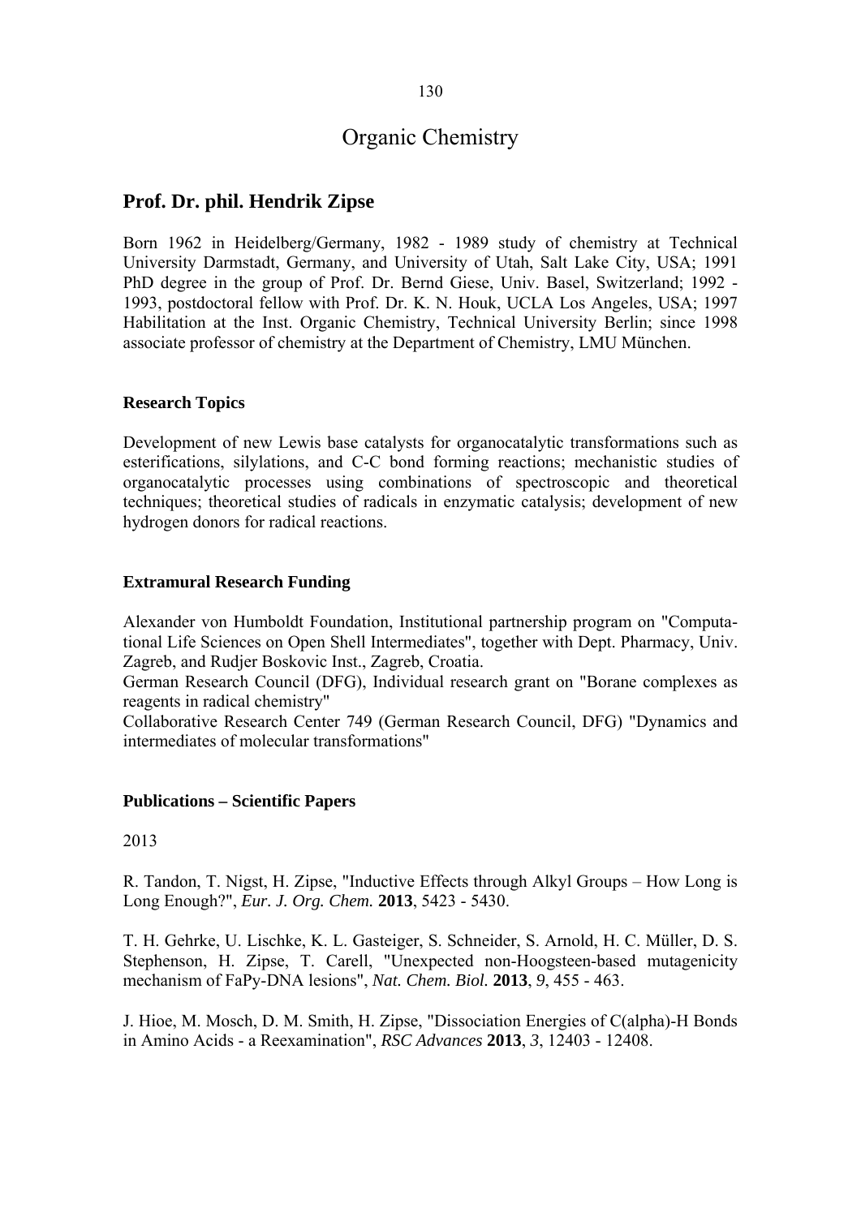# Organic Chemistry

## Prof. Dr. phil. Hendrik Zipse

Born 1962 in Heidelberg/Germany, 1982 - 1989 study of chemistry at Technical University Darmstadt, Germany, and University of Utah, Salt Lake City, USA; 1991 PhD degree in the group of Prof. Dr. Bernd Giese, Univ. Basel, Switzerland; 1992 - 1993, postdoctoral fellow with Prof. Dr. K. N. Houk, UCLA Los Angeles, USA; 1997 Habilitation at the Inst. Organic Chemistry, Technical University Berlin; since 1998 associate professor of chemistry at the Department of Chemistry, LMU München.

### Research Topics

Development of new Lewis base catalysts for organocatalytic transformations such as esterifications, silylations, and C-C bond forming reactions; mechanistic studies of organocatalytic processes using combinations of spectroscopic and theoretical techniques; theoretical studies of radicals in enzymatic catalysis; development of new hydrogen donors for radical reactions.

### Extramural Research Funding

Alexander von Humboldt Foundation, Institutional partnership program on "Computational Life Sciences on Open Shell Intermediates", together with Dept. Pharmacy, Univ. Zagreb, and Rudjer Boskovic Inst., Zagreb, Croatia.
German Research Council (DFG), Individual research grant on "Borane complexes as reagents in radical chemistry"
Collaborative Research Center 749 (German Research Council, DFG) "Dynamics and intermediates of molecular transformations"

### Publications – Scientific Papers

2013

R. Tandon, T. Nigst, H. Zipse, "Inductive Effects through Alkyl Groups – How Long is Long Enough?", *Eur. J. Org. Chem.* **2013**, 5423 - 5430.

T. H. Gehrke, U. Lischke, K. L. Gasteiger, S. Schneider, S. Arnold, H. C. Müller, D. S. Stephenson, H. Zipse, T. Carell, "Unexpected non-Hoogsteen-based mutagenicity mechanism of FaPy-DNA lesions", *Nat. Chem. Biol.* **2013**, *9*, 455 - 463.

J. Hioe, M. Mosch, D. M. Smith, H. Zipse, "Dissociation Energies of C(alpha)-H Bonds in Amino Acids - a Reexamination", *RSC Advances* **2013**, *3*, 12403 - 12408.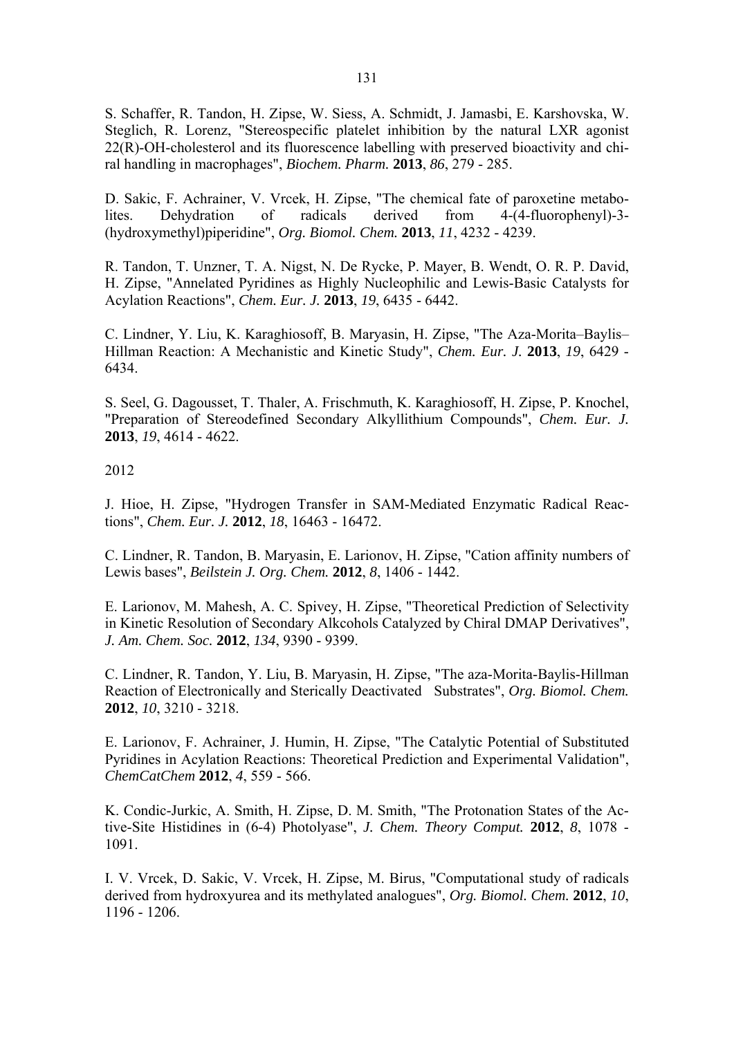S. Schaffer, R. Tandon, H. Zipse, W. Siess, A. Schmidt, J. Jamasbi, E. Karshovska, W. Steglich, R. Lorenz, "Stereospecific platelet inhibition by the natural LXR agonist 22(R)-OH-cholesterol and its fluorescence labelling with preserved bioactivity and chiral handling in macrophages", *Biochem. Pharm.* **2013**, *86*, 279 - 285.

D. Sakic, F. Achrainer, V. Vrcek, H. Zipse, "The chemical fate of paroxetine metabolites. Dehydration of radicals derived from 4-(4-fluorophenyl)-3-(hydroxymethyl)piperidine", *Org. Biomol. Chem.* **2013**, *11*, 4232 - 4239.

R. Tandon, T. Unzner, T. A. Nigst, N. De Rycke, P. Mayer, B. Wendt, O. R. P. David, H. Zipse, "Annelated Pyridines as Highly Nucleophilic and Lewis-Basic Catalysts for Acylation Reactions", *Chem. Eur. J.* **2013**, *19*, 6435 - 6442.

C. Lindner, Y. Liu, K. Karaghiosoff, B. Maryasin, H. Zipse, "The Aza-Morita–Baylis–Hillman Reaction: A Mechanistic and Kinetic Study", *Chem. Eur. J.* **2013**, *19*, 6429 - 6434.

S. Seel, G. Dagousset, T. Thaler, A. Frischmuth, K. Karaghiosoff, H. Zipse, P. Knochel, "Preparation of Stereodefined Secondary Alkyllithium Compounds", *Chem. Eur. J.* **2013**, *19*, 4614 - 4622.

2012

J. Hioe, H. Zipse, "Hydrogen Transfer in SAM-Mediated Enzymatic Radical Reactions", *Chem. Eur. J.* **2012**, *18*, 16463 - 16472.

C. Lindner, R. Tandon, B. Maryasin, E. Larionov, H. Zipse, "Cation affinity numbers of Lewis bases", *Beilstein J. Org. Chem.* **2012**, *8*, 1406 - 1442.

E. Larionov, M. Mahesh, A. C. Spivey, H. Zipse, "Theoretical Prediction of Selectivity in Kinetic Resolution of Secondary Alkcohols Catalyzed by Chiral DMAP Derivatives", *J. Am. Chem. Soc.* **2012**, *134*, 9390 - 9399.

C. Lindner, R. Tandon, Y. Liu, B. Maryasin, H. Zipse, "The aza-Morita-Baylis-Hillman Reaction of Electronically and Sterically Deactivated Substrates", *Org. Biomol. Chem.* **2012**, *10*, 3210 - 3218.

E. Larionov, F. Achrainer, J. Humin, H. Zipse, "The Catalytic Potential of Substituted Pyridines in Acylation Reactions: Theoretical Prediction and Experimental Validation", *ChemCatChem* **2012**, *4*, 559 - 566.

K. Condic-Jurkic, A. Smith, H. Zipse, D. M. Smith, "The Protonation States of the Active-Site Histidines in (6-4) Photolyase", *J. Chem. Theory Comput.* **2012**, *8*, 1078 - 1091.

I. V. Vrcek, D. Sakic, V. Vrcek, H. Zipse, M. Birus, "Computational study of radicals derived from hydroxyurea and its methylated analogues", *Org. Biomol. Chem.* **2012**, *10*, 1196 - 1206.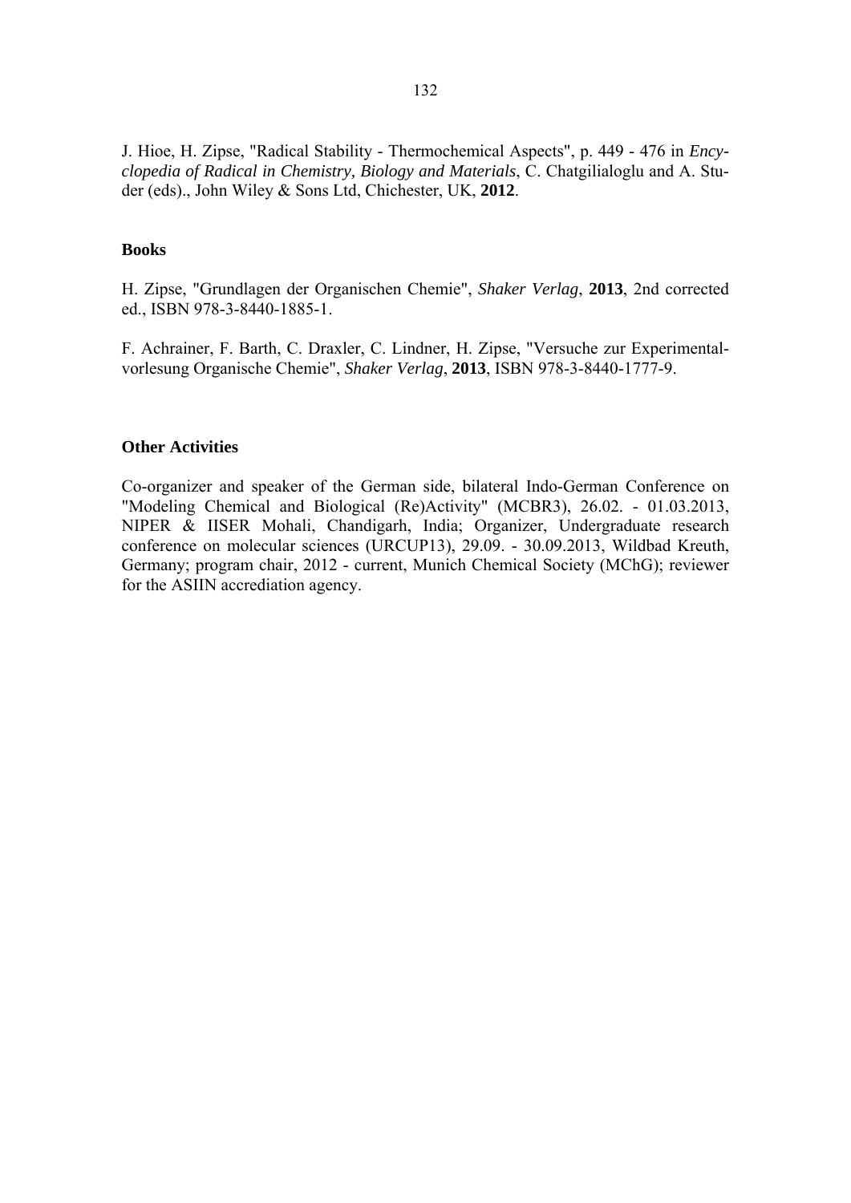J. Hioe, H. Zipse, "Radical Stability - Thermochemical Aspects", p. 449 - 476 in *Encyclopedia of Radical in Chemistry, Biology and Materials*, C. Chatgilialoglu and A. Studer (eds)., John Wiley & Sons Ltd, Chichester, UK, **2012**.

**Books**

H. Zipse, "Grundlagen der Organischen Chemie", *Shaker Verlag*, **2013**, 2nd corrected ed., ISBN 978-3-8440-1885-1.

F. Achrainer, F. Barth, C. Draxler, C. Lindner, H. Zipse, "Versuche zur Experimentalvorlesung Organische Chemie", *Shaker Verlag*, **2013**, ISBN 978-3-8440-1777-9.

**Other Activities**

Co-organizer and speaker of the German side, bilateral Indo-German Conference on "Modeling Chemical and Biological (Re)Activity" (MCBR3), 26.02. - 01.03.2013, NIPER & IISER Mohali, Chandigarh, India; Organizer, Undergraduate research conference on molecular sciences (URCUP13), 29.09. - 30.09.2013, Wildbad Kreuth, Germany; program chair, 2012 - current, Munich Chemical Society (MChG); reviewer for the ASIIN accrediation agency.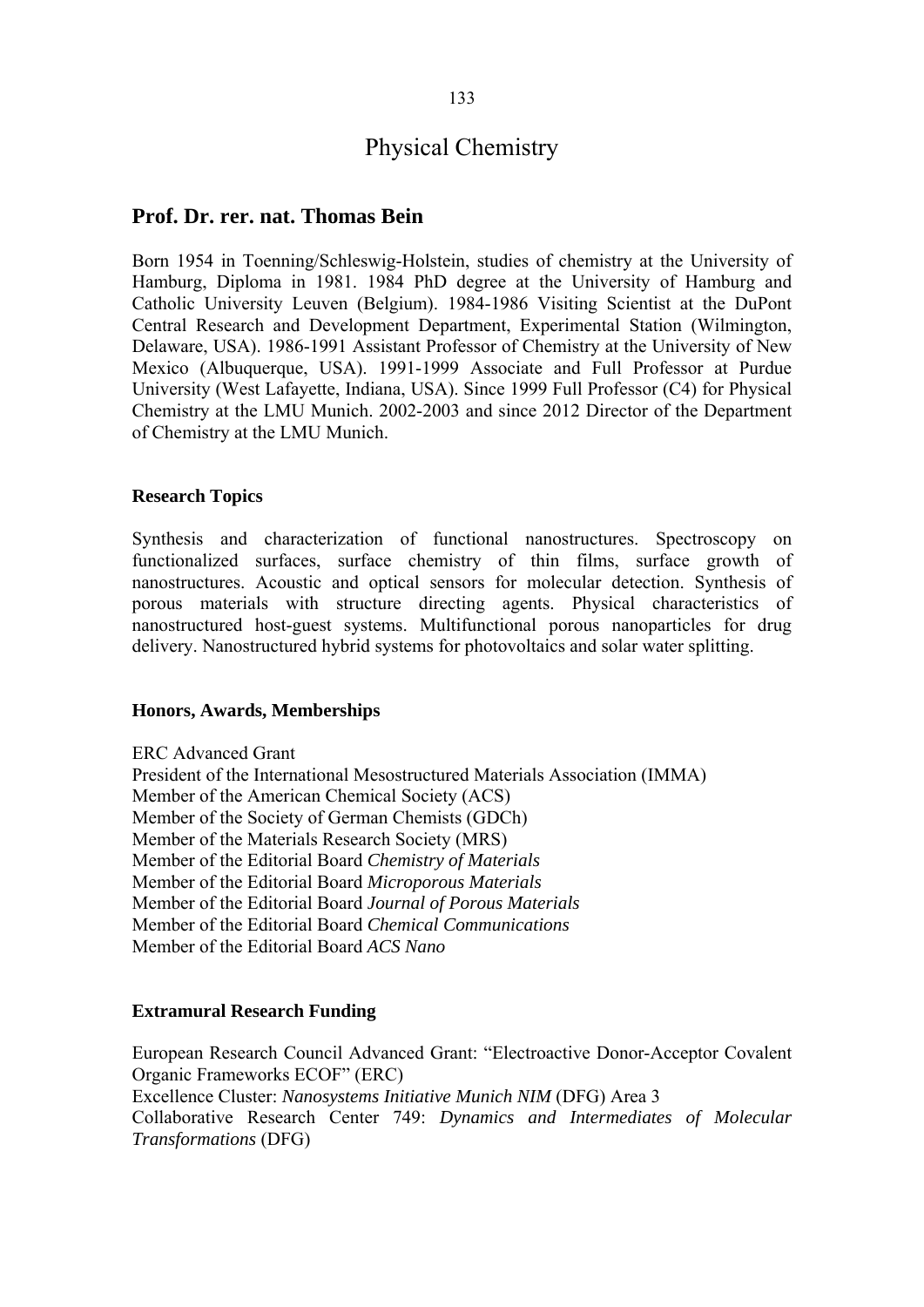# Physical Chemistry

## Prof. Dr. rer. nat. Thomas Bein

Born 1954 in Toenning/Schleswig-Holstein, studies of chemistry at the University of Hamburg, Diploma in 1981. 1984 PhD degree at the University of Hamburg and Catholic University Leuven (Belgium). 1984-1986 Visiting Scientist at the DuPont Central Research and Development Department, Experimental Station (Wilmington, Delaware, USA). 1986-1991 Assistant Professor of Chemistry at the University of New Mexico (Albuquerque, USA). 1991-1999 Associate and Full Professor at Purdue University (West Lafayette, Indiana, USA). Since 1999 Full Professor (C4) for Physical Chemistry at the LMU Munich. 2002-2003 and since 2012 Director of the Department of Chemistry at the LMU Munich.

### Research Topics

Synthesis and characterization of functional nanostructures. Spectroscopy on functionalized surfaces, surface chemistry of thin films, surface growth of nanostructures. Acoustic and optical sensors for molecular detection. Synthesis of porous materials with structure directing agents. Physical characteristics of nanostructured host-guest systems. Multifunctional porous nanoparticles for drug delivery. Nanostructured hybrid systems for photovoltaics and solar water splitting.

### Honors, Awards, Memberships

ERC Advanced Grant
President of the International Mesostructured Materials Association (IMMA)
Member of the American Chemical Society (ACS)
Member of the Society of German Chemists (GDCh)
Member of the Materials Research Society (MRS)
Member of the Editorial Board *Chemistry of Materials*
Member of the Editorial Board *Microporous Materials*
Member of the Editorial Board *Journal of Porous Materials*
Member of the Editorial Board *Chemical Communications*
Member of the Editorial Board *ACS Nano*

### Extramural Research Funding

European Research Council Advanced Grant: "Electroactive Donor-Acceptor Covalent Organic Frameworks ECOF" (ERC)
Excellence Cluster: *Nanosystems Initiative Munich NIM* (DFG) Area 3
Collaborative Research Center 749: *Dynamics and Intermediates of Molecular Transformations* (DFG)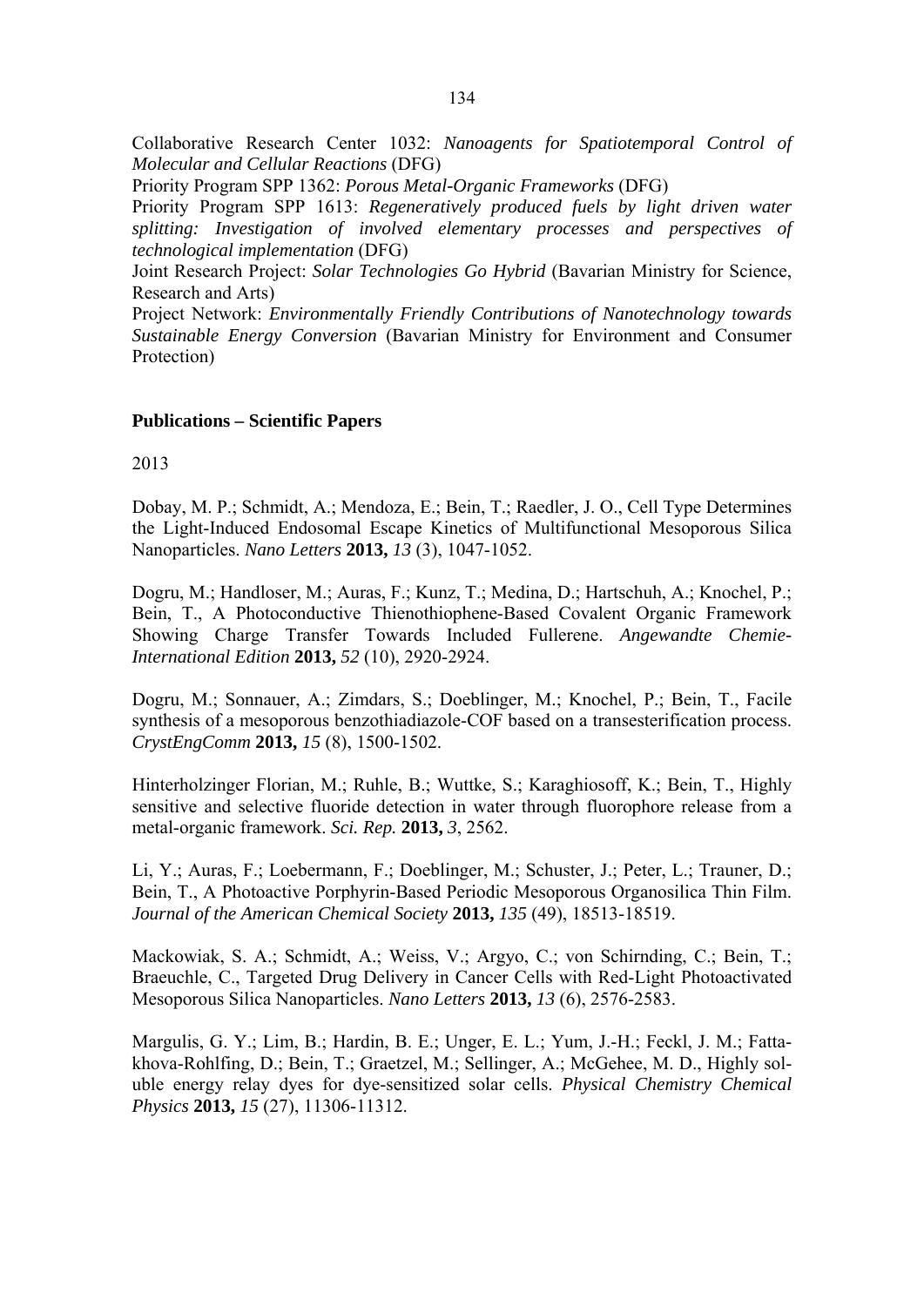Collaborative Research Center 1032: *Nanoagents for Spatiotemporal Control of Molecular and Cellular Reactions* (DFG)

Priority Program SPP 1362: *Porous Metal-Organic Frameworks* (DFG)

Priority Program SPP 1613: *Regeneratively produced fuels by light driven water splitting: Investigation of involved elementary processes and perspectives of technological implementation* (DFG)

Joint Research Project: *Solar Technologies Go Hybrid* (Bavarian Ministry for Science, Research and Arts)

Project Network: *Environmentally Friendly Contributions of Nanotechnology towards Sustainable Energy Conversion* (Bavarian Ministry for Environment and Consumer Protection)

## Publications – Scientific Papers

2013

Dobay, M. P.; Schmidt, A.; Mendoza, E.; Bein, T.; Raedler, J. O., Cell Type Determines the Light-Induced Endosomal Escape Kinetics of Multifunctional Mesoporous Silica Nanoparticles. *Nano Letters* **2013,** *13* (3), 1047-1052.

Dogru, M.; Handloser, M.; Auras, F.; Kunz, T.; Medina, D.; Hartschuh, A.; Knochel, P.; Bein, T., A Photoconductive Thienothiophene-Based Covalent Organic Framework Showing Charge Transfer Towards Included Fullerene. *Angewandte Chemie-International Edition* **2013,** *52* (10), 2920-2924.

Dogru, M.; Sonnauer, A.; Zimdars, S.; Doeblinger, M.; Knochel, P.; Bein, T., Facile synthesis of a mesoporous benzothiadiazole-COF based on a transesterification process. *CrystEngComm* **2013,** *15* (8), 1500-1502.

Hinterholzinger Florian, M.; Ruhle, B.; Wuttke, S.; Karaghiosoff, K.; Bein, T., Highly sensitive and selective fluoride detection in water through fluorophore release from a metal-organic framework. *Sci. Rep.* **2013,** *3*, 2562.

Li, Y.; Auras, F.; Loebermann, F.; Doeblinger, M.; Schuster, J.; Peter, L.; Trauner, D.; Bein, T., A Photoactive Porphyrin-Based Periodic Mesoporous Organosilica Thin Film. *Journal of the American Chemical Society* **2013,** *135* (49), 18513-18519.

Mackowiak, S. A.; Schmidt, A.; Weiss, V.; Argyo, C.; von Schirnding, C.; Bein, T.; Braeuchle, C., Targeted Drug Delivery in Cancer Cells with Red-Light Photoactivated Mesoporous Silica Nanoparticles. *Nano Letters* **2013,** *13* (6), 2576-2583.

Margulis, G. Y.; Lim, B.; Hardin, B. E.; Unger, E. L.; Yum, J.-H.; Feckl, J. M.; Fattakhova-Rohlfing, D.; Bein, T.; Graetzel, M.; Sellinger, A.; McGehee, M. D., Highly soluble energy relay dyes for dye-sensitized solar cells. *Physical Chemistry Chemical Physics* **2013,** *15* (27), 11306-11312.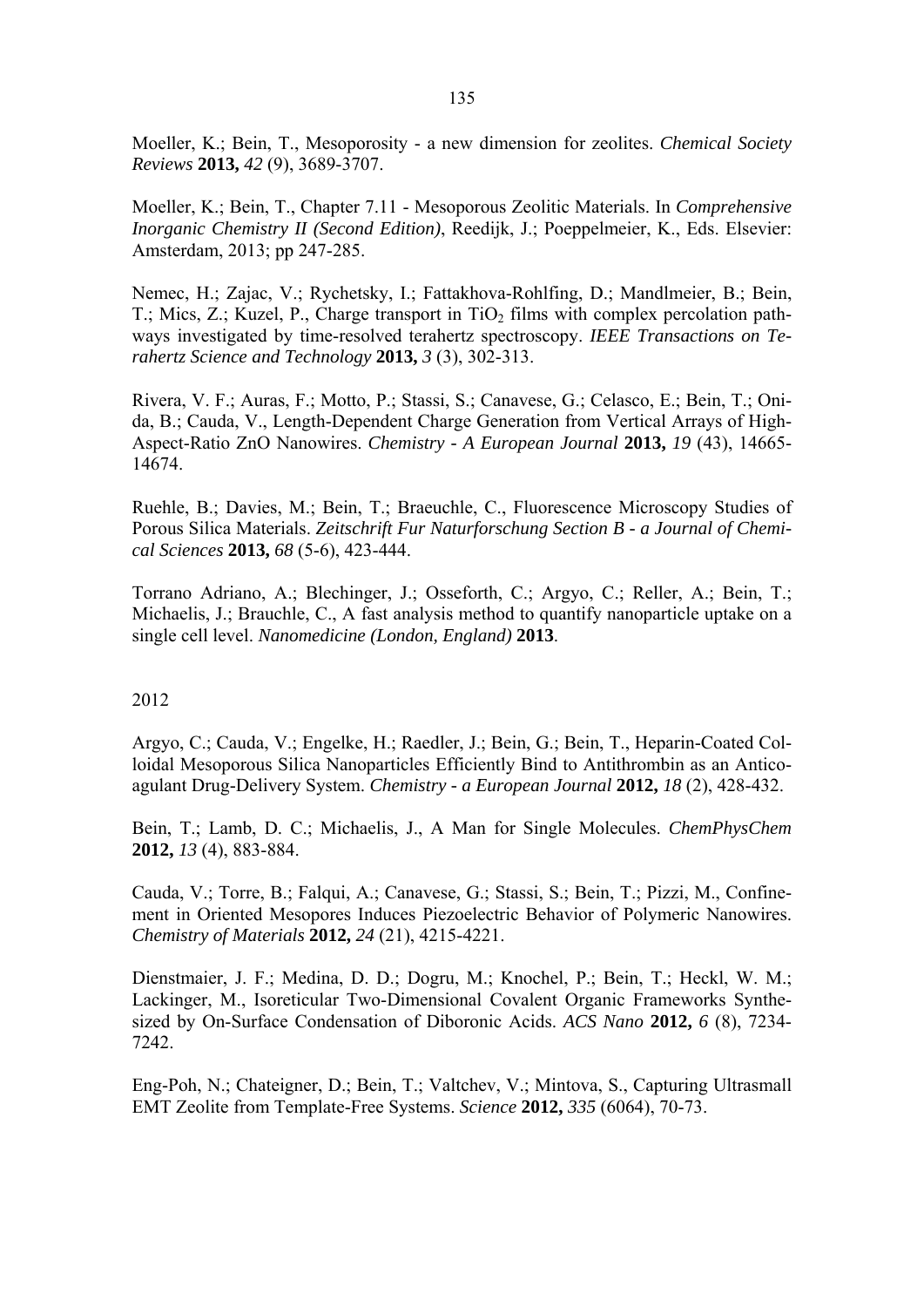Moeller, K.; Bein, T., Mesoporosity - a new dimension for zeolites. *Chemical Society Reviews* **2013,** *42* (9), 3689-3707.

Moeller, K.; Bein, T., Chapter 7.11 - Mesoporous Zeolitic Materials. In *Comprehensive Inorganic Chemistry II (Second Edition)*, Reedijk, J.; Poeppelmeier, K., Eds. Elsevier: Amsterdam, 2013; pp 247-285.

Nemec, H.; Zajac, V.; Rychetsky, I.; Fattakhova-Rohlfing, D.; Mandlmeier, B.; Bein, T.; Mics, Z.; Kuzel, P., Charge transport in $TiO_2$ films with complex percolation pathways investigated by time-resolved terahertz spectroscopy. *IEEE Transactions on Terahertz Science and Technology* **2013,** *3* (3), 302-313.

Rivera, V. F.; Auras, F.; Motto, P.; Stassi, S.; Canavese, G.; Celasco, E.; Bein, T.; Onida, B.; Cauda, V., Length-Dependent Charge Generation from Vertical Arrays of High-Aspect-Ratio ZnO Nanowires. *Chemistry - A European Journal* **2013,** *19* (43), 14665-14674.

Ruehle, B.; Davies, M.; Bein, T.; Braeuchle, C., Fluorescence Microscopy Studies of Porous Silica Materials. *Zeitschrift Fur Naturforschung Section B - a Journal of Chemical Sciences* **2013,** *68* (5-6), 423-444.

Torrano Adriano, A.; Blechinger, J.; Osseforth, C.; Argyo, C.; Reller, A.; Bein, T.; Michaelis, J.; Brauchle, C., A fast analysis method to quantify nanoparticle uptake on a single cell level. *Nanomedicine (London, England)* **2013**.

2012

Argyo, C.; Cauda, V.; Engelke, H.; Raedler, J.; Bein, G.; Bein, T., Heparin-Coated Colloidal Mesoporous Silica Nanoparticles Efficiently Bind to Antithrombin as an Anticoagulant Drug-Delivery System. *Chemistry - a European Journal* **2012,** *18* (2), 428-432.

Bein, T.; Lamb, D. C.; Michaelis, J., A Man for Single Molecules. *ChemPhysChem* **2012,** *13* (4), 883-884.

Cauda, V.; Torre, B.; Falqui, A.; Canavese, G.; Stassi, S.; Bein, T.; Pizzi, M., Confinement in Oriented Mesopores Induces Piezoelectric Behavior of Polymeric Nanowires. *Chemistry of Materials* **2012,** *24* (21), 4215-4221.

Dienstmaier, J. F.; Medina, D. D.; Dogru, M.; Knochel, P.; Bein, T.; Heckl, W. M.; Lackinger, M., Isoreticular Two-Dimensional Covalent Organic Frameworks Synthesized by On-Surface Condensation of Diboronic Acids. *ACS Nano* **2012,** *6* (8), 7234-7242.

Eng-Poh, N.; Chateigner, D.; Bein, T.; Valtchev, V.; Mintova, S., Capturing Ultrasmall EMT Zeolite from Template-Free Systems. *Science* **2012,** *335* (6064), 70-73.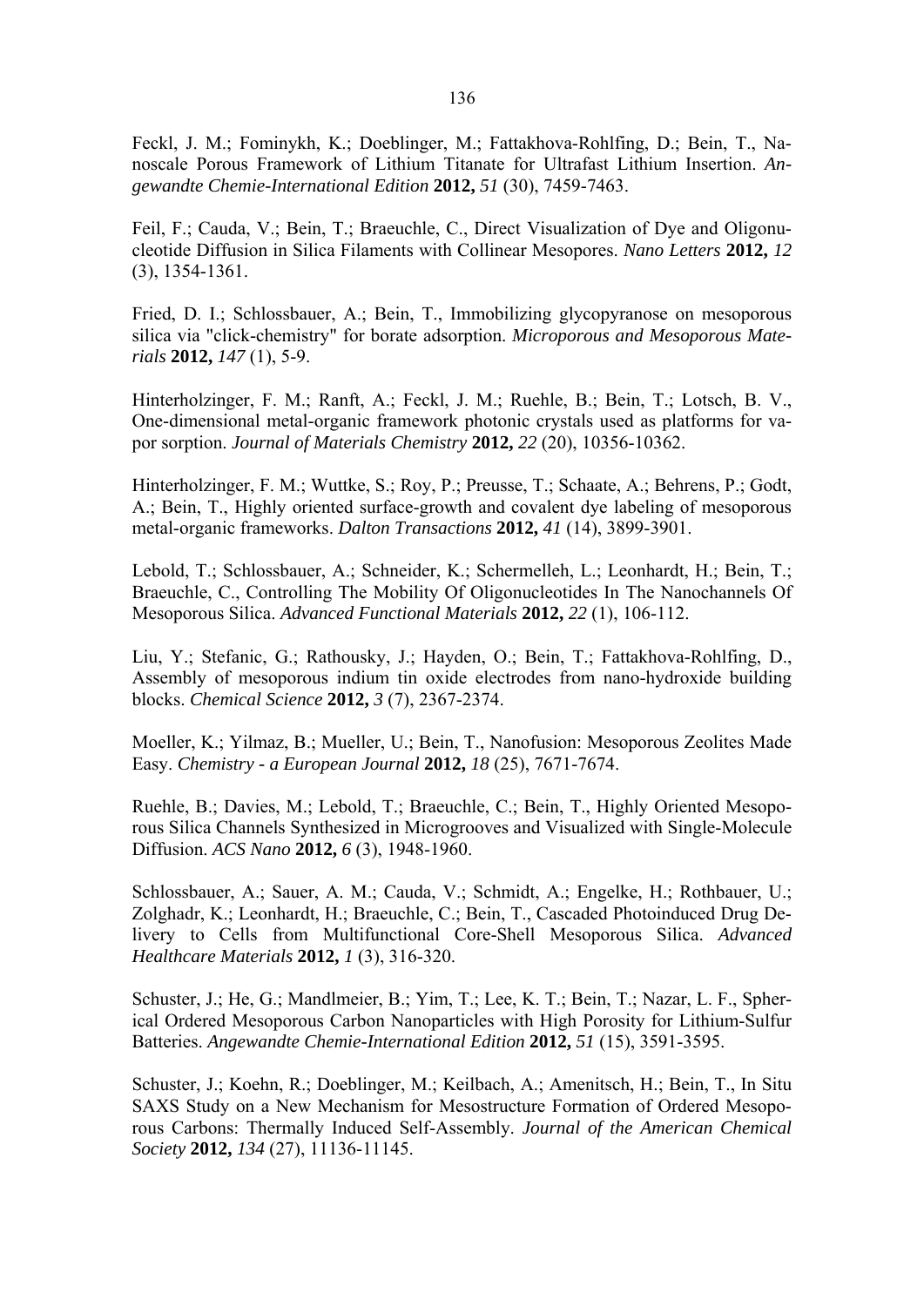Feckl, J. M.; Fominykh, K.; Doeblinger, M.; Fattakhova-Rohlfing, D.; Bein, T., Nanoscale Porous Framework of Lithium Titanate for Ultrafast Lithium Insertion. *Angewandte Chemie-International Edition* **2012,** *51* (30), 7459-7463.

Feil, F.; Cauda, V.; Bein, T.; Braeuchle, C., Direct Visualization of Dye and Oligonucleotide Diffusion in Silica Filaments with Collinear Mesopores. *Nano Letters* **2012,** *12* (3), 1354-1361.

Fried, D. I.; Schlossbauer, A.; Bein, T., Immobilizing glycopyranose on mesoporous silica via "click-chemistry" for borate adsorption. *Microporous and Mesoporous Materials* **2012,** *147* (1), 5-9.

Hinterholzinger, F. M.; Ranft, A.; Feckl, J. M.; Ruehle, B.; Bein, T.; Lotsch, B. V., One-dimensional metal-organic framework photonic crystals used as platforms for vapor sorption. *Journal of Materials Chemistry* **2012,** *22* (20), 10356-10362.

Hinterholzinger, F. M.; Wuttke, S.; Roy, P.; Preusse, T.; Schaate, A.; Behrens, P.; Godt, A.; Bein, T., Highly oriented surface-growth and covalent dye labeling of mesoporous metal-organic frameworks. *Dalton Transactions* **2012,** *41* (14), 3899-3901.

Lebold, T.; Schlossbauer, A.; Schneider, K.; Schermelleh, L.; Leonhardt, H.; Bein, T.; Braeuchle, C., Controlling The Mobility Of Oligonucleotides In The Nanochannels Of Mesoporous Silica. *Advanced Functional Materials* **2012,** *22* (1), 106-112.

Liu, Y.; Stefanic, G.; Rathousky, J.; Hayden, O.; Bein, T.; Fattakhova-Rohlfing, D., Assembly of mesoporous indium tin oxide electrodes from nano-hydroxide building blocks. *Chemical Science* **2012,** *3* (7), 2367-2374.

Moeller, K.; Yilmaz, B.; Mueller, U.; Bein, T., Nanofusion: Mesoporous Zeolites Made Easy. *Chemistry - a European Journal* **2012,** *18* (25), 7671-7674.

Ruehle, B.; Davies, M.; Lebold, T.; Braeuchle, C.; Bein, T., Highly Oriented Mesoporous Silica Channels Synthesized in Microgrooves and Visualized with Single-Molecule Diffusion. *ACS Nano* **2012,** *6* (3), 1948-1960.

Schlossbauer, A.; Sauer, A. M.; Cauda, V.; Schmidt, A.; Engelke, H.; Rothbauer, U.; Zolghadr, K.; Leonhardt, H.; Braeuchle, C.; Bein, T., Cascaded Photoinduced Drug Delivery to Cells from Multifunctional Core-Shell Mesoporous Silica. *Advanced Healthcare Materials* **2012,** *1* (3), 316-320.

Schuster, J.; He, G.; Mandlmeier, B.; Yim, T.; Lee, K. T.; Bein, T.; Nazar, L. F., Spherical Ordered Mesoporous Carbon Nanoparticles with High Porosity for Lithium-Sulfur Batteries. *Angewandte Chemie-International Edition* **2012,** *51* (15), 3591-3595.

Schuster, J.; Koehn, R.; Doeblinger, M.; Keilbach, A.; Amenitsch, H.; Bein, T., In Situ SAXS Study on a New Mechanism for Mesostructure Formation of Ordered Mesoporous Carbons: Thermally Induced Self-Assembly. *Journal of the American Chemical Society* **2012,** *134* (27), 11136-11145.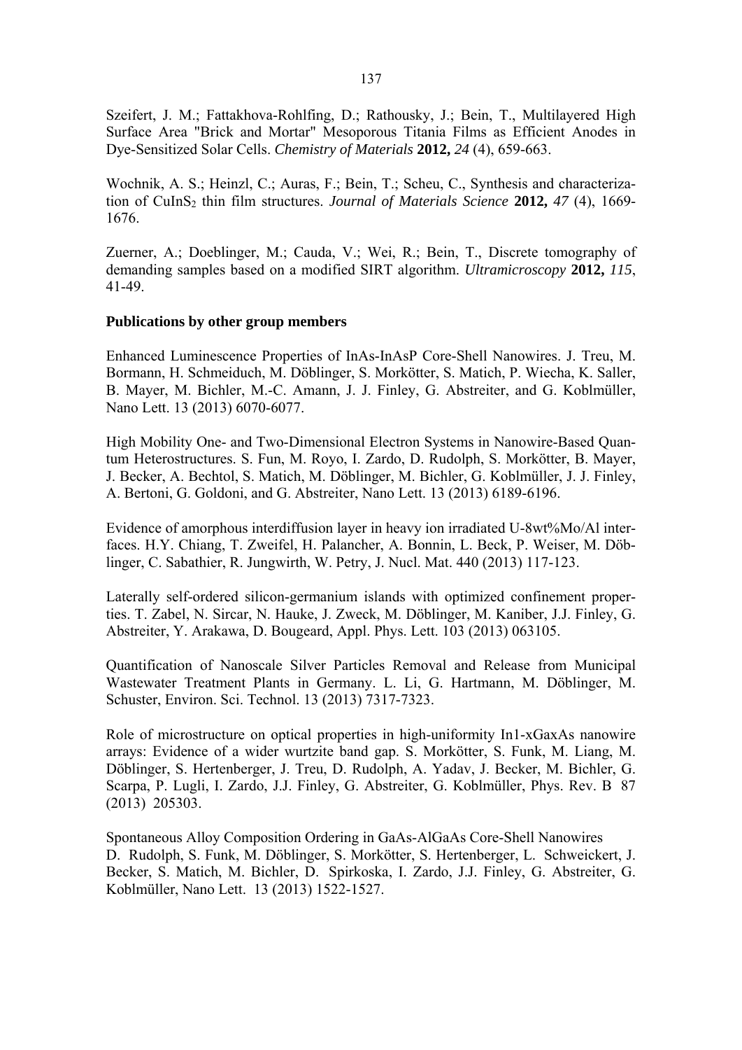Szeifert, J. M.; Fattakhova-Rohlfing, D.; Rathousky, J.; Bein, T., Multilayered High Surface Area "Brick and Mortar" Mesoporous Titania Films as Efficient Anodes in Dye-Sensitized Solar Cells. *Chemistry of Materials* **2012,** *24* (4), 659-663.

Wochnik, A. S.; Heinzl, C.; Auras, F.; Bein, T.; Scheu, C., Synthesis and characterization of $CuInS_2$ thin film structures. *Journal of Materials Science* **2012,** *47* (4), 1669-1676.

Zuerner, A.; Doeblinger, M.; Cauda, V.; Wei, R.; Bein, T., Discrete tomography of demanding samples based on a modified SIRT algorithm. *Ultramicroscopy* **2012,** *115*, 41-49.

**Publications by other group members**

Enhanced Luminescence Properties of InAs-InAsP Core-Shell Nanowires. J. Treu, M. Bormann, H. Schmeiduch, M. Döblinger, S. Morkötter, S. Matich, P. Wiecha, K. Saller, B. Mayer, M. Bichler, M.-C. Amann, J. J. Finley, G. Abstreiter, and G. Koblmüller, Nano Lett. 13 (2013) 6070-6077.

High Mobility One- and Two-Dimensional Electron Systems in Nanowire-Based Quantum Heterostructures. S. Fun, M. Royo, I. Zardo, D. Rudolph, S. Morkötter, B. Mayer, J. Becker, A. Bechtol, S. Matich, M. Döblinger, M. Bichler, G. Koblmüller, J. J. Finley, A. Bertoni, G. Goldoni, and G. Abstreiter, Nano Lett. 13 (2013) 6189-6196.

Evidence of amorphous interdiffusion layer in heavy ion irradiated U-8wt%Mo/Al interfaces. H.Y. Chiang, T. Zweifel, H. Palancher, A. Bonnin, L. Beck, P. Weiser, M. Döblinger, C. Sabathier, R. Jungwirth, W. Petry, J. Nucl. Mat. 440 (2013) 117-123.

Laterally self-ordered silicon-germanium islands with optimized confinement properties. T. Zabel, N. Sircar, N. Hauke, J. Zweck, M. Döblinger, M. Kaniber, J.J. Finley, G. Abstreiter, Y. Arakawa, D. Bougeard, Appl. Phys. Lett. 103 (2013) 063105.

Quantification of Nanoscale Silver Particles Removal and Release from Municipal Wastewater Treatment Plants in Germany. L. Li, G. Hartmann, M. Döblinger, M. Schuster, Environ. Sci. Technol. 13 (2013) 7317-7323.

Role of microstructure on optical properties in high-uniformity In1-xGaxAs nanowire arrays: Evidence of a wider wurtzite band gap. S. Morkötter, S. Funk, M. Liang, M. Döblinger, S. Hertenberger, J. Treu, D. Rudolph, A. Yadav, J. Becker, M. Bichler, G. Scarpa, P. Lugli, I. Zardo, J.J. Finley, G. Abstreiter, G. Koblmüller, Phys. Rev. B 87 (2013) 205303.

Spontaneous Alloy Composition Ordering in GaAs-AlGaAs Core-Shell Nanowires
D. Rudolph, S. Funk, M. Döblinger, S. Morkötter, S. Hertenberger, L. Schweickert, J. Becker, S. Matich, M. Bichler, D. Spirkoska, I. Zardo, J.J. Finley, G. Abstreiter, G. Koblmüller, Nano Lett. 13 (2013) 1522-1527.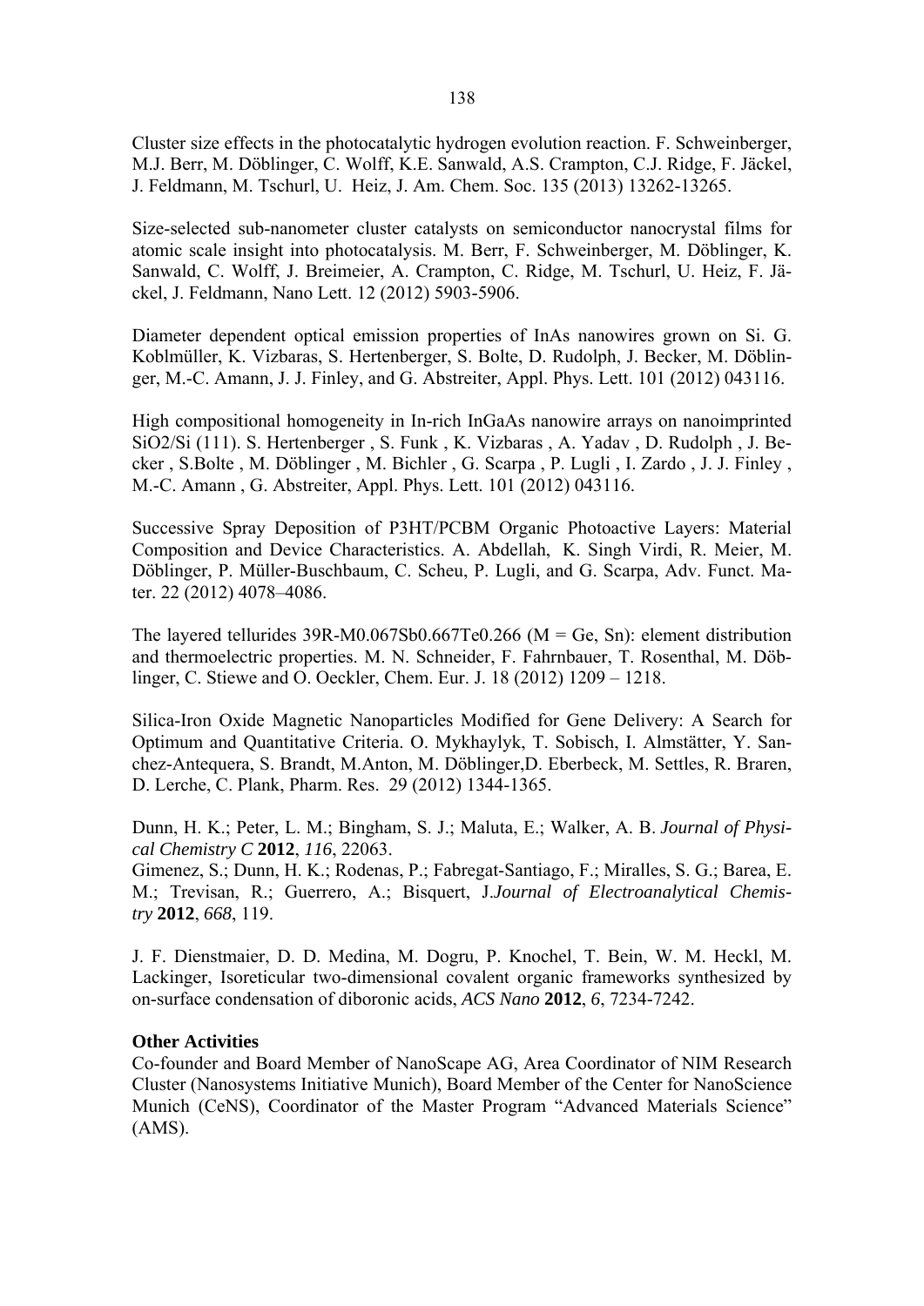Cluster size effects in the photocatalytic hydrogen evolution reaction. F. Schweinberger, M.J. Berr, M. Döblinger, C. Wolff, K.E. Sanwald, A.S. Crampton, C.J. Ridge, F. Jäckel, J. Feldmann, M. Tschurl, U. Heiz, J. Am. Chem. Soc. 135 (2013) 13262-13265.

Size-selected sub-nanometer cluster catalysts on semiconductor nanocrystal films for atomic scale insight into photocatalysis. M. Berr, F. Schweinberger, M. Döblinger, K. Sanwald, C. Wolff, J. Breimeier, A. Crampton, C. Ridge, M. Tschurl, U. Heiz, F. Jäckel, J. Feldmann, Nano Lett. 12 (2012) 5903-5906.

Diameter dependent optical emission properties of InAs nanowires grown on Si. G. Koblmüller, K. Vizbaras, S. Hertenberger, S. Bolte, D. Rudolph, J. Becker, M. Döblinger, M.-C. Amann, J. J. Finley, and G. Abstreiter, Appl. Phys. Lett. 101 (2012) 043116.

High compositional homogeneity in In-rich InGaAs nanowire arrays on nanoimprinted SiO2/Si (111). S. Hertenberger , S. Funk , K. Vizbaras , A. Yadav , D. Rudolph , J. Becker , S.Bolte , M. Döblinger , M. Bichler , G. Scarpa , P. Lugli , I. Zardo , J. J. Finley , M.-C. Amann , G. Abstreiter, Appl. Phys. Lett. 101 (2012) 043116.

Successive Spray Deposition of P3HT/PCBM Organic Photoactive Layers: Material Composition and Device Characteristics. A. Abdellah, K. Singh Virdi, R. Meier, M. Döblinger, P. Müller-Buschbaum, C. Scheu, P. Lugli, and G. Scarpa, Adv. Funct. Mater. 22 (2012) 4078–4086.

The layered tellurides 39R-M0.067Sb0.667Te0.266 (M = Ge, Sn): element distribution and thermoelectric properties. M. N. Schneider, F. Fahrnbauer, T. Rosenthal, M. Döblinger, C. Stiewe and O. Oeckler, Chem. Eur. J. 18 (2012) 1209 – 1218.

Silica-Iron Oxide Magnetic Nanoparticles Modified for Gene Delivery: A Search for Optimum and Quantitative Criteria. O. Mykhaylyk, T. Sobisch, I. Almstätter, Y. Sanchez-Antequera, S. Brandt, M.Anton, M. Döblinger,D. Eberbeck, M. Settles, R. Braren, D. Lerche, C. Plank, Pharm. Res. 29 (2012) 1344-1365.

Dunn, H. K.; Peter, L. M.; Bingham, S. J.; Maluta, E.; Walker, A. B. *Journal of Physical Chemistry C* **2012**, *116*, 22063.
Gimenez, S.; Dunn, H. K.; Rodenas, P.; Fabregat-Santiago, F.; Miralles, S. G.; Barea, E. M.; Trevisan, R.; Guerrero, A.; Bisquert, J.*Journal of Electroanalytical Chemistry* **2012**, *668*, 119.

J. F. Dienstmaier, D. D. Medina, M. Dogru, P. Knochel, T. Bein, W. M. Heckl, M. Lackinger, Isoreticular two-dimensional covalent organic frameworks synthesized by on-surface condensation of diboronic acids, *ACS Nano* **2012**, *6*, 7234-7242.

**Other Activities**
Co-founder and Board Member of NanoScape AG, Area Coordinator of NIM Research Cluster (Nanosystems Initiative Munich), Board Member of the Center for NanoScience Munich (CeNS), Coordinator of the Master Program "Advanced Materials Science" (AMS).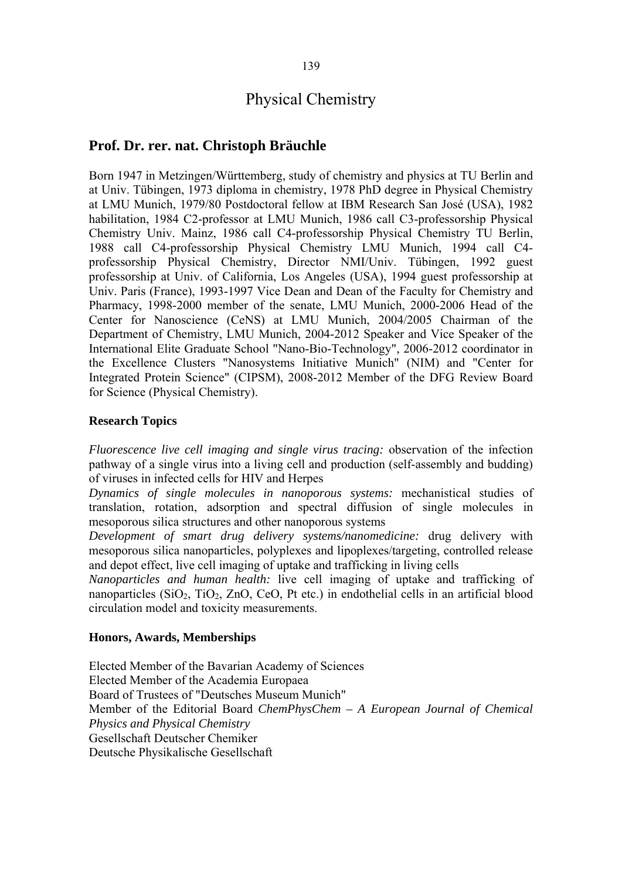# Physical Chemistry

## Prof. Dr. rer. nat. Christoph Bräuchle

Born 1947 in Metzingen/Württemberg, study of chemistry and physics at TU Berlin and at Univ. Tübingen, 1973 diploma in chemistry, 1978 PhD degree in Physical Chemistry at LMU Munich, 1979/80 Postdoctoral fellow at IBM Research San José (USA), 1982 habilitation, 1984 C2-professor at LMU Munich, 1986 call C3-professorship Physical Chemistry Univ. Mainz, 1986 call C4-professorship Physical Chemistry TU Berlin, 1988 call C4-professorship Physical Chemistry LMU Munich, 1994 call C4-professorship Physical Chemistry, Director NMI/Univ. Tübingen, 1992 guest professorship at Univ. of California, Los Angeles (USA), 1994 guest professorship at Univ. Paris (France), 1993-1997 Vice Dean and Dean of the Faculty for Chemistry and Pharmacy, 1998-2000 member of the senate, LMU Munich, 2000-2006 Head of the Center for Nanoscience (CeNS) at LMU Munich, 2004/2005 Chairman of the Department of Chemistry, LMU Munich, 2004-2012 Speaker and Vice Speaker of the International Elite Graduate School "Nano-Bio-Technology", 2006-2012 coordinator in the Excellence Clusters "Nanosystems Initiative Munich" (NIM) and "Center for Integrated Protein Science" (CIPSM), 2008-2012 Member of the DFG Review Board for Science (Physical Chemistry).

### Research Topics

*Fluorescence live cell imaging and single virus tracing:* observation of the infection pathway of a single virus into a living cell and production (self-assembly and budding) of viruses in infected cells for HIV and Herpes

*Dynamics of single molecules in nanoporous systems:* mechanistical studies of translation, rotation, adsorption and spectral diffusion of single molecules in mesoporous silica structures and other nanoporous systems

*Development of smart drug delivery systems/nanomedicine:* drug delivery with mesoporous silica nanoparticles, polyplexes and lipoplexes/targeting, controlled release and depot effect, live cell imaging of uptake and trafficking in living cells

*Nanoparticles and human health:* live cell imaging of uptake and trafficking of nanoparticles ($SiO_2$, $TiO_2$, ZnO, CeO, Pt etc.) in endothelial cells in an artificial blood circulation model and toxicity measurements.

### Honors, Awards, Memberships

Elected Member of the Bavarian Academy of Sciences
Elected Member of the Academia Europaea
Board of Trustees of "Deutsches Museum Munich"
Member of the Editorial Board *ChemPhysChem – A European Journal of Chemical Physics and Physical Chemistry*
Gesellschaft Deutscher Chemiker
Deutsche Physikalische Gesellschaft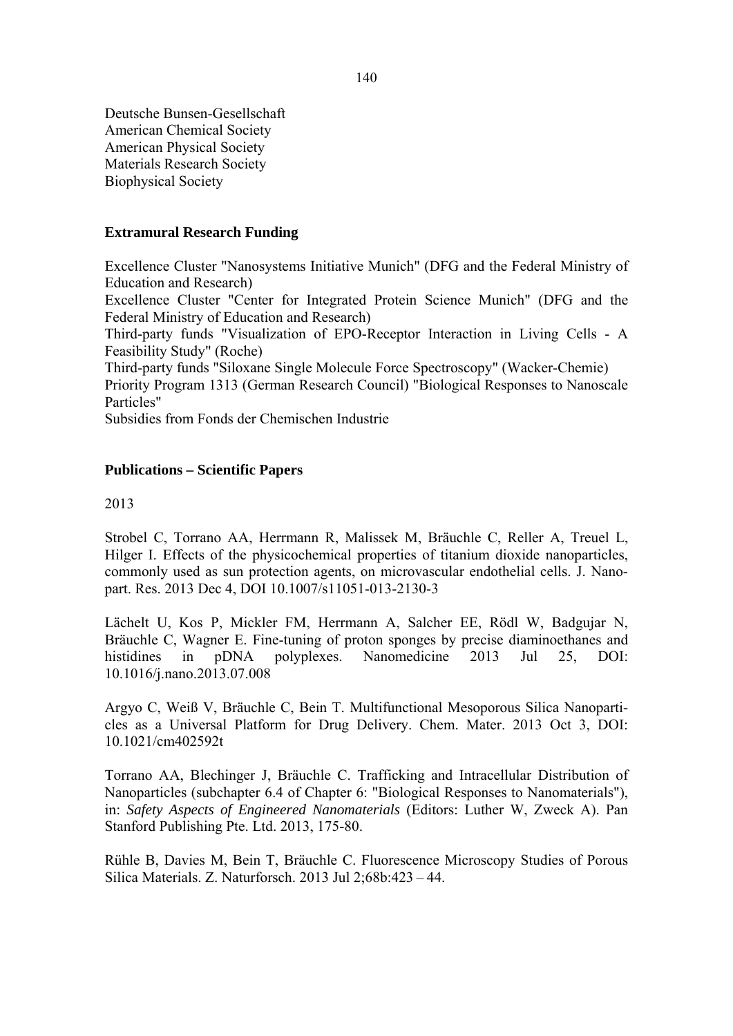Deutsche Bunsen-Gesellschaft
American Chemical Society
American Physical Society
Materials Research Society
Biophysical Society

### Extramural Research Funding

Excellence Cluster "Nanosystems Initiative Munich" (DFG and the Federal Ministry of Education and Research)
Excellence Cluster "Center for Integrated Protein Science Munich" (DFG and the Federal Ministry of Education and Research)
Third-party funds "Visualization of EPO-Receptor Interaction in Living Cells - A Feasibility Study" (Roche)
Third-party funds "Siloxane Single Molecule Force Spectroscopy" (Wacker-Chemie)
Priority Program 1313 (German Research Council) "Biological Responses to Nanoscale Particles"
Subsidies from Fonds der Chemischen Industrie

### Publications – Scientific Papers

2013

Strobel C, Torrano AA, Herrmann R, Malissek M, Bräuchle C, Reller A, Treuel L, Hilger I. Effects of the physicochemical properties of titanium dioxide nanoparticles, commonly used as sun protection agents, on microvascular endothelial cells. J. Nano-part. Res. 2013 Dec 4, DOI 10.1007/s11051-013-2130-3

Lächelt U, Kos P, Mickler FM, Herrmann A, Salcher EE, Rödl W, Badgujar N, Bräuchle C, Wagner E. Fine-tuning of proton sponges by precise diaminoethanes and histidines in pDNA polyplexes. Nanomedicine 2013 Jul 25, DOI: 10.1016/j.nano.2013.07.008

Argyo C, Weiß V, Bräuchle C, Bein T. Multifunctional Mesoporous Silica Nanoparticles as a Universal Platform for Drug Delivery. Chem. Mater. 2013 Oct 3, DOI: 10.1021/cm402592t

Torrano AA, Blechinger J, Bräuchle C. Trafficking and Intracellular Distribution of Nanoparticles (subchapter 6.4 of Chapter 6: "Biological Responses to Nanomaterials"), in: *Safety Aspects of Engineered Nanomaterials* (Editors: Luther W, Zweck A). Pan Stanford Publishing Pte. Ltd. 2013, 175-80.

Rühle B, Davies M, Bein T, Bräuchle C. Fluorescence Microscopy Studies of Porous Silica Materials. Z. Naturforsch. 2013 Jul 2;68b:423 – 44.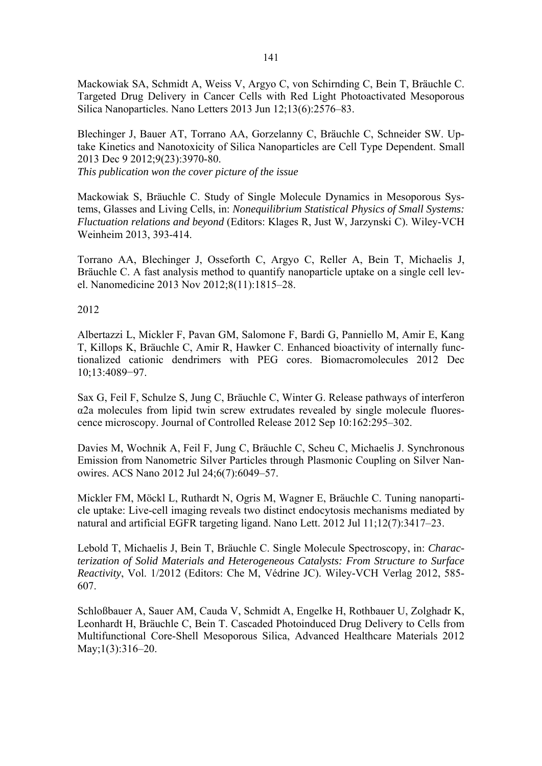Mackowiak SA, Schmidt A, Weiss V, Argyo C, von Schirnding C, Bein T, Bräuchle C. Targeted Drug Delivery in Cancer Cells with Red Light Photoactivated Mesoporous Silica Nanoparticles. Nano Letters 2013 Jun 12;13(6):2576–83.

Blechinger J, Bauer AT, Torrano AA, Gorzelanny C, Bräuchle C, Schneider SW. Uptake Kinetics and Nanotoxicity of Silica Nanoparticles are Cell Type Dependent. Small 2013 Dec 9 2012;9(23):3970-80.
*This publication won the cover picture of the issue*

Mackowiak S, Bräuchle C. Study of Single Molecule Dynamics in Mesoporous Systems, Glasses and Living Cells, in: *Nonequilibrium Statistical Physics of Small Systems: Fluctuation relations and beyond* (Editors: Klages R, Just W, Jarzynski C). Wiley-VCH Weinheim 2013, 393-414.

Torrano AA, Blechinger J, Osseforth C, Argyo C, Reller A, Bein T, Michaelis J, Bräuchle C. A fast analysis method to quantify nanoparticle uptake on a single cell level. Nanomedicine 2013 Nov 2012;8(11):1815–28.

2012

Albertazzi L, Mickler F, Pavan GM, Salomone F, Bardi G, Panniello M, Amir E, Kang T, Killops K, Bräuchle C, Amir R, Hawker C. Enhanced bioactivity of internally functionalized cationic dendrimers with PEG cores. Biomacromolecules 2012 Dec 10;13:4089−97.

Sax G, Feil F, Schulze S, Jung C, Bräuchle C, Winter G. Release pathways of interferon α2a molecules from lipid twin screw extrudates revealed by single molecule fluorescence microscopy. Journal of Controlled Release 2012 Sep 10:162:295–302.

Davies M, Wochnik A, Feil F, Jung C, Bräuchle C, Scheu C, Michaelis J. Synchronous Emission from Nanometric Silver Particles through Plasmonic Coupling on Silver Nanowires. ACS Nano 2012 Jul 24;6(7):6049–57.

Mickler FM, Möckl L, Ruthardt N, Ogris M, Wagner E, Bräuchle C. Tuning nanoparticle uptake: Live-cell imaging reveals two distinct endocytosis mechanisms mediated by natural and artificial EGFR targeting ligand. Nano Lett. 2012 Jul 11;12(7):3417–23.

Lebold T, Michaelis J, Bein T, Bräuchle C. Single Molecule Spectroscopy, in: *Characterization of Solid Materials and Heterogeneous Catalysts: From Structure to Surface Reactivity*, Vol. 1/2012 (Editors: Che M, Védrine JC). Wiley-VCH Verlag 2012, 585-607.

Schloßbauer A, Sauer AM, Cauda V, Schmidt A, Engelke H, Rothbauer U, Zolghadr K, Leonhardt H, Bräuchle C, Bein T. Cascaded Photoinduced Drug Delivery to Cells from Multifunctional Core-Shell Mesoporous Silica, Advanced Healthcare Materials 2012 May;1(3):316–20.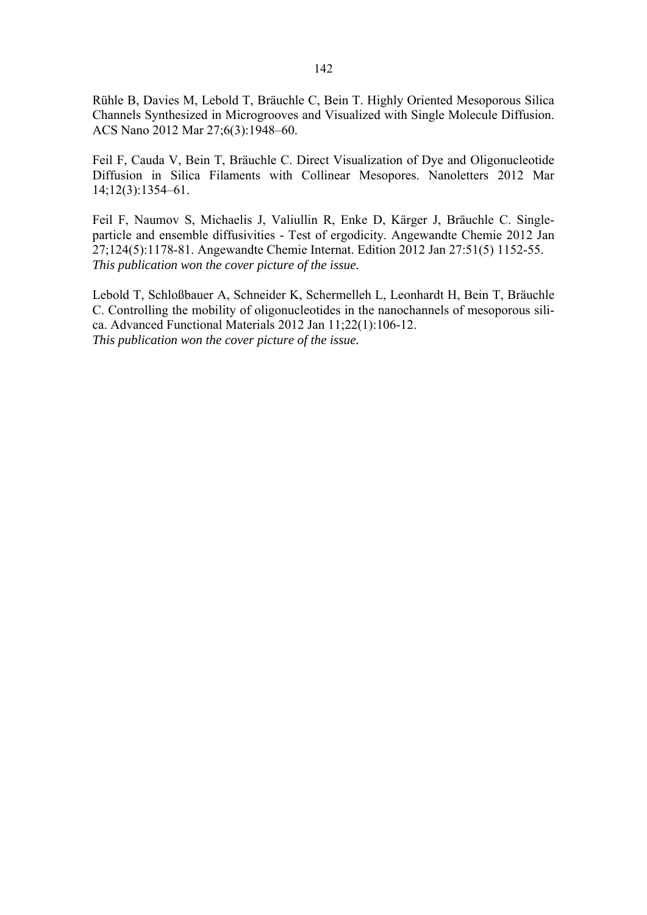Rühle B, Davies M, Lebold T, Bräuchle C, Bein T. Highly Oriented Mesoporous Silica Channels Synthesized in Microgrooves and Visualized with Single Molecule Diffusion. ACS Nano 2012 Mar 27;6(3):1948–60.

Feil F, Cauda V, Bein T, Bräuchle C. Direct Visualization of Dye and Oligonucleotide Diffusion in Silica Filaments with Collinear Mesopores. Nanoletters 2012 Mar 14;12(3):1354–61.

Feil F, Naumov S, Michaelis J, Valiullin R, Enke D, Kärger J, Bräuchle C. Single-particle and ensemble diffusivities - Test of ergodicity. Angewandte Chemie 2012 Jan 27;124(5):1178-81. Angewandte Chemie Internat. Edition 2012 Jan 27:51(5) 1152-55.
*This publication won the cover picture of the issue.*

Lebold T, Schloßbauer A, Schneider K, Schermelleh L, Leonhardt H, Bein T, Bräuchle C. Controlling the mobility of oligonucleotides in the nanochannels of mesoporous silica. Advanced Functional Materials 2012 Jan 11;22(1):106-12.
*This publication won the cover picture of the issue.*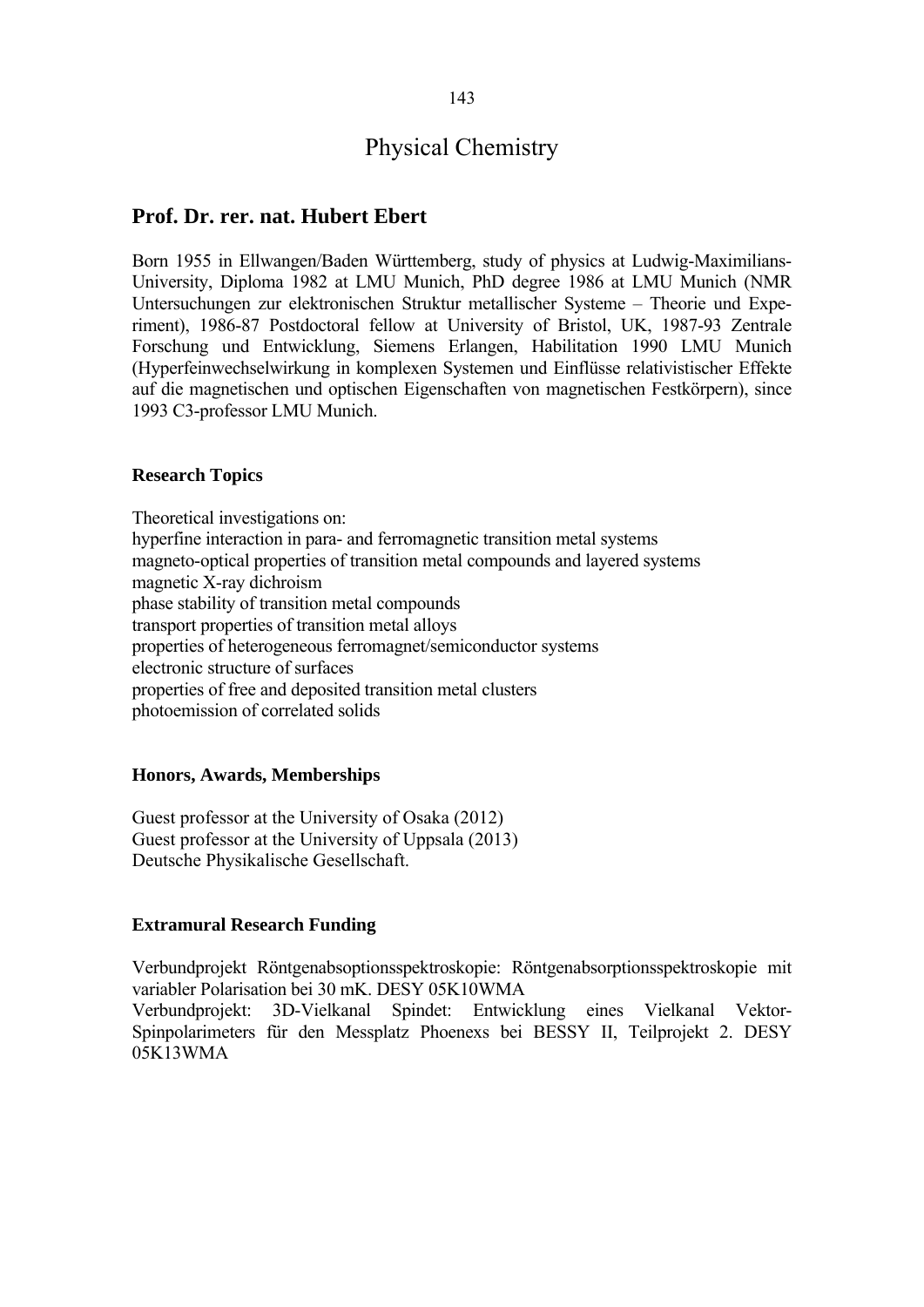# Physical Chemistry

## Prof. Dr. rer. nat. Hubert Ebert

Born 1955 in Ellwangen/Baden Württemberg, study of physics at Ludwig-Maximilians-University, Diploma 1982 at LMU Munich, PhD degree 1986 at LMU Munich (NMR Untersuchungen zur elektronischen Struktur metallischer Systeme – Theorie und Experiment), 1986-87 Postdoctoral fellow at University of Bristol, UK, 1987-93 Zentrale Forschung und Entwicklung, Siemens Erlangen, Habilitation 1990 LMU Munich (Hyperfeinwechselwirkung in komplexen Systemen und Einflüsse relativistischer Effekte auf die magnetischen und optischen Eigenschaften von magnetischen Festkörpern), since 1993 C3-professor LMU Munich.

### Research Topics

Theoretical investigations on:
hyperfine interaction in para- and ferromagnetic transition metal systems
magneto-optical properties of transition metal compounds and layered systems
magnetic X-ray dichroism
phase stability of transition metal compounds
transport properties of transition metal alloys
properties of heterogeneous ferromagnet/semiconductor systems
electronic structure of surfaces
properties of free and deposited transition metal clusters
photoemission of correlated solids

### Honors, Awards, Memberships

Guest professor at the University of Osaka (2012)
Guest professor at the University of Uppsala (2013)
Deutsche Physikalische Gesellschaft.

### Extramural Research Funding

Verbundprojekt Röntgenabsoptionsspektroskopie: Röntgenabsorptionsspektroskopie mit variabler Polarisation bei 30 mK. DESY 05K10WMA
Verbundprojekt: 3D-Vielkanal Spindet: Entwicklung eines Vielkanal Vektor-Spinpolarimeters für den Messplatz Phoenexs bei BESSY II, Teilprojekt 2. DESY 05K13WMA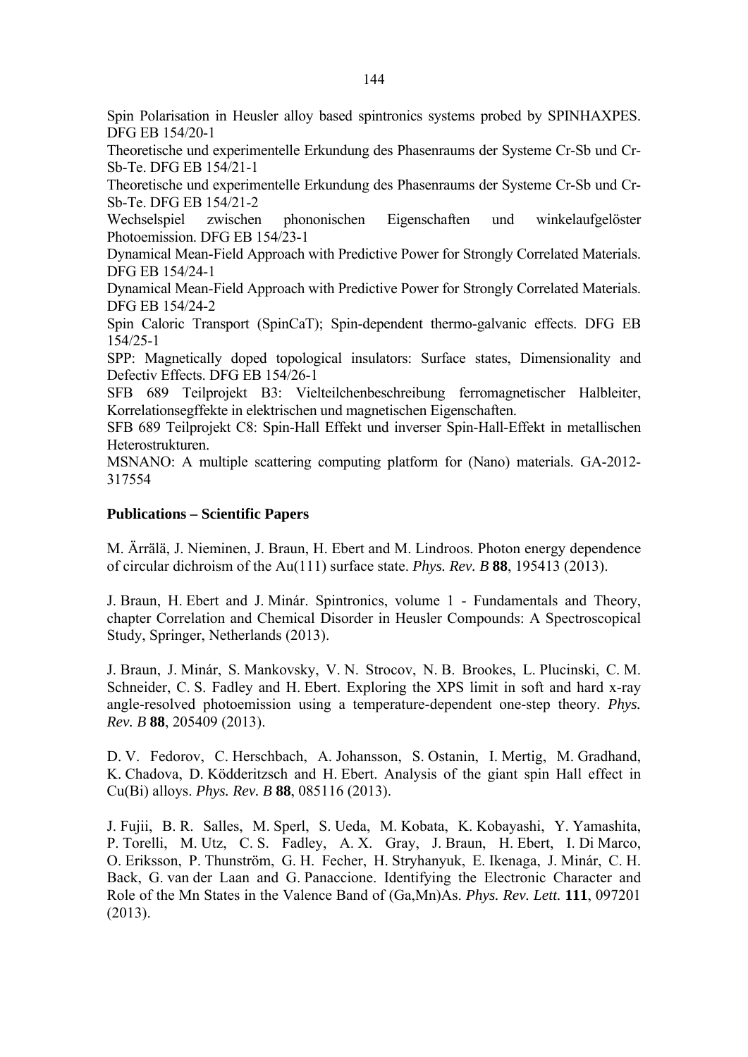Spin Polarisation in Heusler alloy based spintronics systems probed by SPINHAXPES. DFG EB 154/20-1

Theoretische und experimentelle Erkundung des Phasenraums der Systeme Cr-Sb und Cr-Sb-Te. DFG EB 154/21-1

Theoretische und experimentelle Erkundung des Phasenraums der Systeme Cr-Sb und Cr-Sb-Te. DFG EB 154/21-2

Wechselspiel zwischen phononischen Eigenschaften und winkelaufgelöster Photoemission. DFG EB 154/23-1

Dynamical Mean-Field Approach with Predictive Power for Strongly Correlated Materials. DFG EB 154/24-1

Dynamical Mean-Field Approach with Predictive Power for Strongly Correlated Materials. DFG EB 154/24-2

Spin Caloric Transport (SpinCaT); Spin-dependent thermo-galvanic effects. DFG EB 154/25-1

SPP: Magnetically doped topological insulators: Surface states, Dimensionality and Defectiv Effects. DFG EB 154/26-1

SFB 689 Teilprojekt B3: Vielteilchenbeschreibung ferromagnetischer Halbleiter, Korrelationsegffekte in elektrischen und magnetischen Eigenschaften.

SFB 689 Teilprojekt C8: Spin-Hall Effekt und inverser Spin-Hall-Effekt in metallischen Heterostrukturen.

MSNANO: A multiple scattering computing platform for (Nano) materials. GA-2012-317554

**Publications – Scientific Papers**

M. Ärrälä, J. Nieminen, J. Braun, H. Ebert and M. Lindroos. Photon energy dependence of circular dichroism of the Au(111) surface state. *Phys. Rev. B* **88**, 195413 (2013).

J. Braun, H. Ebert and J. Minár. Spintronics, volume 1 - Fundamentals and Theory, chapter Correlation and Chemical Disorder in Heusler Compounds: A Spectroscopical Study, Springer, Netherlands (2013).

J. Braun, J. Minár, S. Mankovsky, V. N. Strocov, N. B. Brookes, L. Plucinski, C. M. Schneider, C. S. Fadley and H. Ebert. Exploring the XPS limit in soft and hard x-ray angle-resolved photoemission using a temperature-dependent one-step theory. *Phys. Rev. B* **88**, 205409 (2013).

D. V. Fedorov, C. Herschbach, A. Johansson, S. Ostanin, I. Mertig, M. Gradhand, K. Chadova, D. Ködderitzsch and H. Ebert. Analysis of the giant spin Hall effect in Cu(Bi) alloys. *Phys. Rev. B* **88**, 085116 (2013).

J. Fujii, B. R. Salles, M. Sperl, S. Ueda, M. Kobata, K. Kobayashi, Y. Yamashita, P. Torelli, M. Utz, C. S. Fadley, A. X. Gray, J. Braun, H. Ebert, I. Di Marco, O. Eriksson, P. Thunström, G. H. Fecher, H. Stryhanyuk, E. Ikenaga, J. Minár, C. H. Back, G. van der Laan and G. Panaccione. Identifying the Electronic Character and Role of the Mn States in the Valence Band of (Ga,Mn)As. *Phys. Rev. Lett.* **111**, 097201 (2013).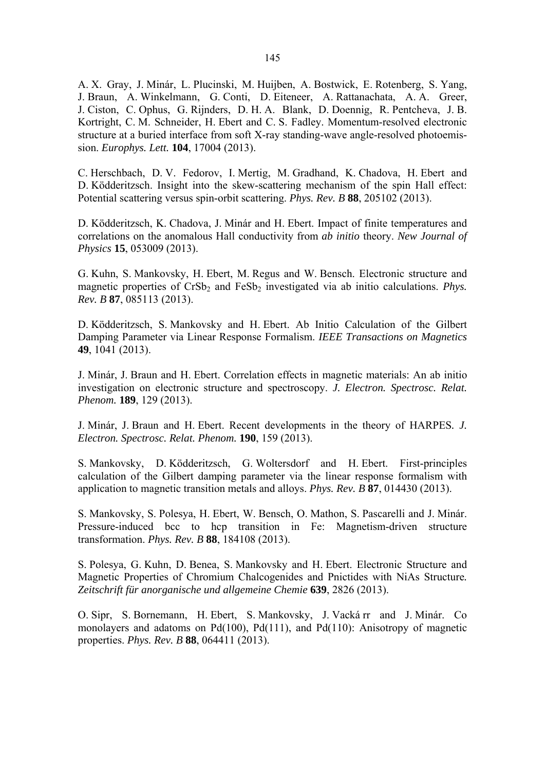A. X. Gray, J. Minár, L. Plucinski, M. Huijben, A. Bostwick, E. Rotenberg, S. Yang, J. Braun, A. Winkelmann, G. Conti, D. Eiteneer, A. Rattanachata, A. A. Greer, J. Ciston, C. Ophus, G. Rijnders, D. H. A. Blank, D. Doennig, R. Pentcheva, J. B. Kortright, C. M. Schneider, H. Ebert and C. S. Fadley. Momentum-resolved electronic structure at a buried interface from soft X-ray standing-wave angle-resolved photoemission. *Europhys. Lett.* **104**, 17004 (2013).

C. Herschbach, D. V. Fedorov, I. Mertig, M. Gradhand, K. Chadova, H. Ebert and D. Ködderitzsch. Insight into the skew-scattering mechanism of the spin Hall effect: Potential scattering versus spin-orbit scattering. *Phys. Rev. B* **88**, 205102 (2013).

D. Ködderitzsch, K. Chadova, J. Minár and H. Ebert. Impact of finite temperatures and correlations on the anomalous Hall conductivity from *ab initio* theory. *New Journal of Physics* **15**, 053009 (2013).

G. Kuhn, S. Mankovsky, H. Ebert, M. Regus and W. Bensch. Electronic structure and magnetic properties of $CrSb_2$ and $FeSb_2$ investigated via ab initio calculations. *Phys. Rev. B* **87**, 085113 (2013).

D. Ködderitzsch, S. Mankovsky and H. Ebert. Ab Initio Calculation of the Gilbert Damping Parameter via Linear Response Formalism. *IEEE Transactions on Magnetics* **49**, 1041 (2013).

J. Minár, J. Braun and H. Ebert. Correlation effects in magnetic materials: An ab initio investigation on electronic structure and spectroscopy. *J. Electron. Spectrosc. Relat. Phenom.* **189**, 129 (2013).

J. Minár, J. Braun and H. Ebert. Recent developments in the theory of HARPES. *J. Electron. Spectrosc. Relat. Phenom.* **190**, 159 (2013).

S. Mankovsky, D. Ködderitzsch, G. Woltersdorf and H. Ebert. First-principles calculation of the Gilbert damping parameter via the linear response formalism with application to magnetic transition metals and alloys. *Phys. Rev. B* **87**, 014430 (2013).

S. Mankovsky, S. Polesya, H. Ebert, W. Bensch, O. Mathon, S. Pascarelli and J. Minár. Pressure-induced bcc to hcp transition in Fe: Magnetism-driven structure transformation. *Phys. Rev. B* **88**, 184108 (2013).

S. Polesya, G. Kuhn, D. Benea, S. Mankovsky and H. Ebert. Electronic Structure and Magnetic Properties of Chromium Chalcogenides and Pnictides with NiAs Structure. *Zeitschrift für anorganische und allgemeine Chemie* **639**, 2826 (2013).

O. Sipr, S. Bornemann, H. Ebert, S. Mankovsky, J. Vacká rr and J. Minár. Co monolayers and adatoms on Pd(100), Pd(111), and Pd(110): Anisotropy of magnetic properties. *Phys. Rev. B* **88**, 064411 (2013).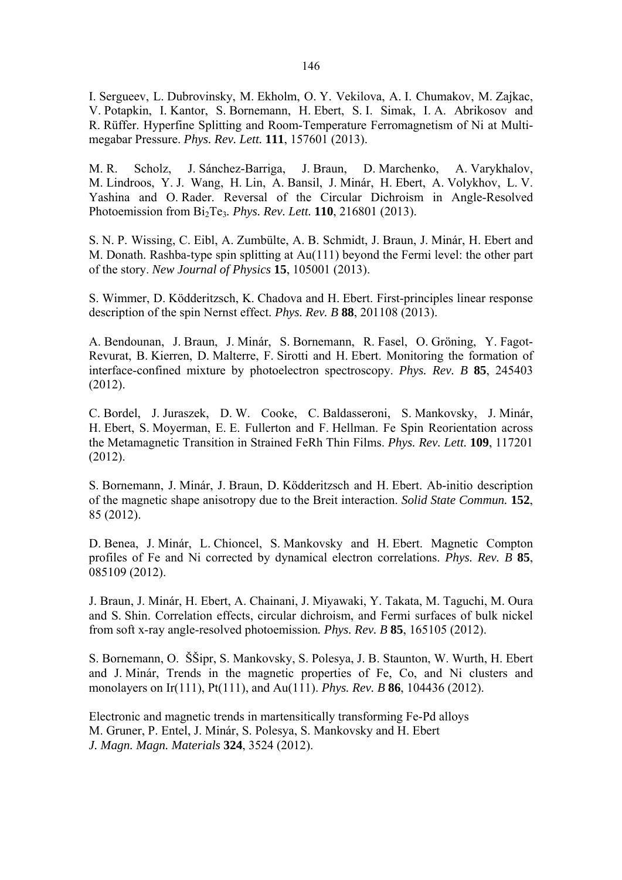I. Sergueev, L. Dubrovinsky, M. Ekholm, O. Y. Vekilova, A. I. Chumakov, M. Zajkac, V. Potapkin, I. Kantor, S. Bornemann, H. Ebert, S. I. Simak, I. A. Abrikosov and R. Rüffer. Hyperfine Splitting and Room-Temperature Ferromagnetism of Ni at Multi-megabar Pressure. *Phys. Rev. Lett.* **111**, 157601 (2013).

M. R. Scholz, J. Sánchez-Barriga, J. Braun, D. Marchenko, A. Varykhalov, M. Lindroos, Y. J. Wang, H. Lin, A. Bansil, J. Minár, H. Ebert, A. Volykhov, L. V. Yashina and O. Rader. Reversal of the Circular Dichroism in Angle-Resolved Photoemission from $Bi_2Te_3$. *Phys. Rev. Lett.* **110**, 216801 (2013).

S. N. P. Wissing, C. Eibl, A. Zumbülte, A. B. Schmidt, J. Braun, J. Minár, H. Ebert and M. Donath. Rashba-type spin splitting at Au(111) beyond the Fermi level: the other part of the story. *New Journal of Physics* **15**, 105001 (2013).

S. Wimmer, D. Ködderitzsch, K. Chadova and H. Ebert. First-principles linear response description of the spin Nernst effect. *Phys. Rev. B* **88**, 201108 (2013).

A. Bendounan, J. Braun, J. Minár, S. Bornemann, R. Fasel, O. Gröning, Y. Fagot-Revurat, B. Kierren, D. Malterre, F. Sirotti and H. Ebert. Monitoring the formation of interface-confined mixture by photoelectron spectroscopy. *Phys. Rev. B* **85**, 245403 (2012).

C. Bordel, J. Juraszek, D. W. Cooke, C. Baldasseroni, S. Mankovsky, J. Minár, H. Ebert, S. Moyerman, E. E. Fullerton and F. Hellman. Fe Spin Reorientation across the Metamagnetic Transition in Strained FeRh Thin Films. *Phys. Rev. Lett.* **109**, 117201 (2012).

S. Bornemann, J. Minár, J. Braun, D. Ködderitzsch and H. Ebert. Ab-initio description of the magnetic shape anisotropy due to the Breit interaction. *Solid State Commun.* **152**, 85 (2012).

D. Benea, J. Minár, L. Chioncel, S. Mankovsky and H. Ebert. Magnetic Compton profiles of Fe and Ni corrected by dynamical electron correlations. *Phys. Rev. B* **85**, 085109 (2012).

J. Braun, J. Minár, H. Ebert, A. Chainani, J. Miyawaki, Y. Takata, M. Taguchi, M. Oura and S. Shin. Correlation effects, circular dichroism, and Fermi surfaces of bulk nickel from soft x-ray angle-resolved photoemission. *Phys. Rev. B* **85**, 165105 (2012).

S. Bornemann, O. ŠŠipr, S. Mankovsky, S. Polesya, J. B. Staunton, W. Wurth, H. Ebert and J. Minár, Trends in the magnetic properties of Fe, Co, and Ni clusters and monolayers on Ir(111), Pt(111), and Au(111). *Phys. Rev. B* **86**, 104436 (2012).

Electronic and magnetic trends in martensitically transforming Fe-Pd alloys
M. Gruner, P. Entel, J. Minár, S. Polesya, S. Mankovsky and H. Ebert
*J. Magn. Magn. Materials* **324**, 3524 (2012).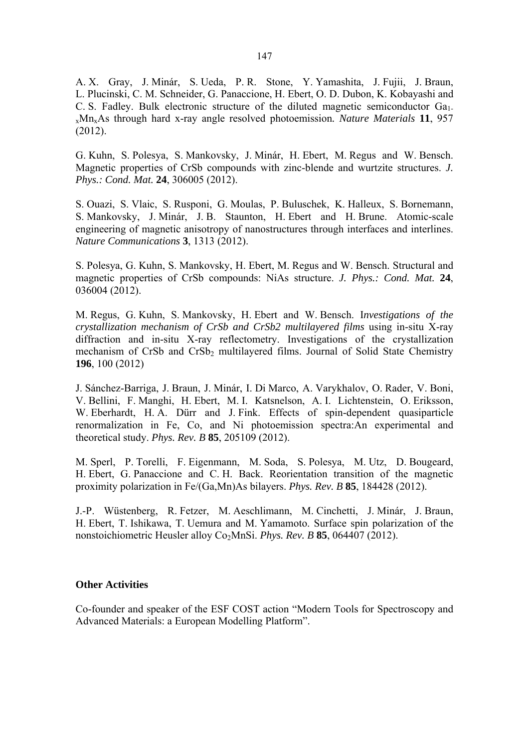A. X. Gray, J. Minár, S. Ueda, P. R. Stone, Y. Yamashita, J. Fujii, J. Braun, L. Plucinski, C. M. Schneider, G. Panaccione, H. Ebert, O. D. Dubon, K. Kobayashi and C. S. Fadley. Bulk electronic structure of the diluted magnetic semiconductor $Ga_{1-x}Mn_xAs$ through hard x-ray angle resolved photoemission. *Nature Materials* **11**, 957 (2012).

G. Kuhn, S. Polesya, S. Mankovsky, J. Minár, H. Ebert, M. Regus and W. Bensch. Magnetic properties of CrSb compounds with zinc-blende and wurtzite structures. *J. Phys.: Cond. Mat.* **24**, 306005 (2012).

S. Ouazi, S. Vlaic, S. Rusponi, G. Moulas, P. Buluschek, K. Halleux, S. Bornemann, S. Mankovsky, J. Minár, J. B. Staunton, H. Ebert and H. Brune. Atomic-scale engineering of magnetic anisotropy of nanostructures through interfaces and interlines. *Nature Communications* **3**, 1313 (2012).

S. Polesya, G. Kuhn, S. Mankovsky, H. Ebert, M. Regus and W. Bensch. Structural and magnetic properties of CrSb compounds: NiAs structure. *J. Phys.: Cond. Mat.* **24**, 036004 (2012).

M. Regus, G. Kuhn, S. Mankovsky, H. Ebert and W. Bensch. I*nvestigations of the crystallization mechanism of CrSb and CrSb2 multilayered films* using in-situ X-ray diffraction and in-situ X-ray reflectometry. Investigations of the crystallization mechanism of CrSb and $CrSb_2$ multilayered films. Journal of Solid State Chemistry **196**, 100 (2012)

J. Sánchez-Barriga, J. Braun, J. Minár, I. Di Marco, A. Varykhalov, O. Rader, V. Boni, V. Bellini, F. Manghi, H. Ebert, M. I. Katsnelson, A. I. Lichtenstein, O. Eriksson, W. Eberhardt, H. A. Dürr and J. Fink. Effects of spin-dependent quasiparticle renormalization in Fe, Co, and Ni photoemission spectra:An experimental and theoretical study. *Phys. Rev. B* **85**, 205109 (2012).

M. Sperl, P. Torelli, F. Eigenmann, M. Soda, S. Polesya, M. Utz, D. Bougeard, H. Ebert, G. Panaccione and C. H. Back. Reorientation transition of the magnetic proximity polarization in Fe/(Ga,Mn)As bilayers. *Phys. Rev. B* **85**, 184428 (2012).

J.-P. Wüstenberg, R. Fetzer, M. Aeschlimann, M. Cinchetti, J. Minár, J. Braun, H. Ebert, T. Ishikawa, T. Uemura and M. Yamamoto. Surface spin polarization of the nonstoichiometric Heusler alloy $Co_2MnSi$. *Phys. Rev. B* **85**, 064407 (2012).

**Other Activities**

Co-founder and speaker of the ESF COST action “Modern Tools for Spectroscopy and Advanced Materials: a European Modelling Platform”.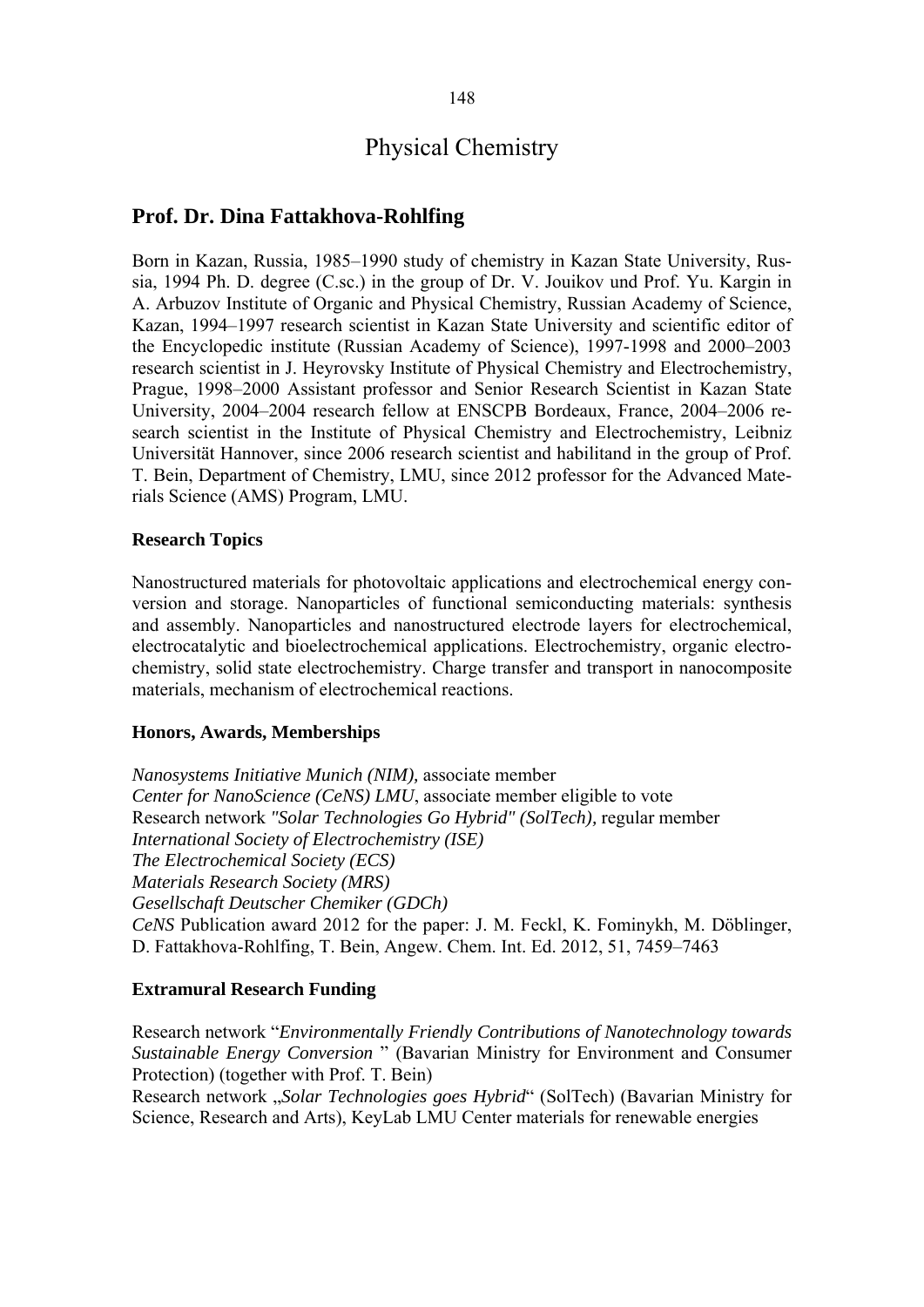# Physical Chemistry

## Prof. Dr. Dina Fattakhova-Rohlfing

Born in Kazan, Russia, 1985–1990 study of chemistry in Kazan State University, Russia, 1994 Ph. D. degree (C.sc.) in the group of Dr. V. Jouikov und Prof. Yu. Kargin in A. Arbuzov Institute of Organic and Physical Chemistry, Russian Academy of Science, Kazan, 1994–1997 research scientist in Kazan State University and scientific editor of the Encyclopedic institute (Russian Academy of Science), 1997-1998 and 2000–2003 research scientist in J. Heyrovsky Institute of Physical Chemistry and Electrochemistry, Prague, 1998–2000 Assistant professor and Senior Research Scientist in Kazan State University, 2004–2004 research fellow at ENSCPB Bordeaux, France, 2004–2006 research scientist in the Institute of Physical Chemistry and Electrochemistry, Leibniz Universität Hannover, since 2006 research scientist and habilitand in the group of Prof. T. Bein, Department of Chemistry, LMU, since 2012 professor for the Advanced Materials Science (AMS) Program, LMU.

### Research Topics

Nanostructured materials for photovoltaic applications and electrochemical energy conversion and storage. Nanoparticles of functional semiconducting materials: synthesis and assembly. Nanoparticles and nanostructured electrode layers for electrochemical, electrocatalytic and bioelectrochemical applications. Electrochemistry, organic electrochemistry, solid state electrochemistry. Charge transfer and transport in nanocomposite materials, mechanism of electrochemical reactions.

### Honors, Awards, Memberships

*Nanosystems Initiative Munich (NIM),* associate member
*Center for NanoScience (CeNS) LMU*, associate member eligible to vote
Research network *"Solar Technologies Go Hybrid" (SolTech),* regular member
*International Society of Electrochemistry (ISE)*
*The Electrochemical Society (ECS)*
*Materials Research Society (MRS)*
*Gesellschaft Deutscher Chemiker (GDCh)*
*CeNS* Publication award 2012 for the paper: J. M. Feckl, K. Fominykh, M. Döblinger, D. Fattakhova-Rohlfing, T. Bein, Angew. Chem. Int. Ed. 2012, 51, 7459–7463

### Extramural Research Funding

Research network "*Environmentally Friendly Contributions of Nanotechnology towards Sustainable Energy Conversion* " (Bavarian Ministry for Environment and Consumer Protection) (together with Prof. T. Bein)
Research network „*Solar Technologies goes Hybrid*" (SolTech) (Bavarian Ministry for Science, Research and Arts), KeyLab LMU Center materials for renewable energies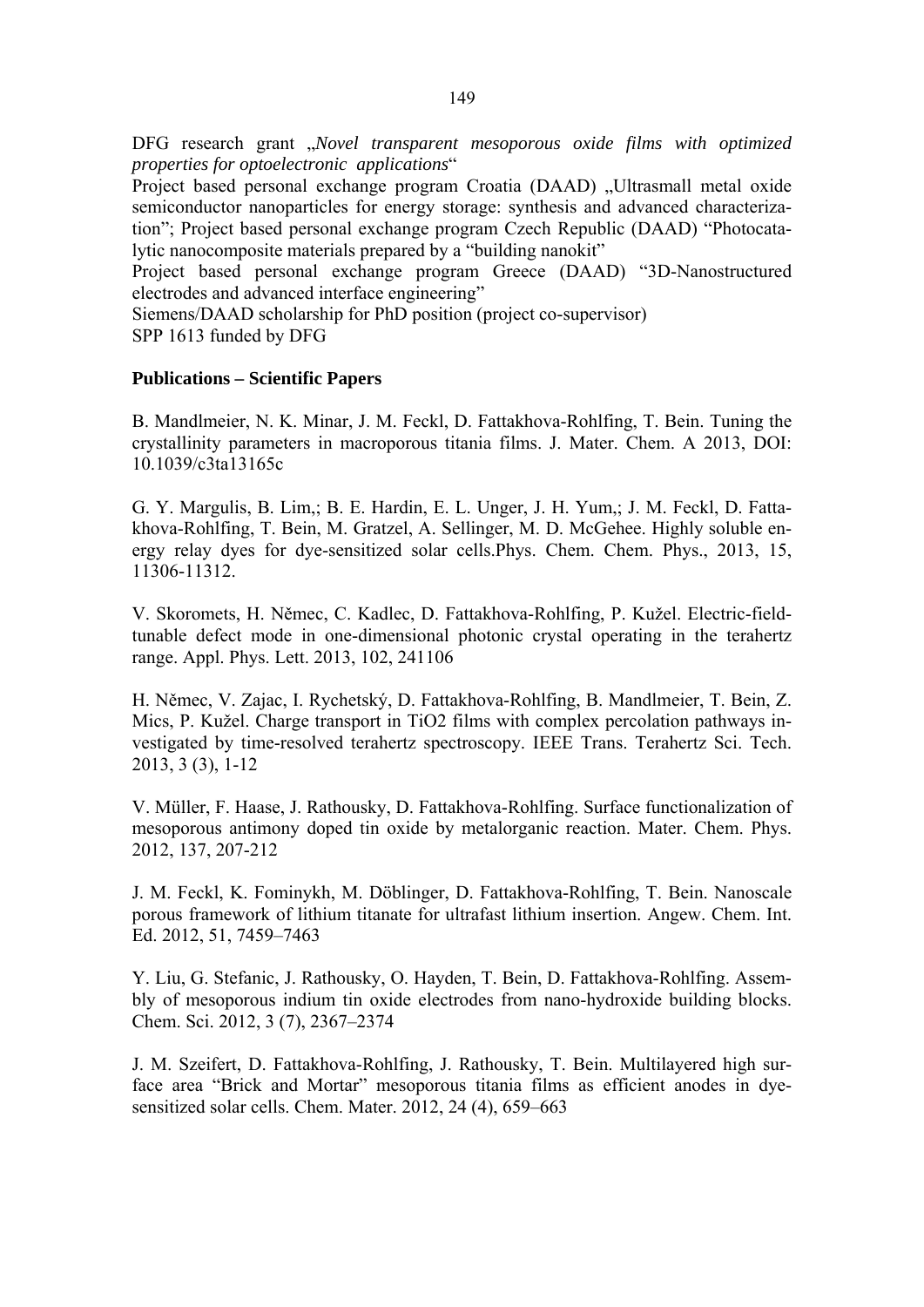DFG research grant „*Novel transparent mesoporous oxide films with optimized properties for optoelectronic applications*"

Project based personal exchange program Croatia (DAAD) „Ultrasmall metal oxide semiconductor nanoparticles for energy storage: synthesis and advanced characterization"; Project based personal exchange program Czech Republic (DAAD) "Photocatalytic nanocomposite materials prepared by a "building nanokit"

Project based personal exchange program Greece (DAAD) "3D-Nanostructured electrodes and advanced interface engineering"

Siemens/DAAD scholarship for PhD position (project co-supervisor)

SPP 1613 funded by DFG

**Publications – Scientific Papers**

B. Mandlmeier, N. K. Minar, J. M. Feckl, D. Fattakhova-Rohlfing, T. Bein. Tuning the crystallinity parameters in macroporous titania films. J. Mater. Chem. A 2013, DOI: 10.1039/c3ta13165c

G. Y. Margulis, B. Lim,; B. E. Hardin, E. L. Unger, J. H. Yum,; J. M. Feckl, D. Fattakhova-Rohlfing, T. Bein, M. Gratzel, A. Sellinger, M. D. McGehee. Highly soluble energy relay dyes for dye-sensitized solar cells.Phys. Chem. Chem. Phys., 2013, 15, 11306-11312.

V. Skoromets, H. Němec, C. Kadlec, D. Fattakhova-Rohlfing, P. Kužel. Electric-field-tunable defect mode in one-dimensional photonic crystal operating in the terahertz range. Appl. Phys. Lett. 2013, 102, 241106

H. Němec, V. Zajac, I. Rychetský, D. Fattakhova-Rohlfing, B. Mandlmeier, T. Bein, Z. Mics, P. Kužel. Charge transport in TiO2 films with complex percolation pathways investigated by time-resolved terahertz spectroscopy. IEEE Trans. Terahertz Sci. Tech. 2013, 3 (3), 1-12

V. Müller, F. Haase, J. Rathousky, D. Fattakhova-Rohlfing. Surface functionalization of mesoporous antimony doped tin oxide by metalorganic reaction. Mater. Chem. Phys. 2012, 137, 207-212

J. M. Feckl, K. Fominykh, M. Döblinger, D. Fattakhova-Rohlfing, T. Bein. Nanoscale porous framework of lithium titanate for ultrafast lithium insertion. Angew. Chem. Int. Ed. 2012, 51, 7459–7463

Y. Liu, G. Stefanic, J. Rathousky, O. Hayden, T. Bein, D. Fattakhova-Rohlfing. Assembly of mesoporous indium tin oxide electrodes from nano-hydroxide building blocks. Chem. Sci. 2012, 3 (7), 2367–2374

J. M. Szeifert, D. Fattakhova-Rohlfing, J. Rathousky, T. Bein. Multilayered high surface area "Brick and Mortar" mesoporous titania films as efficient anodes in dye-sensitized solar cells. Chem. Mater. 2012, 24 (4), 659–663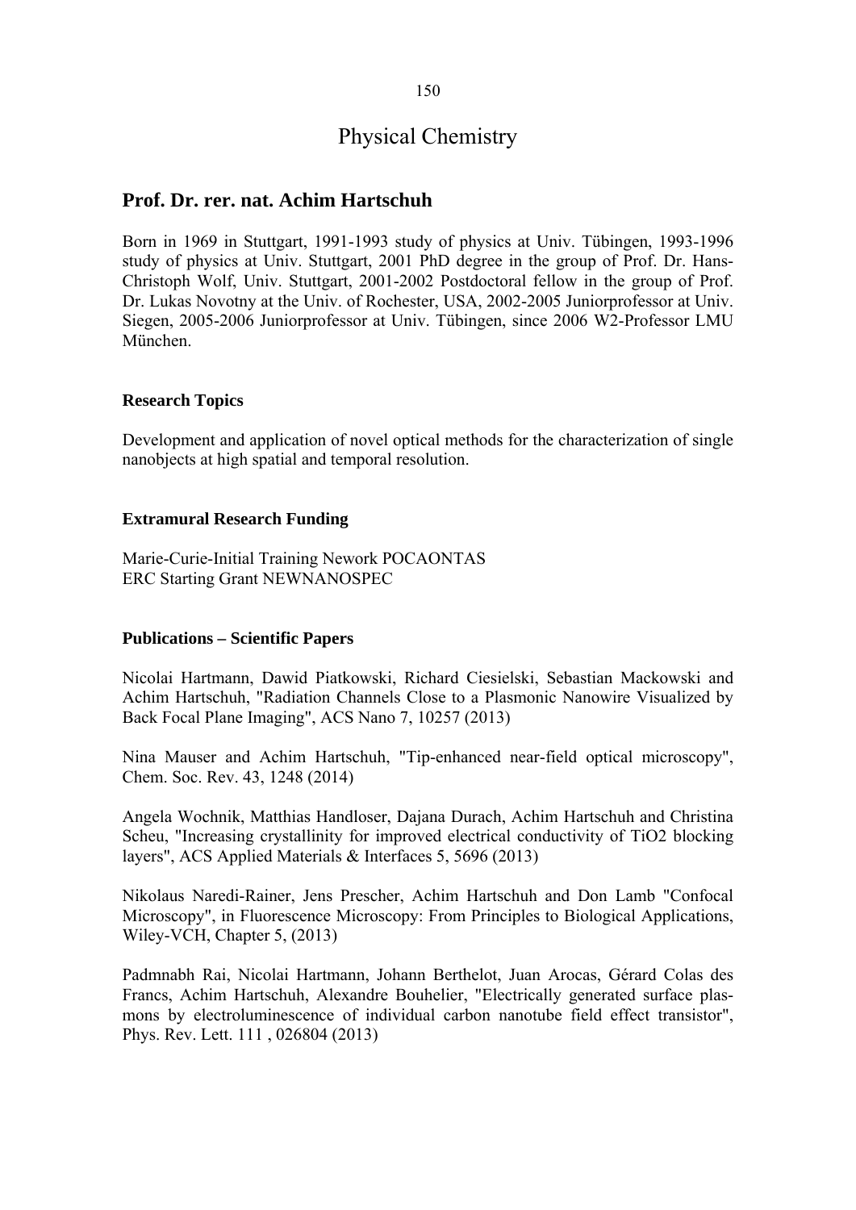# Physical Chemistry

## Prof. Dr. rer. nat. Achim Hartschuh

Born in 1969 in Stuttgart, 1991-1993 study of physics at Univ. Tübingen, 1993-1996 study of physics at Univ. Stuttgart, 2001 PhD degree in the group of Prof. Dr. Hans-Christoph Wolf, Univ. Stuttgart, 2001-2002 Postdoctoral fellow in the group of Prof. Dr. Lukas Novotny at the Univ. of Rochester, USA, 2002-2005 Juniorprofessor at Univ. Siegen, 2005-2006 Juniorprofessor at Univ. Tübingen, since 2006 W2-Professor LMU München.

### Research Topics

Development and application of novel optical methods for the characterization of single nanobjects at high spatial and temporal resolution.

### Extramural Research Funding

Marie-Curie-Initial Training Nework POCAONTAS
ERC Starting Grant NEWNANOSPEC

### Publications – Scientific Papers

Nicolai Hartmann, Dawid Piatkowski, Richard Ciesielski, Sebastian Mackowski and Achim Hartschuh, "Radiation Channels Close to a Plasmonic Nanowire Visualized by Back Focal Plane Imaging", ACS Nano 7, 10257 (2013)

Nina Mauser and Achim Hartschuh, "Tip-enhanced near-field optical microscopy", Chem. Soc. Rev. 43, 1248 (2014)

Angela Wochnik, Matthias Handloser, Dajana Durach, Achim Hartschuh and Christina Scheu, "Increasing crystallinity for improved electrical conductivity of $TiO_2$ blocking layers", ACS Applied Materials & Interfaces 5, 5696 (2013)

Nikolaus Naredi-Rainer, Jens Prescher, Achim Hartschuh and Don Lamb "Confocal Microscopy", in Fluorescence Microscopy: From Principles to Biological Applications, Wiley-VCH, Chapter 5, (2013)

Padmnabh Rai, Nicolai Hartmann, Johann Berthelot, Juan Arocas, Gérard Colas des Francs, Achim Hartschuh, Alexandre Bouhelier, "Electrically generated surface plasmons by electroluminescence of individual carbon nanotube field effect transistor", Phys. Rev. Lett. 111 , 026804 (2013)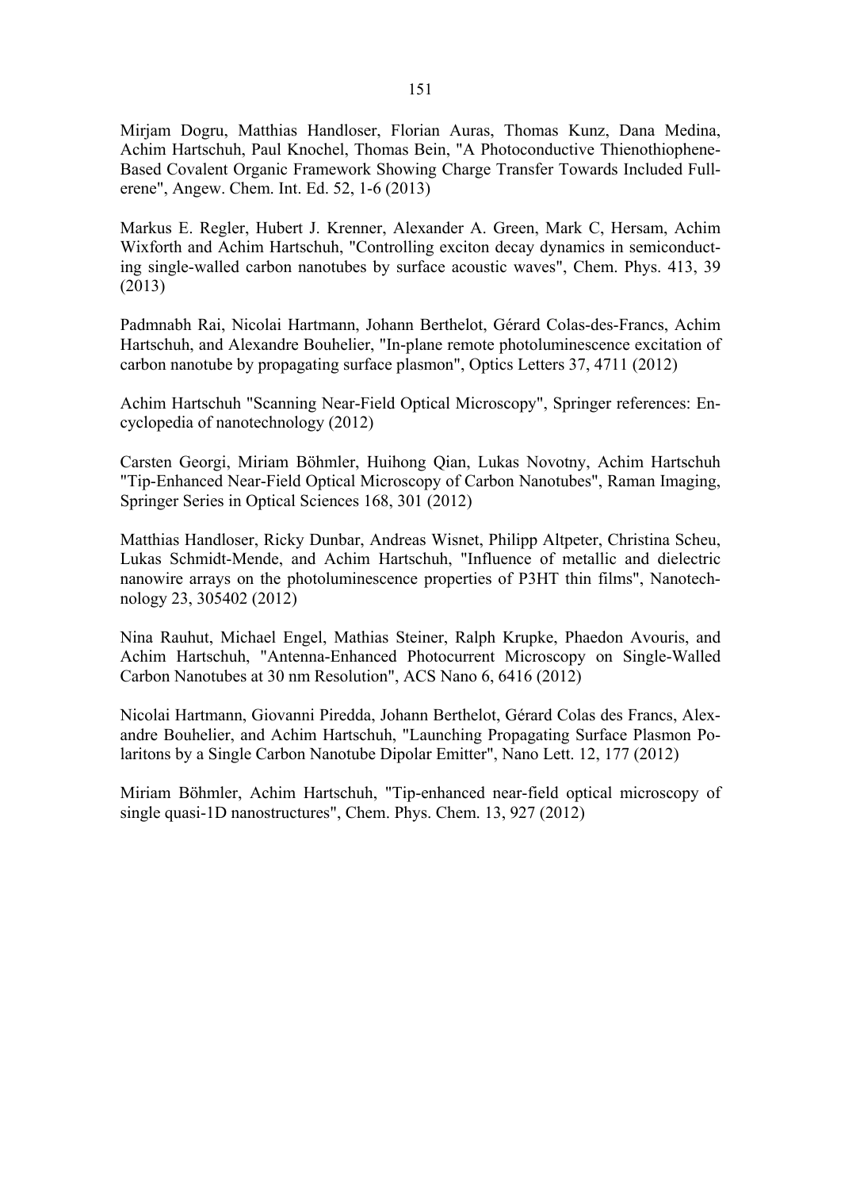Mirjam Dogru, Matthias Handloser, Florian Auras, Thomas Kunz, Dana Medina, Achim Hartschuh, Paul Knochel, Thomas Bein, "A Photoconductive Thienothiophene-Based Covalent Organic Framework Showing Charge Transfer Towards Included Fullerene", Angew. Chem. Int. Ed. 52, 1-6 (2013)

Markus E. Regler, Hubert J. Krenner, Alexander A. Green, Mark C, Hersam, Achim Wixforth and Achim Hartschuh, "Controlling exciton decay dynamics in semiconducting single-walled carbon nanotubes by surface acoustic waves", Chem. Phys. 413, 39 (2013)

Padmnabh Rai, Nicolai Hartmann, Johann Berthelot, Gérard Colas-des-Francs, Achim Hartschuh, and Alexandre Bouhelier, "In-plane remote photoluminescence excitation of carbon nanotube by propagating surface plasmon", Optics Letters 37, 4711 (2012)

Achim Hartschuh "Scanning Near-Field Optical Microscopy", Springer references: Encyclopedia of nanotechnology (2012)

Carsten Georgi, Miriam Böhmler, Huihong Qian, Lukas Novotny, Achim Hartschuh "Tip-Enhanced Near-Field Optical Microscopy of Carbon Nanotubes", Raman Imaging, Springer Series in Optical Sciences 168, 301 (2012)

Matthias Handloser, Ricky Dunbar, Andreas Wisnet, Philipp Altpeter, Christina Scheu, Lukas Schmidt-Mende, and Achim Hartschuh, "Influence of metallic and dielectric nanowire arrays on the photoluminescence properties of P3HT thin films", Nanotechnology 23, 305402 (2012)

Nina Rauhut, Michael Engel, Mathias Steiner, Ralph Krupke, Phaedon Avouris, and Achim Hartschuh, "Antenna-Enhanced Photocurrent Microscopy on Single-Walled Carbon Nanotubes at 30 nm Resolution", ACS Nano 6, 6416 (2012)

Nicolai Hartmann, Giovanni Piredda, Johann Berthelot, Gérard Colas des Francs, Alexandre Bouhelier, and Achim Hartschuh, "Launching Propagating Surface Plasmon Polaritons by a Single Carbon Nanotube Dipolar Emitter", Nano Lett. 12, 177 (2012)

Miriam Böhmler, Achim Hartschuh, "Tip-enhanced near-field optical microscopy of single quasi-1D nanostructures", Chem. Phys. Chem. 13, 927 (2012)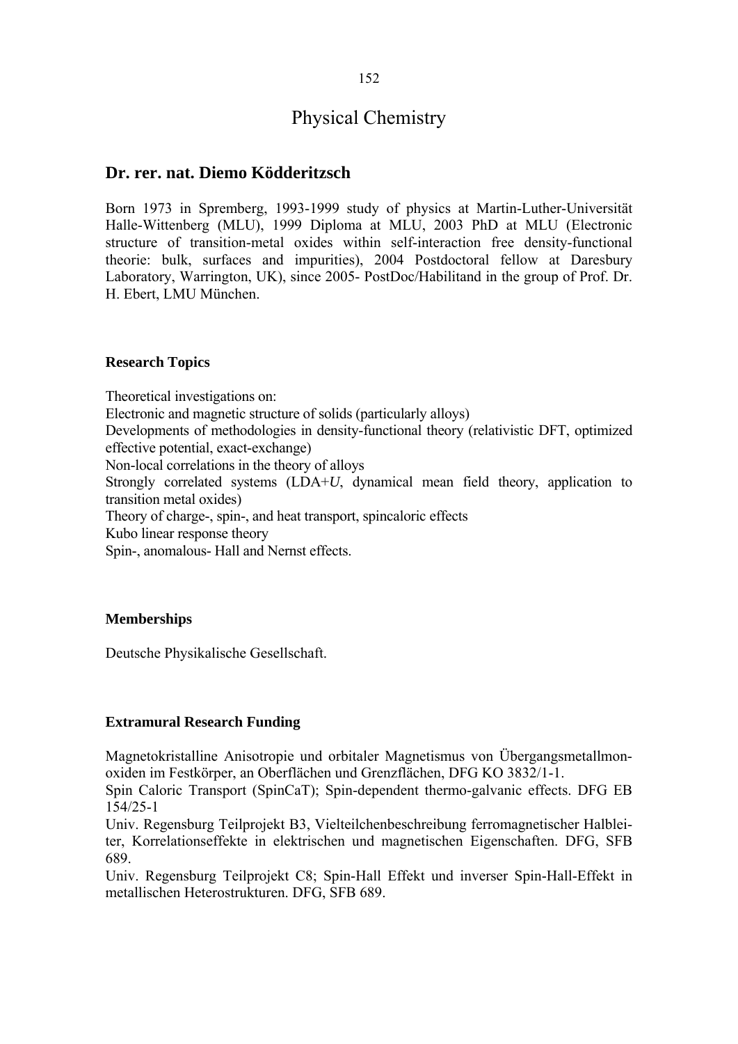# Physical Chemistry

## Dr. rer. nat. Diemo Ködderitzsch

Born 1973 in Spremberg, 1993-1999 study of physics at Martin-Luther-Universität Halle-Wittenberg (MLU), 1999 Diploma at MLU, 2003 PhD at MLU (Electronic structure of transition-metal oxides within self-interaction free density-functional theorie: bulk, surfaces and impurities), 2004 Postdoctoral fellow at Daresbury Laboratory, Warrington, UK), since 2005- PostDoc/Habilitand in the group of Prof. Dr. H. Ebert, LMU München.

### Research Topics

Theoretical investigations on:
Electronic and magnetic structure of solids (particularly alloys)
Developments of methodologies in density-functional theory (relativistic DFT, optimized effective potential, exact-exchange)
Non-local correlations in the theory of alloys
Strongly correlated systems (LDA+*U*, dynamical mean field theory, application to transition metal oxides)
Theory of charge-, spin-, and heat transport, spincaloric effects
Kubo linear response theory
Spin-, anomalous- Hall and Nernst effects.

### Memberships

Deutsche Physikalische Gesellschaft.

### Extramural Research Funding

Magnetokristalline Anisotropie und orbitaler Magnetismus von Übergangsmetallmonoxiden im Festkörper, an Oberflächen und Grenzflächen, DFG KO 3832/1-1.
Spin Caloric Transport (SpinCaT); Spin-dependent thermo-galvanic effects. DFG EB 154/25-1
Univ. Regensburg Teilprojekt B3, Vielteilchenbeschreibung ferromagnetischer Halbleiter, Korrelationseffekte in elektrischen und magnetischen Eigenschaften. DFG, SFB 689.
Univ. Regensburg Teilprojekt C8; Spin-Hall Effekt und inverser Spin-Hall-Effekt in metallischen Heterostrukturen. DFG, SFB 689.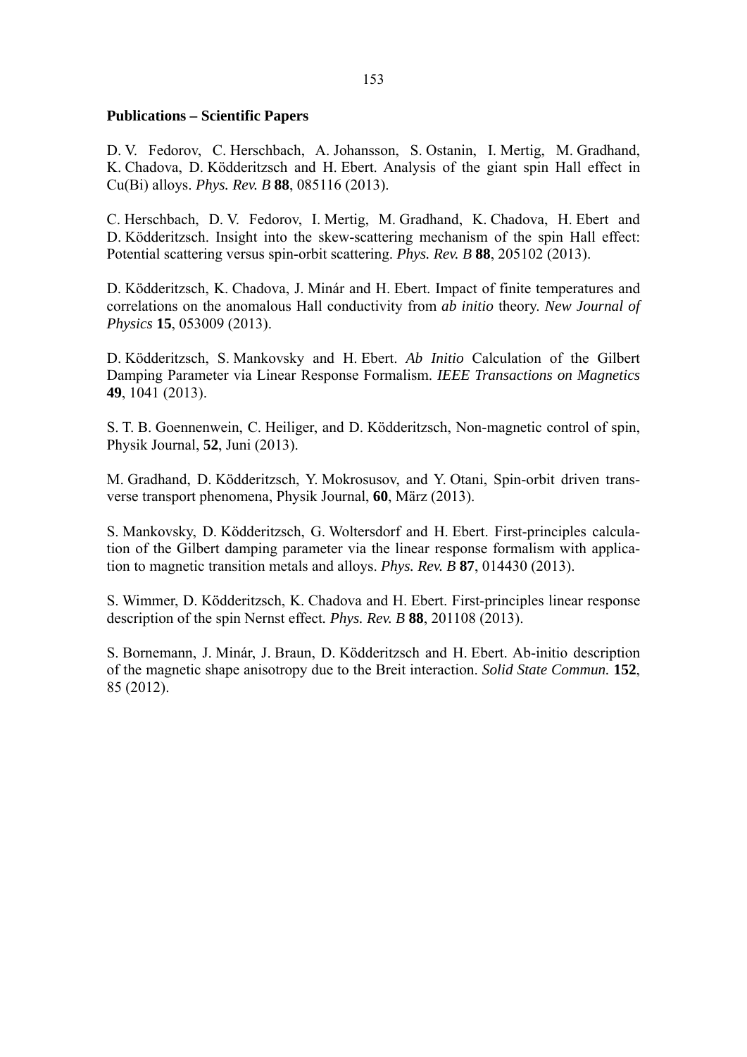**Publications – Scientific Papers**

D. V. Fedorov, C. Herschbach, A. Johansson, S. Ostanin, I. Mertig, M. Gradhand, K. Chadova, D. Ködderitzsch and H. Ebert. Analysis of the giant spin Hall effect in Cu(Bi) alloys. *Phys. Rev. B* **88**, 085116 (2013).

C. Herschbach, D. V. Fedorov, I. Mertig, M. Gradhand, K. Chadova, H. Ebert and D. Ködderitzsch. Insight into the skew-scattering mechanism of the spin Hall effect: Potential scattering versus spin-orbit scattering. *Phys. Rev. B* **88**, 205102 (2013).

D. Ködderitzsch, K. Chadova, J. Minár and H. Ebert. Impact of finite temperatures and correlations on the anomalous Hall conductivity from *ab initio* theory. *New Journal of Physics* **15**, 053009 (2013).

D. Ködderitzsch, S. Mankovsky and H. Ebert. *Ab Initio* Calculation of the Gilbert Damping Parameter via Linear Response Formalism. *IEEE Transactions on Magnetics* **49**, 1041 (2013).

S. T. B. Goennenwein, C. Heiliger, and D. Ködderitzsch, Non-magnetic control of spin, Physik Journal, **52**, Juni (2013).

M. Gradhand, D. Ködderitzsch, Y. Mokrosusov, and Y. Otani, Spin-orbit driven transverse transport phenomena, Physik Journal, **60**, März (2013).

S. Mankovsky, D. Ködderitzsch, G. Woltersdorf and H. Ebert. First-principles calculation of the Gilbert damping parameter via the linear response formalism with application to magnetic transition metals and alloys. *Phys. Rev. B* **87**, 014430 (2013).

S. Wimmer, D. Ködderitzsch, K. Chadova and H. Ebert. First-principles linear response description of the spin Nernst effect. *Phys. Rev. B* **88**, 201108 (2013).

S. Bornemann, J. Minár, J. Braun, D. Ködderitzsch and H. Ebert. Ab-initio description of the magnetic shape anisotropy due to the Breit interaction. *Solid State Commun.* **152**, 85 (2012).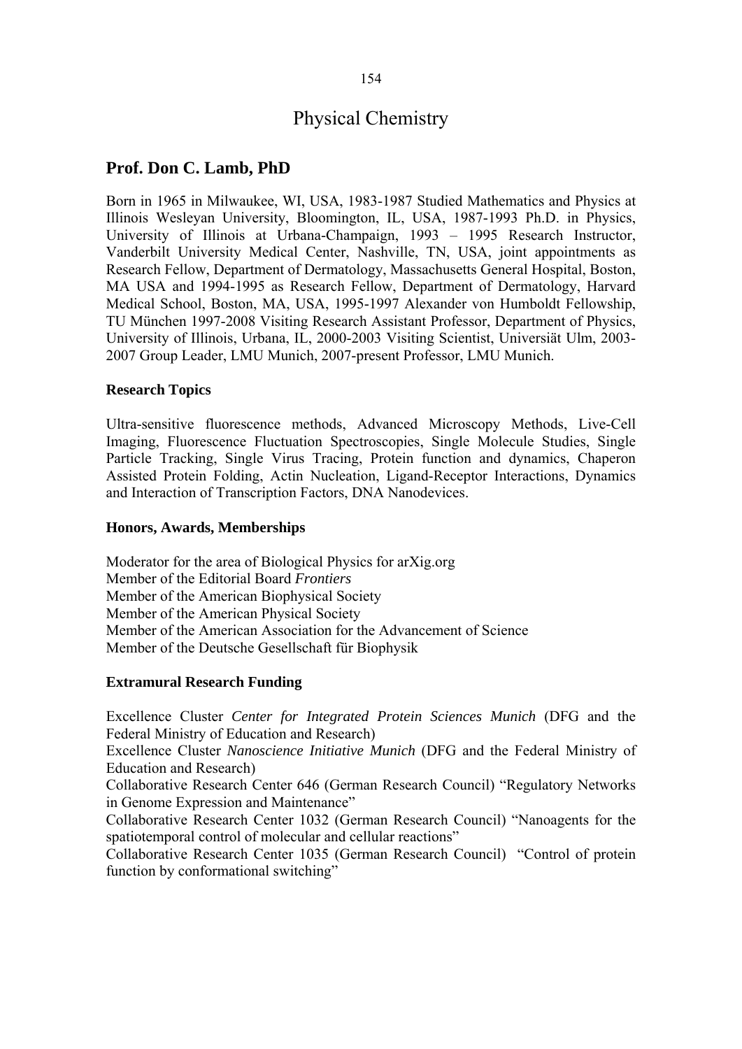# Physical Chemistry

## Prof. Don C. Lamb, PhD

Born in 1965 in Milwaukee, WI, USA, 1983-1987 Studied Mathematics and Physics at Illinois Wesleyan University, Bloomington, IL, USA, 1987-1993 Ph.D. in Physics, University of Illinois at Urbana-Champaign, 1993 – 1995 Research Instructor, Vanderbilt University Medical Center, Nashville, TN, USA, joint appointments as Research Fellow, Department of Dermatology, Massachusetts General Hospital, Boston, MA USA and 1994-1995 as Research Fellow, Department of Dermatology, Harvard Medical School, Boston, MA, USA, 1995-1997 Alexander von Humboldt Fellowship, TU München 1997-2008 Visiting Research Assistant Professor, Department of Physics, University of Illinois, Urbana, IL, 2000-2003 Visiting Scientist, Universiät Ulm, 2003-2007 Group Leader, LMU Munich, 2007-present Professor, LMU Munich.

### Research Topics

Ultra-sensitive fluorescence methods, Advanced Microscopy Methods, Live-Cell Imaging, Fluorescence Fluctuation Spectroscopies, Single Molecule Studies, Single Particle Tracking, Single Virus Tracing, Protein function and dynamics, Chaperon Assisted Protein Folding, Actin Nucleation, Ligand-Receptor Interactions, Dynamics and Interaction of Transcription Factors, DNA Nanodevices.

### Honors, Awards, Memberships

Moderator for the area of Biological Physics for arXig.org
Member of the Editorial Board *Frontiers*
Member of the American Biophysical Society
Member of the American Physical Society
Member of the American Association for the Advancement of Science
Member of the Deutsche Gesellschaft für Biophysik

### Extramural Research Funding

Excellence Cluster *Center for Integrated Protein Sciences Munich* (DFG and the Federal Ministry of Education and Research)
Excellence Cluster *Nanoscience Initiative Munich* (DFG and the Federal Ministry of Education and Research)
Collaborative Research Center 646 (German Research Council) "Regulatory Networks in Genome Expression and Maintenance"
Collaborative Research Center 1032 (German Research Council) "Nanoagents for the spatiotemporal control of molecular and cellular reactions"
Collaborative Research Center 1035 (German Research Council) "Control of protein function by conformational switching"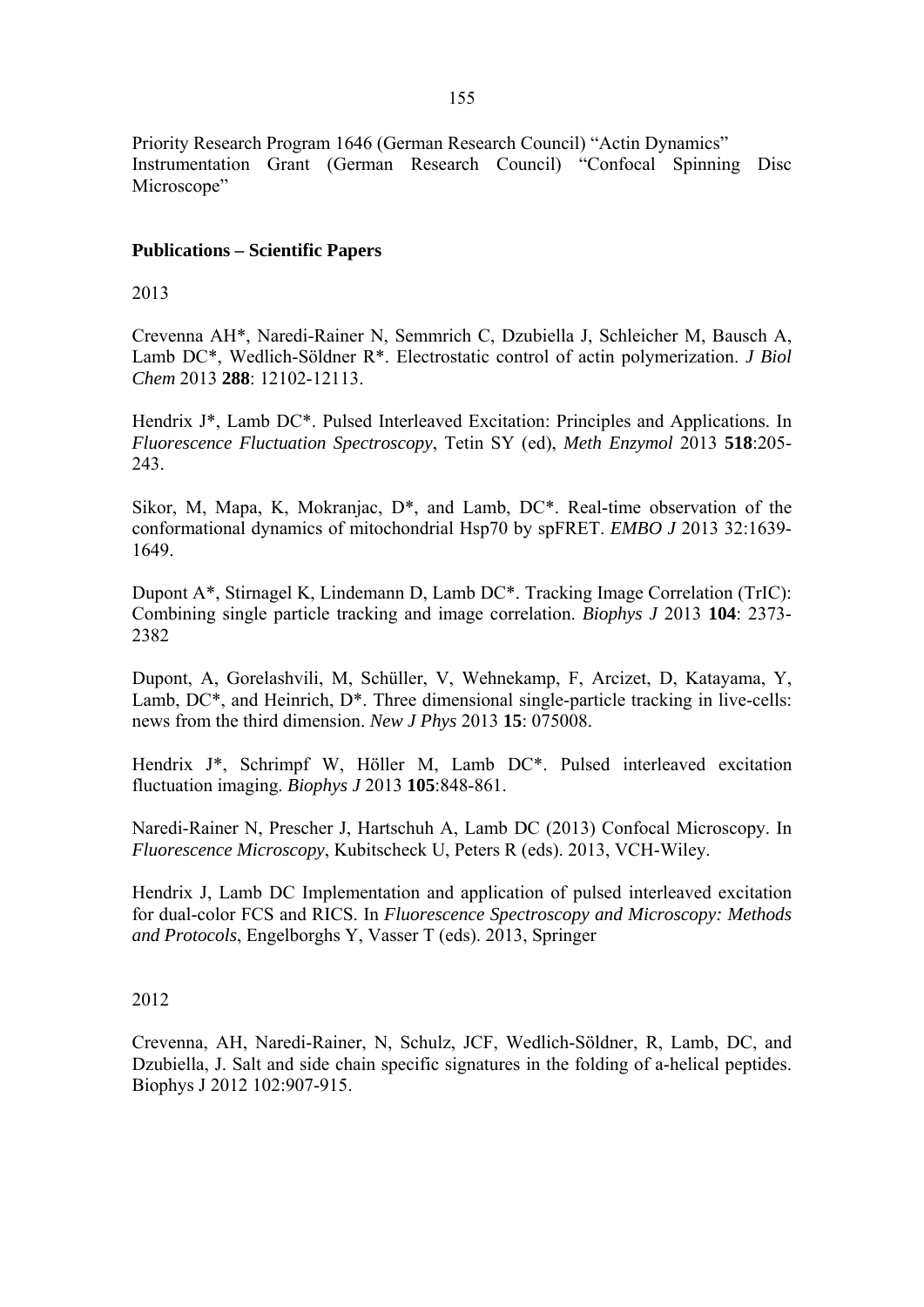Priority Research Program 1646 (German Research Council) "Actin Dynamics"
Instrumentation Grant (German Research Council) "Confocal Spinning Disc Microscope"

**Publications – Scientific Papers**

2013

Crevenna AH*, Naredi-Rainer N, Semmrich C, Dzubiella J, Schleicher M, Bausch A, Lamb DC*, Wedlich-Söldner R*. Electrostatic control of actin polymerization. *J Biol Chem* 2013 **288**: 12102-12113.

Hendrix J*, Lamb DC*. Pulsed Interleaved Excitation: Principles and Applications. In *Fluorescence Fluctuation Spectroscopy*, Tetin SY (ed), *Meth Enzymol* 2013 **518**:205-243.

Sikor, M, Mapa, K, Mokranjac, D*, and Lamb, DC*. Real-time observation of the conformational dynamics of mitochondrial Hsp70 by spFRET. *EMBO J* 2013 32:1639-1649.

Dupont A*, Stirnagel K, Lindemann D, Lamb DC*. Tracking Image Correlation (TrIC): Combining single particle tracking and image correlation. *Biophys J* 2013 **104**: 2373-2382

Dupont, A, Gorelashvili, M, Schüller, V, Wehnekamp, F, Arcizet, D, Katayama, Y, Lamb, DC*, and Heinrich, D*. Three dimensional single-particle tracking in live-cells: news from the third dimension. *New J Phys* 2013 **15**: 075008.

Hendrix J*, Schrimpf W, Höller M, Lamb DC*. Pulsed interleaved excitation fluctuation imaging. *Biophys J* 2013 **105**:848-861.

Naredi-Rainer N, Prescher J, Hartschuh A, Lamb DC (2013) Confocal Microscopy. In *Fluorescence Microscopy*, Kubitscheck U, Peters R (eds). 2013, VCH-Wiley.

Hendrix J, Lamb DC Implementation and application of pulsed interleaved excitation for dual-color FCS and RICS. In *Fluorescence Spectroscopy and Microscopy: Methods and Protocols*, Engelborghs Y, Vasser T (eds). 2013, Springer

2012

Crevenna, AH, Naredi-Rainer, N, Schulz, JCF, Wedlich-Söldner, R, Lamb, DC, and Dzubiella, J. Salt and side chain specific signatures in the folding of a-helical peptides. Biophys J 2012 102:907-915.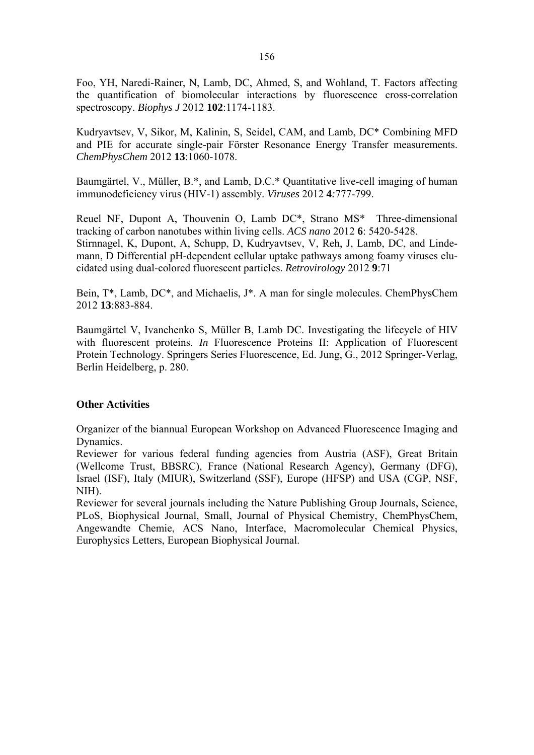Foo, YH, Naredi-Rainer, N, Lamb, DC, Ahmed, S, and Wohland, T. Factors affecting the quantification of biomolecular interactions by fluorescence cross-correlation spectroscopy. *Biophys J* 2012 **102**:1174-1183.

Kudryavtsev, V, Sikor, M, Kalinin, S, Seidel, CAM, and Lamb, DC* Combining MFD and PIE for accurate single-pair Förster Resonance Energy Transfer measurements. *ChemPhysChem* 2012 **13**:1060-1078.

Baumgärtel, V., Müller, B.*, and Lamb, D.C.* Quantitative live-cell imaging of human immunodeficiency virus (HIV-1) assembly. *Viruses* 2012 **4***:*777-799.

Reuel NF, Dupont A, Thouvenin O, Lamb DC*, Strano MS* Three-dimensional tracking of carbon nanotubes within living cells. *ACS nano* 2012 **6**: 5420-5428.
Stirnnagel, K, Dupont, A, Schupp, D, Kudryavtsev, V, Reh, J, Lamb, DC, and Lindemann, D Differential pH-dependent cellular uptake pathways among foamy viruses elucidated using dual-colored fluorescent particles. *Retrovirology* 2012 **9**:71

Bein, T*, Lamb, DC*, and Michaelis, J*. A man for single molecules. ChemPhysChem 2012 **13**:883-884.

Baumgärtel V, Ivanchenko S, Müller B, Lamb DC. Investigating the lifecycle of HIV with fluorescent proteins. *In* Fluorescence Proteins II: Application of Fluorescent Protein Technology. Springers Series Fluorescence, Ed. Jung, G., 2012 Springer-Verlag, Berlin Heidelberg, p. 280.

**Other Activities**

Organizer of the biannual European Workshop on Advanced Fluorescence Imaging and Dynamics.
Reviewer for various federal funding agencies from Austria (ASF), Great Britain (Wellcome Trust, BBSRC), France (National Research Agency), Germany (DFG), Israel (ISF), Italy (MIUR), Switzerland (SSF), Europe (HFSP) and USA (CGP, NSF, NIH).
Reviewer for several journals including the Nature Publishing Group Journals, Science, PLoS, Biophysical Journal, Small, Journal of Physical Chemistry, ChemPhysChem, Angewandte Chemie, ACS Nano, Interface, Macromolecular Chemical Physics, Europhysics Letters, European Biophysical Journal.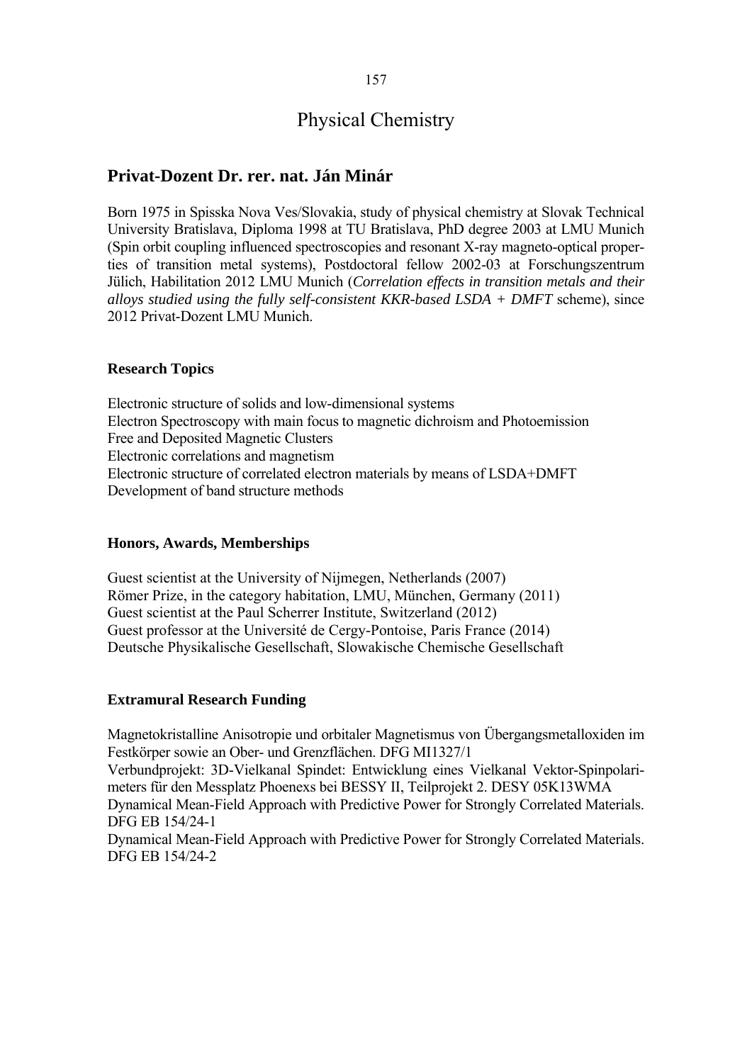# Physical Chemistry

## Privat-Dozent Dr. rer. nat. Ján Minár

Born 1975 in Spisska Nova Ves/Slovakia, study of physical chemistry at Slovak Technical University Bratislava, Diploma 1998 at TU Bratislava, PhD degree 2003 at LMU Munich (Spin orbit coupling influenced spectroscopies and resonant X-ray magneto-optical properties of transition metal systems), Postdoctoral fellow 2002-03 at Forschungszentrum Jülich, Habilitation 2012 LMU Munich (*Correlation effects in transition metals and their alloys studied using the fully self-consistent KKR-based LSDA + DMFT* scheme), since 2012 Privat-Dozent LMU Munich.

### Research Topics

Electronic structure of solids and low-dimensional systems
Electron Spectroscopy with main focus to magnetic dichroism and Photoemission
Free and Deposited Magnetic Clusters
Electronic correlations and magnetism
Electronic structure of correlated electron materials by means of LSDA+DMFT
Development of band structure methods

### Honors, Awards, Memberships

Guest scientist at the University of Nijmegen, Netherlands (2007)
Römer Prize, in the category habitation, LMU, München, Germany (2011)
Guest scientist at the Paul Scherrer Institute, Switzerland (2012)
Guest professor at the Université de Cergy-Pontoise, Paris France (2014)
Deutsche Physikalische Gesellschaft, Slowakische Chemische Gesellschaft

### Extramural Research Funding

Magnetokristalline Anisotropie und orbitaler Magnetismus von Übergangsmetalloxiden im Festkörper sowie an Ober- und Grenzflächen. DFG MI1327/1
Verbundprojekt: 3D-Vielkanal Spindet: Entwicklung eines Vielkanal Vektor-Spinpolarimeters für den Messplatz Phoenexs bei BESSY II, Teilprojekt 2. DESY 05K13WMA
Dynamical Mean-Field Approach with Predictive Power for Strongly Correlated Materials. DFG EB 154/24-1
Dynamical Mean-Field Approach with Predictive Power for Strongly Correlated Materials. DFG EB 154/24-2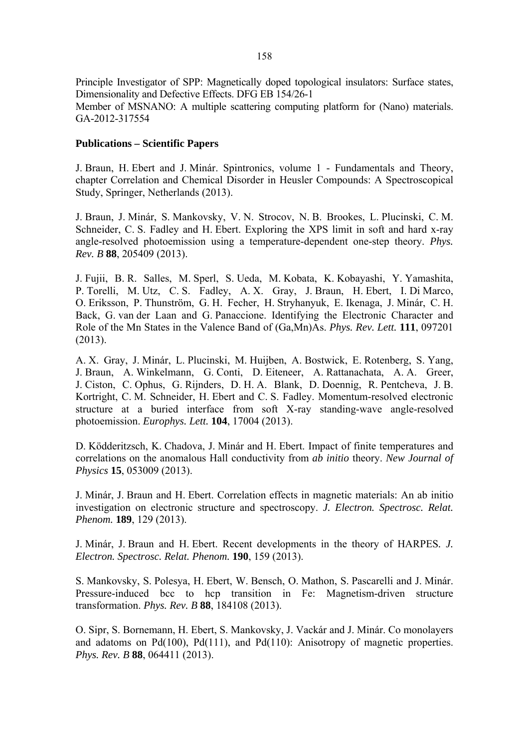Principle Investigator of SPP: Magnetically doped topological insulators: Surface states, Dimensionality and Defective Effects. DFG EB 154/26-1
Member of MSNANO: A multiple scattering computing platform for (Nano) materials. GA-2012-317554

**Publications – Scientific Papers**

J. Braun, H. Ebert and J. Minár. Spintronics, volume 1 - Fundamentals and Theory, chapter Correlation and Chemical Disorder in Heusler Compounds: A Spectroscopical Study, Springer, Netherlands (2013).

J. Braun, J. Minár, S. Mankovsky, V. N. Strocov, N. B. Brookes, L. Plucinski, C. M. Schneider, C. S. Fadley and H. Ebert. Exploring the XPS limit in soft and hard x-ray angle-resolved photoemission using a temperature-dependent one-step theory. *Phys. Rev. B* **88**, 205409 (2013).

J. Fujii, B. R. Salles, M. Sperl, S. Ueda, M. Kobata, K. Kobayashi, Y. Yamashita, P. Torelli, M. Utz, C. S. Fadley, A. X. Gray, J. Braun, H. Ebert, I. Di Marco, O. Eriksson, P. Thunström, G. H. Fecher, H. Stryhanyuk, E. Ikenaga, J. Minár, C. H. Back, G. van der Laan and G. Panaccione. Identifying the Electronic Character and Role of the Mn States in the Valence Band of (Ga,Mn)As. *Phys. Rev. Lett.* **111**, 097201 (2013).

A. X. Gray, J. Minár, L. Plucinski, M. Huijben, A. Bostwick, E. Rotenberg, S. Yang, J. Braun, A. Winkelmann, G. Conti, D. Eiteneer, A. Rattanachata, A. A. Greer, J. Ciston, C. Ophus, G. Rijnders, D. H. A. Blank, D. Doennig, R. Pentcheva, J. B. Kortright, C. M. Schneider, H. Ebert and C. S. Fadley. Momentum-resolved electronic structure at a buried interface from soft X-ray standing-wave angle-resolved photoemission. *Europhys. Lett.* **104**, 17004 (2013).

D. Ködderitzsch, K. Chadova, J. Minár and H. Ebert. Impact of finite temperatures and correlations on the anomalous Hall conductivity from *ab initio* theory. *New Journal of Physics* **15**, 053009 (2013).

J. Minár, J. Braun and H. Ebert. Correlation effects in magnetic materials: An ab initio investigation on electronic structure and spectroscopy. *J. Electron. Spectrosc. Relat. Phenom.* **189**, 129 (2013).

J. Minár, J. Braun and H. Ebert. Recent developments in the theory of HARPES. *J. Electron. Spectrosc. Relat. Phenom.* **190**, 159 (2013).

S. Mankovsky, S. Polesya, H. Ebert, W. Bensch, O. Mathon, S. Pascarelli and J. Minár. Pressure-induced bcc to hcp transition in Fe: Magnetism-driven structure transformation. *Phys. Rev. B* **88**, 184108 (2013).

O. Sipr, S. Bornemann, H. Ebert, S. Mankovsky, J. Vackár and J. Minár. Co monolayers and adatoms on Pd(100), Pd(111), and Pd(110): Anisotropy of magnetic properties. *Phys. Rev. B* **88**, 064411 (2013).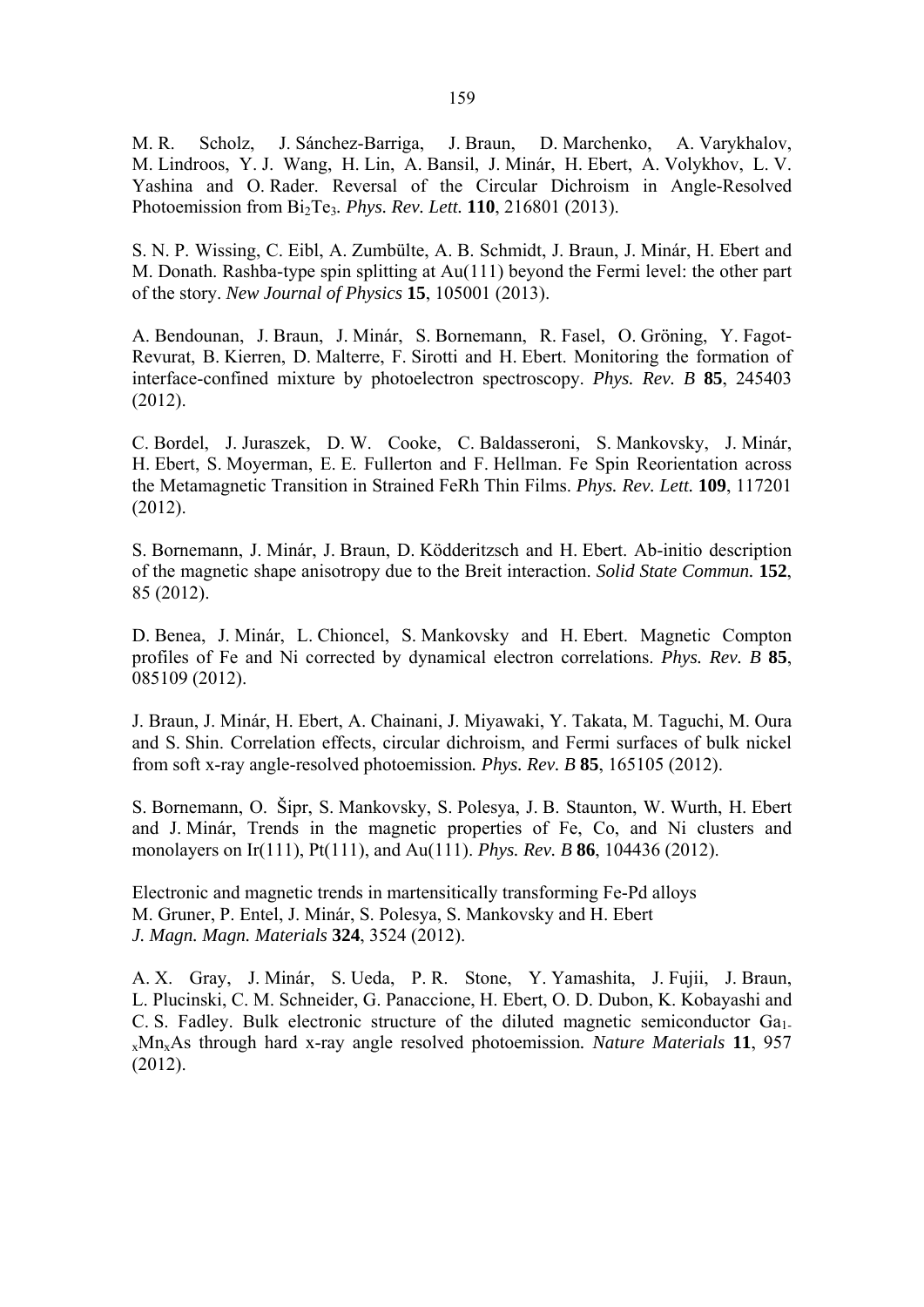M. R. Scholz, J. Sánchez-Barriga, J. Braun, D. Marchenko, A. Varykhalov, M. Lindroos, Y. J. Wang, H. Lin, A. Bansil, J. Minár, H. Ebert, A. Volykhov, L. V. Yashina and O. Rader. Reversal of the Circular Dichroism in Angle-Resolved Photoemission from $Bi_2Te_3$. *Phys. Rev. Lett.* **110**, 216801 (2013).

S. N. P. Wissing, C. Eibl, A. Zumbülte, A. B. Schmidt, J. Braun, J. Minár, H. Ebert and M. Donath. Rashba-type spin splitting at Au(111) beyond the Fermi level: the other part of the story. *New Journal of Physics* **15**, 105001 (2013).

A. Bendounan, J. Braun, J. Minár, S. Bornemann, R. Fasel, O. Gröning, Y. Fagot-Revurat, B. Kierren, D. Malterre, F. Sirotti and H. Ebert. Monitoring the formation of interface-confined mixture by photoelectron spectroscopy. *Phys. Rev. B* **85**, 245403 (2012).

C. Bordel, J. Juraszek, D. W. Cooke, C. Baldasseroni, S. Mankovsky, J. Minár, H. Ebert, S. Moyerman, E. E. Fullerton and F. Hellman. Fe Spin Reorientation across the Metamagnetic Transition in Strained FeRh Thin Films. *Phys. Rev. Lett.* **109**, 117201 (2012).

S. Bornemann, J. Minár, J. Braun, D. Ködderitzsch and H. Ebert. Ab-initio description of the magnetic shape anisotropy due to the Breit interaction. *Solid State Commun.* **152**, 85 (2012).

D. Benea, J. Minár, L. Chioncel, S. Mankovsky and H. Ebert. Magnetic Compton profiles of Fe and Ni corrected by dynamical electron correlations. *Phys. Rev. B* **85**, 085109 (2012).

J. Braun, J. Minár, H. Ebert, A. Chainani, J. Miyawaki, Y. Takata, M. Taguchi, M. Oura and S. Shin. Correlation effects, circular dichroism, and Fermi surfaces of bulk nickel from soft x-ray angle-resolved photoemission. *Phys. Rev. B* **85**, 165105 (2012).

S. Bornemann, O. Šipr, S. Mankovsky, S. Polesya, J. B. Staunton, W. Wurth, H. Ebert and J. Minár, Trends in the magnetic properties of Fe, Co, and Ni clusters and monolayers on Ir(111), Pt(111), and Au(111). *Phys. Rev. B* **86**, 104436 (2012).

Electronic and magnetic trends in martensitically transforming Fe-Pd alloys
M. Gruner, P. Entel, J. Minár, S. Polesya, S. Mankovsky and H. Ebert
*J. Magn. Magn. Materials* **324**, 3524 (2012).

A. X. Gray, J. Minár, S. Ueda, P. R. Stone, Y. Yamashita, J. Fujii, J. Braun, L. Plucinski, C. M. Schneider, G. Panaccione, H. Ebert, O. D. Dubon, K. Kobayashi and C. S. Fadley. Bulk electronic structure of the diluted magnetic semiconductor $Ga_{1-x}Mn_xAs$ through hard x-ray angle resolved photoemission. *Nature Materials* **11**, 957 (2012).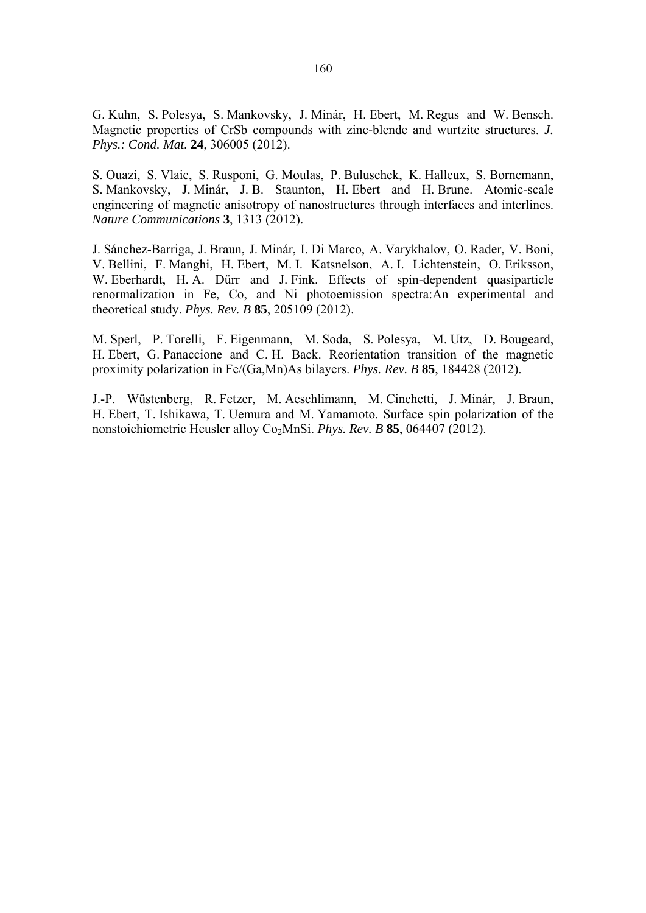G. Kuhn, S. Polesya, S. Mankovsky, J. Minár, H. Ebert, M. Regus and W. Bensch. Magnetic properties of CrSb compounds with zinc-blende and wurtzite structures. *J. Phys.: Cond. Mat.* **24**, 306005 (2012).

S. Ouazi, S. Vlaic, S. Rusponi, G. Moulas, P. Buluschek, K. Halleux, S. Bornemann, S. Mankovsky, J. Minár, J. B. Staunton, H. Ebert and H. Brune. Atomic-scale engineering of magnetic anisotropy of nanostructures through interfaces and interlines. *Nature Communications* **3**, 1313 (2012).

J. Sánchez-Barriga, J. Braun, J. Minár, I. Di Marco, A. Varykhalov, O. Rader, V. Boni, V. Bellini, F. Manghi, H. Ebert, M. I. Katsnelson, A. I. Lichtenstein, O. Eriksson, W. Eberhardt, H. A. Dürr and J. Fink. Effects of spin-dependent quasiparticle renormalization in Fe, Co, and Ni photoemission spectra:An experimental and theoretical study. *Phys. Rev. B* **85**, 205109 (2012).

M. Sperl, P. Torelli, F. Eigenmann, M. Soda, S. Polesya, M. Utz, D. Bougeard, H. Ebert, G. Panaccione and C. H. Back. Reorientation transition of the magnetic proximity polarization in Fe/(Ga,Mn)As bilayers. *Phys. Rev. B* **85**, 184428 (2012).

J.-P. Wüstenberg, R. Fetzer, M. Aeschlimann, M. Cinchetti, J. Minár, J. Braun, H. Ebert, T. Ishikawa, T. Uemura and M. Yamamoto. Surface spin polarization of the nonstoichiometric Heusler alloy $Co_2MnSi$. *Phys. Rev. B* **85**, 064407 (2012).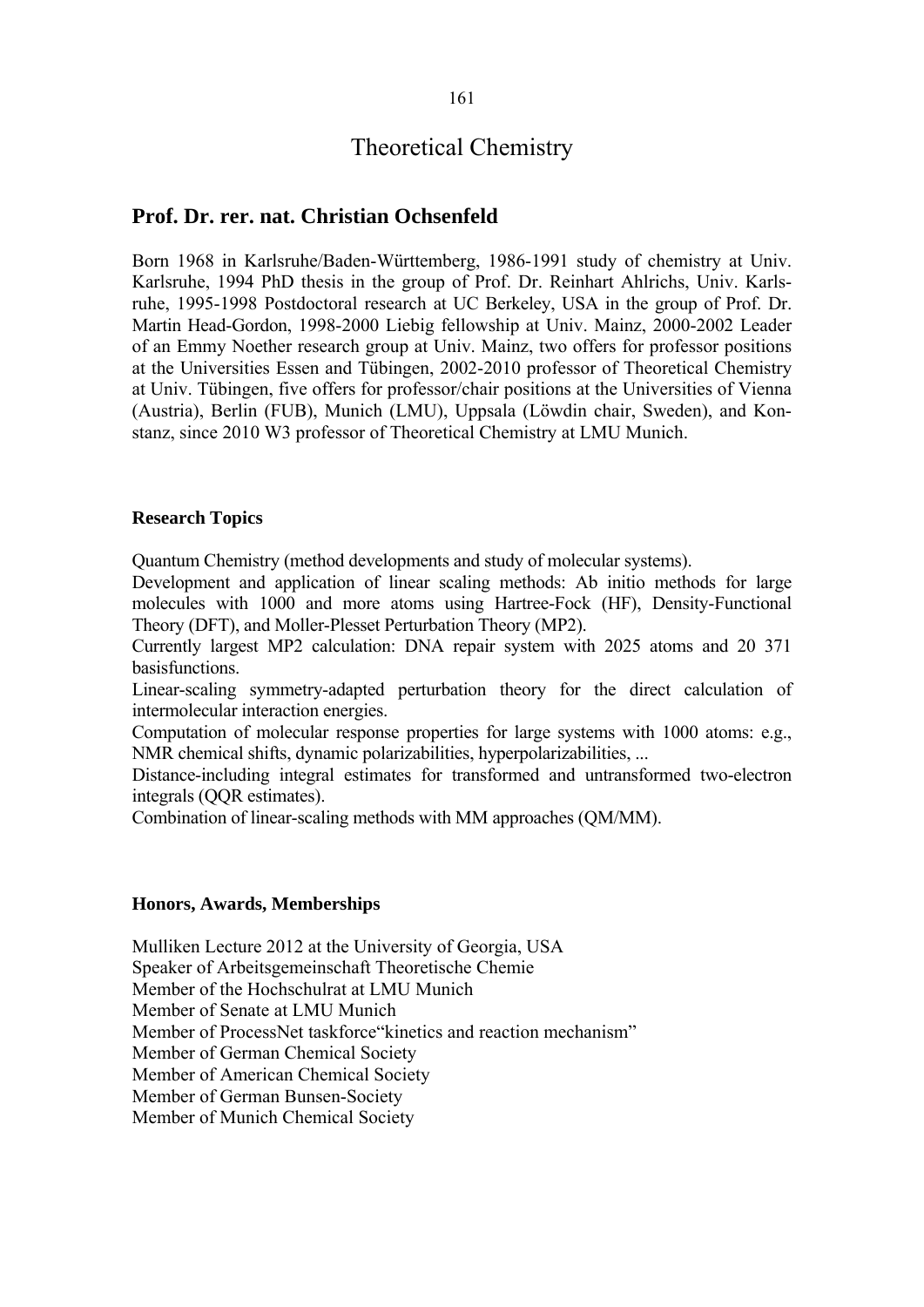# Theoretical Chemistry

## Prof. Dr. rer. nat. Christian Ochsenfeld

Born 1968 in Karlsruhe/Baden-Württemberg, 1986-1991 study of chemistry at Univ. Karlsruhe, 1994 PhD thesis in the group of Prof. Dr. Reinhart Ahlrichs, Univ. Karlsruhe, 1995-1998 Postdoctoral research at UC Berkeley, USA in the group of Prof. Dr. Martin Head-Gordon, 1998-2000 Liebig fellowship at Univ. Mainz, 2000-2002 Leader of an Emmy Noether research group at Univ. Mainz, two offers for professor positions at the Universities Essen and Tübingen, 2002-2010 professor of Theoretical Chemistry at Univ. Tübingen, five offers for professor/chair positions at the Universities of Vienna (Austria), Berlin (FUB), Munich (LMU), Uppsala (Löwdin chair, Sweden), and Konstanz, since 2010 W3 professor of Theoretical Chemistry at LMU Munich.

### Research Topics

Quantum Chemistry (method developments and study of molecular systems).

Development and application of linear scaling methods: Ab initio methods for large molecules with 1000 and more atoms using Hartree-Fock (HF), Density-Functional Theory (DFT), and Moller-Plesset Perturbation Theory (MP2).

Currently largest MP2 calculation: DNA repair system with 2025 atoms and 20 371 basisfunctions.

Linear-scaling symmetry-adapted perturbation theory for the direct calculation of intermolecular interaction energies.

Computation of molecular response properties for large systems with 1000 atoms: e.g., NMR chemical shifts, dynamic polarizabilities, hyperpolarizabilities, ...

Distance-including integral estimates for transformed and untransformed two-electron integrals (QQR estimates).

Combination of linear-scaling methods with MM approaches (QM/MM).

### Honors, Awards, Memberships

Mulliken Lecture 2012 at the University of Georgia, USA
Speaker of Arbeitsgemeinschaft Theoretische Chemie
Member of the Hochschulrat at LMU Munich
Member of Senate at LMU Munich
Member of ProcessNet taskforce"kinetics and reaction mechanism"
Member of German Chemical Society
Member of American Chemical Society
Member of German Bunsen-Society
Member of Munich Chemical Society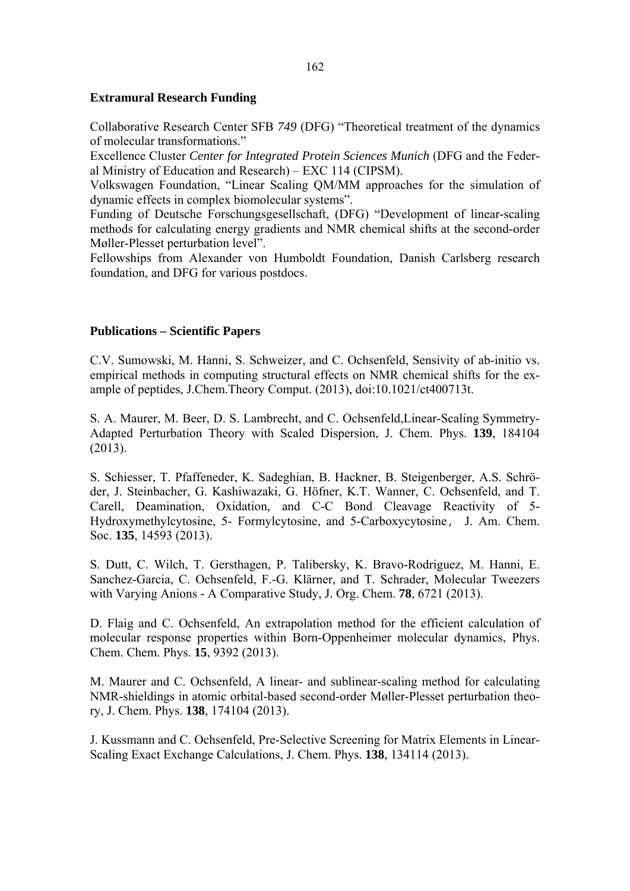**Extramural Research Funding**

Collaborative Research Center SFB *749* (DFG) "Theoretical treatment of the dynamics of molecular transformations."

Excellence Cluster *Center for Integrated Protein Sciences Munich* (DFG and the Federal Ministry of Education and Research) – EXC 114 (CIPSM).

Volkswagen Foundation, "Linear Scaling QM/MM approaches for the simulation of dynamic effects in complex biomolecular systems".

Funding of Deutsche Forschungsgesellschaft, (DFG) "Development of linear-scaling methods for calculating energy gradients and NMR chemical shifts at the second-order Møller-Plesset perturbation level".

Fellowships from Alexander von Humboldt Foundation, Danish Carlsberg research foundation, and DFG for various postdocs.

**Publications – Scientific Papers**

C.V. Sumowski, M. Hanni, S. Schweizer, and C. Ochsenfeld, Sensivity of ab-initio vs. empirical methods in computing structural effects on NMR chemical shifts for the example of peptides, J.Chem.Theory Comput. (2013), doi:10.1021/ct400713t.

S. A. Maurer, M. Beer, D. S. Lambrecht, and C. Ochsenfeld,Linear-Scaling Symmetry-Adapted Perturbation Theory with Scaled Dispersion, J. Chem. Phys. **139**, 184104 (2013).

S. Schiesser, T. Pfaffeneder, K. Sadeghian, B. Hackner, B. Steigenberger, A.S. Schröder, J. Steinbacher, G. Kashiwazaki, G. Höfner, K.T. Wanner, C. Ochsenfeld, and T. Carell, Deamination, Oxidation, and C-C Bond Cleavage Reactivity of 5-Hydroxymethylcytosine, 5- Formylcytosine, and 5-Carboxycytosine， J. Am. Chem. Soc. **135**, 14593 (2013).

S. Dutt, C. Wilch, T. Gersthagen, P. Talibersky, K. Bravo-Rodriguez, M. Hanni, E. Sanchez-Garcia, C. Ochsenfeld, F.-G. Klärner, and T. Schrader, Molecular Tweezers with Varying Anions - A Comparative Study, J. Org. Chem. **78**, 6721 (2013).

D. Flaig and C. Ochsenfeld, An extrapolation method for the efficient calculation of molecular response properties within Born-Oppenheimer molecular dynamics, Phys. Chem. Chem. Phys. **15**, 9392 (2013).

M. Maurer and C. Ochsenfeld, A linear- and sublinear-scaling method for calculating NMR-shieldings in atomic orbital-based second-order Møller-Plesset perturbation theory, J. Chem. Phys. **138**, 174104 (2013).

J. Kussmann and C. Ochsenfeld, Pre-Selective Screening for Matrix Elements in Linear-Scaling Exact Exchange Calculations, J. Chem. Phys. **138**, 134114 (2013).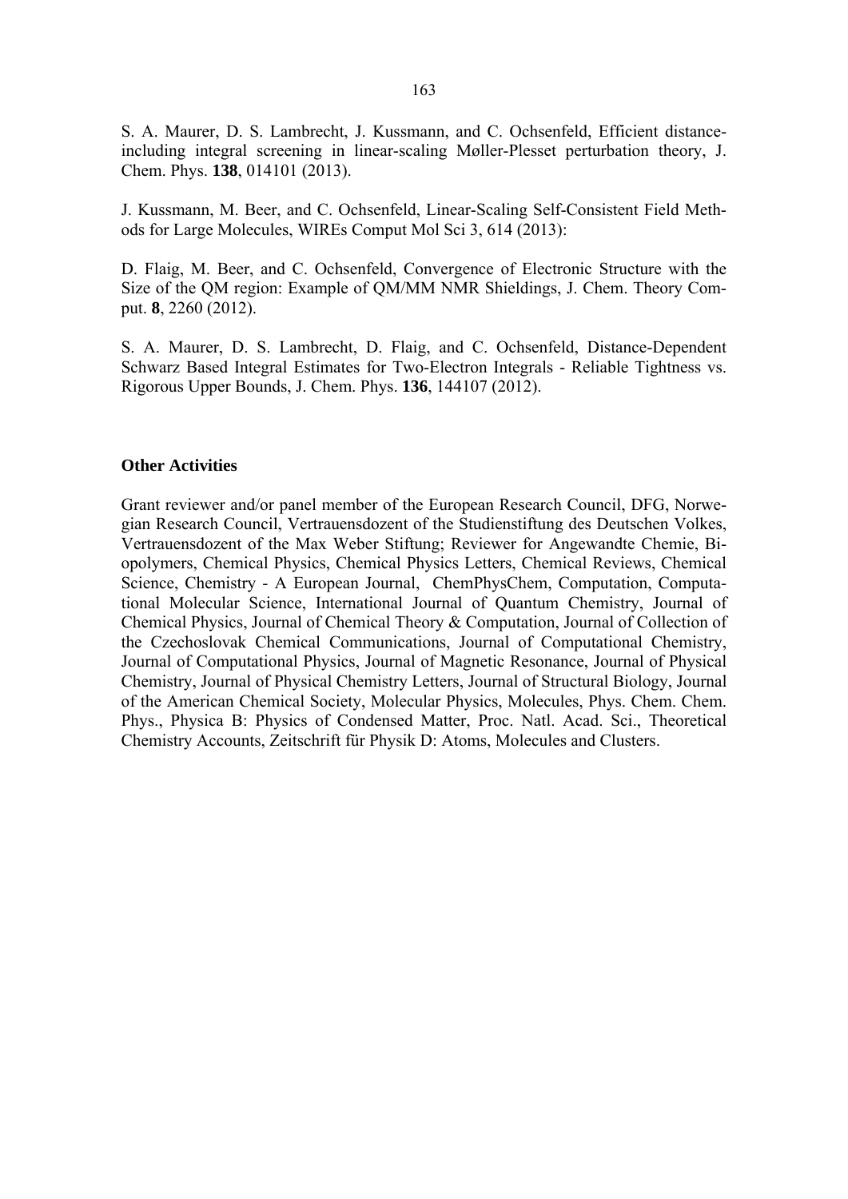S. A. Maurer, D. S. Lambrecht, J. Kussmann, and C. Ochsenfeld, Efficient distance-including integral screening in linear-scaling Møller-Plesset perturbation theory, J. Chem. Phys. **138**, 014101 (2013).

J. Kussmann, M. Beer, and C. Ochsenfeld, Linear-Scaling Self-Consistent Field Methods for Large Molecules, WIREs Comput Mol Sci 3, 614 (2013):

D. Flaig, M. Beer, and C. Ochsenfeld, Convergence of Electronic Structure with the Size of the QM region: Example of QM/MM NMR Shieldings, J. Chem. Theory Comput. **8**, 2260 (2012).

S. A. Maurer, D. S. Lambrecht, D. Flaig, and C. Ochsenfeld, Distance-Dependent Schwarz Based Integral Estimates for Two-Electron Integrals - Reliable Tightness vs. Rigorous Upper Bounds, J. Chem. Phys. **136**, 144107 (2012).

**Other Activities**

Grant reviewer and/or panel member of the European Research Council, DFG, Norwegian Research Council, Vertrauensdozent of the Studienstiftung des Deutschen Volkes, Vertrauensdozent of the Max Weber Stiftung; Reviewer for Angewandte Chemie, Biopolymers, Chemical Physics, Chemical Physics Letters, Chemical Reviews, Chemical Science, Chemistry - A European Journal, ChemPhysChem, Computation, Computational Molecular Science, International Journal of Quantum Chemistry, Journal of Chemical Physics, Journal of Chemical Theory & Computation, Journal of Collection of the Czechoslovak Chemical Communications, Journal of Computational Chemistry, Journal of Computational Physics, Journal of Magnetic Resonance, Journal of Physical Chemistry, Journal of Physical Chemistry Letters, Journal of Structural Biology, Journal of the American Chemical Society, Molecular Physics, Molecules, Phys. Chem. Chem. Phys., Physica B: Physics of Condensed Matter, Proc. Natl. Acad. Sci., Theoretical Chemistry Accounts, Zeitschrift für Physik D: Atoms, Molecules and Clusters.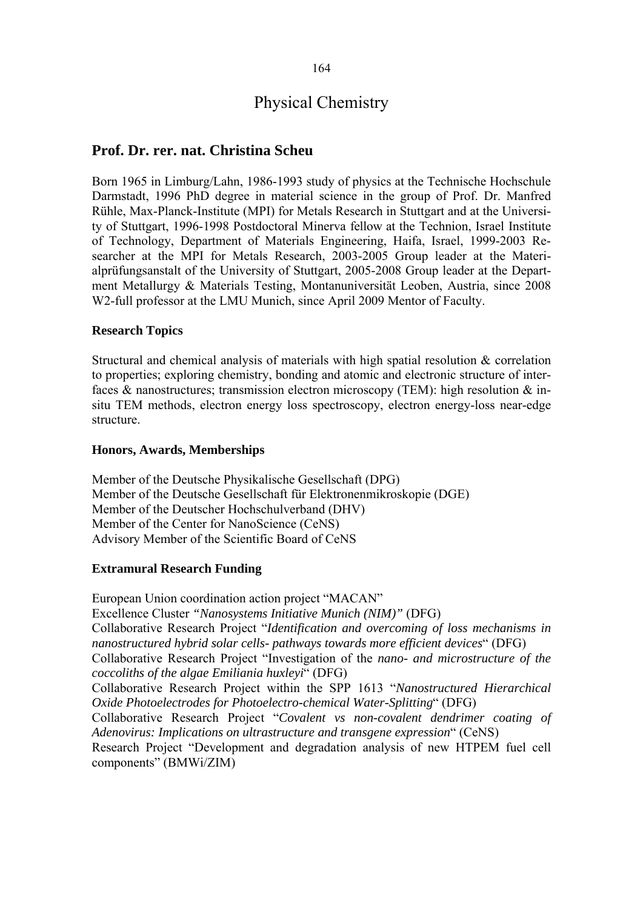# Physical Chemistry

## Prof. Dr. rer. nat. Christina Scheu

Born 1965 in Limburg/Lahn, 1986-1993 study of physics at the Technische Hochschule Darmstadt, 1996 PhD degree in material science in the group of Prof. Dr. Manfred Rühle, Max-Planck-Institute (MPI) for Metals Research in Stuttgart and at the University of Stuttgart, 1996-1998 Postdoctoral Minerva fellow at the Technion, Israel Institute of Technology, Department of Materials Engineering, Haifa, Israel, 1999-2003 Researcher at the MPI for Metals Research, 2003-2005 Group leader at the Materialprüfungsanstalt of the University of Stuttgart, 2005-2008 Group leader at the Department Metallurgy & Materials Testing, Montanuniversität Leoben, Austria, since 2008 W2-full professor at the LMU Munich, since April 2009 Mentor of Faculty.

### Research Topics

Structural and chemical analysis of materials with high spatial resolution & correlation to properties; exploring chemistry, bonding and atomic and electronic structure of interfaces & nanostructures; transmission electron microscopy (TEM): high resolution & in-situ TEM methods, electron energy loss spectroscopy, electron energy-loss near-edge structure.

### Honors, Awards, Memberships

Member of the Deutsche Physikalische Gesellschaft (DPG)
Member of the Deutsche Gesellschaft für Elektronenmikroskopie (DGE)
Member of the Deutscher Hochschulverband (DHV)
Member of the Center for NanoScience (CeNS)
Advisory Member of the Scientific Board of CeNS

### Extramural Research Funding

European Union coordination action project "MACAN"
Excellence Cluster *"Nanosystems Initiative Munich (NIM)"* (DFG)
Collaborative Research Project "*Identification and overcoming of loss mechanisms in nanostructured hybrid solar cells- pathways towards more efficient devices*" (DFG)
Collaborative Research Project "Investigation of the *nano- and microstructure of the coccoliths of the algae Emiliania huxleyi*" (DFG)
Collaborative Research Project within the SPP 1613 "*Nanostructured Hierarchical Oxide Photoelectrodes for Photoelectro-chemical Water-Splitting*" (DFG)
Collaborative Research Project "*Covalent vs non-covalent dendrimer coating of Adenovirus: Implications on ultrastructure and transgene expression*" (CeNS)
Research Project "Development and degradation analysis of new HTPEM fuel cell components" (BMWi/ZIM)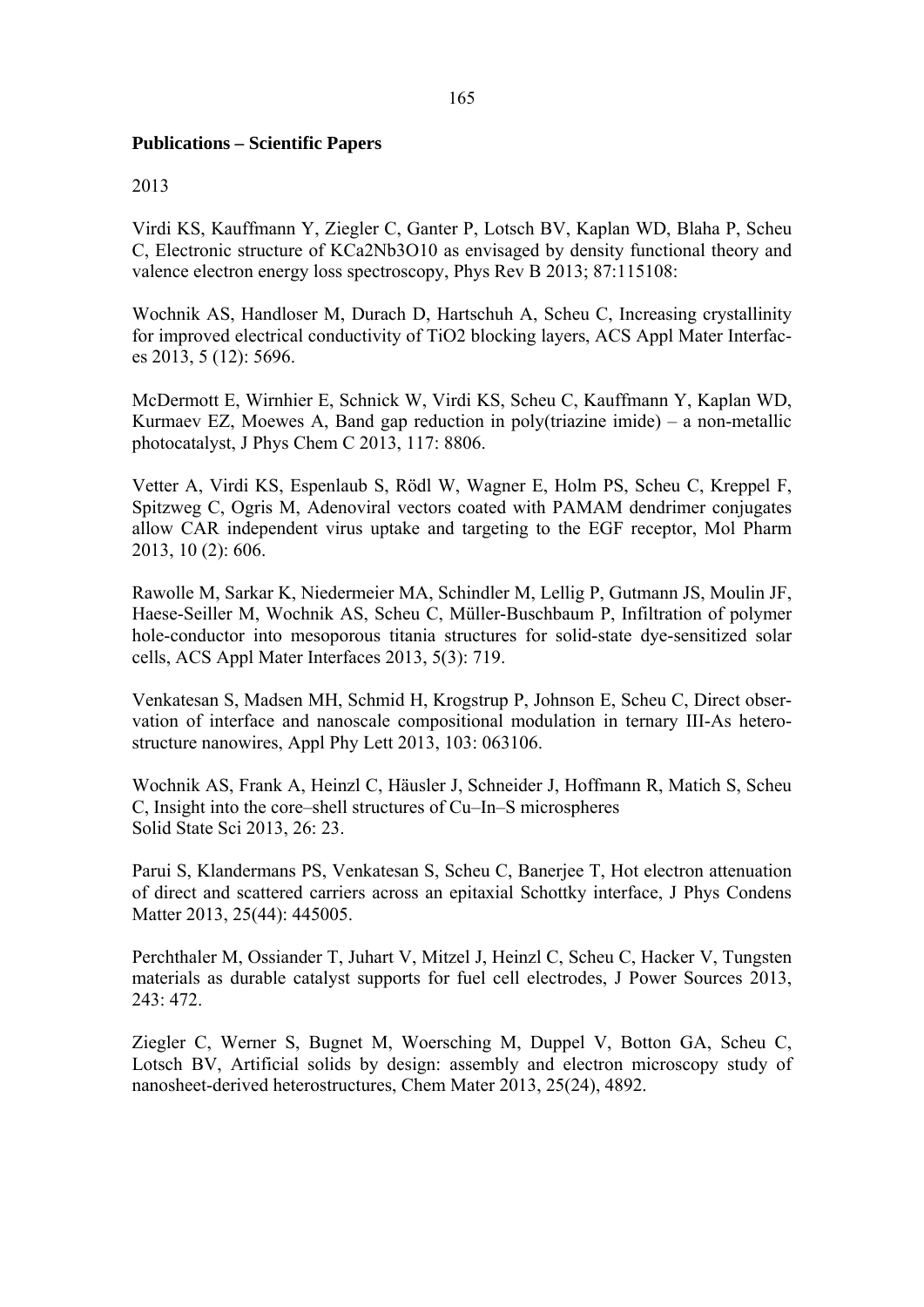**Publications – Scientific Papers**

2013

Virdi KS, Kauffmann Y, Ziegler C, Ganter P, Lotsch BV, Kaplan WD, Blaha P, Scheu C, Electronic structure of $KCa_2Nb_3O_{10}$ as envisaged by density functional theory and valence electron energy loss spectroscopy, Phys Rev B 2013; 87:115108:

Wochnik AS, Handloser M, Durach D, Hartschuh A, Scheu C, Increasing crystallinity for improved electrical conductivity of $TiO_2$ blocking layers, ACS Appl Mater Interfaces 2013, 5 (12): 5696.

McDermott E, Wirnhier E, Schnick W, Virdi KS, Scheu C, Kauffmann Y, Kaplan WD, Kurmaev EZ, Moewes A, Band gap reduction in poly(triazine imide) – a non-metallic photocatalyst, J Phys Chem C 2013, 117: 8806.

Vetter A, Virdi KS, Espenlaub S, Rödl W, Wagner E, Holm PS, Scheu C, Kreppel F, Spitzweg C, Ogris M, Adenoviral vectors coated with PAMAM dendrimer conjugates allow CAR independent virus uptake and targeting to the EGF receptor, Mol Pharm 2013, 10 (2): 606.

Rawolle M, Sarkar K, Niedermeier MA, Schindler M, Lellig P, Gutmann JS, Moulin JF, Haese-Seiller M, Wochnik AS, Scheu C, Müller-Buschbaum P, Infiltration of polymer hole-conductor into mesoporous titania structures for solid-state dye-sensitized solar cells, ACS Appl Mater Interfaces 2013, 5(3): 719.

Venkatesan S, Madsen MH, Schmid H, Krogstrup P, Johnson E, Scheu C, Direct observation of interface and nanoscale compositional modulation in ternary III-As heterostructure nanowires, Appl Phy Lett 2013, 103: 063106.

Wochnik AS, Frank A, Heinzl C, Häusler J, Schneider J, Hoffmann R, Matich S, Scheu C, Insight into the core–shell structures of Cu–In–S microspheres Solid State Sci 2013, 26: 23.

Parui S, Klandermans PS, Venkatesan S, Scheu C, Banerjee T, Hot electron attenuation of direct and scattered carriers across an epitaxial Schottky interface, J Phys Condens Matter 2013, 25(44): 445005.

Perchthaler M, Ossiander T, Juhart V, Mitzel J, Heinzl C, Scheu C, Hacker V, Tungsten materials as durable catalyst supports for fuel cell electrodes, J Power Sources 2013, 243: 472.

Ziegler C, Werner S, Bugnet M, Woersching M, Duppel V, Botton GA, Scheu C, Lotsch BV, Artificial solids by design: assembly and electron microscopy study of nanosheet-derived heterostructures, Chem Mater 2013, 25(24), 4892.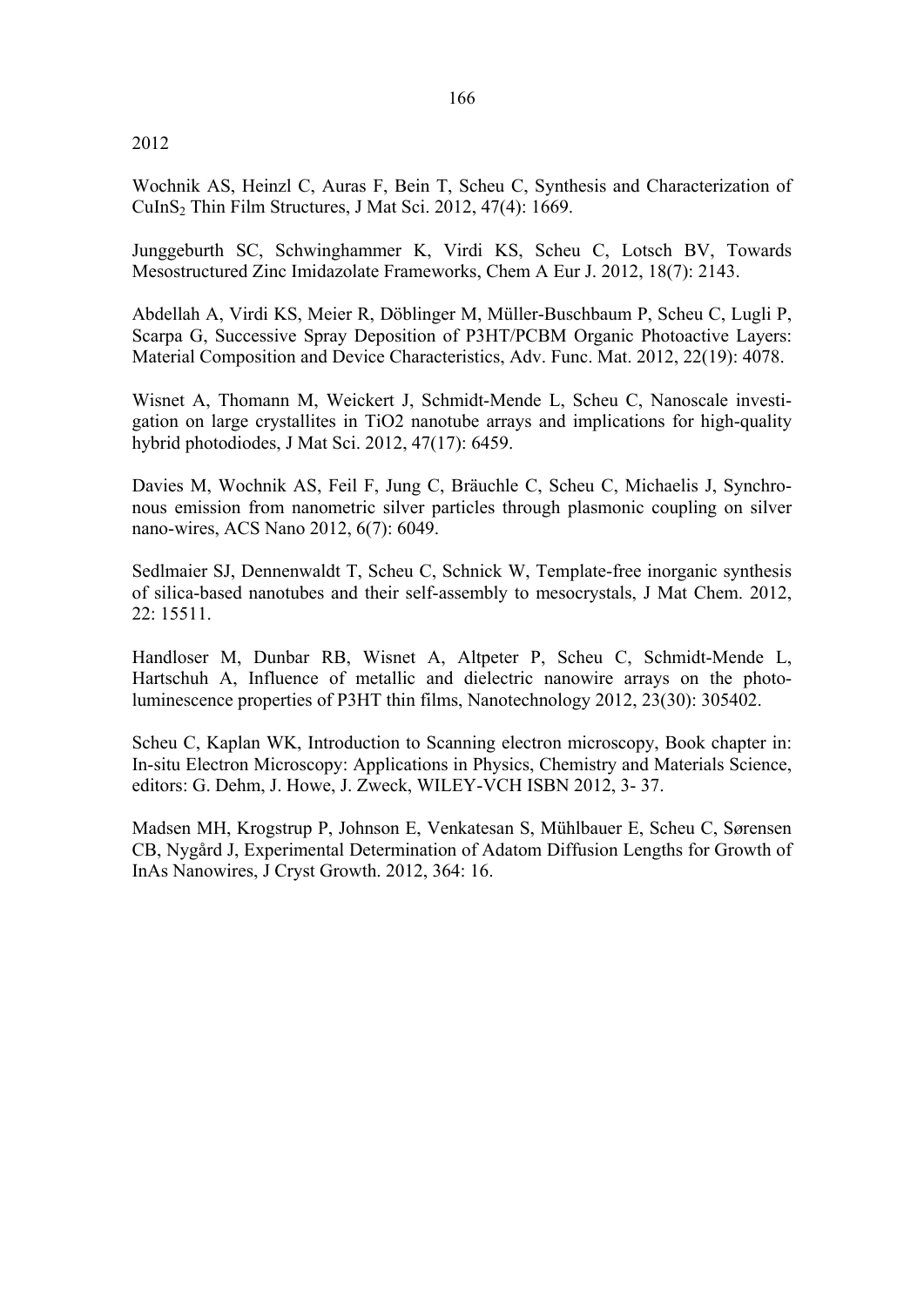2012

Wochnik AS, Heinzl C, Auras F, Bein T, Scheu C, Synthesis and Characterization of $CuInS_2$ Thin Film Structures, J Mat Sci. 2012, 47(4): 1669.

Junggeburth SC, Schwinghammer K, Virdi KS, Scheu C, Lotsch BV, Towards Mesostructured Zinc Imidazolate Frameworks, Chem A Eur J. 2012, 18(7): 2143.

Abdellah A, Virdi KS, Meier R, Döblinger M, Müller-Buschbaum P, Scheu C, Lugli P, Scarpa G, Successive Spray Deposition of P3HT/PCBM Organic Photoactive Layers: Material Composition and Device Characteristics, Adv. Func. Mat. 2012, 22(19): 4078.

Wisnet A, Thomann M, Weickert J, Schmidt-Mende L, Scheu C, Nanoscale investigation on large crystallites in TiO2 nanotube arrays and implications for high-quality hybrid photodiodes, J Mat Sci. 2012, 47(17): 6459.

Davies M, Wochnik AS, Feil F, Jung C, Bräuchle C, Scheu C, Michaelis J, Synchronous emission from nanometric silver particles through plasmonic coupling on silver nano-wires, ACS Nano 2012, 6(7): 6049.

Sedlmaier SJ, Dennenwaldt T, Scheu C, Schnick W, Template-free inorganic synthesis of silica-based nanotubes and their self-assembly to mesocrystals, J Mat Chem. 2012, 22: 15511.

Handloser M, Dunbar RB, Wisnet A, Altpeter P, Scheu C, Schmidt-Mende L, Hartschuh A, Influence of metallic and dielectric nanowire arrays on the photoluminescence properties of P3HT thin films, Nanotechnology 2012, 23(30): 305402.

Scheu C, Kaplan WK, Introduction to Scanning electron microscopy, Book chapter in: In-situ Electron Microscopy: Applications in Physics, Chemistry and Materials Science, editors: G. Dehm, J. Howe, J. Zweck, WILEY-VCH ISBN 2012, 3- 37.

Madsen MH, Krogstrup P, Johnson E, Venkatesan S, Mühlbauer E, Scheu C, Sørensen CB, Nygård J, Experimental Determination of Adatom Diffusion Lengths for Growth of InAs Nanowires, J Cryst Growth. 2012, 364: 16.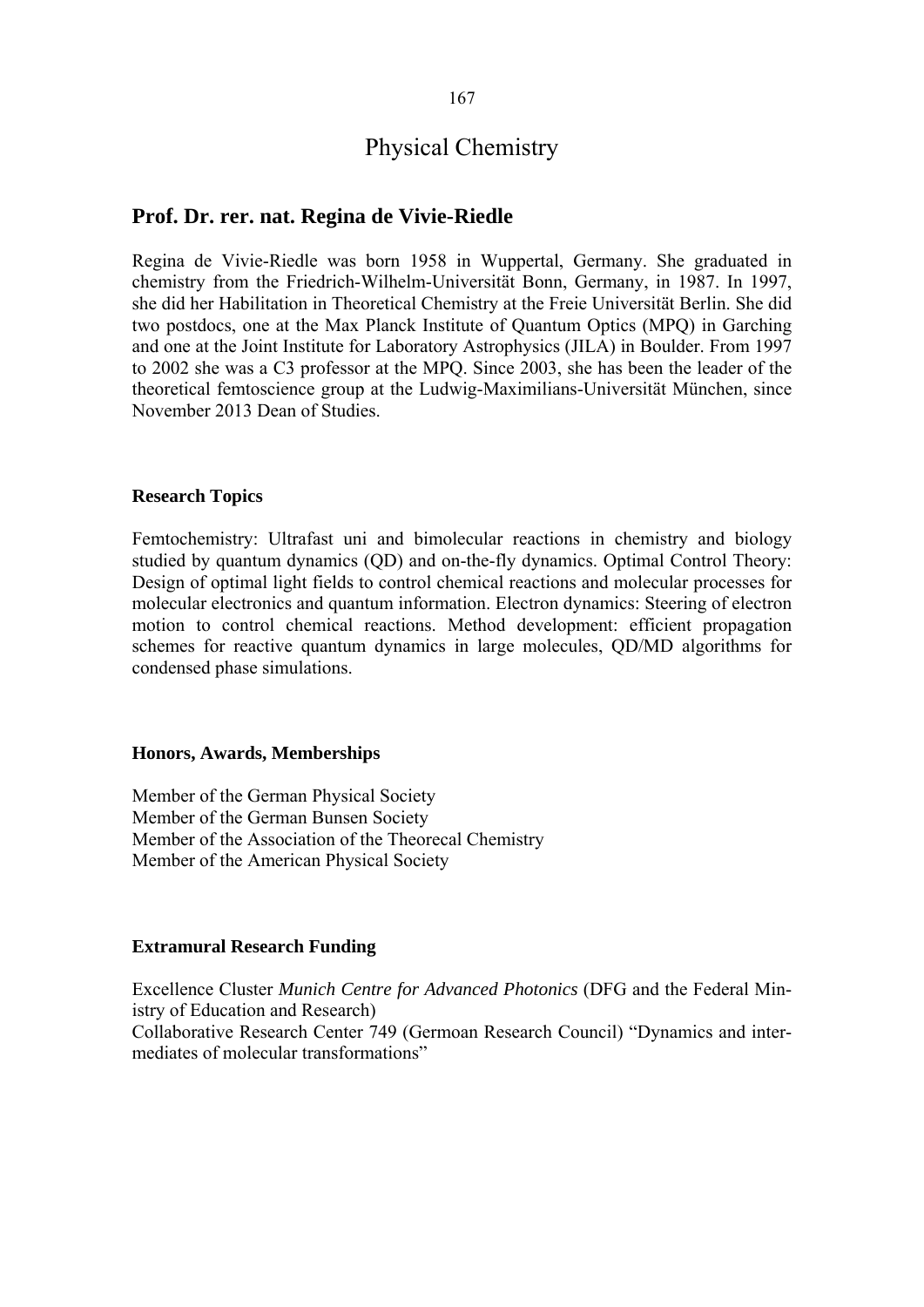# Physical Chemistry

## Prof. Dr. rer. nat. Regina de Vivie-Riedle

Regina de Vivie-Riedle was born 1958 in Wuppertal, Germany. She graduated in chemistry from the Friedrich-Wilhelm-Universität Bonn, Germany, in 1987. In 1997, she did her Habilitation in Theoretical Chemistry at the Freie Universität Berlin. She did two postdocs, one at the Max Planck Institute of Quantum Optics (MPQ) in Garching and one at the Joint Institute for Laboratory Astrophysics (JILA) in Boulder. From 1997 to 2002 she was a C3 professor at the MPQ. Since 2003, she has been the leader of the theoretical femtoscience group at the Ludwig-Maximilians-Universität München, since November 2013 Dean of Studies.

### Research Topics

Femtochemistry: Ultrafast uni and bimolecular reactions in chemistry and biology studied by quantum dynamics (QD) and on-the-fly dynamics. Optimal Control Theory: Design of optimal light fields to control chemical reactions and molecular processes for molecular electronics and quantum information. Electron dynamics: Steering of electron motion to control chemical reactions. Method development: efficient propagation schemes for reactive quantum dynamics in large molecules, QD/MD algorithms for condensed phase simulations.

### Honors, Awards, Memberships

Member of the German Physical Society
Member of the German Bunsen Society
Member of the Association of the Theorecal Chemistry
Member of the American Physical Society

### Extramural Research Funding

Excellence Cluster *Munich Centre for Advanced Photonics* (DFG and the Federal Ministry of Education and Research)
Collaborative Research Center 749 (Germoan Research Council) "Dynamics and intermediates of molecular transformations"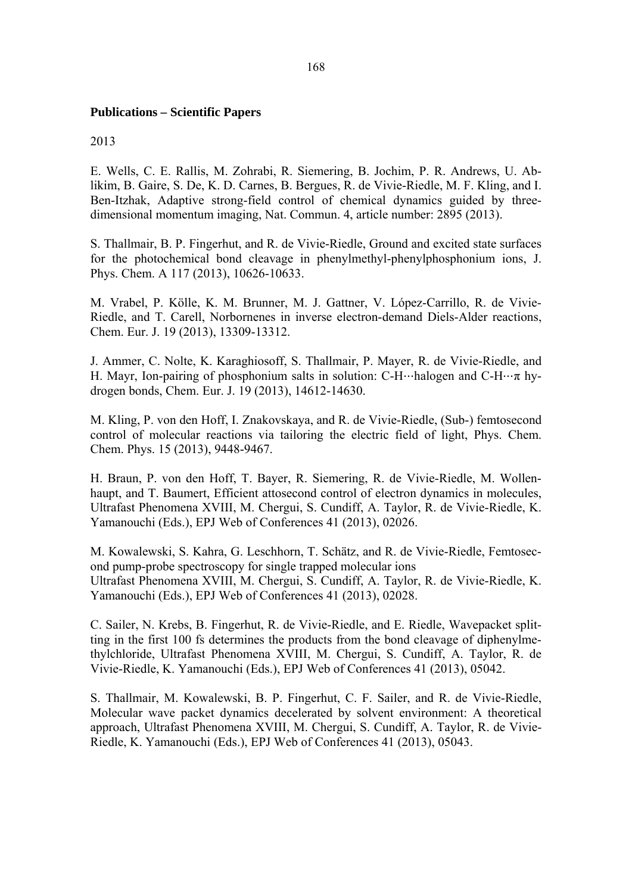**Publications – Scientific Papers**

2013

E. Wells, C. E. Rallis, M. Zohrabi, R. Siemering, B. Jochim, P. R. Andrews, U. Ablikim, B. Gaire, S. De, K. D. Carnes, B. Bergues, R. de Vivie-Riedle, M. F. Kling, and I. Ben-Itzhak, Adaptive strong-field control of chemical dynamics guided by three-dimensional momentum imaging, Nat. Commun. 4, article number: 2895 (2013).

S. Thallmair, B. P. Fingerhut, and R. de Vivie-Riedle, Ground and excited state surfaces for the photochemical bond cleavage in phenylmethyl-phenylphosphonium ions, J. Phys. Chem. A 117 (2013), 10626-10633.

M. Vrabel, P. Kölle, K. M. Brunner, M. J. Gattner, V. López-Carrillo, R. de Vivie-Riedle, and T. Carell, Norbornenes in inverse electron-demand Diels-Alder reactions, Chem. Eur. J. 19 (2013), 13309-13312.

J. Ammer, C. Nolte, K. Karaghiosoff, S. Thallmair, P. Mayer, R. de Vivie-Riedle, and H. Mayr, Ion-pairing of phosphonium salts in solution: C-H···halogen and C-H···π hydrogen bonds, Chem. Eur. J. 19 (2013), 14612-14630.

M. Kling, P. von den Hoff, I. Znakovskaya, and R. de Vivie-Riedle, (Sub-) femtosecond control of molecular reactions via tailoring the electric field of light, Phys. Chem. Chem. Phys. 15 (2013), 9448-9467.

H. Braun, P. von den Hoff, T. Bayer, R. Siemering, R. de Vivie-Riedle, M. Wollenhaupt, and T. Baumert, Efficient attosecond control of electron dynamics in molecules, Ultrafast Phenomena XVIII, M. Chergui, S. Cundiff, A. Taylor, R. de Vivie-Riedle, K. Yamanouchi (Eds.), EPJ Web of Conferences 41 (2013), 02026.

M. Kowalewski, S. Kahra, G. Leschhorn, T. Schätz, and R. de Vivie-Riedle, Femtosecond pump-probe spectroscopy for single trapped molecular ions
Ultrafast Phenomena XVIII, M. Chergui, S. Cundiff, A. Taylor, R. de Vivie-Riedle, K. Yamanouchi (Eds.), EPJ Web of Conferences 41 (2013), 02028.

C. Sailer, N. Krebs, B. Fingerhut, R. de Vivie-Riedle, and E. Riedle, Wavepacket splitting in the first 100 fs determines the products from the bond cleavage of diphenylmethylchloride, Ultrafast Phenomena XVIII, M. Chergui, S. Cundiff, A. Taylor, R. de Vivie-Riedle, K. Yamanouchi (Eds.), EPJ Web of Conferences 41 (2013), 05042.

S. Thallmair, M. Kowalewski, B. P. Fingerhut, C. F. Sailer, and R. de Vivie-Riedle, Molecular wave packet dynamics decelerated by solvent environment: A theoretical approach, Ultrafast Phenomena XVIII, M. Chergui, S. Cundiff, A. Taylor, R. de Vivie-Riedle, K. Yamanouchi (Eds.), EPJ Web of Conferences 41 (2013), 05043.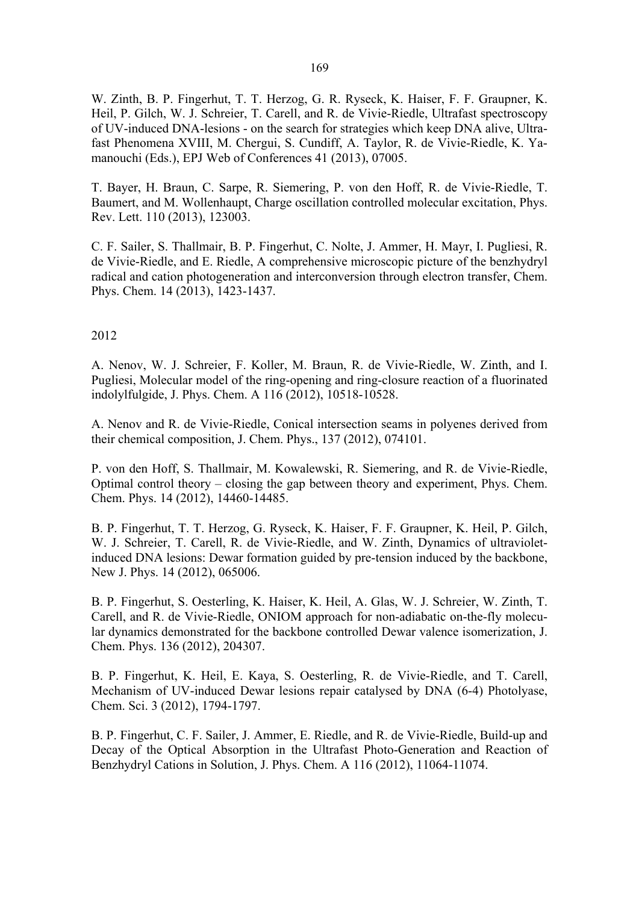W. Zinth, B. P. Fingerhut, T. T. Herzog, G. R. Ryseck, K. Haiser, F. F. Graupner, K. Heil, P. Gilch, W. J. Schreier, T. Carell, and R. de Vivie-Riedle, Ultrafast spectroscopy of UV-induced DNA-lesions - on the search for strategies which keep DNA alive, Ultrafast Phenomena XVIII, M. Chergui, S. Cundiff, A. Taylor, R. de Vivie-Riedle, K. Yamanouchi (Eds.), EPJ Web of Conferences 41 (2013), 07005.

T. Bayer, H. Braun, C. Sarpe, R. Siemering, P. von den Hoff, R. de Vivie-Riedle, T. Baumert, and M. Wollenhaupt, Charge oscillation controlled molecular excitation, Phys. Rev. Lett. 110 (2013), 123003.

C. F. Sailer, S. Thallmair, B. P. Fingerhut, C. Nolte, J. Ammer, H. Mayr, I. Pugliesi, R. de Vivie-Riedle, and E. Riedle, A comprehensive microscopic picture of the benzhydryl radical and cation photogeneration and interconversion through electron transfer, Chem. Phys. Chem. 14 (2013), 1423-1437.

2012

A. Nenov, W. J. Schreier, F. Koller, M. Braun, R. de Vivie-Riedle, W. Zinth, and I. Pugliesi, Molecular model of the ring-opening and ring-closure reaction of a fluorinated indolylfulgide, J. Phys. Chem. A 116 (2012), 10518-10528.

A. Nenov and R. de Vivie-Riedle, Conical intersection seams in polyenes derived from their chemical composition, J. Chem. Phys., 137 (2012), 074101.

P. von den Hoff, S. Thallmair, M. Kowalewski, R. Siemering, and R. de Vivie-Riedle, Optimal control theory – closing the gap between theory and experiment, Phys. Chem. Chem. Phys. 14 (2012), 14460-14485.

B. P. Fingerhut, T. T. Herzog, G. Ryseck, K. Haiser, F. F. Graupner, K. Heil, P. Gilch, W. J. Schreier, T. Carell, R. de Vivie-Riedle, and W. Zinth, Dynamics of ultraviolet-induced DNA lesions: Dewar formation guided by pre-tension induced by the backbone, New J. Phys. 14 (2012), 065006.

B. P. Fingerhut, S. Oesterling, K. Haiser, K. Heil, A. Glas, W. J. Schreier, W. Zinth, T. Carell, and R. de Vivie-Riedle, ONIOM approach for non-adiabatic on-the-fly molecular dynamics demonstrated for the backbone controlled Dewar valence isomerization, J. Chem. Phys. 136 (2012), 204307.

B. P. Fingerhut, K. Heil, E. Kaya, S. Oesterling, R. de Vivie-Riedle, and T. Carell, Mechanism of UV-induced Dewar lesions repair catalysed by DNA (6-4) Photolyase, Chem. Sci. 3 (2012), 1794-1797.

B. P. Fingerhut, C. F. Sailer, J. Ammer, E. Riedle, and R. de Vivie-Riedle, Build-up and Decay of the Optical Absorption in the Ultrafast Photo-Generation and Reaction of Benzhydryl Cations in Solution, J. Phys. Chem. A 116 (2012), 11064-11074.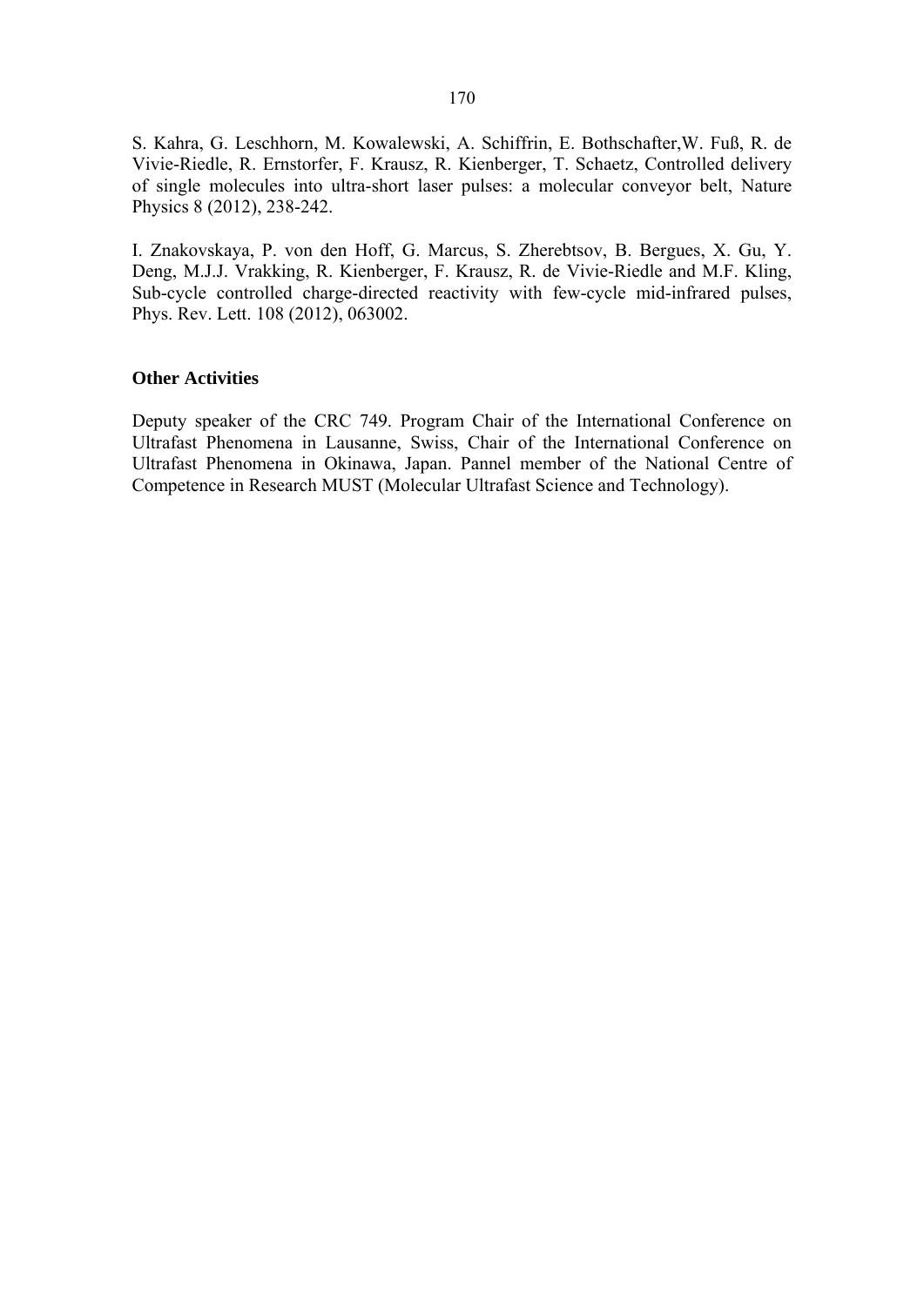S. Kahra, G. Leschhorn, M. Kowalewski, A. Schiffrin, E. Bothschafter,W. Fuß, R. de Vivie-Riedle, R. Ernstorfer, F. Krausz, R. Kienberger, T. Schaetz, Controlled delivery of single molecules into ultra-short laser pulses: a molecular conveyor belt, Nature Physics 8 (2012), 238-242.

I. Znakovskaya, P. von den Hoff, G. Marcus, S. Zherebtsov, B. Bergues, X. Gu, Y. Deng, M.J.J. Vrakking, R. Kienberger, F. Krausz, R. de Vivie-Riedle and M.F. Kling, Sub-cycle controlled charge-directed reactivity with few-cycle mid-infrared pulses, Phys. Rev. Lett. 108 (2012), 063002.

### Other Activities

Deputy speaker of the CRC 749. Program Chair of the International Conference on Ultrafast Phenomena in Lausanne, Swiss, Chair of the International Conference on Ultrafast Phenomena in Okinawa, Japan. Pannel member of the National Centre of Competence in Research MUST (Molecular Ultrafast Science and Technology).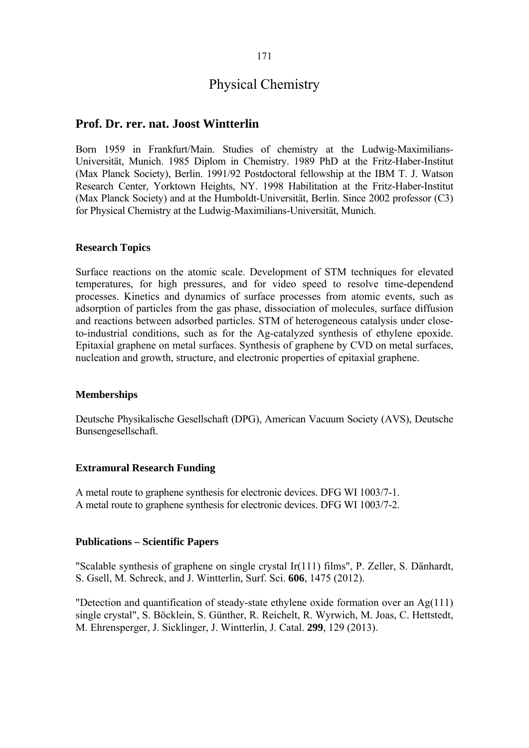# Physical Chemistry

## Prof. Dr. rer. nat. Joost Wintterlin

Born 1959 in Frankfurt/Main. Studies of chemistry at the Ludwig-Maximilians-Universität, Munich. 1985 Diplom in Chemistry. 1989 PhD at the Fritz-Haber-Institut (Max Planck Society), Berlin. 1991/92 Postdoctoral fellowship at the IBM T. J. Watson Research Center, Yorktown Heights, NY. 1998 Habilitation at the Fritz-Haber-Institut (Max Planck Society) and at the Humboldt-Universität, Berlin. Since 2002 professor (C3) for Physical Chemistry at the Ludwig-Maximilians-Universität, Munich.

### Research Topics

Surface reactions on the atomic scale. Development of STM techniques for elevated temperatures, for high pressures, and for video speed to resolve time-dependend processes. Kinetics and dynamics of surface processes from atomic events, such as adsorption of particles from the gas phase, dissociation of molecules, surface diffusion and reactions between adsorbed particles. STM of heterogeneous catalysis under close-to-industrial conditions, such as for the Ag-catalyzed synthesis of ethylene epoxide. Epitaxial graphene on metal surfaces. Synthesis of graphene by CVD on metal surfaces, nucleation and growth, structure, and electronic properties of epitaxial graphene.

### Memberships

Deutsche Physikalische Gesellschaft (DPG), American Vacuum Society (AVS), Deutsche Bunsengesellschaft.

### Extramural Research Funding

A metal route to graphene synthesis for electronic devices. DFG WI 1003/7-1.
A metal route to graphene synthesis for electronic devices. DFG WI 1003/7-2.

### Publications – Scientific Papers

"Scalable synthesis of graphene on single crystal Ir(111) films", P. Zeller, S. Dänhardt, S. Gsell, M. Schreck, and J. Wintterlin, Surf. Sci. **606**, 1475 (2012).

"Detection and quantification of steady-state ethylene oxide formation over an Ag(111) single crystal", S. Böcklein, S. Günther, R. Reichelt, R. Wyrwich, M. Joas, C. Hettstedt, M. Ehrensperger, J. Sicklinger, J. Wintterlin, J. Catal. **299**, 129 (2013).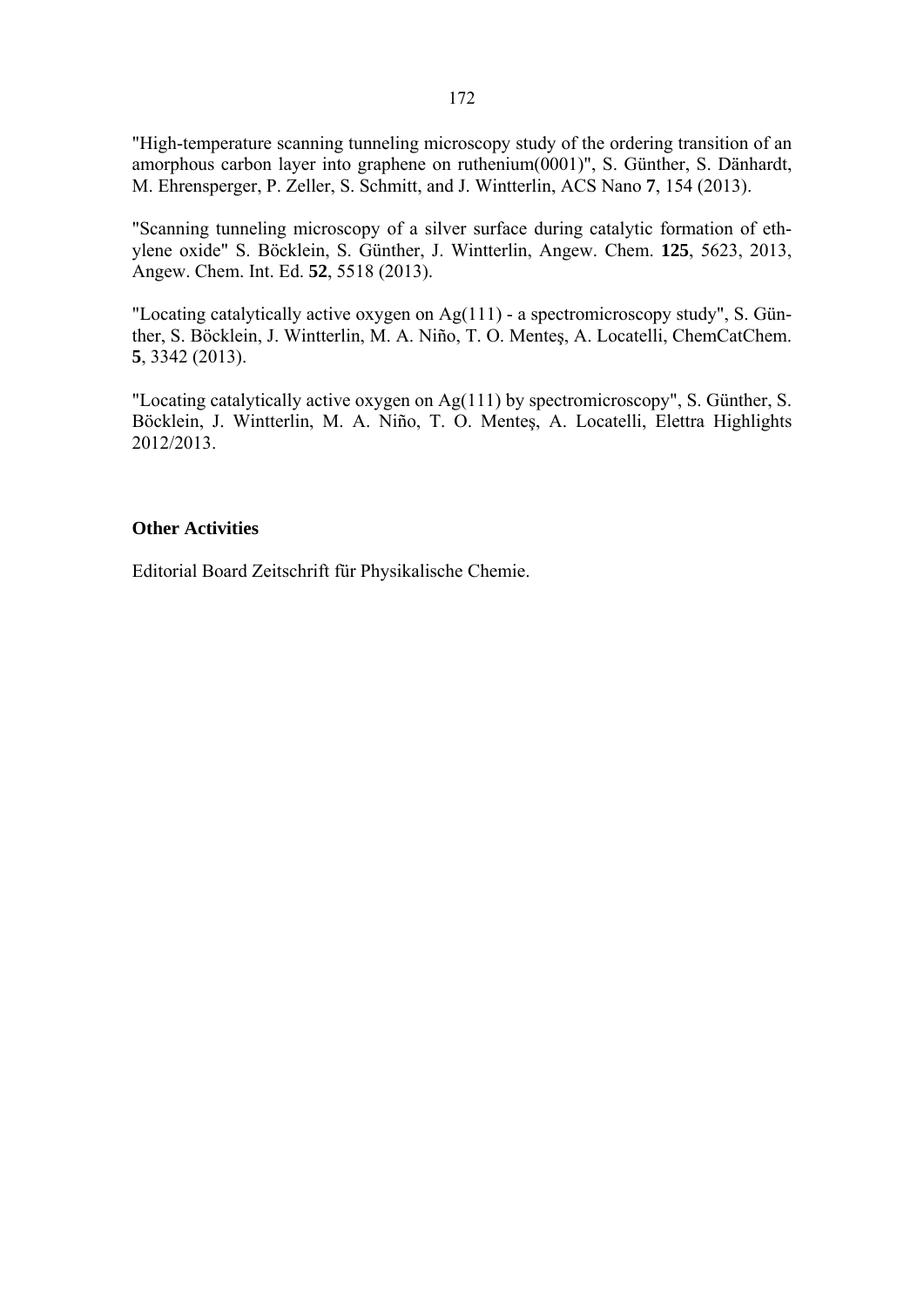"High-temperature scanning tunneling microscopy study of the ordering transition of an amorphous carbon layer into graphene on ruthenium(0001)", S. Günther, S. Dänhardt, M. Ehrensperger, P. Zeller, S. Schmitt, and J. Wintterlin, ACS Nano **7**, 154 (2013).

"Scanning tunneling microscopy of a silver surface during catalytic formation of ethylene oxide" S. Böcklein, S. Günther, J. Wintterlin, Angew. Chem. **125**, 5623, 2013, Angew. Chem. Int. Ed. **52**, 5518 (2013).

"Locating catalytically active oxygen on Ag(111) - a spectromicroscopy study", S. Günther, S. Böcklein, J. Wintterlin, M. A. Niño, T. O. Menteş, A. Locatelli, ChemCatChem. **5**, 3342 (2013).

"Locating catalytically active oxygen on Ag(111) by spectromicroscopy", S. Günther, S. Böcklein, J. Wintterlin, M. A. Niño, T. O. Menteş, A. Locatelli, Elettra Highlights 2012/2013.

**Other Activities**

Editorial Board Zeitschrift für Physikalische Chemie.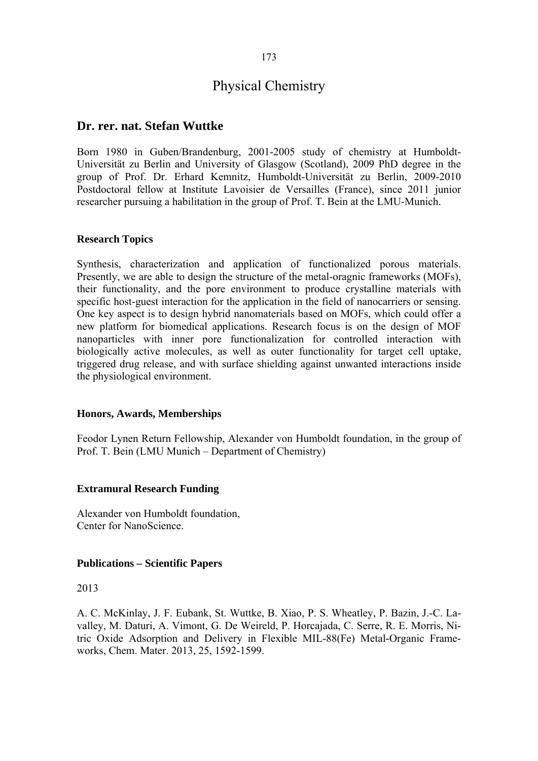# Physical Chemistry

## Dr. rer. nat. Stefan Wuttke

Born 1980 in Guben/Brandenburg, 2001-2005 study of chemistry at Humboldt-Universität zu Berlin and University of Glasgow (Scotland), 2009 PhD degree in the group of Prof. Dr. Erhard Kemnitz, Humboldt-Universität zu Berlin, 2009-2010 Postdoctoral fellow at Institute Lavoisier de Versailles (France), since 2011 junior researcher pursuing a habilitation in the group of Prof. T. Bein at the LMU-Munich.

### Research Topics

Synthesis, characterization and application of functionalized porous materials. Presently, we are able to design the structure of the metal-oragnic frameworks (MOFs), their functionality, and the pore environment to produce crystalline materials with specific host-guest interaction for the application in the field of nanocarriers or sensing. One key aspect is to design hybrid nanomaterials based on MOFs, which could offer a new platform for biomedical applications. Research focus is on the design of MOF nanoparticles with inner pore functionalization for controlled interaction with biologically active molecules, as well as outer functionality for target cell uptake, triggered drug release, and with surface shielding against unwanted interactions inside the physiological environment.

### Honors, Awards, Memberships

Feodor Lynen Return Fellowship, Alexander von Humboldt foundation, in the group of Prof. T. Bein (LMU Munich – Department of Chemistry)

### Extramural Research Funding

Alexander von Humboldt foundation,
Center for NanoScience.

### Publications – Scientific Papers

2013

A. C. McKinlay, J. F. Eubank, St. Wuttke, B. Xiao, P. S. Wheatley, P. Bazin, J.-C. Lavalley, M. Daturi, A. Vimont, G. De Weireld, P. Horcajada, C. Serre, R. E. Morris, Nitric Oxide Adsorption and Delivery in Flexible MIL-88(Fe) Metal-Organic Frameworks, Chem. Mater. 2013, 25, 1592-1599.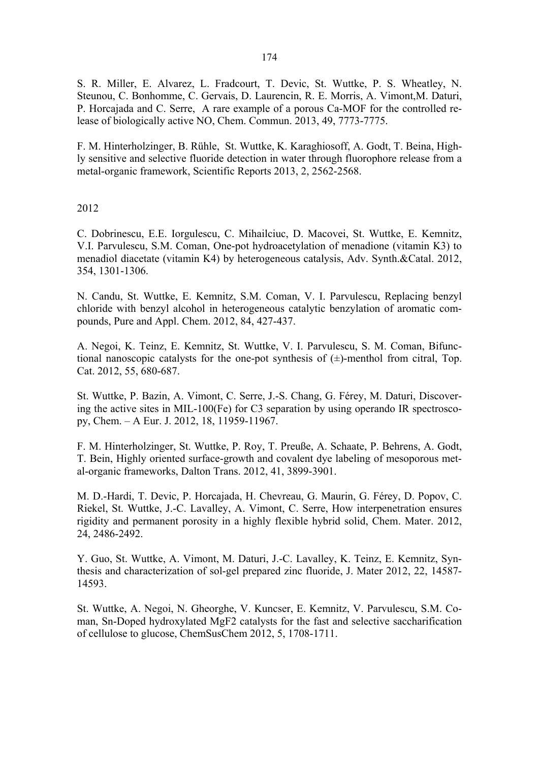S. R. Miller, E. Alvarez, L. Fradcourt, T. Devic, St. Wuttke, P. S. Wheatley, N. Steunou, C. Bonhomme, C. Gervais, D. Laurencin, R. E. Morris, A. Vimont, M. Daturi, P. Horcajada and C. Serre, A rare example of a porous Ca-MOF for the controlled release of biologically active NO, Chem. Commun. 2013, 49, 7773-7775.

F. M. Hinterholzinger, B. Rühle, St. Wuttke, K. Karaghiosoff, A. Godt, T. Beina, Highly sensitive and selective fluoride detection in water through fluorophore release from a metal-organic framework, Scientific Reports 2013, 2, 2562-2568.

2012

C. Dobrinescu, E.E. Iorgulescu, C. Mihailciuc, D. Macovei, St. Wuttke, E. Kemnitz, V.I. Parvulescu, S.M. Coman, One-pot hydroacetylation of menadione (vitamin K3) to menadiol diacetate (vitamin K4) by heterogeneous catalysis, Adv. Synth.&Catal. 2012, 354, 1301-1306.

N. Candu, St. Wuttke, E. Kemnitz, S.M. Coman, V. I. Parvulescu, Replacing benzyl chloride with benzyl alcohol in heterogeneous catalytic benzylation of aromatic compounds, Pure and Appl. Chem. 2012, 84, 427-437.

A. Negoi, K. Teinz, E. Kemnitz, St. Wuttke, V. I. Parvulescu, S. M. Coman, Bifunctional nanoscopic catalysts for the one-pot synthesis of (±)-menthol from citral, Top. Cat. 2012, 55, 680-687.

St. Wuttke, P. Bazin, A. Vimont, C. Serre, J.-S. Chang, G. Férey, M. Daturi, Discovering the active sites in MIL-100(Fe) for C3 separation by using operando IR spectroscopy, Chem. – A Eur. J. 2012, 18, 11959-11967.

F. M. Hinterholzinger, St. Wuttke, P. Roy, T. Preuße, A. Schaate, P. Behrens, A. Godt, T. Bein, Highly oriented surface-growth and covalent dye labeling of mesoporous metal-organic frameworks, Dalton Trans. 2012, 41, 3899-3901.

M. D.-Hardi, T. Devic, P. Horcajada, H. Chevreau, G. Maurin, G. Férey, D. Popov, C. Riekel, St. Wuttke, J.-C. Lavalley, A. Vimont, C. Serre, How interpenetration ensures rigidity and permanent porosity in a highly flexible hybrid solid, Chem. Mater. 2012, 24, 2486-2492.

Y. Guo, St. Wuttke, A. Vimont, M. Daturi, J.-C. Lavalley, K. Teinz, E. Kemnitz, Synthesis and characterization of sol-gel prepared zinc fluoride, J. Mater 2012, 22, 14587-14593.

St. Wuttke, A. Negoi, N. Gheorghe, V. Kuncser, E. Kemnitz, V. Parvulescu, S.M. Coman, Sn-Doped hydroxylated $MgF_2$ catalysts for the fast and selective saccharification of cellulose to glucose, ChemSusChem 2012, 5, 1708-1711.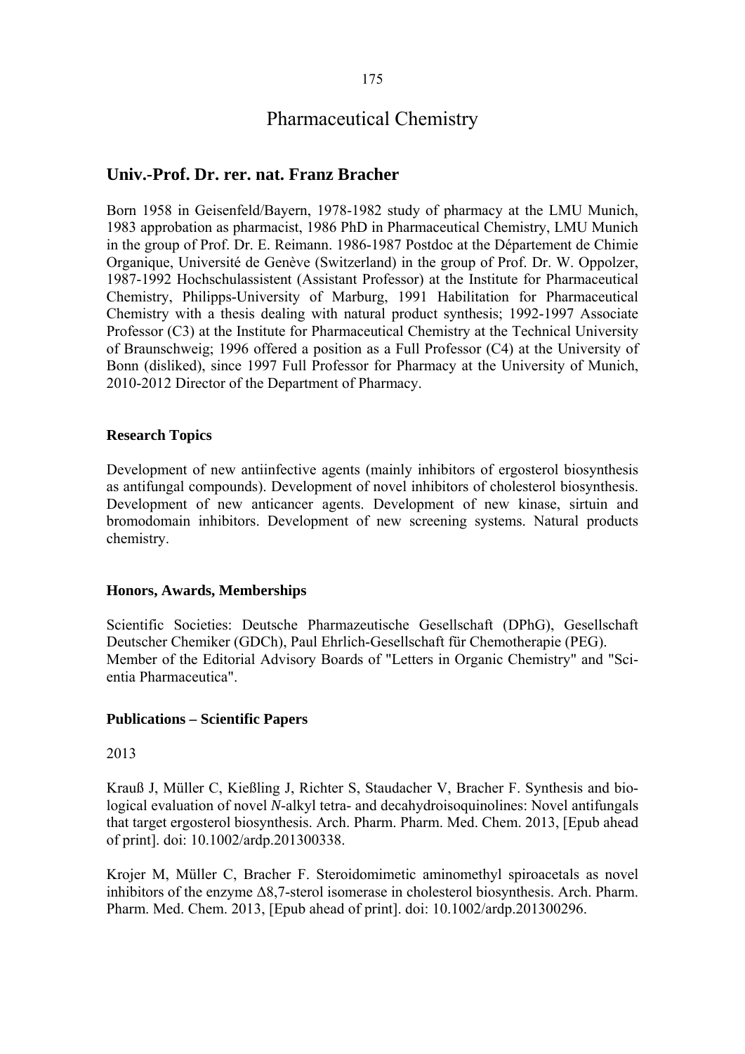# Pharmaceutical Chemistry

## Univ.-Prof. Dr. rer. nat. Franz Bracher

Born 1958 in Geisenfeld/Bayern, 1978-1982 study of pharmacy at the LMU Munich, 1983 approbation as pharmacist, 1986 PhD in Pharmaceutical Chemistry, LMU Munich in the group of Prof. Dr. E. Reimann. 1986-1987 Postdoc at the Département de Chimie Organique, Université de Genève (Switzerland) in the group of Prof. Dr. W. Oppolzer, 1987-1992 Hochschulassistent (Assistant Professor) at the Institute for Pharmaceutical Chemistry, Philipps-University of Marburg, 1991 Habilitation for Pharmaceutical Chemistry with a thesis dealing with natural product synthesis; 1992-1997 Associate Professor (C3) at the Institute for Pharmaceutical Chemistry at the Technical University of Braunschweig; 1996 offered a position as a Full Professor (C4) at the University of Bonn (disliked), since 1997 Full Professor for Pharmacy at the University of Munich, 2010-2012 Director of the Department of Pharmacy.

### Research Topics

Development of new antiinfective agents (mainly inhibitors of ergosterol biosynthesis as antifungal compounds). Development of novel inhibitors of cholesterol biosynthesis. Development of new anticancer agents. Development of new kinase, sirtuin and bromodomain inhibitors. Development of new screening systems. Natural products chemistry.

### Honors, Awards, Memberships

Scientific Societies: Deutsche Pharmazeutische Gesellschaft (DPhG), Gesellschaft Deutscher Chemiker (GDCh), Paul Ehrlich-Gesellschaft für Chemotherapie (PEG).
Member of the Editorial Advisory Boards of "Letters in Organic Chemistry" and "Scientia Pharmaceutica".

### Publications – Scientific Papers

2013

Krauß J, Müller C, Kießling J, Richter S, Staudacher V, Bracher F. Synthesis and biological evaluation of novel *N*-alkyl tetra- and decahydroisoquinolines: Novel antifungals that target ergosterol biosynthesis. Arch. Pharm. Pharm. Med. Chem. 2013, [Epub ahead of print]. doi: 10.1002/ardp.201300338.

Krojer M, Müller C, Bracher F. Steroidomimetic aminomethyl spiroacetals as novel inhibitors of the enzyme Δ8,7-sterol isomerase in cholesterol biosynthesis. Arch. Pharm. Pharm. Med. Chem. 2013, [Epub ahead of print]. doi: 10.1002/ardp.201300296.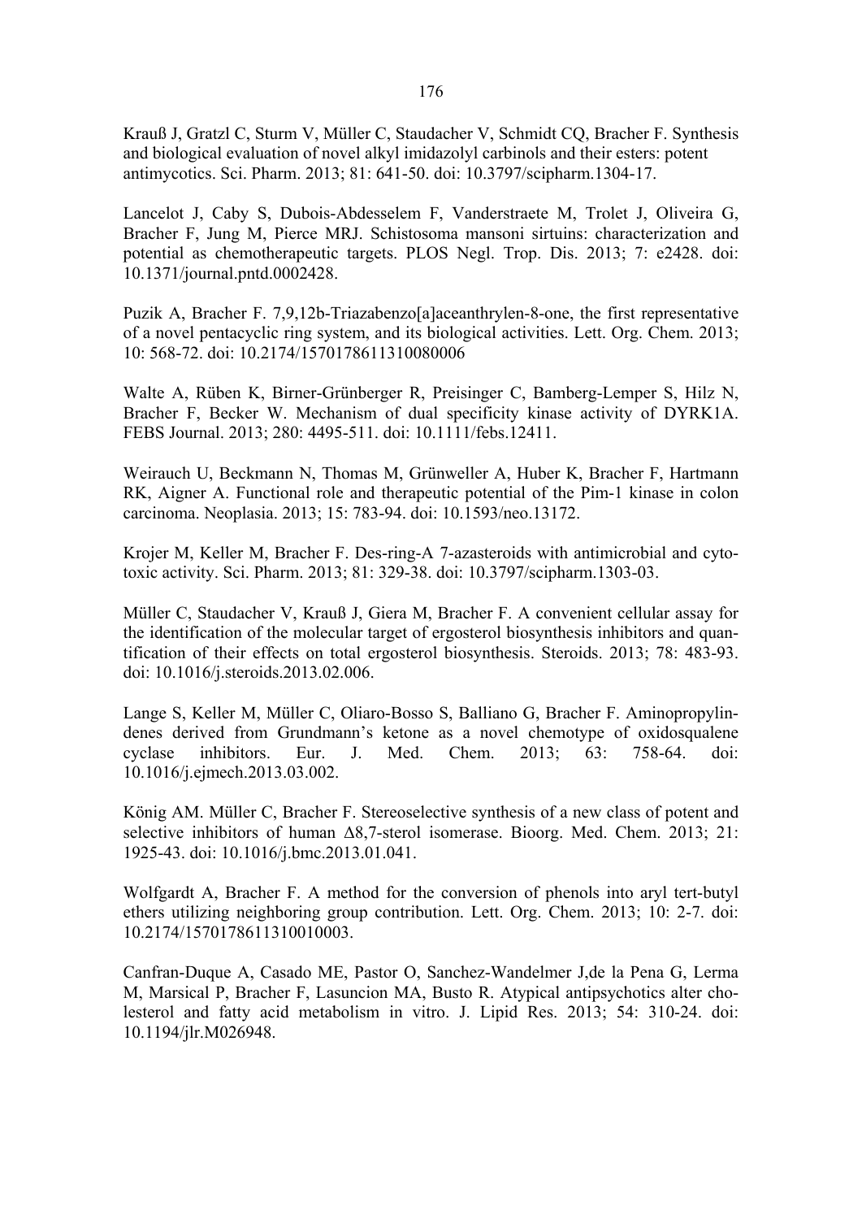Krauß J, Gratzl C, Sturm V, Müller C, Staudacher V, Schmidt CQ, Bracher F. Synthesis and biological evaluation of novel alkyl imidazolyl carbinols and their esters: potent antimycotics. Sci. Pharm. 2013; 81: 641-50. doi: 10.3797/scipharm.1304-17.

Lancelot J, Caby S, Dubois-Abdesselem F, Vanderstraete M, Trolet J, Oliveira G, Bracher F, Jung M, Pierce MRJ. Schistosoma mansoni sirtuins: characterization and potential as chemotherapeutic targets. PLOS Negl. Trop. Dis. 2013; 7: e2428. doi: 10.1371/journal.pntd.0002428.

Puzik A, Bracher F. 7,9,12b-Triazabenzo[a]aceanthrylen-8-one, the first representative of a novel pentacyclic ring system, and its biological activities. Lett. Org. Chem. 2013; 10: 568-72. doi: 10.2174/1570178611310080006

Walte A, Rüben K, Birner-Grünberger R, Preisinger C, Bamberg-Lemper S, Hilz N, Bracher F, Becker W. Mechanism of dual specificity kinase activity of DYRK1A. FEBS Journal. 2013; 280: 4495-511. doi: 10.1111/febs.12411.

Weirauch U, Beckmann N, Thomas M, Grünweller A, Huber K, Bracher F, Hartmann RK, Aigner A. Functional role and therapeutic potential of the Pim-1 kinase in colon carcinoma. Neoplasia. 2013; 15: 783-94. doi: 10.1593/neo.13172.

Krojer M, Keller M, Bracher F. Des-ring-A 7-azasteroids with antimicrobial and cytotoxic activity. Sci. Pharm. 2013; 81: 329-38. doi: 10.3797/scipharm.1303-03.

Müller C, Staudacher V, Krauß J, Giera M, Bracher F. A convenient cellular assay for the identification of the molecular target of ergosterol biosynthesis inhibitors and quantification of their effects on total ergosterol biosynthesis. Steroids. 2013; 78: 483-93. doi: 10.1016/j.steroids.2013.02.006.

Lange S, Keller M, Müller C, Oliaro-Bosso S, Balliano G, Bracher F. Aminopropylindenes derived from Grundmann's ketone as a novel chemotype of oxidosqualene cyclase inhibitors. Eur. J. Med. Chem. 2013; 63: 758-64. doi: 10.1016/j.ejmech.2013.03.002.

König AM. Müller C, Bracher F. Stereoselective synthesis of a new class of potent and selective inhibitors of human Δ8,7-sterol isomerase. Bioorg. Med. Chem. 2013; 21: 1925-43. doi: 10.1016/j.bmc.2013.01.041.

Wolfgardt A, Bracher F. A method for the conversion of phenols into aryl tert-butyl ethers utilizing neighboring group contribution. Lett. Org. Chem. 2013; 10: 2-7. doi: 10.2174/1570178611310010003.

Canfran-Duque A, Casado ME, Pastor O, Sanchez-Wandelmer J,de la Pena G, Lerma M, Marsical P, Bracher F, Lasuncion MA, Busto R. Atypical antipsychotics alter cholesterol and fatty acid metabolism in vitro. J. Lipid Res. 2013; 54: 310-24. doi: 10.1194/jlr.M026948.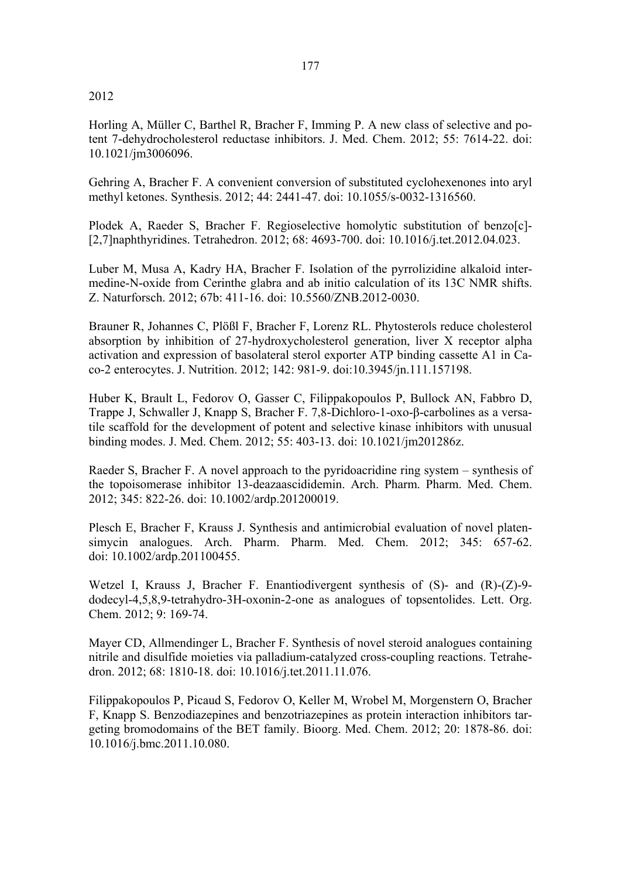2012

Horling A, Müller C, Barthel R, Bracher F, Imming P. A new class of selective and potent 7-dehydrocholesterol reductase inhibitors. J. Med. Chem. 2012; 55: 7614-22. doi: 10.1021/jm3006096.

Gehring A, Bracher F. A convenient conversion of substituted cyclohexenones into aryl methyl ketones. Synthesis. 2012; 44: 2441-47. doi: 10.1055/s-0032-1316560.

Plodek A, Raeder S, Bracher F. Regioselective homolytic substitution of benzo[c]-[2,7]naphthyridines. Tetrahedron. 2012; 68: 4693-700. doi: 10.1016/j.tet.2012.04.023.

Luber M, Musa A, Kadry HA, Bracher F. Isolation of the pyrrolizidine alkaloid intermedine-N-oxide from Cerinthe glabra and ab initio calculation of its 13C NMR shifts. Z. Naturforsch. 2012; 67b: 411-16. doi: 10.5560/ZNB.2012-0030.

Brauner R, Johannes C, Plößl F, Bracher F, Lorenz RL. Phytosterols reduce cholesterol absorption by inhibition of 27-hydroxycholesterol generation, liver X receptor alpha activation and expression of basolateral sterol exporter ATP binding cassette A1 in Caco-2 enterocytes. J. Nutrition. 2012; 142: 981-9. doi:10.3945/jn.111.157198.

Huber K, Brault L, Fedorov O, Gasser C, Filippakopoulos P, Bullock AN, Fabbro D, Trappe J, Schwaller J, Knapp S, Bracher F. 7,8-Dichloro-1-oxo-β-carbolines as a versatile scaffold for the development of potent and selective kinase inhibitors with unusual binding modes. J. Med. Chem. 2012; 55: 403-13. doi: 10.1021/jm201286z.

Raeder S, Bracher F. A novel approach to the pyridoacridine ring system – synthesis of the topoisomerase inhibitor 13-deazaascididemin. Arch. Pharm. Pharm. Med. Chem. 2012; 345: 822-26. doi: 10.1002/ardp.201200019.

Plesch E, Bracher F, Krauss J. Synthesis and antimicrobial evaluation of novel platensimycin analogues. Arch. Pharm. Pharm. Med. Chem. 2012; 345: 657-62. doi: 10.1002/ardp.201100455.

Wetzel I, Krauss J, Bracher F. Enantiodivergent synthesis of (S)- and (R)-(Z)-9-dodecyl-4,5,8,9-tetrahydro-3H-oxonin-2-one as analogues of topsentolides. Lett. Org. Chem. 2012; 9: 169-74.

Mayer CD, Allmendinger L, Bracher F. Synthesis of novel steroid analogues containing nitrile and disulfide moieties via palladium-catalyzed cross-coupling reactions. Tetrahedron. 2012; 68: 1810-18. doi: 10.1016/j.tet.2011.11.076.

Filippakopoulos P, Picaud S, Fedorov O, Keller M, Wrobel M, Morgenstern O, Bracher F, Knapp S. Benzodiazepines and benzotriazepines as protein interaction inhibitors targeting bromodomains of the BET family. Bioorg. Med. Chem. 2012; 20: 1878-86. doi: 10.1016/j.bmc.2011.10.080.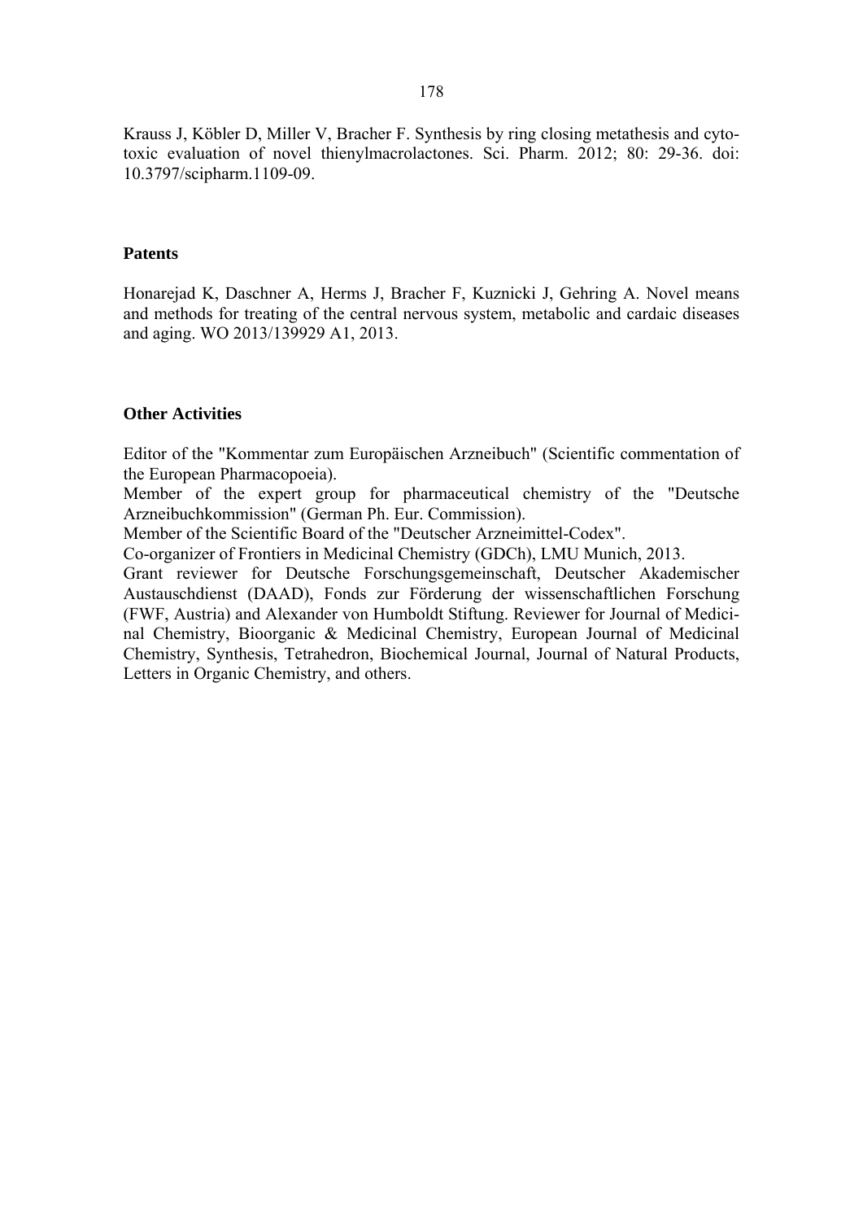Krauss J, Köbler D, Miller V, Bracher F. Synthesis by ring closing metathesis and cytotoxic evaluation of novel thienylmacrolactones. Sci. Pharm. 2012; 80: 29-36. doi: 10.3797/scipharm.1109-09.

**Patents**

Honarejad K, Daschner A, Herms J, Bracher F, Kuznicki J, Gehring A. Novel means and methods for treating of the central nervous system, metabolic and cardaic diseases and aging. WO 2013/139929 A1, 2013.

**Other Activities**

Editor of the "Kommentar zum Europäischen Arzneibuch" (Scientific commentation of the European Pharmacopoeia).
Member of the expert group for pharmaceutical chemistry of the "Deutsche Arzneibuchkommission" (German Ph. Eur. Commission).
Member of the Scientific Board of the "Deutscher Arzneimittel-Codex".
Co-organizer of Frontiers in Medicinal Chemistry (GDCh), LMU Munich, 2013.
Grant reviewer for Deutsche Forschungsgemeinschaft, Deutscher Akademischer Austauschdienst (DAAD), Fonds zur Förderung der wissenschaftlichen Forschung (FWF, Austria) and Alexander von Humboldt Stiftung. Reviewer for Journal of Medicinal Chemistry, Bioorganic & Medicinal Chemistry, European Journal of Medicinal Chemistry, Synthesis, Tetrahedron, Biochemical Journal, Journal of Natural Products, Letters in Organic Chemistry, and others.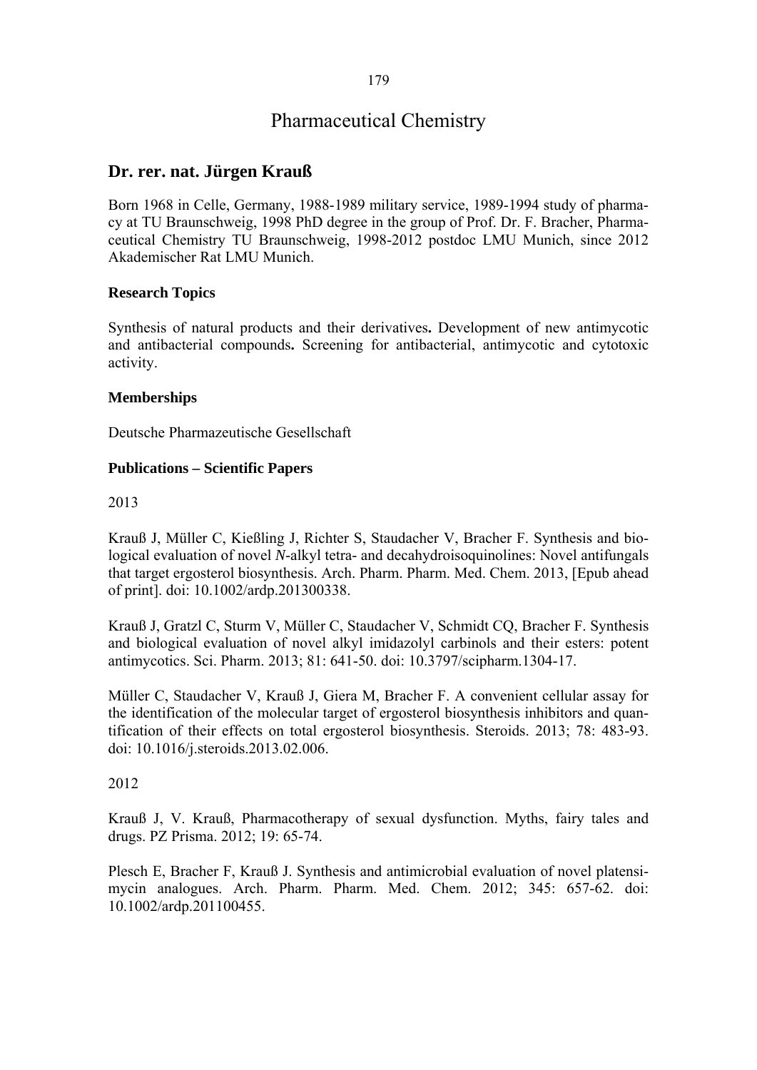# Pharmaceutical Chemistry

## Dr. rer. nat. Jürgen Krauß

Born 1968 in Celle, Germany, 1988-1989 military service, 1989-1994 study of pharmacy at TU Braunschweig, 1998 PhD degree in the group of Prof. Dr. F. Bracher, Pharmaceutical Chemistry TU Braunschweig, 1998-2012 postdoc LMU Munich, since 2012 Akademischer Rat LMU Munich.

### Research Topics

Synthesis of natural products and their derivatives**.** Development of new antimycotic and antibacterial compounds**.** Screening for antibacterial, antimycotic and cytotoxic activity.

### Memberships

Deutsche Pharmazeutische Gesellschaft

### Publications – Scientific Papers

2013

Krauß J, Müller C, Kießling J, Richter S, Staudacher V, Bracher F. Synthesis and biological evaluation of novel *N*-alkyl tetra- and decahydroisoquinolines: Novel antifungals that target ergosterol biosynthesis. Arch. Pharm. Pharm. Med. Chem. 2013, [Epub ahead of print]. doi: 10.1002/ardp.201300338.

Krauß J, Gratzl C, Sturm V, Müller C, Staudacher V, Schmidt CQ, Bracher F. Synthesis and biological evaluation of novel alkyl imidazolyl carbinols and their esters: potent antimycotics. Sci. Pharm. 2013; 81: 641-50. doi: 10.3797/scipharm.1304-17.

Müller C, Staudacher V, Krauß J, Giera M, Bracher F. A convenient cellular assay for the identification of the molecular target of ergosterol biosynthesis inhibitors and quantification of their effects on total ergosterol biosynthesis. Steroids. 2013; 78: 483-93. doi: 10.1016/j.steroids.2013.02.006.

2012

Krauß J, V. Krauß, Pharmacotherapy of sexual dysfunction. Myths, fairy tales and drugs. PZ Prisma. 2012; 19: 65-74.

Plesch E, Bracher F, Krauß J. Synthesis and antimicrobial evaluation of novel platensimycin analogues. Arch. Pharm. Pharm. Med. Chem. 2012; 345: 657-62. doi: 10.1002/ardp.201100455.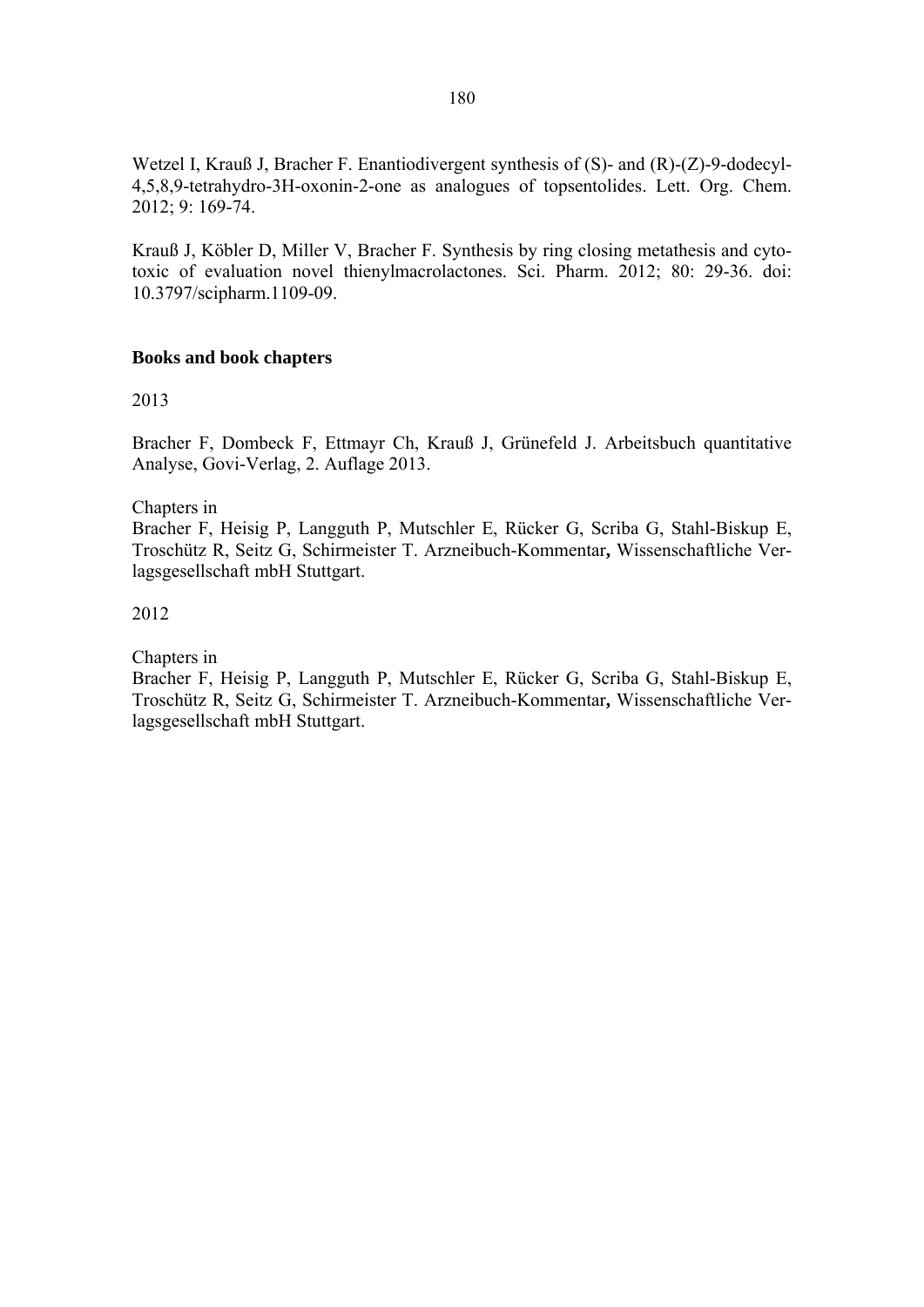Wetzel I, Krauß J, Bracher F. Enantiodivergent synthesis of (S)- and (R)-(Z)-9-dodecyl-4,5,8,9-tetrahydro-3H-oxonin-2-one as analogues of topsentolides. Lett. Org. Chem. 2012; 9: 169-74.

Krauß J, Köbler D, Miller V, Bracher F. Synthesis by ring closing metathesis and cytotoxic of evaluation novel thienylmacrolactones. Sci. Pharm. 2012; 80: 29-36. doi: 10.3797/scipharm.1109-09.

**Books and book chapters**

2013

Bracher F, Dombeck F, Ettmayr Ch, Krauß J, Grünefeld J. Arbeitsbuch quantitative Analyse, Govi-Verlag, 2. Auflage 2013.

Chapters in
Bracher F, Heisig P, Langguth P, Mutschler E, Rücker G, Scriba G, Stahl-Biskup E, Troschütz R, Seitz G, Schirmeister T. Arzneibuch-Kommentar**,** Wissenschaftliche Verlagsgesellschaft mbH Stuttgart.

2012

Chapters in
Bracher F, Heisig P, Langguth P, Mutschler E, Rücker G, Scriba G, Stahl-Biskup E, Troschütz R, Seitz G, Schirmeister T. Arzneibuch-Kommentar**,** Wissenschaftliche Verlagsgesellschaft mbH Stuttgart.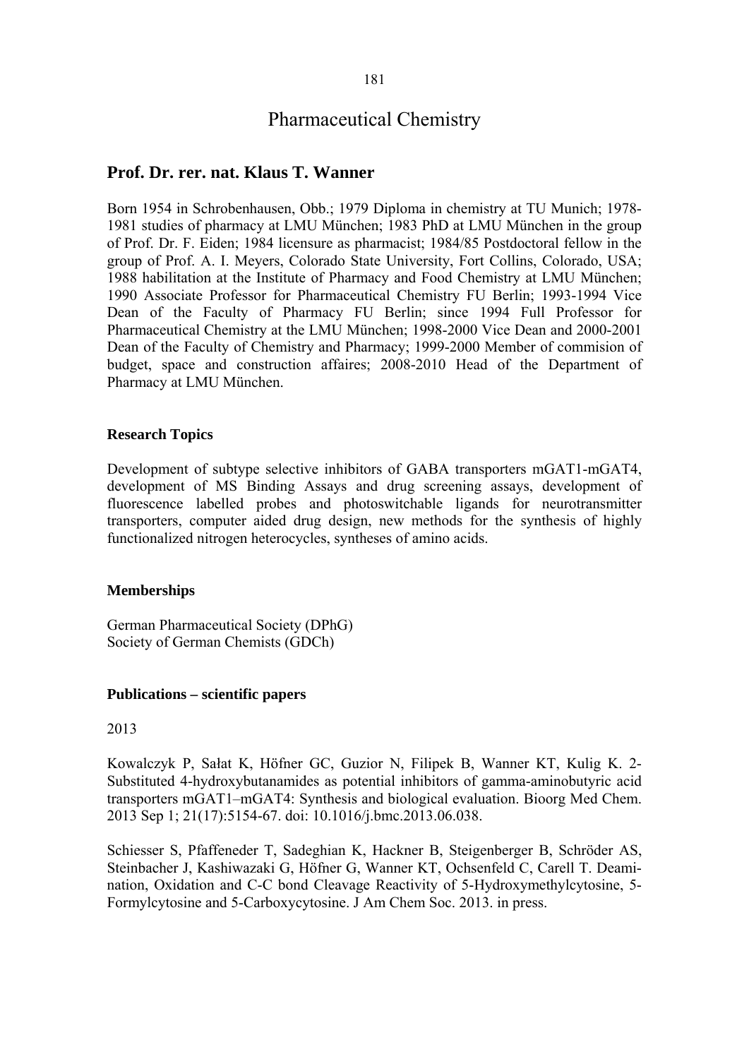# Pharmaceutical Chemistry

## Prof. Dr. rer. nat. Klaus T. Wanner

Born 1954 in Schrobenhausen, Obb.; 1979 Diploma in chemistry at TU Munich; 1978-1981 studies of pharmacy at LMU München; 1983 PhD at LMU München in the group of Prof. Dr. F. Eiden; 1984 licensure as pharmacist; 1984/85 Postdoctoral fellow in the group of Prof. A. I. Meyers, Colorado State University, Fort Collins, Colorado, USA; 1988 habilitation at the Institute of Pharmacy and Food Chemistry at LMU München; 1990 Associate Professor for Pharmaceutical Chemistry FU Berlin; 1993-1994 Vice Dean of the Faculty of Pharmacy FU Berlin; since 1994 Full Professor for Pharmaceutical Chemistry at the LMU München; 1998-2000 Vice Dean and 2000-2001 Dean of the Faculty of Chemistry and Pharmacy; 1999-2000 Member of commision of budget, space and construction affaires; 2008-2010 Head of the Department of Pharmacy at LMU München.

### Research Topics

Development of subtype selective inhibitors of GABA transporters mGAT1-mGAT4, development of MS Binding Assays and drug screening assays, development of fluorescence labelled probes and photoswitchable ligands for neurotransmitter transporters, computer aided drug design, new methods for the synthesis of highly functionalized nitrogen heterocycles, syntheses of amino acids.

### Memberships

German Pharmaceutical Society (DPhG)
Society of German Chemists (GDCh)

### Publications – scientific papers

2013

Kowalczyk P, Sałat K, Höfner GC, Guzior N, Filipek B, Wanner KT, Kulig K. 2-Substituted 4-hydroxybutanamides as potential inhibitors of gamma-aminobutyric acid transporters mGAT1–mGAT4: Synthesis and biological evaluation. Bioorg Med Chem. 2013 Sep 1; 21(17):5154-67. doi: 10.1016/j.bmc.2013.06.038.

Schiesser S, Pfaffeneder T, Sadeghian K, Hackner B, Steigenberger B, Schröder AS, Steinbacher J, Kashiwazaki G, Höfner G, Wanner KT, Ochsenfeld C, Carell T. Deamination, Oxidation and C-C bond Cleavage Reactivity of 5-Hydroxymethylcytosine, 5-Formylcytosine and 5-Carboxycytosine. J Am Chem Soc. 2013. in press.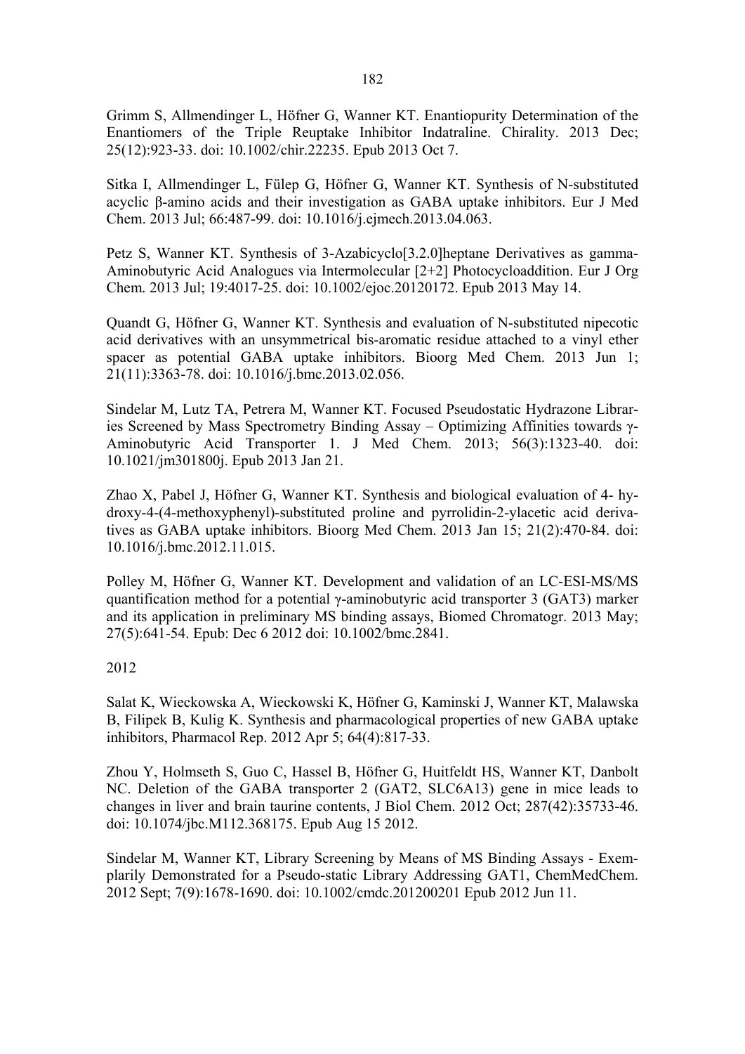Grimm S, Allmendinger L, Höfner G, Wanner KT. Enantiopurity Determination of the Enantiomers of the Triple Reuptake Inhibitor Indatraline. Chirality. 2013 Dec; 25(12):923-33. doi: 10.1002/chir.22235. Epub 2013 Oct 7.

Sitka I, Allmendinger L, Fülep G, Höfner G, Wanner KT. Synthesis of N-substituted acyclic β-amino acids and their investigation as GABA uptake inhibitors. Eur J Med Chem. 2013 Jul; 66:487-99. doi: 10.1016/j.ejmech.2013.04.063.

Petz S, Wanner KT. Synthesis of 3-Azabicyclo[3.2.0]heptane Derivatives as gamma-Aminobutyric Acid Analogues via Intermolecular [2+2] Photocycloaddition. Eur J Org Chem. 2013 Jul; 19:4017-25. doi: 10.1002/ejoc.20120172. Epub 2013 May 14.

Quandt G, Höfner G, Wanner KT. Synthesis and evaluation of N-substituted nipecotic acid derivatives with an unsymmetrical bis-aromatic residue attached to a vinyl ether spacer as potential GABA uptake inhibitors. Bioorg Med Chem. 2013 Jun 1; 21(11):3363-78. doi: 10.1016/j.bmc.2013.02.056.

Sindelar M, Lutz TA, Petrera M, Wanner KT. Focused Pseudostatic Hydrazone Libraries Screened by Mass Spectrometry Binding Assay – Optimizing Affinities towards γ-Aminobutyric Acid Transporter 1. J Med Chem. 2013; 56(3):1323-40. doi: 10.1021/jm301800j. Epub 2013 Jan 21.

Zhao X, Pabel J, Höfner G, Wanner KT. Synthesis and biological evaluation of 4- hydroxy-4-(4-methoxyphenyl)-substituted proline and pyrrolidin-2-ylacetic acid derivatives as GABA uptake inhibitors. Bioorg Med Chem. 2013 Jan 15; 21(2):470-84. doi: 10.1016/j.bmc.2012.11.015.

Polley M, Höfner G, Wanner KT. Development and validation of an LC-ESI-MS/MS quantification method for a potential γ-aminobutyric acid transporter 3 (GAT3) marker and its application in preliminary MS binding assays, Biomed Chromatogr. 2013 May; 27(5):641-54. Epub: Dec 6 2012 doi: 10.1002/bmc.2841.

2012

Salat K, Wieckowska A, Wieckowski K, Höfner G, Kaminski J, Wanner KT, Malawska B, Filipek B, Kulig K. Synthesis and pharmacological properties of new GABA uptake inhibitors, Pharmacol Rep. 2012 Apr 5; 64(4):817-33.

Zhou Y, Holmseth S, Guo C, Hassel B, Höfner G, Huitfeldt HS, Wanner KT, Danbolt NC. Deletion of the GABA transporter 2 (GAT2, SLC6A13) gene in mice leads to changes in liver and brain taurine contents, J Biol Chem. 2012 Oct; 287(42):35733-46. doi: 10.1074/jbc.M112.368175. Epub Aug 15 2012.

Sindelar M, Wanner KT, Library Screening by Means of MS Binding Assays - Exemplarily Demonstrated for a Pseudo-static Library Addressing GAT1, ChemMedChem. 2012 Sept; 7(9):1678-1690. doi: 10.1002/cmdc.201200201 Epub 2012 Jun 11.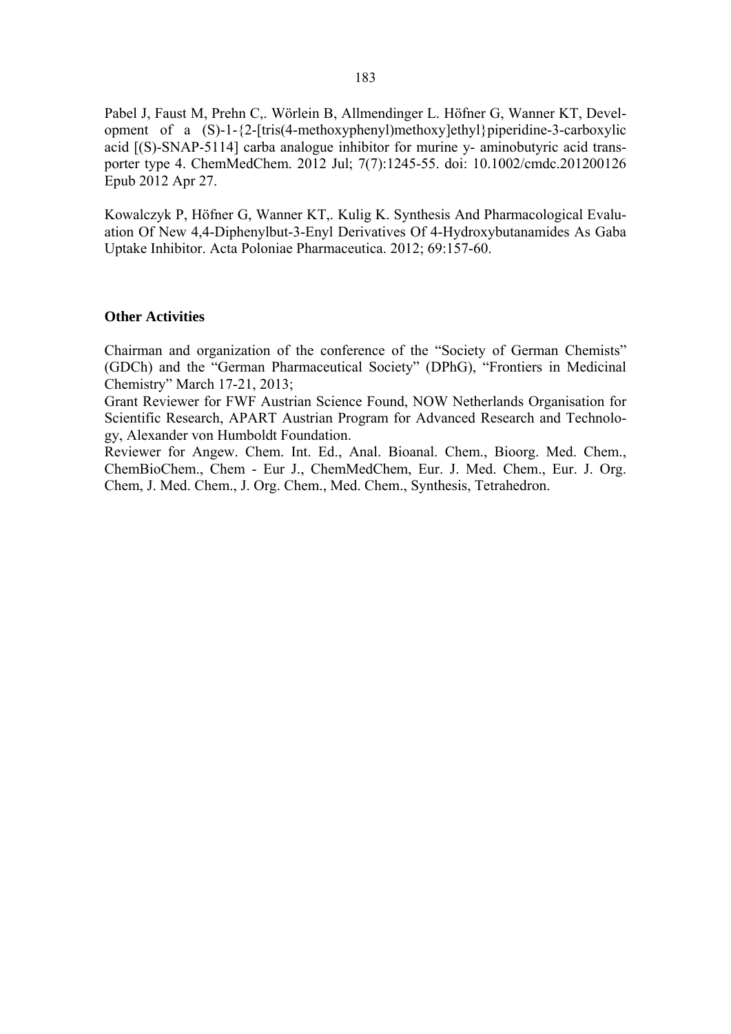Pabel J, Faust M, Prehn C,. Wörlein B, Allmendinger L. Höfner G, Wanner KT, Development of a (S)-1-{2-[tris(4-methoxyphenyl)methoxy]ethyl}piperidine-3-carboxylic acid [(S)-SNAP-5114] carba analogue inhibitor for murine y- aminobutyric acid transporter type 4. ChemMedChem. 2012 Jul; 7(7):1245-55. doi: 10.1002/cmdc.201200126 Epub 2012 Apr 27.

Kowalczyk P, Höfner G, Wanner KT,. Kulig K. Synthesis And Pharmacological Evaluation Of New 4,4-Diphenylbut-3-Enyl Derivatives Of 4-Hydroxybutanamides As Gaba Uptake Inhibitor. Acta Poloniae Pharmaceutica. 2012; 69:157-60.

### Other Activities

Chairman and organization of the conference of the "Society of German Chemists" (GDCh) and the "German Pharmaceutical Society" (DPhG), "Frontiers in Medicinal Chemistry" March 17-21, 2013;

Grant Reviewer for FWF Austrian Science Found, NOW Netherlands Organisation for Scientific Research, APART Austrian Program for Advanced Research and Technology, Alexander von Humboldt Foundation.

Reviewer for Angew. Chem. Int. Ed., Anal. Bioanal. Chem., Bioorg. Med. Chem., ChemBioChem., Chem - Eur J., ChemMedChem, Eur. J. Med. Chem., Eur. J. Org. Chem, J. Med. Chem., J. Org. Chem., Med. Chem., Synthesis, Tetrahedron.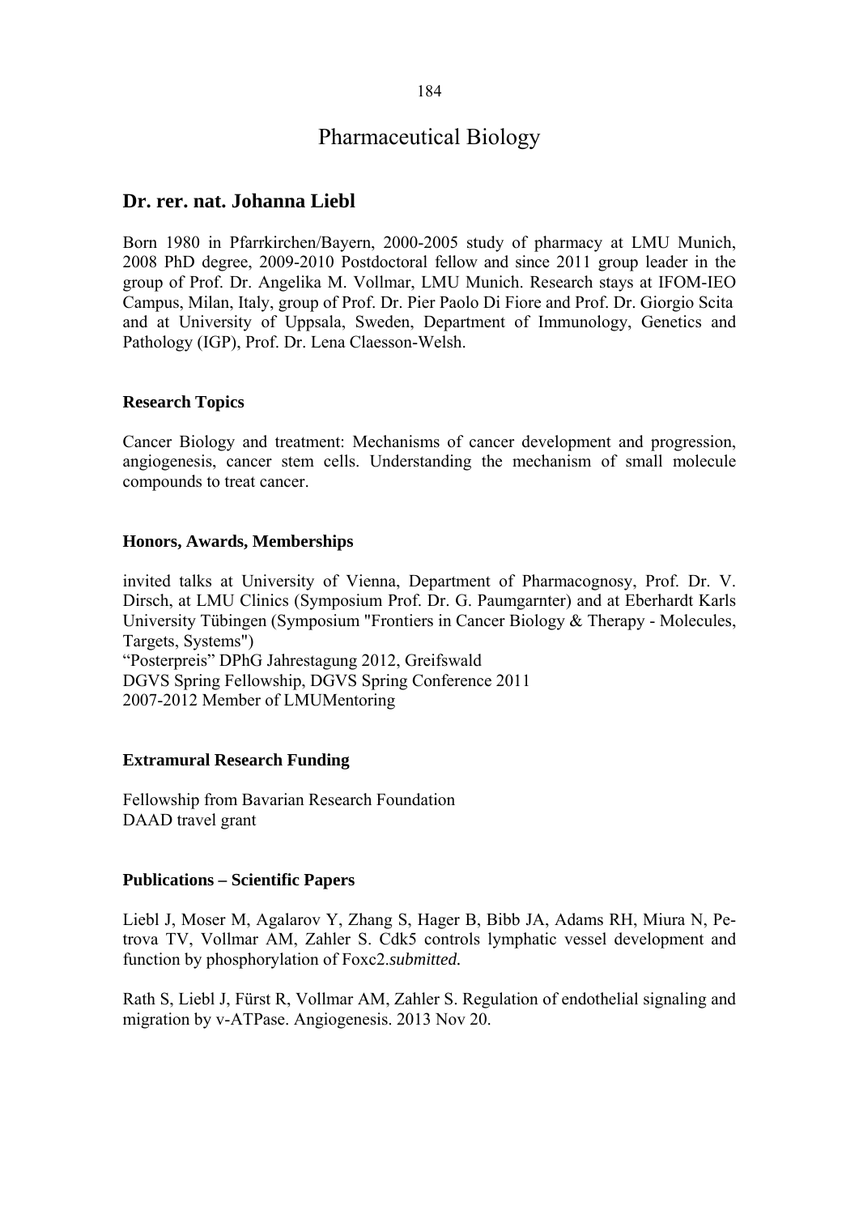# Pharmaceutical Biology

## Dr. rer. nat. Johanna Liebl

Born 1980 in Pfarrkirchen/Bayern, 2000-2005 study of pharmacy at LMU Munich, 2008 PhD degree, 2009-2010 Postdoctoral fellow and since 2011 group leader in the group of Prof. Dr. Angelika M. Vollmar, LMU Munich. Research stays at IFOM-IEO Campus, Milan, Italy, group of Prof. Dr. Pier Paolo Di Fiore and Prof. Dr. Giorgio Scita and at University of Uppsala, Sweden, Department of Immunology, Genetics and Pathology (IGP), Prof. Dr. Lena Claesson-Welsh.

### Research Topics

Cancer Biology and treatment: Mechanisms of cancer development and progression, angiogenesis, cancer stem cells. Understanding the mechanism of small molecule compounds to treat cancer.

### Honors, Awards, Memberships

invited talks at University of Vienna, Department of Pharmacognosy, Prof. Dr. V. Dirsch, at LMU Clinics (Symposium Prof. Dr. G. Paumgarnter) and at Eberhardt Karls University Tübingen (Symposium "Frontiers in Cancer Biology & Therapy - Molecules, Targets, Systems")
"Posterpreis" DPhG Jahrestagung 2012, Greifswald
DGVS Spring Fellowship, DGVS Spring Conference 2011
2007-2012 Member of LMUMentoring

### Extramural Research Funding

Fellowship from Bavarian Research Foundation
DAAD travel grant

### Publications – Scientific Papers

Liebl J, Moser M, Agalarov Y, Zhang S, Hager B, Bibb JA, Adams RH, Miura N, Petrova TV, Vollmar AM, Zahler S. Cdk5 controls lymphatic vessel development and function by phosphorylation of Foxc2.*submitted.*

Rath S, Liebl J, Fürst R, Vollmar AM, Zahler S. Regulation of endothelial signaling and migration by v-ATPase. Angiogenesis. 2013 Nov 20.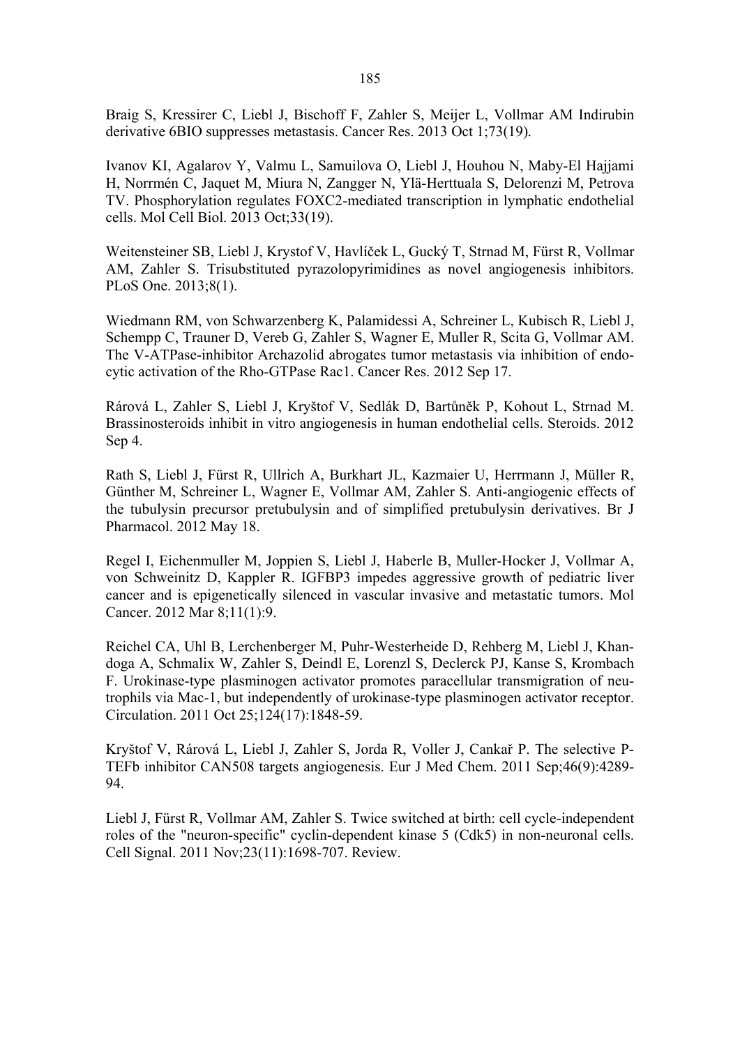Braig S, Kressirer C, Liebl J, Bischoff F, Zahler S, Meijer L, Vollmar AM Indirubin derivative 6BIO suppresses metastasis. Cancer Res. 2013 Oct 1;73(19).

Ivanov KI, Agalarov Y, Valmu L, Samuilova O, Liebl J, Houhou N, Maby-El Hajjami H, Norrmén C, Jaquet M, Miura N, Zangger N, Ylä-Herttuala S, Delorenzi M, Petrova TV. Phosphorylation regulates FOXC2-mediated transcription in lymphatic endothelial cells. Mol Cell Biol. 2013 Oct;33(19).

Weitensteiner SB, Liebl J, Krystof V, Havlíček L, Gucký T, Strnad M, Fürst R, Vollmar AM, Zahler S. Trisubstituted pyrazolopyrimidines as novel angiogenesis inhibitors. PLoS One. 2013;8(1).

Wiedmann RM, von Schwarzenberg K, Palamidessi A, Schreiner L, Kubisch R, Liebl J, Schempp C, Trauner D, Vereb G, Zahler S, Wagner E, Muller R, Scita G, Vollmar AM. The V-ATPase-inhibitor Archazolid abrogates tumor metastasis via inhibition of endocytic activation of the Rho-GTPase Rac1. Cancer Res. 2012 Sep 17.

Rárová L, Zahler S, Liebl J, Kryštof V, Sedlák D, Bartůněk P, Kohout L, Strnad M. Brassinosteroids inhibit in vitro angiogenesis in human endothelial cells. Steroids. 2012 Sep 4.

Rath S, Liebl J, Fürst R, Ullrich A, Burkhart JL, Kazmaier U, Herrmann J, Müller R, Günther M, Schreiner L, Wagner E, Vollmar AM, Zahler S. Anti-angiogenic effects of the tubulysin precursor pretubulysin and of simplified pretubulysin derivatives. Br J Pharmacol. 2012 May 18.

Regel I, Eichenmuller M, Joppien S, Liebl J, Haberle B, Muller-Hocker J, Vollmar A, von Schweinitz D, Kappler R. IGFBP3 impedes aggressive growth of pediatric liver cancer and is epigenetically silenced in vascular invasive and metastatic tumors. Mol Cancer. 2012 Mar 8;11(1):9.

Reichel CA, Uhl B, Lerchenberger M, Puhr-Westerheide D, Rehberg M, Liebl J, Khandoga A, Schmalix W, Zahler S, Deindl E, Lorenzl S, Declerck PJ, Kanse S, Krombach F. Urokinase-type plasminogen activator promotes paracellular transmigration of neutrophils via Mac-1, but independently of urokinase-type plasminogen activator receptor. Circulation. 2011 Oct 25;124(17):1848-59.

Kryštof V, Rárová L, Liebl J, Zahler S, Jorda R, Voller J, Cankař P. The selective P-TEFb inhibitor CAN508 targets angiogenesis. Eur J Med Chem. 2011 Sep;46(9):4289-94.

Liebl J, Fürst R, Vollmar AM, Zahler S. Twice switched at birth: cell cycle-independent roles of the "neuron-specific" cyclin-dependent kinase 5 (Cdk5) in non-neuronal cells. Cell Signal. 2011 Nov;23(11):1698-707. Review.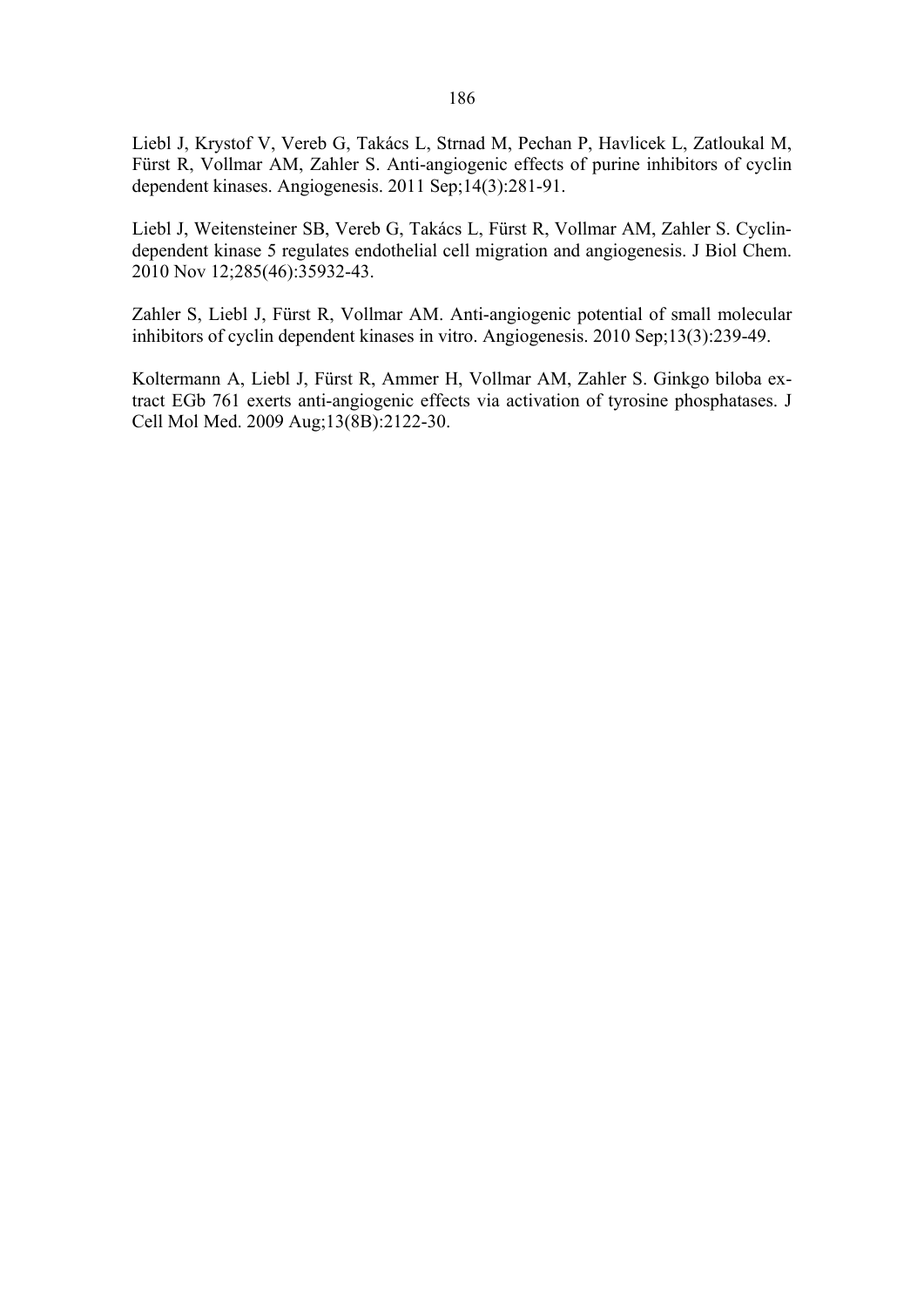Liebl J, Krystof V, Vereb G, Takács L, Strnad M, Pechan P, Havlicek L, Zatloukal M, Fürst R, Vollmar AM, Zahler S. Anti-angiogenic effects of purine inhibitors of cyclin dependent kinases. Angiogenesis. 2011 Sep;14(3):281-91.

Liebl J, Weitensteiner SB, Vereb G, Takács L, Fürst R, Vollmar AM, Zahler S. Cyclin-dependent kinase 5 regulates endothelial cell migration and angiogenesis. J Biol Chem. 2010 Nov 12;285(46):35932-43.

Zahler S, Liebl J, Fürst R, Vollmar AM. Anti-angiogenic potential of small molecular inhibitors of cyclin dependent kinases in vitro. Angiogenesis. 2010 Sep;13(3):239-49.

Koltermann A, Liebl J, Fürst R, Ammer H, Vollmar AM, Zahler S. Ginkgo biloba extract EGb 761 exerts anti-angiogenic effects via activation of tyrosine phosphatases. J Cell Mol Med. 2009 Aug;13(8B):2122-30.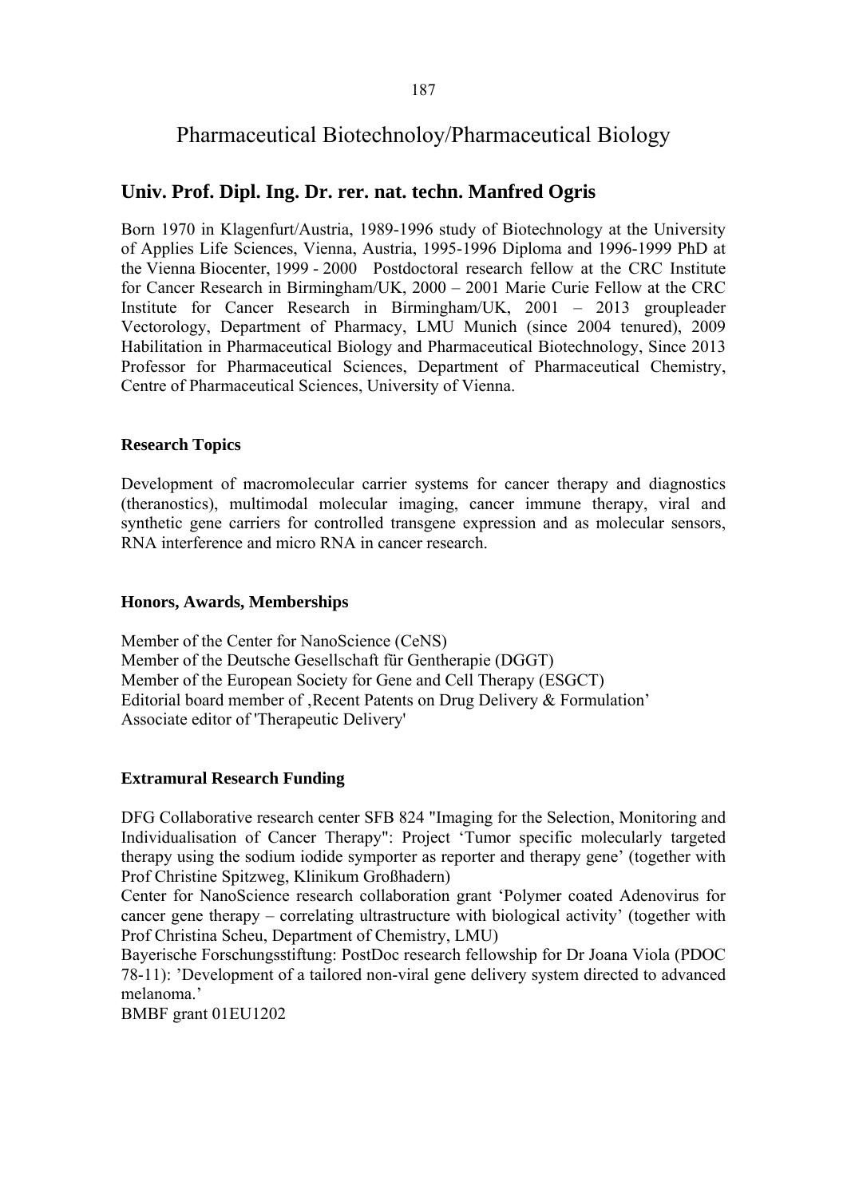# Pharmaceutical Biotechnoloy/Pharmaceutical Biology

## Univ. Prof. Dipl. Ing. Dr. rer. nat. techn. Manfred Ogris

Born 1970 in Klagenfurt/Austria, 1989-1996 study of Biotechnology at the University of Applies Life Sciences, Vienna, Austria, 1995-1996 Diploma and 1996-1999 PhD at the Vienna Biocenter, 1999 - 2000 Postdoctoral research fellow at the CRC Institute for Cancer Research in Birmingham/UK, 2000 – 2001 Marie Curie Fellow at the CRC Institute for Cancer Research in Birmingham/UK, 2001 – 2013 groupleader Vectorology, Department of Pharmacy, LMU Munich (since 2004 tenured), 2009 Habilitation in Pharmaceutical Biology and Pharmaceutical Biotechnology, Since 2013 Professor for Pharmaceutical Sciences, Department of Pharmaceutical Chemistry, Centre of Pharmaceutical Sciences, University of Vienna.

### Research Topics

Development of macromolecular carrier systems for cancer therapy and diagnostics (theranostics), multimodal molecular imaging, cancer immune therapy, viral and synthetic gene carriers for controlled transgene expression and as molecular sensors, RNA interference and micro RNA in cancer research.

### Honors, Awards, Memberships

Member of the Center for NanoScience (CeNS)
Member of the Deutsche Gesellschaft für Gentherapie (DGGT)
Member of the European Society for Gene and Cell Therapy (ESGCT)
Editorial board member of ‚Recent Patents on Drug Delivery & Formulation'
Associate editor of 'Therapeutic Delivery'

### Extramural Research Funding

DFG Collaborative research center SFB 824 "Imaging for the Selection, Monitoring and Individualisation of Cancer Therapy": Project 'Tumor specific molecularly targeted therapy using the sodium iodide symporter as reporter and therapy gene' (together with Prof Christine Spitzweg, Klinikum Großhadern)
Center for NanoScience research collaboration grant 'Polymer coated Adenovirus for cancer gene therapy – correlating ultrastructure with biological activity' (together with Prof Christina Scheu, Department of Chemistry, LMU)
Bayerische Forschungsstiftung: PostDoc research fellowship for Dr Joana Viola (PDOC 78-11): 'Development of a tailored non-viral gene delivery system directed to advanced melanoma.'
BMBF grant 01EU1202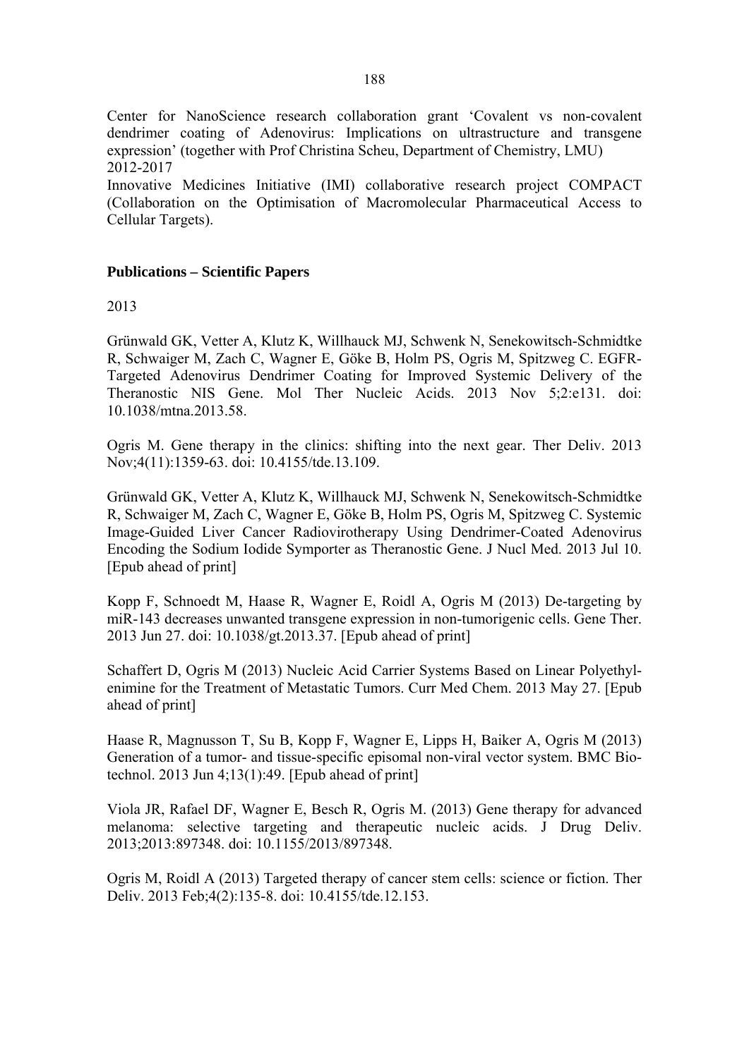Center for NanoScience research collaboration grant 'Covalent vs non-covalent dendrimer coating of Adenovirus: Implications on ultrastructure and transgene expression' (together with Prof Christina Scheu, Department of Chemistry, LMU)
2012-2017
Innovative Medicines Initiative (IMI) collaborative research project COMPACT (Collaboration on the Optimisation of Macromolecular Pharmaceutical Access to Cellular Targets).

**Publications – Scientific Papers**

2013

Grünwald GK, Vetter A, Klutz K, Willhauck MJ, Schwenk N, Senekowitsch-Schmidtke R, Schwaiger M, Zach C, Wagner E, Göke B, Holm PS, Ogris M, Spitzweg C. EGFR-Targeted Adenovirus Dendrimer Coating for Improved Systemic Delivery of the Theranostic NIS Gene. Mol Ther Nucleic Acids. 2013 Nov 5;2:e131. doi: 10.1038/mtna.2013.58.

Ogris M. Gene therapy in the clinics: shifting into the next gear. Ther Deliv. 2013 Nov;4(11):1359-63. doi: 10.4155/tde.13.109.

Grünwald GK, Vetter A, Klutz K, Willhauck MJ, Schwenk N, Senekowitsch-Schmidtke R, Schwaiger M, Zach C, Wagner E, Göke B, Holm PS, Ogris M, Spitzweg C. Systemic Image-Guided Liver Cancer Radiovirotherapy Using Dendrimer-Coated Adenovirus Encoding the Sodium Iodide Symporter as Theranostic Gene. J Nucl Med. 2013 Jul 10. [Epub ahead of print]

Kopp F, Schnoedt M, Haase R, Wagner E, Roidl A, Ogris M (2013) De-targeting by miR-143 decreases unwanted transgene expression in non-tumorigenic cells. Gene Ther. 2013 Jun 27. doi: 10.1038/gt.2013.37. [Epub ahead of print]

Schaffert D, Ogris M (2013) Nucleic Acid Carrier Systems Based on Linear Polyethylenimine for the Treatment of Metastatic Tumors. Curr Med Chem. 2013 May 27. [Epub ahead of print]

Haase R, Magnusson T, Su B, Kopp F, Wagner E, Lipps H, Baiker A, Ogris M (2013) Generation of a tumor- and tissue-specific episomal non-viral vector system. BMC Biotechnol. 2013 Jun 4;13(1):49. [Epub ahead of print]

Viola JR, Rafael DF, Wagner E, Besch R, Ogris M. (2013) Gene therapy for advanced melanoma: selective targeting and therapeutic nucleic acids. J Drug Deliv. 2013;2013:897348. doi: 10.1155/2013/897348.

Ogris M, Roidl A (2013) Targeted therapy of cancer stem cells: science or fiction. Ther Deliv. 2013 Feb;4(2):135-8. doi: 10.4155/tde.12.153.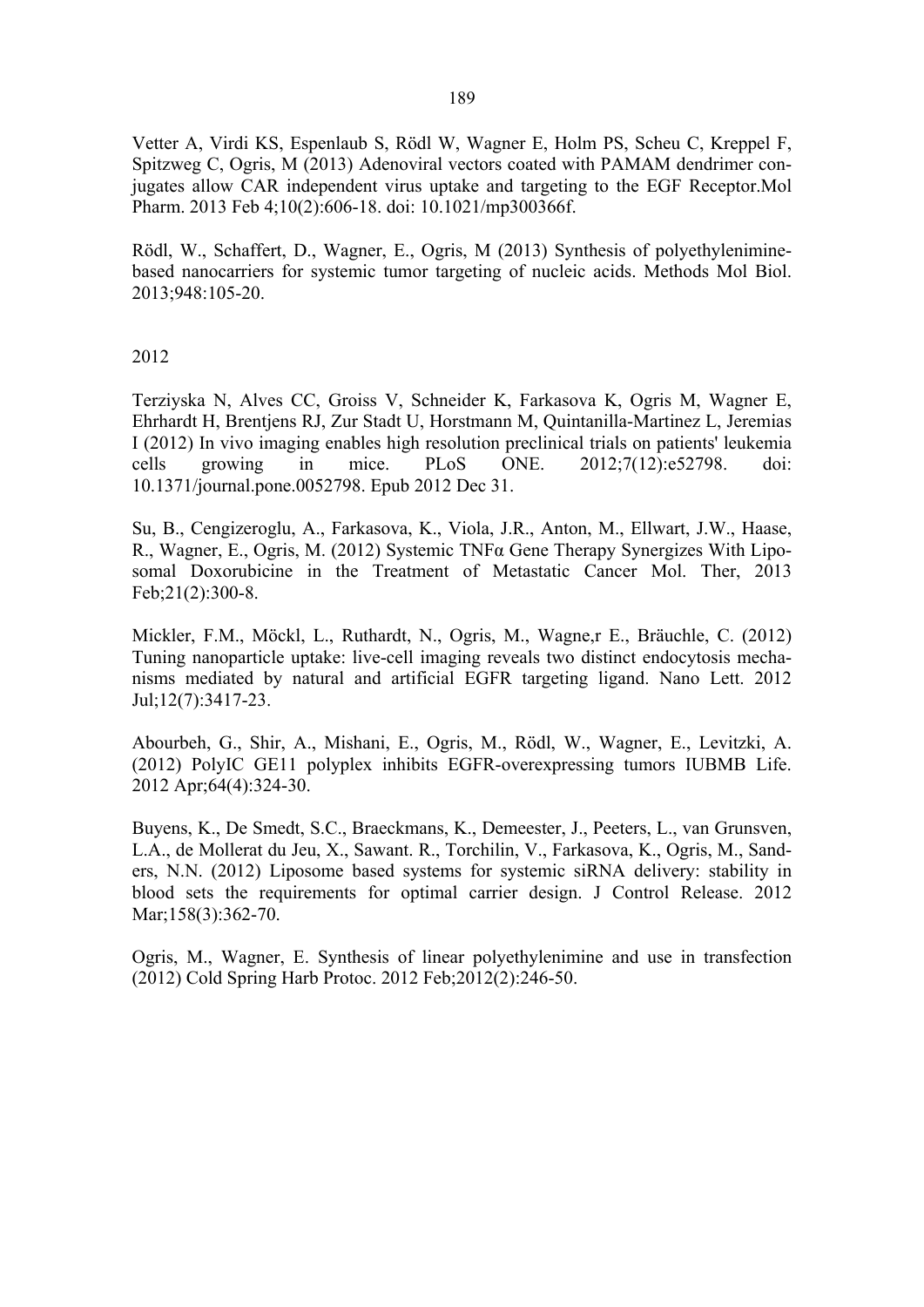Vetter A, Virdi KS, Espenlaub S, Rödl W, Wagner E, Holm PS, Scheu C, Kreppel F, Spitzweg C, Ogris, M (2013) Adenoviral vectors coated with PAMAM dendrimer conjugates allow CAR independent virus uptake and targeting to the EGF Receptor.Mol Pharm. 2013 Feb 4;10(2):606-18. doi: 10.1021/mp300366f.

Rödl, W., Schaffert, D., Wagner, E., Ogris, M (2013) Synthesis of polyethylenimine-based nanocarriers for systemic tumor targeting of nucleic acids. Methods Mol Biol. 2013;948:105-20.

2012

Terziyska N, Alves CC, Groiss V, Schneider K, Farkasova K, Ogris M, Wagner E, Ehrhardt H, Brentjens RJ, Zur Stadt U, Horstmann M, Quintanilla-Martinez L, Jeremias I (2012) In vivo imaging enables high resolution preclinical trials on patients' leukemia cells growing in mice. PLoS ONE. 2012;7(12):e52798. doi: 10.1371/journal.pone.0052798. Epub 2012 Dec 31.

Su, B., Cengizeroglu, A., Farkasova, K., Viola, J.R., Anton, M., Ellwart, J.W., Haase, R., Wagner, E., Ogris, M. (2012) Systemic TNFα Gene Therapy Synergizes With Liposomal Doxorubicine in the Treatment of Metastatic Cancer Mol. Ther, 2013 Feb;21(2):300-8.

Mickler, F.M., Möckl, L., Ruthardt, N., Ogris, M., Wagne,r E., Bräuchle, C. (2012) Tuning nanoparticle uptake: live-cell imaging reveals two distinct endocytosis mechanisms mediated by natural and artificial EGFR targeting ligand. Nano Lett. 2012 Jul;12(7):3417-23.

Abourbeh, G., Shir, A., Mishani, E., Ogris, M., Rödl, W., Wagner, E., Levitzki, A. (2012) PolyIC GE11 polyplex inhibits EGFR-overexpressing tumors IUBMB Life. 2012 Apr;64(4):324-30.

Buyens, K., De Smedt, S.C., Braeckmans, K., Demeester, J., Peeters, L., van Grunsven, L.A., de Mollerat du Jeu, X., Sawant. R., Torchilin, V., Farkasova, K., Ogris, M., Sanders, N.N. (2012) Liposome based systems for systemic siRNA delivery: stability in blood sets the requirements for optimal carrier design. J Control Release. 2012 Mar;158(3):362-70.

Ogris, M., Wagner, E. Synthesis of linear polyethylenimine and use in transfection (2012) Cold Spring Harb Protoc. 2012 Feb;2012(2):246-50.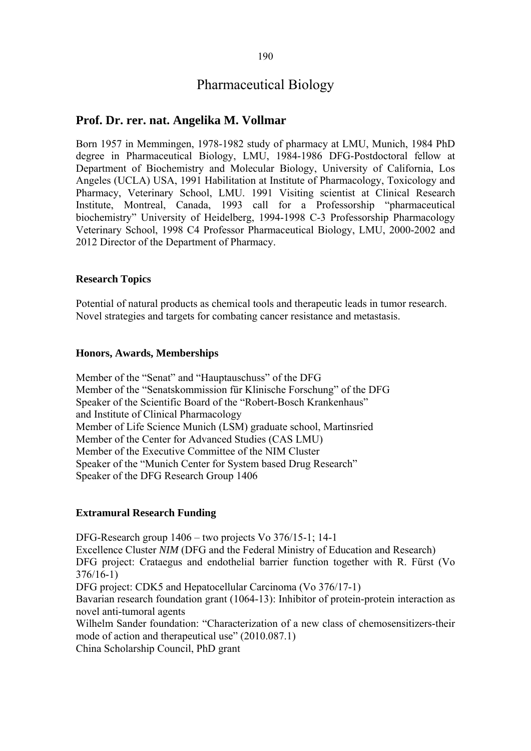# Pharmaceutical Biology

## Prof. Dr. rer. nat. Angelika M. Vollmar

Born 1957 in Memmingen, 1978-1982 study of pharmacy at LMU, Munich, 1984 PhD degree in Pharmaceutical Biology, LMU, 1984-1986 DFG-Postdoctoral fellow at Department of Biochemistry and Molecular Biology, University of California, Los Angeles (UCLA) USA, 1991 Habilitation at Institute of Pharmacology, Toxicology and Pharmacy, Veterinary School, LMU. 1991 Visiting scientist at Clinical Research Institute, Montreal, Canada, 1993 call for a Professorship "pharmaceutical biochemistry" University of Heidelberg, 1994-1998 C-3 Professorship Pharmacology Veterinary School, 1998 C4 Professor Pharmaceutical Biology, LMU, 2000-2002 and 2012 Director of the Department of Pharmacy.

### Research Topics

Potential of natural products as chemical tools and therapeutic leads in tumor research.
Novel strategies and targets for combating cancer resistance and metastasis.

### Honors, Awards, Memberships

Member of the "Senat" and "Hauptauschuss" of the DFG
Member of the "Senatskommission für Klinische Forschung" of the DFG
Speaker of the Scientific Board of the "Robert-Bosch Krankenhaus" and Institute of Clinical Pharmacology
Member of Life Science Munich (LSM) graduate school, Martinsried
Member of the Center for Advanced Studies (CAS LMU)
Member of the Executive Committee of the NIM Cluster
Speaker of the "Munich Center for System based Drug Research"
Speaker of the DFG Research Group 1406

### Extramural Research Funding

DFG-Research group 1406 – two projects Vo 376/15-1; 14-1
Excellence Cluster *NIM* (DFG and the Federal Ministry of Education and Research)
DFG project: Crataegus and endothelial barrier function together with R. Fürst (Vo 376/16-1)
DFG project: CDK5 and Hepatocellular Carcinoma (Vo 376/17-1)
Bavarian research foundation grant (1064-13): Inhibitor of protein-protein interaction as novel anti-tumoral agents
Wilhelm Sander foundation: "Characterization of a new class of chemosensitizers-their mode of action and therapeutical use" (2010.087.1)
China Scholarship Council, PhD grant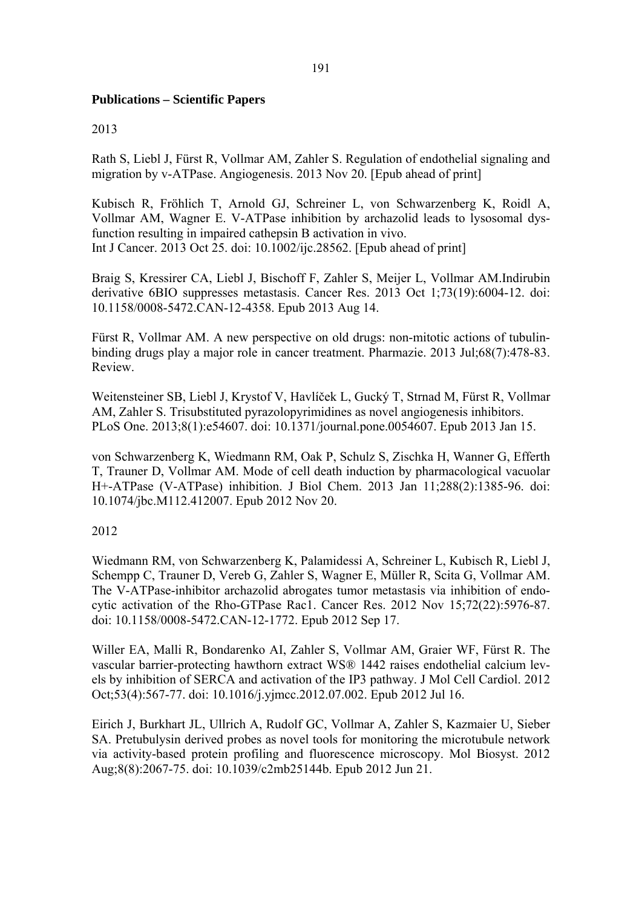**Publications – Scientific Papers**

2013

Rath S, Liebl J, Fürst R, Vollmar AM, Zahler S. Regulation of endothelial signaling and migration by v-ATPase. Angiogenesis. 2013 Nov 20. [Epub ahead of print]

Kubisch R, Fröhlich T, Arnold GJ, Schreiner L, von Schwarzenberg K, Roidl A, Vollmar AM, Wagner E. V-ATPase inhibition by archazolid leads to lysosomal dysfunction resulting in impaired cathepsin B activation in vivo.
Int J Cancer. 2013 Oct 25. doi: 10.1002/ijc.28562. [Epub ahead of print]

Braig S, Kressirer CA, Liebl J, Bischoff F, Zahler S, Meijer L, Vollmar AM.Indirubin derivative 6BIO suppresses metastasis. Cancer Res. 2013 Oct 1;73(19):6004-12. doi: 10.1158/0008-5472.CAN-12-4358. Epub 2013 Aug 14.

Fürst R, Vollmar AM. A new perspective on old drugs: non-mitotic actions of tubulin-binding drugs play a major role in cancer treatment. Pharmazie. 2013 Jul;68(7):478-83. Review.

Weitensteiner SB, Liebl J, Krystof V, Havlíček L, Gucký T, Strnad M, Fürst R, Vollmar AM, Zahler S. Trisubstituted pyrazolopyrimidines as novel angiogenesis inhibitors.
PLoS One. 2013;8(1):e54607. doi: 10.1371/journal.pone.0054607. Epub 2013 Jan 15.

von Schwarzenberg K, Wiedmann RM, Oak P, Schulz S, Zischka H, Wanner G, Efferth T, Trauner D, Vollmar AM. Mode of cell death induction by pharmacological vacuolar H+-ATPase (V-ATPase) inhibition. J Biol Chem. 2013 Jan 11;288(2):1385-96. doi: 10.1074/jbc.M112.412007. Epub 2012 Nov 20.

2012

Wiedmann RM, von Schwarzenberg K, Palamidessi A, Schreiner L, Kubisch R, Liebl J, Schempp C, Trauner D, Vereb G, Zahler S, Wagner E, Müller R, Scita G, Vollmar AM. The V-ATPase-inhibitor archazolid abrogates tumor metastasis via inhibition of endocytic activation of the Rho-GTPase Rac1. Cancer Res. 2012 Nov 15;72(22):5976-87. doi: 10.1158/0008-5472.CAN-12-1772. Epub 2012 Sep 17.

Willer EA, Malli R, Bondarenko AI, Zahler S, Vollmar AM, Graier WF, Fürst R. The vascular barrier-protecting hawthorn extract WS® 1442 raises endothelial calcium levels by inhibition of SERCA and activation of the IP3 pathway. J Mol Cell Cardiol. 2012 Oct;53(4):567-77. doi: 10.1016/j.yjmcc.2012.07.002. Epub 2012 Jul 16.

Eirich J, Burkhart JL, Ullrich A, Rudolf GC, Vollmar A, Zahler S, Kazmaier U, Sieber SA. Pretubulysin derived probes as novel tools for monitoring the microtubule network via activity-based protein profiling and fluorescence microscopy. Mol Biosyst. 2012 Aug;8(8):2067-75. doi: 10.1039/c2mb25144b. Epub 2012 Jun 21.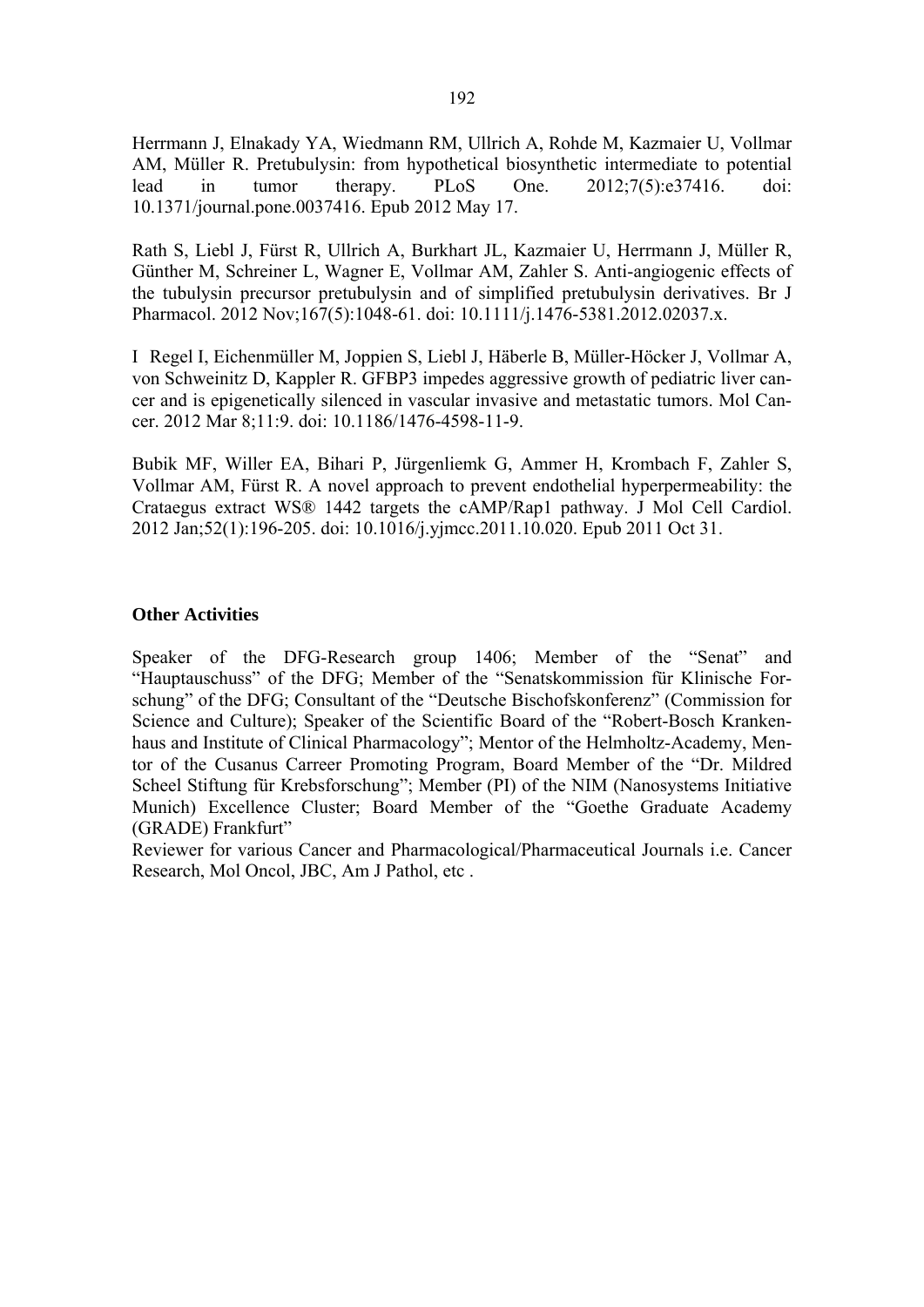Herrmann J, Elnakady YA, Wiedmann RM, Ullrich A, Rohde M, Kazmaier U, Vollmar AM, Müller R. Pretubulysin: from hypothetical biosynthetic intermediate to potential lead in tumor therapy. PLoS One. 2012;7(5):e37416. doi: 10.1371/journal.pone.0037416. Epub 2012 May 17.

Rath S, Liebl J, Fürst R, Ullrich A, Burkhart JL, Kazmaier U, Herrmann J, Müller R, Günther M, Schreiner L, Wagner E, Vollmar AM, Zahler S. Anti-angiogenic effects of the tubulysin precursor pretubulysin and of simplified pretubulysin derivatives. Br J Pharmacol. 2012 Nov;167(5):1048-61. doi: 10.1111/j.1476-5381.2012.02037.x.

I Regel I, Eichenmüller M, Joppien S, Liebl J, Häberle B, Müller-Höcker J, Vollmar A, von Schweinitz D, Kappler R. GFBP3 impedes aggressive growth of pediatric liver cancer and is epigenetically silenced in vascular invasive and metastatic tumors. Mol Cancer. 2012 Mar 8;11:9. doi: 10.1186/1476-4598-11-9.

Bubik MF, Willer EA, Bihari P, Jürgenliemk G, Ammer H, Krombach F, Zahler S, Vollmar AM, Fürst R. A novel approach to prevent endothelial hyperpermeability: the Crataegus extract WS® 1442 targets the cAMP/Rap1 pathway. J Mol Cell Cardiol. 2012 Jan;52(1):196-205. doi: 10.1016/j.yjmcc.2011.10.020. Epub 2011 Oct 31.

**Other Activities**

Speaker of the DFG-Research group 1406; Member of the "Senat" and "Hauptauschuss" of the DFG; Member of the "Senatskommission für Klinische Forschung" of the DFG; Consultant of the "Deutsche Bischofskonferenz" (Commission for Science and Culture); Speaker of the Scientific Board of the "Robert-Bosch Krankenhaus and Institute of Clinical Pharmacology"; Mentor of the Helmholtz-Academy, Mentor of the Cusanus Carreer Promoting Program, Board Member of the "Dr. Mildred Scheel Stiftung für Krebsforschung"; Member (PI) of the NIM (Nanosystems Initiative Munich) Excellence Cluster; Board Member of the "Goethe Graduate Academy (GRADE) Frankfurt"

Reviewer for various Cancer and Pharmacological/Pharmaceutical Journals i.e. Cancer Research, Mol Oncol, JBC, Am J Pathol, etc .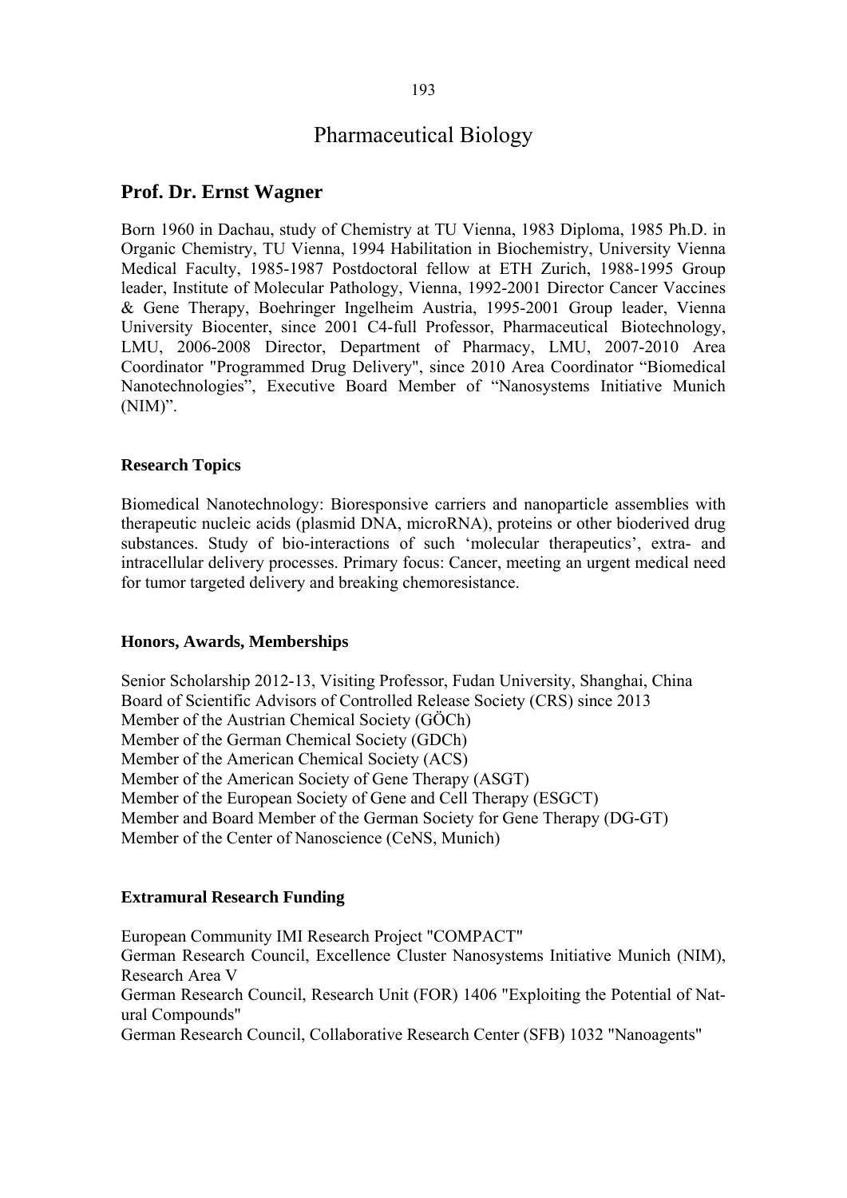# Pharmaceutical Biology

## Prof. Dr. Ernst Wagner

Born 1960 in Dachau, study of Chemistry at TU Vienna, 1983 Diploma, 1985 Ph.D. in Organic Chemistry, TU Vienna, 1994 Habilitation in Biochemistry, University Vienna Medical Faculty, 1985-1987 Postdoctoral fellow at ETH Zurich, 1988-1995 Group leader, Institute of Molecular Pathology, Vienna, 1992-2001 Director Cancer Vaccines & Gene Therapy, Boehringer Ingelheim Austria, 1995-2001 Group leader, Vienna University Biocenter, since 2001 C4-full Professor, Pharmaceutical Biotechnology, LMU, 2006-2008 Director, Department of Pharmacy, LMU, 2007-2010 Area Coordinator "Programmed Drug Delivery", since 2010 Area Coordinator "Biomedical Nanotechnologies", Executive Board Member of "Nanosystems Initiative Munich (NIM)".

### Research Topics

Biomedical Nanotechnology: Bioresponsive carriers and nanoparticle assemblies with therapeutic nucleic acids (plasmid DNA, microRNA), proteins or other bioderived drug substances. Study of bio-interactions of such 'molecular therapeutics', extra- and intracellular delivery processes. Primary focus: Cancer, meeting an urgent medical need for tumor targeted delivery and breaking chemoresistance.

### Honors, Awards, Memberships

Senior Scholarship 2012-13, Visiting Professor, Fudan University, Shanghai, China
Board of Scientific Advisors of Controlled Release Society (CRS) since 2013
Member of the Austrian Chemical Society (GÖCh)
Member of the German Chemical Society (GDCh)
Member of the American Chemical Society (ACS)
Member of the American Society of Gene Therapy (ASGT)
Member of the European Society of Gene and Cell Therapy (ESGCT)
Member and Board Member of the German Society for Gene Therapy (DG-GT)
Member of the Center of Nanoscience (CeNS, Munich)

### Extramural Research Funding

European Community IMI Research Project "COMPACT"
German Research Council, Excellence Cluster Nanosystems Initiative Munich (NIM), Research Area V
German Research Council, Research Unit (FOR) 1406 "Exploiting the Potential of Natural Compounds"
German Research Council, Collaborative Research Center (SFB) 1032 "Nanoagents"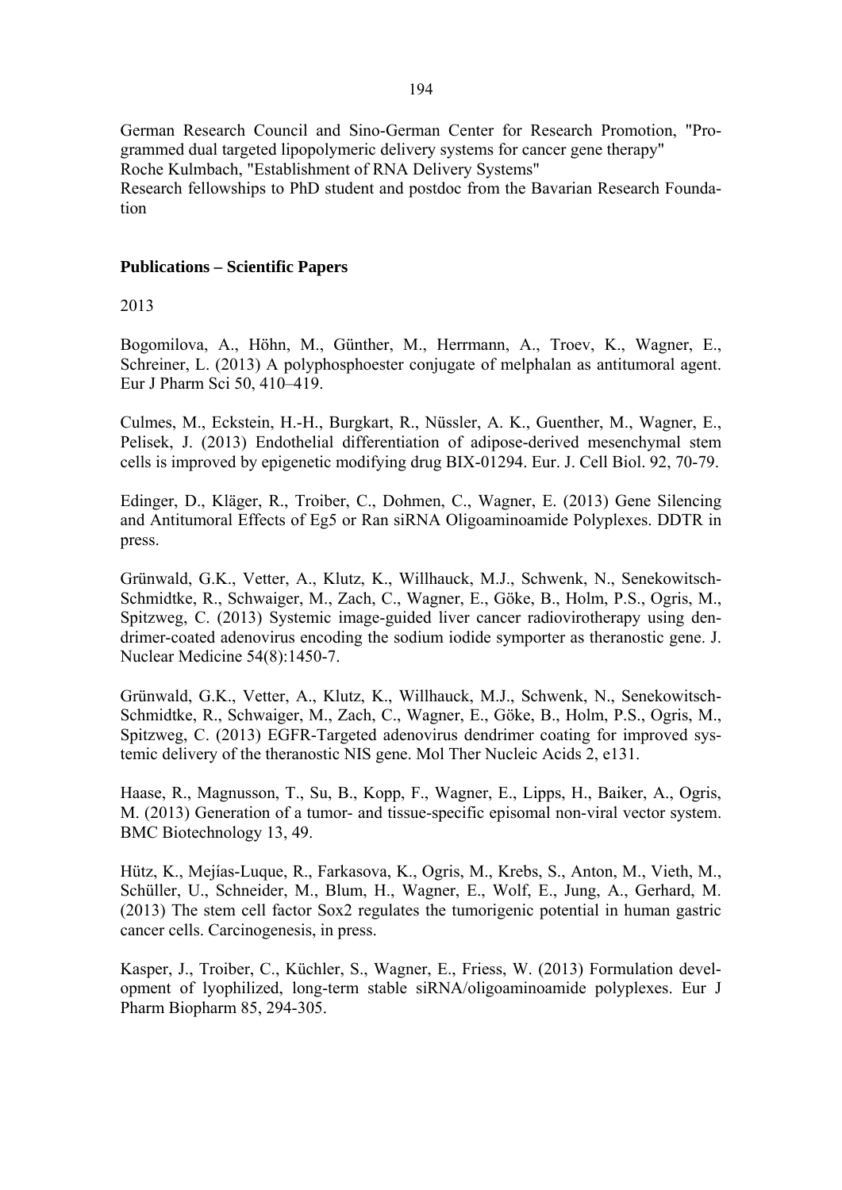German Research Council and Sino-German Center for Research Promotion, "Programmed dual targeted lipopolymeric delivery systems for cancer gene therapy"
Roche Kulmbach, "Establishment of RNA Delivery Systems"
Research fellowships to PhD student and postdoc from the Bavarian Research Foundation

**Publications – Scientific Papers**

2013

Bogomilova, A., Höhn, M., Günther, M., Herrmann, A., Troev, K., Wagner, E., Schreiner, L. (2013) A polyphosphoester conjugate of melphalan as antitumoral agent. Eur J Pharm Sci 50, 410–419.

Culmes, M., Eckstein, H.-H., Burgkart, R., Nüssler, A. K., Guenther, M., Wagner, E., Pelisek, J. (2013) Endothelial differentiation of adipose-derived mesenchymal stem cells is improved by epigenetic modifying drug BIX-01294. Eur. J. Cell Biol. 92, 70-79.

Edinger, D., Kläger, R., Troiber, C., Dohmen, C., Wagner, E. (2013) Gene Silencing and Antitumoral Effects of Eg5 or Ran siRNA Oligoaminoamide Polyplexes. DDTR in press.

Grünwald, G.K., Vetter, A., Klutz, K., Willhauck, M.J., Schwenk, N., Senekowitsch-Schmidtke, R., Schwaiger, M., Zach, C., Wagner, E., Göke, B., Holm, P.S., Ogris, M., Spitzweg, C. (2013) Systemic image-guided liver cancer radiovirotherapy using dendrimer-coated adenovirus encoding the sodium iodide symporter as theranostic gene. J. Nuclear Medicine 54(8):1450-7.

Grünwald, G.K., Vetter, A., Klutz, K., Willhauck, M.J., Schwenk, N., Senekowitsch-Schmidtke, R., Schwaiger, M., Zach, C., Wagner, E., Göke, B., Holm, P.S., Ogris, M., Spitzweg, C. (2013) EGFR-Targeted adenovirus dendrimer coating for improved systemic delivery of the theranostic NIS gene. Mol Ther Nucleic Acids 2, e131.

Haase, R., Magnusson, T., Su, B., Kopp, F., Wagner, E., Lipps, H., Baiker, A., Ogris, M. (2013) Generation of a tumor- and tissue-specific episomal non-viral vector system. BMC Biotechnology 13, 49.

Hütz, K., Mejías-Luque, R., Farkasova, K., Ogris, M., Krebs, S., Anton, M., Vieth, M., Schüller, U., Schneider, M., Blum, H., Wagner, E., Wolf, E., Jung, A., Gerhard, M. (2013) The stem cell factor Sox2 regulates the tumorigenic potential in human gastric cancer cells. Carcinogenesis, in press.

Kasper, J., Troiber, C., Küchler, S., Wagner, E., Friess, W. (2013) Formulation development of lyophilized, long-term stable siRNA/oligoaminoamide polyplexes. Eur J Pharm Biopharm 85, 294-305.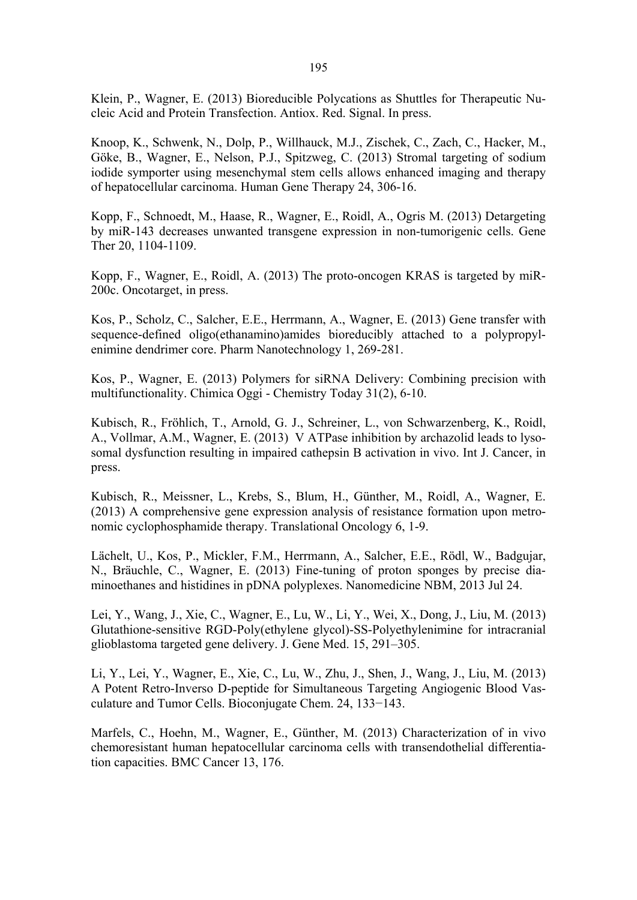Klein, P., Wagner, E. (2013) Bioreducible Polycations as Shuttles for Therapeutic Nucleic Acid and Protein Transfection. Antiox. Red. Signal. In press.

Knoop, K., Schwenk, N., Dolp, P., Willhauck, M.J., Zischek, C., Zach, C., Hacker, M., Göke, B., Wagner, E., Nelson, P.J., Spitzweg, C. (2013) Stromal targeting of sodium iodide symporter using mesenchymal stem cells allows enhanced imaging and therapy of hepatocellular carcinoma. Human Gene Therapy 24, 306-16.

Kopp, F., Schnoedt, M., Haase, R., Wagner, E., Roidl, A., Ogris M. (2013) Detargeting by miR-143 decreases unwanted transgene expression in non-tumorigenic cells. Gene Ther 20, 1104-1109.

Kopp, F., Wagner, E., Roidl, A. (2013) The proto-oncogen KRAS is targeted by miR-200c. Oncotarget, in press.

Kos, P., Scholz, C., Salcher, E.E., Herrmann, A., Wagner, E. (2013) Gene transfer with sequence-defined oligo(ethanamino)amides bioreducibly attached to a polypropylenimine dendrimer core. Pharm Nanotechnology 1, 269-281.

Kos, P., Wagner, E. (2013) Polymers for siRNA Delivery: Combining precision with multifunctionality. Chimica Oggi - Chemistry Today 31(2), 6-10.

Kubisch, R., Fröhlich, T., Arnold, G. J., Schreiner, L., von Schwarzenberg, K., Roidl, A., Vollmar, A.M., Wagner, E. (2013) V ATPase inhibition by archazolid leads to lysosomal dysfunction resulting in impaired cathepsin B activation in vivo. Int J. Cancer, in press.

Kubisch, R., Meissner, L., Krebs, S., Blum, H., Günther, M., Roidl, A., Wagner, E. (2013) A comprehensive gene expression analysis of resistance formation upon metronomic cyclophosphamide therapy. Translational Oncology 6, 1-9.

Lächelt, U., Kos, P., Mickler, F.M., Herrmann, A., Salcher, E.E., Rödl, W., Badgujar, N., Bräuchle, C., Wagner, E. (2013) Fine-tuning of proton sponges by precise diaminoethanes and histidines in pDNA polyplexes. Nanomedicine NBM, 2013 Jul 24.

Lei, Y., Wang, J., Xie, C., Wagner, E., Lu, W., Li, Y., Wei, X., Dong, J., Liu, M. (2013) Glutathione-sensitive RGD-Poly(ethylene glycol)-SS-Polyethylenimine for intracranial glioblastoma targeted gene delivery. J. Gene Med. 15, 291–305.

Li, Y., Lei, Y., Wagner, E., Xie, C., Lu, W., Zhu, J., Shen, J., Wang, J., Liu, M. (2013) A Potent Retro-Inverso D-peptide for Simultaneous Targeting Angiogenic Blood Vasculature and Tumor Cells. Bioconjugate Chem. 24, 133−143.

Marfels, C., Hoehn, M., Wagner, E., Günther, M. (2013) Characterization of in vivo chemoresistant human hepatocellular carcinoma cells with transendothelial differentiation capacities. BMC Cancer 13, 176.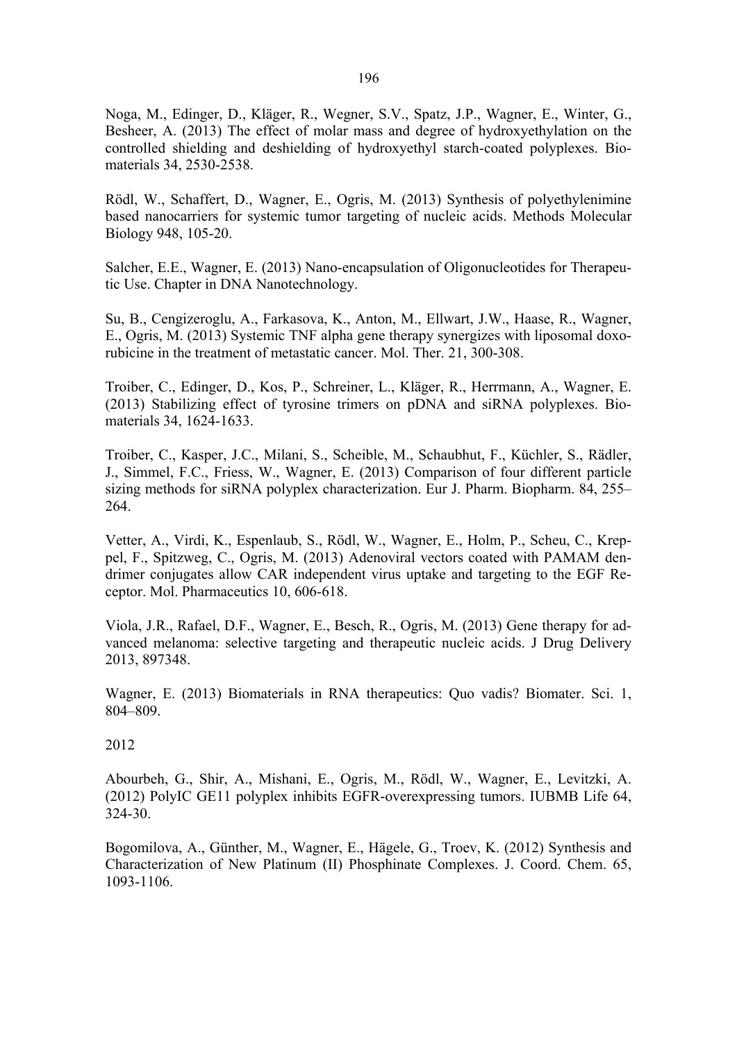Noga, M., Edinger, D., Kläger, R., Wegner, S.V., Spatz, J.P., Wagner, E., Winter, G., Besheer, A. (2013) The effect of molar mass and degree of hydroxyethylation on the controlled shielding and deshielding of hydroxyethyl starch-coated polyplexes. Biomaterials 34, 2530-2538.

Rödl, W., Schaffert, D., Wagner, E., Ogris, M. (2013) Synthesis of polyethylenimine based nanocarriers for systemic tumor targeting of nucleic acids. Methods Molecular Biology 948, 105-20.

Salcher, E.E., Wagner, E. (2013) Nano-encapsulation of Oligonucleotides for Therapeutic Use. Chapter in DNA Nanotechnology.

Su, B., Cengizeroglu, A., Farkasova, K., Anton, M., Ellwart, J.W., Haase, R., Wagner, E., Ogris, M. (2013) Systemic TNF alpha gene therapy synergizes with liposomal doxorubicine in the treatment of metastatic cancer. Mol. Ther. 21, 300-308.

Troiber, C., Edinger, D., Kos, P., Schreiner, L., Kläger, R., Herrmann, A., Wagner, E. (2013) Stabilizing effect of tyrosine trimers on pDNA and siRNA polyplexes. Biomaterials 34, 1624-1633.

Troiber, C., Kasper, J.C., Milani, S., Scheible, M., Schaubhut, F., Küchler, S., Rädler, J., Simmel, F.C., Friess, W., Wagner, E. (2013) Comparison of four different particle sizing methods for siRNA polyplex characterization. Eur J. Pharm. Biopharm. 84, 255–264.

Vetter, A., Virdi, K., Espenlaub, S., Rödl, W., Wagner, E., Holm, P., Scheu, C., Kreppel, F., Spitzweg, C., Ogris, M. (2013) Adenoviral vectors coated with PAMAM dendrimer conjugates allow CAR independent virus uptake and targeting to the EGF Receptor. Mol. Pharmaceutics 10, 606-618.

Viola, J.R., Rafael, D.F., Wagner, E., Besch, R., Ogris, M. (2013) Gene therapy for advanced melanoma: selective targeting and therapeutic nucleic acids. J Drug Delivery 2013, 897348.

Wagner, E. (2013) Biomaterials in RNA therapeutics: Quo vadis? Biomater. Sci. 1, 804–809.

2012

Abourbeh, G., Shir, A., Mishani, E., Ogris, M., Rödl, W., Wagner, E., Levitzki, A. (2012) PolyIC GE11 polyplex inhibits EGFR-overexpressing tumors. IUBMB Life 64, 324-30.

Bogomilova, A., Günther, M., Wagner, E., Hägele, G., Troev, K. (2012) Synthesis and Characterization of New Platinum (II) Phosphinate Complexes. J. Coord. Chem. 65, 1093-1106.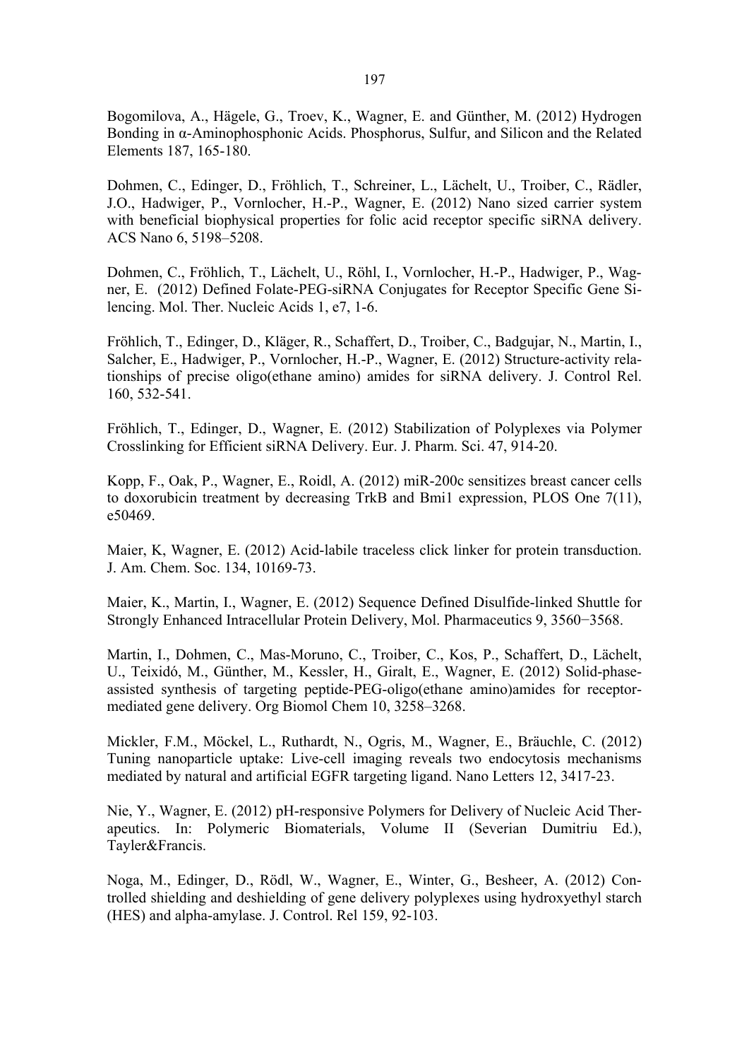Bogomilova, A., Hägele, G., Troev, K., Wagner, E. and Günther, M. (2012) Hydrogen Bonding in α-Aminophosphonic Acids. Phosphorus, Sulfur, and Silicon and the Related Elements 187, 165-180.

Dohmen, C., Edinger, D., Fröhlich, T., Schreiner, L., Lächelt, U., Troiber, C., Rädler, J.O., Hadwiger, P., Vornlocher, H.-P., Wagner, E. (2012) Nano sized carrier system with beneficial biophysical properties for folic acid receptor specific siRNA delivery. ACS Nano 6, 5198–5208.

Dohmen, C., Fröhlich, T., Lächelt, U., Röhl, I., Vornlocher, H.-P., Hadwiger, P., Wagner, E. (2012) Defined Folate-PEG-siRNA Conjugates for Receptor Specific Gene Silencing. Mol. Ther. Nucleic Acids 1, e7, 1-6.

Fröhlich, T., Edinger, D., Kläger, R., Schaffert, D., Troiber, C., Badgujar, N., Martin, I., Salcher, E., Hadwiger, P., Vornlocher, H.-P., Wagner, E. (2012) Structure-activity relationships of precise oligo(ethane amino) amides for siRNA delivery. J. Control Rel. 160, 532-541.

Fröhlich, T., Edinger, D., Wagner, E. (2012) Stabilization of Polyplexes via Polymer Crosslinking for Efficient siRNA Delivery. Eur. J. Pharm. Sci. 47, 914-20.

Kopp, F., Oak, P., Wagner, E., Roidl, A. (2012) miR-200c sensitizes breast cancer cells to doxorubicin treatment by decreasing TrkB and Bmi1 expression, PLOS One 7(11), e50469.

Maier, K, Wagner, E. (2012) Acid-labile traceless click linker for protein transduction. J. Am. Chem. Soc. 134, 10169-73.

Maier, K., Martin, I., Wagner, E. (2012) Sequence Defined Disulfide-linked Shuttle for Strongly Enhanced Intracellular Protein Delivery, Mol. Pharmaceutics 9, 3560−3568.

Martin, I., Dohmen, C., Mas-Moruno, C., Troiber, C., Kos, P., Schaffert, D., Lächelt, U., Teixidó, M., Günther, M., Kessler, H., Giralt, E., Wagner, E. (2012) Solid-phase-assisted synthesis of targeting peptide-PEG-oligo(ethane amino)amides for receptor-mediated gene delivery. Org Biomol Chem 10, 3258–3268.

Mickler, F.M., Möckel, L., Ruthardt, N., Ogris, M., Wagner, E., Bräuchle, C. (2012) Tuning nanoparticle uptake: Live-cell imaging reveals two endocytosis mechanisms mediated by natural and artificial EGFR targeting ligand. Nano Letters 12, 3417-23.

Nie, Y., Wagner, E. (2012) pH-responsive Polymers for Delivery of Nucleic Acid Therapeutics. In: Polymeric Biomaterials, Volume II (Severian Dumitriu Ed.), Tayler&Francis.

Noga, M., Edinger, D., Rödl, W., Wagner, E., Winter, G., Besheer, A. (2012) Controlled shielding and deshielding of gene delivery polyplexes using hydroxyethyl starch (HES) and alpha-amylase. J. Control. Rel 159, 92-103.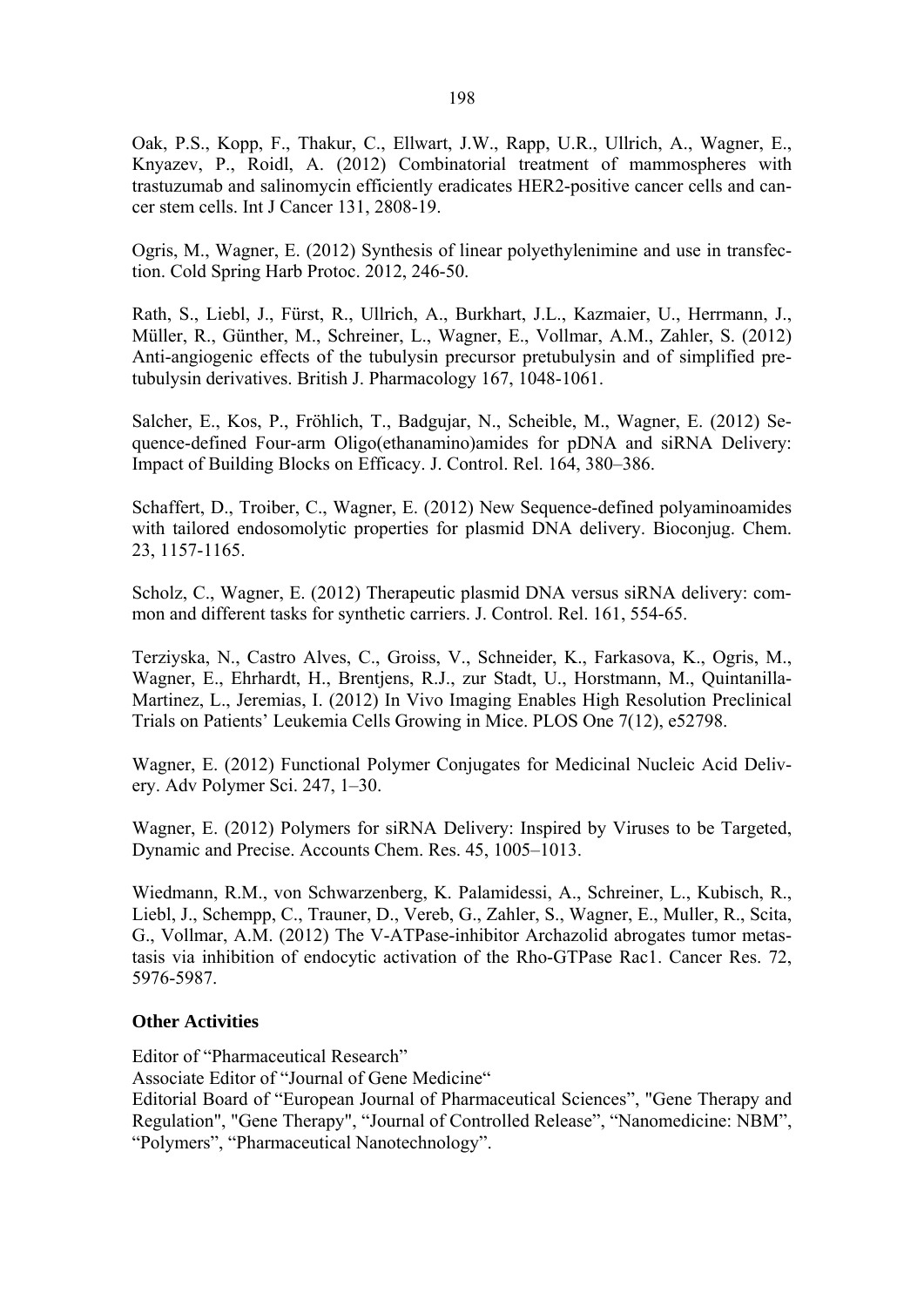Oak, P.S., Kopp, F., Thakur, C., Ellwart, J.W., Rapp, U.R., Ullrich, A., Wagner, E., Knyazev, P., Roidl, A. (2012) Combinatorial treatment of mammospheres with trastuzumab and salinomycin efficiently eradicates HER2-positive cancer cells and cancer stem cells. Int J Cancer 131, 2808-19.

Ogris, M., Wagner, E. (2012) Synthesis of linear polyethylenimine and use in transfection. Cold Spring Harb Protoc. 2012, 246-50.

Rath, S., Liebl, J., Fürst, R., Ullrich, A., Burkhart, J.L., Kazmaier, U., Herrmann, J., Müller, R., Günther, M., Schreiner, L., Wagner, E., Vollmar, A.M., Zahler, S. (2012) Anti-angiogenic effects of the tubulysin precursor pretubulysin and of simplified pretubulysin derivatives. British J. Pharmacology 167, 1048-1061.

Salcher, E., Kos, P., Fröhlich, T., Badgujar, N., Scheible, M., Wagner, E. (2012) Sequence-defined Four-arm Oligo(ethanamino)amides for pDNA and siRNA Delivery: Impact of Building Blocks on Efficacy. J. Control. Rel. 164, 380–386.

Schaffert, D., Troiber, C., Wagner, E. (2012) New Sequence-defined polyaminoamides with tailored endosomolytic properties for plasmid DNA delivery. Bioconjug. Chem. 23, 1157-1165.

Scholz, C., Wagner, E. (2012) Therapeutic plasmid DNA versus siRNA delivery: common and different tasks for synthetic carriers. J. Control. Rel. 161, 554-65.

Terziyska, N., Castro Alves, C., Groiss, V., Schneider, K., Farkasova, K., Ogris, M., Wagner, E., Ehrhardt, H., Brentjens, R.J., zur Stadt, U., Horstmann, M., Quintanilla-Martinez, L., Jeremias, I. (2012) In Vivo Imaging Enables High Resolution Preclinical Trials on Patients' Leukemia Cells Growing in Mice. PLOS One 7(12), e52798.

Wagner, E. (2012) Functional Polymer Conjugates for Medicinal Nucleic Acid Delivery. Adv Polymer Sci. 247, 1–30.

Wagner, E. (2012) Polymers for siRNA Delivery: Inspired by Viruses to be Targeted, Dynamic and Precise. Accounts Chem. Res. 45, 1005–1013.

Wiedmann, R.M., von Schwarzenberg, K. Palamidessi, A., Schreiner, L., Kubisch, R., Liebl, J., Schempp, C., Trauner, D., Vereb, G., Zahler, S., Wagner, E., Muller, R., Scita, G., Vollmar, A.M. (2012) The V-ATPase-inhibitor Archazolid abrogates tumor metastasis via inhibition of endocytic activation of the Rho-GTPase Rac1. Cancer Res. 72, 5976-5987.

### Other Activities

Editor of "Pharmaceutical Research"

Associate Editor of "Journal of Gene Medicine"

Editorial Board of "European Journal of Pharmaceutical Sciences", "Gene Therapy and Regulation", "Gene Therapy", "Journal of Controlled Release", "Nanomedicine: NBM", "Polymers", "Pharmaceutical Nanotechnology".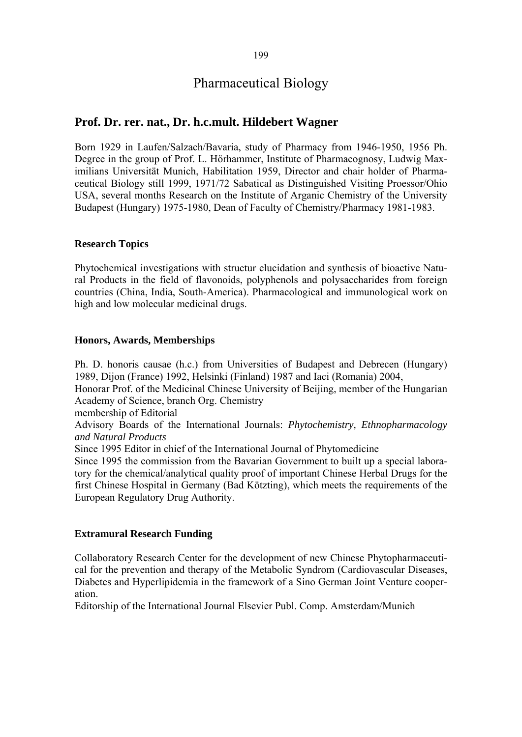# Pharmaceutical Biology

## Prof. Dr. rer. nat., Dr. h.c.mult. Hildebert Wagner

Born 1929 in Laufen/Salzach/Bavaria, study of Pharmacy from 1946-1950, 1956 Ph. Degree in the group of Prof. L. Hörhammer, Institute of Pharmacognosy, Ludwig Maximilians Universität Munich, Habilitation 1959, Director and chair holder of Pharmaceutical Biology still 1999, 1971/72 Sabatical as Distinguished Visiting Proessor/Ohio USA, several months Research on the Institute of Arganic Chemistry of the University Budapest (Hungary) 1975-1980, Dean of Faculty of Chemistry/Pharmacy 1981-1983.

### Research Topics

Phytochemical investigations with structur elucidation and synthesis of bioactive Natural Products in the field of flavonoids, polyphenols and polysaccharides from foreign countries (China, India, South-America). Pharmacological and immunological work on high and low molecular medicinal drugs.

### Honors, Awards, Memberships

Ph. D. honoris causae (h.c.) from Universities of Budapest and Debrecen (Hungary) 1989, Dijon (France) 1992, Helsinki (Finland) 1987 and Iaci (Romania) 2004,
Honorar Prof. of the Medicinal Chinese University of Beijing, member of the Hungarian Academy of Science, branch Org. Chemistry
membership of Editorial
Advisory Boards of the International Journals: *Phytochemistry, Ethnopharmacology and Natural Products*
Since 1995 Editor in chief of the International Journal of Phytomedicine
Since 1995 the commission from the Bavarian Government to built up a special laboratory for the chemical/analytical quality proof of important Chinese Herbal Drugs for the first Chinese Hospital in Germany (Bad Kötzting), which meets the requirements of the European Regulatory Drug Authority.

### Extramural Research Funding

Collaboratory Research Center for the development of new Chinese Phytopharmaceutical for the prevention and therapy of the Metabolic Syndrom (Cardiovascular Diseases, Diabetes and Hyperlipidemia in the framework of a Sino German Joint Venture cooperation.
Editorship of the International Journal Elsevier Publ. Comp. Amsterdam/Munich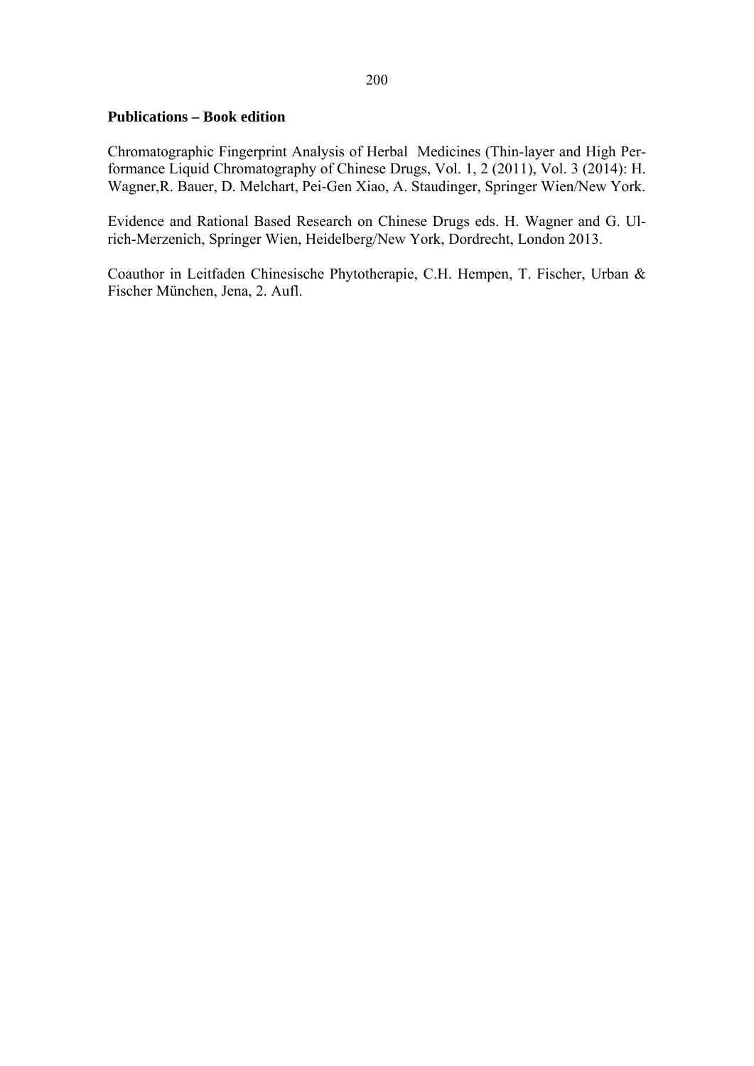**Publications – Book edition**

Chromatographic Fingerprint Analysis of Herbal Medicines (Thin-layer and High Performance Liquid Chromatography of Chinese Drugs, Vol. 1, 2 (2011), Vol. 3 (2014): H. Wagner,R. Bauer, D. Melchart, Pei-Gen Xiao, A. Staudinger, Springer Wien/New York.

Evidence and Rational Based Research on Chinese Drugs eds. H. Wagner and G. Ulrich-Merzenich, Springer Wien, Heidelberg/New York, Dordrecht, London 2013.

Coauthor in Leitfaden Chinesische Phytotherapie, C.H. Hempen, T. Fischer, Urban & Fischer München, Jena, 2. Aufl.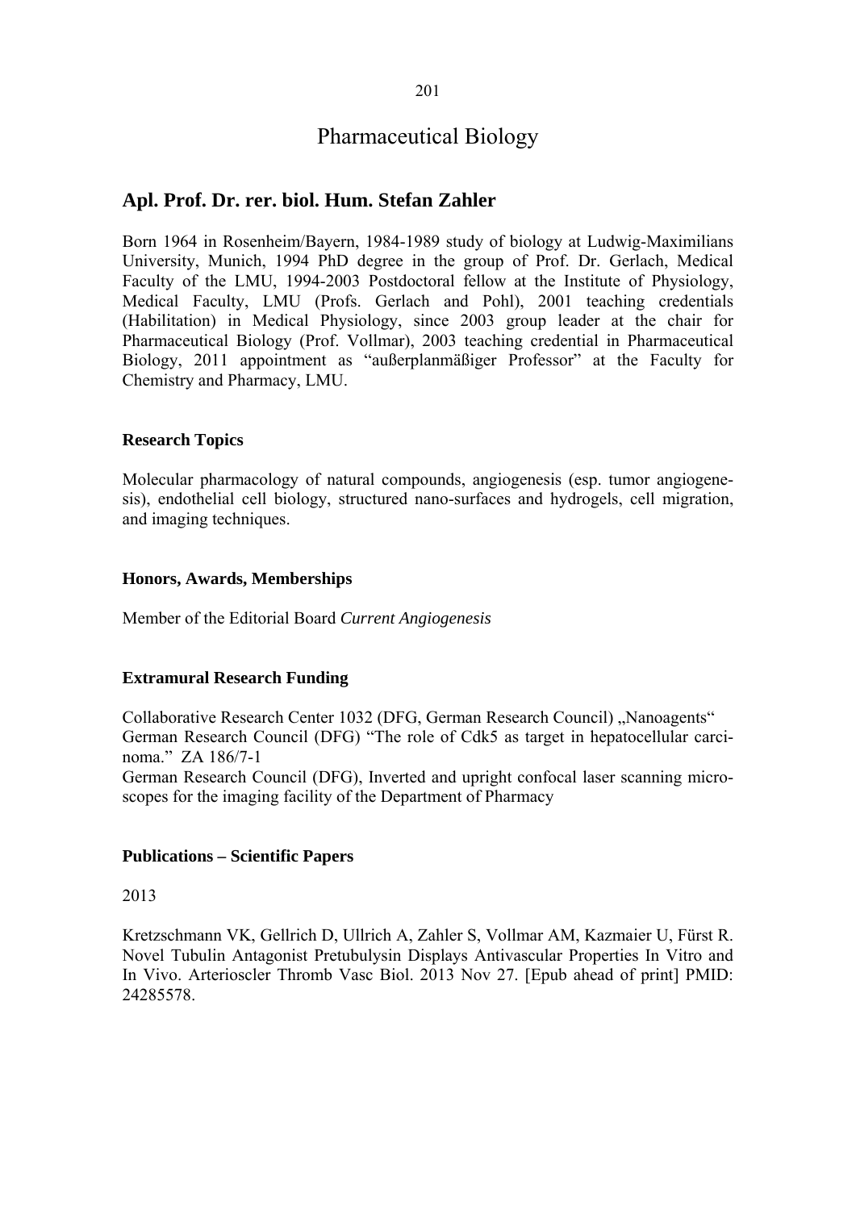# Pharmaceutical Biology

## Apl. Prof. Dr. rer. biol. Hum. Stefan Zahler

Born 1964 in Rosenheim/Bayern, 1984-1989 study of biology at Ludwig-Maximilians University, Munich, 1994 PhD degree in the group of Prof. Dr. Gerlach, Medical Faculty of the LMU, 1994-2003 Postdoctoral fellow at the Institute of Physiology, Medical Faculty, LMU (Profs. Gerlach and Pohl), 2001 teaching credentials (Habilitation) in Medical Physiology, since 2003 group leader at the chair for Pharmaceutical Biology (Prof. Vollmar), 2003 teaching credential in Pharmaceutical Biology, 2011 appointment as "außerplanmäßiger Professor" at the Faculty for Chemistry and Pharmacy, LMU.

### Research Topics

Molecular pharmacology of natural compounds, angiogenesis (esp. tumor angiogenesis), endothelial cell biology, structured nano-surfaces and hydrogels, cell migration, and imaging techniques.

### Honors, Awards, Memberships

Member of the Editorial Board *Current Angiogenesis*

### Extramural Research Funding

Collaborative Research Center 1032 (DFG, German Research Council) „Nanoagents"
German Research Council (DFG) "The role of Cdk5 as target in hepatocellular carcinoma." ZA 186/7-1
German Research Council (DFG), Inverted and upright confocal laser scanning microscopes for the imaging facility of the Department of Pharmacy

### Publications – Scientific Papers

2013

Kretzschmann VK, Gellrich D, Ullrich A, Zahler S, Vollmar AM, Kazmaier U, Fürst R. Novel Tubulin Antagonist Pretubulysin Displays Antivascular Properties In Vitro and In Vivo. Arterioscler Thromb Vasc Biol. 2013 Nov 27. [Epub ahead of print] PMID: 24285578.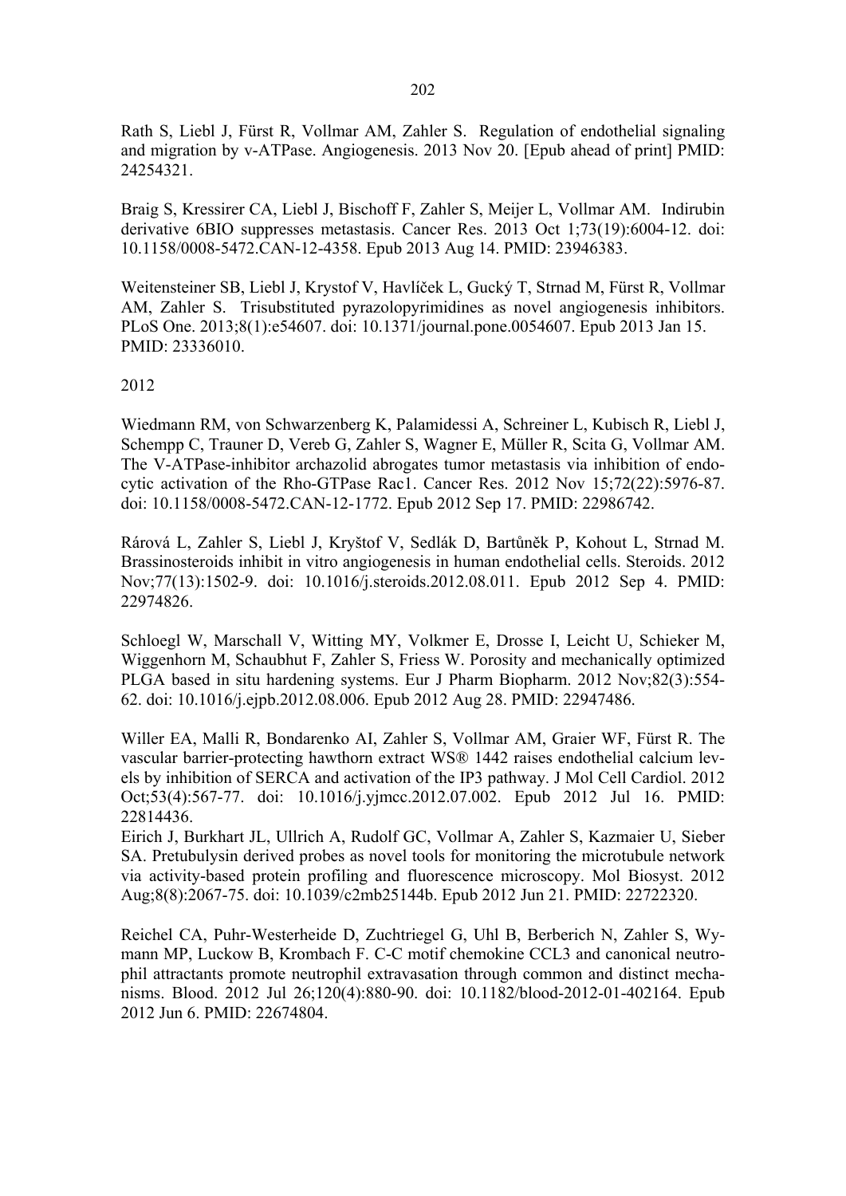Rath S, Liebl J, Fürst R, Vollmar AM, Zahler S. Regulation of endothelial signaling and migration by v-ATPase. Angiogenesis. 2013 Nov 20. [Epub ahead of print] PMID: 24254321.

Braig S, Kressirer CA, Liebl J, Bischoff F, Zahler S, Meijer L, Vollmar AM. Indirubin derivative 6BIO suppresses metastasis. Cancer Res. 2013 Oct 1;73(19):6004-12. doi: 10.1158/0008-5472.CAN-12-4358. Epub 2013 Aug 14. PMID: 23946383.

Weitensteiner SB, Liebl J, Krystof V, Havlíček L, Gucký T, Strnad M, Fürst R, Vollmar AM, Zahler S. Trisubstituted pyrazolopyrimidines as novel angiogenesis inhibitors. PLoS One. 2013;8(1):e54607. doi: 10.1371/journal.pone.0054607. Epub 2013 Jan 15. PMID: 23336010.

2012

Wiedmann RM, von Schwarzenberg K, Palamidessi A, Schreiner L, Kubisch R, Liebl J, Schempp C, Trauner D, Vereb G, Zahler S, Wagner E, Müller R, Scita G, Vollmar AM. The V-ATPase-inhibitor archazolid abrogates tumor metastasis via inhibition of endocytic activation of the Rho-GTPase Rac1. Cancer Res. 2012 Nov 15;72(22):5976-87. doi: 10.1158/0008-5472.CAN-12-1772. Epub 2012 Sep 17. PMID: 22986742.

Rárová L, Zahler S, Liebl J, Kryštof V, Sedlák D, Bartůněk P, Kohout L, Strnad M. Brassinosteroids inhibit in vitro angiogenesis in human endothelial cells. Steroids. 2012 Nov;77(13):1502-9. doi: 10.1016/j.steroids.2012.08.011. Epub 2012 Sep 4. PMID: 22974826.

Schloegl W, Marschall V, Witting MY, Volkmer E, Drosse I, Leicht U, Schieker M, Wiggenhorn M, Schaubhut F, Zahler S, Friess W. Porosity and mechanically optimized PLGA based in situ hardening systems. Eur J Pharm Biopharm. 2012 Nov;82(3):554-62. doi: 10.1016/j.ejpb.2012.08.006. Epub 2012 Aug 28. PMID: 22947486.

Willer EA, Malli R, Bondarenko AI, Zahler S, Vollmar AM, Graier WF, Fürst R. The vascular barrier-protecting hawthorn extract WS® 1442 raises endothelial calcium levels by inhibition of SERCA and activation of the IP3 pathway. J Mol Cell Cardiol. 2012 Oct;53(4):567-77. doi: 10.1016/j.yjmcc.2012.07.002. Epub 2012 Jul 16. PMID: 22814436.

Eirich J, Burkhart JL, Ullrich A, Rudolf GC, Vollmar A, Zahler S, Kazmaier U, Sieber SA. Pretubulysin derived probes as novel tools for monitoring the microtubule network via activity-based protein profiling and fluorescence microscopy. Mol Biosyst. 2012 Aug;8(8):2067-75. doi: 10.1039/c2mb25144b. Epub 2012 Jun 21. PMID: 22722320.

Reichel CA, Puhr-Westerheide D, Zuchtriegel G, Uhl B, Berberich N, Zahler S, Wymann MP, Luckow B, Krombach F. C-C motif chemokine CCL3 and canonical neutrophil attractants promote neutrophil extravasation through common and distinct mechanisms. Blood. 2012 Jul 26;120(4):880-90. doi: 10.1182/blood-2012-01-402164. Epub 2012 Jun 6. PMID: 22674804.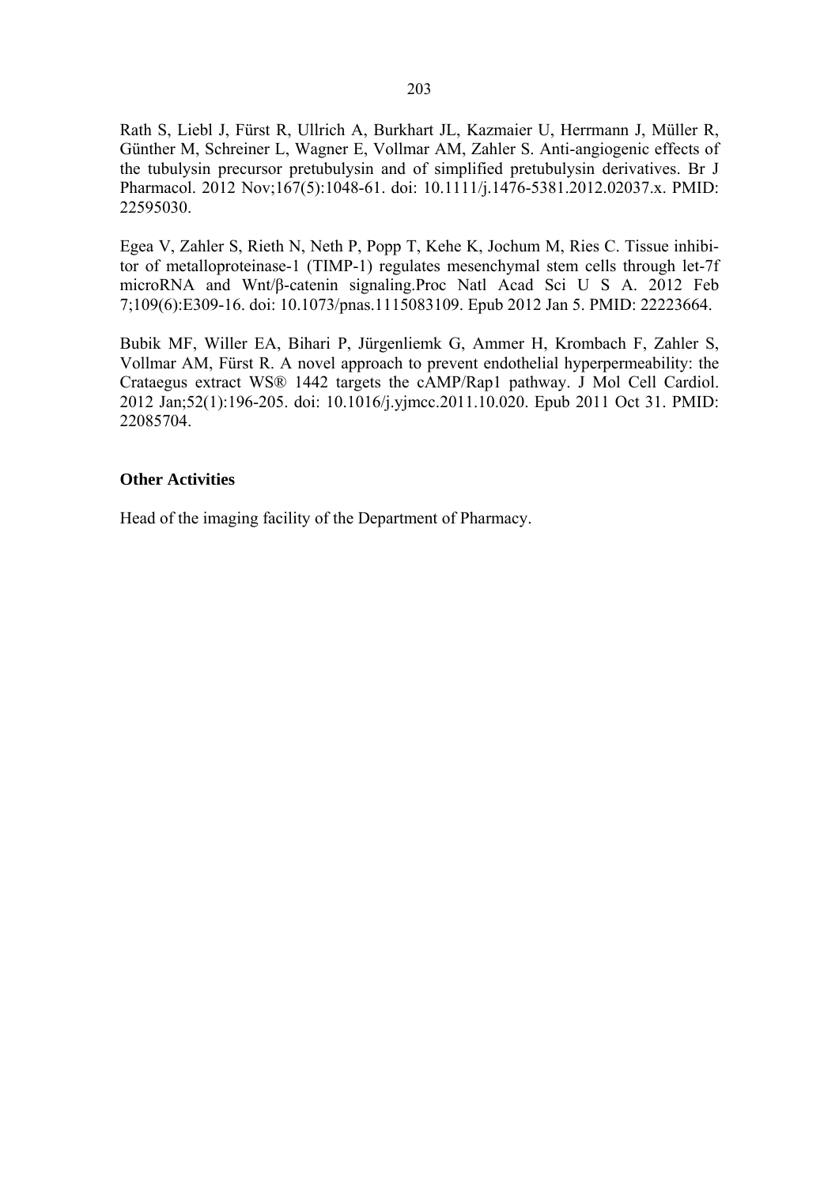Rath S, Liebl J, Fürst R, Ullrich A, Burkhart JL, Kazmaier U, Herrmann J, Müller R, Günther M, Schreiner L, Wagner E, Vollmar AM, Zahler S. Anti-angiogenic effects of the tubulysin precursor pretubulysin and of simplified pretubulysin derivatives. Br J Pharmacol. 2012 Nov;167(5):1048-61. doi: 10.1111/j.1476-5381.2012.02037.x. PMID: 22595030.

Egea V, Zahler S, Rieth N, Neth P, Popp T, Kehe K, Jochum M, Ries C. Tissue inhibitor of metalloproteinase-1 (TIMP-1) regulates mesenchymal stem cells through let-7f microRNA and Wnt/β-catenin signaling.Proc Natl Acad Sci U S A. 2012 Feb 7;109(6):E309-16. doi: 10.1073/pnas.1115083109. Epub 2012 Jan 5. PMID: 22223664.

Bubik MF, Willer EA, Bihari P, Jürgenliemk G, Ammer H, Krombach F, Zahler S, Vollmar AM, Fürst R. A novel approach to prevent endothelial hyperpermeability: the Crataegus extract WS® 1442 targets the cAMP/Rap1 pathway. J Mol Cell Cardiol. 2012 Jan;52(1):196-205. doi: 10.1016/j.yjmcc.2011.10.020. Epub 2011 Oct 31. PMID: 22085704.

**Other Activities**

Head of the imaging facility of the Department of Pharmacy.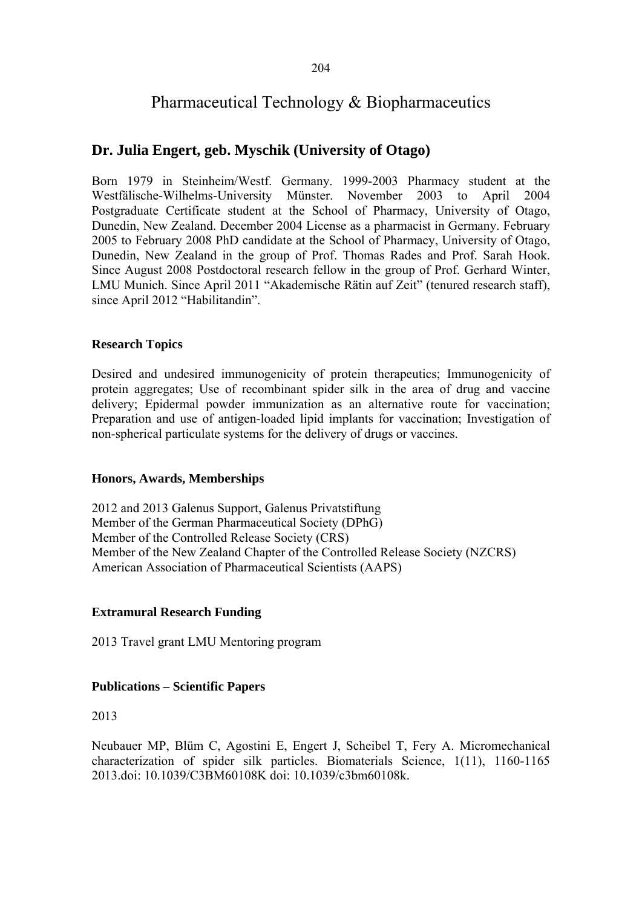# Pharmaceutical Technology & Biopharmaceutics

## Dr. Julia Engert, geb. Myschik (University of Otago)

Born 1979 in Steinheim/Westf. Germany. 1999-2003 Pharmacy student at the Westfälische-Wilhelms-University Münster. November 2003 to April 2004 Postgraduate Certificate student at the School of Pharmacy, University of Otago, Dunedin, New Zealand. December 2004 License as a pharmacist in Germany. February 2005 to February 2008 PhD candidate at the School of Pharmacy, University of Otago, Dunedin, New Zealand in the group of Prof. Thomas Rades and Prof. Sarah Hook. Since August 2008 Postdoctoral research fellow in the group of Prof. Gerhard Winter, LMU Munich. Since April 2011 "Akademische Rätin auf Zeit" (tenured research staff), since April 2012 "Habilitandin".

### Research Topics

Desired and undesired immunogenicity of protein therapeutics; Immunogenicity of protein aggregates; Use of recombinant spider silk in the area of drug and vaccine delivery; Epidermal powder immunization as an alternative route for vaccination; Preparation and use of antigen-loaded lipid implants for vaccination; Investigation of non-spherical particulate systems for the delivery of drugs or vaccines.

### Honors, Awards, Memberships

2012 and 2013 Galenus Support, Galenus Privatstiftung
Member of the German Pharmaceutical Society (DPhG)
Member of the Controlled Release Society (CRS)
Member of the New Zealand Chapter of the Controlled Release Society (NZCRS)
American Association of Pharmaceutical Scientists (AAPS)

### Extramural Research Funding

2013 Travel grant LMU Mentoring program

### Publications – Scientific Papers

2013

Neubauer MP, Blüm C, Agostini E, Engert J, Scheibel T, Fery A. Micromechanical characterization of spider silk particles. Biomaterials Science, 1(11), 1160-1165 2013.doi: 10.1039/C3BM60108K doi: 10.1039/c3bm60108k.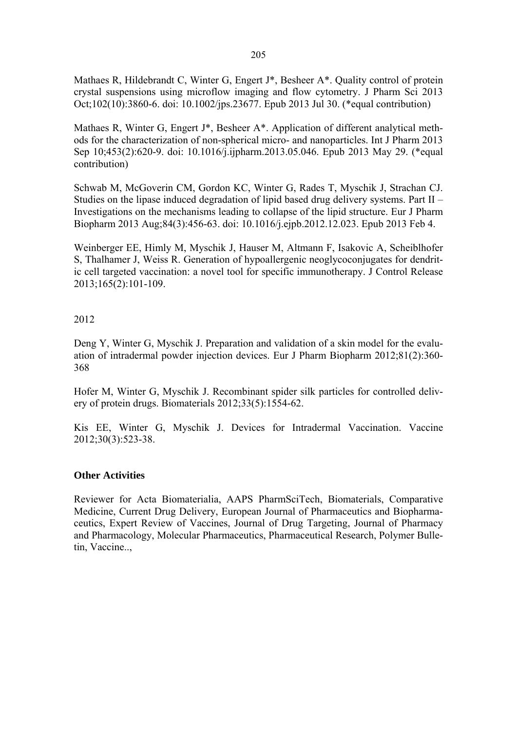Mathaes R, Hildebrandt C, Winter G, Engert J*, Besheer A*. Quality control of protein crystal suspensions using microflow imaging and flow cytometry. J Pharm Sci 2013 Oct;102(10):3860-6. doi: 10.1002/jps.23677. Epub 2013 Jul 30. (*equal contribution)

Mathaes R, Winter G, Engert J*, Besheer A*. Application of different analytical methods for the characterization of non-spherical micro- and nanoparticles. Int J Pharm 2013 Sep 10;453(2):620-9. doi: 10.1016/j.ijpharm.2013.05.046. Epub 2013 May 29. (*equal contribution)

Schwab M, McGoverin CM, Gordon KC, Winter G, Rades T, Myschik J, Strachan CJ. Studies on the lipase induced degradation of lipid based drug delivery systems. Part II – Investigations on the mechanisms leading to collapse of the lipid structure. Eur J Pharm Biopharm 2013 Aug;84(3):456-63. doi: 10.1016/j.ejpb.2012.12.023. Epub 2013 Feb 4.

Weinberger EE, Himly M, Myschik J, Hauser M, Altmann F, Isakovic A, Scheiblhofer S, Thalhamer J, Weiss R. Generation of hypoallergenic neoglycoconjugates for dendritic cell targeted vaccination: a novel tool for specific immunotherapy. J Control Release 2013;165(2):101-109.

2012

Deng Y, Winter G, Myschik J. Preparation and validation of a skin model for the evaluation of intradermal powder injection devices. Eur J Pharm Biopharm 2012;81(2):360-368

Hofer M, Winter G, Myschik J. Recombinant spider silk particles for controlled delivery of protein drugs. Biomaterials 2012;33(5):1554-62.

Kis EE, Winter G, Myschik J. Devices for Intradermal Vaccination. Vaccine 2012;30(3):523-38.

**Other Activities**

Reviewer for Acta Biomaterialia, AAPS PharmSciTech, Biomaterials, Comparative Medicine, Current Drug Delivery, European Journal of Pharmaceutics and Biopharmaceutics, Expert Review of Vaccines, Journal of Drug Targeting, Journal of Pharmacy and Pharmacology, Molecular Pharmaceutics, Pharmaceutical Research, Polymer Bulletin, Vaccine..,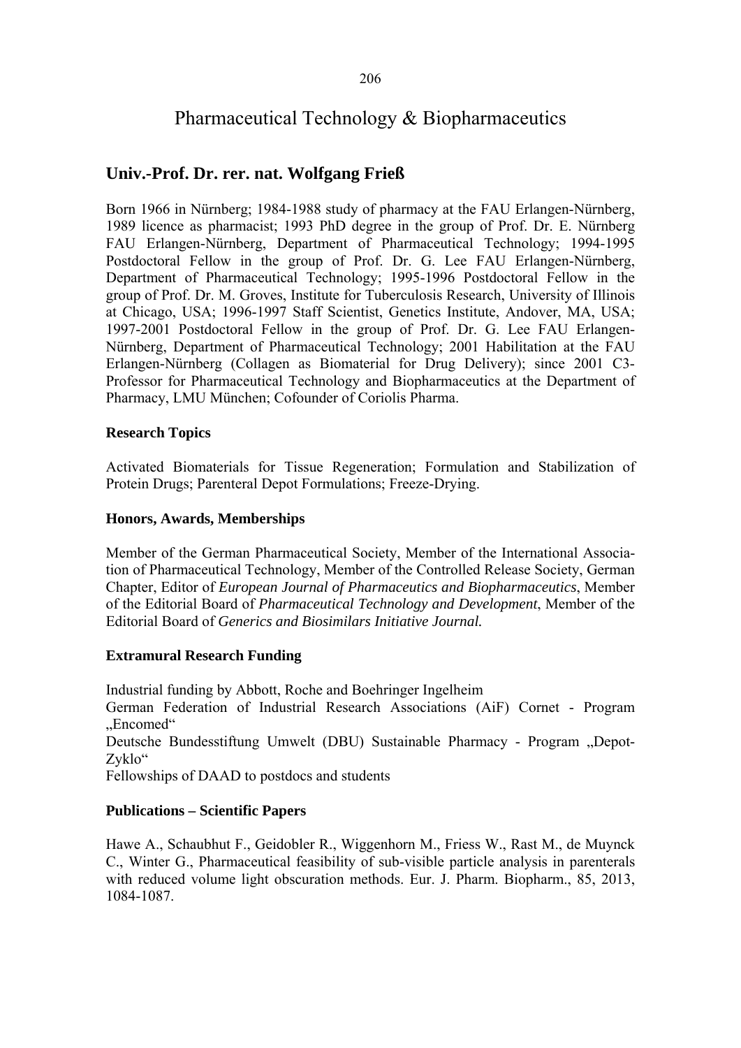# Pharmaceutical Technology & Biopharmaceutics

## Univ.-Prof. Dr. rer. nat. Wolfgang Frieß

Born 1966 in Nürnberg; 1984-1988 study of pharmacy at the FAU Erlangen-Nürnberg, 1989 licence as pharmacist; 1993 PhD degree in the group of Prof. Dr. E. Nürnberg FAU Erlangen-Nürnberg, Department of Pharmaceutical Technology; 1994-1995 Postdoctoral Fellow in the group of Prof. Dr. G. Lee FAU Erlangen-Nürnberg, Department of Pharmaceutical Technology; 1995-1996 Postdoctoral Fellow in the group of Prof. Dr. M. Groves, Institute for Tuberculosis Research, University of Illinois at Chicago, USA; 1996-1997 Staff Scientist, Genetics Institute, Andover, MA, USA; 1997-2001 Postdoctoral Fellow in the group of Prof. Dr. G. Lee FAU Erlangen-Nürnberg, Department of Pharmaceutical Technology; 2001 Habilitation at the FAU Erlangen-Nürnberg (Collagen as Biomaterial for Drug Delivery); since 2001 C3-Professor for Pharmaceutical Technology and Biopharmaceutics at the Department of Pharmacy, LMU München; Cofounder of Coriolis Pharma.

### Research Topics

Activated Biomaterials for Tissue Regeneration; Formulation and Stabilization of Protein Drugs; Parenteral Depot Formulations; Freeze-Drying.

### Honors, Awards, Memberships

Member of the German Pharmaceutical Society, Member of the International Association of Pharmaceutical Technology, Member of the Controlled Release Society, German Chapter, Editor of *European Journal of Pharmaceutics and Biopharmaceutics*, Member of the Editorial Board of *Pharmaceutical Technology and Development*, Member of the Editorial Board of *Generics and Biosimilars Initiative Journal.*

### Extramural Research Funding

Industrial funding by Abbott, Roche and Boehringer Ingelheim

German Federation of Industrial Research Associations (AiF) Cornet - Program „Encomed"

Deutsche Bundesstiftung Umwelt (DBU) Sustainable Pharmacy - Program „Depot-Zyklo"

Fellowships of DAAD to postdocs and students

### Publications – Scientific Papers

Hawe A., Schaubhut F., Geidobler R., Wiggenhorn M., Friess W., Rast M., de Muynck C., Winter G., Pharmaceutical feasibility of sub-visible particle analysis in parenterals with reduced volume light obscuration methods. Eur. J. Pharm. Biopharm., 85, 2013, 1084-1087.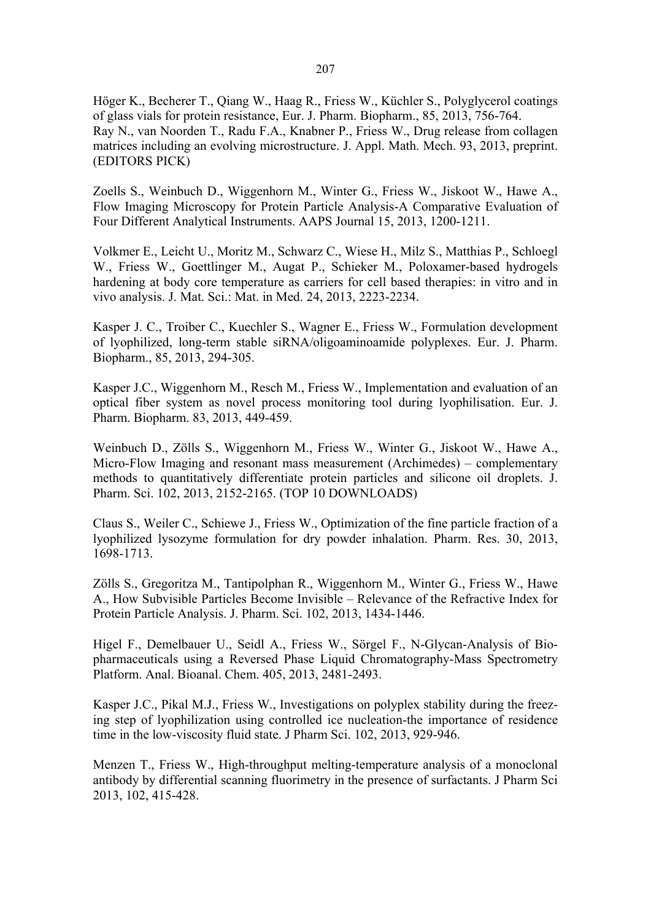Höger K., Becherer T., Qiang W., Haag R., Friess W., Küchler S., Polyglycerol coatings of glass vials for protein resistance, Eur. J. Pharm. Biopharm., 85, 2013, 756-764.
Ray N., van Noorden T., Radu F.A., Knabner P., Friess W., Drug release from collagen matrices including an evolving microstructure. J. Appl. Math. Mech. 93, 2013, preprint. (EDITORS PICK)

Zoells S., Weinbuch D., Wiggenhorn M., Winter G., Friess W., Jiskoot W., Hawe A., Flow Imaging Microscopy for Protein Particle Analysis-A Comparative Evaluation of Four Different Analytical Instruments. AAPS Journal 15, 2013, 1200-1211.

Volkmer E., Leicht U., Moritz M., Schwarz C., Wiese H., Milz S., Matthias P., Schloegl W., Friess W., Goettlinger M., Augat P., Schieker M., Poloxamer-based hydrogels hardening at body core temperature as carriers for cell based therapies: in vitro and in vivo analysis. J. Mat. Sci.: Mat. in Med. 24, 2013, 2223-2234.

Kasper J. C., Troiber C., Kuechler S., Wagner E., Friess W., Formulation development of lyophilized, long-term stable siRNA/oligoaminoamide polyplexes. Eur. J. Pharm. Biopharm., 85, 2013, 294-305.

Kasper J.C., Wiggenhorn M., Resch M., Friess W., Implementation and evaluation of an optical fiber system as novel process monitoring tool during lyophilisation. Eur. J. Pharm. Biopharm. 83, 2013, 449-459.

Weinbuch D., Zölls S., Wiggenhorn M., Friess W., Winter G., Jiskoot W., Hawe A., Micro-Flow Imaging and resonant mass measurement (Archimedes) – complementary methods to quantitatively differentiate protein particles and silicone oil droplets. J. Pharm. Sci. 102, 2013, 2152-2165. (TOP 10 DOWNLOADS)

Claus S., Weiler C., Schiewe J., Friess W., Optimization of the fine particle fraction of a lyophilized lysozyme formulation for dry powder inhalation. Pharm. Res. 30, 2013, 1698-1713.

Zölls S., Gregoritza M., Tantipolphan R., Wiggenhorn M., Winter G., Friess W., Hawe A., How Subvisible Particles Become Invisible – Relevance of the Refractive Index for Protein Particle Analysis. J. Pharm. Sci. 102, 2013, 1434-1446.

Higel F., Demelbauer U., Seidl A., Friess W., Sörgel F., N-Glycan-Analysis of Biopharmaceuticals using a Reversed Phase Liquid Chromatography-Mass Spectrometry Platform. Anal. Bioanal. Chem. 405, 2013, 2481-2493.

Kasper J.C., Pikal M.J., Friess W., Investigations on polyplex stability during the freezing step of lyophilization using controlled ice nucleation-the importance of residence time in the low-viscosity fluid state. J Pharm Sci. 102, 2013, 929-946.

Menzen T., Friess W., High-throughput melting-temperature analysis of a monoclonal antibody by differential scanning fluorimetry in the presence of surfactants. J Pharm Sci 2013, 102, 415-428.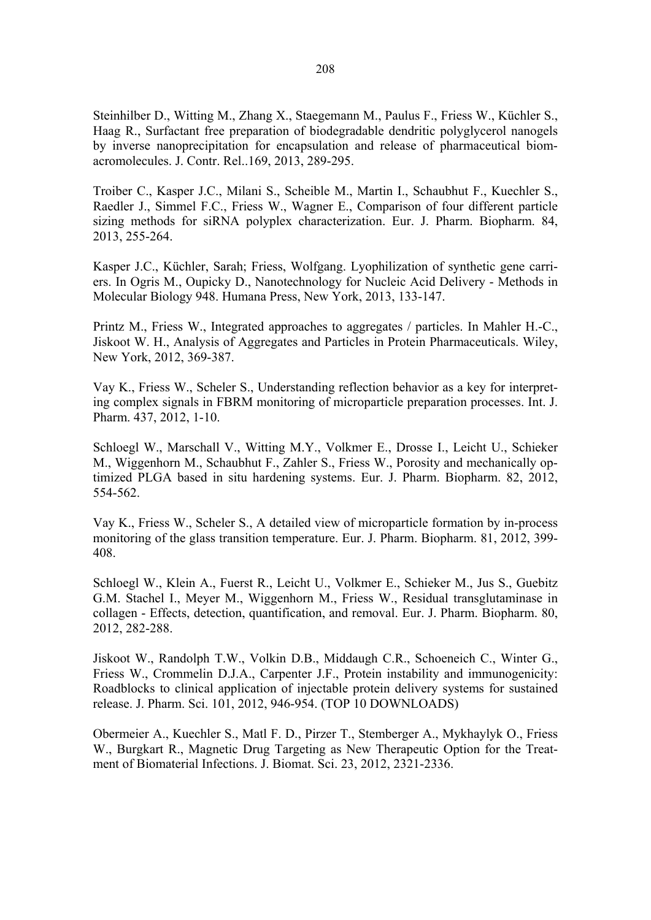Steinhilber D., Witting M., Zhang X., Staegemann M., Paulus F., Friess W., Küchler S., Haag R., Surfactant free preparation of biodegradable dendritic polyglycerol nanogels by inverse nanoprecipitation for encapsulation and release of pharmaceutical biomacromolecules. J. Contr. Rel..169, 2013, 289-295.

Troiber C., Kasper J.C., Milani S., Scheible M., Martin I., Schaubhut F., Kuechler S., Raedler J., Simmel F.C., Friess W., Wagner E., Comparison of four different particle sizing methods for siRNA polyplex characterization. Eur. J. Pharm. Biopharm. 84, 2013, 255-264.

Kasper J.C., Küchler, Sarah; Friess, Wolfgang. Lyophilization of synthetic gene carriers. In Ogris M., Oupicky D., Nanotechnology for Nucleic Acid Delivery - Methods in Molecular Biology 948. Humana Press, New York, 2013, 133-147.

Printz M., Friess W., Integrated approaches to aggregates / particles. In Mahler H.-C., Jiskoot W. H., Analysis of Aggregates and Particles in Protein Pharmaceuticals. Wiley, New York, 2012, 369-387.

Vay K., Friess W., Scheler S., Understanding reflection behavior as a key for interpreting complex signals in FBRM monitoring of microparticle preparation processes. Int. J. Pharm. 437, 2012, 1-10.

Schloegl W., Marschall V., Witting M.Y., Volkmer E., Drosse I., Leicht U., Schieker M., Wiggenhorn M., Schaubhut F., Zahler S., Friess W., Porosity and mechanically optimized PLGA based in situ hardening systems. Eur. J. Pharm. Biopharm. 82, 2012, 554-562.

Vay K., Friess W., Scheler S., A detailed view of microparticle formation by in-process monitoring of the glass transition temperature. Eur. J. Pharm. Biopharm. 81, 2012, 399-408.

Schloegl W., Klein A., Fuerst R., Leicht U., Volkmer E., Schieker M., Jus S., Guebitz G.M. Stachel I., Meyer M., Wiggenhorn M., Friess W., Residual transglutaminase in collagen - Effects, detection, quantification, and removal. Eur. J. Pharm. Biopharm. 80, 2012, 282-288.

Jiskoot W., Randolph T.W., Volkin D.B., Middaugh C.R., Schoeneich C., Winter G., Friess W., Crommelin D.J.A., Carpenter J.F., Protein instability and immunogenicity: Roadblocks to clinical application of injectable protein delivery systems for sustained release. J. Pharm. Sci. 101, 2012, 946-954. (TOP 10 DOWNLOADS)

Obermeier A., Kuechler S., Matl F. D., Pirzer T., Stemberger A., Mykhaylyk O., Friess W., Burgkart R., Magnetic Drug Targeting as New Therapeutic Option for the Treatment of Biomaterial Infections. J. Biomat. Sci. 23, 2012, 2321-2336.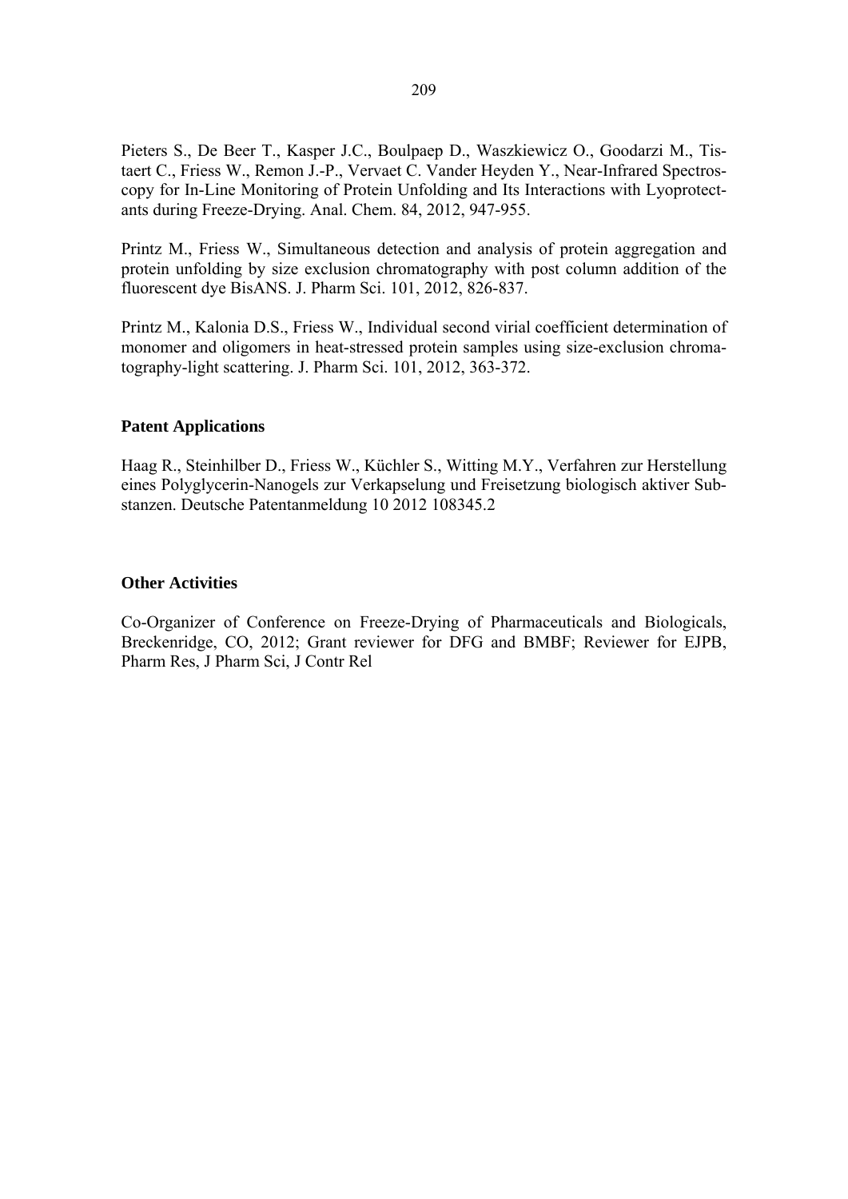Pieters S., De Beer T., Kasper J.C., Boulpaep D., Waszkiewicz O., Goodarzi M., Tistaert C., Friess W., Remon J.-P., Vervaet C. Vander Heyden Y., Near-Infrared Spectroscopy for In-Line Monitoring of Protein Unfolding and Its Interactions with Lyoprotectants during Freeze-Drying. Anal. Chem. 84, 2012, 947-955.

Printz M., Friess W., Simultaneous detection and analysis of protein aggregation and protein unfolding by size exclusion chromatography with post column addition of the fluorescent dye BisANS. J. Pharm Sci. 101, 2012, 826-837.

Printz M., Kalonia D.S., Friess W., Individual second virial coefficient determination of monomer and oligomers in heat-stressed protein samples using size-exclusion chromatography-light scattering. J. Pharm Sci. 101, 2012, 363-372.

### Patent Applications

Haag R., Steinhilber D., Friess W., Küchler S., Witting M.Y., Verfahren zur Herstellung eines Polyglycerin-Nanogels zur Verkapselung und Freisetzung biologisch aktiver Substanzen. Deutsche Patentanmeldung 10 2012 108345.2

### Other Activities

Co-Organizer of Conference on Freeze-Drying of Pharmaceuticals and Biologicals, Breckenridge, CO, 2012; Grant reviewer for DFG and BMBF; Reviewer for EJPB, Pharm Res, J Pharm Sci, J Contr Rel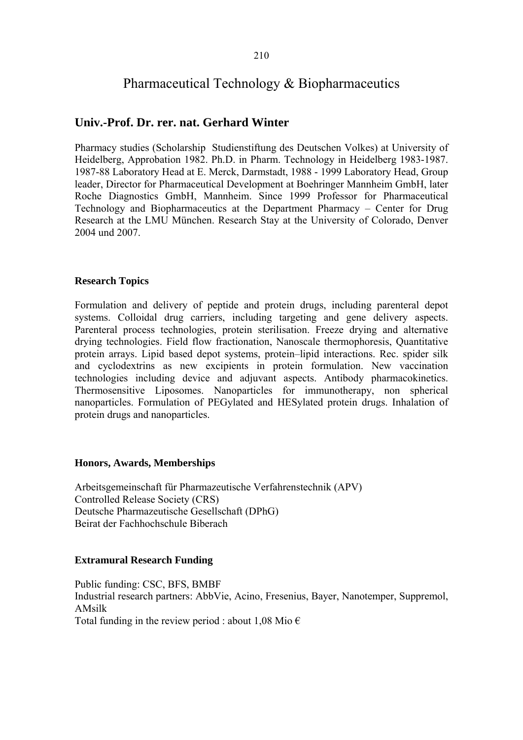# Pharmaceutical Technology & Biopharmaceutics

## Univ.-Prof. Dr. rer. nat. Gerhard Winter

Pharmacy studies (Scholarship Studienstiftung des Deutschen Volkes) at University of Heidelberg, Approbation 1982. Ph.D. in Pharm. Technology in Heidelberg 1983-1987. 1987-88 Laboratory Head at E. Merck, Darmstadt, 1988 - 1999 Laboratory Head, Group leader, Director for Pharmaceutical Development at Boehringer Mannheim GmbH, later Roche Diagnostics GmbH, Mannheim. Since 1999 Professor for Pharmaceutical Technology and Biopharmaceutics at the Department Pharmacy – Center for Drug Research at the LMU München. Research Stay at the University of Colorado, Denver 2004 und 2007.

### Research Topics

Formulation and delivery of peptide and protein drugs, including parenteral depot systems. Colloidal drug carriers, including targeting and gene delivery aspects. Parenteral process technologies, protein sterilisation. Freeze drying and alternative drying technologies. Field flow fractionation, Nanoscale thermophoresis, Quantitative protein arrays. Lipid based depot systems, protein–lipid interactions. Rec. spider silk and cyclodextrins as new excipients in protein formulation. New vaccination technologies including device and adjuvant aspects. Antibody pharmacokinetics. Thermosensitive Liposomes. Nanoparticles for immunotherapy, non spherical nanoparticles. Formulation of PEGylated and HESylated protein drugs. Inhalation of protein drugs and nanoparticles.

### Honors, Awards, Memberships

Arbeitsgemeinschaft für Pharmazeutische Verfahrenstechnik (APV)
Controlled Release Society (CRS)
Deutsche Pharmazeutische Gesellschaft (DPhG)
Beirat der Fachhochschule Biberach

### Extramural Research Funding

Public funding: CSC, BFS, BMBF
Industrial research partners: AbbVie, Acino, Fresenius, Bayer, Nanotemper, Suppremol, AMsilk
Total funding in the review period : about 1,08 Mio €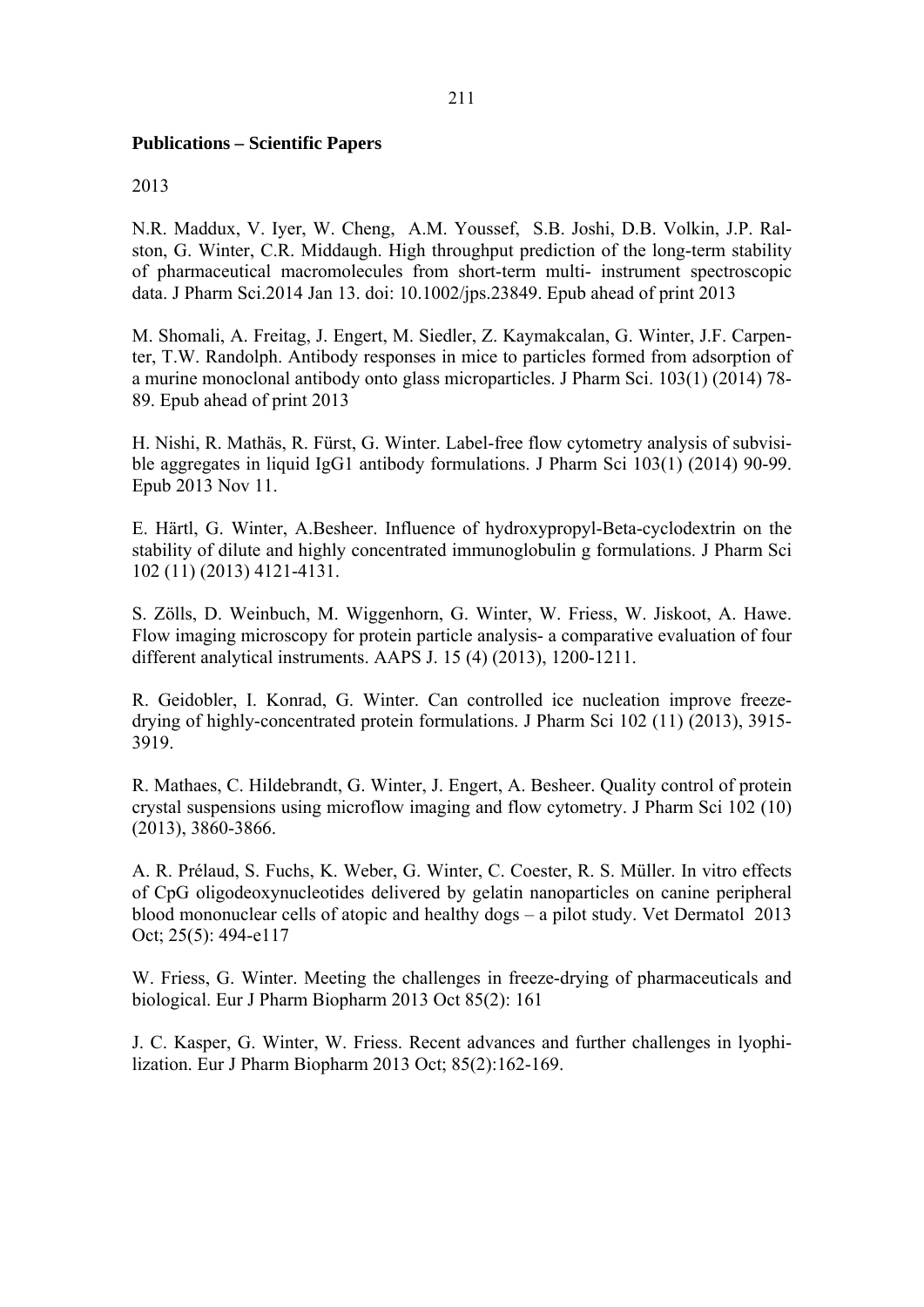**Publications – Scientific Papers**

2013

N.R. Maddux, V. Iyer, W. Cheng, A.M. Youssef, S.B. Joshi, D.B. Volkin, J.P. Ralston, G. Winter, C.R. Middaugh. High throughput prediction of the long-term stability of pharmaceutical macromolecules from short-term multi- instrument spectroscopic data. J Pharm Sci.2014 Jan 13. doi: 10.1002/jps.23849. Epub ahead of print 2013

M. Shomali, A. Freitag, J. Engert, M. Siedler, Z. Kaymakcalan, G. Winter, J.F. Carpenter, T.W. Randolph. Antibody responses in mice to particles formed from adsorption of a murine monoclonal antibody onto glass microparticles. J Pharm Sci. 103(1) (2014) 78-89. Epub ahead of print 2013

H. Nishi, R. Mathäs, R. Fürst, G. Winter. Label-free flow cytometry analysis of subvisible aggregates in liquid IgG1 antibody formulations. J Pharm Sci 103(1) (2014) 90-99. Epub 2013 Nov 11.

E. Härtl, G. Winter, A.Besheer. Influence of hydroxypropyl-Beta-cyclodextrin on the stability of dilute and highly concentrated immunoglobulin g formulations. J Pharm Sci 102 (11) (2013) 4121-4131.

S. Zölls, D. Weinbuch, M. Wiggenhorn, G. Winter, W. Friess, W. Jiskoot, A. Hawe. Flow imaging microscopy for protein particle analysis- a comparative evaluation of four different analytical instruments. AAPS J. 15 (4) (2013), 1200-1211.

R. Geidobler, I. Konrad, G. Winter. Can controlled ice nucleation improve freeze-drying of highly-concentrated protein formulations. J Pharm Sci 102 (11) (2013), 3915-3919.

R. Mathaes, C. Hildebrandt, G. Winter, J. Engert, A. Besheer. Quality control of protein crystal suspensions using microflow imaging and flow cytometry. J Pharm Sci 102 (10) (2013), 3860-3866.

A. R. Prélaud, S. Fuchs, K. Weber, G. Winter, C. Coester, R. S. Müller. In vitro effects of CpG oligodeoxynucleotides delivered by gelatin nanoparticles on canine peripheral blood mononuclear cells of atopic and healthy dogs – a pilot study. Vet Dermatol 2013 Oct; 25(5): 494-e117

W. Friess, G. Winter. Meeting the challenges in freeze-drying of pharmaceuticals and biological. Eur J Pharm Biopharm 2013 Oct 85(2): 161

J. C. Kasper, G. Winter, W. Friess. Recent advances and further challenges in lyophilization. Eur J Pharm Biopharm 2013 Oct; 85(2):162-169.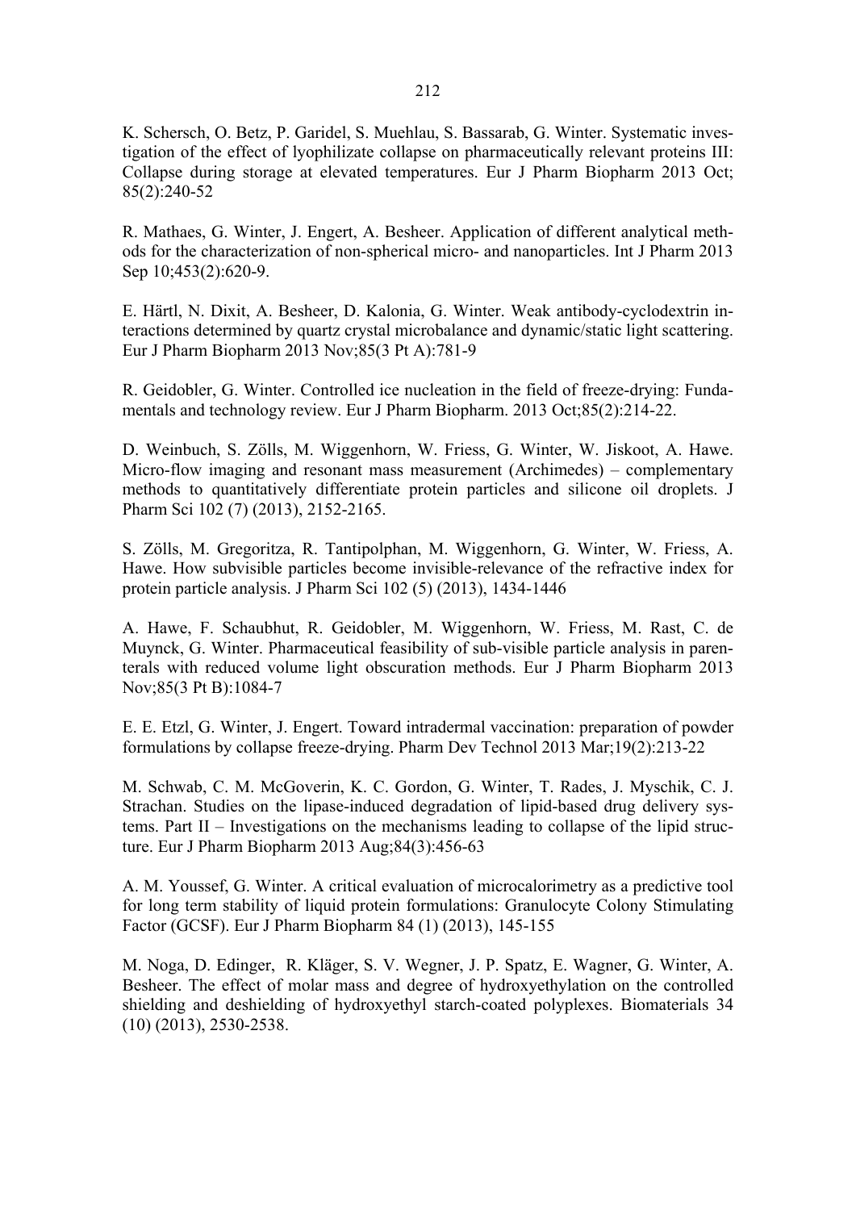K. Schersch, O. Betz, P. Garidel, S. Muehlau, S. Bassarab, G. Winter. Systematic investigation of the effect of lyophilizate collapse on pharmaceutically relevant proteins III: Collapse during storage at elevated temperatures. Eur J Pharm Biopharm 2013 Oct; 85(2):240-52

R. Mathaes, G. Winter, J. Engert, A. Besheer. Application of different analytical methods for the characterization of non-spherical micro- and nanoparticles. Int J Pharm 2013 Sep 10;453(2):620-9.

E. Härtl, N. Dixit, A. Besheer, D. Kalonia, G. Winter. Weak antibody-cyclodextrin interactions determined by quartz crystal microbalance and dynamic/static light scattering. Eur J Pharm Biopharm 2013 Nov;85(3 Pt A):781-9

R. Geidobler, G. Winter. Controlled ice nucleation in the field of freeze-drying: Fundamentals and technology review. Eur J Pharm Biopharm. 2013 Oct;85(2):214-22.

D. Weinbuch, S. Zölls, M. Wiggenhorn, W. Friess, G. Winter, W. Jiskoot, A. Hawe. Micro-flow imaging and resonant mass measurement (Archimedes) – complementary methods to quantitatively differentiate protein particles and silicone oil droplets. J Pharm Sci 102 (7) (2013), 2152-2165.

S. Zölls, M. Gregoritza, R. Tantipolphan, M. Wiggenhorn, G. Winter, W. Friess, A. Hawe. How subvisible particles become invisible-relevance of the refractive index for protein particle analysis. J Pharm Sci 102 (5) (2013), 1434-1446

A. Hawe, F. Schaubhut, R. Geidobler, M. Wiggenhorn, W. Friess, M. Rast, C. de Muynck, G. Winter. Pharmaceutical feasibility of sub-visible particle analysis in parenterals with reduced volume light obscuration methods. Eur J Pharm Biopharm 2013 Nov;85(3 Pt B):1084-7

E. E. Etzl, G. Winter, J. Engert. Toward intradermal vaccination: preparation of powder formulations by collapse freeze-drying. Pharm Dev Technol 2013 Mar;19(2):213-22

M. Schwab, C. M. McGoverin, K. C. Gordon, G. Winter, T. Rades, J. Myschik, C. J. Strachan. Studies on the lipase-induced degradation of lipid-based drug delivery systems. Part II – Investigations on the mechanisms leading to collapse of the lipid structure. Eur J Pharm Biopharm 2013 Aug;84(3):456-63

A. M. Youssef, G. Winter. A critical evaluation of microcalorimetry as a predictive tool for long term stability of liquid protein formulations: Granulocyte Colony Stimulating Factor (GCSF). Eur J Pharm Biopharm 84 (1) (2013), 145-155

M. Noga, D. Edinger, R. Kläger, S. V. Wegner, J. P. Spatz, E. Wagner, G. Winter, A. Besheer. The effect of molar mass and degree of hydroxyethylation on the controlled shielding and deshielding of hydroxyethyl starch-coated polyplexes. Biomaterials 34 (10) (2013), 2530-2538.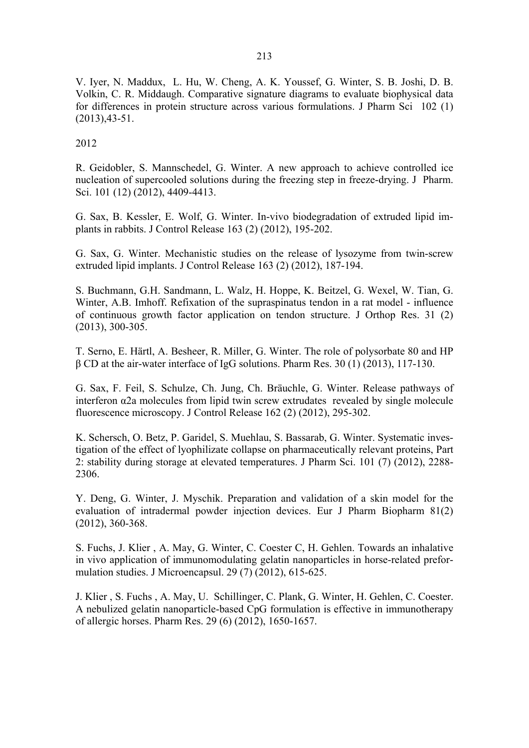V. Iyer, N. Maddux, L. Hu, W. Cheng, A. K. Youssef, G. Winter, S. B. Joshi, D. B. Volkin, C. R. Middaugh. Comparative signature diagrams to evaluate biophysical data for differences in protein structure across various formulations. J Pharm Sci 102 (1) (2013),43-51.

2012

R. Geidobler, S. Mannschedel, G. Winter. A new approach to achieve controlled ice nucleation of supercooled solutions during the freezing step in freeze-drying. J Pharm. Sci. 101 (12) (2012), 4409-4413.

G. Sax, B. Kessler, E. Wolf, G. Winter. In-vivo biodegradation of extruded lipid implants in rabbits. J Control Release 163 (2) (2012), 195-202.

G. Sax, G. Winter. Mechanistic studies on the release of lysozyme from twin-screw extruded lipid implants. J Control Release 163 (2) (2012), 187-194.

S. Buchmann, G.H. Sandmann, L. Walz, H. Hoppe, K. Beitzel, G. Wexel, W. Tian, G. Winter, A.B. Imhoff. Refixation of the supraspinatus tendon in a rat model - influence of continuous growth factor application on tendon structure. J Orthop Res. 31 (2) (2013), 300-305.

T. Serno, E. Härtl, A. Besheer, R. Miller, G. Winter. The role of polysorbate 80 and HP β CD at the air-water interface of IgG solutions. Pharm Res. 30 (1) (2013), 117-130.

G. Sax, F. Feil, S. Schulze, Ch. Jung, Ch. Bräuchle, G. Winter. Release pathways of interferon α2a molecules from lipid twin screw extrudates revealed by single molecule fluorescence microscopy. J Control Release 162 (2) (2012), 295-302.

K. Schersch, O. Betz, P. Garidel, S. Muehlau, S. Bassarab, G. Winter. Systematic investigation of the effect of lyophilizate collapse on pharmaceutically relevant proteins, Part 2: stability during storage at elevated temperatures. J Pharm Sci. 101 (7) (2012), 2288-2306.

Y. Deng, G. Winter, J. Myschik. Preparation and validation of a skin model for the evaluation of intradermal powder injection devices. Eur J Pharm Biopharm 81(2) (2012), 360-368.

S. Fuchs, J. Klier , A. May, G. Winter, C. Coester C, H. Gehlen. Towards an inhalative in vivo application of immunomodulating gelatin nanoparticles in horse-related preformulation studies. J Microencapsul. 29 (7) (2012), 615-625.

J. Klier , S. Fuchs , A. May, U. Schillinger, C. Plank, G. Winter, H. Gehlen, C. Coester. A nebulized gelatin nanoparticle-based CpG formulation is effective in immunotherapy of allergic horses. Pharm Res. 29 (6) (2012), 1650-1657.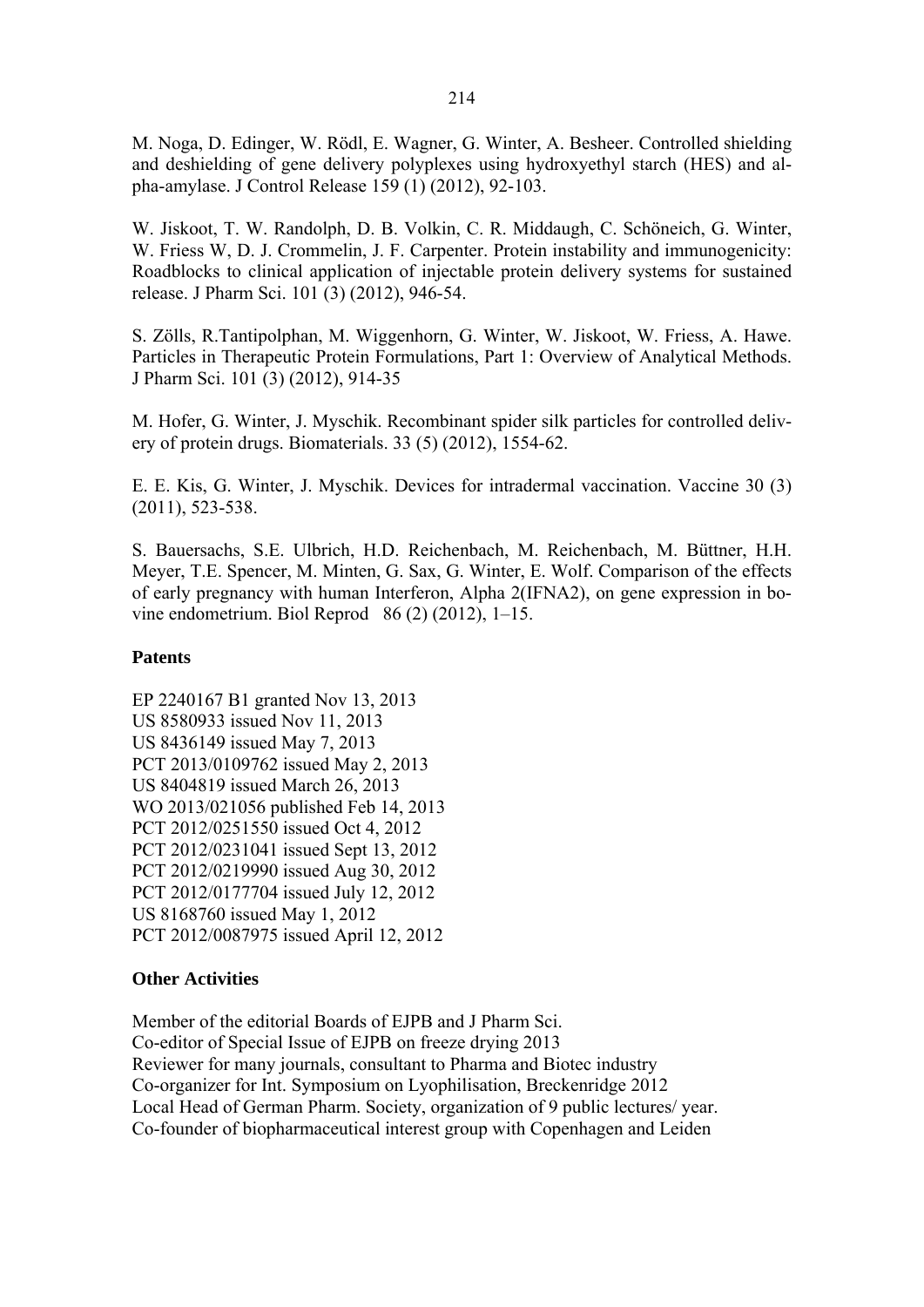M. Noga, D. Edinger, W. Rödl, E. Wagner, G. Winter, A. Besheer. Controlled shielding and deshielding of gene delivery polyplexes using hydroxyethyl starch (HES) and alpha-amylase. J Control Release 159 (1) (2012), 92-103.

W. Jiskoot, T. W. Randolph, D. B. Volkin, C. R. Middaugh, C. Schöneich, G. Winter, W. Friess W, D. J. Crommelin, J. F. Carpenter. Protein instability and immunogenicity: Roadblocks to clinical application of injectable protein delivery systems for sustained release. J Pharm Sci. 101 (3) (2012), 946-54.

S. Zölls, R.Tantipolphan, M. Wiggenhorn, G. Winter, W. Jiskoot, W. Friess, A. Hawe. Particles in Therapeutic Protein Formulations, Part 1: Overview of Analytical Methods. J Pharm Sci. 101 (3) (2012), 914-35

M. Hofer, G. Winter, J. Myschik. Recombinant spider silk particles for controlled delivery of protein drugs. Biomaterials. 33 (5) (2012), 1554-62.

E. E. Kis, G. Winter, J. Myschik. Devices for intradermal vaccination. Vaccine 30 (3) (2011), 523-538.

S. Bauersachs, S.E. Ulbrich, H.D. Reichenbach, M. Reichenbach, M. Büttner, H.H. Meyer, T.E. Spencer, M. Minten, G. Sax, G. Winter, E. Wolf. Comparison of the effects of early pregnancy with human Interferon, Alpha 2(IFNA2), on gene expression in bovine endometrium. Biol Reprod 86 (2) (2012), 1–15.

**Patents**

EP 2240167 B1 granted Nov 13, 2013
US 8580933 issued Nov 11, 2013
US 8436149 issued May 7, 2013
PCT 2013/0109762 issued May 2, 2013
US 8404819 issued March 26, 2013
WO 2013/021056 published Feb 14, 2013
PCT 2012/0251550 issued Oct 4, 2012
PCT 2012/0231041 issued Sept 13, 2012
PCT 2012/0219990 issued Aug 30, 2012
PCT 2012/0177704 issued July 12, 2012
US 8168760 issued May 1, 2012
PCT 2012/0087975 issued April 12, 2012

**Other Activities**

Member of the editorial Boards of EJPB and J Pharm Sci.
Co-editor of Special Issue of EJPB on freeze drying 2013
Reviewer for many journals, consultant to Pharma and Biotec industry
Co-organizer for Int. Symposium on Lyophilisation, Breckenridge 2012
Local Head of German Pharm. Society, organization of 9 public lectures/ year.
Co-founder of biopharmaceutical interest group with Copenhagen and Leiden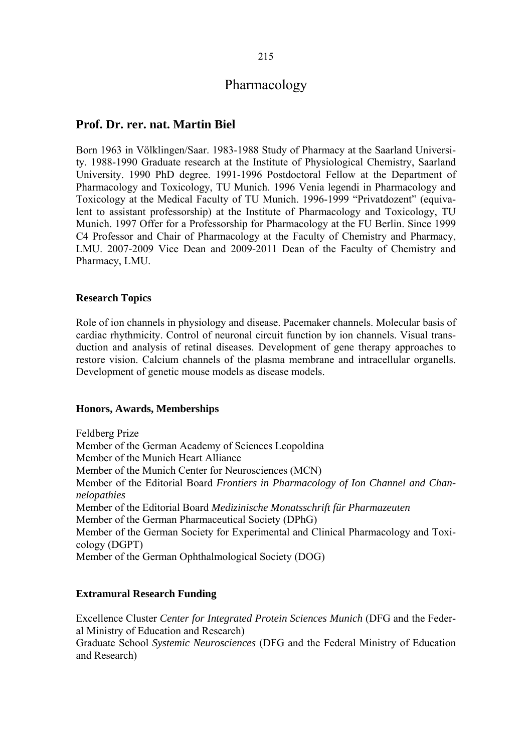# Pharmacology

## Prof. Dr. rer. nat. Martin Biel

Born 1963 in Völklingen/Saar. 1983-1988 Study of Pharmacy at the Saarland University. 1988-1990 Graduate research at the Institute of Physiological Chemistry, Saarland University. 1990 PhD degree. 1991-1996 Postdoctoral Fellow at the Department of Pharmacology and Toxicology, TU Munich. 1996 Venia legendi in Pharmacology and Toxicology at the Medical Faculty of TU Munich. 1996-1999 "Privatdozent" (equivalent to assistant professorship) at the Institute of Pharmacology and Toxicology, TU Munich. 1997 Offer for a Professorship for Pharmacology at the FU Berlin. Since 1999 C4 Professor and Chair of Pharmacology at the Faculty of Chemistry and Pharmacy, LMU. 2007-2009 Vice Dean and 2009-2011 Dean of the Faculty of Chemistry and Pharmacy, LMU.

### Research Topics

Role of ion channels in physiology and disease. Pacemaker channels. Molecular basis of cardiac rhythmicity. Control of neuronal circuit function by ion channels. Visual transduction and analysis of retinal diseases. Development of gene therapy approaches to restore vision. Calcium channels of the plasma membrane and intracellular organells. Development of genetic mouse models as disease models.

### Honors, Awards, Memberships

Feldberg Prize
Member of the German Academy of Sciences Leopoldina
Member of the Munich Heart Alliance
Member of the Munich Center for Neurosciences (MCN)
Member of the Editorial Board *Frontiers in Pharmacology of Ion Channel and Channelopathies*
Member of the Editorial Board *Medizinische Monatsschrift für Pharmazeuten*
Member of the German Pharmaceutical Society (DPhG)
Member of the German Society for Experimental and Clinical Pharmacology and Toxicology (DGPT)
Member of the German Ophthalmological Society (DOG)

### Extramural Research Funding

Excellence Cluster *Center for Integrated Protein Sciences Munich* (DFG and the Federal Ministry of Education and Research)
Graduate School *Systemic Neurosciences* (DFG and the Federal Ministry of Education and Research)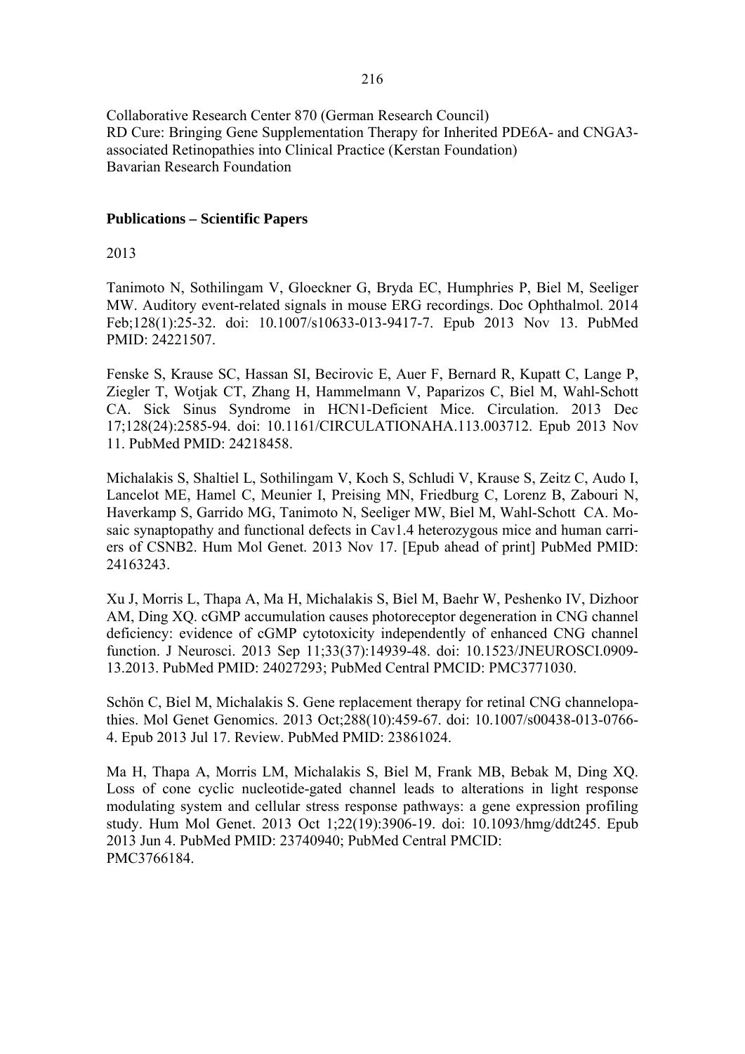Collaborative Research Center 870 (German Research Council)
RD Cure: Bringing Gene Supplementation Therapy for Inherited PDE6A- and CNGA3-associated Retinopathies into Clinical Practice (Kerstan Foundation)
Bavarian Research Foundation

**Publications – Scientific Papers**

2013

Tanimoto N, Sothilingam V, Gloeckner G, Bryda EC, Humphries P, Biel M, Seeliger MW. Auditory event-related signals in mouse ERG recordings. Doc Ophthalmol. 2014 Feb;128(1):25-32. doi: 10.1007/s10633-013-9417-7. Epub 2013 Nov 13. PubMed PMID: 24221507.

Fenske S, Krause SC, Hassan SI, Becirovic E, Auer F, Bernard R, Kupatt C, Lange P, Ziegler T, Wotjak CT, Zhang H, Hammelmann V, Paparizos C, Biel M, Wahl-Schott CA. Sick Sinus Syndrome in HCN1-Deficient Mice. Circulation. 2013 Dec 17;128(24):2585-94. doi: 10.1161/CIRCULATIONAHA.113.003712. Epub 2013 Nov 11. PubMed PMID: 24218458.

Michalakis S, Shaltiel L, Sothilingam V, Koch S, Schludi V, Krause S, Zeitz C, Audo I, Lancelot ME, Hamel C, Meunier I, Preising MN, Friedburg C, Lorenz B, Zabouri N, Haverkamp S, Garrido MG, Tanimoto N, Seeliger MW, Biel M, Wahl-Schott CA. Mosaic synaptopathy and functional defects in Cav1.4 heterozygous mice and human carriers of CSNB2. Hum Mol Genet. 2013 Nov 17. [Epub ahead of print] PubMed PMID: 24163243.

Xu J, Morris L, Thapa A, Ma H, Michalakis S, Biel M, Baehr W, Peshenko IV, Dizhoor AM, Ding XQ. cGMP accumulation causes photoreceptor degeneration in CNG channel deficiency: evidence of cGMP cytotoxicity independently of enhanced CNG channel function. J Neurosci. 2013 Sep 11;33(37):14939-48. doi: 10.1523/JNEUROSCI.0909-13.2013. PubMed PMID: 24027293; PubMed Central PMCID: PMC3771030.

Schön C, Biel M, Michalakis S. Gene replacement therapy for retinal CNG channelopathies. Mol Genet Genomics. 2013 Oct;288(10):459-67. doi: 10.1007/s00438-013-0766-4. Epub 2013 Jul 17. Review. PubMed PMID: 23861024.

Ma H, Thapa A, Morris LM, Michalakis S, Biel M, Frank MB, Bebak M, Ding XQ. Loss of cone cyclic nucleotide-gated channel leads to alterations in light response modulating system and cellular stress response pathways: a gene expression profiling study. Hum Mol Genet. 2013 Oct 1;22(19):3906-19. doi: 10.1093/hmg/ddt245. Epub 2013 Jun 4. PubMed PMID: 23740940; PubMed Central PMCID: PMC3766184.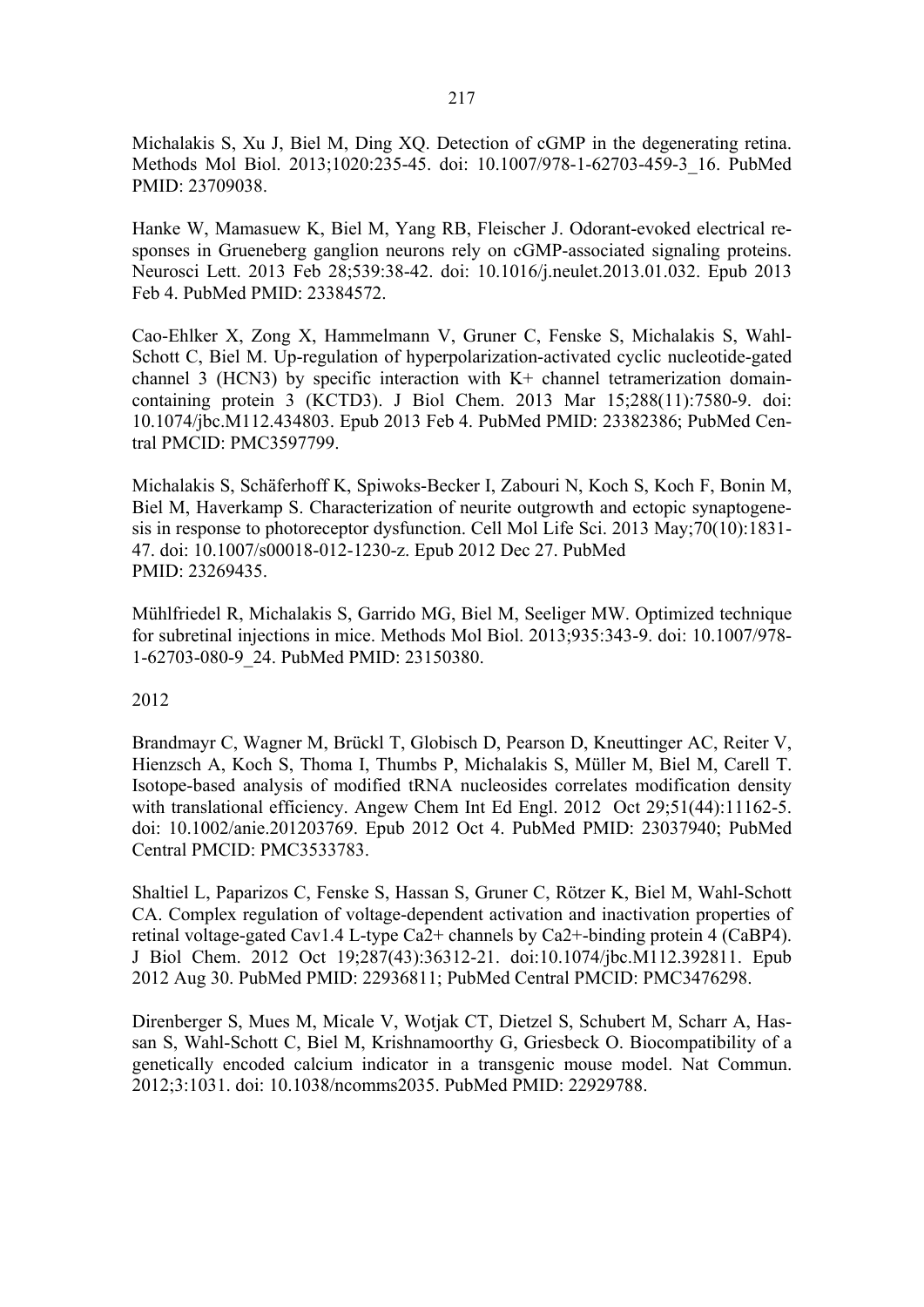Michalakis S, Xu J, Biel M, Ding XQ. Detection of cGMP in the degenerating retina. Methods Mol Biol. 2013;1020:235-45. doi: 10.1007/978-1-62703-459-3_16. PubMed PMID: 23709038.

Hanke W, Mamasuew K, Biel M, Yang RB, Fleischer J. Odorant-evoked electrical responses in Grueneberg ganglion neurons rely on cGMP-associated signaling proteins. Neurosci Lett. 2013 Feb 28;539:38-42. doi: 10.1016/j.neulet.2013.01.032. Epub 2013 Feb 4. PubMed PMID: 23384572.

Cao-Ehlker X, Zong X, Hammelmann V, Gruner C, Fenske S, Michalakis S, Wahl-Schott C, Biel M. Up-regulation of hyperpolarization-activated cyclic nucleotide-gated channel 3 (HCN3) by specific interaction with K+ channel tetramerization domain-containing protein 3 (KCTD3). J Biol Chem. 2013 Mar 15;288(11):7580-9. doi: 10.1074/jbc.M112.434803. Epub 2013 Feb 4. PubMed PMID: 23382386; PubMed Central PMCID: PMC3597799.

Michalakis S, Schäferhoff K, Spiwoks-Becker I, Zabouri N, Koch S, Koch F, Bonin M, Biel M, Haverkamp S. Characterization of neurite outgrowth and ectopic synaptogenesis in response to photoreceptor dysfunction. Cell Mol Life Sci. 2013 May;70(10):1831-47. doi: 10.1007/s00018-012-1230-z. Epub 2012 Dec 27. PubMed PMID: 23269435.

Mühlfriedel R, Michalakis S, Garrido MG, Biel M, Seeliger MW. Optimized technique for subretinal injections in mice. Methods Mol Biol. 2013;935:343-9. doi: 10.1007/978-1-62703-080-9_24. PubMed PMID: 23150380.

2012

Brandmayr C, Wagner M, Brückl T, Globisch D, Pearson D, Kneuttinger AC, Reiter V, Hienzsch A, Koch S, Thoma I, Thumbs P, Michalakis S, Müller M, Biel M, Carell T. Isotope-based analysis of modified tRNA nucleosides correlates modification density with translational efficiency. Angew Chem Int Ed Engl. 2012 Oct 29;51(44):11162-5. doi: 10.1002/anie.201203769. Epub 2012 Oct 4. PubMed PMID: 23037940; PubMed Central PMCID: PMC3533783.

Shaltiel L, Paparizos C, Fenske S, Hassan S, Gruner C, Rötzer K, Biel M, Wahl-Schott CA. Complex regulation of voltage-dependent activation and inactivation properties of retinal voltage-gated Cav1.4 L-type Ca2+ channels by Ca2+-binding protein 4 (CaBP4). J Biol Chem. 2012 Oct 19;287(43):36312-21. doi:10.1074/jbc.M112.392811. Epub 2012 Aug 30. PubMed PMID: 22936811; PubMed Central PMCID: PMC3476298.

Direnberger S, Mues M, Micale V, Wotjak CT, Dietzel S, Schubert M, Scharr A, Hassan S, Wahl-Schott C, Biel M, Krishnamoorthy G, Griesbeck O. Biocompatibility of a genetically encoded calcium indicator in a transgenic mouse model. Nat Commun. 2012;3:1031. doi: 10.1038/ncomms2035. PubMed PMID: 22929788.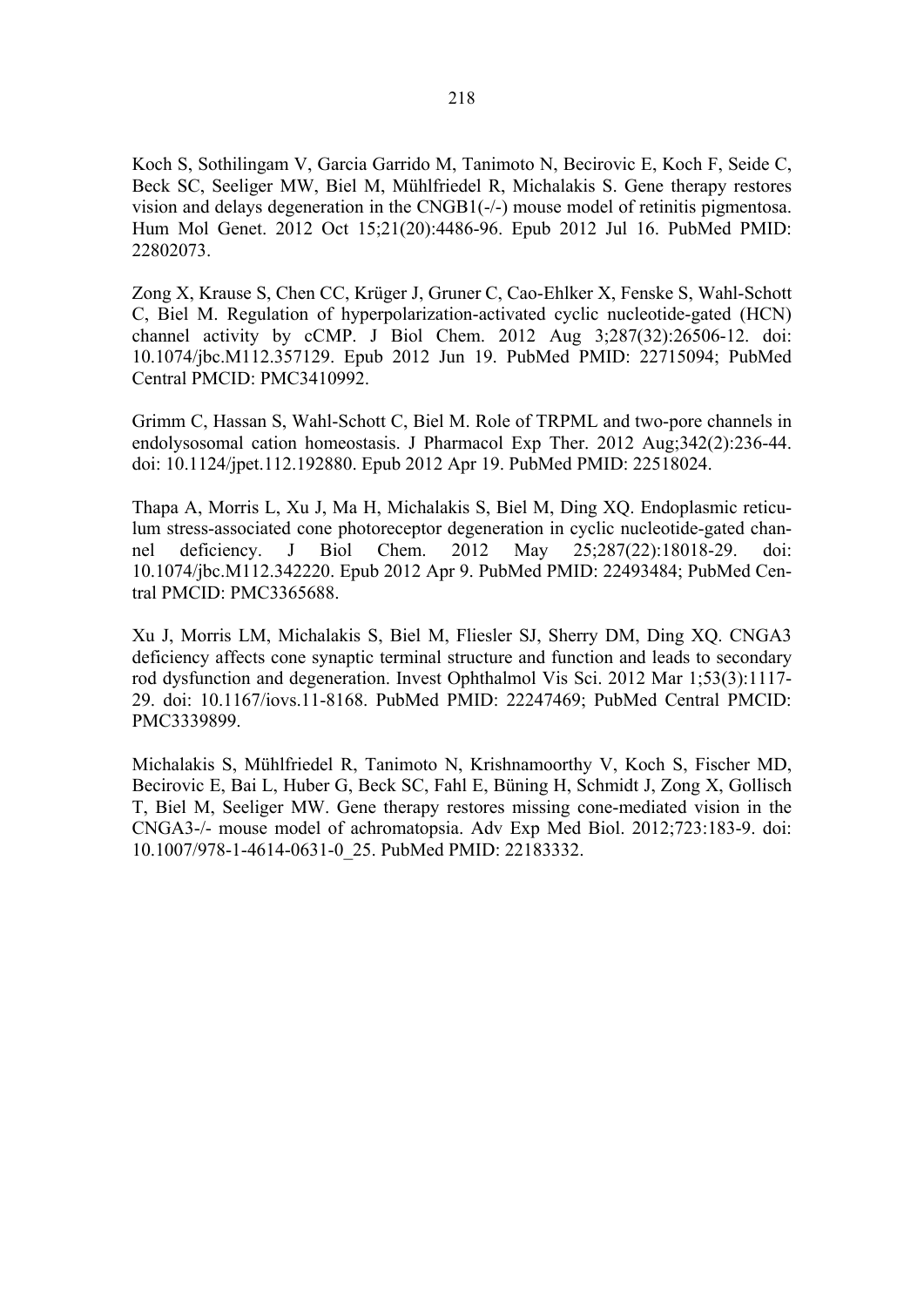Koch S, Sothilingam V, Garcia Garrido M, Tanimoto N, Becirovic E, Koch F, Seide C, Beck SC, Seeliger MW, Biel M, Mühlfriedel R, Michalakis S. Gene therapy restores vision and delays degeneration in the CNGB1(-/-) mouse model of retinitis pigmentosa. Hum Mol Genet. 2012 Oct 15;21(20):4486-96. Epub 2012 Jul 16. PubMed PMID: 22802073.

Zong X, Krause S, Chen CC, Krüger J, Gruner C, Cao-Ehlker X, Fenske S, Wahl-Schott C, Biel M. Regulation of hyperpolarization-activated cyclic nucleotide-gated (HCN) channel activity by cCMP. J Biol Chem. 2012 Aug 3;287(32):26506-12. doi: 10.1074/jbc.M112.357129. Epub 2012 Jun 19. PubMed PMID: 22715094; PubMed Central PMCID: PMC3410992.

Grimm C, Hassan S, Wahl-Schott C, Biel M. Role of TRPML and two-pore channels in endolysosomal cation homeostasis. J Pharmacol Exp Ther. 2012 Aug;342(2):236-44. doi: 10.1124/jpet.112.192880. Epub 2012 Apr 19. PubMed PMID: 22518024.

Thapa A, Morris L, Xu J, Ma H, Michalakis S, Biel M, Ding XQ. Endoplasmic reticulum stress-associated cone photoreceptor degeneration in cyclic nucleotide-gated channel deficiency. J Biol Chem. 2012 May 25;287(22):18018-29. doi: 10.1074/jbc.M112.342220. Epub 2012 Apr 9. PubMed PMID: 22493484; PubMed Central PMCID: PMC3365688.

Xu J, Morris LM, Michalakis S, Biel M, Fliesler SJ, Sherry DM, Ding XQ. CNGA3 deficiency affects cone synaptic terminal structure and function and leads to secondary rod dysfunction and degeneration. Invest Ophthalmol Vis Sci. 2012 Mar 1;53(3):1117-29. doi: 10.1167/iovs.11-8168. PubMed PMID: 22247469; PubMed Central PMCID: PMC3339899.

Michalakis S, Mühlfriedel R, Tanimoto N, Krishnamoorthy V, Koch S, Fischer MD, Becirovic E, Bai L, Huber G, Beck SC, Fahl E, Büning H, Schmidt J, Zong X, Gollisch T, Biel M, Seeliger MW. Gene therapy restores missing cone-mediated vision in the CNGA3-/- mouse model of achromatopsia. Adv Exp Med Biol. 2012;723:183-9. doi: 10.1007/978-1-4614-0631-0_25. PubMed PMID: 22183332.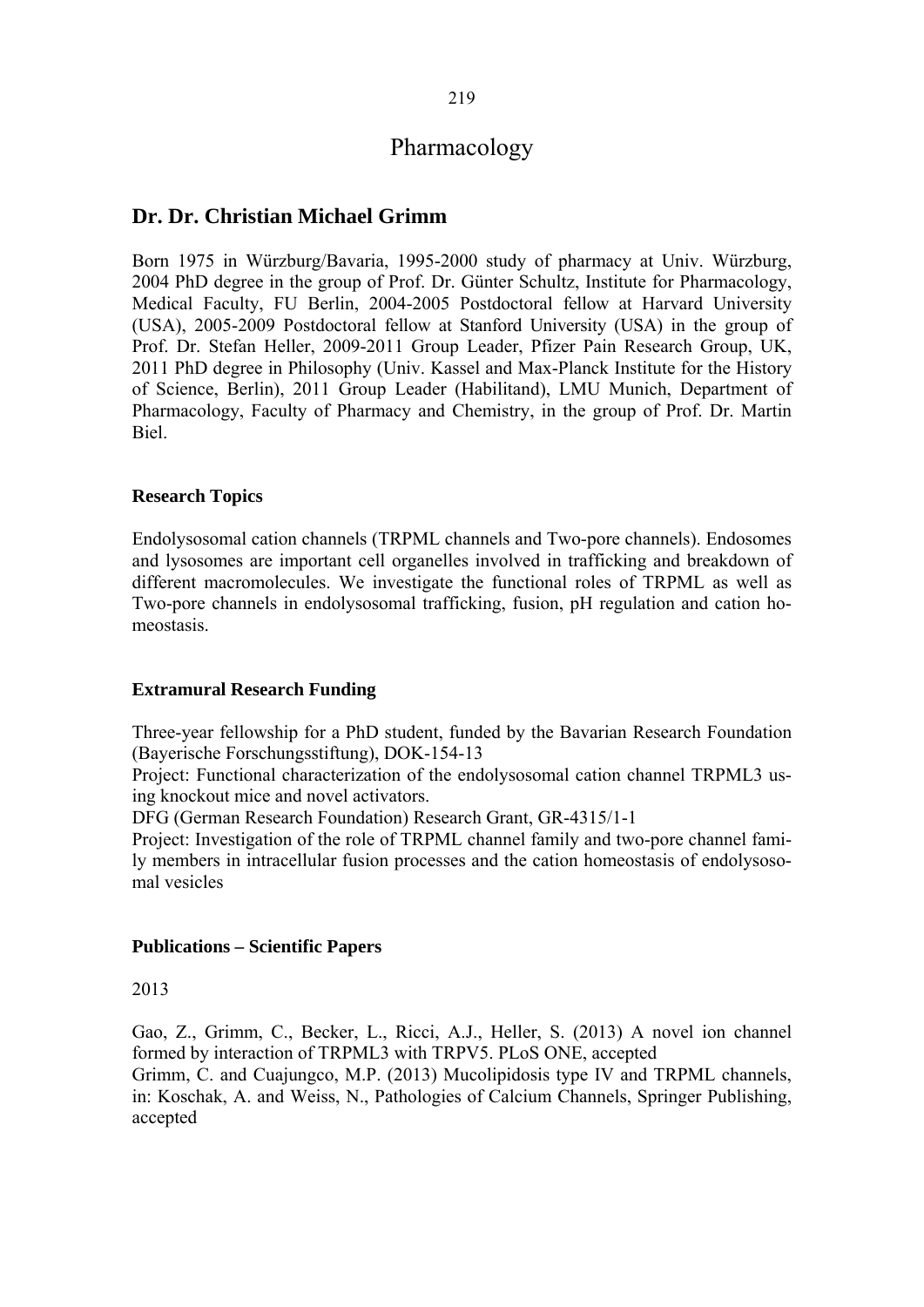# Pharmacology

## Dr. Dr. Christian Michael Grimm

Born 1975 in Würzburg/Bavaria, 1995-2000 study of pharmacy at Univ. Würzburg, 2004 PhD degree in the group of Prof. Dr. Günter Schultz, Institute for Pharmacology, Medical Faculty, FU Berlin, 2004-2005 Postdoctoral fellow at Harvard University (USA), 2005-2009 Postdoctoral fellow at Stanford University (USA) in the group of Prof. Dr. Stefan Heller, 2009-2011 Group Leader, Pfizer Pain Research Group, UK, 2011 PhD degree in Philosophy (Univ. Kassel and Max-Planck Institute for the History of Science, Berlin), 2011 Group Leader (Habilitand), LMU Munich, Department of Pharmacology, Faculty of Pharmacy and Chemistry, in the group of Prof. Dr. Martin Biel.

### Research Topics

Endolysosomal cation channels (TRPML channels and Two-pore channels). Endosomes and lysosomes are important cell organelles involved in trafficking and breakdown of different macromolecules. We investigate the functional roles of TRPML as well as Two-pore channels in endolysosomal trafficking, fusion, pH regulation and cation homeostasis.

### Extramural Research Funding

Three-year fellowship for a PhD student, funded by the Bavarian Research Foundation (Bayerische Forschungsstiftung), DOK-154-13

Project: Functional characterization of the endolysosomal cation channel TRPML3 using knockout mice and novel activators.

DFG (German Research Foundation) Research Grant, GR-4315/1-1

Project: Investigation of the role of TRPML channel family and two-pore channel family members in intracellular fusion processes and the cation homeostasis of endolysosomal vesicles

### Publications – Scientific Papers

2013

Gao, Z., Grimm, C., Becker, L., Ricci, A.J., Heller, S. (2013) A novel ion channel formed by interaction of TRPML3 with TRPV5. PLoS ONE, accepted

Grimm, C. and Cuajungco, M.P. (2013) Mucolipidosis type IV and TRPML channels, in: Koschak, A. and Weiss, N., Pathologies of Calcium Channels, Springer Publishing, accepted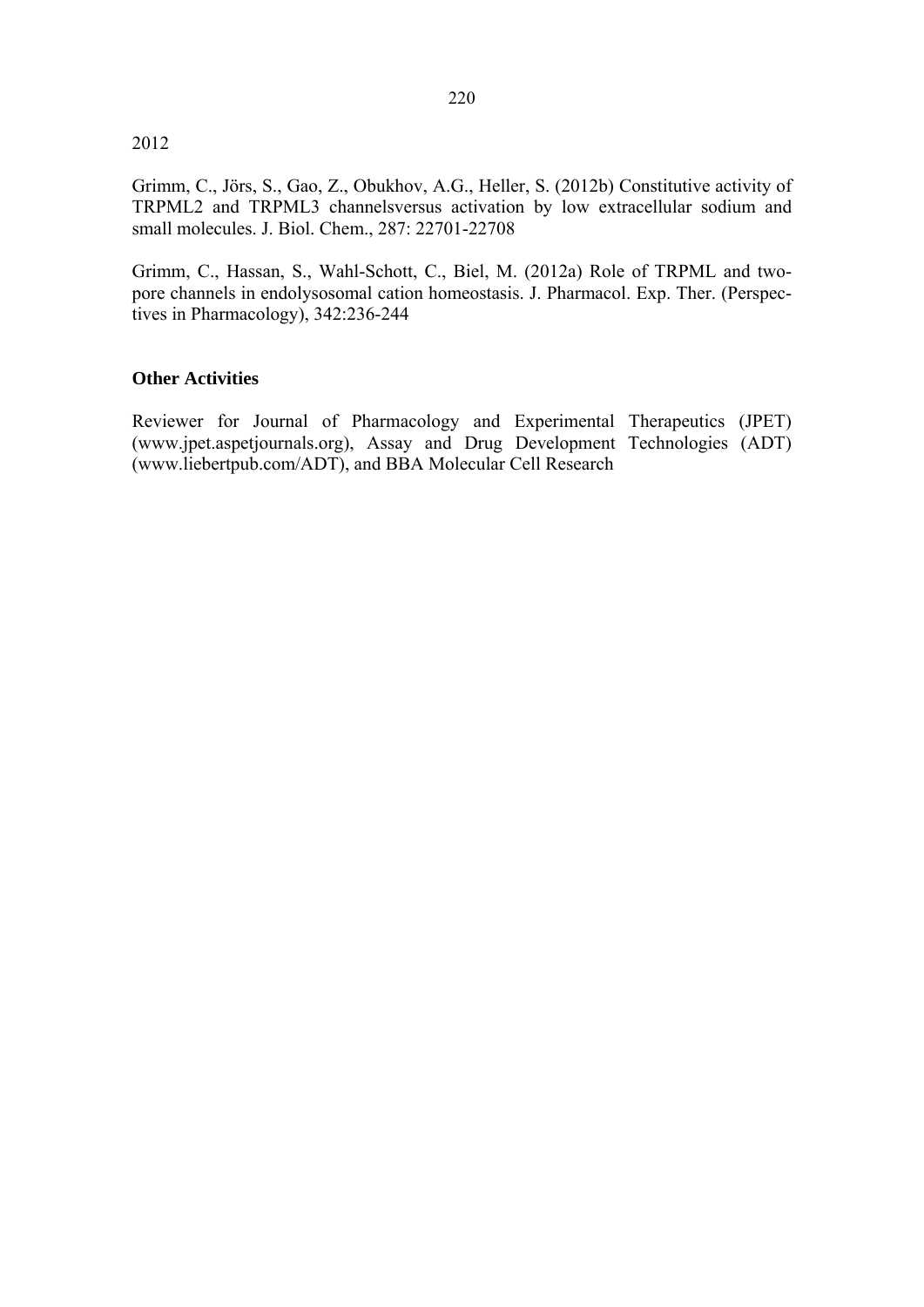2012

Grimm, C., Jörs, S., Gao, Z., Obukhov, A.G., Heller, S. (2012b) Constitutive activity of TRPML2 and TRPML3 channelsversus activation by low extracellular sodium and small molecules. J. Biol. Chem., 287: 22701-22708

Grimm, C., Hassan, S., Wahl-Schott, C., Biel, M. (2012a) Role of TRPML and two-pore channels in endolysosomal cation homeostasis. J. Pharmacol. Exp. Ther. (Perspectives in Pharmacology), 342:236-244

**Other Activities**

Reviewer for Journal of Pharmacology and Experimental Therapeutics (JPET) (www.jpet.aspetjournals.org), Assay and Drug Development Technologies (ADT) (www.liebertpub.com/ADT), and BBA Molecular Cell Research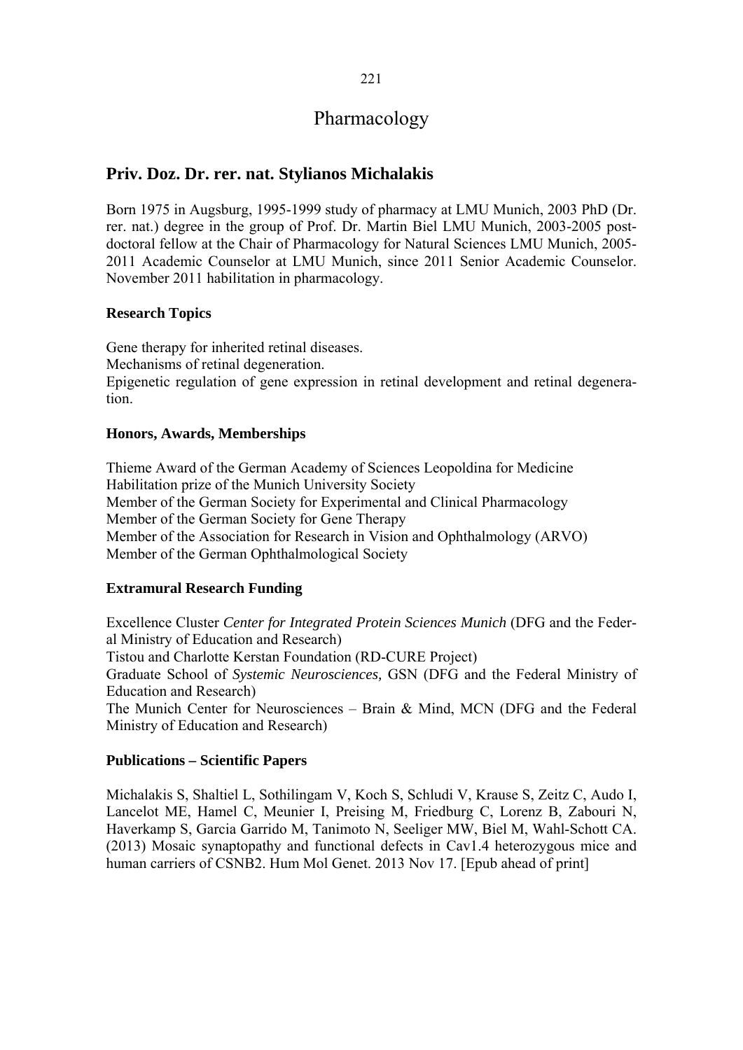# Pharmacology

## Priv. Doz. Dr. rer. nat. Stylianos Michalakis

Born 1975 in Augsburg, 1995-1999 study of pharmacy at LMU Munich, 2003 PhD (Dr. rer. nat.) degree in the group of Prof. Dr. Martin Biel LMU Munich, 2003-2005 post-doctoral fellow at the Chair of Pharmacology for Natural Sciences LMU Munich, 2005-2011 Academic Counselor at LMU Munich, since 2011 Senior Academic Counselor. November 2011 habilitation in pharmacology.

### Research Topics

Gene therapy for inherited retinal diseases.
Mechanisms of retinal degeneration.
Epigenetic regulation of gene expression in retinal development and retinal degeneration.

### Honors, Awards, Memberships

Thieme Award of the German Academy of Sciences Leopoldina for Medicine
Habilitation prize of the Munich University Society
Member of the German Society for Experimental and Clinical Pharmacology
Member of the German Society for Gene Therapy
Member of the Association for Research in Vision and Ophthalmology (ARVO)
Member of the German Ophthalmological Society

### Extramural Research Funding

Excellence Cluster *Center for Integrated Protein Sciences Munich* (DFG and the Federal Ministry of Education and Research)
Tistou and Charlotte Kerstan Foundation (RD-CURE Project)
Graduate School of *Systemic Neurosciences,* GSN (DFG and the Federal Ministry of Education and Research)
The Munich Center for Neurosciences – Brain & Mind, MCN (DFG and the Federal Ministry of Education and Research)

### Publications – Scientific Papers

Michalakis S, Shaltiel L, Sothilingam V, Koch S, Schludi V, Krause S, Zeitz C, Audo I, Lancelot ME, Hamel C, Meunier I, Preising M, Friedburg C, Lorenz B, Zabouri N, Haverkamp S, Garcia Garrido M, Tanimoto N, Seeliger MW, Biel M, Wahl-Schott CA. (2013) Mosaic synaptopathy and functional defects in Cav1.4 heterozygous mice and human carriers of CSNB2. Hum Mol Genet. 2013 Nov 17. [Epub ahead of print]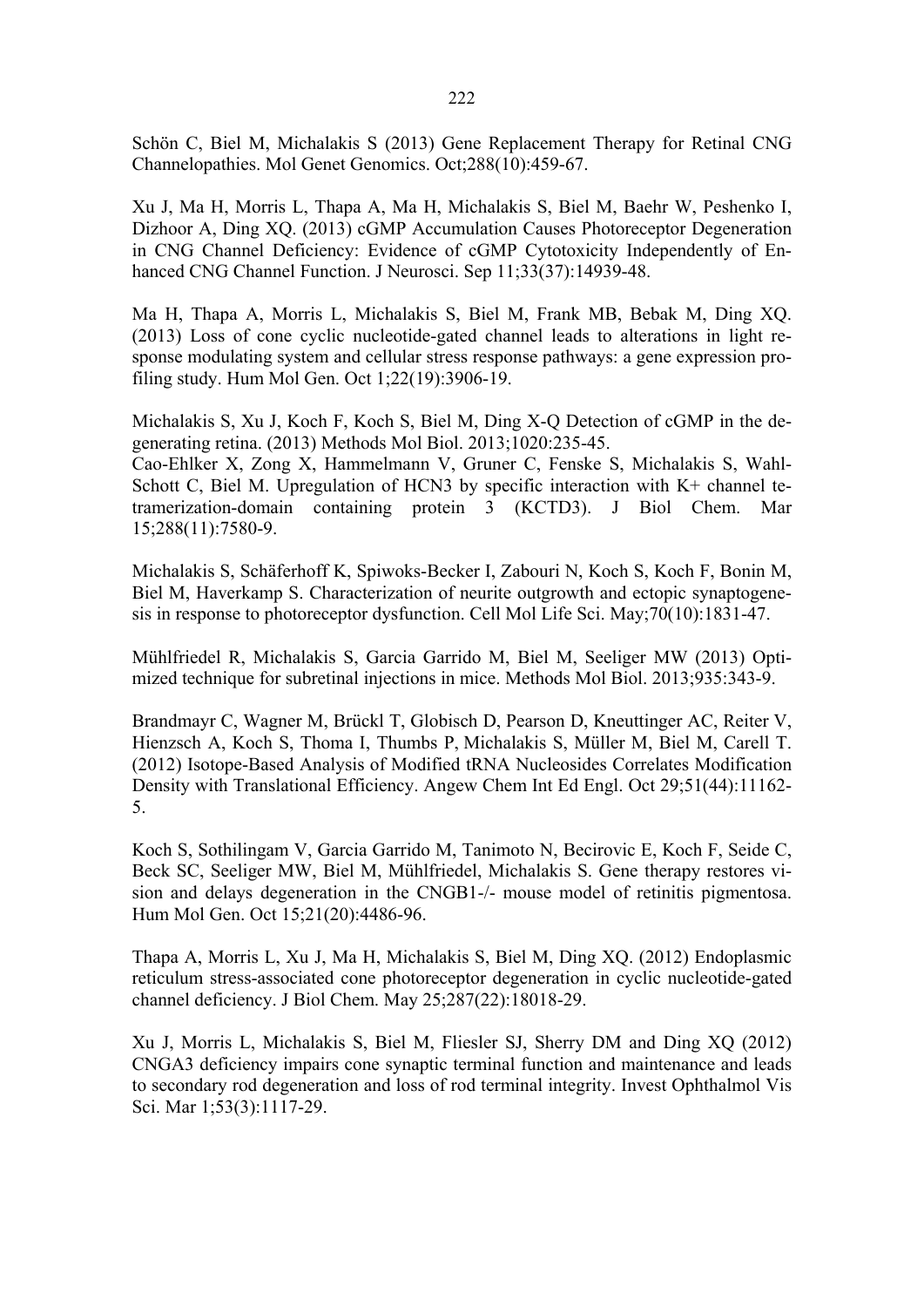Schön C, Biel M, Michalakis S (2013) Gene Replacement Therapy for Retinal CNG Channelopathies. Mol Genet Genomics. Oct;288(10):459-67.

Xu J, Ma H, Morris L, Thapa A, Ma H, Michalakis S, Biel M, Baehr W, Peshenko I, Dizhoor A, Ding XQ. (2013) cGMP Accumulation Causes Photoreceptor Degeneration in CNG Channel Deficiency: Evidence of cGMP Cytotoxicity Independently of Enhanced CNG Channel Function. J Neurosci. Sep 11;33(37):14939-48.

Ma H, Thapa A, Morris L, Michalakis S, Biel M, Frank MB, Bebak M, Ding XQ. (2013) Loss of cone cyclic nucleotide-gated channel leads to alterations in light response modulating system and cellular stress response pathways: a gene expression profiling study. Hum Mol Gen. Oct 1;22(19):3906-19.

Michalakis S, Xu J, Koch F, Koch S, Biel M, Ding X-Q Detection of cGMP in the degenerating retina. (2013) Methods Mol Biol. 2013;1020:235-45.
Cao-Ehlker X, Zong X, Hammelmann V, Gruner C, Fenske S, Michalakis S, Wahl-Schott C, Biel M. Upregulation of HCN3 by specific interaction with K+ channel tetramerization-domain containing protein 3 (KCTD3). J Biol Chem. Mar 15;288(11):7580-9.

Michalakis S, Schäferhoff K, Spiwoks-Becker I, Zabouri N, Koch S, Koch F, Bonin M, Biel M, Haverkamp S. Characterization of neurite outgrowth and ectopic synaptogenesis in response to photoreceptor dysfunction. Cell Mol Life Sci. May;70(10):1831-47.

Mühlfriedel R, Michalakis S, Garcia Garrido M, Biel M, Seeliger MW (2013) Optimized technique for subretinal injections in mice. Methods Mol Biol. 2013;935:343-9.

Brandmayr C, Wagner M, Brückl T, Globisch D, Pearson D, Kneuttinger AC, Reiter V, Hienzsch A, Koch S, Thoma I, Thumbs P, Michalakis S, Müller M, Biel M, Carell T. (2012) Isotope-Based Analysis of Modified tRNA Nucleosides Correlates Modification Density with Translational Efficiency. Angew Chem Int Ed Engl. Oct 29;51(44):11162-5.

Koch S, Sothilingam V, Garcia Garrido M, Tanimoto N, Becirovic E, Koch F, Seide C, Beck SC, Seeliger MW, Biel M, Mühlfriedel, Michalakis S. Gene therapy restores vision and delays degeneration in the CNGB1-/- mouse model of retinitis pigmentosa. Hum Mol Gen. Oct 15;21(20):4486-96.

Thapa A, Morris L, Xu J, Ma H, Michalakis S, Biel M, Ding XQ. (2012) Endoplasmic reticulum stress-associated cone photoreceptor degeneration in cyclic nucleotide-gated channel deficiency. J Biol Chem. May 25;287(22):18018-29.

Xu J, Morris L, Michalakis S, Biel M, Fliesler SJ, Sherry DM and Ding XQ (2012) CNGA3 deficiency impairs cone synaptic terminal function and maintenance and leads to secondary rod degeneration and loss of rod terminal integrity. Invest Ophthalmol Vis Sci. Mar 1;53(3):1117-29.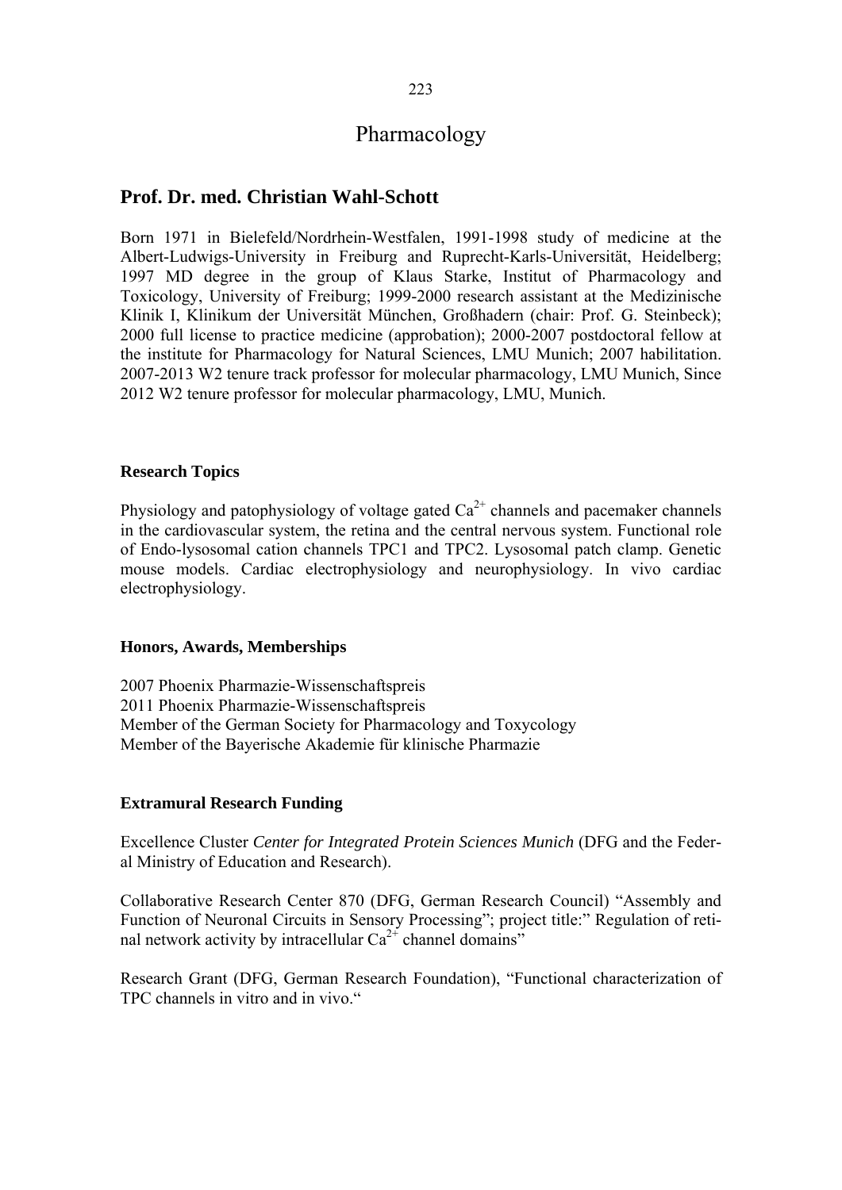# Pharmacology

## Prof. Dr. med. Christian Wahl-Schott

Born 1971 in Bielefeld/Nordrhein-Westfalen, 1991-1998 study of medicine at the Albert-Ludwigs-University in Freiburg and Ruprecht-Karls-Universität, Heidelberg; 1997 MD degree in the group of Klaus Starke, Institut of Pharmacology and Toxicology, University of Freiburg; 1999-2000 research assistant at the Medizinische Klinik I, Klinikum der Universität München, Großhadern (chair: Prof. G. Steinbeck); 2000 full license to practice medicine (approbation); 2000-2007 postdoctoral fellow at the institute for Pharmacology for Natural Sciences, LMU Munich; 2007 habilitation. 2007-2013 W2 tenure track professor for molecular pharmacology, LMU Munich, Since 2012 W2 tenure professor for molecular pharmacology, LMU, Munich.

### Research Topics

Physiology and patophysiology of voltage gated $Ca^{2+}$ channels and pacemaker channels in the cardiovascular system, the retina and the central nervous system. Functional role of Endo-lysosomal cation channels TPC1 and TPC2. Lysosomal patch clamp. Genetic mouse models. Cardiac electrophysiology and neurophysiology. In vivo cardiac electrophysiology.

### Honors, Awards, Memberships

2007 Phoenix Pharmazie-Wissenschaftspreis
2011 Phoenix Pharmazie-Wissenschaftspreis
Member of the German Society for Pharmacology and Toxycology
Member of the Bayerische Akademie für klinische Pharmazie

### Extramural Research Funding

Excellence Cluster *Center for Integrated Protein Sciences Munich* (DFG and the Federal Ministry of Education and Research).

Collaborative Research Center 870 (DFG, German Research Council) "Assembly and Function of Neuronal Circuits in Sensory Processing"; project title:" Regulation of retinal network activity by intracellular $Ca^{2+}$ channel domains"

Research Grant (DFG, German Research Foundation), "Functional characterization of TPC channels in vitro and in vivo."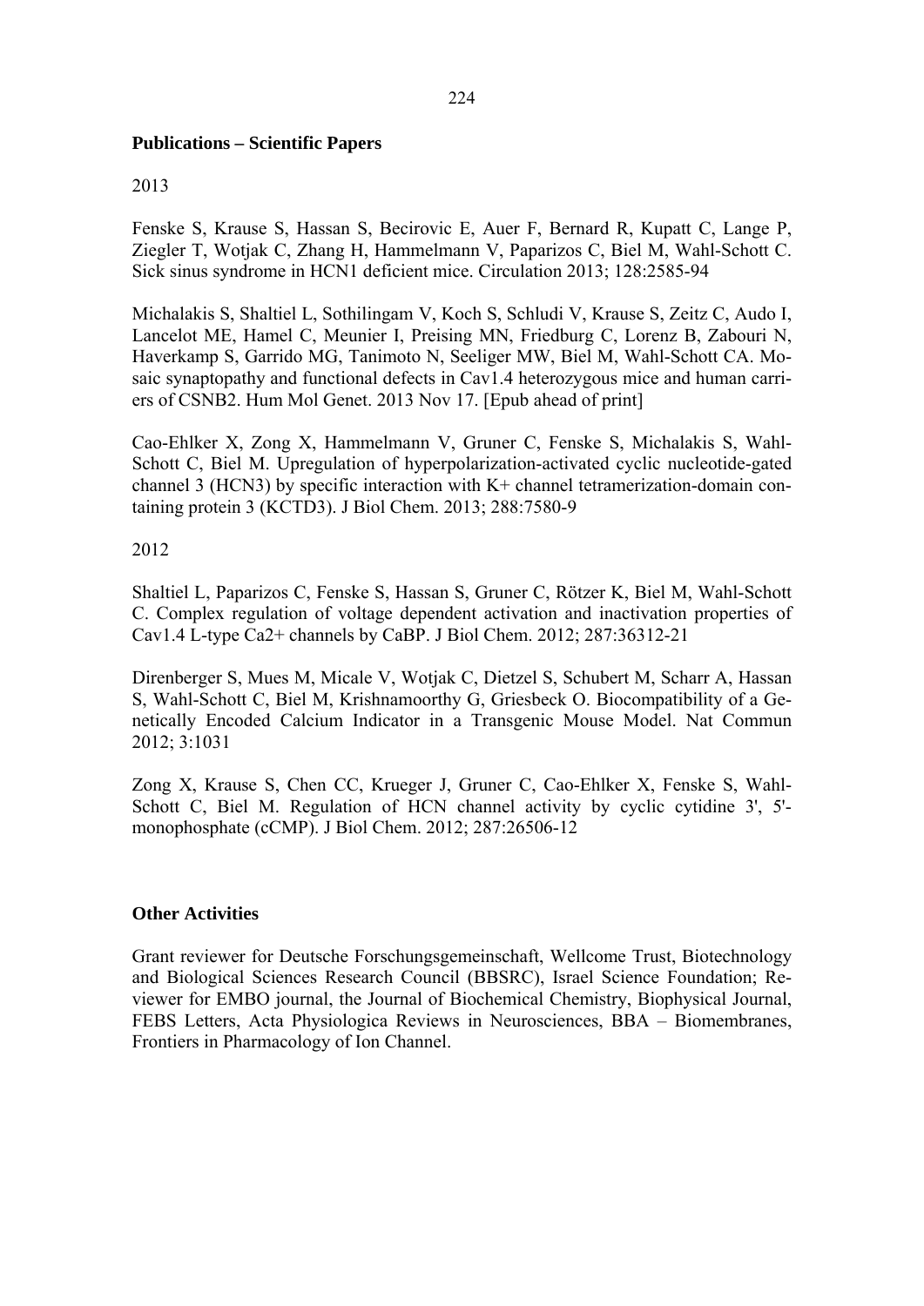**Publications – Scientific Papers**

2013

Fenske S, Krause S, Hassan S, Becirovic E, Auer F, Bernard R, Kupatt C, Lange P, Ziegler T, Wotjak C, Zhang H, Hammelmann V, Paparizos C, Biel M, Wahl-Schott C. Sick sinus syndrome in HCN1 deficient mice. Circulation 2013; 128:2585-94

Michalakis S, Shaltiel L, Sothilingam V, Koch S, Schludi V, Krause S, Zeitz C, Audo I, Lancelot ME, Hamel C, Meunier I, Preising MN, Friedburg C, Lorenz B, Zabouri N, Haverkamp S, Garrido MG, Tanimoto N, Seeliger MW, Biel M, Wahl-Schott CA. Mosaic synaptopathy and functional defects in Cav1.4 heterozygous mice and human carriers of CSNB2. Hum Mol Genet. 2013 Nov 17. [Epub ahead of print]

Cao-Ehlker X, Zong X, Hammelmann V, Gruner C, Fenske S, Michalakis S, Wahl-Schott C, Biel M. Upregulation of hyperpolarization-activated cyclic nucleotide-gated channel 3 (HCN3) by specific interaction with K+ channel tetramerization-domain containing protein 3 (KCTD3). J Biol Chem. 2013; 288:7580-9

2012

Shaltiel L, Paparizos C, Fenske S, Hassan S, Gruner C, Rötzer K, Biel M, Wahl-Schott C. Complex regulation of voltage dependent activation and inactivation properties of Cav1.4 L-type Ca2+ channels by CaBP. J Biol Chem. 2012; 287:36312-21

Direnberger S, Mues M, Micale V, Wotjak C, Dietzel S, Schubert M, Scharr A, Hassan S, Wahl-Schott C, Biel M, Krishnamoorthy G, Griesbeck O. Biocompatibility of a Genetically Encoded Calcium Indicator in a Transgenic Mouse Model. Nat Commun 2012; 3:1031

Zong X, Krause S, Chen CC, Krueger J, Gruner C, Cao-Ehlker X, Fenske S, Wahl-Schott C, Biel M. Regulation of HCN channel activity by cyclic cytidine 3', 5'-monophosphate (cCMP). J Biol Chem. 2012; 287:26506-12

**Other Activities**

Grant reviewer for Deutsche Forschungsgemeinschaft, Wellcome Trust, Biotechnology and Biological Sciences Research Council (BBSRC), Israel Science Foundation; Reviewer for EMBO journal, the Journal of Biochemical Chemistry, Biophysical Journal, FEBS Letters, Acta Physiologica Reviews in Neurosciences, BBA – Biomembranes, Frontiers in Pharmacology of Ion Channel.